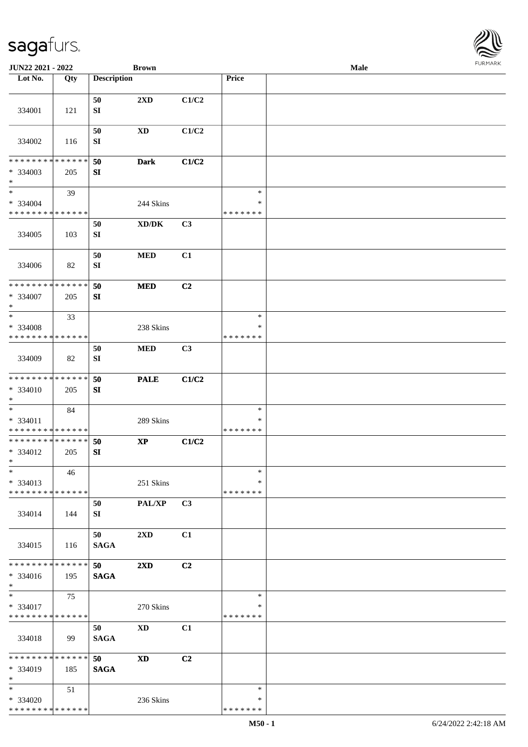**JUN22 2021 - 2022** **Brown** **Male**

| Lot No. | Qty | Description | | | Price | |
|---|---|---|---|---|---|---|
| 334001 | 121 | 50 SI | 2XD | C1/C2 | | |
| 334002 | 116 | 50 SI | XD | C1/C2 | | |
| * * * * * * * * * * * * * * * 334003 * | 205 | 50 SI | Dark | C1/C2 | | |
| * * 334004 * * * * * * * * * * * * * * | 39 | | 244 Skins | | * * * * * * * * * | |
| 334005 | 103 | 50 SI | XD/DK | C3 | | |
| 334006 | 82 | 50 SI | MED | C1 | | |
| * * * * * * * * * * * * * * * 334007 * | 205 | 50 SI | MED | C2 | | |
| * * 334008 * * * * * * * * * * * * * * | 33 | | 238 Skins | | * * * * * * * * * | |
| 334009 | 82 | 50 SI | MED | C3 | | |
| * * * * * * * * * * * * * * * 334010 * | 205 | 50 SI | PALE | C1/C2 | | |
| * * 334011 * * * * * * * * * * * * * * | 84 | | 289 Skins | | * * * * * * * * * | |
| * * * * * * * * * * * * * * * 334012 * | 205 | 50 SI | XP | C1/C2 | | |
| * * 334013 * * * * * * * * * * * * * * | 46 | | 251 Skins | | * * * * * * * * * | |
| 334014 | 144 | 50 SI | PAL/XP | C3 | | |
| 334015 | 116 | 50 SAGA | 2XD | C1 | | |
| * * * * * * * * * * * * * * * 334016 * | 195 | 50 SAGA | 2XD | C2 | | |
| * * 334017 * * * * * * * * * * * * * * | 75 | | 270 Skins | | * * * * * * * * * | |
| 334018 | 99 | 50 SAGA | XD | C1 | | |
| * * * * * * * * * * * * * * * 334019 * | 185 | 50 SAGA | XD | C2 | | |
| * * 334020 * * * * * * * * * * * * * * | 51 | | 236 Skins | | * * * * * * * * * | |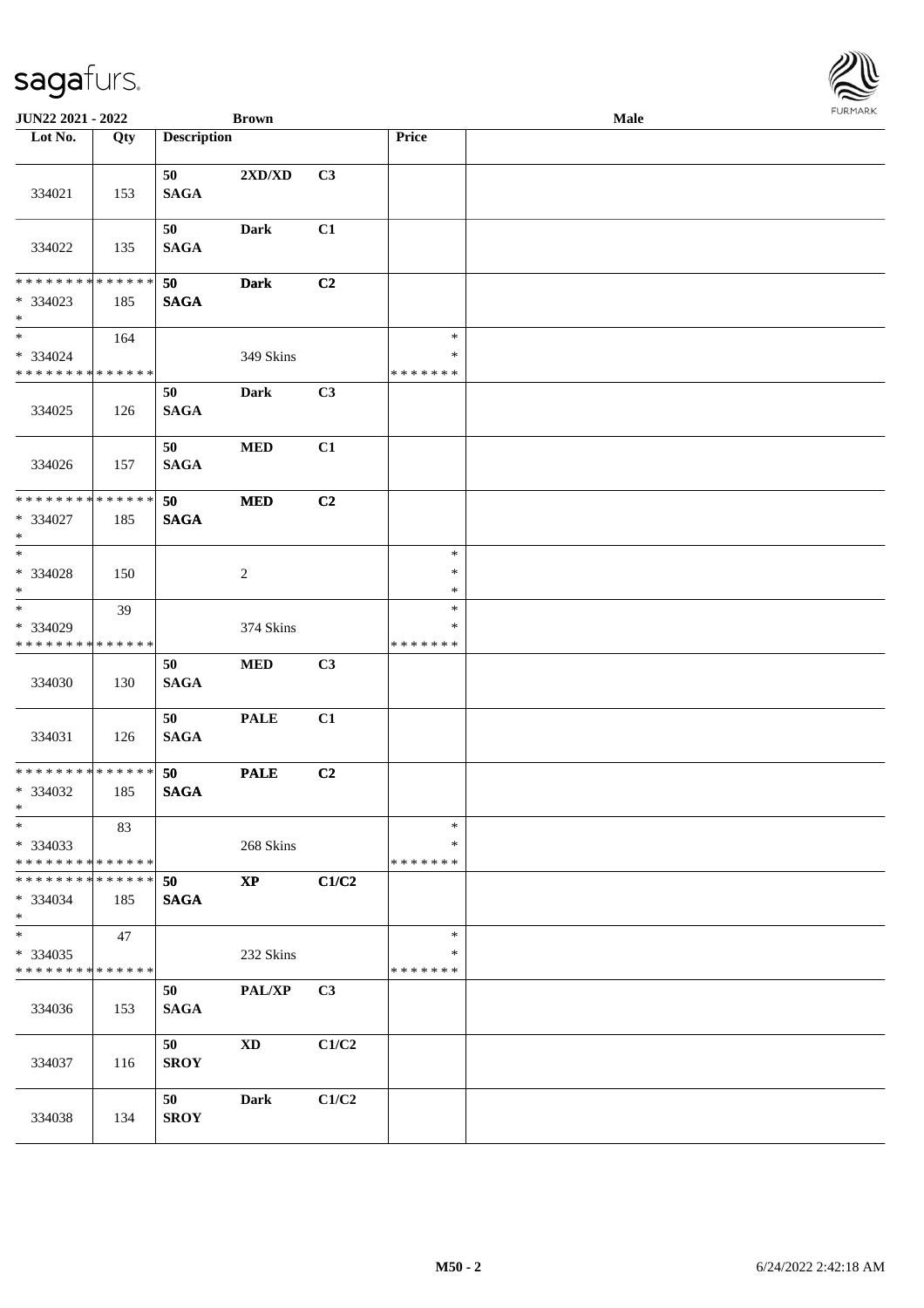JUN22 2021 - 2022 **Brown** **Male**

| Lot No. | Qty | Description | | | Price | |
|---|---|---|---|---|---|---|
| 334021 | 153 | 50 SAGA | 2XD/XD | C3 | | |
| 334022 | 135 | 50 SAGA | Dark | C1 | | |
| * * * * * * * * * * * * * *<br>* 334023<br>* | 185 | 50 SAGA | Dark | C2 | | |
| *<br>* 334024<br>* * * * * * * * * * * * * * | 164 | | 349 Skins | | *<br>*<br>* * * * * * * | |
| 334025 | 126 | 50 SAGA | Dark | C3 | | |
| 334026 | 157 | 50 SAGA | MED | C1 | | |
| * * * * * * * * * * * * * *<br>* 334027<br>* | 185 | 50 SAGA | MED | C2 | | |
| *<br>* 334028<br>* | 150 | | 2 | | *<br>*<br>* | |
| *<br>* 334029<br>* * * * * * * * * * * * * * | 39 | | 374 Skins | | *<br>*<br>* * * * * * * | |
| 334030 | 130 | 50 SAGA | MED | C3 | | |
| 334031 | 126 | 50 SAGA | PALE | C1 | | |
| * * * * * * * * * * * * * *<br>* 334032<br>* | 185 | 50 SAGA | PALE | C2 | | |
| *<br>* 334033<br>* * * * * * * * * * * * * * | 83 | | 268 Skins | | *<br>*<br>* * * * * * * | |
| * * * * * * * * * * * * * *<br>* 334034<br>* | 185 | 50 SAGA | XP | C1/C2 | | |
| *<br>* 334035<br>* * * * * * * * * * * * * * | 47 | | 232 Skins | | *<br>*<br>* * * * * * * | |
| 334036 | 153 | 50 SAGA | PAL/XP | C3 | | |
| 334037 | 116 | 50 SROY | XD | C1/C2 | | |
| 334038 | 134 | 50 SROY | Dark | C1/C2 | | |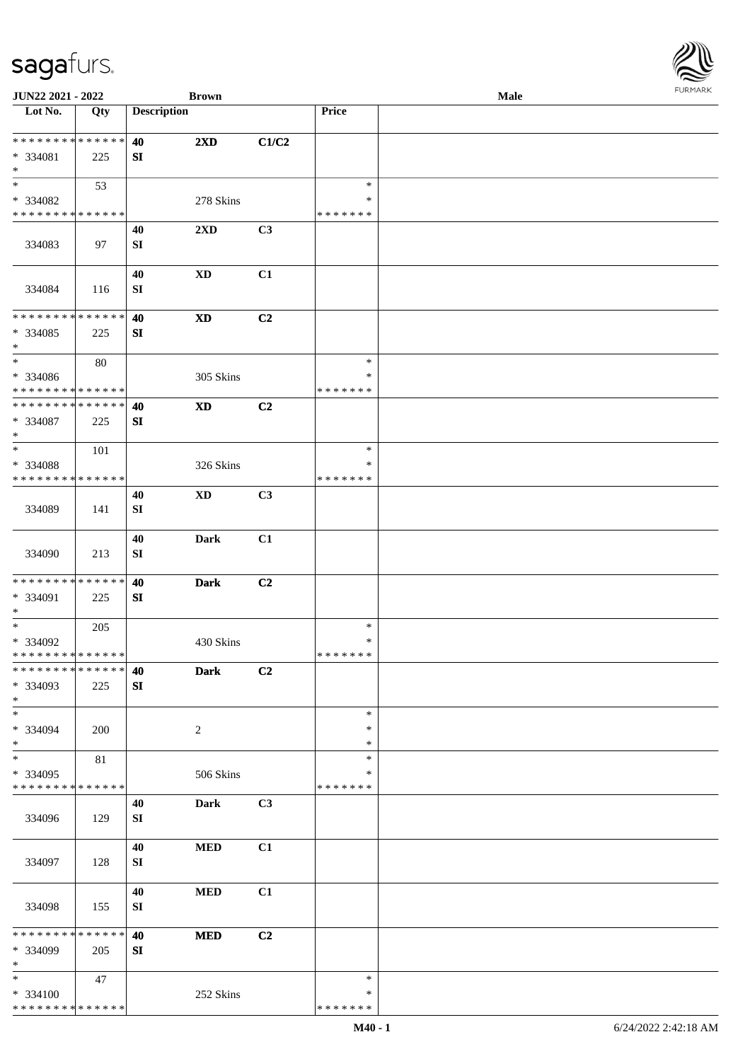JUN22 2021 - 2022 | Brown | Male

| Lot No. | Qty | Description | | | Price | |
|---|---|---|---|---|---|---|
| * * * * * * * * * * * * * * | 40 | 2XD | C1/C2 | | | |
| * 334081 | 225 | SI | | | | |
| * | | | | | | |
| * | 53 | | | | * | |
| * 334082 | | | 278 Skins | | * | |
| * * * * * * * * * * * * * * | | | | | * * * * * * * | |
| 334083 | 97 | 40 SI | 2XD | C3 | | |
| 334084 | 116 | 40 SI | XD | C1 | | |
| * * * * * * * * * * * * * * | | 40 | XD | C2 | | |
| * 334085 | 225 | SI | | | | |
| * | | | | | | |
| * | 80 | | | | * | |
| * 334086 | | | 305 Skins | | * | |
| * * * * * * * * * * * * * * | | | | | * * * * * * * | |
| * * * * * * * * * * * * * * | | 40 | XD | C2 | | |
| * 334087 | 225 | SI | | | | |
| * | | | | | | |
| * | 101 | | | | * | |
| * 334088 | | | 326 Skins | | * | |
| * * * * * * * * * * * * * * | | | | | * * * * * * * | |
| 334089 | 141 | 40 SI | XD | C3 | | |
| 334090 | 213 | 40 SI | Dark | C1 | | |
| * * * * * * * * * * * * * * | | 40 | Dark | C2 | | |
| * 334091 | 225 | SI | | | | |
| * | | | | | | |
| * | 205 | | | | * | |
| * 334092 | | | 430 Skins | | * | |
| * * * * * * * * * * * * * * | | | | | * * * * * * * | |
| * * * * * * * * * * * * * * | | 40 | Dark | C2 | | |
| * 334093 | 225 | SI | | | | |
| * | | | | | | |
| * | | | | | * | |
| * 334094 | 200 | | 2 | | * | |
| * | | | | | * | |
| * | 81 | | | | * | |
| * 334095 | | | 506 Skins | | * | |
| * * * * * * * * * * * * * * | | | | | * * * * * * * | |
| 334096 | 129 | 40 SI | Dark | C3 | | |
| 334097 | 128 | 40 SI | MED | C1 | | |
| 334098 | 155 | 40 SI | MED | C1 | | |
| * * * * * * * * * * * * * * | | 40 | MED | C2 | | |
| * 334099 | 205 | SI | | | | |
| * | | | | | | |
| * | 47 | | | | * | |
| * 334100 | | | 252 Skins | | * | |
| * * * * * * * * * * * * * * | | | | | * * * * * * * | |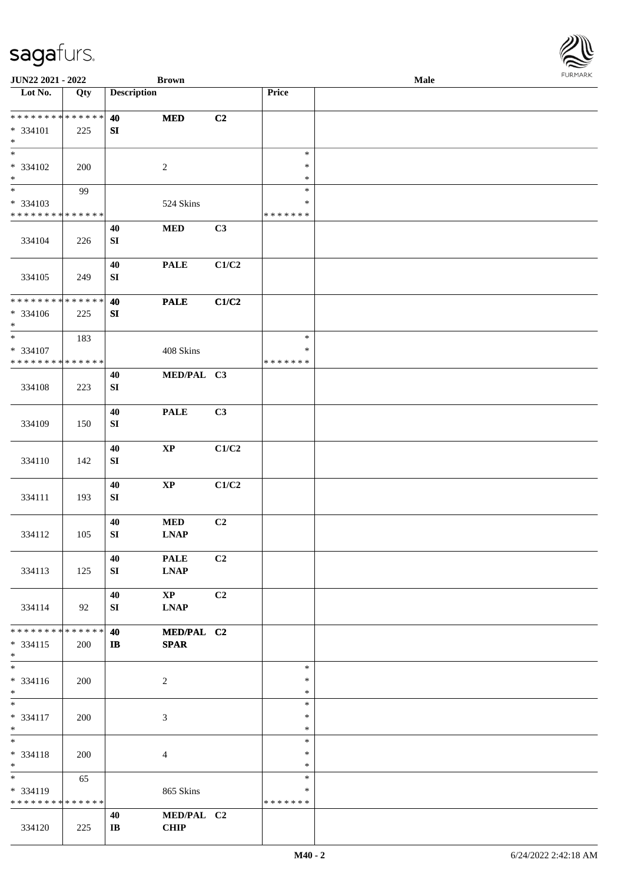**JUN22 2021 - 2022** **Brown** **Male**

| Lot No. | Qty | Description | | | Price | |
|---|---|---|---|---|---|---|
| * * * * * * * * * * * * * * | | 40 | MED | C2 | | |
| * 334101 | 225 | SI | | | | |
| * | | | | | | |
| * | | | | | * | |
| * 334102 | 200 | | 2 | | * | |
| * | | | | | * | |
| * | 99 | | | | * | |
| * 334103 | | | 524 Skins | | * | |
| * * * * * * * * * * * * * * | | | | | * * * * * * * | |
| 334104 | 226 | 40 SI | MED | C3 | | |
| 334105 | 249 | 40 SI | PALE | C1/C2 | | |
| * * * * * * * * * * * * * * | | 40 | PALE | C1/C2 | | |
| * 334106 | 225 | SI | | | | |
| * | | | | | | |
| * | 183 | | | | * | |
| * 334107 | | | 408 Skins | | * | |
| * * * * * * * * * * * * * * | | | | | * * * * * * * | |
| 334108 | 223 | 40 SI | MED/PAL | C3 | | |
| 334109 | 150 | 40 SI | PALE | C3 | | |
| 334110 | 142 | 40 SI | XP | C1/C2 | | |
| 334111 | 193 | 40 SI | XP | C1/C2 | | |
| 334112 | 105 | 40 SI | MED LNAP | C2 | | |
| 334113 | 125 | 40 SI | PALE LNAP | C2 | | |
| 334114 | 92 | 40 SI | XP LNAP | C2 | | |
| * * * * * * * * * * * * * * | | 40 | MED/PAL | C2 | | |
| * 334115 | 200 | IB | SPAR | | | |
| * | | | | | | |
| * | | | | | * | |
| * 334116 | 200 | | 2 | | * | |
| * | | | | | * | |
| * | | | | | * | |
| * 334117 | 200 | | 3 | | * | |
| * | | | | | * | |
| * | | | | | * | |
| * 334118 | 200 | | 4 | | * | |
| * | | | | | * | |
| * | 65 | | | | * | |
| * 334119 | | | 865 Skins | | * | |
| * * * * * * * * * * * * * * | | | | | * * * * * * * | |
| 334120 | 225 | 40 IB | MED/PAL CHIP | C2 | | |

M40 - 2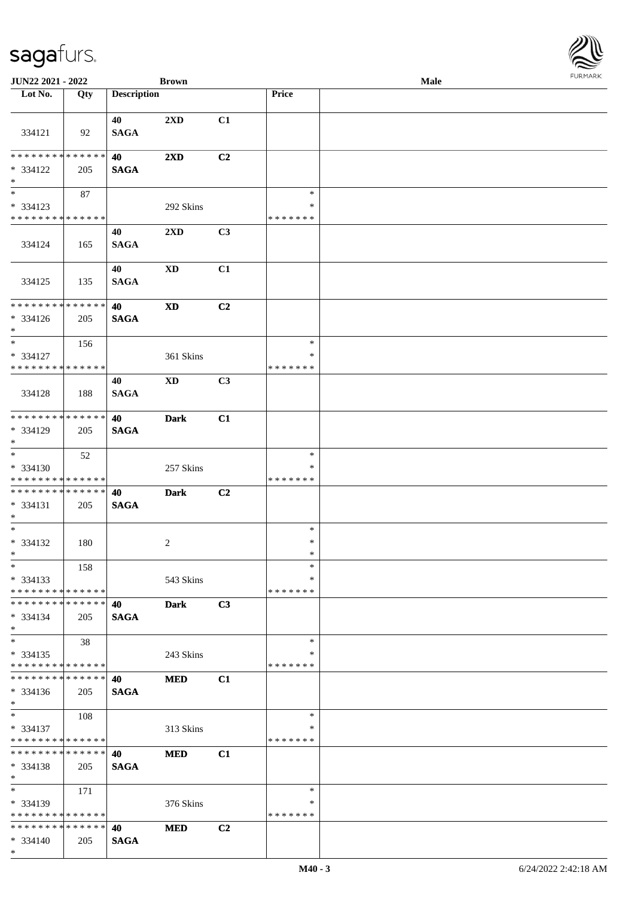| Lot No. | Qty | Description | | | Price | |
|---|---|---|---|---|---|---|
| 334121 | 92 | 40 SAGA | 2XD | C1 | | |
| * * * * * * * * * * * * * * * 334122 * | 205 | 40 SAGA | 2XD | C2 | | |
| * * 334123 * * * * * * * * * * * * * * | 87 | | 292 Skins | | * * * * * * * * * | |
| 334124 | 165 | 40 SAGA | 2XD | C3 | | |
| 334125 | 135 | 40 SAGA | XD | C1 | | |
| * * * * * * * * * * * * * * * 334126 * | 205 | 40 SAGA | XD | C2 | | |
| * * 334127 * * * * * * * * * * * * * * | 156 | | 361 Skins | | * * * * * * * * * | |
| 334128 | 188 | 40 SAGA | XD | C3 | | |
| * * * * * * * * * * * * * * * 334129 * | 205 | 40 SAGA | Dark | C1 | | |
| * * 334130 * * * * * * * * * * * * * * | 52 | | 257 Skins | | * * * * * * * * * | |
| * * * * * * * * * * * * * * * 334131 * | 205 | 40 SAGA | Dark | C2 | | |
| * * 334132 * | 180 | | 2 | | * * * | |
| * * 334133 * * * * * * * * * * * * * * | 158 | | 543 Skins | | * * * * * * * * * | |
| * * * * * * * * * * * * * * * 334134 * | 205 | 40 SAGA | Dark | C3 | | |
| * * 334135 * * * * * * * * * * * * * * | 38 | | 243 Skins | | * * * * * * * * * | |
| * * * * * * * * * * * * * * * 334136 * | 205 | 40 SAGA | MED | C1 | | |
| * * 334137 * * * * * * * * * * * * * * | 108 | | 313 Skins | | * * * * * * * * * | |
| * * * * * * * * * * * * * * * 334138 * | 205 | 40 SAGA | MED | C1 | | |
| * * 334139 * * * * * * * * * * * * * * | 171 | | 376 Skins | | * * * * * * * * * | |
| * * * * * * * * * * * * * * * 334140 * | 205 | 40 SAGA | MED | C2 | | |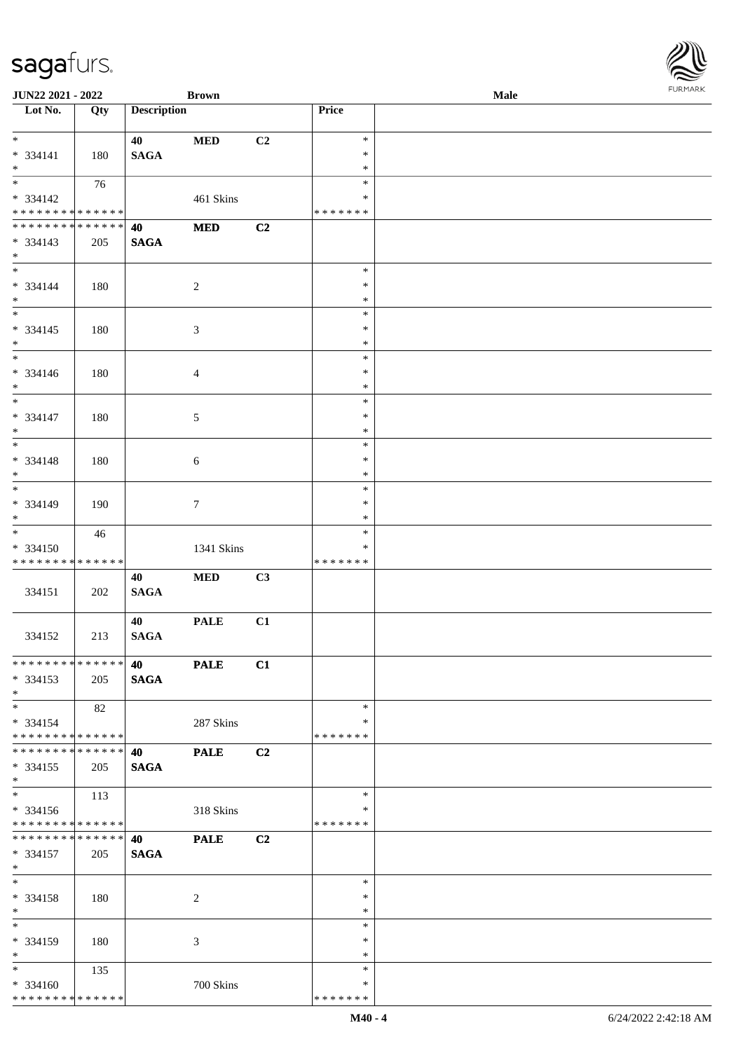| Lot No. | Qty | Description | | | Price | |
|---|---|---|---|---|---|---|
| * <br> * 334141 <br> * | 180 | 40 <br> SAGA | MED | C2 | * <br> * <br> * | |
| * <br> * 334142 <br> * * * * * * * * * * * * * * | 76 | | 461 Skins | | * <br> * <br> * * * * * * * | |
| * * * * * * * * * * * * * * <br> * 334143 <br> * | 205 | 40 <br> SAGA | MED | C2 | | |
| * <br> * 334144 <br> * | 180 | | 2 | | * <br> * <br> * | |
| * <br> * 334145 <br> * | 180 | | 3 | | * <br> * <br> * | |
| * <br> * 334146 <br> * | 180 | | 4 | | * <br> * <br> * | |
| * <br> * 334147 <br> * | 180 | | 5 | | * <br> * <br> * | |
| * <br> * 334148 <br> * | 180 | | 6 | | * <br> * <br> * | |
| * <br> * 334149 <br> * | 190 | | 7 | | * <br> * <br> * | |
| * <br> * 334150 <br> * * * * * * * * * * * * * * | 46 | | 1341 Skins | | * <br> * <br> * * * * * * * | |
| 334151 | 202 | 40 <br> SAGA | MED | C3 | | |
| 334152 | 213 | 40 <br> SAGA | PALE | C1 | | |
| * * * * * * * * * * * * * * <br> * 334153 <br> * | 205 | 40 <br> SAGA | PALE | C1 | | |
| * <br> * 334154 <br> * * * * * * * * * * * * * * | 82 | | 287 Skins | | * <br> * <br> * * * * * * * | |
| * * * * * * * * * * * * * * <br> * 334155 <br> * | 205 | 40 <br> SAGA | PALE | C2 | | |
| * <br> * 334156 <br> * * * * * * * * * * * * * * | 113 | | 318 Skins | | * <br> * <br> * * * * * * * | |
| * * * * * * * * * * * * * * <br> * 334157 <br> * | 205 | 40 <br> SAGA | PALE | C2 | | |
| * <br> * 334158 <br> * | 180 | | 2 | | * <br> * <br> * | |
| * <br> * 334159 <br> * | 180 | | 3 | | * <br> * <br> * | |
| * <br> * 334160 <br> * * * * * * * * * * * * * * | 135 | | 700 Skins | | * <br> * <br> * * * * * * * | |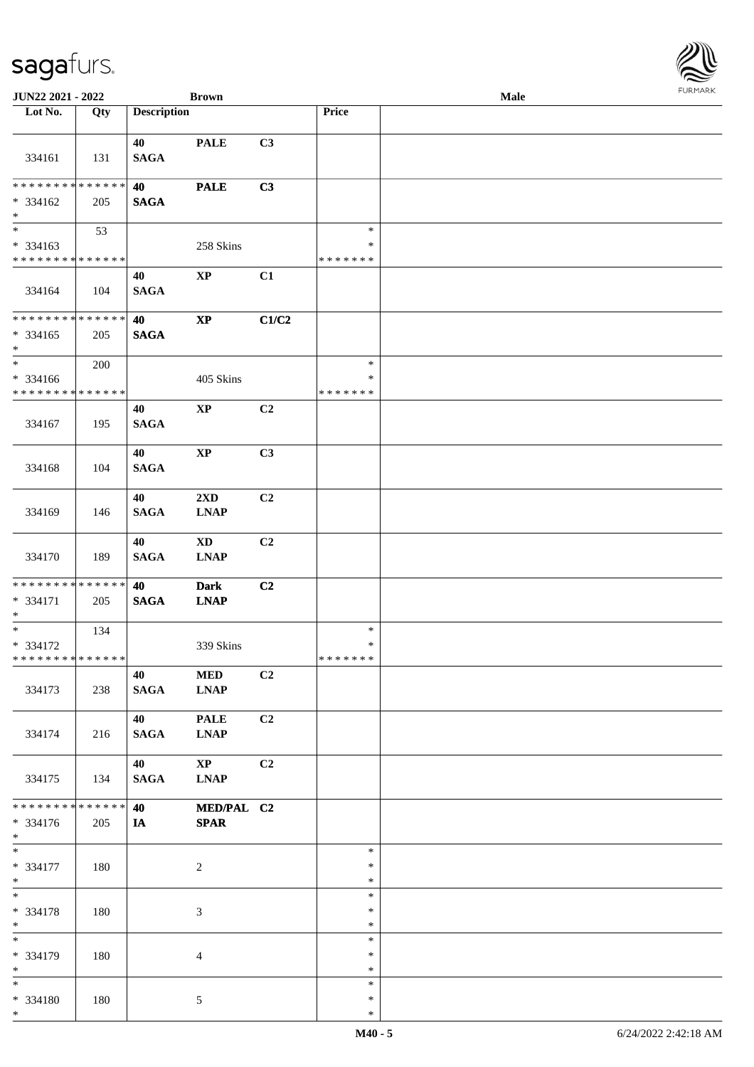| Lot No. | Qty | Description | | | Price | |
|---|---|---|---|---|---|---|
| 334161 | 131 | 40 SAGA | PALE | C3 | | |
| * * * * * * * * * * * * * * * 334162 * | 205 | 40 SAGA | PALE | C3 | | |
| * * 334163 * * * * * * * * * * * * * * | 53 | | 258 Skins | | * * * * * * * * * | |
| 334164 | 104 | 40 SAGA | XP | C1 | | |
| * * * * * * * * * * * * * * * 334165 * | 205 | 40 SAGA | XP | C1/C2 | | |
| * * 334166 * * * * * * * * * * * * * * | 200 | | 405 Skins | | * * * * * * * * * | |
| 334167 | 195 | 40 SAGA | XP | C2 | | |
| 334168 | 104 | 40 SAGA | XP | C3 | | |
| 334169 | 146 | 40 SAGA | 2XD LNAP | C2 | | |
| 334170 | 189 | 40 SAGA | XD LNAP | C2 | | |
| * * * * * * * * * * * * * * * 334171 * | 205 | 40 SAGA | Dark LNAP | C2 | | |
| * * 334172 * * * * * * * * * * * * * * | 134 | | 339 Skins | | * * * * * * * * * | |
| 334173 | 238 | 40 SAGA | MED LNAP | C2 | | |
| 334174 | 216 | 40 SAGA | PALE LNAP | C2 | | |
| 334175 | 134 | 40 SAGA | XP LNAP | C2 | | |
| * * * * * * * * * * * * * * * 334176 * | 205 | 40 IA | MED/PAL SPAR | C2 | | |
| * * 334177 * | 180 | | 2 | | * * * | |
| * * 334178 * | 180 | | 3 | | * * * | |
| * * 334179 * | 180 | | 4 | | * * * | |
| * * 334180 * | 180 | | 5 | | * * * | |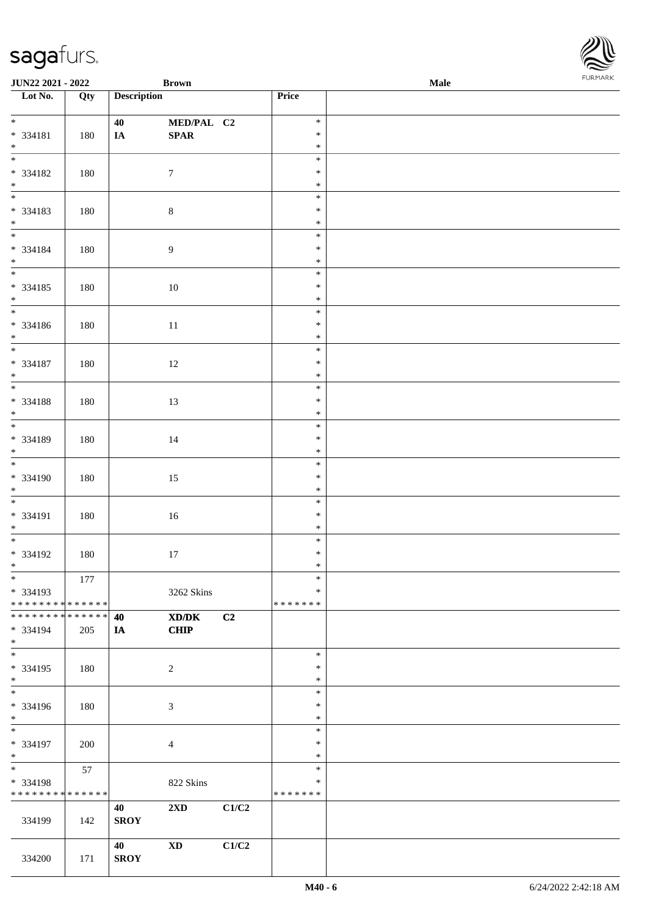| Lot No. | Qty | Description | | | Price | |
|---|---|---|---|---|---|---|
| * | | 40 | MED/PAL | C2 | * | |
| * 334181 | 180 | IA | SPAR | | * | |
| * | | | | | * | |
| * | | | | | * | |
| * 334182 | 180 | | 7 | | * | |
| * | | | | | * | |
| * | | | | | * | |
| * 334183 | 180 | | 8 | | * | |
| * | | | | | * | |
| * | | | | | * | |
| * 334184 | 180 | | 9 | | * | |
| * | | | | | * | |
| * | | | | | * | |
| * 334185 | 180 | | 10 | | * | |
| * | | | | | * | |
| * | | | | | * | |
| * 334186 | 180 | | 11 | | * | |
| * | | | | | * | |
| * | | | | | * | |
| * 334187 | 180 | | 12 | | * | |
| * | | | | | * | |
| * | | | | | * | |
| * 334188 | 180 | | 13 | | * | |
| * | | | | | * | |
| * | | | | | * | |
| * 334189 | 180 | | 14 | | * | |
| * | | | | | * | |
| * | | | | | * | |
| * 334190 | 180 | | 15 | | * | |
| * | | | | | * | |
| * | | | | | * | |
| * 334191 | 180 | | 16 | | * | |
| * | | | | | * | |
| * | | | | | * | |
| * 334192 | 180 | | 17 | | * | |
| * | | | | | * | |
| * | 177 | | | | * | |
| * 334193 | | | 3262 Skins | | * | |
| * * * * * * * * * * * * * * | | | | | * * * * * * * | |
| * * * * * * * * * * * * * * | | 40 | XD/DK | C2 | | |
| * 334194 | 205 | IA | CHIP | | | |
| * | | | | | | |
| * | | | | | * | |
| * 334195 | 180 | | 2 | | * | |
| * | | | | | * | |
| * | | | | | * | |
| * 334196 | 180 | | 3 | | * | |
| * | | | | | * | |
| * | | | | | * | |
| * 334197 | 200 | | 4 | | * | |
| * | | | | | * | |
| * | 57 | | | | * | |
| * 334198 | | | 822 Skins | | * | |
| * * * * * * * * * * * * * * | | | | | * * * * * * * | |
| | | 40 | 2XD | C1/C2 | | |
| 334199 | 142 | SROY | | | | |
| | | 40 | XD | C1/C2 | | |
| 334200 | 171 | SROY | | | | |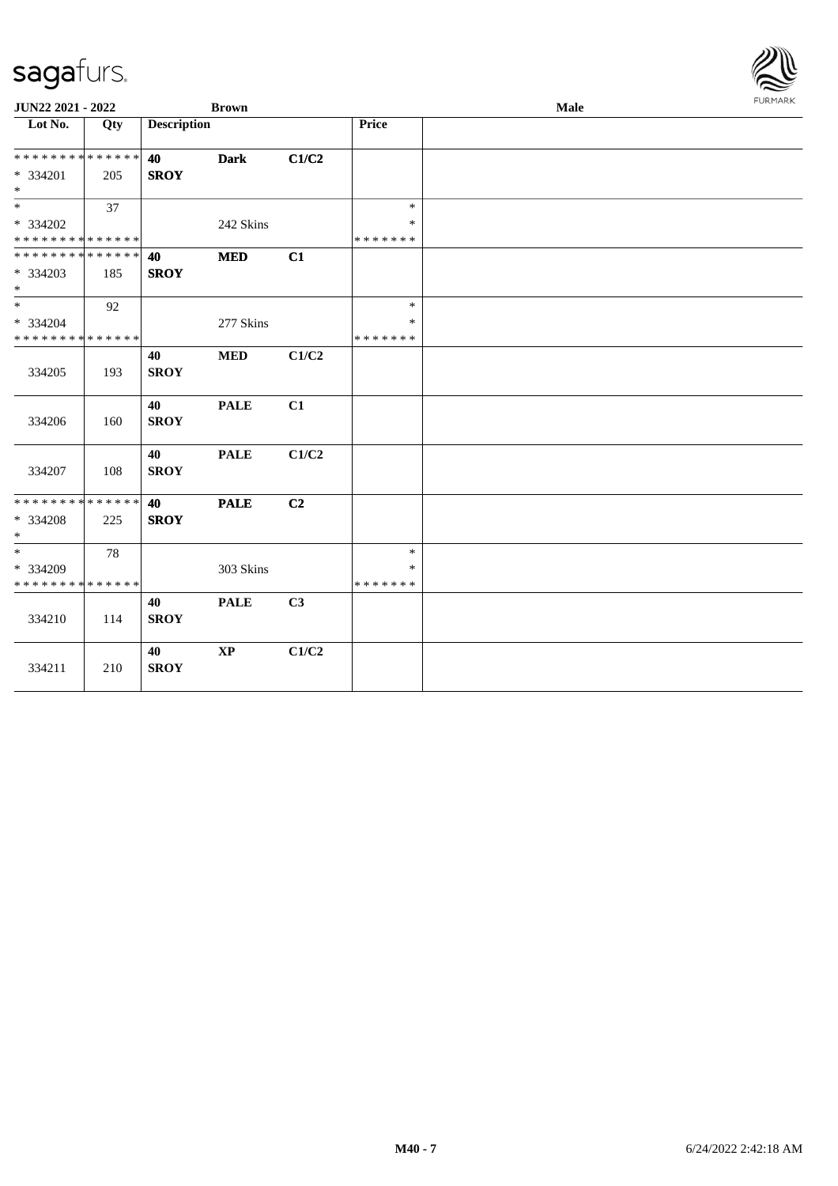| Lot No. | Qty | Description | | | Price | |
|---|---|---|---|---|---|---|
| * * * * * * * * * * * * * * | | 40 | Dark | C1/C2 | | |
| * 334201 | 205 | SROY | | | | |
| * | | | | | | |
| * | 37 | | | | * | |
| * 334202 | | | 242 Skins | | * | |
| * * * * * * * * * * * * * * | | | | | * * * * * * * | |
| * * * * * * * * * * * * * * | | 40 | MED | C1 | | |
| * 334203 | 185 | SROY | | | | |
| * | | | | | | |
| * | 92 | | | | * | |
| * 334204 | | | 277 Skins | | * | |
| * * * * * * * * * * * * * * | | | | | * * * * * * * | |
| 334205 | 193 | 40 SROY | MED | C1/C2 | | |
| 334206 | 160 | 40 SROY | PALE | C1 | | |
| 334207 | 108 | 40 SROY | PALE | C1/C2 | | |
| * * * * * * * * * * * * * * | | 40 | PALE | C2 | | |
| * 334208 | 225 | SROY | | | | |
| * | | | | | | |
| * | 78 | | | | * | |
| * 334209 | | | 303 Skins | | * | |
| * * * * * * * * * * * * * * | | | | | * * * * * * * | |
| 334210 | 114 | 40 SROY | PALE | C3 | | |
| 334211 | 210 | 40 SROY | XP | C1/C2 | | |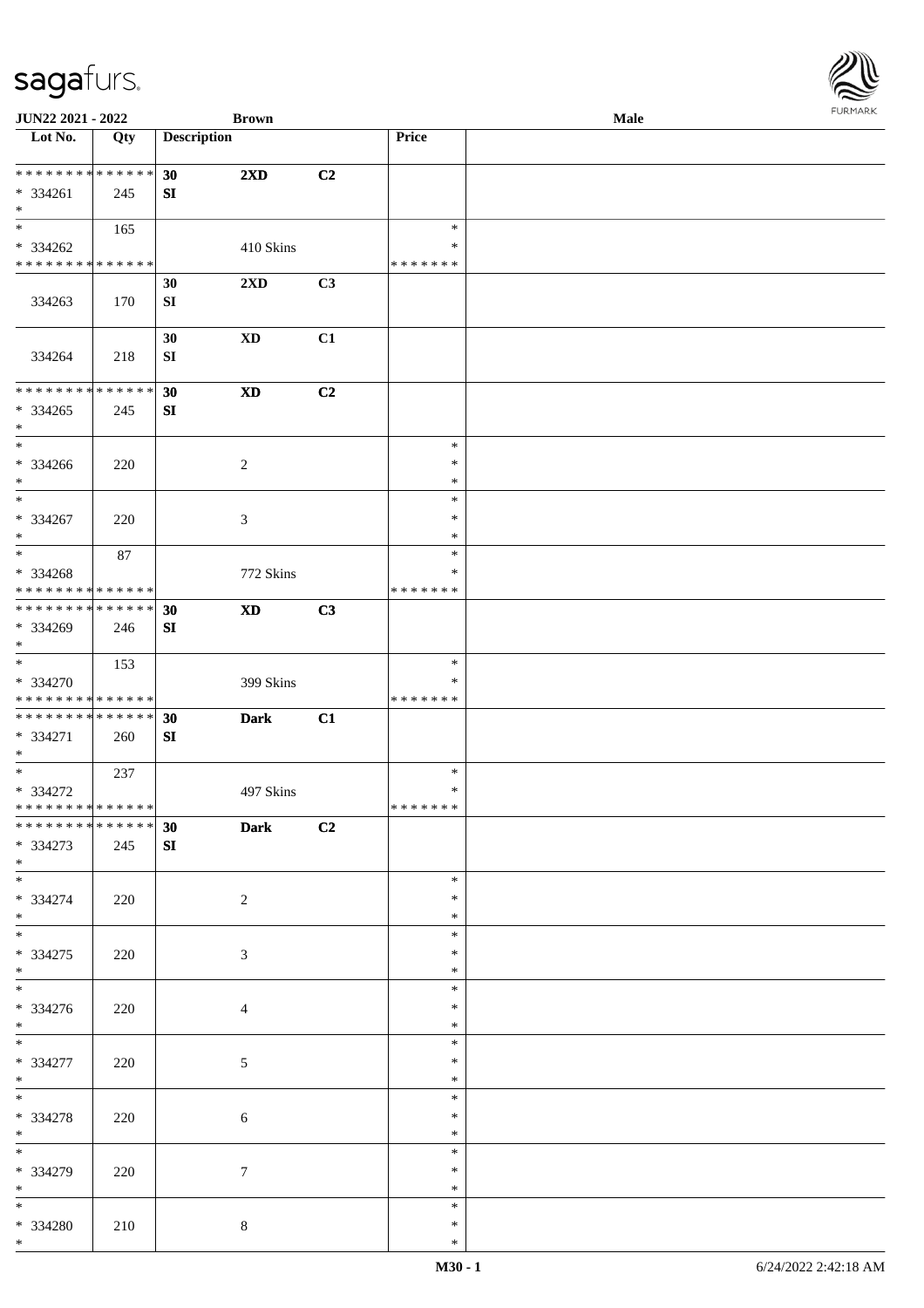| Lot No. | Qty | Description | | | Price | |
|---|---|---|---|---|---|---|
| * * * * * * * * * * * * * * | | 30 | 2XD | C2 | | |
| * 334261 | 245 | SI | | | | |
| * | | | | | | |
| * | 165 | | | | * | |
| * 334262 | | | 410 Skins | | * | |
| * * * * * * * * * * * * * * | | | | | * * * * * * * | |
| | | 30 | 2XD | C3 | | |
| 334263 | 170 | SI | | | | |
| | | 30 | XD | C1 | | |
| 334264 | 218 | SI | | | | |
| * * * * * * * * * * * * * * | | 30 | XD | C2 | | |
| * 334265 | 245 | SI | | | | |
| * | | | | | | |
| * | | | | | * | |
| * 334266 | 220 | | 2 | | * | |
| * | | | | | * | |
| * | | | | | * | |
| * 334267 | 220 | | 3 | | * | |
| * | | | | | * | |
| * | 87 | | | | * | |
| * 334268 | | | 772 Skins | | * | |
| * * * * * * * * * * * * * * | | | | | * * * * * * * | |
| * * * * * * * * * * * * * * | | 30 | XD | C3 | | |
| * 334269 | 246 | SI | | | | |
| * | | | | | | |
| * | 153 | | | | * | |
| * 334270 | | | 399 Skins | | * | |
| * * * * * * * * * * * * * * | | | | | * * * * * * * | |
| * * * * * * * * * * * * * * | | 30 | Dark | C1 | | |
| * 334271 | 260 | SI | | | | |
| * | | | | | | |
| * | 237 | | | | * | |
| * 334272 | | | 497 Skins | | * | |
| * * * * * * * * * * * * * * | | | | | * * * * * * * | |
| * * * * * * * * * * * * * * | | 30 | Dark | C2 | | |
| * 334273 | 245 | SI | | | | |
| * | | | | | | |
| * | | | | | * | |
| * 334274 | 220 | | 2 | | * | |
| * | | | | | * | |
| * | | | | | * | |
| * 334275 | 220 | | 3 | | * | |
| * | | | | | * | |
| * | | | | | * | |
| * 334276 | 220 | | 4 | | * | |
| * | | | | | * | |
| * | | | | | * | |
| * 334277 | 220 | | 5 | | * | |
| * | | | | | * | |
| * | | | | | * | |
| * 334278 | 220 | | 6 | | * | |
| * | | | | | * | |
| * | | | | | * | |
| * 334279 | 220 | | 7 | | * | |
| * | | | | | * | |
| * | | | | | * | |
| * 334280 | 210 | | 8 | | * | |
| * | | | | | * | |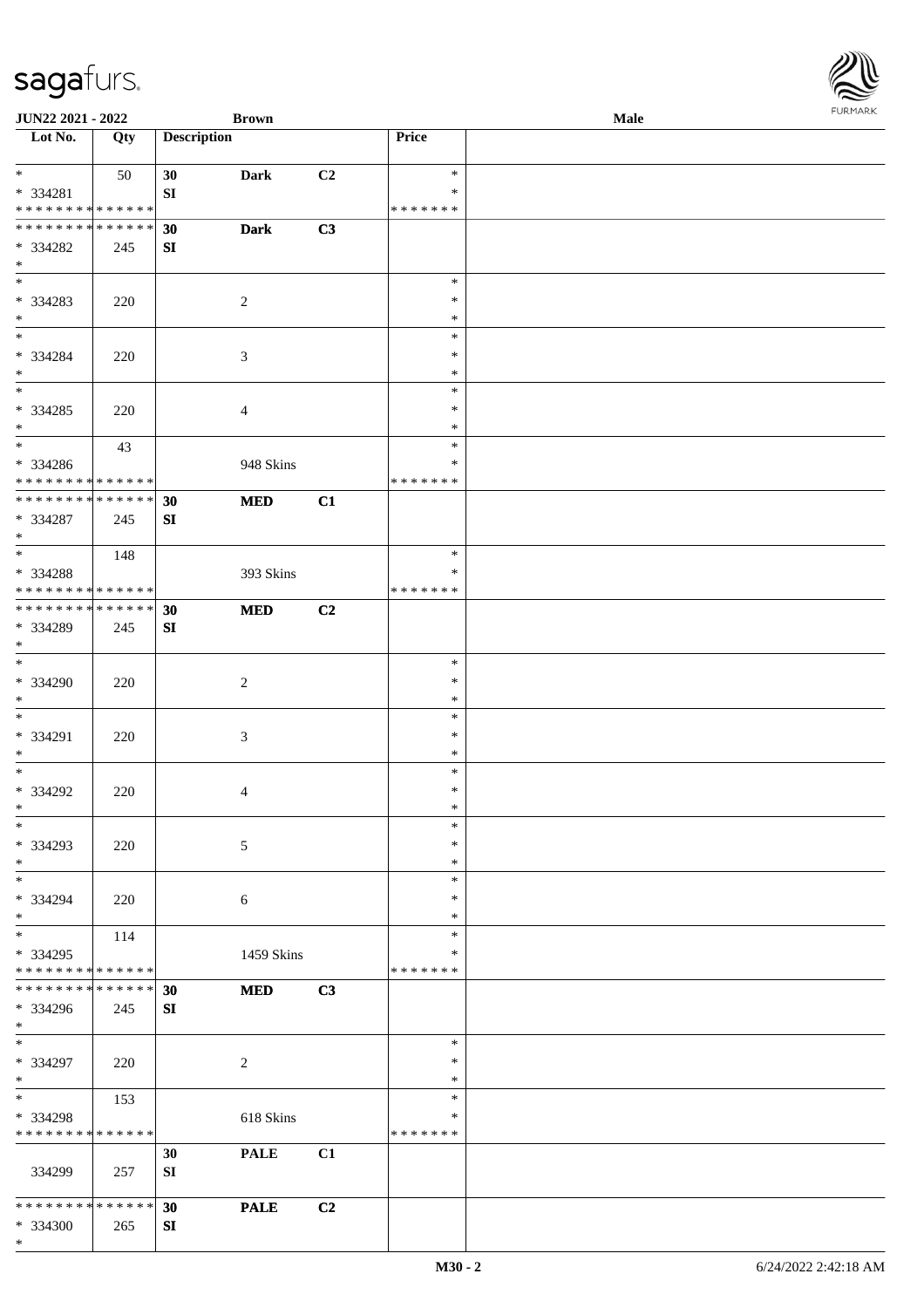JUN22 2021 - 2022 | Brown | Male

| Lot No. | Qty | Description | | | Price | |
|---|---|---|---|---|---|---|
| * <br> * 334281 <br> * * * * * * * * * * * * * * | 50 | 30 <br> SI | Dark | C2 | * <br> * <br> * * * * * * * | |
| * * * * * * * * * * * * * * <br> * 334282 <br> * | 245 | 30 <br> SI | Dark | C3 | | |
| * <br> * 334283 <br> * | 220 | | 2 | | * <br> * <br> * | |
| * <br> * 334284 <br> * | 220 | | 3 | | * <br> * <br> * | |
| * <br> * 334285 <br> * | 220 | | 4 | | * <br> * <br> * | |
| * <br> * 334286 <br> * * * * * * * * * * * * * * | 43 | | 948 Skins | | * <br> * <br> * * * * * * * | |
| * * * * * * * * * * * * * * <br> * 334287 <br> * | 245 | 30 <br> SI | MED | C1 | | |
| * <br> * 334288 <br> * * * * * * * * * * * * * * | 148 | | 393 Skins | | * <br> * <br> * * * * * * * | |
| * * * * * * * * * * * * * * <br> * 334289 <br> * | 245 | 30 <br> SI | MED | C2 | | |
| * <br> * 334290 <br> * | 220 | | 2 | | * <br> * <br> * | |
| * <br> * 334291 <br> * | 220 | | 3 | | * <br> * <br> * | |
| * <br> * 334292 <br> * | 220 | | 4 | | * <br> * <br> * | |
| * <br> * 334293 <br> * | 220 | | 5 | | * <br> * <br> * | |
| * <br> * 334294 <br> * | 220 | | 6 | | * <br> * <br> * | |
| * <br> * 334295 <br> * * * * * * * * * * * * * * | 114 | | 1459 Skins | | * <br> * <br> * * * * * * * | |
| * * * * * * * * * * * * * * <br> * 334296 <br> * | 245 | 30 <br> SI | MED | C3 | | |
| * <br> * 334297 <br> * | 220 | | 2 | | * <br> * <br> * | |
| * <br> * 334298 <br> * * * * * * * * * * * * * * | 153 | | 618 Skins | | * <br> * <br> * * * * * * * | |
| 334299 | 257 | 30 <br> SI | PALE | C1 | | |
| * * * * * * * * * * * * * * <br> * 334300 <br> * | 265 | 30 <br> SI | PALE | C2 | | |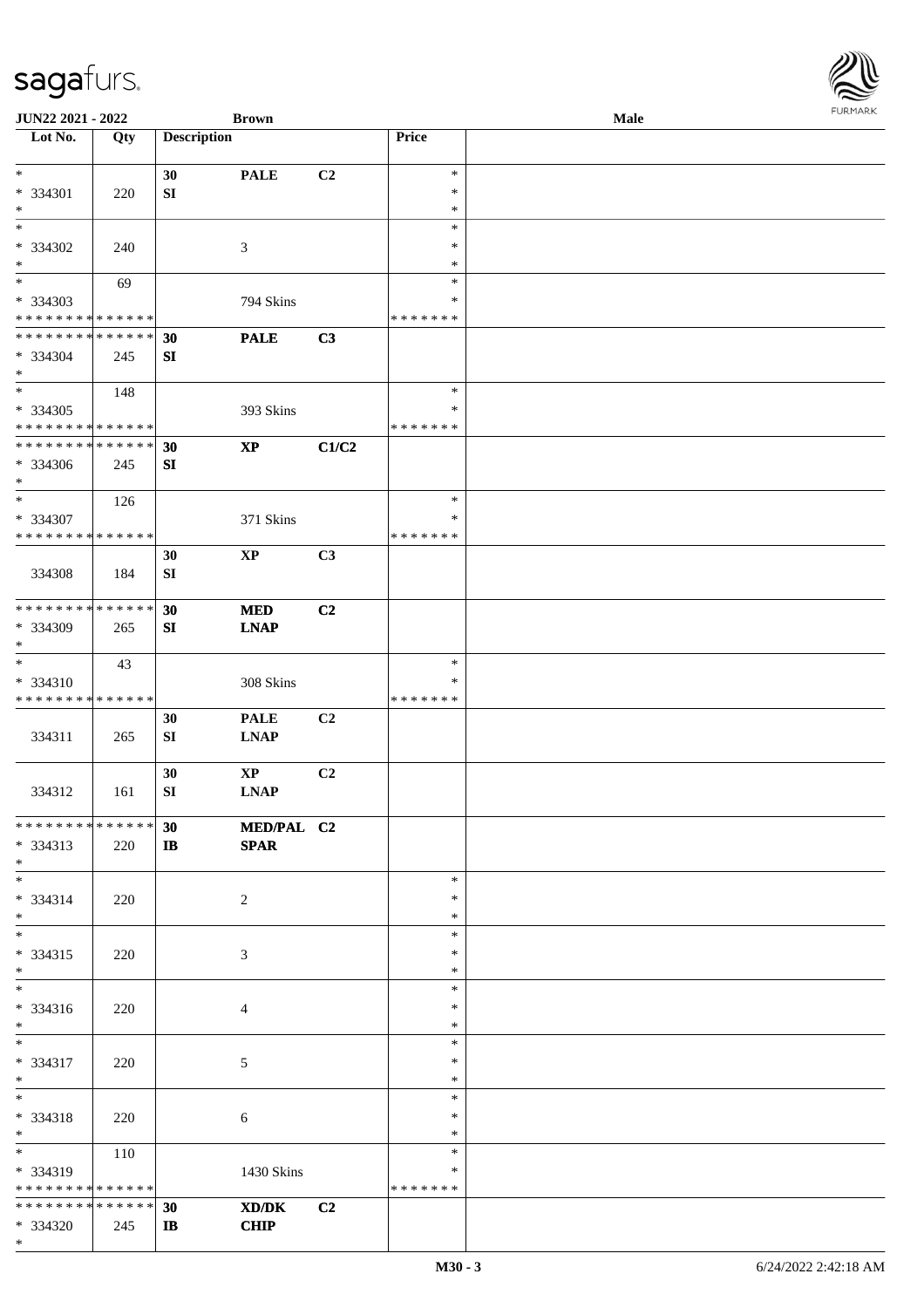| Lot No. | Qty | Description | | | Price | |
|---|---|---|---|---|---|---|
| * * 334301 * | 220 | 30 SI | PALE | C2 | * * * | |
| * * 334302 * | 240 | | 3 | | * * * | |
| * * 334303 * * * * * * * * * * * * * * | 69 | | 794 Skins | | * * * * * * * * * | |
| * * * * * * * * * * * * * * * 334304 * | 245 | 30 SI | PALE | C3 | | |
| * * 334305 * * * * * * * * * * * * * * | 148 | | 393 Skins | | * * * * * * * * * | |
| * * * * * * * * * * * * * * * 334306 * | 245 | 30 SI | XP | C1/C2 | | |
| * * 334307 * * * * * * * * * * * * * * | 126 | | 371 Skins | | * * * * * * * * * | |
| 334308 | 184 | 30 SI | XP | C3 | | |
| * * * * * * * * * * * * * * * 334309 * | 265 | 30 SI | MED LNAP | C2 | | |
| * * 334310 * * * * * * * * * * * * * * | 43 | | 308 Skins | | * * * * * * * * * | |
| 334311 | 265 | 30 SI | PALE LNAP | C2 | | |
| 334312 | 161 | 30 SI | XP LNAP | C2 | | |
| * * * * * * * * * * * * * * * 334313 * | 220 | 30 IB | MED/PAL SPAR | C2 | | |
| * * 334314 * | 220 | | 2 | | * * * | |
| * * 334315 * | 220 | | 3 | | * * * | |
| * * 334316 * | 220 | | 4 | | * * * | |
| * * 334317 * | 220 | | 5 | | * * * | |
| * * 334318 * | 220 | | 6 | | * * * | |
| * * 334319 * * * * * * * * * * * * * * | 110 | | 1430 Skins | | * * * * * * * * * | |
| * * * * * * * * * * * * * * * 334320 * | 245 | 30 IB | XD/DK CHIP | C2 | | |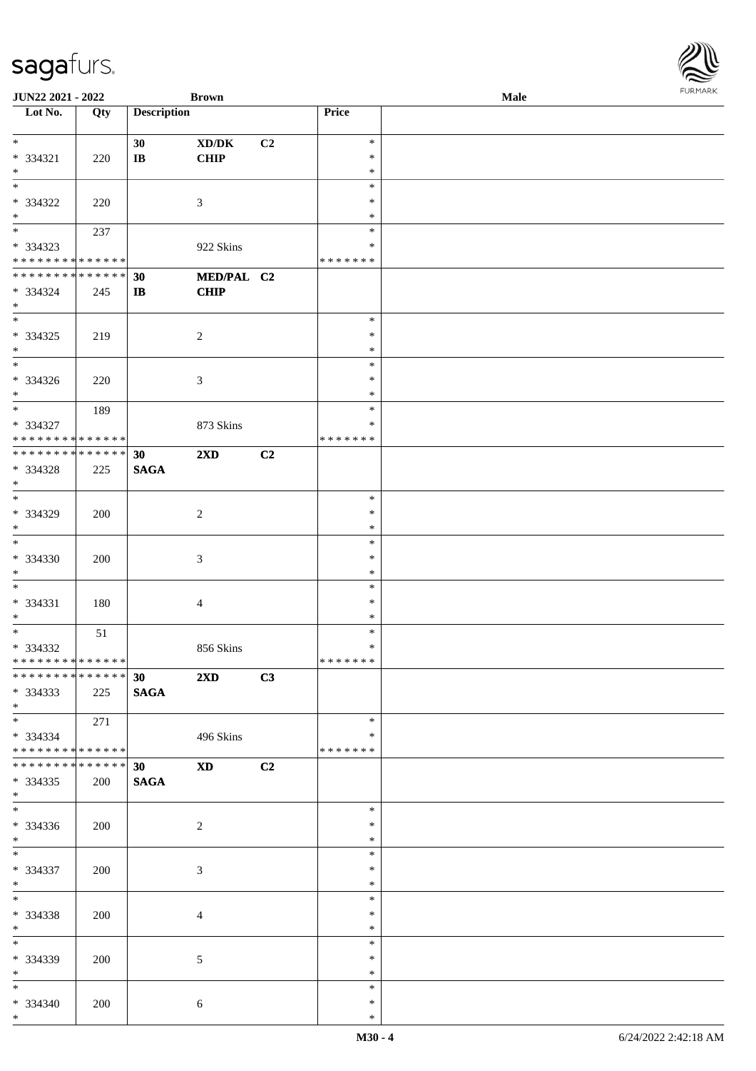| Lot No. | Qty | Description | | | Price | |
|---|---|---|---|---|---|---|
| * | | 30 | XD/DK | C2 | * | |
| * 334321 | 220 | IB | CHIP | | * | |
| * | | | | | * | |
| * | | | | | * | |
| * 334322 | 220 | | 3 | | * | |
| * | | | | | * | |
| * | 237 | | | | * | |
| * 334323 | | | 922 Skins | | * | |
| * * * * * * * * * * * * * * | | | | | * * * * * * * | |
| * * * * * * * * * * * * * * | | 30 | MED/PAL | C2 | | |
| * 334324 | 245 | IB | CHIP | | | |
| * | | | | | | |
| * | | | | | * | |
| * 334325 | 219 | | 2 | | * | |
| * | | | | | * | |
| * | | | | | * | |
| * 334326 | 220 | | 3 | | * | |
| * | | | | | * | |
| * | 189 | | | | * | |
| * 334327 | | | 873 Skins | | * | |
| * * * * * * * * * * * * * * | | | | | * * * * * * * | |
| * * * * * * * * * * * * * * | | 30 | 2XD | C2 | | |
| * 334328 | 225 | SAGA | | | | |
| * | | | | | | |
| * | | | | | * | |
| * 334329 | 200 | | 2 | | * | |
| * | | | | | * | |
| * | | | | | * | |
| * 334330 | 200 | | 3 | | * | |
| * | | | | | * | |
| * | | | | | * | |
| * 334331 | 180 | | 4 | | * | |
| * | | | | | * | |
| * | 51 | | | | * | |
| * 334332 | | | 856 Skins | | * | |
| * * * * * * * * * * * * * * | | | | | * * * * * * * | |
| * * * * * * * * * * * * * * | | 30 | 2XD | C3 | | |
| * 334333 | 225 | SAGA | | | | |
| * | | | | | | |
| * | 271 | | | | * | |
| * 334334 | | | 496 Skins | | * | |
| * * * * * * * * * * * * * * | | | | | * * * * * * * | |
| * * * * * * * * * * * * * * | | 30 | XD | C2 | | |
| * 334335 | 200 | SAGA | | | | |
| * | | | | | | |
| * | | | | | * | |
| * 334336 | 200 | | 2 | | * | |
| * | | | | | * | |
| * | | | | | * | |
| * 334337 | 200 | | 3 | | * | |
| * | | | | | * | |
| * | | | | | * | |
| * 334338 | 200 | | 4 | | * | |
| * | | | | | * | |
| * | | | | | * | |
| * 334339 | 200 | | 5 | | * | |
| * | | | | | * | |
| * | | | | | * | |
| * 334340 | 200 | | 6 | | * | |
| * | | | | | * | |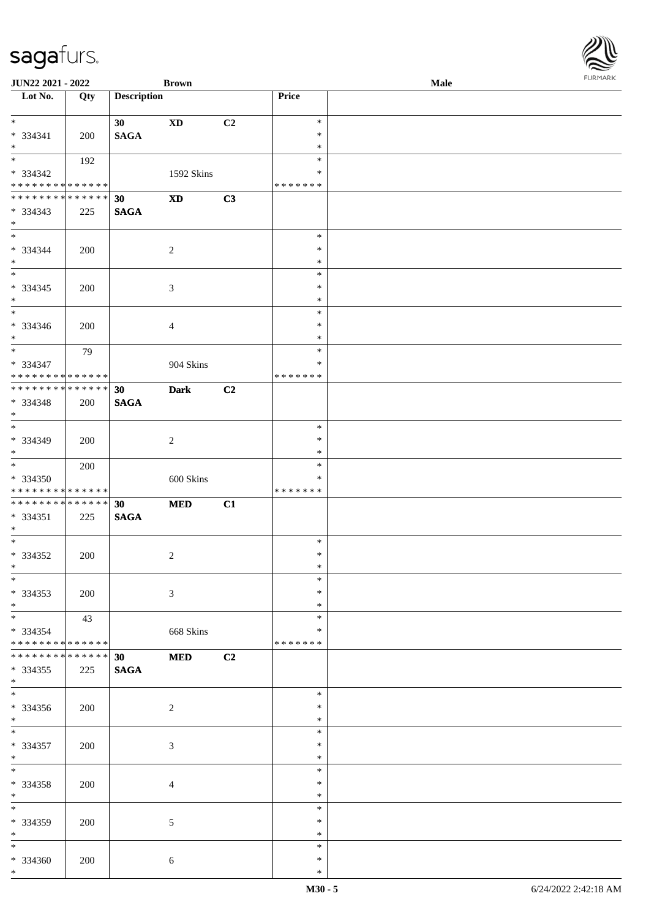| Lot No. | Qty | Description | | | Price | |
|---|---|---|---|---|---|---|
| * | | 30 | **XD** | C2 | * | |
| * 334341 | 200 | **SAGA** | | | * | |
| * | | | | | * | |
| * | 192 | | | | * | |
| * 334342 | | | 1592 Skins | | * | |
| * * * * * * * * * * * * * * | | | | | * * * * * * * | |
| * * * * * * * * * * * * * * | | 30 | **XD** | C3 | | |
| * 334343 | 225 | **SAGA** | | | | |
| * | | | | | | |
| * | | | | | * | |
| * 334344 | 200 | | 2 | | * | |
| * | | | | | * | |
| * | | | | | * | |
| * 334345 | 200 | | 3 | | * | |
| * | | | | | * | |
| * | | | | | * | |
| * 334346 | 200 | | 4 | | * | |
| * | | | | | * | |
| * | 79 | | | | * | |
| * 334347 | | | 904 Skins | | * | |
| * * * * * * * * * * * * * * | | | | | * * * * * * * | |
| * * * * * * * * * * * * * * | | 30 | **Dark** | C2 | | |
| * 334348 | 200 | **SAGA** | | | | |
| * | | | | | | |
| * | | | | | * | |
| * 334349 | 200 | | 2 | | * | |
| * | | | | | * | |
| * | 200 | | | | * | |
| * 334350 | | | 600 Skins | | * | |
| * * * * * * * * * * * * * * | | | | | * * * * * * * | |
| * * * * * * * * * * * * * * | | 30 | **MED** | C1 | | |
| * 334351 | 225 | **SAGA** | | | | |
| * | | | | | | |
| * | | | | | * | |
| * 334352 | 200 | | 2 | | * | |
| * | | | | | * | |
| * | | | | | * | |
| * 334353 | 200 | | 3 | | * | |
| * | | | | | * | |
| * | 43 | | | | * | |
| * 334354 | | | 668 Skins | | * | |
| * * * * * * * * * * * * * * | | | | | * * * * * * * | |
| * * * * * * * * * * * * * * | | 30 | **MED** | C2 | | |
| * 334355 | 225 | **SAGA** | | | | |
| * | | | | | | |
| * | | | | | * | |
| * 334356 | 200 | | 2 | | * | |
| * | | | | | * | |
| * | | | | | * | |
| * 334357 | 200 | | 3 | | * | |
| * | | | | | * | |
| * | | | | | * | |
| * 334358 | 200 | | 4 | | * | |
| * | | | | | * | |
| * | | | | | * | |
| * 334359 | 200 | | 5 | | * | |
| * | | | | | * | |
| * | | | | | * | |
| * 334360 | 200 | | 6 | | * | |
| * | | | | | * | |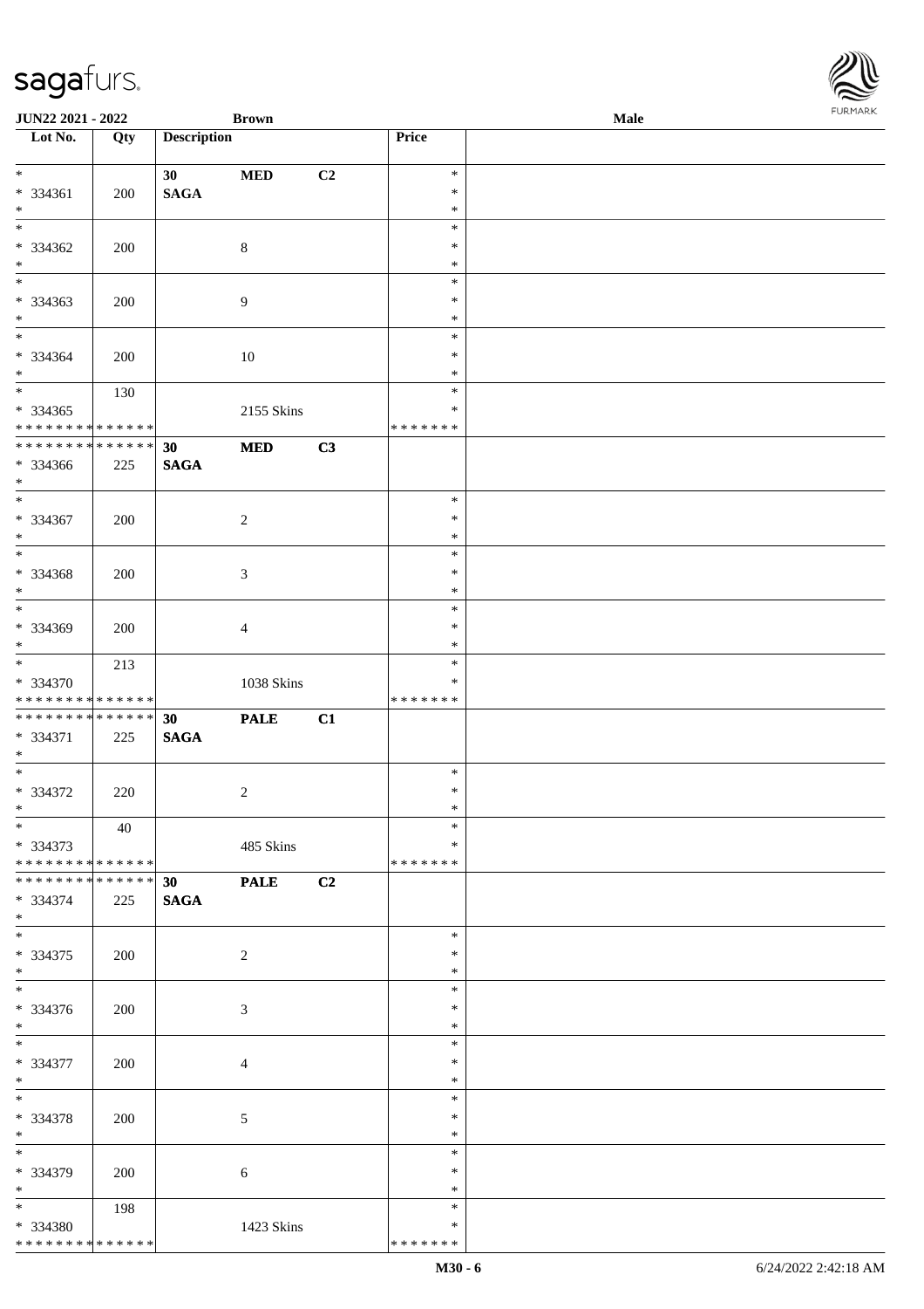| Lot No. | Qty | Description | | | Price | |
|---|---|---|---|---|---|---|
| * | | 30 | MED | C2 | * | |
| * 334361 | 200 | SAGA | | | * | |
| * | | | | | * | |
| * | | | | | * | |
| * 334362 | 200 | | 8 | | * | |
| * | | | | | * | |
| * | | | | | * | |
| * 334363 | 200 | | 9 | | * | |
| * | | | | | * | |
| * | | | | | * | |
| * 334364 | 200 | | 10 | | * | |
| * | | | | | * | |
| * | 130 | | | | * | |
| * 334365 | | | 2155 Skins | | * | |
| * * * * * * * * * * * * * * | | | | | * * * * * * * | |
| * * * * * * * * * * * * * * | | 30 | MED | C3 | | |
| * 334366 | 225 | SAGA | | | | |
| * | | | | | | |
| * | | | | | * | |
| * 334367 | 200 | | 2 | | * | |
| * | | | | | * | |
| * | | | | | * | |
| * 334368 | 200 | | 3 | | * | |
| * | | | | | * | |
| * | | | | | * | |
| * 334369 | 200 | | 4 | | * | |
| * | | | | | * | |
| * | 213 | | | | * | |
| * 334370 | | | 1038 Skins | | * | |
| * * * * * * * * * * * * * * | | | | | * * * * * * * | |
| * * * * * * * * * * * * * * | | 30 | PALE | C1 | | |
| * 334371 | 225 | SAGA | | | | |
| * | | | | | | |
| * | | | | | * | |
| * 334372 | 220 | | 2 | | * | |
| * | | | | | * | |
| * | 40 | | | | * | |
| * 334373 | | | 485 Skins | | * | |
| * * * * * * * * * * * * * * | | | | | * * * * * * * | |
| * * * * * * * * * * * * * * | | 30 | PALE | C2 | | |
| * 334374 | 225 | SAGA | | | | |
| * | | | | | | |
| * | | | | | * | |
| * 334375 | 200 | | 2 | | * | |
| * | | | | | * | |
| * | | | | | * | |
| * 334376 | 200 | | 3 | | * | |
| * | | | | | * | |
| * | | | | | * | |
| * 334377 | 200 | | 4 | | * | |
| * | | | | | * | |
| * | | | | | * | |
| * 334378 | 200 | | 5 | | * | |
| * | | | | | * | |
| * | | | | | * | |
| * 334379 | 200 | | 6 | | * | |
| * | | | | | * | |
| * | 198 | | | | * | |
| * 334380 | | | 1423 Skins | | * | |
| * * * * * * * * * * * * * * | | | | | * * * * * * * | |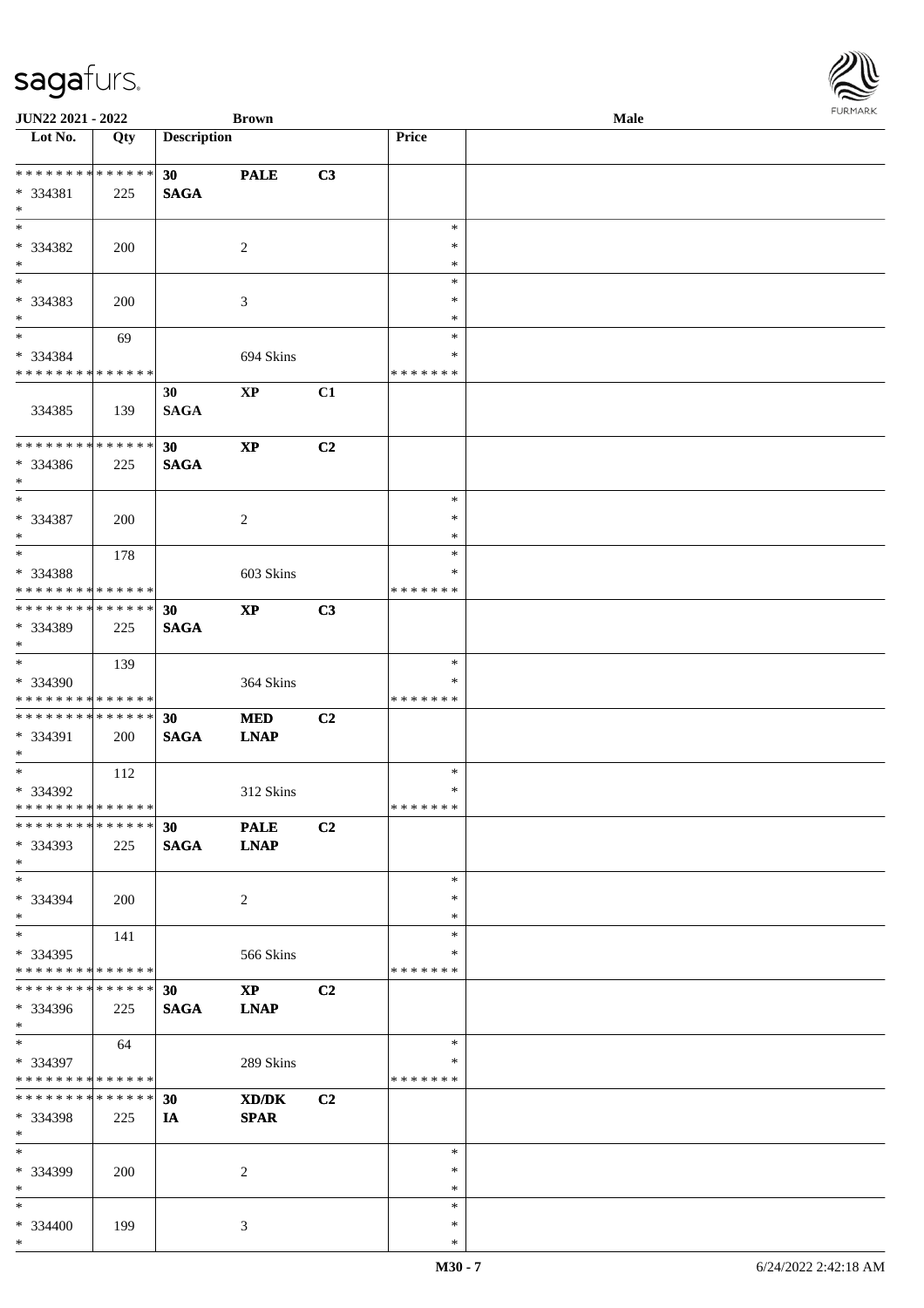JUN22 2021 - 2022 | Brown | Male

| Lot No. | Qty | Description | | | Price | |
|---|---|---|---|---|---|---|
| ************** | | 30 | PALE | C3 | | |
| * 334381 | 225 | SAGA | | | | |
| * | | | | | | |
| * | | | | | * | |
| * 334382 | 200 | | 2 | | * | |
| * | | | | | * | |
| * | | | | | * | |
| * 334383 | 200 | | 3 | | * | |
| * | | | | | * | |
| * | 69 | | | | * | |
| * 334384 | | | 694 Skins | | * | |
| ************** | | | | | ******* | |
| | | 30 | XP | C1 | | |
| 334385 | 139 | SAGA | | | | |
| ************** | | 30 | XP | C2 | | |
| * 334386 | 225 | SAGA | | | | |
| * | | | | | | |
| * | | | | | * | |
| * 334387 | 200 | | 2 | | * | |
| * | | | | | * | |
| * | 178 | | | | * | |
| * 334388 | | | 603 Skins | | * | |
| ************** | | | | | ******* | |
| ************** | | 30 | XP | C3 | | |
| * 334389 | 225 | SAGA | | | | |
| * | | | | | | |
| * | 139 | | | | * | |
| * 334390 | | | 364 Skins | | * | |
| ************** | | | | | ******* | |
| ************** | | 30 | MED | C2 | | |
| * 334391 | 200 | SAGA | LNAP | | | |
| * | | | | | | |
| * | 112 | | | | * | |
| * 334392 | | | 312 Skins | | * | |
| ************** | | | | | ******* | |
| ************** | | 30 | PALE | C2 | | |
| * 334393 | 225 | SAGA | LNAP | | | |
| * | | | | | | |
| * | | | | | * | |
| * 334394 | 200 | | 2 | | * | |
| * | | | | | * | |
| * | 141 | | | | * | |
| * 334395 | | | 566 Skins | | * | |
| ************** | | | | | ******* | |
| ************** | | 30 | XP | C2 | | |
| * 334396 | 225 | SAGA | LNAP | | | |
| * | | | | | | |
| * | 64 | | | | * | |
| * 334397 | | | 289 Skins | | * | |
| ************** | | | | | ******* | |
| ************** | | 30 | XD/DK | C2 | | |
| * 334398 | 225 | IA | SPAR | | | |
| * | | | | | | |
| * | | | | | * | |
| * 334399 | 200 | | 2 | | * | |
| * | | | | | * | |
| * | | | | | * | |
| * 334400 | 199 | | 3 | | * | |
| * | | | | | * | |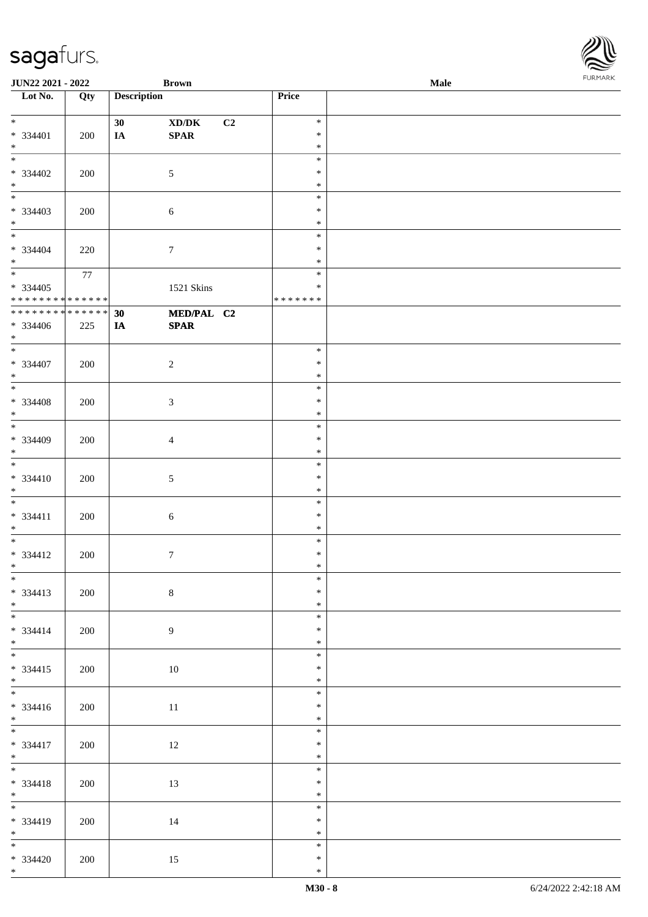| Lot No. | Qty | Description | | | Price | |
|---|---|---|---|---|---|---|
| * | | 30 | XD/DK | C2 | * | |
| * 334401 | 200 | IA | SPAR | | * | |
| * | | | | | * | |
| * | | | | | * | |
| * 334402 | 200 | | 5 | | * | |
| * | | | | | * | |
| * | | | | | * | |
| * 334403 | 200 | | 6 | | * | |
| * | | | | | * | |
| * | | | | | * | |
| * 334404 | 220 | | 7 | | * | |
| * | | | | | * | |
| * | 77 | | | | * | |
| * 334405 | | | 1521 Skins | | * | |
| * * * * * * * * * * * * * * | | | | | * * * * * * * | |
| * * * * * * * * * * * * * * | | 30 | MED/PAL | C2 | | |
| * 334406 | 225 | IA | SPAR | | | |
| * | | | | | | |
| * | | | | | * | |
| * 334407 | 200 | | 2 | | * | |
| * | | | | | * | |
| * | | | | | * | |
| * 334408 | 200 | | 3 | | * | |
| * | | | | | * | |
| * | | | | | * | |
| * 334409 | 200 | | 4 | | * | |
| * | | | | | * | |
| * | | | | | * | |
| * 334410 | 200 | | 5 | | * | |
| * | | | | | * | |
| * | | | | | * | |
| * 334411 | 200 | | 6 | | * | |
| * | | | | | * | |
| * | | | | | * | |
| * 334412 | 200 | | 7 | | * | |
| * | | | | | * | |
| * | | | | | * | |
| * 334413 | 200 | | 8 | | * | |
| * | | | | | * | |
| * | | | | | * | |
| * 334414 | 200 | | 9 | | * | |
| * | | | | | * | |
| * | | | | | * | |
| * 334415 | 200 | | 10 | | * | |
| * | | | | | * | |
| * | | | | | * | |
| * 334416 | 200 | | 11 | | * | |
| * | | | | | * | |
| * | | | | | * | |
| * 334417 | 200 | | 12 | | * | |
| * | | | | | * | |
| * | | | | | * | |
| * 334418 | 200 | | 13 | | * | |
| * | | | | | * | |
| * | | | | | * | |
| * 334419 | 200 | | 14 | | * | |
| * | | | | | * | |
| * | | | | | * | |
| * 334420 | 200 | | 15 | | * | |
| * | | | | | * | |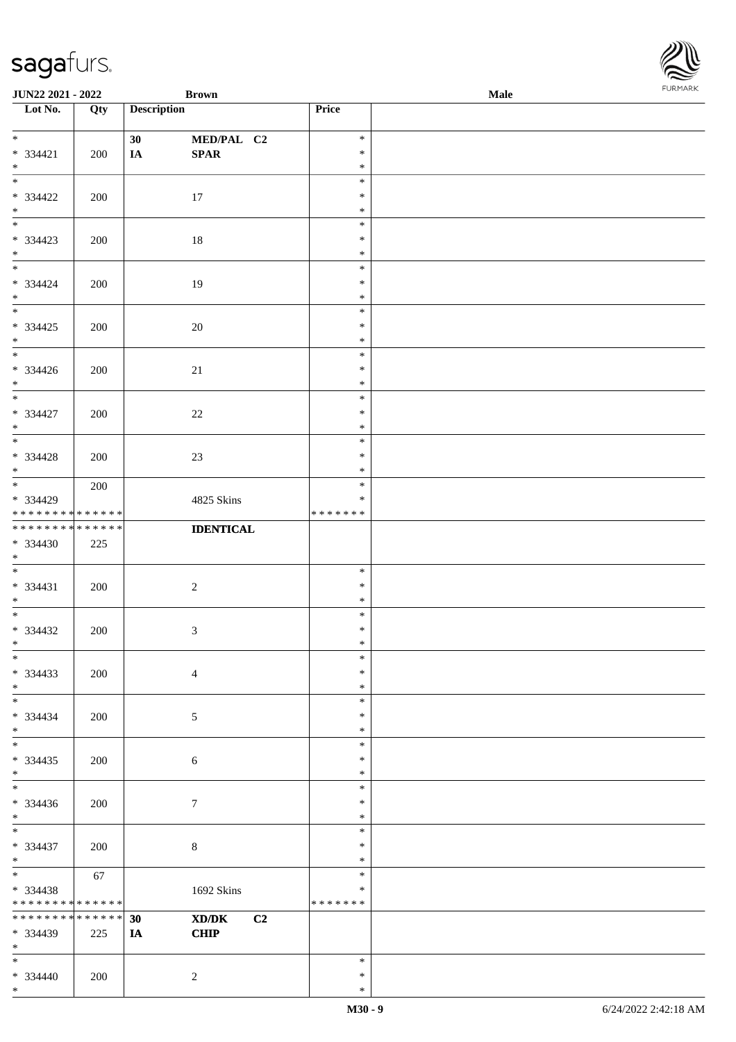| Lot No. | Qty | Description | | Price | |
|---|---|---|---|---|---|
| * | | 30 | MED/PAL C2 | * | |
| * 334421 | 200 | IA | SPAR | * | |
| * | | | | * | |
| * | | | | * | |
| * 334422 | 200 | | 17 | * | |
| * | | | | * | |
| * | | | | * | |
| * 334423 | 200 | | 18 | * | |
| * | | | | * | |
| * | | | | * | |
| * 334424 | 200 | | 19 | * | |
| * | | | | * | |
| * | | | | * | |
| * 334425 | 200 | | 20 | * | |
| * | | | | * | |
| * | | | | * | |
| * 334426 | 200 | | 21 | * | |
| * | | | | * | |
| * | | | | * | |
| * 334427 | 200 | | 22 | * | |
| * | | | | * | |
| * | | | | * | |
| * 334428 | 200 | | 23 | * | |
| * | | | | * | |
| * | 200 | | | * | |
| * 334429 | | | 4825 Skins | * | |
| * * * * * * * * * * * * * * | | | | * * * * * * * | |
| * * * * * * * * * * * * * * | | | IDENTICAL | | |
| * 334430 | 225 | | | | |
| * | | | | | |
| * | | | | * | |
| * 334431 | 200 | | 2 | * | |
| * | | | | * | |
| * | | | | * | |
| * 334432 | 200 | | 3 | * | |
| * | | | | * | |
| * | | | | * | |
| * 334433 | 200 | | 4 | * | |
| * | | | | * | |
| * | | | | * | |
| * 334434 | 200 | | 5 | * | |
| * | | | | * | |
| * | | | | * | |
| * 334435 | 200 | | 6 | * | |
| * | | | | * | |
| * | | | | * | |
| * 334436 | 200 | | 7 | * | |
| * | | | | * | |
| * | | | | * | |
| * 334437 | 200 | | 8 | * | |
| * | | | | * | |
| * | 67 | | | * | |
| * 334438 | | | 1692 Skins | * | |
| * * * * * * * * * * * * * * | | | | * * * * * * * | |
| * * * * * * * * * * * * * * | | 30 | XD/DK C2 | | |
| * 334439 | 225 | IA | CHIP | | |
| * | | | | | |
| * | | | | * | |
| * 334440 | 200 | | 2 | * | |
| * | | | | * | |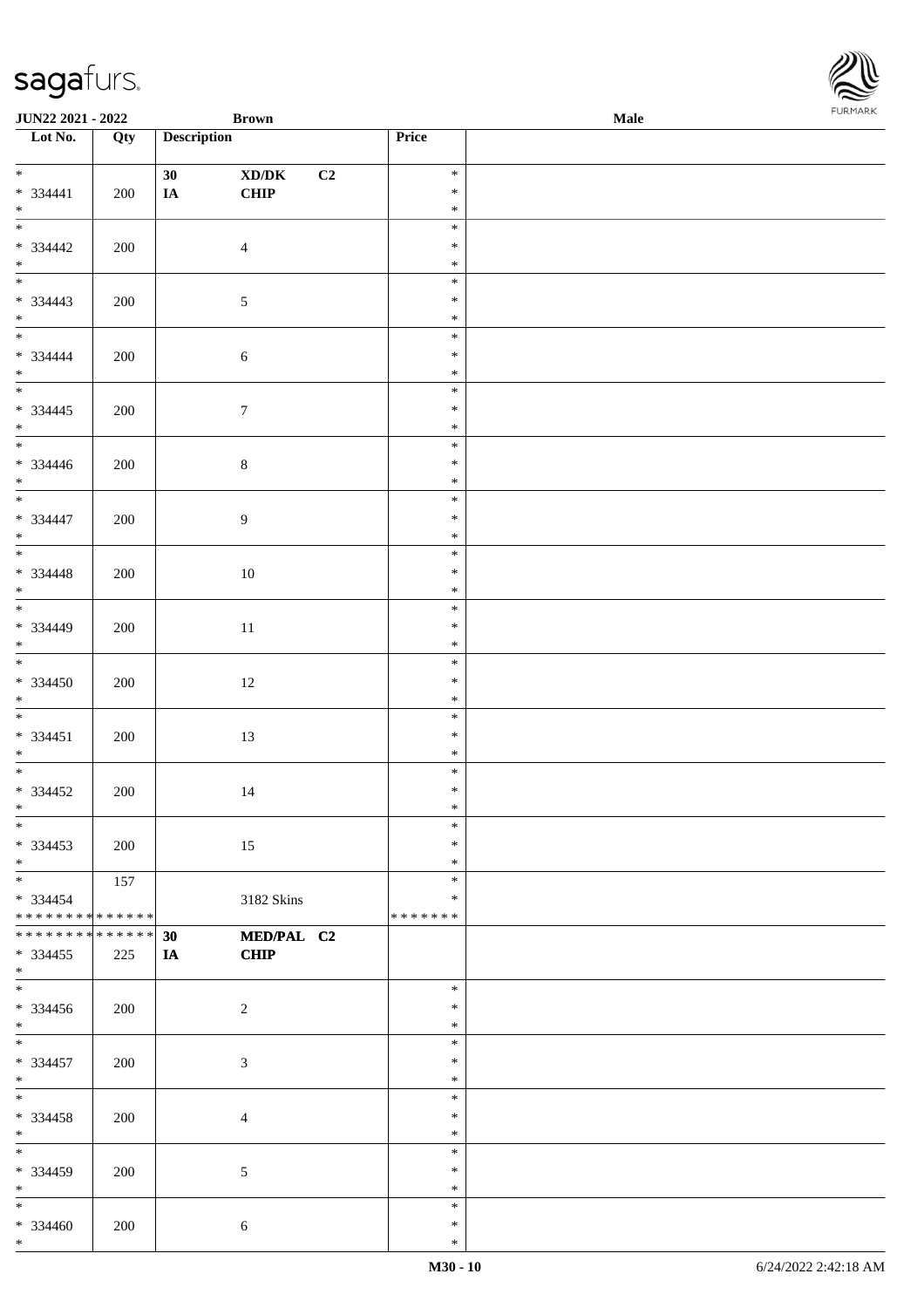JUN22 2021 - 2022 | Brown | Male

| Lot No. | Qty | Description | Price | |
|---|---|---|---|---|
| * 334441 * | 200 | 30 XD/DK C2 IA CHIP | * * * | |
| * 334442 * | 200 | 4 | * * * | |
| * 334443 * | 200 | 5 | * * * | |
| * 334444 * | 200 | 6 | * * * | |
| * 334445 * | 200 | 7 | * * * | |
| * 334446 * | 200 | 8 | * * * | |
| * 334447 * | 200 | 9 | * * * | |
| * 334448 * | 200 | 10 | * * * | |
| * 334449 * | 200 | 11 | * * * | |
| * 334450 * | 200 | 12 | * * * | |
| * 334451 * | 200 | 13 | * * * | |
| * 334452 * | 200 | 14 | * * * | |
| * 334453 * | 200 | 15 | * * * | |
| * 334454 * * * * * * * * * * * * * * | 157 | 3182 Skins | * * * * * * * * * | |
| * * * * * * * * * * * * * * 334455 * | 225 | 30 MED/PAL C2 IA CHIP | | |
| * 334456 * | 200 | 2 | * * * | |
| * 334457 * | 200 | 3 | * * * | |
| * 334458 * | 200 | 4 | * * * | |
| * 334459 * | 200 | 5 | * * * | |
| * 334460 * | 200 | 6 | * * * | |

M30 - 10 | 6/24/2022 2:42:18 AM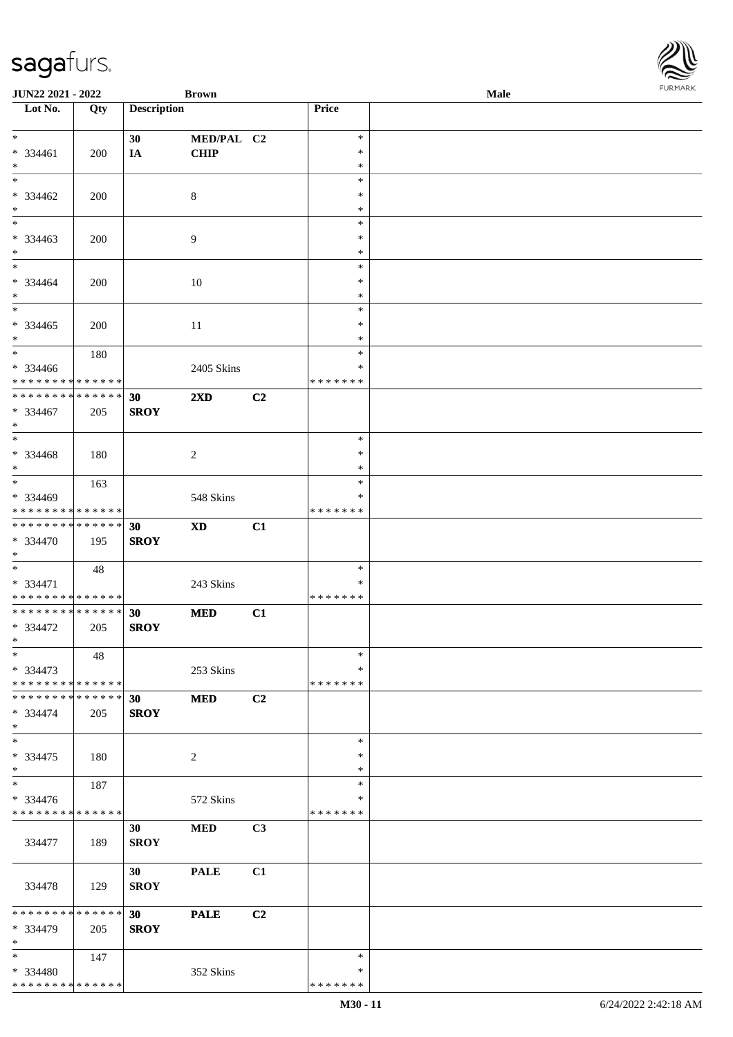**JUN22 2021 - 2022** | **Brown** | **Male**

| Lot No. | Qty | Description | | | Price | |
|---|---|---|---|---|---|---|
| * | | 30 | MED/PAL | C2 | * | |
| * 334461 | 200 | IA | CHIP | | * | |
| * | | | | | * | |
| * | | | | | * | |
| * 334462 | 200 | | 8 | | * | |
| * | | | | | * | |
| * | | | | | * | |
| * 334463 | 200 | | 9 | | * | |
| * | | | | | * | |
| * | | | | | * | |
| * 334464 | 200 | | 10 | | * | |
| * | | | | | * | |
| * | | | | | * | |
| * 334465 | 200 | | 11 | | * | |
| * | | | | | * | |
| * | 180 | | | | * | |
| * 334466 | | | 2405 Skins | | * | |
| * * * * * * * * * * * * * * | | | | | * * * * * * * | |
| * * * * * * * * * * * * * * | | 30 | 2XD | C2 | | |
| * 334467 | 205 | SROY | | | | |
| * | | | | | | |
| * | | | | | * | |
| * 334468 | 180 | | 2 | | * | |
| * | | | | | * | |
| * | 163 | | | | * | |
| * 334469 | | | 548 Skins | | * | |
| * * * * * * * * * * * * * * | | | | | * * * * * * * | |
| * * * * * * * * * * * * * * | | 30 | XD | C1 | | |
| * 334470 | 195 | SROY | | | | |
| * | | | | | | |
| * | 48 | | | | * | |
| * 334471 | | | 243 Skins | | * | |
| * * * * * * * * * * * * * * | | | | | * * * * * * * | |
| * * * * * * * * * * * * * * | | 30 | MED | C1 | | |
| * 334472 | 205 | SROY | | | | |
| * | | | | | | |
| * | 48 | | | | * | |
| * 334473 | | | 253 Skins | | * | |
| * * * * * * * * * * * * * * | | | | | * * * * * * * | |
| * * * * * * * * * * * * * * | | 30 | MED | C2 | | |
| * 334474 | 205 | SROY | | | | |
| * | | | | | | |
| * | | | | | * | |
| * 334475 | 180 | | 2 | | * | |
| * | | | | | * | |
| * | 187 | | | | * | |
| * 334476 | | | 572 Skins | | * | |
| * * * * * * * * * * * * * * | | | | | * * * * * * * | |
| 334477 | 189 | 30 SROY | MED | C3 | | |
| 334478 | 129 | 30 SROY | PALE | C1 | | |
| * * * * * * * * * * * * * * | | 30 | PALE | C2 | | |
| * 334479 | 205 | SROY | | | | |
| * | | | | | | |
| * | 147 | | | | * | |
| * 334480 | | | 352 Skins | | * | |
| * * * * * * * * * * * * * * | | | | | * * * * * * * | |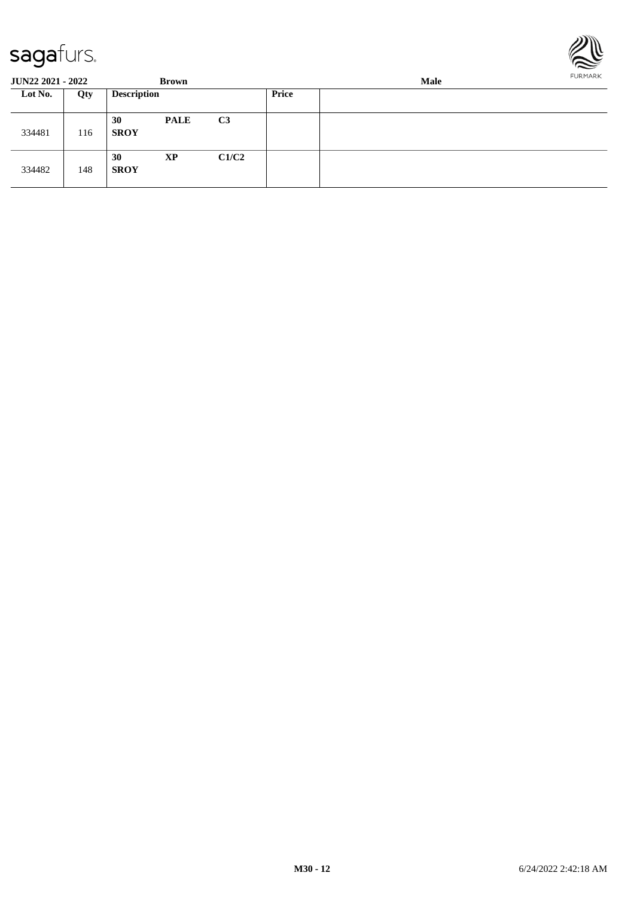| JUN22 2021 - 2022 | | Brown | | | Male |
|---|---|---|---|---|---|
| **Lot No.** | **Qty** | **Description** | | | **Price** |
| 334481 | 116 | **30** **SROY** | **PALE** | **C3** | |
| 334482 | 148 | **30** **SROY** | **XP** | **C1/C2** | |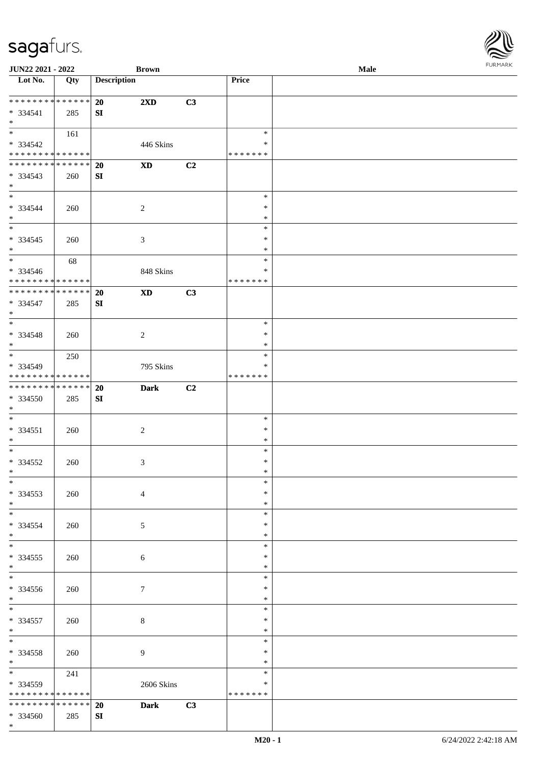| Lot No. | Qty | Description | | | Price | |
|---|---|---|---|---|---|---|
| ************** | | 20 | 2XD | C3 | | |
| * 334541 | 285 | SI | | | | |
| * | | | | | | |
| * | 161 | | | | * | |
| * 334542 | | | 446 Skins | | * | |
| ************** | | | | | ******* | |
| ************** | | 20 | XD | C2 | | |
| * 334543 | 260 | SI | | | | |
| * | | | | | | |
| * | | | | | * | |
| * 334544 | 260 | | 2 | | * | |
| * | | | | | * | |
| * | | | | | * | |
| * 334545 | 260 | | 3 | | * | |
| * | | | | | * | |
| * | 68 | | | | * | |
| * 334546 | | | 848 Skins | | * | |
| ************** | | | | | ******* | |
| ************** | | 20 | XD | C3 | | |
| * 334547 | 285 | SI | | | | |
| * | | | | | | |
| * | | | | | * | |
| * 334548 | 260 | | 2 | | * | |
| * | | | | | * | |
| * | 250 | | | | * | |
| * 334549 | | | 795 Skins | | * | |
| ************** | | | | | ******* | |
| ************** | | 20 | Dark | C2 | | |
| * 334550 | 285 | SI | | | | |
| * | | | | | | |
| * | | | | | * | |
| * 334551 | 260 | | 2 | | * | |
| * | | | | | * | |
| * | | | | | * | |
| * 334552 | 260 | | 3 | | * | |
| * | | | | | * | |
| * | | | | | * | |
| * 334553 | 260 | | 4 | | * | |
| * | | | | | * | |
| * | | | | | * | |
| * 334554 | 260 | | 5 | | * | |
| * | | | | | * | |
| * | | | | | * | |
| * 334555 | 260 | | 6 | | * | |
| * | | | | | * | |
| * | | | | | * | |
| * 334556 | 260 | | 7 | | * | |
| * | | | | | * | |
| * | | | | | * | |
| * 334557 | 260 | | 8 | | * | |
| * | | | | | * | |
| * | | | | | * | |
| * 334558 | 260 | | 9 | | * | |
| * | | | | | * | |
| * | 241 | | | | * | |
| * 334559 | | | 2606 Skins | | * | |
| ************** | | | | | ******* | |
| ************** | | 20 | Dark | C3 | | |
| * 334560 | 285 | SI | | | | |
| * | | | | | | |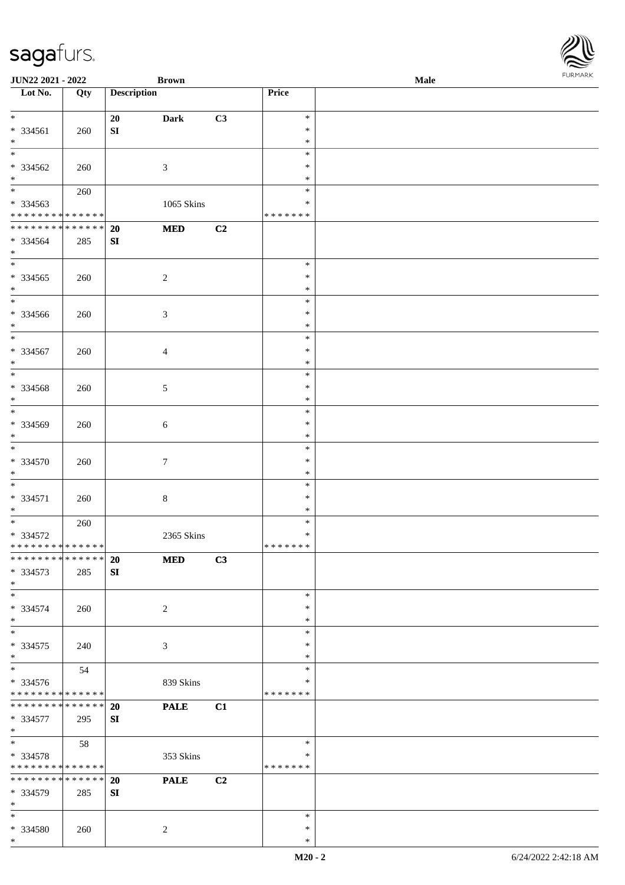| Lot No. | Qty | Description | | | Price | |
|---|---|---|---|---|---|---|
| * | | 20 | Dark | C3 | * | |
| * 334561 | 260 | SI | | | * | |
| * | | | | | * | |
| * | | | | | * | |
| * 334562 | 260 | | 3 | | * | |
| * | | | | | * | |
| * | 260 | | | | * | |
| * 334563 | | | 1065 Skins | | * | |
| * * * * * * * * * * * * * * | | | | | * * * * * * * | |
| * * * * * * * * * * * * * * | | 20 | MED | C2 | | |
| * 334564 | 285 | SI | | | | |
| * | | | | | | |
| * | | | | | * | |
| * 334565 | 260 | | 2 | | * | |
| * | | | | | * | |
| * | | | | | * | |
| * 334566 | 260 | | 3 | | * | |
| * | | | | | * | |
| * | | | | | * | |
| * 334567 | 260 | | 4 | | * | |
| * | | | | | * | |
| * | | | | | * | |
| * 334568 | 260 | | 5 | | * | |
| * | | | | | * | |
| * | | | | | * | |
| * 334569 | 260 | | 6 | | * | |
| * | | | | | * | |
| * | | | | | * | |
| * 334570 | 260 | | 7 | | * | |
| * | | | | | * | |
| * | | | | | * | |
| * 334571 | 260 | | 8 | | * | |
| * | | | | | * | |
| * | 260 | | | | * | |
| * 334572 | | | 2365 Skins | | * | |
| * * * * * * * * * * * * * * | | | | | * * * * * * * | |
| * * * * * * * * * * * * * * | | 20 | MED | C3 | | |
| * 334573 | 285 | SI | | | | |
| * | | | | | | |
| * | | | | | * | |
| * 334574 | 260 | | 2 | | * | |
| * | | | | | * | |
| * | | | | | * | |
| * 334575 | 240 | | 3 | | * | |
| * | | | | | * | |
| * | 54 | | | | * | |
| * 334576 | | | 839 Skins | | * | |
| * * * * * * * * * * * * * * | | | | | * * * * * * * | |
| * * * * * * * * * * * * * * | | 20 | PALE | C1 | | |
| * 334577 | 295 | SI | | | | |
| * | | | | | | |
| * | 58 | | | | * | |
| * 334578 | | | 353 Skins | | * | |
| * * * * * * * * * * * * * * | | | | | * * * * * * * | |
| * * * * * * * * * * * * * * | | 20 | PALE | C2 | | |
| * 334579 | 285 | SI | | | | |
| * | | | | | | |
| * | | | | | * | |
| * 334580 | 260 | | 2 | | * | |
| * | | | | | * | |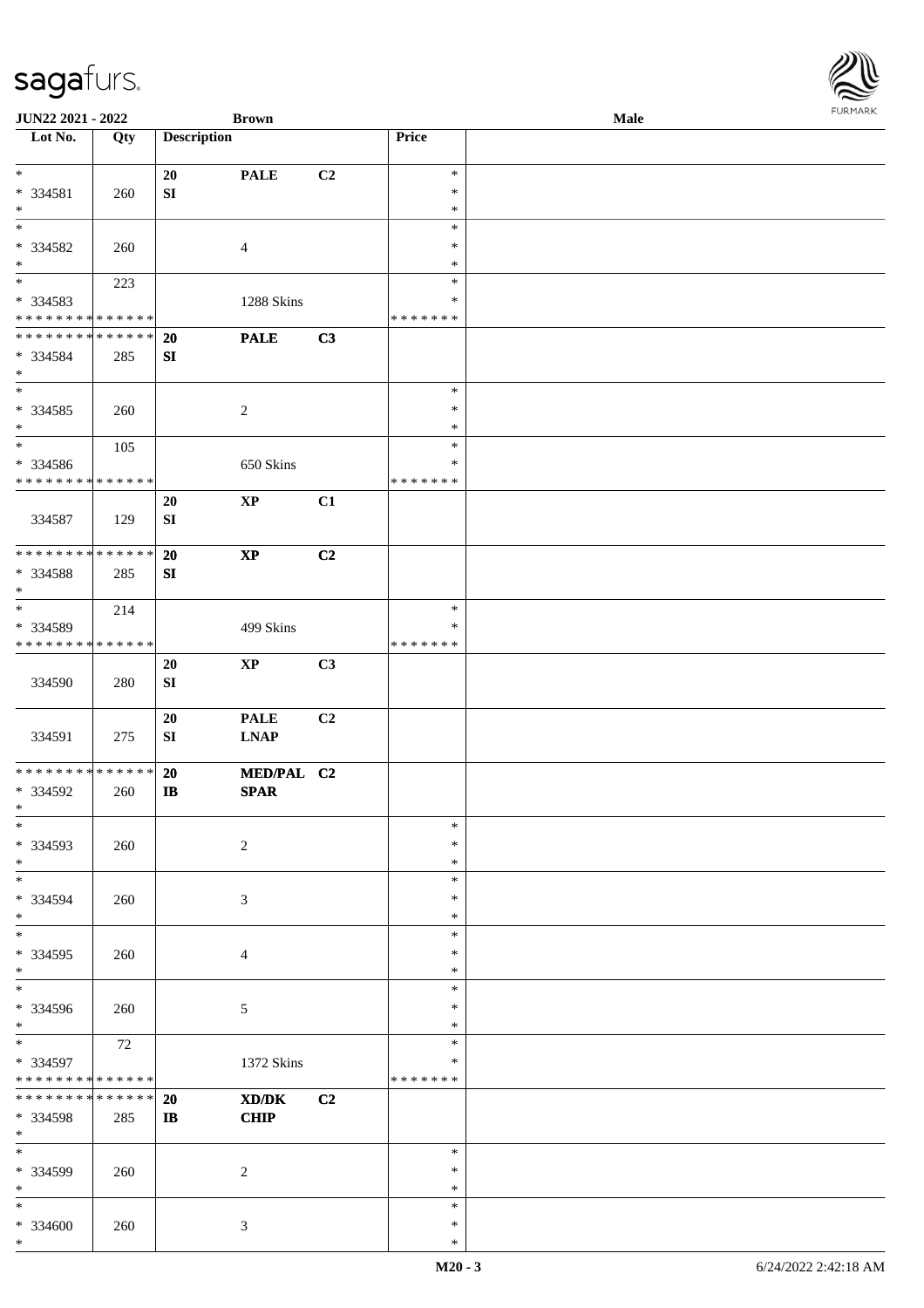**JUN22 2021 - 2022** **Brown** **Male**

| Lot No. | Qty | Description | | | Price | |
|---|---|---|---|---|---|---|
| * 334581 * | 260 | 20 SI | PALE | C2 | * * * | |
| * 334582 * | 260 | | 4 | | * * * | |
| * 334583 * * * * * * * * * * * * * * | 223 | | 1288 Skins | | * * * * * * * * | |
| * * * * * * * * * * * * * * 334584 * | 285 | 20 SI | PALE | C3 | | |
| * 334585 * | 260 | | 2 | | * * * | |
| * 334586 * * * * * * * * * * * * * * | 105 | | 650 Skins | | * * * * * * * * | |
| 334587 | 129 | 20 SI | XP | C1 | | |
| * * * * * * * * * * * * * * 334588 * | 285 | 20 SI | XP | C2 | | |
| * 334589 * * * * * * * * * * * * * * | 214 | | 499 Skins | | * * * * * * * * | |
| 334590 | 280 | 20 SI | XP | C3 | | |
| 334591 | 275 | 20 SI | PALE LNAP | C2 | | |
| * * * * * * * * * * * * * * 334592 * | 260 | 20 IB | MED/PAL SPAR | C2 | | |
| * 334593 * | 260 | | 2 | | * * * | |
| * 334594 * | 260 | | 3 | | * * * | |
| * 334595 * | 260 | | 4 | | * * * | |
| * 334596 * | 260 | | 5 | | * * * | |
| * 334597 * * * * * * * * * * * * * * | 72 | | 1372 Skins | | * * * * * * * * | |
| * * * * * * * * * * * * * * 334598 * | 285 | 20 IB | XD/DK CHIP | C2 | | |
| * 334599 * | 260 | | 2 | | * * * | |
| * 334600 * | 260 | | 3 | | * * * | |

M20 - 3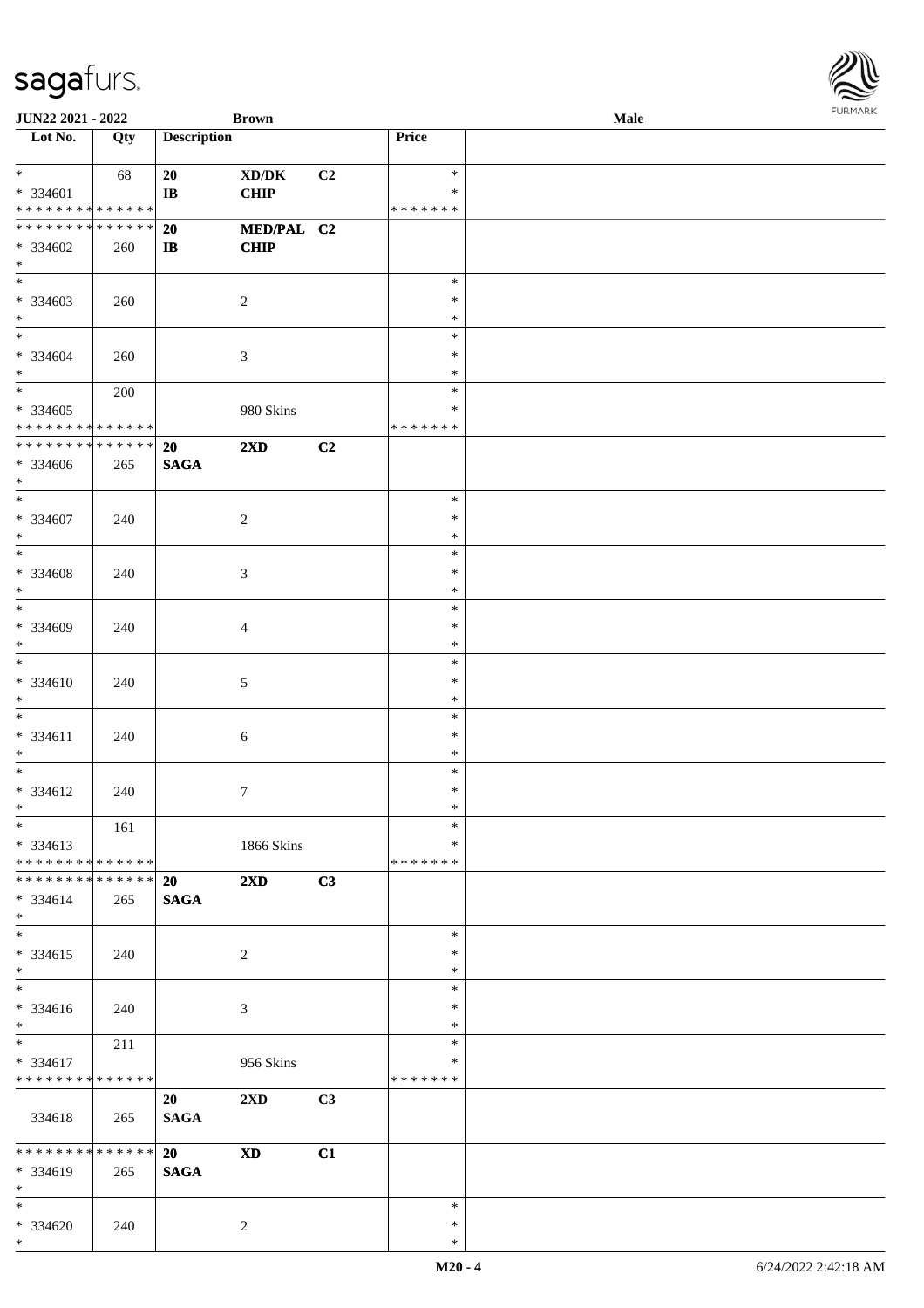| Lot No. | Qty | Description | | | Price | |
|---|---|---|---|---|---|---|
| * | 68 | **20** | **XD/DK** | **C2** | * | |
| * 334601 | | **IB** | **CHIP** | | * | |
| * * * * * * * * * * * * * * | | | | | * * * * * * * | |
| * * * * * * * * * * * * * * | | **20** | **MED/PAL** | **C2** | | |
| * 334602 | 260 | **IB** | **CHIP** | | | |
| * | | | | | | |
| * | | | | | * | |
| * 334603 | 260 | | 2 | | * | |
| * | | | | | * | |
| * | | | | | * | |
| * 334604 | 260 | | 3 | | * | |
| * | | | | | * | |
| * | 200 | | | | * | |
| * 334605 | | | 980 Skins | | * | |
| * * * * * * * * * * * * * * | | | | | * * * * * * * | |
| * * * * * * * * * * * * * * | | **20** | **2XD** | **C2** | | |
| * 334606 | 265 | **SAGA** | | | | |
| * | | | | | | |
| * | | | | | * | |
| * 334607 | 240 | | 2 | | * | |
| * | | | | | * | |
| * | | | | | * | |
| * 334608 | 240 | | 3 | | * | |
| * | | | | | * | |
| * | | | | | * | |
| * 334609 | 240 | | 4 | | * | |
| * | | | | | * | |
| * | | | | | * | |
| * 334610 | 240 | | 5 | | * | |
| * | | | | | * | |
| * | | | | | * | |
| * 334611 | 240 | | 6 | | * | |
| * | | | | | * | |
| * | | | | | * | |
| * 334612 | 240 | | 7 | | * | |
| * | | | | | * | |
| * | 161 | | | | * | |
| * 334613 | | | 1866 Skins | | * | |
| * * * * * * * * * * * * * * | | | | | * * * * * * * | |
| * * * * * * * * * * * * * * | | **20** | **2XD** | **C3** | | |
| * 334614 | 265 | **SAGA** | | | | |
| * | | | | | | |
| * | | | | | * | |
| * 334615 | 240 | | 2 | | * | |
| * | | | | | * | |
| * | | | | | * | |
| * 334616 | 240 | | 3 | | * | |
| * | | | | | * | |
| * | 211 | | | | * | |
| * 334617 | | | 956 Skins | | * | |
| * * * * * * * * * * * * * * | | | | | * * * * * * * | |
| | | **20** | **2XD** | **C3** | | |
| 334618 | 265 | **SAGA** | | | | |
| * * * * * * * * * * * * * * | | **20** | **XD** | **C1** | | |
| * 334619 | 265 | **SAGA** | | | | |
| * | | | | | | |
| * | | | | | * | |
| * 334620 | 240 | | 2 | | * | |
| * | | | | | * | |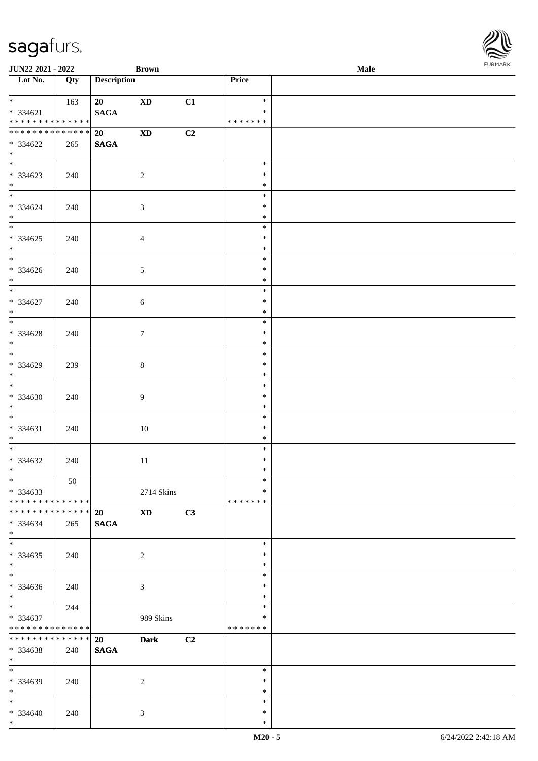JUN22 2021 - 2022 | Brown | Male

| Lot No. | Qty | Description | | | Price | |
|---|---|---|---|---|---|---|
| * <br> * 334621 <br> * * * * * * * * * * * * * * | 163 | 20 <br> SAGA | XD | C1 | * <br> * <br> * * * * * * * | |
| * * * * * * * * * * * * * * <br> * 334622 <br> * | 265 | 20 <br> SAGA | XD | C2 | | |
| * <br> * 334623 <br> * | 240 | | 2 | | * <br> * <br> * | |
| * <br> * 334624 <br> * | 240 | | 3 | | * <br> * <br> * | |
| * <br> * 334625 <br> * | 240 | | 4 | | * <br> * <br> * | |
| * <br> * 334626 <br> * | 240 | | 5 | | * <br> * <br> * | |
| * <br> * 334627 <br> * | 240 | | 6 | | * <br> * <br> * | |
| * <br> * 334628 <br> * | 240 | | 7 | | * <br> * <br> * | |
| * <br> * 334629 <br> * | 239 | | 8 | | * <br> * <br> * | |
| * <br> * 334630 <br> * | 240 | | 9 | | * <br> * <br> * | |
| * <br> * 334631 <br> * | 240 | | 10 | | * <br> * <br> * | |
| * <br> * 334632 <br> * | 240 | | 11 | | * <br> * <br> * | |
| * <br> * 334633 <br> * * * * * * * * * * * * * * | 50 | | 2714 Skins | | * <br> * <br> * * * * * * * | |
| * * * * * * * * * * * * * * <br> * 334634 <br> * | 265 | 20 <br> SAGA | XD | C3 | | |
| * <br> * 334635 <br> * | 240 | | 2 | | * <br> * <br> * | |
| * <br> * 334636 <br> * | 240 | | 3 | | * <br> * <br> * | |
| * <br> * 334637 <br> * * * * * * * * * * * * * * | 244 | | 989 Skins | | * <br> * <br> * * * * * * * | |
| * * * * * * * * * * * * * * <br> * 334638 <br> * | 240 | 20 <br> SAGA | Dark | C2 | | |
| * <br> * 334639 <br> * | 240 | | 2 | | * <br> * <br> * | |
| * <br> * 334640 <br> * | 240 | | 3 | | * <br> * <br> * | |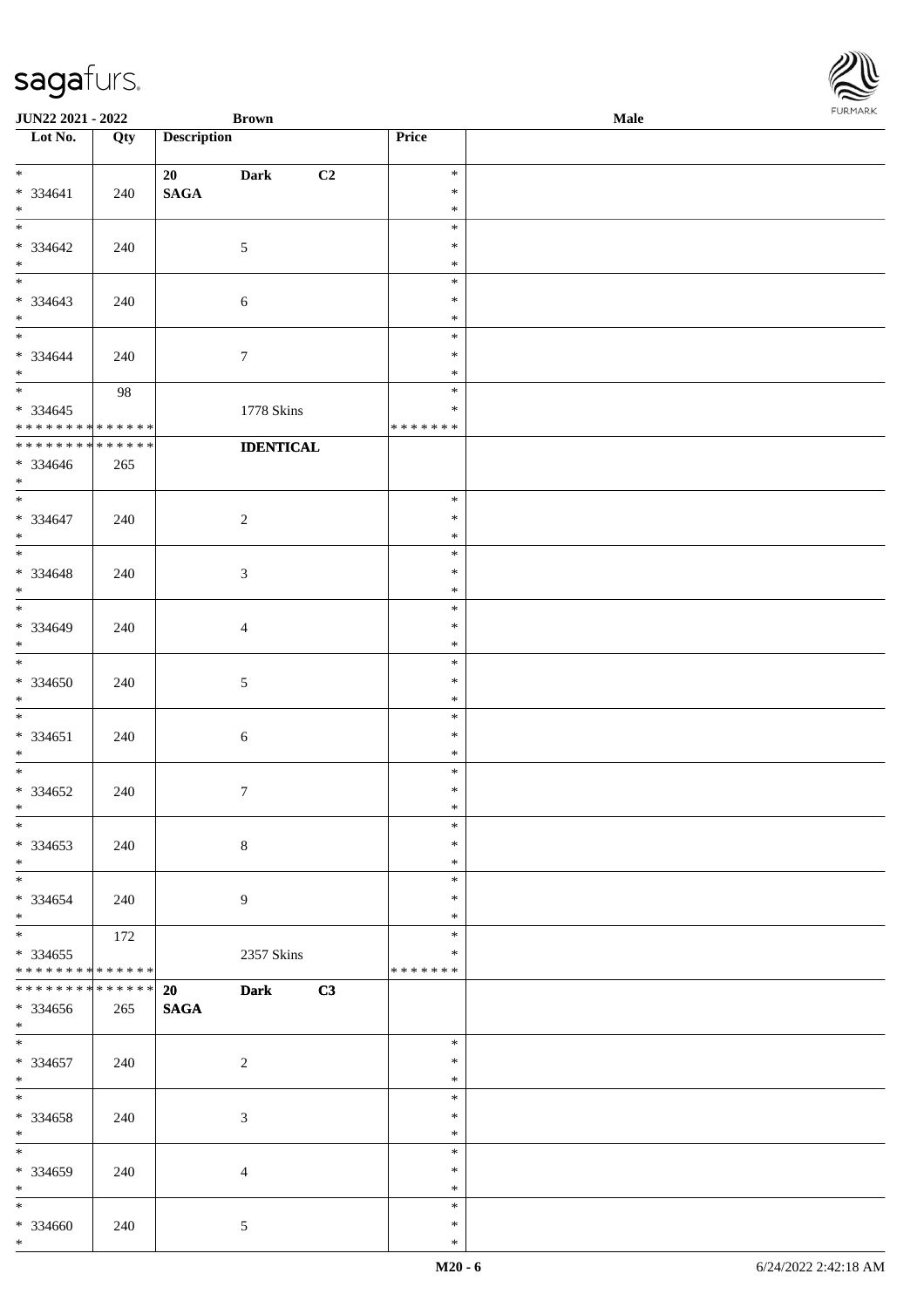| Lot No. | Qty | Description | Price | |
|---|---|---|---|---|
| * <br>* 334641<br>* | 240 | **20** **Dark** **C2**<br>**SAGA** | *<br>*<br>* | |
| * <br>* 334642<br>* | 240 | 5 | *<br>*<br>* | |
| * <br>* 334643<br>* | 240 | 6 | *<br>*<br>* | |
| * <br>* 334644<br>* | 240 | 7 | *<br>*<br>* | |
| * <br>* 334645<br>* * * * * * * * * * * * * * | 98 | 1778 Skins | *<br>*<br>* * * * * * * | |
| * * * * * * * * * * * * * *<br>* 334646<br>* | 265 | **IDENTICAL** | | |
| * <br>* 334647<br>* | 240 | 2 | *<br>*<br>* | |
| * <br>* 334648<br>* | 240 | 3 | *<br>*<br>* | |
| * <br>* 334649<br>* | 240 | 4 | *<br>*<br>* | |
| * <br>* 334650<br>* | 240 | 5 | *<br>*<br>* | |
| * <br>* 334651<br>* | 240 | 6 | *<br>*<br>* | |
| * <br>* 334652<br>* | 240 | 7 | *<br>*<br>* | |
| * <br>* 334653<br>* | 240 | 8 | *<br>*<br>* | |
| * <br>* 334654<br>* | 240 | 9 | *<br>*<br>* | |
| * <br>* 334655<br>* * * * * * * * * * * * * * | 172 | 2357 Skins | *<br>*<br>* * * * * * * | |
| * * * * * * * * * * * * * *<br>* 334656<br>* | 265 | **20** **Dark** **C3**<br>**SAGA** | | |
| * <br>* 334657<br>* | 240 | 2 | *<br>*<br>* | |
| * <br>* 334658<br>* | 240 | 3 | *<br>*<br>* | |
| * <br>* 334659<br>* | 240 | 4 | *<br>*<br>* | |
| * <br>* 334660<br>* | 240 | 5 | *<br>*<br>* | |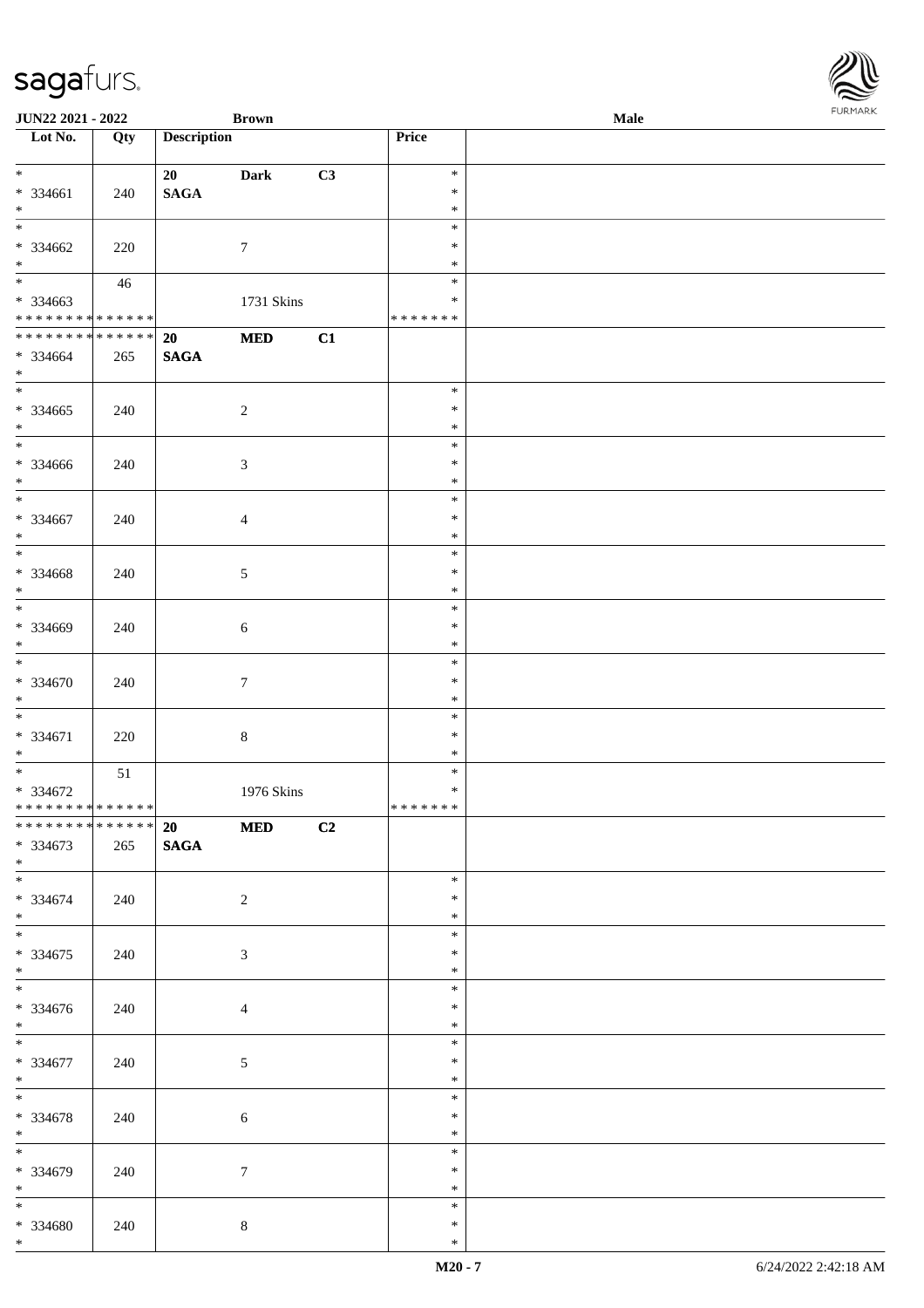| Lot No. | Qty | Description | | | Price | |
|---|---|---|---|---|---|---|
| * | | 20 | Dark | C3 | * | |
| * 334661 | 240 | SAGA | | | * | |
| * | | | | | * | |
| * | | | | | * | |
| * 334662 | 220 | | 7 | | * | |
| * | | | | | * | |
| * | 46 | | | | * | |
| * 334663 | | | 1731 Skins | | * | |
| * * * * * * * * * * * * * * | | | | | * * * * * * * | |
| * * * * * * * * * * * * * * | | 20 | MED | C1 | | |
| * 334664 | 265 | SAGA | | | | |
| * | | | | | | |
| * | | | | | * | |
| * 334665 | 240 | | 2 | | * | |
| * | | | | | * | |
| * | | | | | * | |
| * 334666 | 240 | | 3 | | * | |
| * | | | | | * | |
| * | | | | | * | |
| * 334667 | 240 | | 4 | | * | |
| * | | | | | * | |
| * | | | | | * | |
| * 334668 | 240 | | 5 | | * | |
| * | | | | | * | |
| * | | | | | * | |
| * 334669 | 240 | | 6 | | * | |
| * | | | | | * | |
| * | | | | | * | |
| * 334670 | 240 | | 7 | | * | |
| * | | | | | * | |
| * | | | | | * | |
| * 334671 | 220 | | 8 | | * | |
| * | | | | | * | |
| * | 51 | | | | * | |
| * 334672 | | | 1976 Skins | | * | |
| * * * * * * * * * * * * * * | | | | | * * * * * * * | |
| * * * * * * * * * * * * * * | | 20 | MED | C2 | | |
| * 334673 | 265 | SAGA | | | | |
| * | | | | | | |
| * | | | | | * | |
| * 334674 | 240 | | 2 | | * | |
| * | | | | | * | |
| * | | | | | * | |
| * 334675 | 240 | | 3 | | * | |
| * | | | | | * | |
| * | | | | | * | |
| * 334676 | 240 | | 4 | | * | |
| * | | | | | * | |
| * | | | | | * | |
| * 334677 | 240 | | 5 | | * | |
| * | | | | | * | |
| * | | | | | * | |
| * 334678 | 240 | | 6 | | * | |
| * | | | | | * | |
| * | | | | | * | |
| * 334679 | 240 | | 7 | | * | |
| * | | | | | * | |
| * | | | | | * | |
| * 334680 | 240 | | 8 | | * | |
| * | | | | | * | |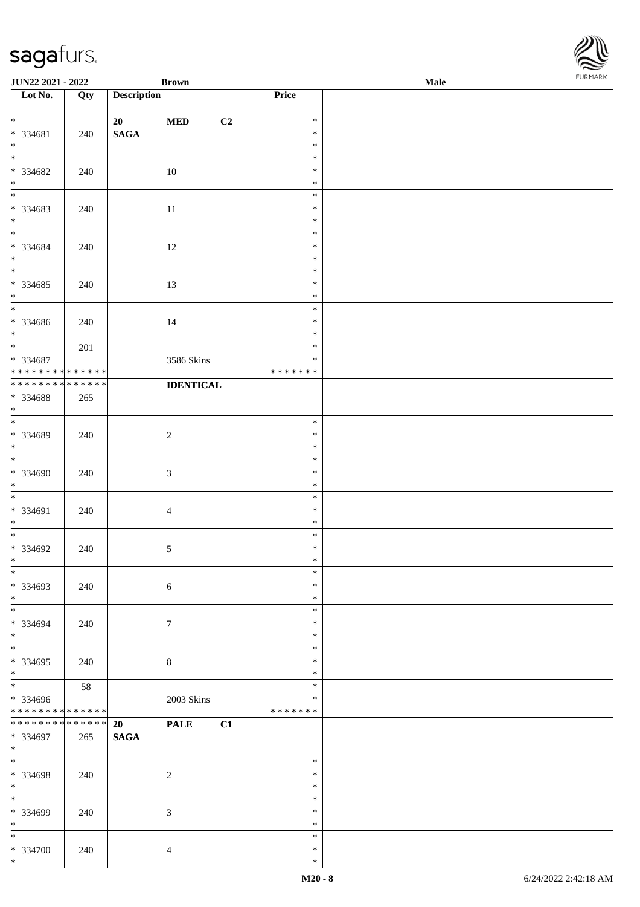| Lot No. | Qty | Description | Price | |
|---|---|---|---|---|
| * <br> * 334681 <br> * | 240 | **20 MED C2** <br> **SAGA** | * <br> * <br> * | |
| * <br> * 334682 <br> * | 240 | 10 | * <br> * <br> * | |
| * <br> * 334683 <br> * | 240 | 11 | * <br> * <br> * | |
| * <br> * 334684 <br> * | 240 | 12 | * <br> * <br> * | |
| * <br> * 334685 <br> * | 240 | 13 | * <br> * <br> * | |
| * <br> * 334686 <br> * | 240 | 14 | * <br> * <br> * | |
| * <br> * 334687 <br> * * * * * * * * * * * * * * | 201 | 3586 Skins | * <br> * <br> * * * * * * * | |
| * * * * * * * * * * * * * * <br> * 334688 <br> * | 265 | **IDENTICAL** | | |
| * <br> * 334689 <br> * | 240 | 2 | * <br> * <br> * | |
| * <br> * 334690 <br> * | 240 | 3 | * <br> * <br> * | |
| * <br> * 334691 <br> * | 240 | 4 | * <br> * <br> * | |
| * <br> * 334692 <br> * | 240 | 5 | * <br> * <br> * | |
| * <br> * 334693 <br> * | 240 | 6 | * <br> * <br> * | |
| * <br> * 334694 <br> * | 240 | 7 | * <br> * <br> * | |
| * <br> * 334695 <br> * | 240 | 8 | * <br> * <br> * | |
| * <br> * 334696 <br> * * * * * * * * * * * * * * | 58 | 2003 Skins | * <br> * <br> * * * * * * * | |
| * * * * * * * * * * * * * * <br> * 334697 <br> * | 265 | **20 PALE C1** <br> **SAGA** | | |
| * <br> * 334698 <br> * | 240 | 2 | * <br> * <br> * | |
| * <br> * 334699 <br> * | 240 | 3 | * <br> * <br> * | |
| * <br> * 334700 <br> * | 240 | 4 | * <br> * <br> * | |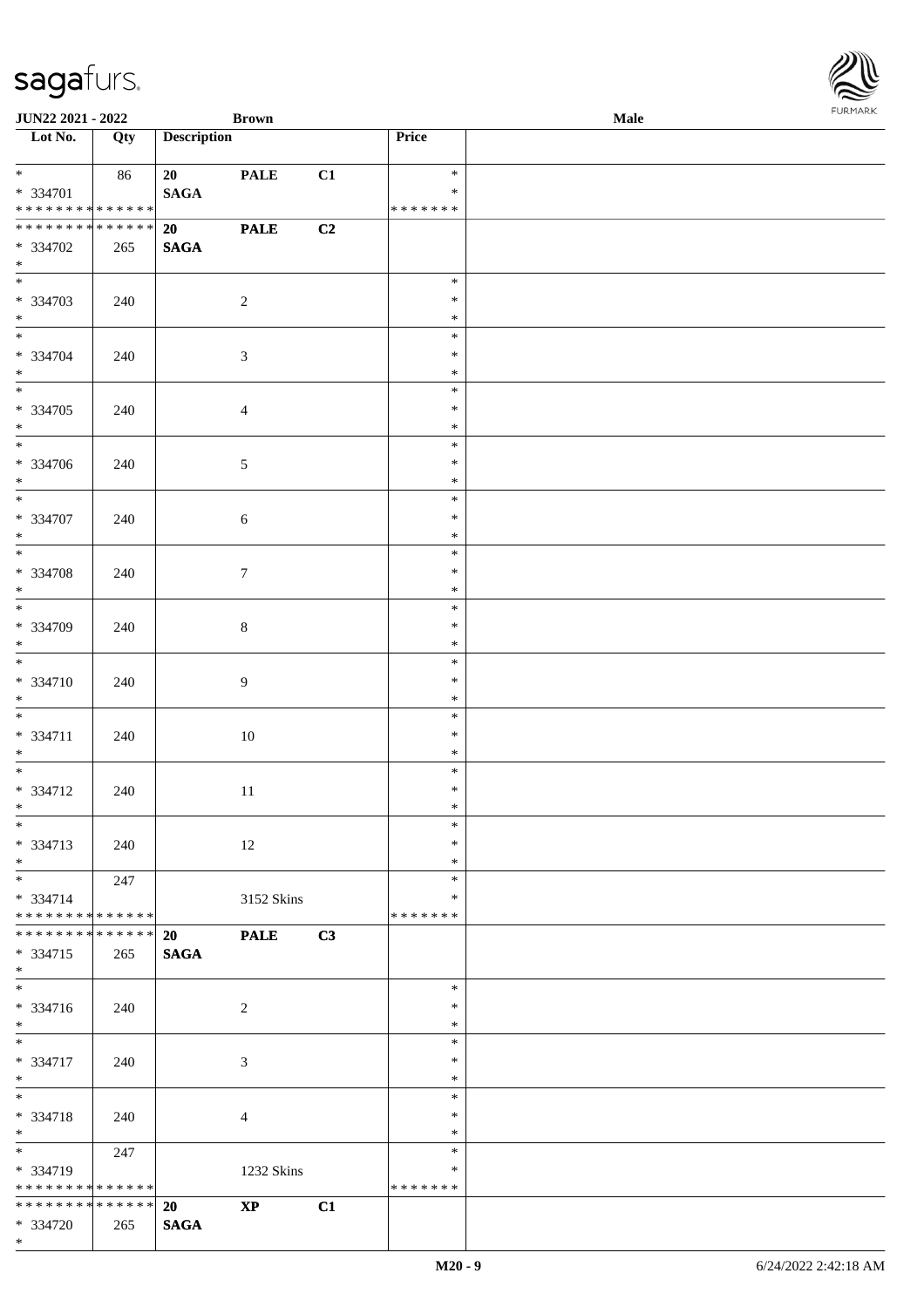| Lot No. | Qty | Description | | | Price | |
|---|---|---|---|---|---|---|
| * | 86 | 20 | PALE | C1 | * | |
| * 334701 | | SAGA | | | * | |
| * * * * * * * * * * * * * * | | | | | * * * * * * * | |
| * * * * * * * * * * * * * * | | 20 | PALE | C2 | | |
| * 334702 | 265 | SAGA | | | | |
| * | | | | | | |
| * | | | | | * | |
| * 334703 | 240 | | 2 | | * | |
| * | | | | | * | |
| * | | | | | * | |
| * 334704 | 240 | | 3 | | * | |
| * | | | | | * | |
| * | | | | | * | |
| * 334705 | 240 | | 4 | | * | |
| * | | | | | * | |
| * | | | | | * | |
| * 334706 | 240 | | 5 | | * | |
| * | | | | | * | |
| * | | | | | * | |
| * 334707 | 240 | | 6 | | * | |
| * | | | | | * | |
| * | | | | | * | |
| * 334708 | 240 | | 7 | | * | |
| * | | | | | * | |
| * | | | | | * | |
| * 334709 | 240 | | 8 | | * | |
| * | | | | | * | |
| * | | | | | * | |
| * 334710 | 240 | | 9 | | * | |
| * | | | | | * | |
| * | | | | | * | |
| * 334711 | 240 | | 10 | | * | |
| * | | | | | * | |
| * | | | | | * | |
| * 334712 | 240 | | 11 | | * | |
| * | | | | | * | |
| * | | | | | * | |
| * 334713 | 240 | | 12 | | * | |
| * | | | | | * | |
| * | 247 | | | | * | |
| * 334714 | | | 3152 Skins | | * | |
| * * * * * * * * * * * * * * | | | | | * * * * * * * | |
| * * * * * * * * * * * * * * | | 20 | PALE | C3 | | |
| * 334715 | 265 | SAGA | | | | |
| * | | | | | | |
| * | | | | | * | |
| * 334716 | 240 | | 2 | | * | |
| * | | | | | * | |
| * | | | | | * | |
| * 334717 | 240 | | 3 | | * | |
| * | | | | | * | |
| * | | | | | * | |
| * 334718 | 240 | | 4 | | * | |
| * | | | | | * | |
| * | 247 | | | | * | |
| * 334719 | | | 1232 Skins | | * | |
| * * * * * * * * * * * * * * | | | | | * * * * * * * | |
| * * * * * * * * * * * * * * | | 20 | XP | C1 | | |
| * 334720 | 265 | SAGA | | | | |
| * | | | | | | |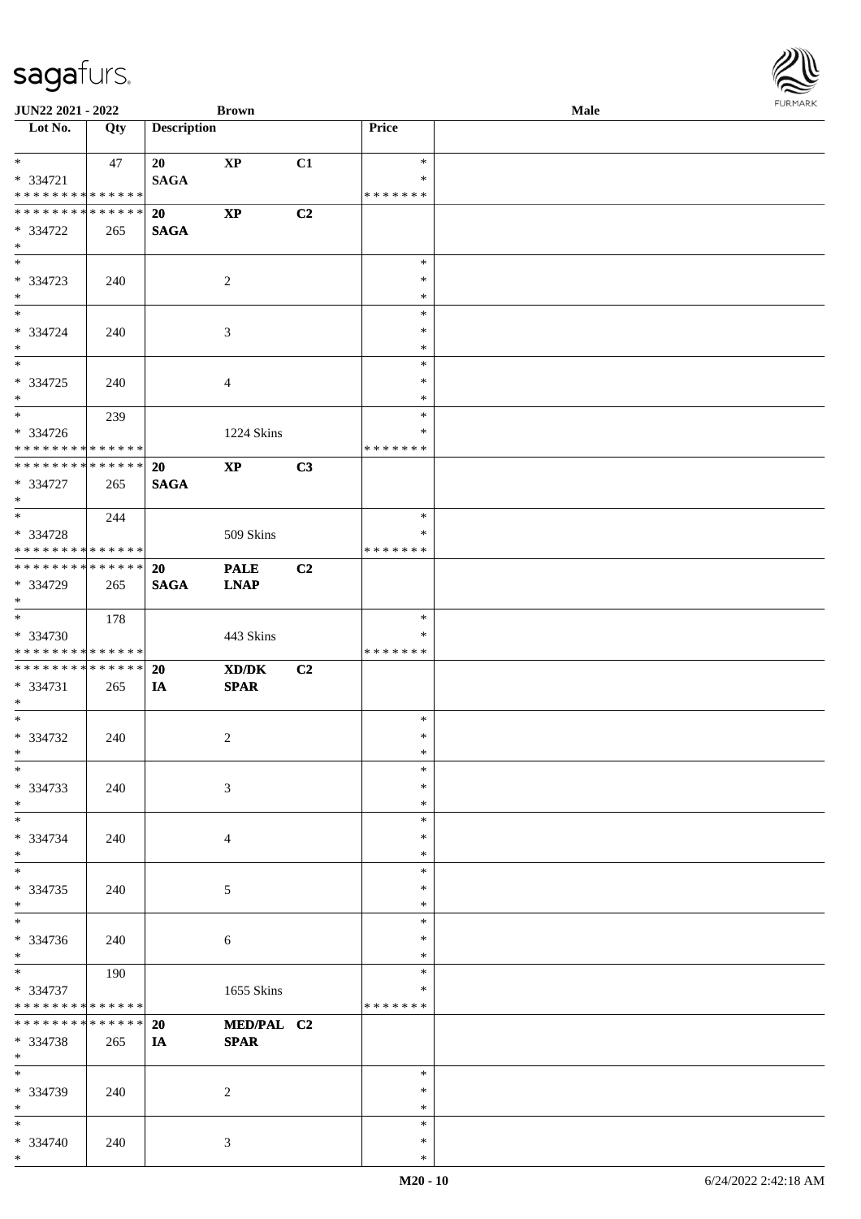**JUN22 2021 - 2022** **Brown** **Male**

| Lot No. | Qty | Description | | | Price | |
|---|---|---|---|---|---|---|
| * <br> * 334721 <br> * * * * * * * * * * * * * * | 47 | 20 <br> SAGA | XP | C1 | * <br> * <br> * * * * * * * | |
| * * * * * * * * * * * * * * <br> * 334722 <br> * | 265 | 20 <br> SAGA | XP | C2 | | |
| * <br> * 334723 <br> * | 240 | | 2 | | * <br> * <br> * | |
| * <br> * 334724 <br> * | 240 | | 3 | | * <br> * <br> * | |
| * <br> * 334725 <br> * | 240 | | 4 | | * <br> * <br> * | |
| * <br> * 334726 <br> * * * * * * * * * * * * * * | 239 | | 1224 Skins | | * <br> * <br> * * * * * * * | |
| * * * * * * * * * * * * * * <br> * 334727 <br> * | 265 | 20 <br> SAGA | XP | C3 | | |
| * <br> * 334728 <br> * * * * * * * * * * * * * * | 244 | | 509 Skins | | * <br> * <br> * * * * * * * | |
| * * * * * * * * * * * * * * <br> * 334729 <br> * | 265 | 20 <br> SAGA | PALE <br> LNAP | C2 | | |
| * <br> * 334730 <br> * * * * * * * * * * * * * * | 178 | | 443 Skins | | * <br> * <br> * * * * * * * | |
| * * * * * * * * * * * * * * <br> * 334731 <br> * | 265 | 20 <br> IA | XD/DK <br> SPAR | C2 | | |
| * <br> * 334732 <br> * | 240 | | 2 | | * <br> * <br> * | |
| * <br> * 334733 <br> * | 240 | | 3 | | * <br> * <br> * | |
| * <br> * 334734 <br> * | 240 | | 4 | | * <br> * <br> * | |
| * <br> * 334735 <br> * | 240 | | 5 | | * <br> * <br> * | |
| * <br> * 334736 <br> * | 240 | | 6 | | * <br> * <br> * | |
| * <br> * 334737 <br> * * * * * * * * * * * * * * | 190 | | 1655 Skins | | * <br> * <br> * * * * * * * | |
| * * * * * * * * * * * * * * <br> * 334738 <br> * | 265 | 20 <br> IA | MED/PAL <br> SPAR | C2 | | |
| * <br> * 334739 <br> * | 240 | | 2 | | * <br> * <br> * | |
| * <br> * 334740 <br> * | 240 | | 3 | | * <br> * <br> * | |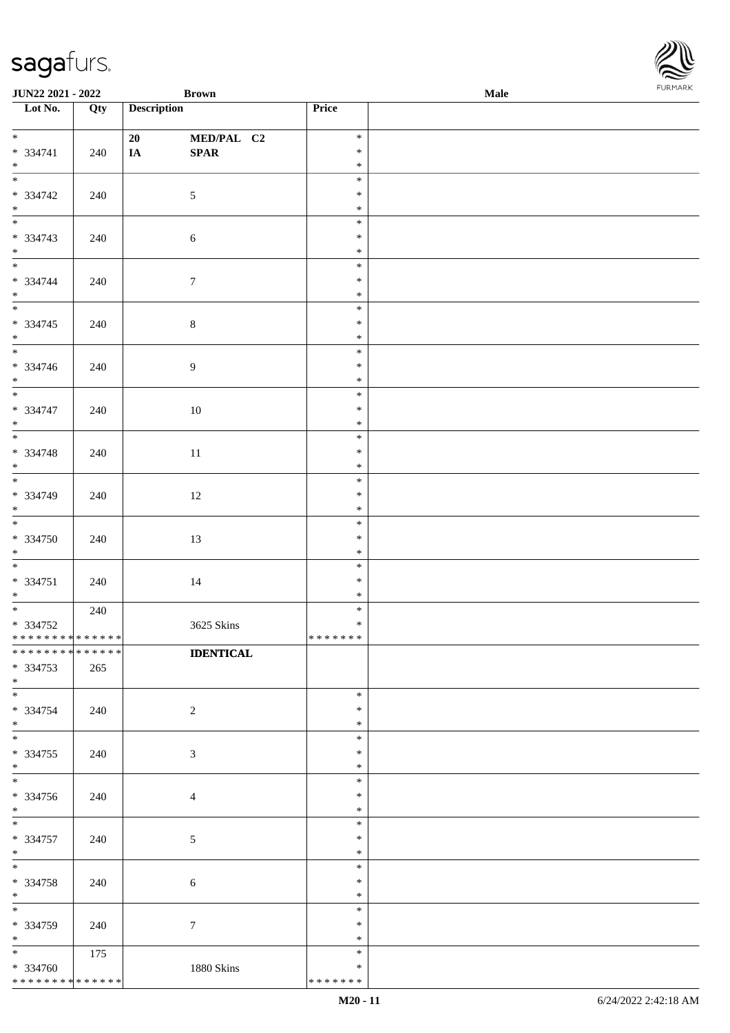| Lot No. | Qty | Description | Price | |
|---|---|---|---|---|
| * <br> * 334741 <br> * | 240 | 20 MED/PAL C2 <br> IA SPAR | * <br> * <br> * | |
| * <br> * 334742 <br> * | 240 | 5 | * <br> * <br> * | |
| * <br> * 334743 <br> * | 240 | 6 | * <br> * <br> * | |
| * <br> * 334744 <br> * | 240 | 7 | * <br> * <br> * | |
| * <br> * 334745 <br> * | 240 | 8 | * <br> * <br> * | |
| * <br> * 334746 <br> * | 240 | 9 | * <br> * <br> * | |
| * <br> * 334747 <br> * | 240 | 10 | * <br> * <br> * | |
| * <br> * 334748 <br> * | 240 | 11 | * <br> * <br> * | |
| * <br> * 334749 <br> * | 240 | 12 | * <br> * <br> * | |
| * <br> * 334750 <br> * | 240 | 13 | * <br> * <br> * | |
| * <br> * 334751 <br> * | 240 | 14 | * <br> * <br> * | |
| * <br> * 334752 <br> * * * * * * * * * * * * * * | 240 | 3625 Skins | * <br> * <br> * * * * * * * | |
| * * * * * * * * * * * * * * <br> * 334753 <br> * | 265 | **IDENTICAL** | | |
| * <br> * 334754 <br> * | 240 | 2 | * <br> * <br> * | |
| * <br> * 334755 <br> * | 240 | 3 | * <br> * <br> * | |
| * <br> * 334756 <br> * | 240 | 4 | * <br> * <br> * | |
| * <br> * 334757 <br> * | 240 | 5 | * <br> * <br> * | |
| * <br> * 334758 <br> * | 240 | 6 | * <br> * <br> * | |
| * <br> * 334759 <br> * | 240 | 7 | * <br> * <br> * | |
| * <br> * 334760 <br> * * * * * * * * * * * * * * | 175 | 1880 Skins | * <br> * <br> * * * * * * * | |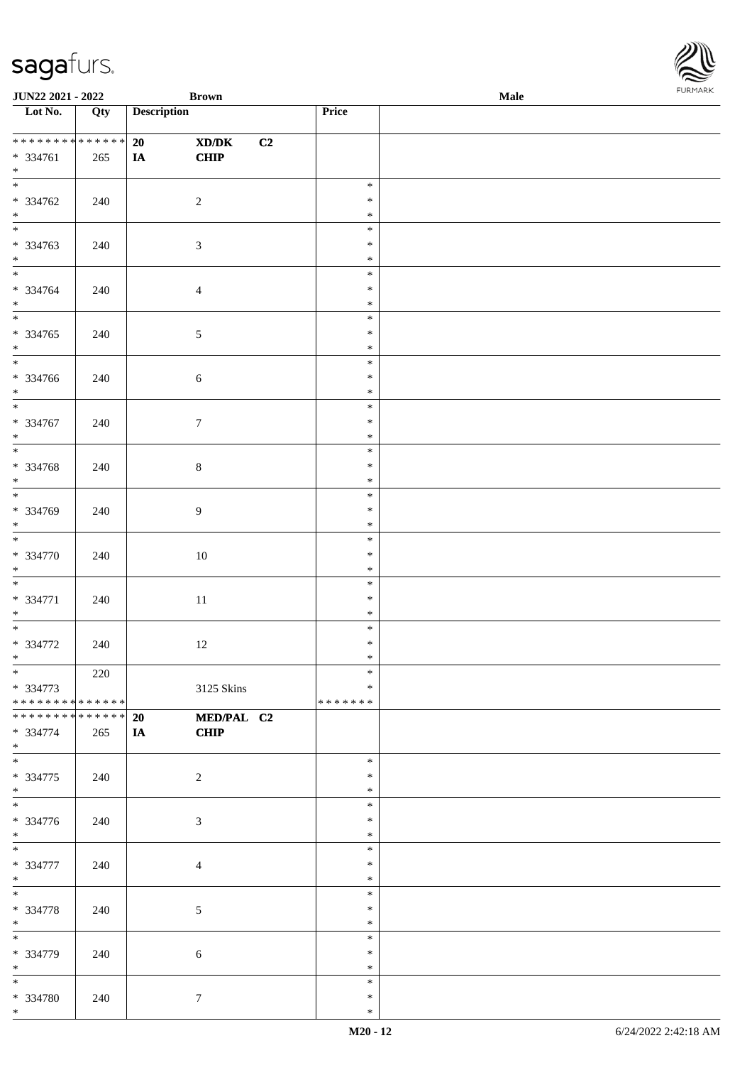| Lot No. | Qty | Description | | | Price | |
|---|---|---|---|---|---|---|
| ************** | | 20 | XD/DK | C2 | | |
| * 334761 | 265 | IA | CHIP | | | |
| * | | | | | | |
| * 334762 | 240 | | 2 | | * | |
| * 334763 | 240 | | 3 | | * | |
| * 334764 | 240 | | 4 | | * | |
| * 334765 | 240 | | 5 | | * | |
| * 334766 | 240 | | 6 | | * | |
| * 334767 | 240 | | 7 | | * | |
| * 334768 | 240 | | 8 | | * | |
| * 334769 | 240 | | 9 | | * | |
| * 334770 | 240 | | 10 | | * | |
| * 334771 | 240 | | 11 | | * | |
| * 334772 | 240 | | 12 | | * | |
| * 334773 | 220 | | 3125 Skins | | * | |
| ************** | | | | | ******* | |
| ************** | | 20 | MED/PAL | C2 | | |
| * 334774 | 265 | IA | CHIP | | | |
| * | | | | | | |
| * 334775 | 240 | | 2 | | * | |
| * 334776 | 240 | | 3 | | * | |
| * 334777 | 240 | | 4 | | * | |
| * 334778 | 240 | | 5 | | * | |
| * 334779 | 240 | | 6 | | * | |
| * 334780 | 240 | | 7 | | * | |
| * | | | | | * | |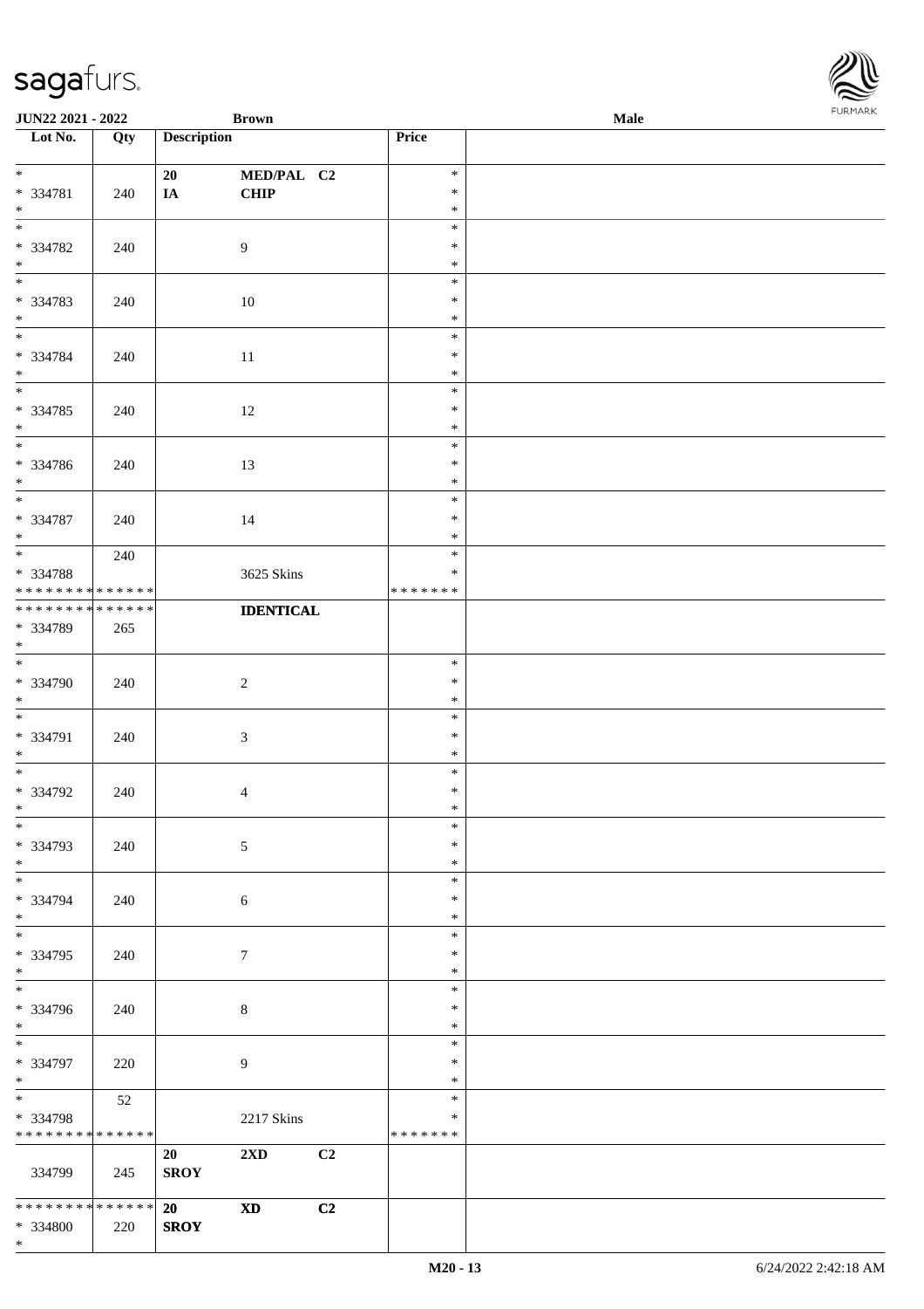| Lot No. | Qty | Description | | | Price | |
|---|---|---|---|---|---|---|
| * <br> * 334781 <br> * | 240 | 20 <br> IA | MED/PAL <br> CHIP | C2 | * <br> * <br> * | |
| * <br> * 334782 <br> * | 240 | | 9 | | * <br> * <br> * | |
| * <br> * 334783 <br> * | 240 | | 10 | | * <br> * <br> * | |
| * <br> * 334784 <br> * | 240 | | 11 | | * <br> * <br> * | |
| * <br> * 334785 <br> * | 240 | | 12 | | * <br> * <br> * | |
| * <br> * 334786 <br> * | 240 | | 13 | | * <br> * <br> * | |
| * <br> * 334787 <br> * | 240 | | 14 | | * <br> * <br> * | |
| * <br> * 334788 <br> ************** | 240 | | 3625 Skins | | * <br> * <br> ******* | |
| ************** <br> * 334789 <br> * | 265 | | **IDENTICAL** | | | |
| * <br> * 334790 <br> * | 240 | | 2 | | * <br> * <br> * | |
| * <br> * 334791 <br> * | 240 | | 3 | | * <br> * <br> * | |
| * <br> * 334792 <br> * | 240 | | 4 | | * <br> * <br> * | |
| * <br> * 334793 <br> * | 240 | | 5 | | * <br> * <br> * | |
| * <br> * 334794 <br> * | 240 | | 6 | | * <br> * <br> * | |
| * <br> * 334795 <br> * | 240 | | 7 | | * <br> * <br> * | |
| * <br> * 334796 <br> * | 240 | | 8 | | * <br> * <br> * | |
| * <br> * 334797 <br> * | 220 | | 9 | | * <br> * <br> * | |
| * <br> * 334798 <br> ************** | 52 | | 2217 Skins | | * <br> * <br> ******* | |
| 334799 | 245 | 20 <br> SROY | 2XD | C2 | | |
| ************** <br> * 334800 <br> * | 220 | 20 <br> SROY | XD | C2 | | |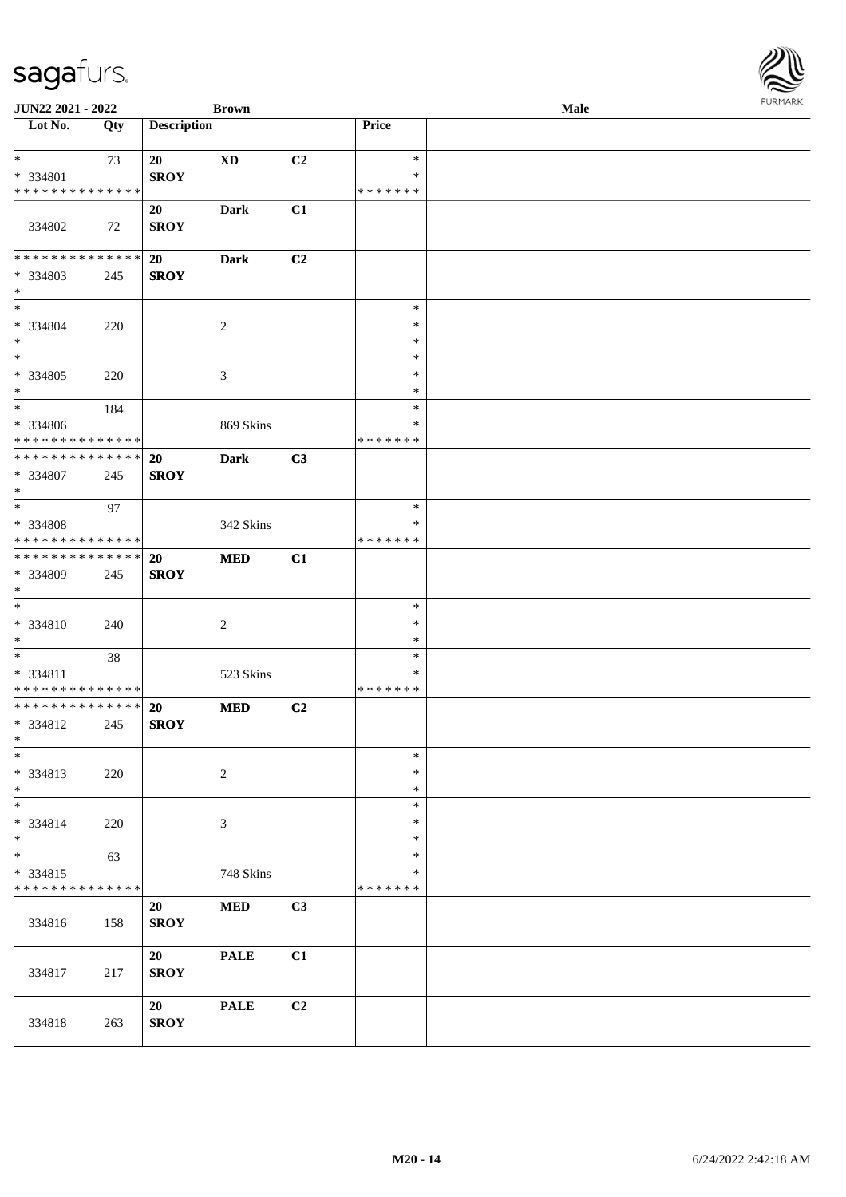JUN22 2021 - 2022 | Brown | Male

| Lot No. | Qty | Description | | | Price | |
|---|---|---|---|---|---|---|
| * | 73 | 20 | XD | C2 | * | |
| * 334801 | | SROY | | | * | |
| * * * * * * * * * * * * * * | | | | | * * * * * * * | |
| 334802 | 72 | 20 SROY | Dark | C1 | | |
| * * * * * * * * * * * * * * | | 20 | Dark | C2 | | |
| * 334803 | 245 | SROY | | | | |
| * | | | | | | |
| * | | | | | * | |
| * 334804 | 220 | | 2 | | * | |
| * | | | | | * | |
| * | | | | | * | |
| * 334805 | 220 | | 3 | | * | |
| * | | | | | * | |
| * | 184 | | | | * | |
| * 334806 | | | 869 Skins | | * | |
| * * * * * * * * * * * * * * | | | | | * * * * * * * | |
| * * * * * * * * * * * * * * | | 20 | Dark | C3 | | |
| * 334807 | 245 | SROY | | | | |
| * | | | | | | |
| * | 97 | | | | * | |
| * 334808 | | | 342 Skins | | * | |
| * * * * * * * * * * * * * * | | | | | * * * * * * * | |
| * * * * * * * * * * * * * * | | 20 | MED | C1 | | |
| * 334809 | 245 | SROY | | | | |
| * | | | | | | |
| * | | | | | * | |
| * 334810 | 240 | | 2 | | * | |
| * | | | | | * | |
| * | 38 | | | | * | |
| * 334811 | | | 523 Skins | | * | |
| * * * * * * * * * * * * * * | | | | | * * * * * * * | |
| * * * * * * * * * * * * * * | | 20 | MED | C2 | | |
| * 334812 | 245 | SROY | | | | |
| * | | | | | | |
| * | | | | | * | |
| * 334813 | 220 | | 2 | | * | |
| * | | | | | * | |
| * | | | | | * | |
| * 334814 | 220 | | 3 | | * | |
| * | | | | | * | |
| * | 63 | | | | * | |
| * 334815 | | | 748 Skins | | * | |
| * * * * * * * * * * * * * * | | | | | * * * * * * * | |
| 334816 | 158 | 20 SROY | MED | C3 | | |
| 334817 | 217 | 20 SROY | PALE | C1 | | |
| 334818 | 263 | 20 SROY | PALE | C2 | | |

M20 - 14 | 6/24/2022 2:42:18 AM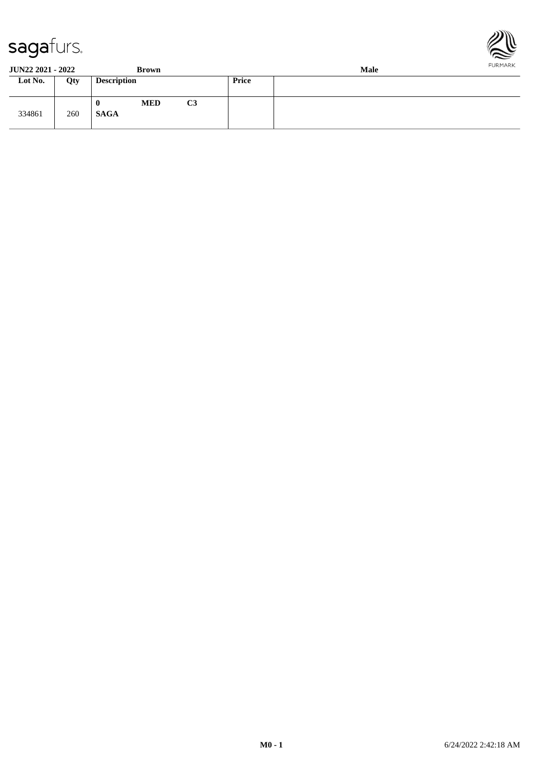**JUN22 2021 - 2022** | **Brown** | **Male**

| Lot No. | Qty | Description | Price | |
|---|---|---|---|---|
| 334861 | 260 | **0 MED C3**<br>**SAGA** | | |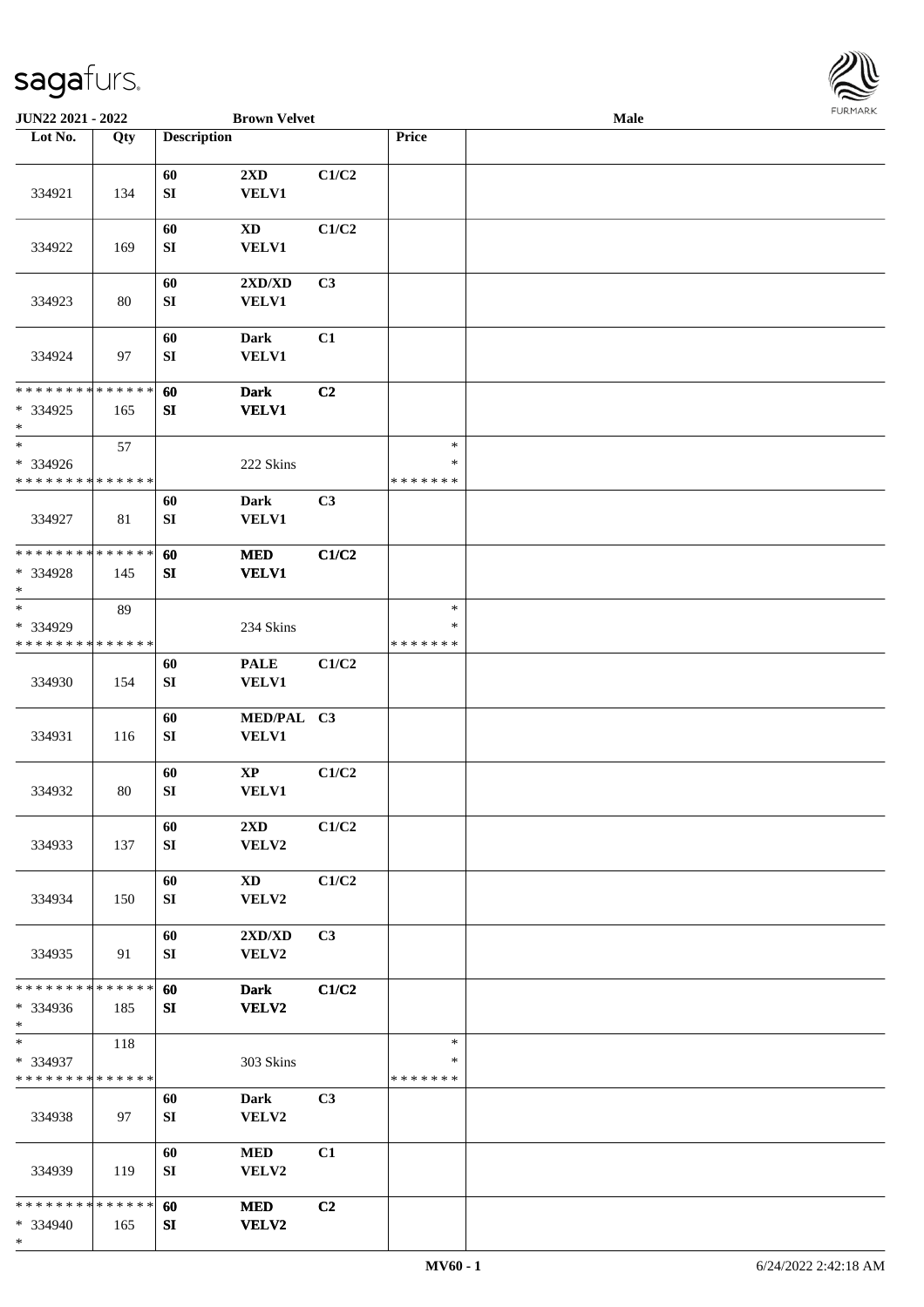| Lot No. | Qty | Description | | | Price | |
|---|---|---|---|---|---|---|
| 334921 | 134 | 60<br>SI | 2XD<br>VELV1 | C1/C2 | | |
| 334922 | 169 | 60<br>SI | XD<br>VELV1 | C1/C2 | | |
| 334923 | 80 | 60<br>SI | 2XD/XD<br>VELV1 | C3 | | |
| 334924 | 97 | 60<br>SI | Dark<br>VELV1 | C1 | | |
| * * * * * * * * * * * * * *<br>* 334925<br>* | 165 | 60<br>SI | Dark<br>VELV1 | C2 | | |
| *<br>* 334926<br>* * * * * * * * * * * * * * | 57 | | 222 Skins | | *<br>*<br>* * * * * * * | |
| 334927 | 81 | 60<br>SI | Dark<br>VELV1 | C3 | | |
| * * * * * * * * * * * * * *<br>* 334928<br>* | 145 | 60<br>SI | MED<br>VELV1 | C1/C2 | | |
| *<br>* 334929<br>* * * * * * * * * * * * * * | 89 | | 234 Skins | | *<br>*<br>* * * * * * * | |
| 334930 | 154 | 60<br>SI | PALE<br>VELV1 | C1/C2 | | |
| 334931 | 116 | 60<br>SI | MED/PAL<br>VELV1 | C3 | | |
| 334932 | 80 | 60<br>SI | XP<br>VELV1 | C1/C2 | | |
| 334933 | 137 | 60<br>SI | 2XD<br>VELV2 | C1/C2 | | |
| 334934 | 150 | 60<br>SI | XD<br>VELV2 | C1/C2 | | |
| 334935 | 91 | 60<br>SI | 2XD/XD<br>VELV2 | C3 | | |
| * * * * * * * * * * * * * *<br>* 334936<br>* | 185 | 60<br>SI | Dark<br>VELV2 | C1/C2 | | |
| *<br>* 334937<br>* * * * * * * * * * * * * * | 118 | | 303 Skins | | *<br>*<br>* * * * * * * | |
| 334938 | 97 | 60<br>SI | Dark<br>VELV2 | C3 | | |
| 334939 | 119 | 60<br>SI | MED<br>VELV2 | C1 | | |
| * * * * * * * * * * * * * *<br>* 334940<br>* | 165 | 60<br>SI | MED<br>VELV2 | C2 | | |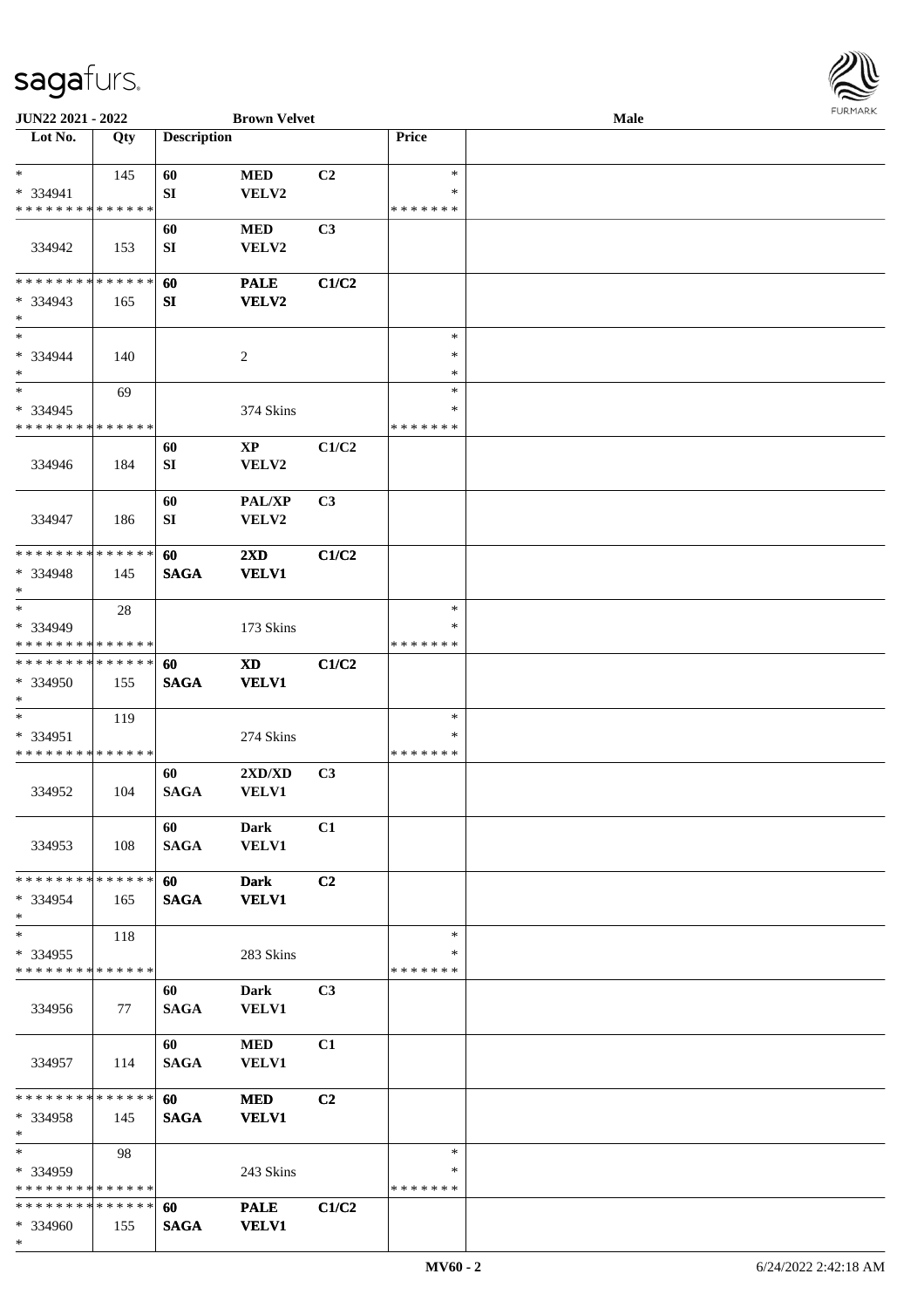JUN22 2021 - 2022 — Brown Velvet — Male

| Lot No. | Qty | Description | | | Price | |
|---|---|---|---|---|---|---|
| * | 145 | 60 | MED | C2 | * | |
| * 334941 | | SI | VELV2 | | * | |
| * * * * * * * * * * * * * * | | | | | * * * * * * * | |
| | | 60 | MED | C3 | | |
| 334942 | 153 | SI | VELV2 | | | |
| * * * * * * * * * * * * * * | | **60** | **PALE** | **C1/C2** | | |
| * 334943 | 165 | **SI** | **VELV2** | | | |
| * | | | | | | |
| * | | | | | * | |
| * 334944 | 140 | | 2 | | * | |
| * | | | | | * | |
| * | 69 | | | | * | |
| * 334945 | | | 374 Skins | | * | |
| * * * * * * * * * * * * * * | | | | | * * * * * * * | |
| | | 60 | XP | C1/C2 | | |
| 334946 | 184 | SI | VELV2 | | | |
| | | 60 | PAL/XP | C3 | | |
| 334947 | 186 | SI | VELV2 | | | |
| * * * * * * * * * * * * * * | | **60** | **2XD** | **C1/C2** | | |
| * 334948 | 145 | **SAGA** | **VELV1** | | | |
| * | | | | | | |
| * | 28 | | | | * | |
| * 334949 | | | 173 Skins | | * | |
| * * * * * * * * * * * * * * | | | | | * * * * * * * | |
| * * * * * * * * * * * * * * | | **60** | **XD** | **C1/C2** | | |
| * 334950 | 155 | **SAGA** | **VELV1** | | | |
| * | | | | | | |
| * | 119 | | | | * | |
| * 334951 | | | 274 Skins | | * | |
| * * * * * * * * * * * * * * | | | | | * * * * * * * | |
| | | 60 | 2XD/XD | C3 | | |
| 334952 | 104 | SAGA | VELV1 | | | |
| | | 60 | Dark | C1 | | |
| 334953 | 108 | SAGA | VELV1 | | | |
| * * * * * * * * * * * * * * | | **60** | **Dark** | **C2** | | |
| * 334954 | 165 | **SAGA** | **VELV1** | | | |
| * | | | | | | |
| * | 118 | | | | * | |
| * 334955 | | | 283 Skins | | * | |
| * * * * * * * * * * * * * * | | | | | * * * * * * * | |
| | | 60 | Dark | C3 | | |
| 334956 | 77 | SAGA | VELV1 | | | |
| | | 60 | MED | C1 | | |
| 334957 | 114 | SAGA | VELV1 | | | |
| * * * * * * * * * * * * * * | | **60** | **MED** | **C2** | | |
| * 334958 | 145 | **SAGA** | **VELV1** | | | |
| * | | | | | | |
| * | 98 | | | | * | |
| * 334959 | | | 243 Skins | | * | |
| * * * * * * * * * * * * * * | | | | | * * * * * * * | |
| * * * * * * * * * * * * * * | | **60** | **PALE** | **C1/C2** | | |
| * 334960 | 155 | **SAGA** | **VELV1** | | | |
| * | | | | | | |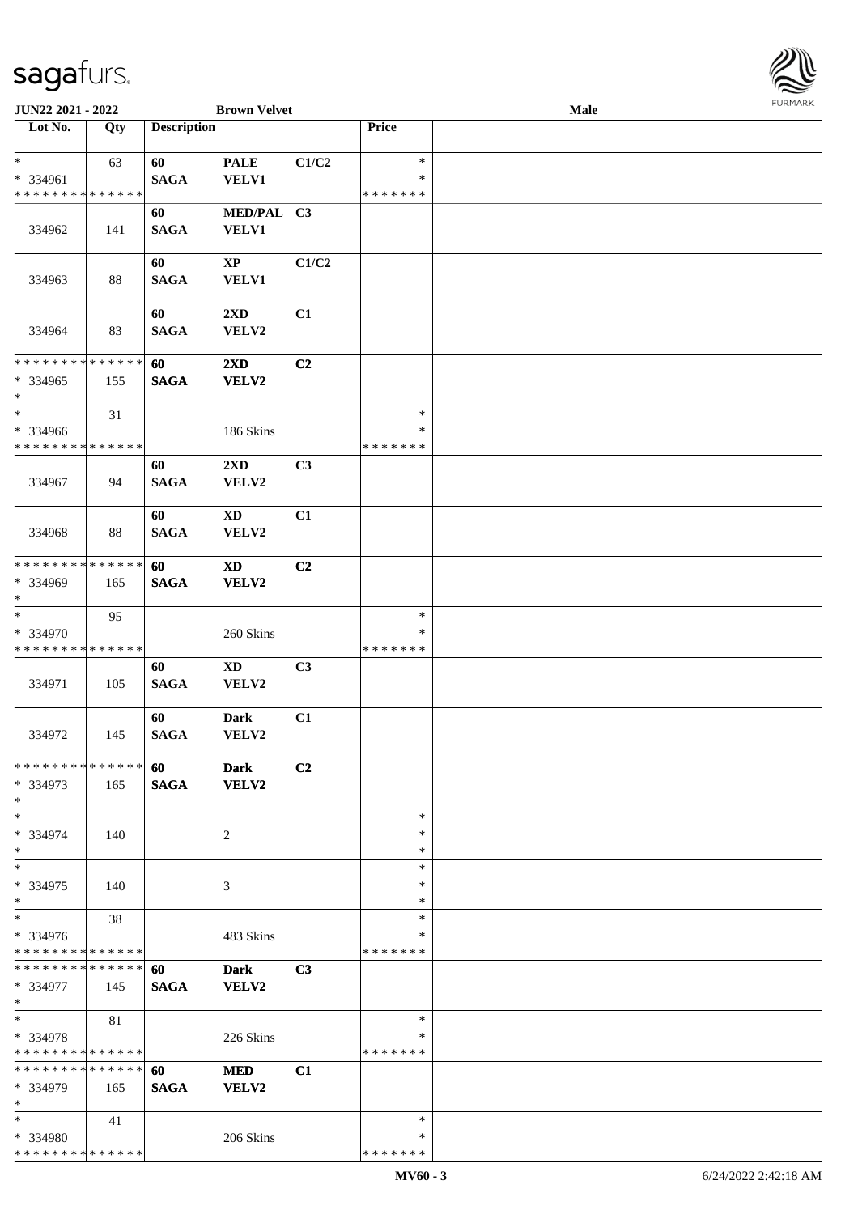JUN22 2021 - 2022 | Brown Velvet | Male

| Lot No. | Qty | Description | | | Price | |
|---|---|---|---|---|---|---|
| * <br> * 334961 <br> * * * * * * * * * * * * * * | 63 | 60 <br> SAGA | PALE <br> VELV1 | C1/C2 | * <br> * <br> * * * * * * * | |
| 334962 | 141 | 60 <br> SAGA | MED/PAL <br> VELV1 | C3 | | |
| 334963 | 88 | 60 <br> SAGA | XP <br> VELV1 | C1/C2 | | |
| 334964 | 83 | 60 <br> SAGA | 2XD <br> VELV2 | C1 | | |
| * * * * * * * * * * * * * * <br> * 334965 <br> * | 155 | 60 <br> SAGA | 2XD <br> VELV2 | C2 | | |
| * <br> * 334966 <br> * * * * * * * * * * * * * * | 31 | | 186 Skins | | * <br> * <br> * * * * * * * | |
| 334967 | 94 | 60 <br> SAGA | 2XD <br> VELV2 | C3 | | |
| 334968 | 88 | 60 <br> SAGA | XD <br> VELV2 | C1 | | |
| * * * * * * * * * * * * * * <br> * 334969 <br> * | 165 | 60 <br> SAGA | XD <br> VELV2 | C2 | | |
| * <br> * 334970 <br> * * * * * * * * * * * * * * | 95 | | 260 Skins | | * <br> * <br> * * * * * * * | |
| 334971 | 105 | 60 <br> SAGA | XD <br> VELV2 | C3 | | |
| 334972 | 145 | 60 <br> SAGA | Dark <br> VELV2 | C1 | | |
| * * * * * * * * * * * * * * <br> * 334973 <br> * | 165 | 60 <br> SAGA | Dark <br> VELV2 | C2 | | |
| * <br> * 334974 <br> * | 140 | | 2 | | * <br> * <br> * | |
| * <br> * 334975 <br> * | 140 | | 3 | | * <br> * <br> * | |
| * <br> * 334976 <br> * * * * * * * * * * * * * * | 38 | | 483 Skins | | * <br> * <br> * * * * * * * | |
| * * * * * * * * * * * * * * <br> * 334977 <br> * | 145 | 60 <br> SAGA | Dark <br> VELV2 | C3 | | |
| * <br> * 334978 <br> * * * * * * * * * * * * * * | 81 | | 226 Skins | | * <br> * <br> * * * * * * * | |
| * * * * * * * * * * * * * * <br> * 334979 <br> * | 165 | 60 <br> SAGA | MED <br> VELV2 | C1 | | |
| * <br> * 334980 <br> * * * * * * * * * * * * * * | 41 | | 206 Skins | | * <br> * <br> * * * * * * * | |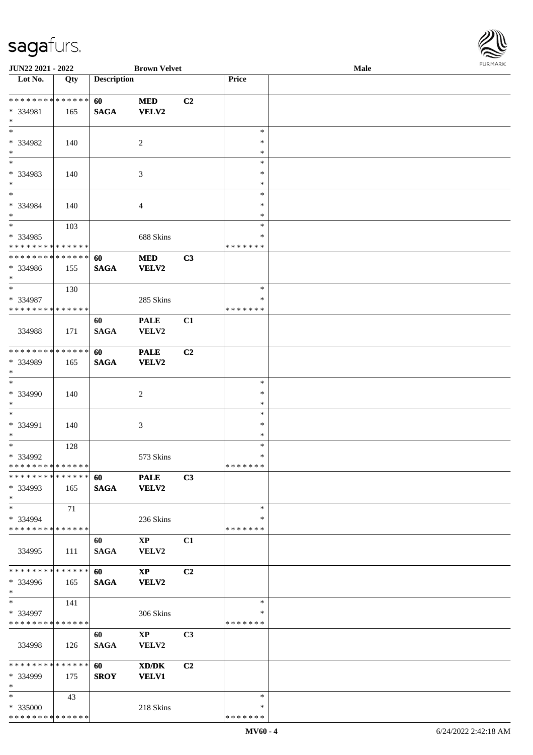**JUN22 2021 - 2022** **Brown Velvet** **Male**

| Lot No. | Qty | Description | | | Price | |
|---|---|---|---|---|---|---|
| * * * * * * * * * * * * * * | | **60** | **MED** | **C2** | | |
| * 334981 | 165 | **SAGA** | **VELV2** | | | |
| * | | | | | | |
| * | | | | | * | |
| * 334982 | 140 | | 2 | | * | |
| * | | | | | * | |
| * | | | | | * | |
| * 334983 | 140 | | 3 | | * | |
| * | | | | | * | |
| * | | | | | * | |
| * 334984 | 140 | | 4 | | * | |
| * | | | | | * | |
| * | 103 | | | | * | |
| * 334985 | | | 688 Skins | | * | |
| * * * * * * * * * * * * * * | | | | | * * * * * * * | |
| * * * * * * * * * * * * * * | | **60** | **MED** | **C3** | | |
| * 334986 | 155 | **SAGA** | **VELV2** | | | |
| * | | | | | | |
| * | 130 | | | | * | |
| * 334987 | | | 285 Skins | | * | |
| * * * * * * * * * * * * * * | | | | | * * * * * * * | |
| | | 60 | PALE | C1 | | |
| 334988 | 171 | SAGA | VELV2 | | | |
| * * * * * * * * * * * * * * | | **60** | **PALE** | **C2** | | |
| * 334989 | 165 | **SAGA** | **VELV2** | | | |
| * | | | | | | |
| * | | | | | * | |
| * 334990 | 140 | | 2 | | * | |
| * | | | | | * | |
| * | | | | | * | |
| * 334991 | 140 | | 3 | | * | |
| * | | | | | * | |
| * | 128 | | | | * | |
| * 334992 | | | 573 Skins | | * | |
| * * * * * * * * * * * * * * | | | | | * * * * * * * | |
| * * * * * * * * * * * * * * | | **60** | **PALE** | **C3** | | |
| * 334993 | 165 | **SAGA** | **VELV2** | | | |
| * | | | | | | |
| * | 71 | | | | * | |
| * 334994 | | | 236 Skins | | * | |
| * * * * * * * * * * * * * * | | | | | * * * * * * * | |
| | | 60 | XP | C1 | | |
| 334995 | 111 | SAGA | VELV2 | | | |
| * * * * * * * * * * * * * * | | **60** | **XP** | **C2** | | |
| * 334996 | 165 | **SAGA** | **VELV2** | | | |
| * | | | | | | |
| * | 141 | | | | * | |
| * 334997 | | | 306 Skins | | * | |
| * * * * * * * * * * * * * * | | | | | * * * * * * * | |
| | | 60 | XP | C3 | | |
| 334998 | 126 | SAGA | VELV2 | | | |
| * * * * * * * * * * * * * * | | **60** | **XD/DK** | **C2** | | |
| * 334999 | 175 | **SROY** | **VELV1** | | | |
| * | | | | | | |
| * | 43 | | | | * | |
| * 335000 | | | 218 Skins | | * | |
| * * * * * * * * * * * * * * | | | | | * * * * * * * | |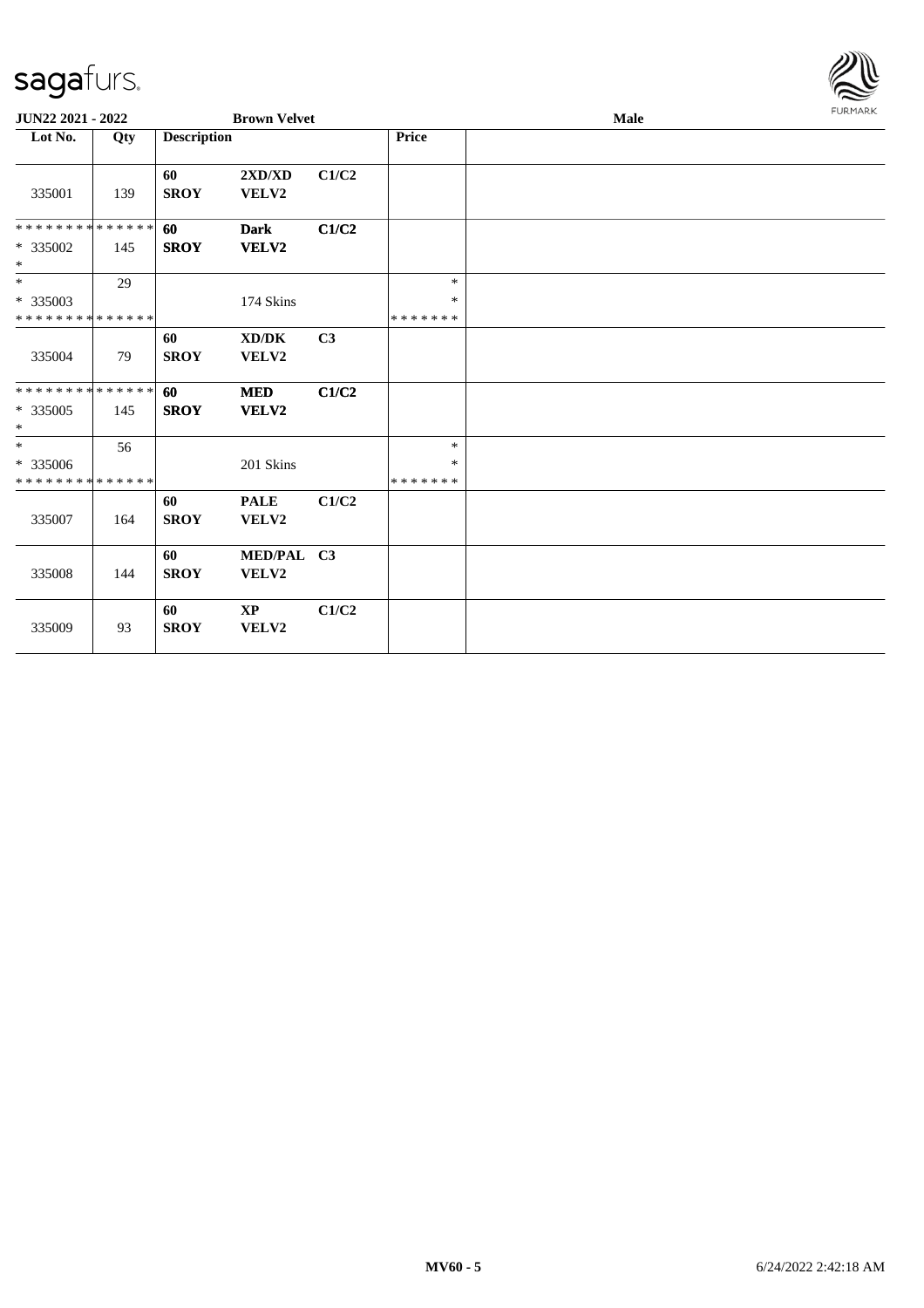| JUN22 2021 - 2022 | | Brown Velvet | | | | Male |
|---|---|---|---|---|---|---|
| **Lot No.** | **Qty** | **Description** | | | **Price** | |
| 335001 | 139 | **60 SROY** | **2XD/XD VELV2** | **C1/C2** | | |
| * * * * * * * * * * * * * * * 335002 * | 145 | **60 SROY** | **Dark VELV2** | **C1/C2** | | |
| * * 335003 * * * * * * * * * * * * * * | 29 | | 174 Skins | | * * * * * * * * * | |
| 335004 | 79 | **60 SROY** | **XD/DK VELV2** | **C3** | | |
| * * * * * * * * * * * * * * * 335005 * | 145 | **60 SROY** | **MED VELV2** | **C1/C2** | | |
| * * 335006 * * * * * * * * * * * * * * | 56 | | 201 Skins | | * * * * * * * * * | |
| 335007 | 164 | **60 SROY** | **PALE VELV2** | **C1/C2** | | |
| 335008 | 144 | **60 SROY** | **MED/PAL VELV2** | **C3** | | |
| 335009 | 93 | **60 SROY** | **XP VELV2** | **C1/C2** | | |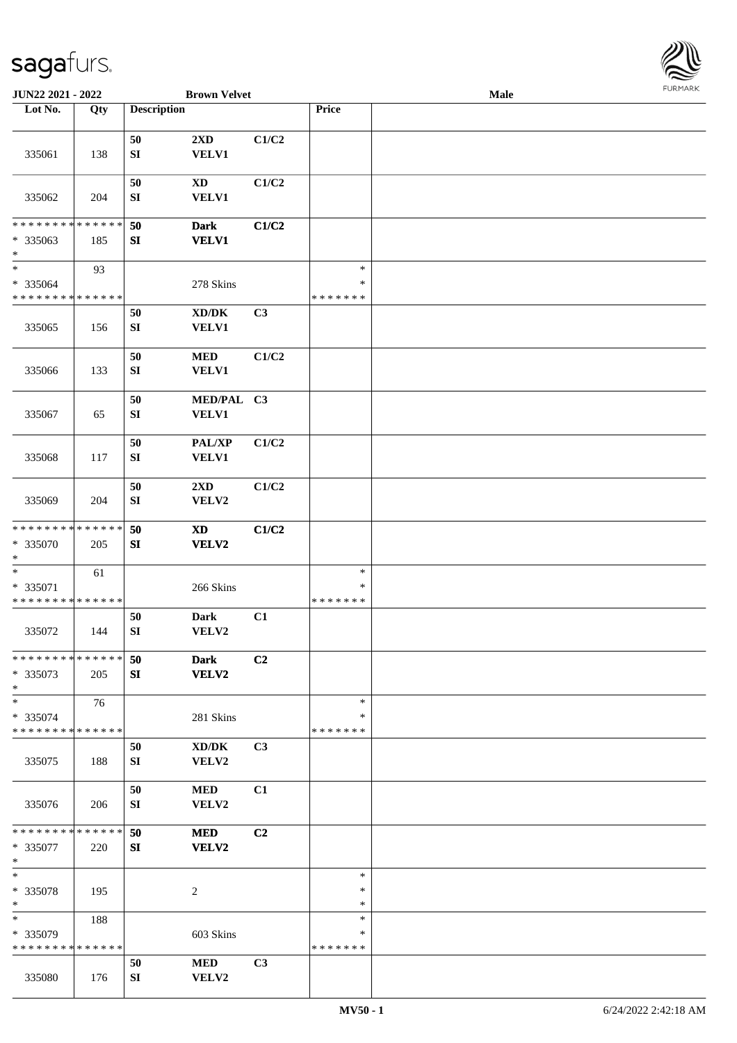**JUN22 2021 - 2022** | **Brown Velvet** | **Male**

| Lot No. | Qty | Description | | | Price | |
|---|---|---|---|---|---|---|
| 335061 | 138 | 50 SI | 2XD VELV1 | C1/C2 | | |
| 335062 | 204 | 50 SI | XD VELV1 | C1/C2 | | |
| * * * * * * * * * * * * * * * 335063 * | 185 | 50 SI | Dark VELV1 | C1/C2 | | |
| * * 335064 * * * * * * * * * * * * * * | 93 | | 278 Skins | | * * * * * * * * * | |
| 335065 | 156 | 50 SI | XD/DK VELV1 | C3 | | |
| 335066 | 133 | 50 SI | MED VELV1 | C1/C2 | | |
| 335067 | 65 | 50 SI | MED/PAL VELV1 | C3 | | |
| 335068 | 117 | 50 SI | PAL/XP VELV1 | C1/C2 | | |
| 335069 | 204 | 50 SI | 2XD VELV2 | C1/C2 | | |
| * * * * * * * * * * * * * * * 335070 * | 205 | 50 SI | XD VELV2 | C1/C2 | | |
| * * 335071 * * * * * * * * * * * * * * | 61 | | 266 Skins | | * * * * * * * * * | |
| 335072 | 144 | 50 SI | Dark VELV2 | C1 | | |
| * * * * * * * * * * * * * * * 335073 * | 205 | 50 SI | Dark VELV2 | C2 | | |
| * * 335074 * * * * * * * * * * * * * * | 76 | | 281 Skins | | * * * * * * * * * | |
| 335075 | 188 | 50 SI | XD/DK VELV2 | C3 | | |
| 335076 | 206 | 50 SI | MED VELV2 | C1 | | |
| * * * * * * * * * * * * * * * 335077 * | 220 | 50 SI | MED VELV2 | C2 | | |
| * * 335078 * | 195 | | 2 | | * * * | |
| * * 335079 * * * * * * * * * * * * * * | 188 | | 603 Skins | | * * * * * * * * * | |
| 335080 | 176 | 50 SI | MED VELV2 | C3 | | |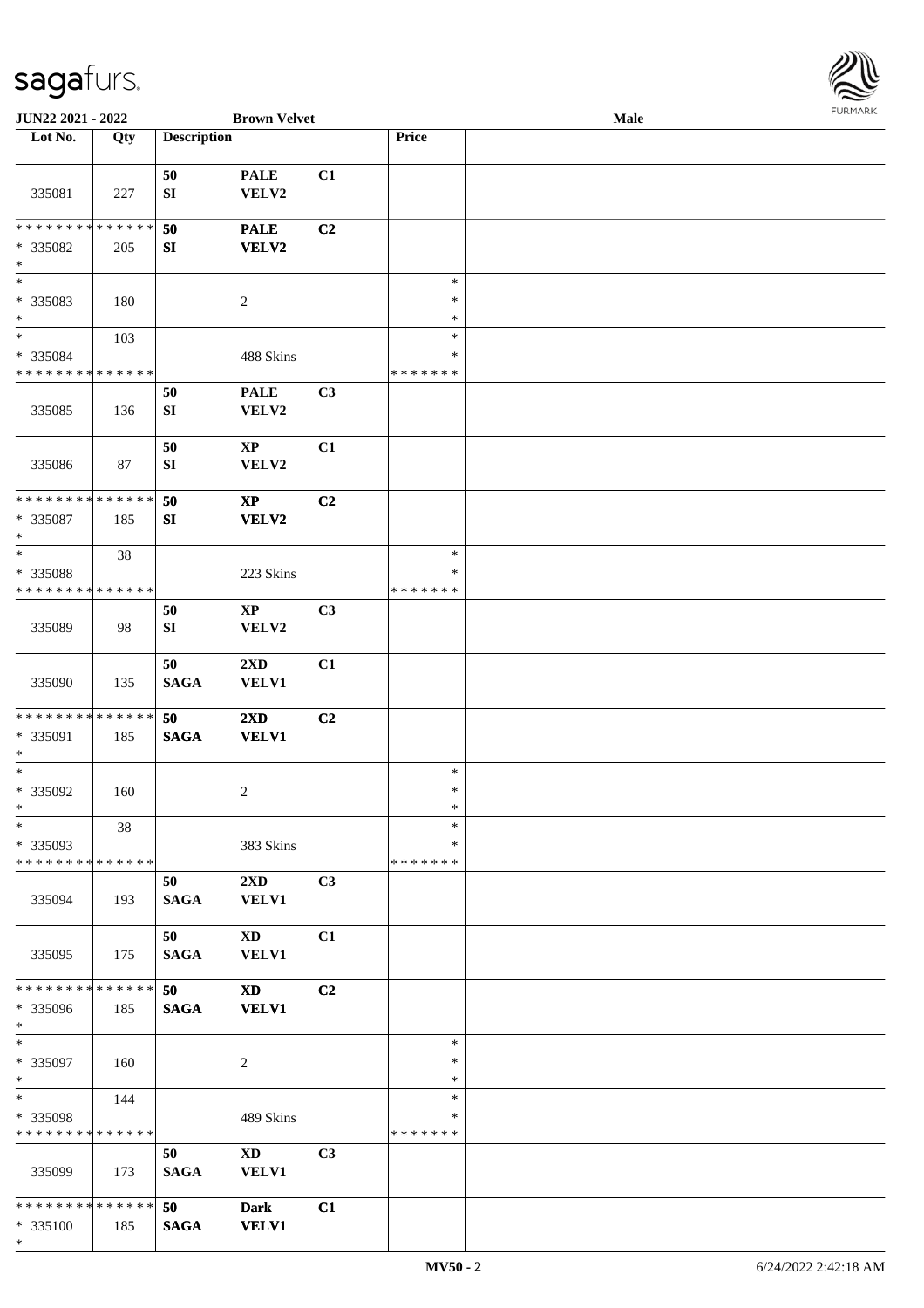**JUN22 2021 - 2022** | **Brown Velvet** | **Male**

| Lot No. | Qty | Description | | | Price | |
|---|---|---|---|---|---|---|
| 335081 | 227 | 50 SI | PALE VELV2 | C1 | | |
| * * * * * * * * * * * * * * * 335082 * | 205 | 50 SI | PALE VELV2 | C2 | | |
| * * 335083 * | 180 | | 2 | | * * * | |
| * * 335084 * * * * * * * * * * * * * * | 103 | | 488 Skins | | * * * * * * * * * | |
| 335085 | 136 | 50 SI | PALE VELV2 | C3 | | |
| 335086 | 87 | 50 SI | XP VELV2 | C1 | | |
| * * * * * * * * * * * * * * * 335087 * | 185 | 50 SI | XP VELV2 | C2 | | |
| * * 335088 * * * * * * * * * * * * * * | 38 | | 223 Skins | | * * * * * * * * | |
| 335089 | 98 | 50 SI | XP VELV2 | C3 | | |
| 335090 | 135 | 50 SAGA | 2XD VELV1 | C1 | | |
| * * * * * * * * * * * * * * * 335091 * | 185 | 50 SAGA | 2XD VELV1 | C2 | | |
| * * 335092 * | 160 | | 2 | | * * * | |
| * * 335093 * * * * * * * * * * * * * * | 38 | | 383 Skins | | * * * * * * * * * | |
| 335094 | 193 | 50 SAGA | 2XD VELV1 | C3 | | |
| 335095 | 175 | 50 SAGA | XD VELV1 | C1 | | |
| * * * * * * * * * * * * * * * 335096 * | 185 | 50 SAGA | XD VELV1 | C2 | | |
| * * 335097 * | 160 | | 2 | | * * * | |
| * * 335098 * * * * * * * * * * * * * * | 144 | | 489 Skins | | * * * * * * * * * | |
| 335099 | 173 | 50 SAGA | XD VELV1 | C3 | | |
| * * * * * * * * * * * * * * * 335100 * | 185 | 50 SAGA | Dark VELV1 | C1 | | |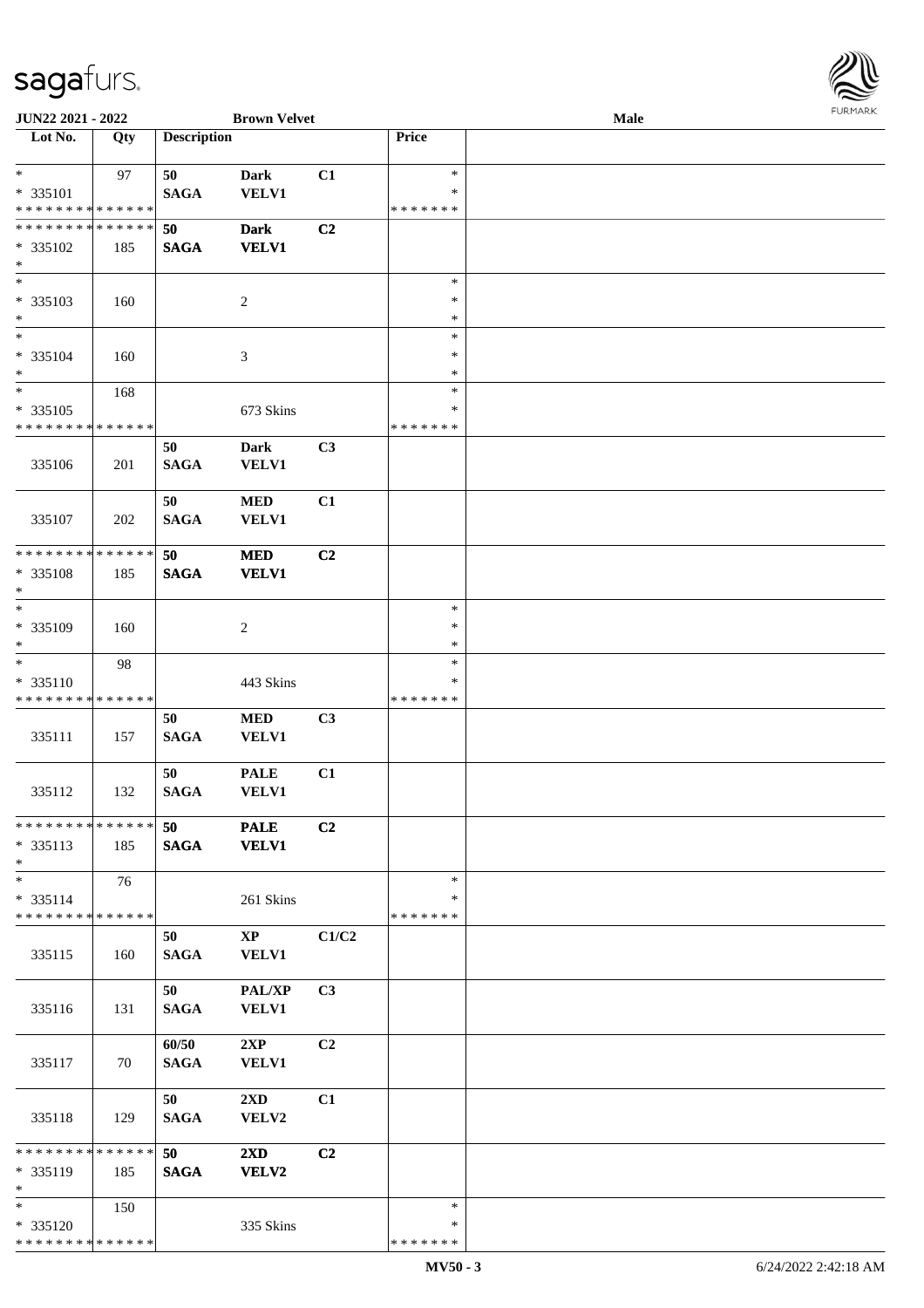JUN22 2021 - 2022 | Brown Velvet | Male

| Lot No. | Qty | Description | | | Price | |
|---|---|---|---|---|---|---|
| * | 97 | 50 | Dark | C1 | * | |
| * 335101 | | SAGA | VELV1 | | * | |
| * * * * * * * * * * * * * * | | | | | * * * * * * * | |
| * * * * * * * * * * * * * * | | 50 | Dark | C2 | | |
| * 335102 | 185 | SAGA | VELV1 | | | |
| * | | | | | | |
| * | | | | | * | |
| * 335103 | 160 | | 2 | | * | |
| * | | | | | * | |
| * | | | | | * | |
| * 335104 | 160 | | 3 | | * | |
| * | | | | | * | |
| * | 168 | | | | * | |
| * 335105 | | | 673 Skins | | * | |
| * * * * * * * * * * * * * * | | | | | * * * * * * * | |
| 335106 | 201 | 50 SAGA | Dark VELV1 | C3 | | |
| 335107 | 202 | 50 SAGA | MED VELV1 | C1 | | |
| * * * * * * * * * * * * * * | | 50 | MED | C2 | | |
| * 335108 | 185 | SAGA | VELV1 | | | |
| * | | | | | | |
| * | | | | | * | |
| * 335109 | 160 | | 2 | | * | |
| * | | | | | * | |
| * | 98 | | | | * | |
| * 335110 | | | 443 Skins | | * | |
| * * * * * * * * * * * * * * | | | | | * * * * * * * | |
| 335111 | 157 | 50 SAGA | MED VELV1 | C3 | | |
| 335112 | 132 | 50 SAGA | PALE VELV1 | C1 | | |
| * * * * * * * * * * * * * * | | 50 | PALE | C2 | | |
| * 335113 | 185 | SAGA | VELV1 | | | |
| * | | | | | | |
| * | 76 | | | | * | |
| * 335114 | | | 261 Skins | | * | |
| * * * * * * * * * * * * * * | | | | | * * * * * * * | |
| 335115 | 160 | 50 SAGA | XP VELV1 | C1/C2 | | |
| 335116 | 131 | 50 SAGA | PAL/XP VELV1 | C3 | | |
| 335117 | 70 | 60/50 SAGA | 2XP VELV1 | C2 | | |
| 335118 | 129 | 50 SAGA | 2XD VELV2 | C1 | | |
| * * * * * * * * * * * * * * | | 50 | 2XD | C2 | | |
| * 335119 | 185 | SAGA | VELV2 | | | |
| * | | | | | | |
| * | 150 | | | | * | |
| * 335120 | | | 335 Skins | | * | |
| * * * * * * * * * * * * * * | | | | | * * * * * * * | |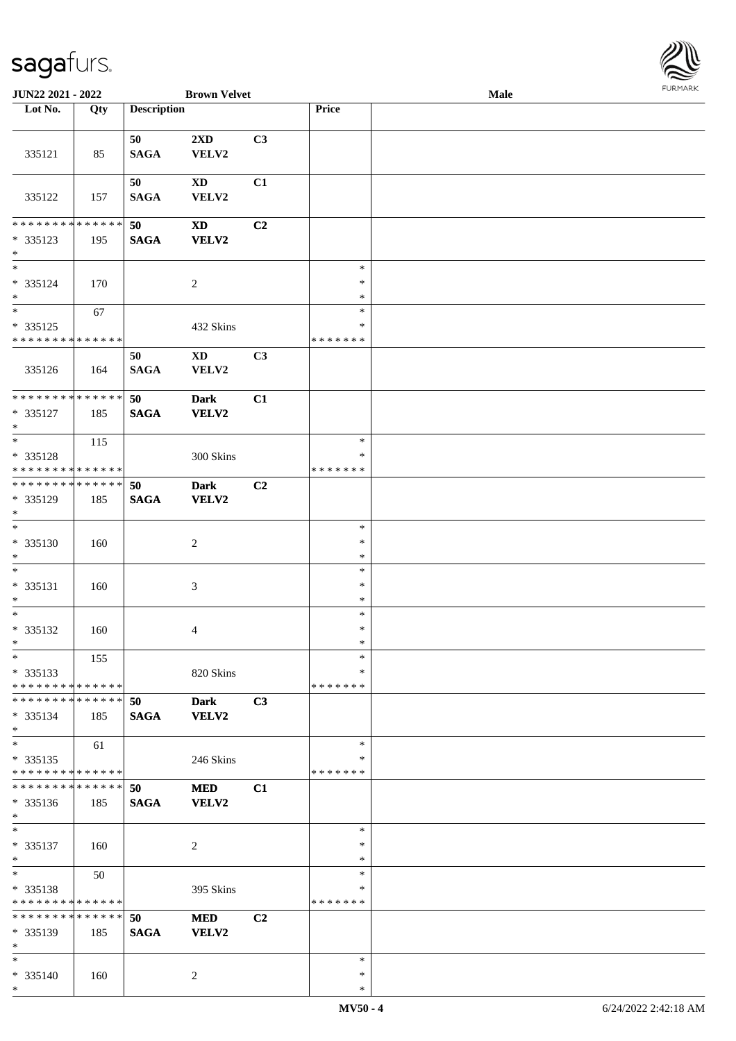JUN22 2021 - 2022 | Brown Velvet | Male

| Lot No. | Qty | Description | | | Price | |
|---|---|---|---|---|---|---|
| 335121 | 85 | 50 SAGA | 2XD VELV2 | C3 | | |
| 335122 | 157 | 50 SAGA | XD VELV2 | C1 | | |
| * * * * * * * * * * * * * * <br>* 335123<br>* | 195 | 50 SAGA | XD VELV2 | C2 | | |
| *<br>* 335124<br>* | 170 | | 2 | | *<br>*<br>* | |
| *<br>* 335125<br>* * * * * * * * * * * * * * | 67 | | 432 Skins | | *<br>*<br>* * * * * * * | |
| 335126 | 164 | 50 SAGA | XD VELV2 | C3 | | |
| * * * * * * * * * * * * * * <br>* 335127<br>* | 185 | 50 SAGA | Dark VELV2 | C1 | | |
| *<br>* 335128<br>* * * * * * * * * * * * * * | 115 | | 300 Skins | | *<br>*<br>* * * * * * * | |
| * * * * * * * * * * * * * * <br>* 335129<br>* | 185 | 50 SAGA | Dark VELV2 | C2 | | |
| *<br>* 335130<br>* | 160 | | 2 | | *<br>*<br>* | |
| *<br>* 335131<br>* | 160 | | 3 | | *<br>*<br>* | |
| *<br>* 335132<br>* | 160 | | 4 | | *<br>*<br>* | |
| *<br>* 335133<br>* * * * * * * * * * * * * * | 155 | | 820 Skins | | *<br>*<br>* * * * * * * | |
| * * * * * * * * * * * * * * <br>* 335134<br>* | 185 | 50 SAGA | Dark VELV2 | C3 | | |
| *<br>* 335135<br>* * * * * * * * * * * * * * | 61 | | 246 Skins | | *<br>*<br>* * * * * * * | |
| * * * * * * * * * * * * * * <br>* 335136<br>* | 185 | 50 SAGA | MED VELV2 | C1 | | |
| *<br>* 335137<br>* | 160 | | 2 | | *<br>*<br>* | |
| *<br>* 335138<br>* * * * * * * * * * * * * * | 50 | | 395 Skins | | *<br>*<br>* * * * * * * | |
| * * * * * * * * * * * * * * <br>* 335139<br>* | 185 | 50 SAGA | MED VELV2 | C2 | | |
| *<br>* 335140<br>* | 160 | | 2 | | *<br>*<br>* | |

MV50 - 4 | 6/24/2022 2:42:18 AM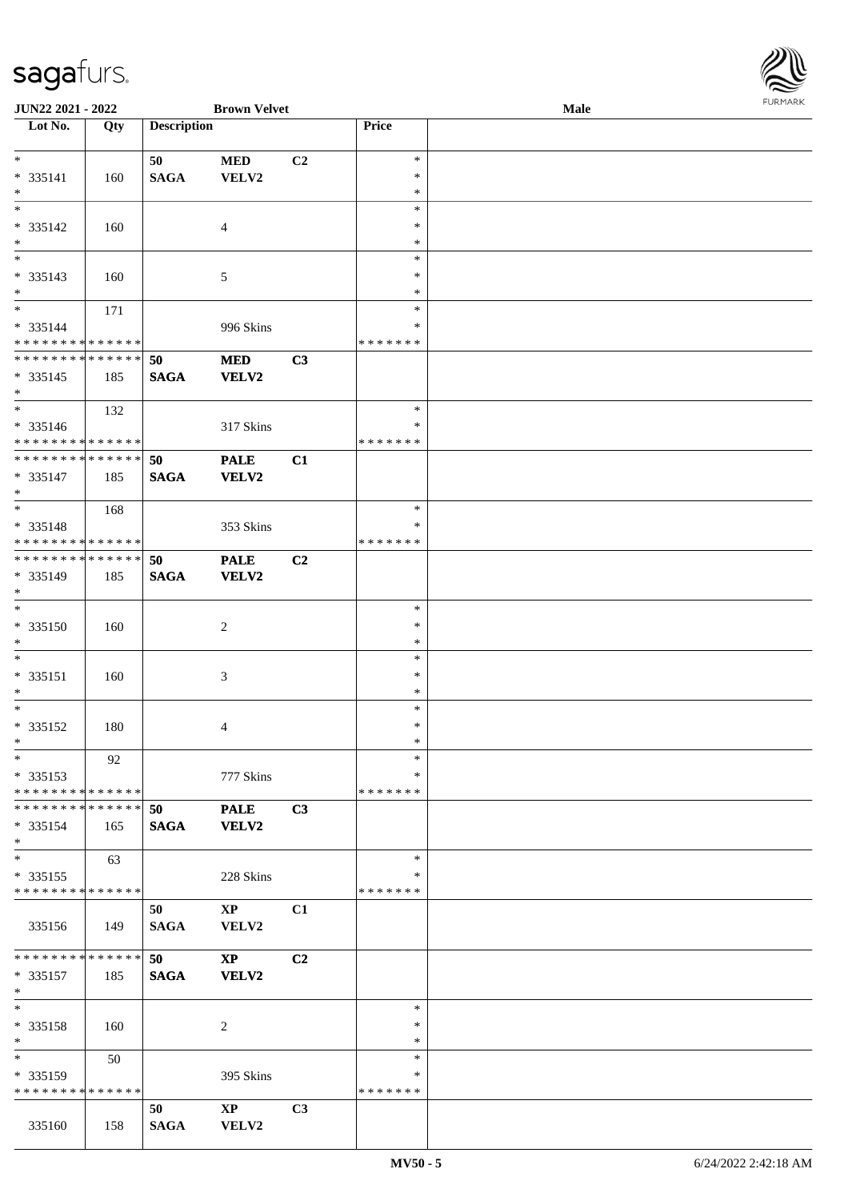**JUN22 2021 - 2022** **Brown Velvet** **Male**

| Lot No. | Qty | Description | | | Price | |
|---|---|---|---|---|---|---|
| * | | 50 | MED | C2 | * | |
| * 335141 | 160 | SAGA | VELV2 | | * | |
| * | | | | | * | |
| * | | | | | * | |
| * 335142 | 160 | | 4 | | * | |
| * | | | | | * | |
| * | | | | | * | |
| * 335143 | 160 | | 5 | | * | |
| * | | | | | * | |
| * | 171 | | | | * | |
| * 335144 | | | 996 Skins | | * | |
| * * * * * * * * * * * * * * | | | | | * * * * * * * | |
| * * * * * * * * * * * * * * | | 50 | MED | C3 | | |
| * 335145 | 185 | SAGA | VELV2 | | | |
| * | | | | | | |
| * | 132 | | | | * | |
| * 335146 | | | 317 Skins | | * | |
| * * * * * * * * * * * * * * | | | | | * * * * * * * | |
| * * * * * * * * * * * * * * | | 50 | PALE | C1 | | |
| * 335147 | 185 | SAGA | VELV2 | | | |
| * | | | | | | |
| * | 168 | | | | * | |
| * 335148 | | | 353 Skins | | * | |
| * * * * * * * * * * * * * * | | | | | * * * * * * * | |
| * * * * * * * * * * * * * * | | 50 | PALE | C2 | | |
| * 335149 | 185 | SAGA | VELV2 | | | |
| * | | | | | | |
| * | | | | | * | |
| * 335150 | 160 | | 2 | | * | |
| * | | | | | * | |
| * | | | | | * | |
| * 335151 | 160 | | 3 | | * | |
| * | | | | | * | |
| * | | | | | * | |
| * 335152 | 180 | | 4 | | * | |
| * | | | | | * | |
| * | 92 | | | | * | |
| * 335153 | | | 777 Skins | | * | |
| * * * * * * * * * * * * * * | | | | | * * * * * * * | |
| * * * * * * * * * * * * * * | | 50 | PALE | C3 | | |
| * 335154 | 165 | SAGA | VELV2 | | | |
| * | | | | | | |
| * | 63 | | | | * | |
| * 335155 | | | 228 Skins | | * | |
| * * * * * * * * * * * * * * | | | | | * * * * * * * | |
| | | 50 | XP | C1 | | |
| 335156 | 149 | SAGA | VELV2 | | | |
| * * * * * * * * * * * * * * | | 50 | XP | C2 | | |
| * 335157 | 185 | SAGA | VELV2 | | | |
| * | | | | | | |
| * | | | | | * | |
| * 335158 | 160 | | 2 | | * | |
| * | | | | | * | |
| * | 50 | | | | * | |
| * 335159 | | | 395 Skins | | * | |
| * * * * * * * * * * * * * * | | | | | * * * * * * * | |
| | | 50 | XP | C3 | | |
| 335160 | 158 | SAGA | VELV2 | | | |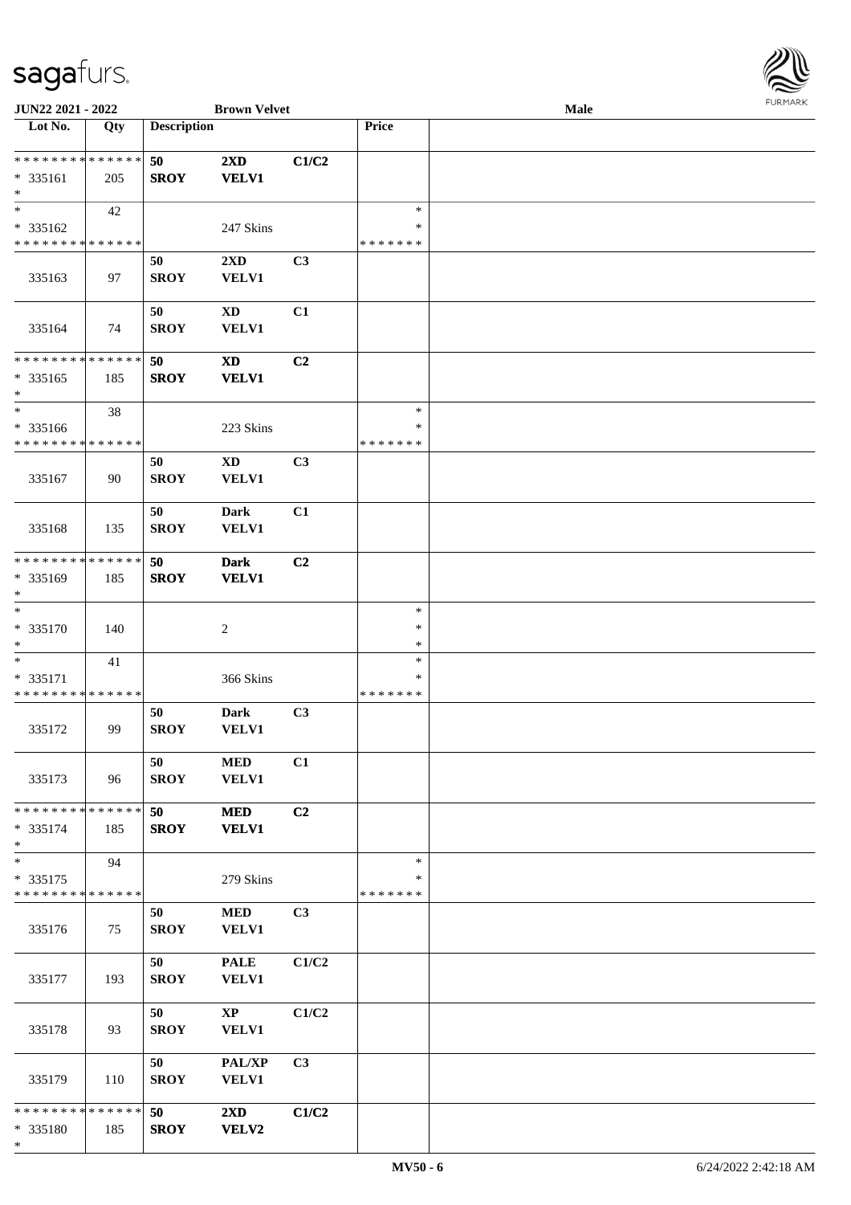**JUN22 2021 - 2022** | **Brown Velvet** | **Male**

| Lot No. | Qty | Description | | | Price | |
|---|---|---|---|---|---|---|
| * * * * * * * * * * * * * * | | 50 | 2XD | C1/C2 | | |
| * 335161 | 205 | SROY | VELV1 | | | |
| * | | | | | | |
| * | 42 | | | | * | |
| * 335162 | | | 247 Skins | | * | |
| * * * * * * * * * * * * * * | | | | | * * * * * * * | |
| 335163 | 97 | 50 SROY | 2XD VELV1 | C3 | | |
| 335164 | 74 | 50 SROY | XD VELV1 | C1 | | |
| * * * * * * * * * * * * * * | | 50 | XD | C2 | | |
| * 335165 | 185 | SROY | VELV1 | | | |
| * | | | | | | |
| * | 38 | | | | * | |
| * 335166 | | | 223 Skins | | * | |
| * * * * * * * * * * * * * * | | | | | * * * * * * * | |
| 335167 | 90 | 50 SROY | XD VELV1 | C3 | | |
| 335168 | 135 | 50 SROY | Dark VELV1 | C1 | | |
| * * * * * * * * * * * * * * | | 50 | Dark | C2 | | |
| * 335169 | 185 | SROY | VELV1 | | | |
| * | | | | | | |
| * | | | | | * | |
| * 335170 | 140 | | 2 | | * | |
| * | | | | | * | |
| * | 41 | | | | * | |
| * 335171 | | | 366 Skins | | * | |
| * * * * * * * * * * * * * * | | | | | * * * * * * * | |
| 335172 | 99 | 50 SROY | Dark VELV1 | C3 | | |
| 335173 | 96 | 50 SROY | MED VELV1 | C1 | | |
| * * * * * * * * * * * * * * | | 50 | MED | C2 | | |
| * 335174 | 185 | SROY | VELV1 | | | |
| * | | | | | | |
| * | 94 | | | | * | |
| * 335175 | | | 279 Skins | | * | |
| * * * * * * * * * * * * * * | | | | | * * * * * * * | |
| 335176 | 75 | 50 SROY | MED VELV1 | C3 | | |
| 335177 | 193 | 50 SROY | PALE VELV1 | C1/C2 | | |
| 335178 | 93 | 50 SROY | XP VELV1 | C1/C2 | | |
| 335179 | 110 | 50 SROY | PAL/XP VELV1 | C3 | | |
| * * * * * * * * * * * * * * | | 50 | 2XD | C1/C2 | | |
| * 335180 | 185 | SROY | VELV2 | | | |
| * | | | | | | |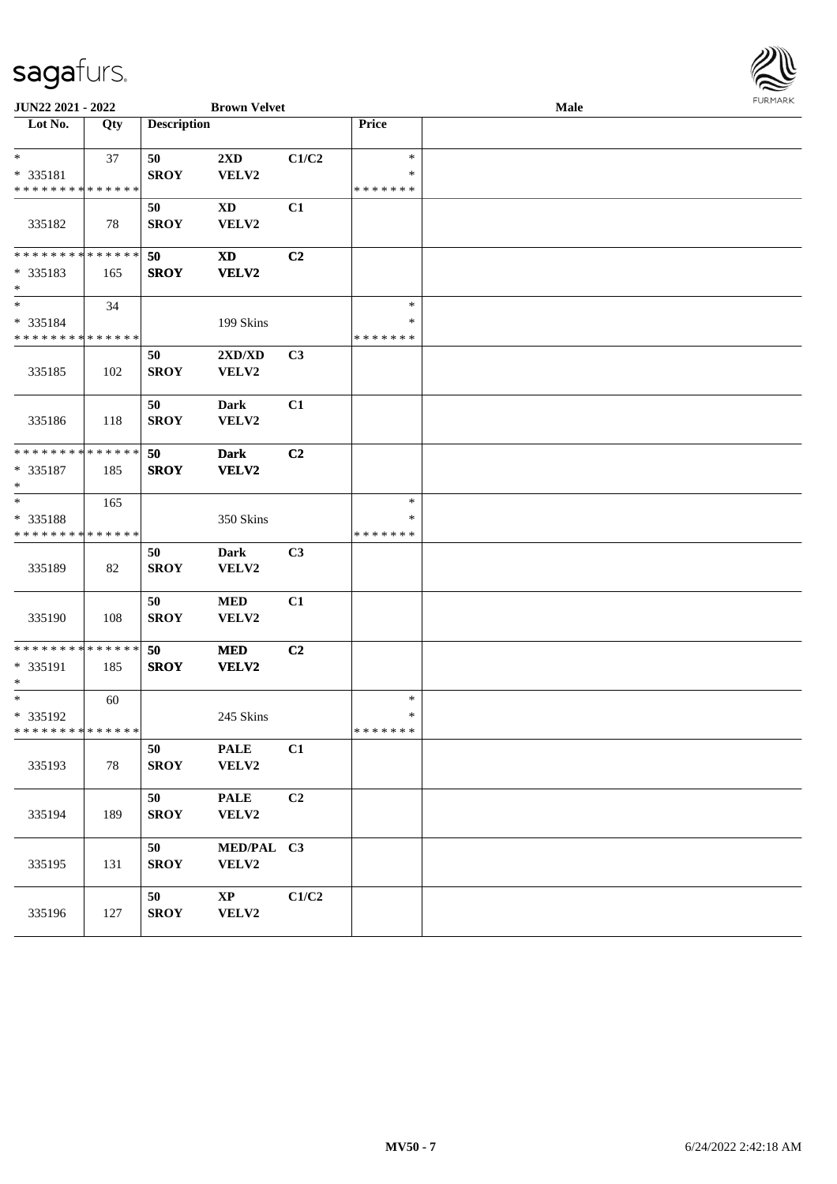| Lot No. | Qty | Description | | | Price | |
|---|---|---|---|---|---|---|
| * | 37 | 50 | 2XD | C1/C2 | * | |
| * 335181 | | SROY | VELV2 | | * | |
| * * * * * * * * * * * * * * | | | | | * * * * * * * | |
| 335182 | 78 | 50 SROY | XD VELV2 | C1 | | |
| * * * * * * * * * * * * * * | | 50 | XD | C2 | | |
| * 335183 | 165 | SROY | VELV2 | | | |
| * | | | | | | |
| * | 34 | | | | * | |
| * 335184 | | | 199 Skins | | * | |
| * * * * * * * * * * * * * * | | | | | * * * * * * * | |
| 335185 | 102 | 50 SROY | 2XD/XD VELV2 | C3 | | |
| 335186 | 118 | 50 SROY | Dark VELV2 | C1 | | |
| * * * * * * * * * * * * * * | | 50 | Dark | C2 | | |
| * 335187 | 185 | SROY | VELV2 | | | |
| * | | | | | | |
| * | 165 | | | | * | |
| * 335188 | | | 350 Skins | | * | |
| * * * * * * * * * * * * * * | | | | | * * * * * * * | |
| 335189 | 82 | 50 SROY | Dark VELV2 | C3 | | |
| 335190 | 108 | 50 SROY | MED VELV2 | C1 | | |
| * * * * * * * * * * * * * * | | 50 | MED | C2 | | |
| * 335191 | 185 | SROY | VELV2 | | | |
| * | | | | | | |
| * | 60 | | | | * | |
| * 335192 | | | 245 Skins | | * | |
| * * * * * * * * * * * * * * | | | | | * * * * * * * | |
| 335193 | 78 | 50 SROY | PALE VELV2 | C1 | | |
| 335194 | 189 | 50 SROY | PALE VELV2 | C2 | | |
| 335195 | 131 | 50 SROY | MED/PAL VELV2 | C3 | | |
| 335196 | 127 | 50 SROY | XP VELV2 | C1/C2 | | |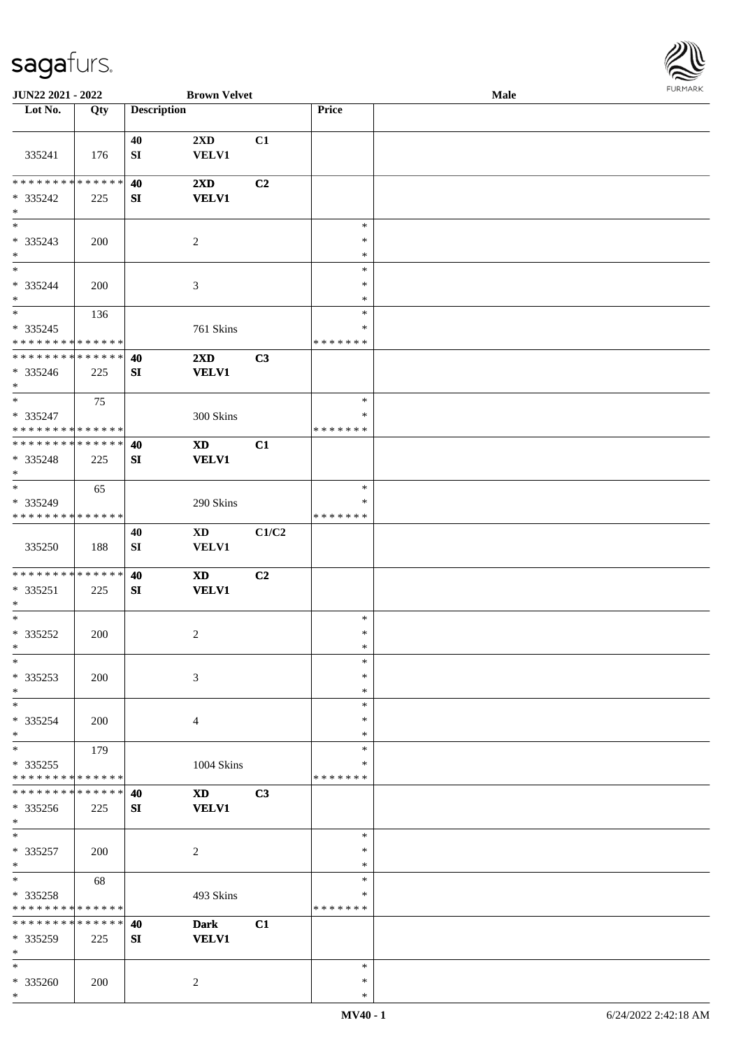| Lot No. | Qty | Description | | | Price | |
|---|---|---|---|---|---|---|
| 335241 | 176 | 40 SI | 2XD VELV1 | C1 | | |
| * * * * * * * * * * * * * * * 335242 * | 225 | 40 SI | 2XD VELV1 | C2 | | |
| * * 335243 * | 200 | | 2 | | * * * | |
| * * 335244 * | 200 | | 3 | | * * * | |
| * * 335245 * * * * * * * * * * * * * * | 136 | | 761 Skins | | * * * * * * * * * | |
| * * * * * * * * * * * * * * * 335246 * | 225 | 40 SI | 2XD VELV1 | C3 | | |
| * * 335247 * * * * * * * * * * * * * * | 75 | | 300 Skins | | * * * * * * * * * | |
| * * * * * * * * * * * * * * * 335248 * | 225 | 40 SI | XD VELV1 | C1 | | |
| * * 335249 * * * * * * * * * * * * * * | 65 | | 290 Skins | | * * * * * * * * * | |
| 335250 | 188 | 40 SI | XD VELV1 | C1/C2 | | |
| * * * * * * * * * * * * * * * 335251 * | 225 | 40 SI | XD VELV1 | C2 | | |
| * * 335252 * | 200 | | 2 | | * * * | |
| * * 335253 * | 200 | | 3 | | * * * | |
| * * 335254 * | 200 | | 4 | | * * * | |
| * * 335255 * * * * * * * * * * * * * * | 179 | | 1004 Skins | | * * * * * * * * * | |
| * * * * * * * * * * * * * * * 335256 * | 225 | 40 SI | XD VELV1 | C3 | | |
| * * 335257 * | 200 | | 2 | | * * * | |
| * * 335258 * * * * * * * * * * * * * * | 68 | | 493 Skins | | * * * * * * * * * | |
| * * * * * * * * * * * * * * * 335259 * | 225 | 40 SI | Dark VELV1 | C1 | | |
| * * 335260 * | 200 | | 2 | | * * * | |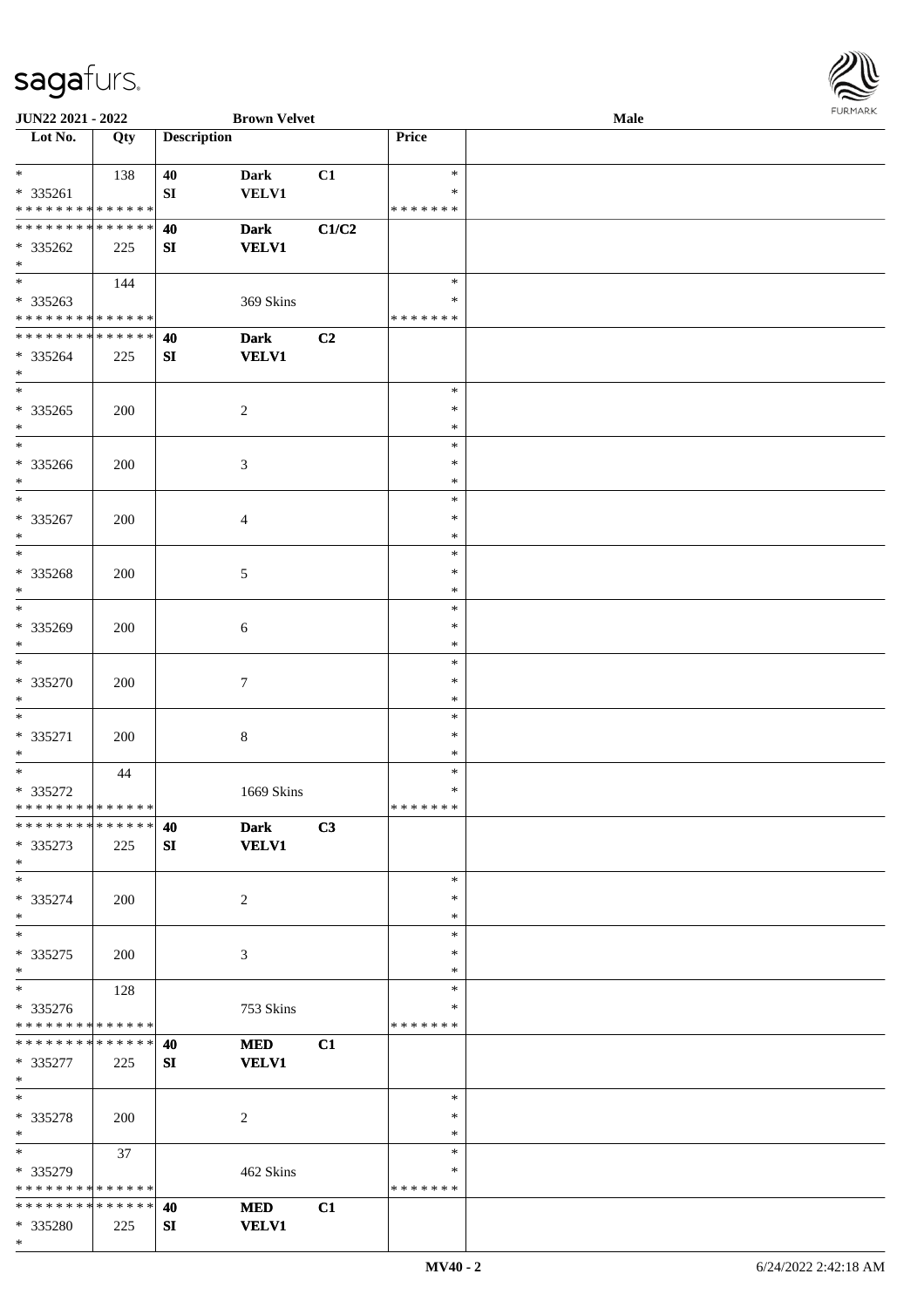JUN22 2021 - 2022 | Brown Velvet | Male

| Lot No. | Qty | Description | | | Price | |
|---|---|---|---|---|---|---|
| * | 138 | 40 | Dark | C1 | * | |
| * 335261 | | SI | VELV1 | | * | |
| * * * * * * * * * * * * * * | | | | | * * * * * * * | |
| * * * * * * * * * * * * * * | | 40 | Dark | C1/C2 | | |
| * 335262 | 225 | SI | VELV1 | | | |
| * | | | | | | |
| * | 144 | | | | * | |
| * 335263 | | | 369 Skins | | * | |
| * * * * * * * * * * * * * * | | | | | * * * * * * * | |
| * * * * * * * * * * * * * * | | 40 | Dark | C2 | | |
| * 335264 | 225 | SI | VELV1 | | | |
| * | | | | | | |
| * | | | | | * | |
| * 335265 | 200 | | 2 | | * | |
| * | | | | | * | |
| * | | | | | * | |
| * 335266 | 200 | | 3 | | * | |
| * | | | | | * | |
| * | | | | | * | |
| * 335267 | 200 | | 4 | | * | |
| * | | | | | * | |
| * | | | | | * | |
| * 335268 | 200 | | 5 | | * | |
| * | | | | | * | |
| * | | | | | * | |
| * 335269 | 200 | | 6 | | * | |
| * | | | | | * | |
| * | | | | | * | |
| * 335270 | 200 | | 7 | | * | |
| * | | | | | * | |
| * | | | | | * | |
| * 335271 | 200 | | 8 | | * | |
| * | | | | | * | |
| * | 44 | | | | * | |
| * 335272 | | | 1669 Skins | | * | |
| * * * * * * * * * * * * * * | | | | | * * * * * * * | |
| * * * * * * * * * * * * * * | | 40 | Dark | C3 | | |
| * 335273 | 225 | SI | VELV1 | | | |
| * | | | | | | |
| * | | | | | * | |
| * 335274 | 200 | | 2 | | * | |
| * | | | | | * | |
| * | | | | | * | |
| * 335275 | 200 | | 3 | | * | |
| * | | | | | * | |
| * | 128 | | | | * | |
| * 335276 | | | 753 Skins | | * | |
| * * * * * * * * * * * * * * | | | | | * * * * * * * | |
| * * * * * * * * * * * * * * | | 40 | MED | C1 | | |
| * 335277 | 225 | SI | VELV1 | | | |
| * | | | | | | |
| * | | | | | * | |
| * 335278 | 200 | | 2 | | * | |
| * | | | | | * | |
| * | 37 | | | | * | |
| * 335279 | | | 462 Skins | | * | |
| * * * * * * * * * * * * * * | | | | | * * * * * * * | |
| * * * * * * * * * * * * * * | | 40 | MED | C1 | | |
| * 335280 | 225 | SI | VELV1 | | | |
| * | | | | | | |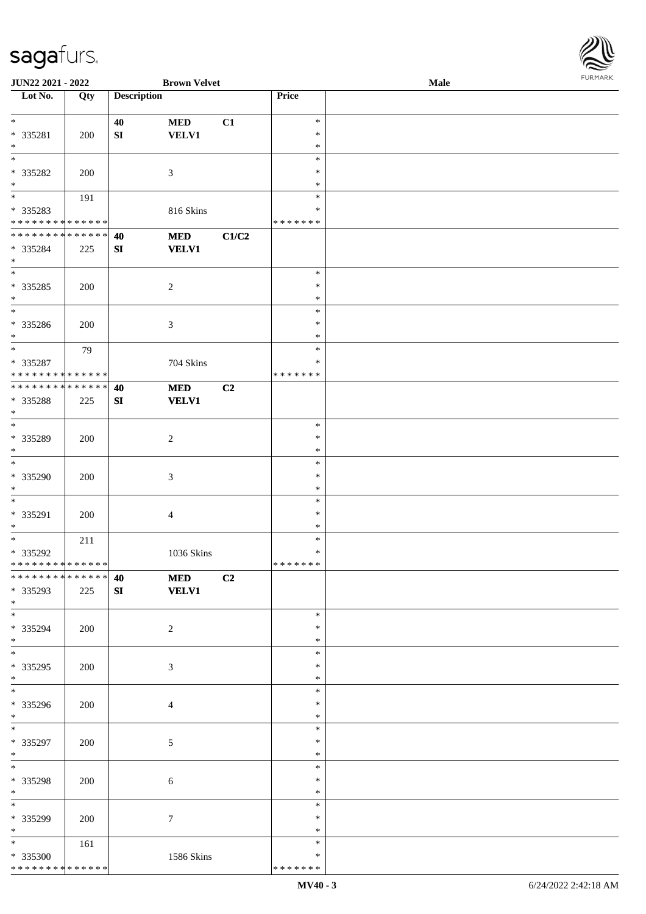| Lot No. | Qty | Description | | | Price | |
|---|---|---|---|---|---|---|
| * | | 40 | MED | C1 | * | |
| * 335281 | 200 | SI | VELV1 | | * | |
| * | | | | | * | |
| * | | | | | * | |
| * 335282 | 200 | | 3 | | * | |
| * | | | | | * | |
| * | 191 | | | | * | |
| * 335283 | | | 816 Skins | | * | |
| * * * * * * * * * * * * * * | | | | | * * * * * * * | |
| * * * * * * * * * * * * * * | | 40 | MED | C1/C2 | | |
| * 335284 | 225 | SI | VELV1 | | | |
| * | | | | | | |
| * | | | | | * | |
| * 335285 | 200 | | 2 | | * | |
| * | | | | | * | |
| * | | | | | * | |
| * 335286 | 200 | | 3 | | * | |
| * | | | | | * | |
| * | 79 | | | | * | |
| * 335287 | | | 704 Skins | | * | |
| * * * * * * * * * * * * * * | | | | | * * * * * * * | |
| * * * * * * * * * * * * * * | | 40 | MED | C2 | | |
| * 335288 | 225 | SI | VELV1 | | | |
| * | | | | | | |
| * | | | | | * | |
| * 335289 | 200 | | 2 | | * | |
| * | | | | | * | |
| * | | | | | * | |
| * 335290 | 200 | | 3 | | * | |
| * | | | | | * | |
| * | | | | | * | |
| * 335291 | 200 | | 4 | | * | |
| * | | | | | * | |
| * | 211 | | | | * | |
| * 335292 | | | 1036 Skins | | * | |
| * * * * * * * * * * * * * * | | | | | * * * * * * * | |
| * * * * * * * * * * * * * * | | 40 | MED | C2 | | |
| * 335293 | 225 | SI | VELV1 | | | |
| * | | | | | | |
| * | | | | | * | |
| * 335294 | 200 | | 2 | | * | |
| * | | | | | * | |
| * | | | | | * | |
| * 335295 | 200 | | 3 | | * | |
| * | | | | | * | |
| * | | | | | * | |
| * 335296 | 200 | | 4 | | * | |
| * | | | | | * | |
| * | | | | | * | |
| * 335297 | 200 | | 5 | | * | |
| * | | | | | * | |
| * | | | | | * | |
| * 335298 | 200 | | 6 | | * | |
| * | | | | | * | |
| * | | | | | * | |
| * 335299 | 200 | | 7 | | * | |
| * | | | | | * | |
| * | 161 | | | | * | |
| * 335300 | | | 1586 Skins | | * | |
| * * * * * * * * * * * * * * | | | | | * * * * * * * | |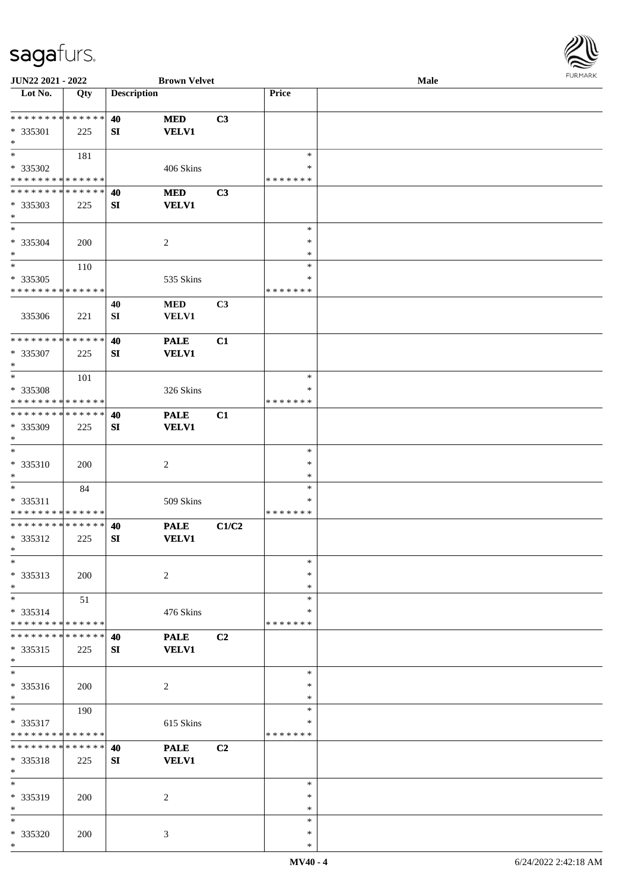JUN22 2021 - 2022 | Brown Velvet | Male

| Lot No. | Qty | Description | | | Price | |
|---|---|---|---|---|---|---|
| * * * * * * * * * * * * * * | | 40 | MED | C3 | | |
| * 335301 | 225 | SI | VELV1 | | | |
| * | | | | | | |
| * | 181 | | | | * | |
| * 335302 | | | 406 Skins | | * | |
| * * * * * * * * * * * * * * | | | | | * * * * * * * | |
| * * * * * * * * * * * * * * | | 40 | MED | C3 | | |
| * 335303 | 225 | SI | VELV1 | | | |
| * | | | | | | |
| * | | | | | * | |
| * 335304 | 200 | | 2 | | * | |
| * | | | | | * | |
| * | 110 | | | | * | |
| * 335305 | | | 535 Skins | | * | |
| * * * * * * * * * * * * * * | | | | | * * * * * * * | |
| | | 40 | MED | C3 | | |
| 335306 | 221 | SI | VELV1 | | | |
| * * * * * * * * * * * * * * | | 40 | PALE | C1 | | |
| * 335307 | 225 | SI | VELV1 | | | |
| * | | | | | | |
| * | 101 | | | | * | |
| * 335308 | | | 326 Skins | | * | |
| * * * * * * * * * * * * * * | | | | | * * * * * * * | |
| * * * * * * * * * * * * * * | | 40 | PALE | C1 | | |
| * 335309 | 225 | SI | VELV1 | | | |
| * | | | | | | |
| * | | | | | * | |
| * 335310 | 200 | | 2 | | * | |
| * | | | | | * | |
| * | 84 | | | | * | |
| * 335311 | | | 509 Skins | | * | |
| * * * * * * * * * * * * * * | | | | | * * * * * * * | |
| * * * * * * * * * * * * * * | | 40 | PALE | C1/C2 | | |
| * 335312 | 225 | SI | VELV1 | | | |
| * | | | | | | |
| * | | | | | * | |
| * 335313 | 200 | | 2 | | * | |
| * | | | | | * | |
| * | 51 | | | | * | |
| * 335314 | | | 476 Skins | | * | |
| * * * * * * * * * * * * * * | | | | | * * * * * * * | |
| * * * * * * * * * * * * * * | | 40 | PALE | C2 | | |
| * 335315 | 225 | SI | VELV1 | | | |
| * | | | | | | |
| * | | | | | * | |
| * 335316 | 200 | | 2 | | * | |
| * | | | | | * | |
| * | 190 | | | | * | |
| * 335317 | | | 615 Skins | | * | |
| * * * * * * * * * * * * * * | | | | | * * * * * * * | |
| * * * * * * * * * * * * * * | | 40 | PALE | C2 | | |
| * 335318 | 225 | SI | VELV1 | | | |
| * | | | | | | |
| * | | | | | * | |
| * 335319 | 200 | | 2 | | * | |
| * | | | | | * | |
| * | | | | | * | |
| * 335320 | 200 | | 3 | | * | |
| * | | | | | * | |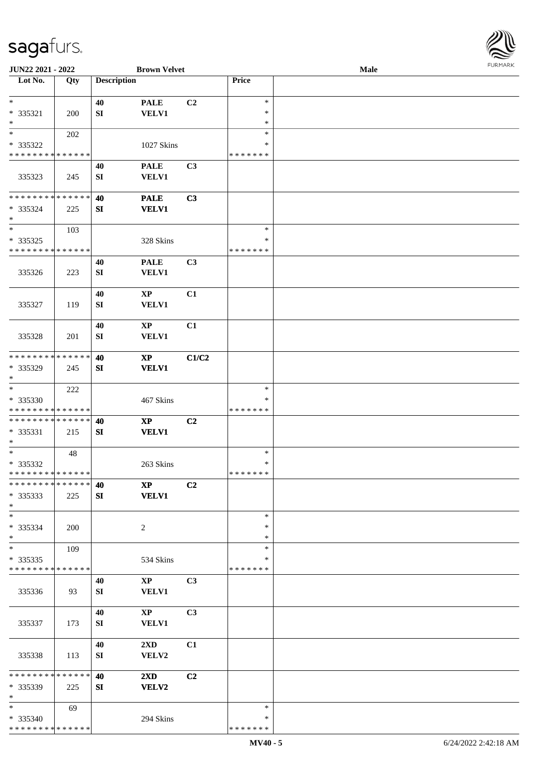| Lot No. | Qty | Description | | | Price | |
|---|---|---|---|---|---|---|
| *<br>* 335321<br>* | 200 | 40<br>SI | PALE<br>VELV1 | C2 | *<br>*<br>* | |
| *<br>* 335322<br>* * * * * * * * * * * * * * | 202 | | 1027 Skins | | *<br>*<br>* * * * * * * | |
| 335323 | 245 | 40<br>SI | PALE<br>VELV1 | C3 | | |
| * * * * * * * * * * * * * *<br>* 335324<br>* | 225 | 40<br>SI | PALE<br>VELV1 | C3 | | |
| *<br>* 335325<br>* * * * * * * * * * * * * * | 103 | | 328 Skins | | *<br>*<br>* * * * * * * | |
| 335326 | 223 | 40<br>SI | PALE<br>VELV1 | C3 | | |
| 335327 | 119 | 40<br>SI | XP<br>VELV1 | C1 | | |
| 335328 | 201 | 40<br>SI | XP<br>VELV1 | C1 | | |
| * * * * * * * * * * * * * *<br>* 335329<br>* | 245 | 40<br>SI | XP<br>VELV1 | C1/C2 | | |
| *<br>* 335330<br>* * * * * * * * * * * * * * | 222 | | 467 Skins | | *<br>*<br>* * * * * * * | |
| * * * * * * * * * * * * * *<br>* 335331<br>* | 215 | 40<br>SI | XP<br>VELV1 | C2 | | |
| *<br>* 335332<br>* * * * * * * * * * * * * * | 48 | | 263 Skins | | *<br>*<br>* * * * * * * | |
| * * * * * * * * * * * * * *<br>* 335333<br>* | 225 | 40<br>SI | XP<br>VELV1 | C2 | | |
| *<br>* 335334<br>* | 200 | | 2 | | *<br>*<br>* | |
| *<br>* 335335<br>* * * * * * * * * * * * * * | 109 | | 534 Skins | | *<br>*<br>* * * * * * * | |
| 335336 | 93 | 40<br>SI | XP<br>VELV1 | C3 | | |
| 335337 | 173 | 40<br>SI | XP<br>VELV1 | C3 | | |
| 335338 | 113 | 40<br>SI | 2XD<br>VELV2 | C1 | | |
| * * * * * * * * * * * * * *<br>* 335339<br>* | 225 | 40<br>SI | 2XD<br>VELV2 | C2 | | |
| *<br>* 335340<br>* * * * * * * * * * * * * * | 69 | | 294 Skins | | *<br>*<br>* * * * * * * | |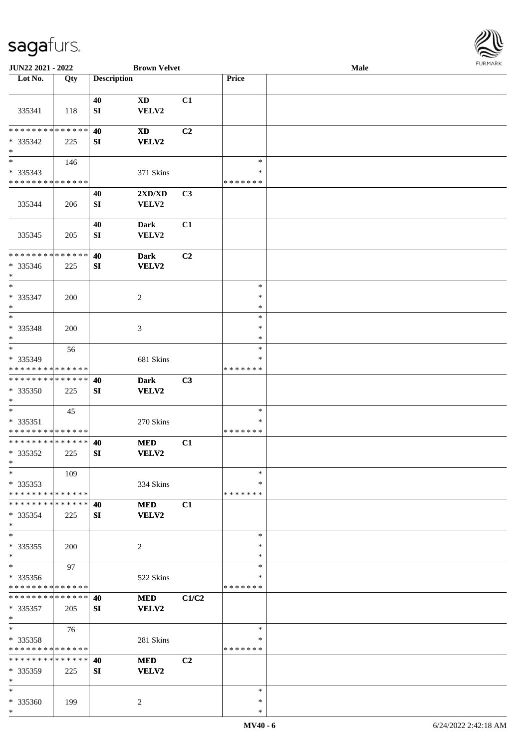| Lot No. | Qty | Description | | | Price | |
|---|---|---|---|---|---|---|
| 335341 | 118 | 40<br>SI | XD<br>VELV2 | C1 | | |
| * * * * * * * * * * * * * *<br>* 335342<br>* | 225 | **40**<br>**SI** | **XD**<br>**VELV2** | **C2** | | |
| *<br>* 335343<br>* * * * * * * * * * * * * * | 146 | | 371 Skins | | *<br>*<br>* * * * * * * | |
| 335344 | 206 | 40<br>SI | 2XD/XD<br>VELV2 | C3 | | |
| 335345 | 205 | 40<br>SI | Dark<br>VELV2 | C1 | | |
| * * * * * * * * * * * * * *<br>* 335346<br>* | 225 | **40**<br>**SI** | **Dark**<br>**VELV2** | **C2** | | |
| *<br>* 335347<br>* | 200 | | 2 | | *<br>*<br>* | |
| *<br>* 335348<br>* | 200 | | 3 | | *<br>*<br>* | |
| *<br>* 335349<br>* * * * * * * * * * * * * * | 56 | | 681 Skins | | *<br>*<br>* * * * * * * | |
| * * * * * * * * * * * * * *<br>* 335350<br>* | 225 | **40**<br>**SI** | **Dark**<br>**VELV2** | **C3** | | |
| *<br>* 335351<br>* * * * * * * * * * * * * * | 45 | | 270 Skins | | *<br>*<br>* * * * * * * | |
| * * * * * * * * * * * * * *<br>* 335352<br>* | 225 | **40**<br>**SI** | **MED**<br>**VELV2** | **C1** | | |
| *<br>* 335353<br>* * * * * * * * * * * * * * | 109 | | 334 Skins | | *<br>*<br>* * * * * * * | |
| * * * * * * * * * * * * * *<br>* 335354<br>* | 225 | **40**<br>**SI** | **MED**<br>**VELV2** | **C1** | | |
| *<br>* 335355<br>* | 200 | | 2 | | *<br>*<br>* | |
| *<br>* 335356<br>* * * * * * * * * * * * * * | 97 | | 522 Skins | | *<br>*<br>* * * * * * * | |
| * * * * * * * * * * * * * *<br>* 335357<br>* | 205 | **40**<br>**SI** | **MED**<br>**VELV2** | **C1/C2** | | |
| *<br>* 335358<br>* * * * * * * * * * * * * * | 76 | | 281 Skins | | *<br>*<br>* * * * * * * | |
| * * * * * * * * * * * * * *<br>* 335359<br>* | 225 | **40**<br>**SI** | **MED**<br>**VELV2** | **C2** | | |
| *<br>* 335360<br>* | 199 | | 2 | | *<br>*<br>* | |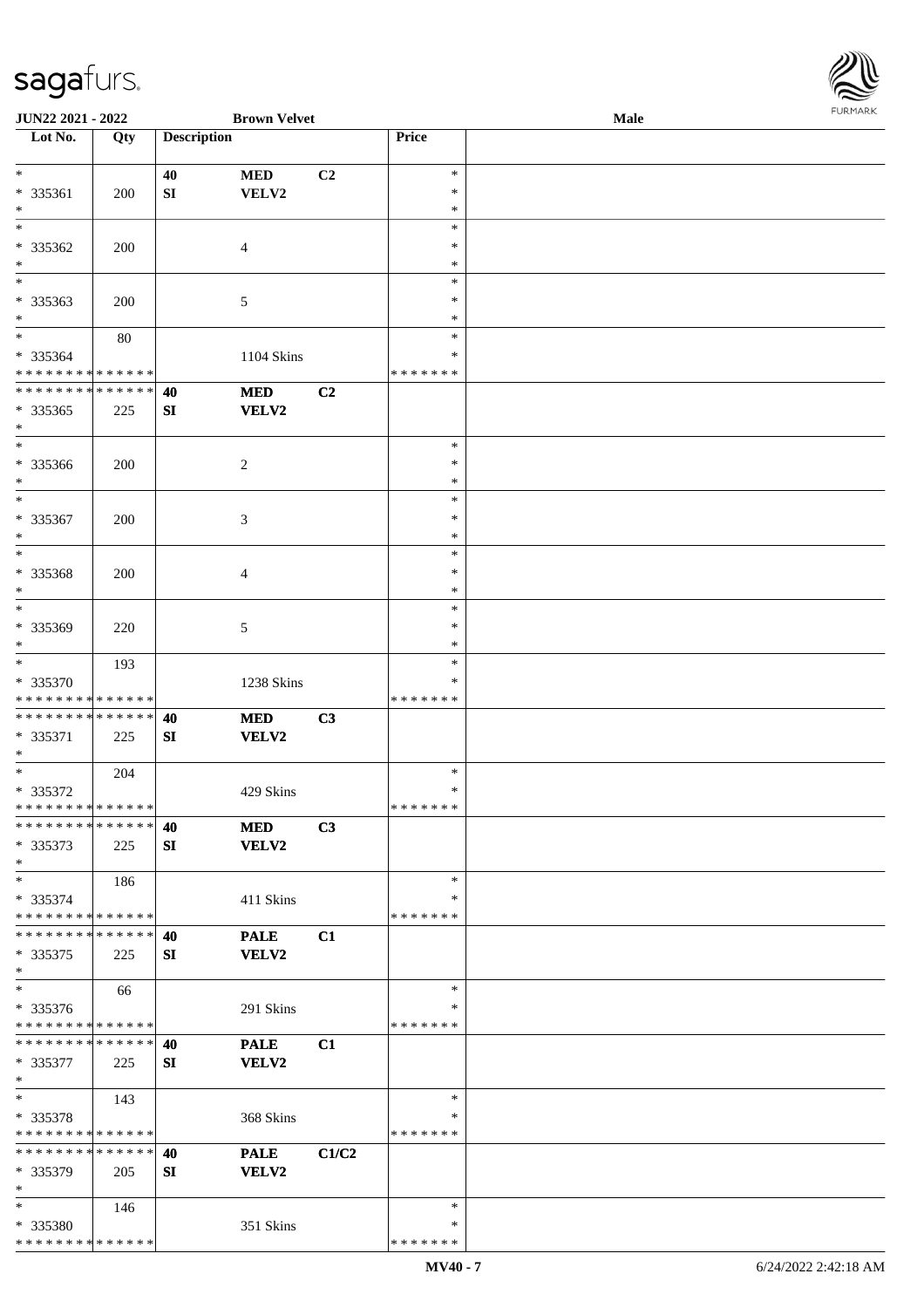| Lot No. | Qty | Description | | | Price |
|---|---|---|---|---|---|
| * | | 40 | MED | C2 | * |
| * 335361 | 200 | SI | VELV2 | | * |
| * | | | | | * |
| * | | | | | * |
| * 335362 | 200 | | 4 | | * |
| * | | | | | * |
| * | | | | | * |
| * 335363 | 200 | | 5 | | * |
| * | | | | | * |
| * | 80 | | | | * |
| * 335364 | | | 1104 Skins | | * |
| * * * * * * * * * * * * * * | | | | | * * * * * * * |
| * * * * * * * * * * * * * * | | 40 | MED | C2 | |
| * 335365 | 225 | SI | VELV2 | | |
| * | | | | | |
| * | | | | | * |
| * 335366 | 200 | | 2 | | * |
| * | | | | | * |
| * | | | | | * |
| * 335367 | 200 | | 3 | | * |
| * | | | | | * |
| * | | | | | * |
| * 335368 | 200 | | 4 | | * |
| * | | | | | * |
| * | | | | | * |
| * 335369 | 220 | | 5 | | * |
| * | | | | | * |
| * | 193 | | | | * |
| * 335370 | | | 1238 Skins | | * |
| * * * * * * * * * * * * * * | | | | | * * * * * * * |
| * * * * * * * * * * * * * * | | 40 | MED | C3 | |
| * 335371 | 225 | SI | VELV2 | | |
| * | | | | | |
| * | 204 | | | | * |
| * 335372 | | | 429 Skins | | * |
| * * * * * * * * * * * * * * | | | | | * * * * * * * |
| * * * * * * * * * * * * * * | | 40 | MED | C3 | |
| * 335373 | 225 | SI | VELV2 | | |
| * | | | | | |
| * | 186 | | | | * |
| * 335374 | | | 411 Skins | | * |
| * * * * * * * * * * * * * * | | | | | * * * * * * * |
| * * * * * * * * * * * * * * | | 40 | PALE | C1 | |
| * 335375 | 225 | SI | VELV2 | | |
| * | | | | | |
| * | 66 | | | | * |
| * 335376 | | | 291 Skins | | * |
| * * * * * * * * * * * * * * | | | | | * * * * * * * |
| * * * * * * * * * * * * * * | | 40 | PALE | C1 | |
| * 335377 | 225 | SI | VELV2 | | |
| * | | | | | |
| * | 143 | | | | * |
| * 335378 | | | 368 Skins | | * |
| * * * * * * * * * * * * * * | | | | | * * * * * * * |
| * * * * * * * * * * * * * * | | 40 | PALE | C1/C2 | |
| * 335379 | 205 | SI | VELV2 | | |
| * | | | | | |
| * | 146 | | | | * |
| * 335380 | | | 351 Skins | | * |
| * * * * * * * * * * * * * * | | | | | * * * * * * * |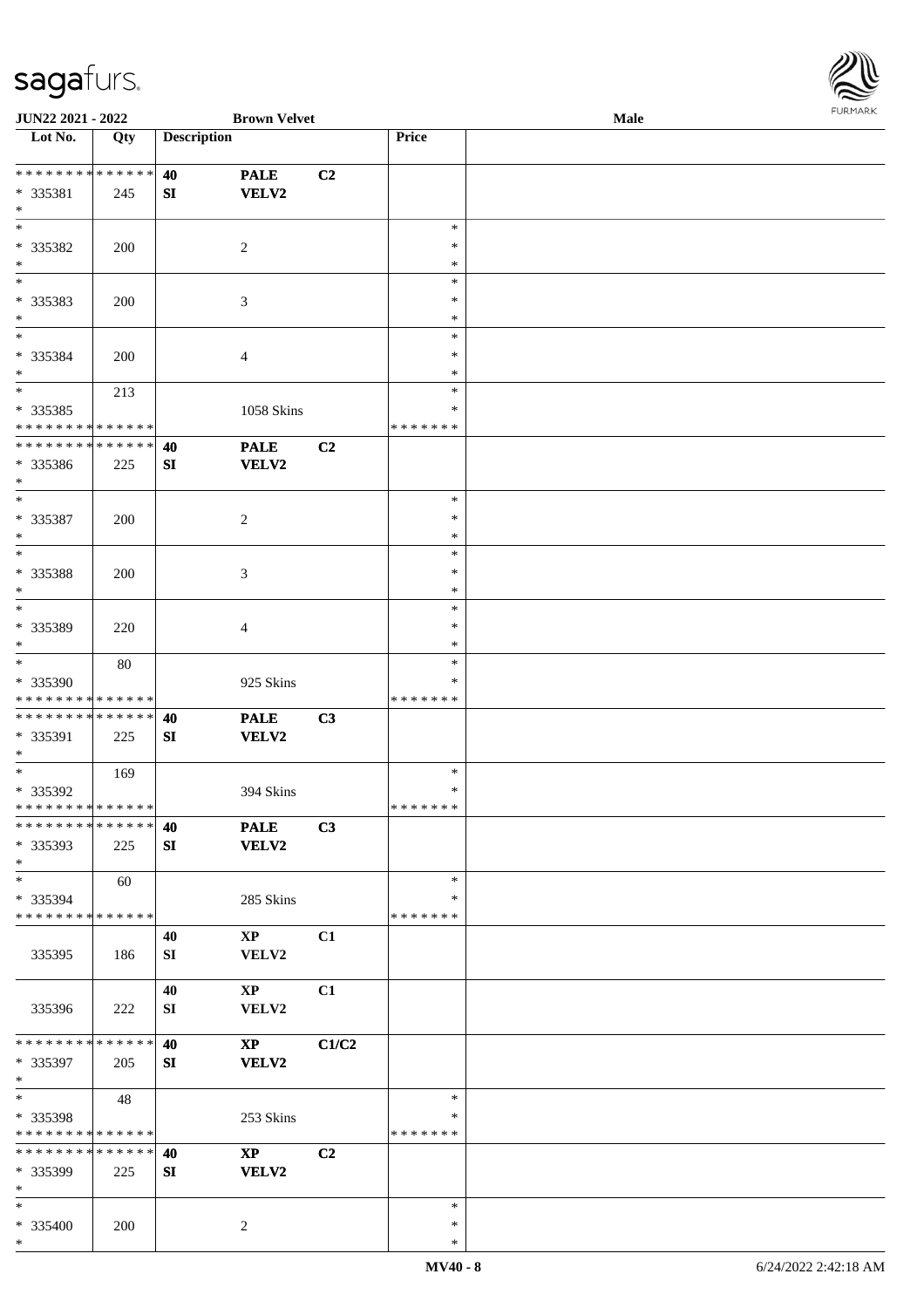JUN22 2021 - 2022 | Brown Velvet | Male

| Lot No. | Qty | Description | | | Price | |
|---|---|---|---|---|---|---|
| * * * * * * * * * * * * * * | | 40 | PALE | C2 | | |
| * 335381 | 245 | SI | VELV2 | | | |
| * | | | | | | |
| * | | | | | * | |
| * 335382 | 200 | | 2 | | * | |
| * | | | | | * | |
| * | | | | | * | |
| * 335383 | 200 | | 3 | | * | |
| * | | | | | * | |
| * | | | | | * | |
| * 335384 | 200 | | 4 | | * | |
| * | | | | | * | |
| * | 213 | | | | * | |
| * 335385 | | | 1058 Skins | | * | |
| * * * * * * * * * * * * * * | | | | | * * * * * * * | |
| * * * * * * * * * * * * * * | | 40 | PALE | C2 | | |
| * 335386 | 225 | SI | VELV2 | | | |
| * | | | | | | |
| * | | | | | * | |
| * 335387 | 200 | | 2 | | * | |
| * | | | | | * | |
| * | | | | | * | |
| * 335388 | 200 | | 3 | | * | |
| * | | | | | * | |
| * | | | | | * | |
| * 335389 | 220 | | 4 | | * | |
| * | | | | | * | |
| * | 80 | | | | * | |
| * 335390 | | | 925 Skins | | * | |
| * * * * * * * * * * * * * * | | | | | * * * * * * * | |
| * * * * * * * * * * * * * * | | 40 | PALE | C3 | | |
| * 335391 | 225 | SI | VELV2 | | | |
| * | | | | | | |
| * | 169 | | | | * | |
| * 335392 | | | 394 Skins | | * | |
| * * * * * * * * * * * * * * | | | | | * * * * * * * | |
| * * * * * * * * * * * * * * | | 40 | PALE | C3 | | |
| * 335393 | 225 | SI | VELV2 | | | |
| * | | | | | | |
| * | 60 | | | | * | |
| * 335394 | | | 285 Skins | | * | |
| * * * * * * * * * * * * * * | | | | | * * * * * * * | |
| | | 40 | XP | C1 | | |
| 335395 | 186 | SI | VELV2 | | | |
| | | 40 | XP | C1 | | |
| 335396 | 222 | SI | VELV2 | | | |
| * * * * * * * * * * * * * * | | 40 | XP | C1/C2 | | |
| * 335397 | 205 | SI | VELV2 | | | |
| * | | | | | | |
| * | 48 | | | | * | |
| * 335398 | | | 253 Skins | | * | |
| * * * * * * * * * * * * * * | | | | | * * * * * * * | |
| * * * * * * * * * * * * * * | | 40 | XP | C2 | | |
| * 335399 | 225 | SI | VELV2 | | | |
| * | | | | | | |
| * | | | | | * | |
| * 335400 | 200 | | 2 | | * | |
| * | | | | | * | |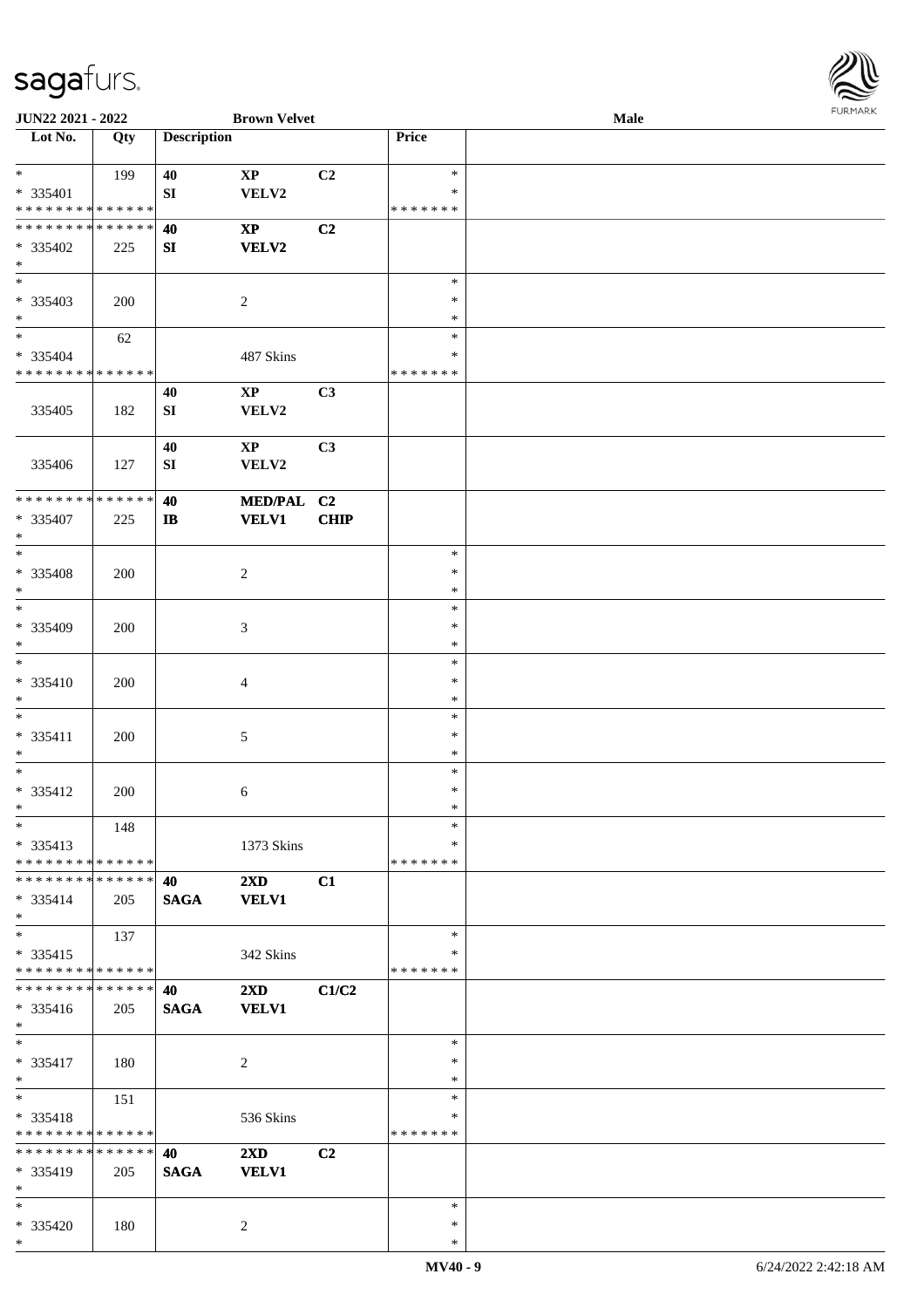**JUN22 2021 - 2022** **Brown Velvet** **Male**

| Lot No. | Qty | Description | | | Price | |
|---|---|---|---|---|---|---|
| * | 199 | 40 | XP | C2 | * | |
| * 335401 | | SI | VELV2 | | * | |
| * * * * * * * * * * * * * * | | | | | * * * * * * * | |
| * * * * * * * * * * * * * * | | 40 | XP | C2 | | |
| * 335402 | 225 | SI | VELV2 | | | |
| * | | | | | | |
| * | | | | | * | |
| * 335403 | 200 | | 2 | | * | |
| * | | | | | * | |
| * | 62 | | | | * | |
| * 335404 | | | 487 Skins | | * | |
| * * * * * * * * * * * * * * | | | | | * * * * * * * | |
| | | 40 | XP | C3 | | |
| 335405 | 182 | SI | VELV2 | | | |
| | | 40 | XP | C3 | | |
| 335406 | 127 | SI | VELV2 | | | |
| * * * * * * * * * * * * * * | | 40 | MED/PAL | C2 | | |
| * 335407 | 225 | IB | VELV1 | CHIP | | |
| * | | | | | | |
| * | | | | | * | |
| * 335408 | 200 | | 2 | | * | |
| * | | | | | * | |
| * | | | | | * | |
| * 335409 | 200 | | 3 | | * | |
| * | | | | | * | |
| * | | | | | * | |
| * 335410 | 200 | | 4 | | * | |
| * | | | | | * | |
| * | | | | | * | |
| * 335411 | 200 | | 5 | | * | |
| * | | | | | * | |
| * | | | | | * | |
| * 335412 | 200 | | 6 | | * | |
| * | | | | | * | |
| * | 148 | | | | * | |
| * 335413 | | | 1373 Skins | | * | |
| * * * * * * * * * * * * * * | | | | | * * * * * * * | |
| * * * * * * * * * * * * * * | | 40 | 2XD | C1 | | |
| * 335414 | 205 | SAGA | VELV1 | | | |
| * | | | | | | |
| * | 137 | | | | * | |
| * 335415 | | | 342 Skins | | * | |
| * * * * * * * * * * * * * * | | | | | * * * * * * * | |
| * * * * * * * * * * * * * * | | 40 | 2XD | C1/C2 | | |
| * 335416 | 205 | SAGA | VELV1 | | | |
| * | | | | | | |
| * | | | | | * | |
| * 335417 | 180 | | 2 | | * | |
| * | | | | | * | |
| * | 151 | | | | * | |
| * 335418 | | | 536 Skins | | * | |
| * * * * * * * * * * * * * * | | | | | * * * * * * * | |
| * * * * * * * * * * * * * * | | 40 | 2XD | C2 | | |
| * 335419 | 205 | SAGA | VELV1 | | | |
| * | | | | | | |
| * | | | | | * | |
| * 335420 | 180 | | 2 | | * | |
| * | | | | | * | |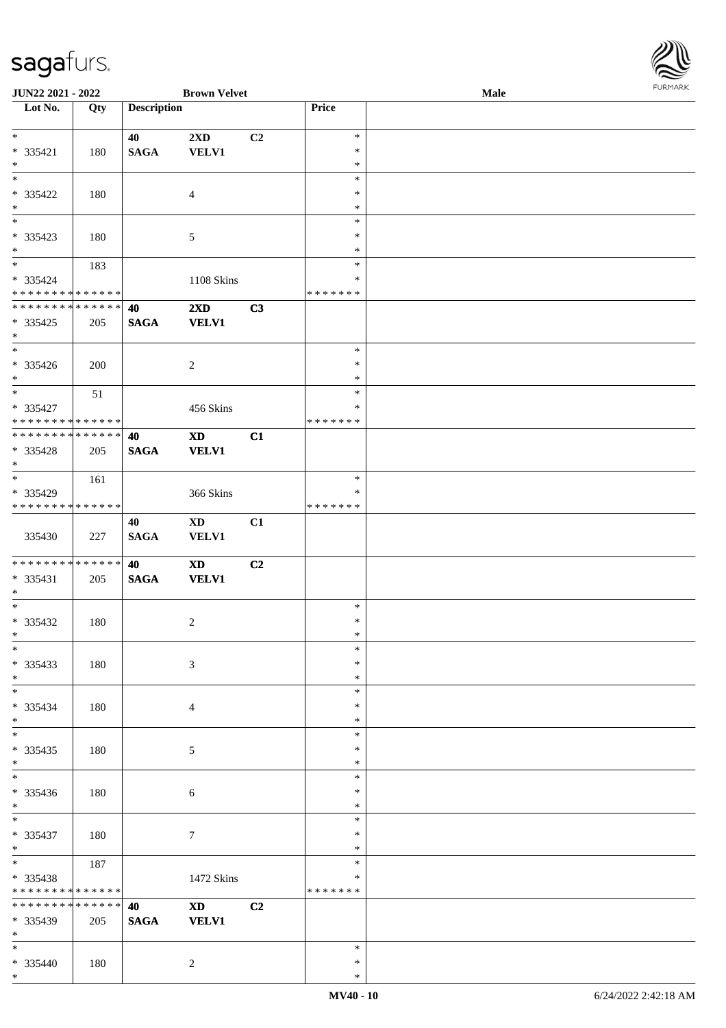| Lot No. | Qty | Description | | | Price | |
|---|---|---|---|---|---|---|
| * | | 40 | 2XD | C2 | * | |
| * 335421 | 180 | SAGA | VELV1 | | * | |
| * | | | | | * | |
| * | | | | | * | |
| * 335422 | 180 | | 4 | | * | |
| * | | | | | * | |
| * | | | | | * | |
| * 335423 | 180 | | 5 | | * | |
| * | | | | | * | |
| * | 183 | | | | * | |
| * 335424 | | | 1108 Skins | | * | |
| * * * * * * * * * * * * * * | | | | | * * * * * * * | |
| * * * * * * * * * * * * * * | | 40 | 2XD | C3 | | |
| * 335425 | 205 | SAGA | VELV1 | | | |
| * | | | | | | |
| * | | | | | * | |
| * 335426 | 200 | | 2 | | * | |
| * | | | | | * | |
| * | 51 | | | | * | |
| * 335427 | | | 456 Skins | | * | |
| * * * * * * * * * * * * * * | | | | | * * * * * * * | |
| * * * * * * * * * * * * * * | | 40 | XD | C1 | | |
| * 335428 | 205 | SAGA | VELV1 | | | |
| * | | | | | | |
| * | 161 | | | | * | |
| * 335429 | | | 366 Skins | | * | |
| * * * * * * * * * * * * * * | | | | | * * * * * * * | |
| | | 40 | XD | C1 | | |
| 335430 | 227 | SAGA | VELV1 | | | |
| * * * * * * * * * * * * * * | | 40 | XD | C2 | | |
| * 335431 | 205 | SAGA | VELV1 | | | |
| * | | | | | | |
| * | | | | | * | |
| * 335432 | 180 | | 2 | | * | |
| * | | | | | * | |
| * | | | | | * | |
| * 335433 | 180 | | 3 | | * | |
| * | | | | | * | |
| * | | | | | * | |
| * 335434 | 180 | | 4 | | * | |
| * | | | | | * | |
| * | | | | | * | |
| * 335435 | 180 | | 5 | | * | |
| * | | | | | * | |
| * | | | | | * | |
| * 335436 | 180 | | 6 | | * | |
| * | | | | | * | |
| * | | | | | * | |
| * 335437 | 180 | | 7 | | * | |
| * | | | | | * | |
| * | 187 | | | | * | |
| * 335438 | | | 1472 Skins | | * | |
| * * * * * * * * * * * * * * | | | | | * * * * * * * | |
| * * * * * * * * * * * * * * | | 40 | XD | C2 | | |
| * 335439 | 205 | SAGA | VELV1 | | | |
| * | | | | | | |
| * | | | | | * | |
| * 335440 | 180 | | 2 | | * | |
| * | | | | | * | |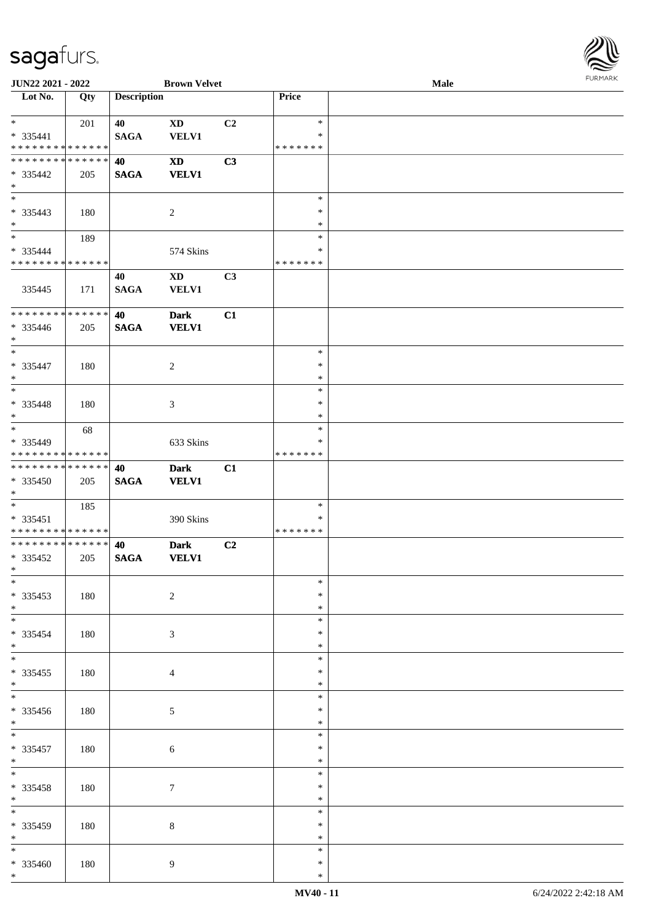**JUN22 2021 - 2022** **Brown Velvet** **Male**

| Lot No. | Qty | Description | | | Price | |
|---|---|---|---|---|---|---|
| * | 201 | 40 | XD | C2 | * | |
| * 335441 | | SAGA | VELV1 | | * | |
| * * * * * * * * * * * * * * | | | | | * * * * * * * | |
| * * * * * * * * * * * * * * | | 40 | XD | C3 | | |
| * 335442 | 205 | SAGA | VELV1 | | | |
| * | | | | | | |
| * | | | | | * | |
| * 335443 | 180 | | 2 | | * | |
| * | | | | | * | |
| * | 189 | | | | * | |
| * 335444 | | | 574 Skins | | * | |
| * * * * * * * * * * * * * * | | | | | * * * * * * * | |
| | | 40 | XD | C3 | | |
| 335445 | 171 | SAGA | VELV1 | | | |
| * * * * * * * * * * * * * * | | 40 | Dark | C1 | | |
| * 335446 | 205 | SAGA | VELV1 | | | |
| * | | | | | | |
| * | | | | | * | |
| * 335447 | 180 | | 2 | | * | |
| * | | | | | * | |
| * | | | | | * | |
| * 335448 | 180 | | 3 | | * | |
| * | | | | | * | |
| * | 68 | | | | * | |
| * 335449 | | | 633 Skins | | * | |
| * * * * * * * * * * * * * * | | | | | * * * * * * * | |
| * * * * * * * * * * * * * * | | 40 | Dark | C1 | | |
| * 335450 | 205 | SAGA | VELV1 | | | |
| * | | | | | | |
| * | 185 | | | | * | |
| * 335451 | | | 390 Skins | | * | |
| * * * * * * * * * * * * * * | | | | | * * * * * * * | |
| * * * * * * * * * * * * * * | | 40 | Dark | C2 | | |
| * 335452 | 205 | SAGA | VELV1 | | | |
| * | | | | | | |
| * | | | | | * | |
| * 335453 | 180 | | 2 | | * | |
| * | | | | | * | |
| * | | | | | * | |
| * 335454 | 180 | | 3 | | * | |
| * | | | | | * | |
| * | | | | | * | |
| * 335455 | 180 | | 4 | | * | |
| * | | | | | * | |
| * | | | | | * | |
| * 335456 | 180 | | 5 | | * | |
| * | | | | | * | |
| * | | | | | * | |
| * 335457 | 180 | | 6 | | * | |
| * | | | | | * | |
| * | | | | | * | |
| * 335458 | 180 | | 7 | | * | |
| * | | | | | * | |
| * | | | | | * | |
| * 335459 | 180 | | 8 | | * | |
| * | | | | | * | |
| * | | | | | * | |
| * 335460 | 180 | | 9 | | * | |
| * | | | | | * | |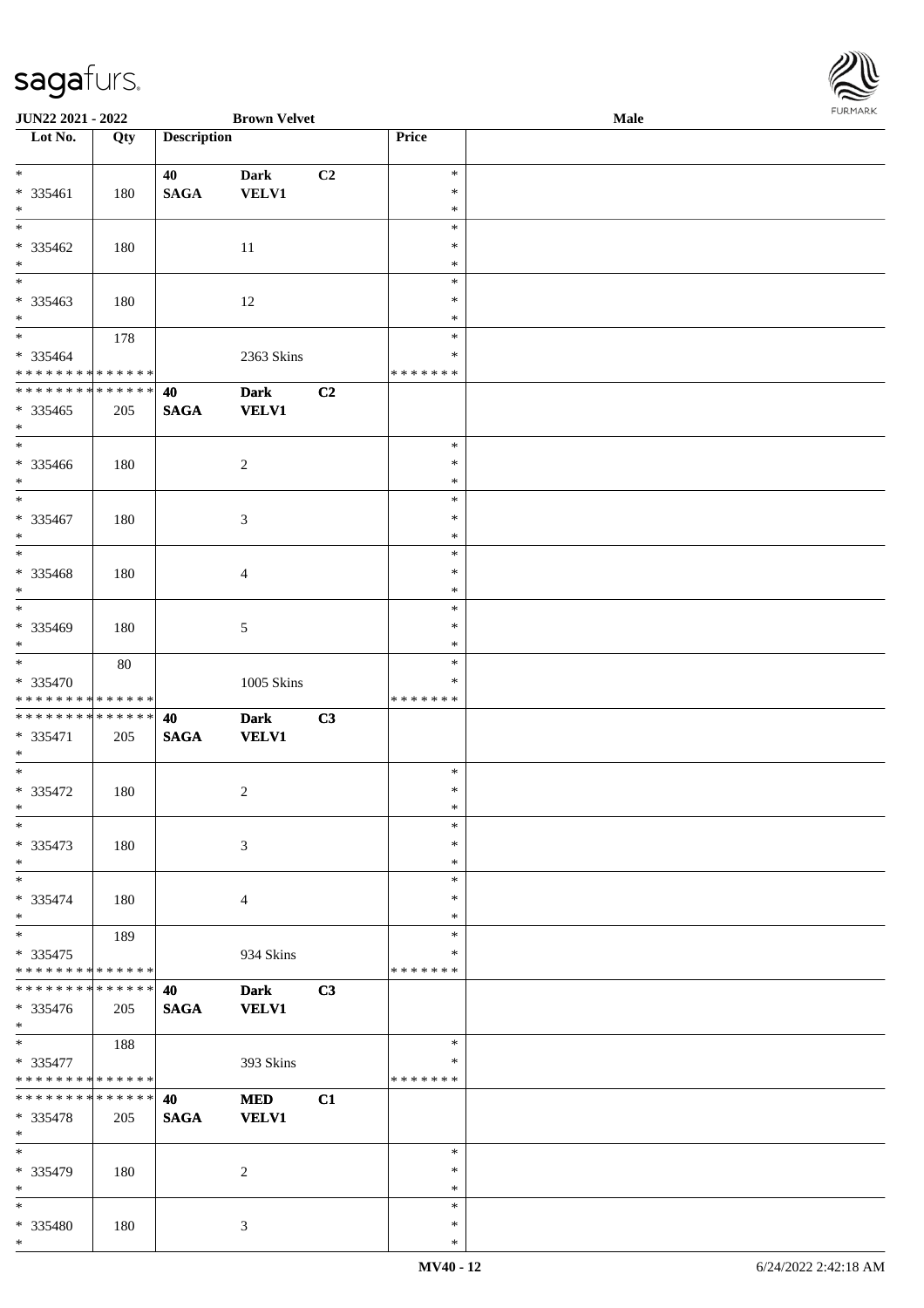**JUN22 2021 - 2022** **Brown Velvet** **Male**

| Lot No. | Qty | Description | | | Price | |
|---|---|---|---|---|---|---|
| * | | 40 | Dark | C2 | * | |
| * 335461 | 180 | SAGA | VELV1 | | * | |
| * | | | | | * | |
| * | | | | | * | |
| * 335462 | 180 | | 11 | | * | |
| * | | | | | * | |
| * | | | | | * | |
| * 335463 | 180 | | 12 | | * | |
| * | | | | | * | |
| * | 178 | | | | * | |
| * 335464 | | | 2363 Skins | | * | |
| * * * * * * * * * * * * * * | | | | | * * * * * * * | |
| * * * * * * * * * * * * * * | | **40** | **Dark** | **C2** | | |
| * 335465 | 205 | **SAGA** | **VELV1** | | | |
| * | | | | | | |
| * | | | | | * | |
| * 335466 | 180 | | 2 | | * | |
| * | | | | | * | |
| * | | | | | * | |
| * 335467 | 180 | | 3 | | * | |
| * | | | | | * | |
| * | | | | | * | |
| * 335468 | 180 | | 4 | | * | |
| * | | | | | * | |
| * | | | | | * | |
| * 335469 | 180 | | 5 | | * | |
| * | | | | | * | |
| * | 80 | | | | * | |
| * 335470 | | | 1005 Skins | | * | |
| * * * * * * * * * * * * * * | | | | | * * * * * * * | |
| * * * * * * * * * * * * * * | | **40** | **Dark** | **C3** | | |
| * 335471 | 205 | **SAGA** | **VELV1** | | | |
| * | | | | | | |
| * | | | | | * | |
| * 335472 | 180 | | 2 | | * | |
| * | | | | | * | |
| * | | | | | * | |
| * 335473 | 180 | | 3 | | * | |
| * | | | | | * | |
| * | | | | | * | |
| * 335474 | 180 | | 4 | | * | |
| * | | | | | * | |
| * | 189 | | | | * | |
| * 335475 | | | 934 Skins | | * | |
| * * * * * * * * * * * * * * | | | | | * * * * * * * | |
| * * * * * * * * * * * * * * | | **40** | **Dark** | **C3** | | |
| * 335476 | 205 | **SAGA** | **VELV1** | | | |
| * | | | | | | |
| * | 188 | | | | * | |
| * 335477 | | | 393 Skins | | * | |
| * * * * * * * * * * * * * * | | | | | * * * * * * * | |
| * * * * * * * * * * * * * * | | **40** | **MED** | **C1** | | |
| * 335478 | 205 | **SAGA** | **VELV1** | | | |
| * | | | | | | |
| * | | | | | * | |
| * 335479 | 180 | | 2 | | * | |
| * | | | | | * | |
| * | | | | | * | |
| * 335480 | 180 | | 3 | | * | |
| * | | | | | * | |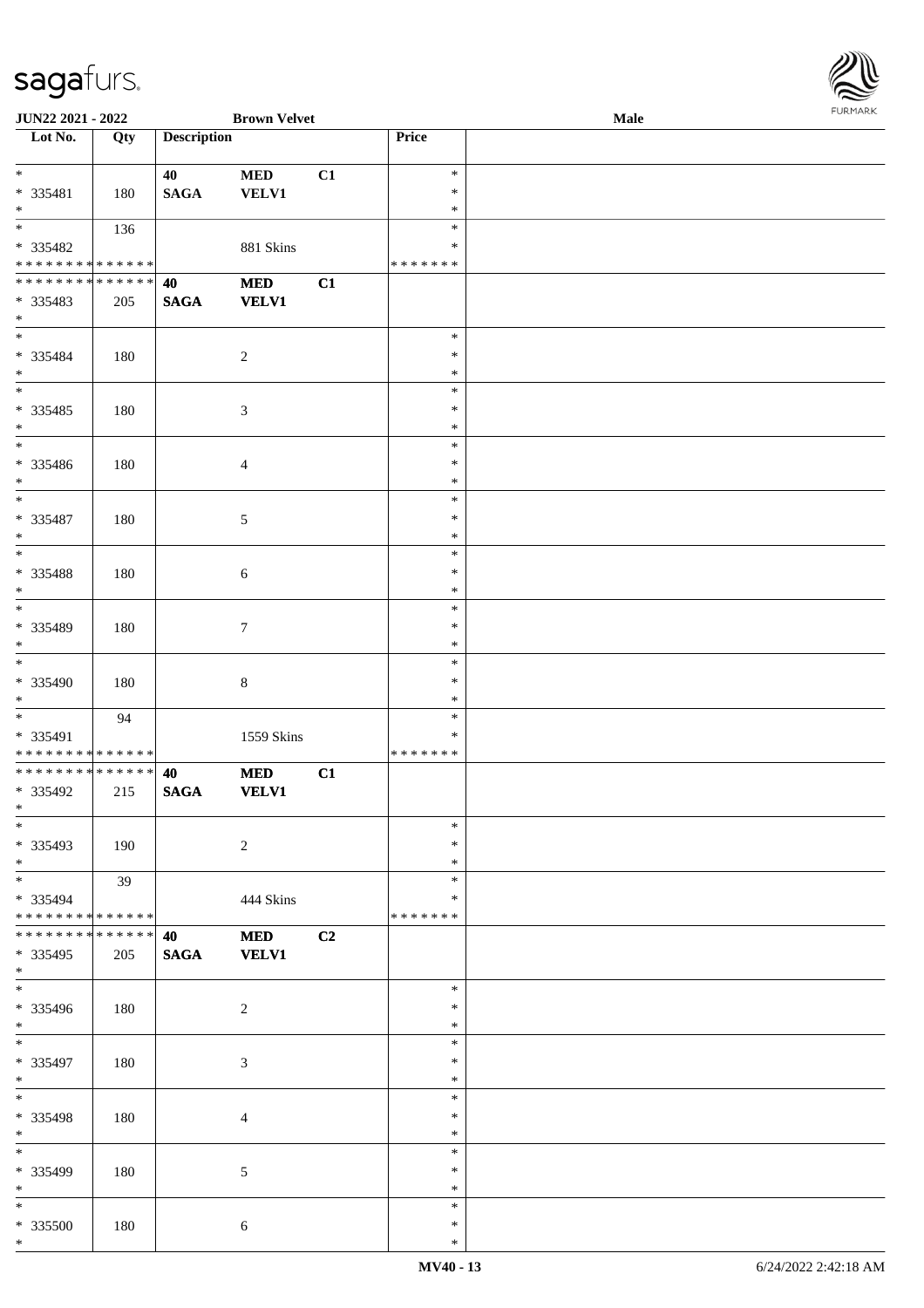| Lot No. | Qty | Description | | | Price | |
|---|---|---|---|---|---|---|
| * | | 40 | MED | C1 | * | |
| * 335481 | 180 | SAGA | VELV1 | | * | |
| * | | | | | * | |
| * | 136 | | | | * | |
| * 335482 | | | 881 Skins | | * | |
| * * * * * * * * * * * * * * | | | | | * * * * * * * | |
| * * * * * * * * * * * * * * | | 40 | MED | C1 | | |
| * 335483 | 205 | SAGA | VELV1 | | | |
| * | | | | | | |
| * | | | | | * | |
| * 335484 | 180 | | 2 | | * | |
| * | | | | | * | |
| * | | | | | * | |
| * 335485 | 180 | | 3 | | * | |
| * | | | | | * | |
| * | | | | | * | |
| * 335486 | 180 | | 4 | | * | |
| * | | | | | * | |
| * | | | | | * | |
| * 335487 | 180 | | 5 | | * | |
| * | | | | | * | |
| * | | | | | * | |
| * 335488 | 180 | | 6 | | * | |
| * | | | | | * | |
| * | | | | | * | |
| * 335489 | 180 | | 7 | | * | |
| * | | | | | * | |
| * | | | | | * | |
| * 335490 | 180 | | 8 | | * | |
| * | | | | | * | |
| * | 94 | | | | * | |
| * 335491 | | | 1559 Skins | | * | |
| * * * * * * * * * * * * * * | | | | | * * * * * * * | |
| * * * * * * * * * * * * * * | | 40 | MED | C1 | | |
| * 335492 | 215 | SAGA | VELV1 | | | |
| * | | | | | | |
| * | | | | | * | |
| * 335493 | 190 | | 2 | | * | |
| * | | | | | * | |
| * | 39 | | | | * | |
| * 335494 | | | 444 Skins | | * | |
| * * * * * * * * * * * * * * | | | | | * * * * * * * | |
| * * * * * * * * * * * * * * | | 40 | MED | C2 | | |
| * 335495 | 205 | SAGA | VELV1 | | | |
| * | | | | | | |
| * | | | | | * | |
| * 335496 | 180 | | 2 | | * | |
| * | | | | | * | |
| * | | | | | * | |
| * 335497 | 180 | | 3 | | * | |
| * | | | | | * | |
| * | | | | | * | |
| * 335498 | 180 | | 4 | | * | |
| * | | | | | * | |
| * | | | | | * | |
| * 335499 | 180 | | 5 | | * | |
| * | | | | | * | |
| * | | | | | * | |
| * 335500 | 180 | | 6 | | * | |
| * | | | | | * | |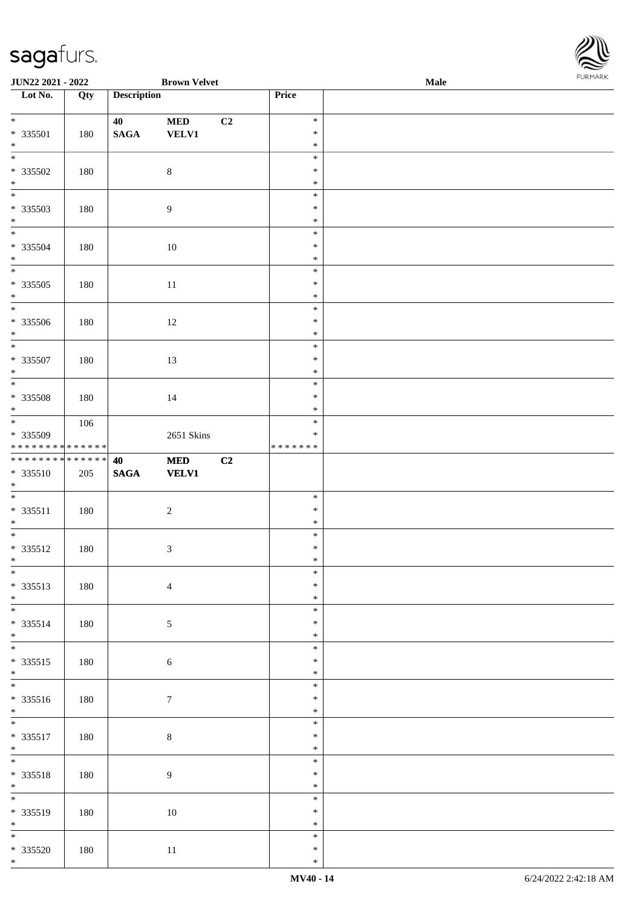| Lot No. | Qty | Description | | | Price | |
|---|---|---|---|---|---|---|
| * <br> * 335501 <br> * | 180 | 40 <br> **SAGA** | **MED** <br> **VELV1** | C2 | * <br> * <br> * | |
| * <br> * 335502 <br> * | 180 | | 8 | | * <br> * <br> * | |
| * <br> * 335503 <br> * | 180 | | 9 | | * <br> * <br> * | |
| * <br> * 335504 <br> * | 180 | | 10 | | * <br> * <br> * | |
| * <br> * 335505 <br> * | 180 | | 11 | | * <br> * <br> * | |
| * <br> * 335506 <br> * | 180 | | 12 | | * <br> * <br> * | |
| * <br> * 335507 <br> * | 180 | | 13 | | * <br> * <br> * | |
| * <br> * 335508 <br> * | 180 | | 14 | | * <br> * <br> * | |
| * <br> * 335509 <br> * * * * * * * * * * * * * * | 106 | | 2651 Skins | | * <br> * <br> * * * * * * * | |
| * * * * * * * * * * * * * * <br> * 335510 <br> * | 205 | **40** <br> **SAGA** | **MED** <br> **VELV1** | C2 | | |
| * <br> * 335511 <br> * | 180 | | 2 | | * <br> * <br> * | |
| * <br> * 335512 <br> * | 180 | | 3 | | * <br> * <br> * | |
| * <br> * 335513 <br> * | 180 | | 4 | | * <br> * <br> * | |
| * <br> * 335514 <br> * | 180 | | 5 | | * <br> * <br> * | |
| * <br> * 335515 <br> * | 180 | | 6 | | * <br> * <br> * | |
| * <br> * 335516 <br> * | 180 | | 7 | | * <br> * <br> * | |
| * <br> * 335517 <br> * | 180 | | 8 | | * <br> * <br> * | |
| * <br> * 335518 <br> * | 180 | | 9 | | * <br> * <br> * | |
| * <br> * 335519 <br> * | 180 | | 10 | | * <br> * <br> * | |
| * <br> * 335520 <br> * | 180 | | 11 | | * <br> * <br> * | |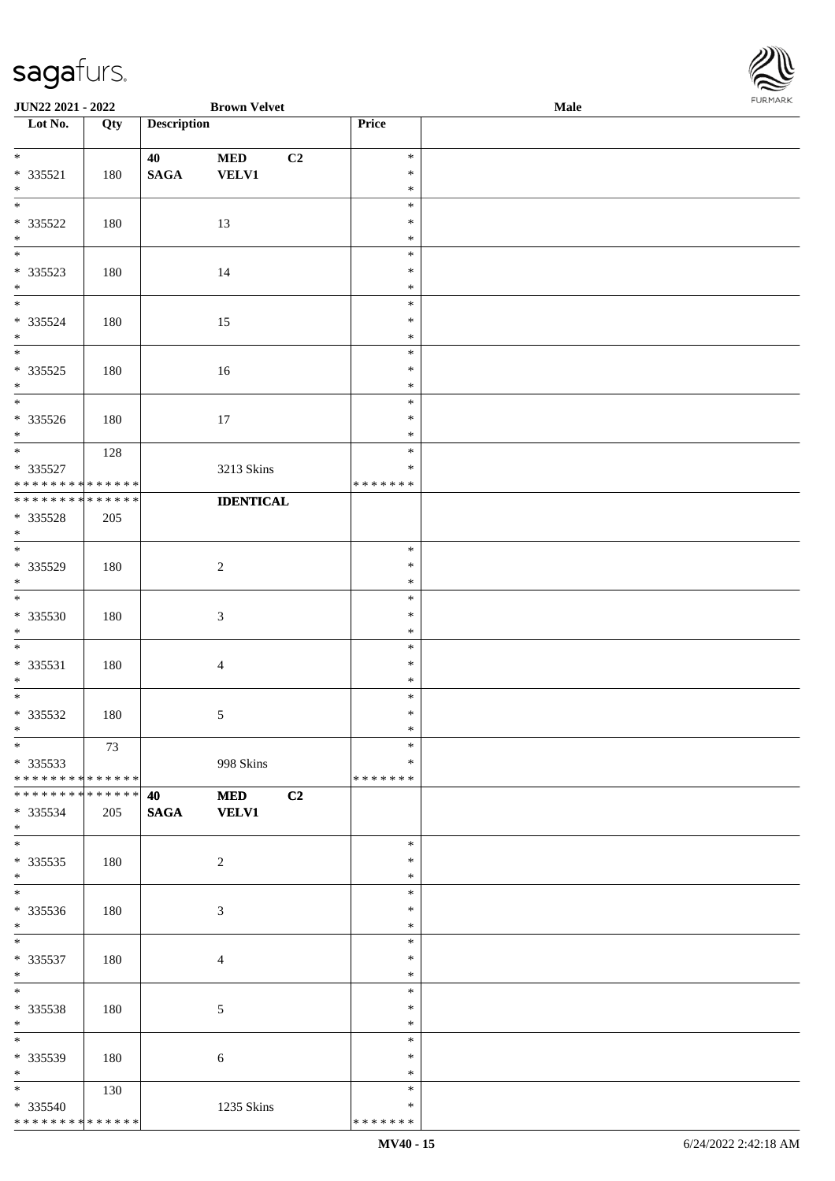JUN22 2021 - 2022 | Brown Velvet | Male

| Lot No. | Qty | Description | | | Price | |
|---|---|---|---|---|---|---|
| * <br> * 335521 <br> * | 180 | 40 <br> SAGA | MED <br> VELV1 | C2 | * <br> * <br> * | |
| * <br> * 335522 <br> * | 180 | | 13 | | * <br> * <br> * | |
| * <br> * 335523 <br> * | 180 | | 14 | | * <br> * <br> * | |
| * <br> * 335524 <br> * | 180 | | 15 | | * <br> * <br> * | |
| * <br> * 335525 <br> * | 180 | | 16 | | * <br> * <br> * | |
| * <br> * 335526 <br> * | 180 | | 17 | | * <br> * <br> * | |
| * <br> * 335527 <br> * * * * * * * * * * * * * * | 128 | | 3213 Skins | | * <br> * <br> * * * * * * * | |
| * * * * * * * * * * * * * * <br> * 335528 <br> * | 205 | | **IDENTICAL** | | | |
| * <br> * 335529 <br> * | 180 | | 2 | | * <br> * <br> * | |
| * <br> * 335530 <br> * | 180 | | 3 | | * <br> * <br> * | |
| * <br> * 335531 <br> * | 180 | | 4 | | * <br> * <br> * | |
| * <br> * 335532 <br> * | 180 | | 5 | | * <br> * <br> * | |
| * <br> * 335533 <br> * * * * * * * * * * * * * * | 73 | | 998 Skins | | * <br> * <br> * * * * * * * | |
| * * * * * * * * * * * * * * <br> * 335534 <br> * | 205 | **40** <br> **SAGA** | **MED** <br> **VELV1** | **C2** | | |
| * <br> * 335535 <br> * | 180 | | 2 | | * <br> * <br> * | |
| * <br> * 335536 <br> * | 180 | | 3 | | * <br> * <br> * | |
| * <br> * 335537 <br> * | 180 | | 4 | | * <br> * <br> * | |
| * <br> * 335538 <br> * | 180 | | 5 | | * <br> * <br> * | |
| * <br> * 335539 <br> * | 180 | | 6 | | * <br> * <br> * | |
| * <br> * 335540 <br> * * * * * * * * * * * * * * | 130 | | 1235 Skins | | * <br> * <br> * * * * * * * | |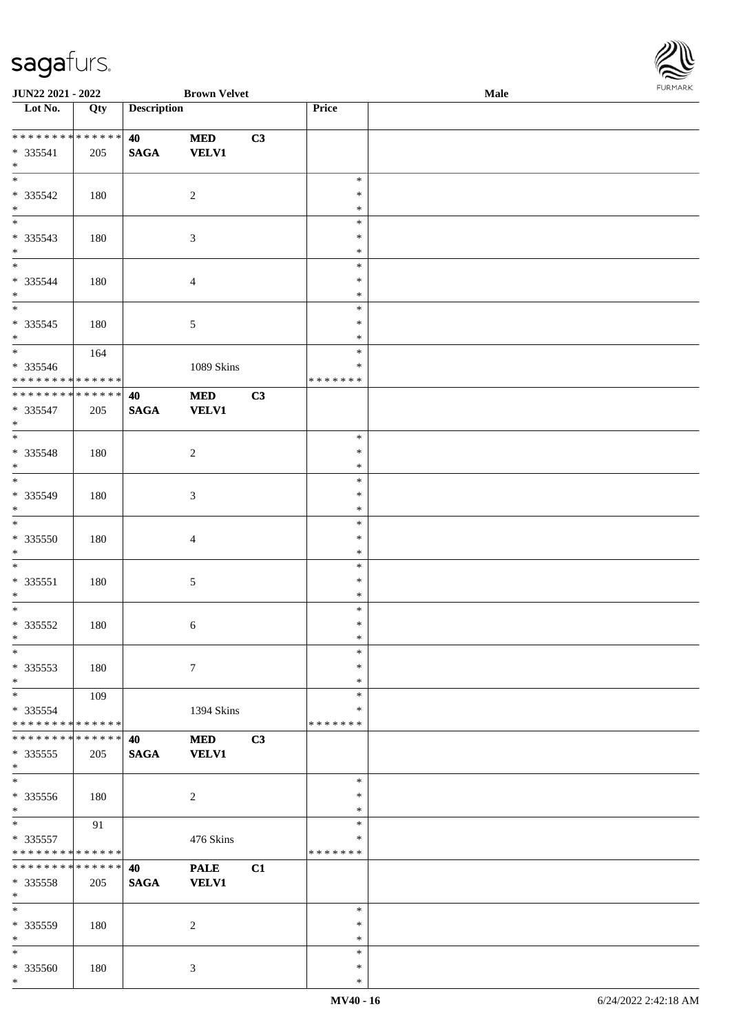| Lot No. | Qty | Description | | | Price | |
|---|---|---|---|---|---|---|
| * * * * * * * * * * * * * * | | 40 | MED | C3 | | |
| * 335541 | 205 | SAGA | VELV1 | | | |
| * | | | | | | |
| * | | | | | * | |
| * 335542 | 180 | | 2 | | * | |
| * | | | | | * | |
| * | | | | | * | |
| * 335543 | 180 | | 3 | | * | |
| * | | | | | * | |
| * | | | | | * | |
| * 335544 | 180 | | 4 | | * | |
| * | | | | | * | |
| * | | | | | * | |
| * 335545 | 180 | | 5 | | * | |
| * | | | | | * | |
| * | 164 | | | | * | |
| * 335546 | | | 1089 Skins | | * | |
| * * * * * * * * * * * * * * | | | | | * * * * * * * | |
| * * * * * * * * * * * * * * | | 40 | MED | C3 | | |
| * 335547 | 205 | SAGA | VELV1 | | | |
| * | | | | | | |
| * | | | | | * | |
| * 335548 | 180 | | 2 | | * | |
| * | | | | | * | |
| * | | | | | * | |
| * 335549 | 180 | | 3 | | * | |
| * | | | | | * | |
| * | | | | | * | |
| * 335550 | 180 | | 4 | | * | |
| * | | | | | * | |
| * | | | | | * | |
| * 335551 | 180 | | 5 | | * | |
| * | | | | | * | |
| * | | | | | * | |
| * 335552 | 180 | | 6 | | * | |
| * | | | | | * | |
| * | | | | | * | |
| * 335553 | 180 | | 7 | | * | |
| * | | | | | * | |
| * | 109 | | | | * | |
| * 335554 | | | 1394 Skins | | * | |
| * * * * * * * * * * * * * * | | | | | * * * * * * * | |
| * * * * * * * * * * * * * * | | 40 | MED | C3 | | |
| * 335555 | 205 | SAGA | VELV1 | | | |
| * | | | | | | |
| * | | | | | * | |
| * 335556 | 180 | | 2 | | * | |
| * | | | | | * | |
| * | 91 | | | | * | |
| * 335557 | | | 476 Skins | | * | |
| * * * * * * * * * * * * * * | | | | | * * * * * * * | |
| * * * * * * * * * * * * * * | | 40 | PALE | C1 | | |
| * 335558 | 205 | SAGA | VELV1 | | | |
| * | | | | | | |
| * | | | | | * | |
| * 335559 | 180 | | 2 | | * | |
| * | | | | | * | |
| * | | | | | * | |
| * 335560 | 180 | | 3 | | * | |
| * | | | | | * | |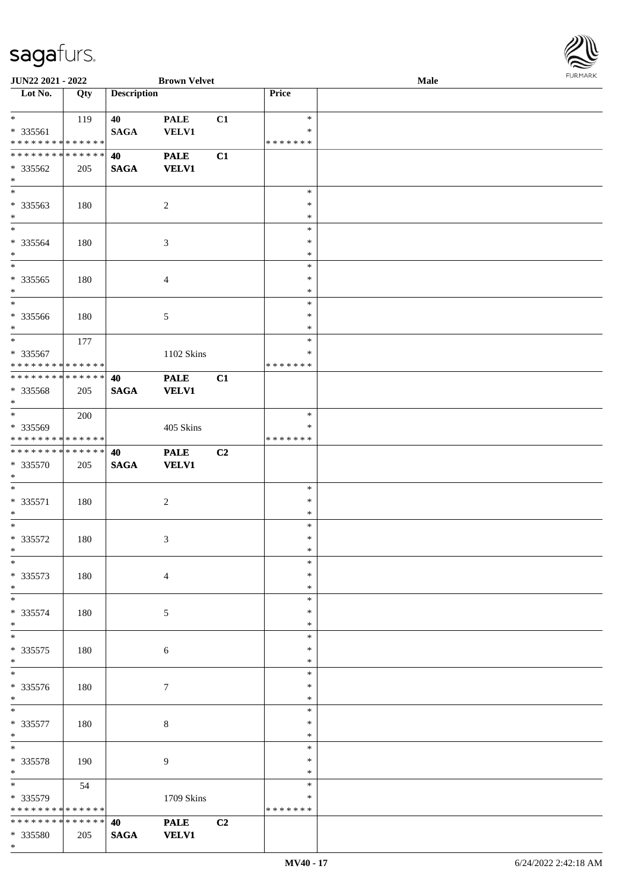**JUN22 2021 - 2022** | **Brown Velvet** | **Male**

| Lot No. | Qty | Description | | | Price | |
|---|---|---|---|---|---|---|
| * | 119 | 40 | PALE | C1 | * | |
| * 335561 | | SAGA | VELV1 | | * | |
| * * * * * * * * * * * * * * | | | | | * * * * * * * | |
| * * * * * * * * * * * * * * | | 40 | PALE | C1 | | |
| * 335562 | 205 | SAGA | VELV1 | | | |
| * | | | | | | |
| * | | | | | * | |
| * 335563 | 180 | | 2 | | * | |
| * | | | | | * | |
| * | | | | | * | |
| * 335564 | 180 | | 3 | | * | |
| * | | | | | * | |
| * | | | | | * | |
| * 335565 | 180 | | 4 | | * | |
| * | | | | | * | |
| * | | | | | * | |
| * 335566 | 180 | | 5 | | * | |
| * | | | | | * | |
| * | 177 | | | | * | |
| * 335567 | | | 1102 Skins | | * | |
| * * * * * * * * * * * * * * | | | | | * * * * * * * | |
| * * * * * * * * * * * * * * | | 40 | PALE | C1 | | |
| * 335568 | 205 | SAGA | VELV1 | | | |
| * | | | | | | |
| * | 200 | | | | * | |
| * 335569 | | | 405 Skins | | * | |
| * * * * * * * * * * * * * * | | | | | * * * * * * * | |
| * * * * * * * * * * * * * * | | 40 | PALE | C2 | | |
| * 335570 | 205 | SAGA | VELV1 | | | |
| * | | | | | | |
| * | | | | | * | |
| * 335571 | 180 | | 2 | | * | |
| * | | | | | * | |
| * | | | | | * | |
| * 335572 | 180 | | 3 | | * | |
| * | | | | | * | |
| * | | | | | * | |
| * 335573 | 180 | | 4 | | * | |
| * | | | | | * | |
| * | | | | | * | |
| * 335574 | 180 | | 5 | | * | |
| * | | | | | * | |
| * | | | | | * | |
| * 335575 | 180 | | 6 | | * | |
| * | | | | | * | |
| * | | | | | * | |
| * 335576 | 180 | | 7 | | * | |
| * | | | | | * | |
| * | | | | | * | |
| * 335577 | 180 | | 8 | | * | |
| * | | | | | * | |
| * | | | | | * | |
| * 335578 | 190 | | 9 | | * | |
| * | | | | | * | |
| * | 54 | | | | * | |
| * 335579 | | | 1709 Skins | | * | |
| * * * * * * * * * * * * * * | | | | | * * * * * * * | |
| * * * * * * * * * * * * * * | | 40 | PALE | C2 | | |
| * 335580 | 205 | SAGA | VELV1 | | | |
| * | | | | | | |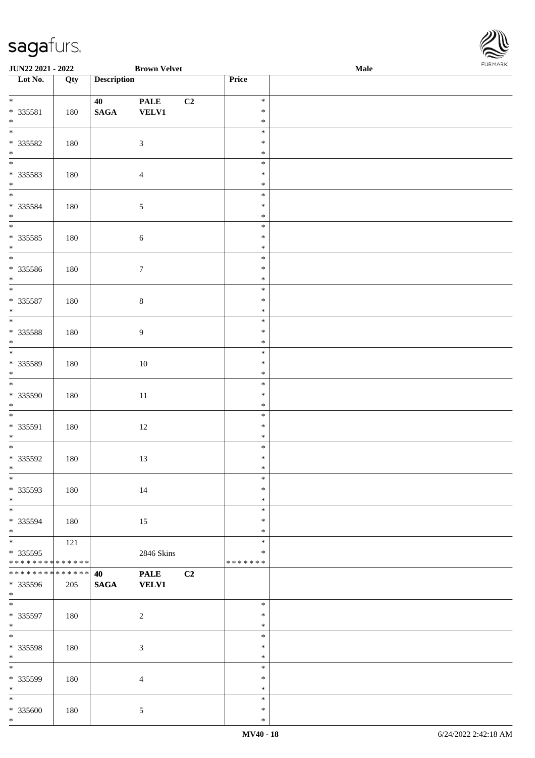**JUN22 2021 - 2022** **Brown Velvet** **Male**

| Lot No. | Qty | Description | | | Price |
|---|---|---|---|---|---|
| * | | **40** | **PALE** | **C2** | * |
| * 335581 | 180 | **SAGA** | **VELV1** | | * |
| * | | | | | * |
| * | | | | | * |
| * 335582 | 180 | | 3 | | * |
| * | | | | | * |
| * | | | | | * |
| * 335583 | 180 | | 4 | | * |
| * | | | | | * |
| * | | | | | * |
| * 335584 | 180 | | 5 | | * |
| * | | | | | * |
| * | | | | | * |
| * 335585 | 180 | | 6 | | * |
| * | | | | | * |
| * | | | | | * |
| * 335586 | 180 | | 7 | | * |
| * | | | | | * |
| * | | | | | * |
| * 335587 | 180 | | 8 | | * |
| * | | | | | * |
| * | | | | | * |
| * 335588 | 180 | | 9 | | * |
| * | | | | | * |
| * | | | | | * |
| * 335589 | 180 | | 10 | | * |
| * | | | | | * |
| * | | | | | * |
| * 335590 | 180 | | 11 | | * |
| * | | | | | * |
| * | | | | | * |
| * 335591 | 180 | | 12 | | * |
| * | | | | | * |
| * | | | | | * |
| * 335592 | 180 | | 13 | | * |
| * | | | | | * |
| * | | | | | * |
| * 335593 | 180 | | 14 | | * |
| * | | | | | * |
| * | | | | | * |
| * 335594 | 180 | | 15 | | * |
| * | | | | | * |
| * | 121 | | | | * |
| * 335595 | | | 2846 Skins | | * |
| * * * * * * * * * * * * * * | | | | | * * * * * * * |
| * * * * * * * * * * * * * * | | **40** | **PALE** | **C2** | |
| * 335596 | 205 | **SAGA** | **VELV1** | | |
| * | | | | | |
| * | | | | | * |
| * 335597 | 180 | | 2 | | * |
| * | | | | | * |
| * | | | | | * |
| * 335598 | 180 | | 3 | | * |
| * | | | | | * |
| * | | | | | * |
| * 335599 | 180 | | 4 | | * |
| * | | | | | * |
| * | | | | | * |
| * 335600 | 180 | | 5 | | * |
| * | | | | | * |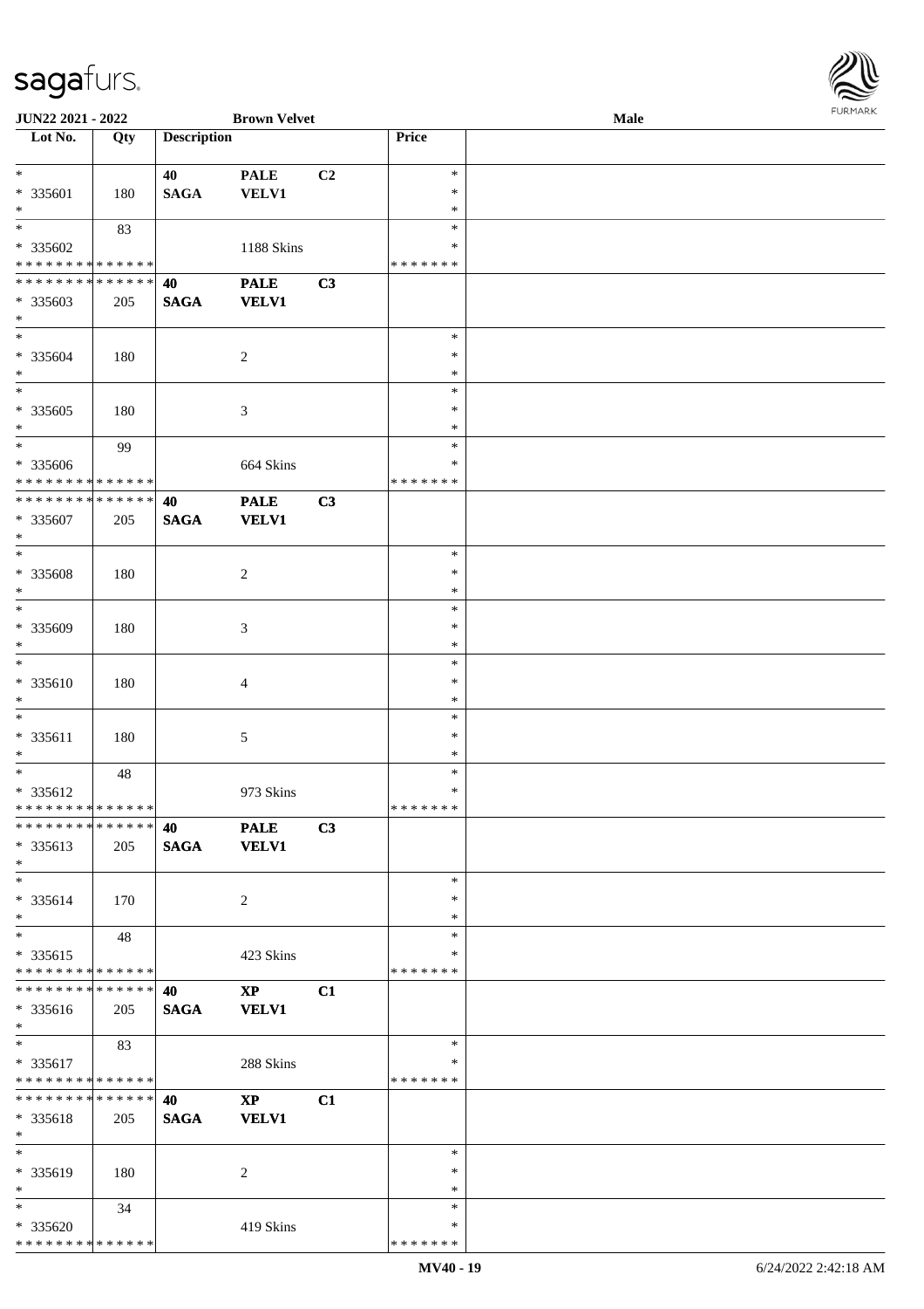JUN22 2021 - 2022 | Brown Velvet | Male

| Lot No. | Qty | Description | | | Price | |
|---|---|---|---|---|---|---|
| * | | 40 | PALE | C2 | * | |
| * 335601 | 180 | SAGA | VELV1 | | * | |
| * | | | | | * | |
| * | 83 | | | | * | |
| * 335602 | | | 1188 Skins | | * | |
| * * * * * * * * * * * * * * | | | | | * * * * * * * | |
| * * * * * * * * * * * * * * | | 40 | PALE | C3 | | |
| * 335603 | 205 | SAGA | VELV1 | | | |
| * | | | | | | |
| * | | | | | * | |
| * 335604 | 180 | | 2 | | * | |
| * | | | | | * | |
| * | | | | | * | |
| * 335605 | 180 | | 3 | | * | |
| * | | | | | * | |
| * | 99 | | | | * | |
| * 335606 | | | 664 Skins | | * | |
| * * * * * * * * * * * * * * | | | | | * * * * * * * | |
| * * * * * * * * * * * * * * | | 40 | PALE | C3 | | |
| * 335607 | 205 | SAGA | VELV1 | | | |
| * | | | | | | |
| * | | | | | * | |
| * 335608 | 180 | | 2 | | * | |
| * | | | | | * | |
| * | | | | | * | |
| * 335609 | 180 | | 3 | | * | |
| * | | | | | * | |
| * | | | | | * | |
| * 335610 | 180 | | 4 | | * | |
| * | | | | | * | |
| * | | | | | * | |
| * 335611 | 180 | | 5 | | * | |
| * | | | | | * | |
| * | 48 | | | | * | |
| * 335612 | | | 973 Skins | | * | |
| * * * * * * * * * * * * * * | | | | | * * * * * * * | |
| * * * * * * * * * * * * * * | | 40 | PALE | C3 | | |
| * 335613 | 205 | SAGA | VELV1 | | | |
| * | | | | | | |
| * | | | | | * | |
| * 335614 | 170 | | 2 | | * | |
| * | | | | | * | |
| * | 48 | | | | * | |
| * 335615 | | | 423 Skins | | * | |
| * * * * * * * * * * * * * * | | | | | * * * * * * * | |
| * * * * * * * * * * * * * * | | 40 | XP | C1 | | |
| * 335616 | 205 | SAGA | VELV1 | | | |
| * | | | | | | |
| * | 83 | | | | * | |
| * 335617 | | | 288 Skins | | * | |
| * * * * * * * * * * * * * * | | | | | * * * * * * * | |
| * * * * * * * * * * * * * * | | 40 | XP | C1 | | |
| * 335618 | 205 | SAGA | VELV1 | | | |
| * | | | | | | |
| * | | | | | * | |
| * 335619 | 180 | | 2 | | * | |
| * | | | | | * | |
| * | 34 | | | | * | |
| * 335620 | | | 419 Skins | | * | |
| * * * * * * * * * * * * * * | | | | | * * * * * * * | |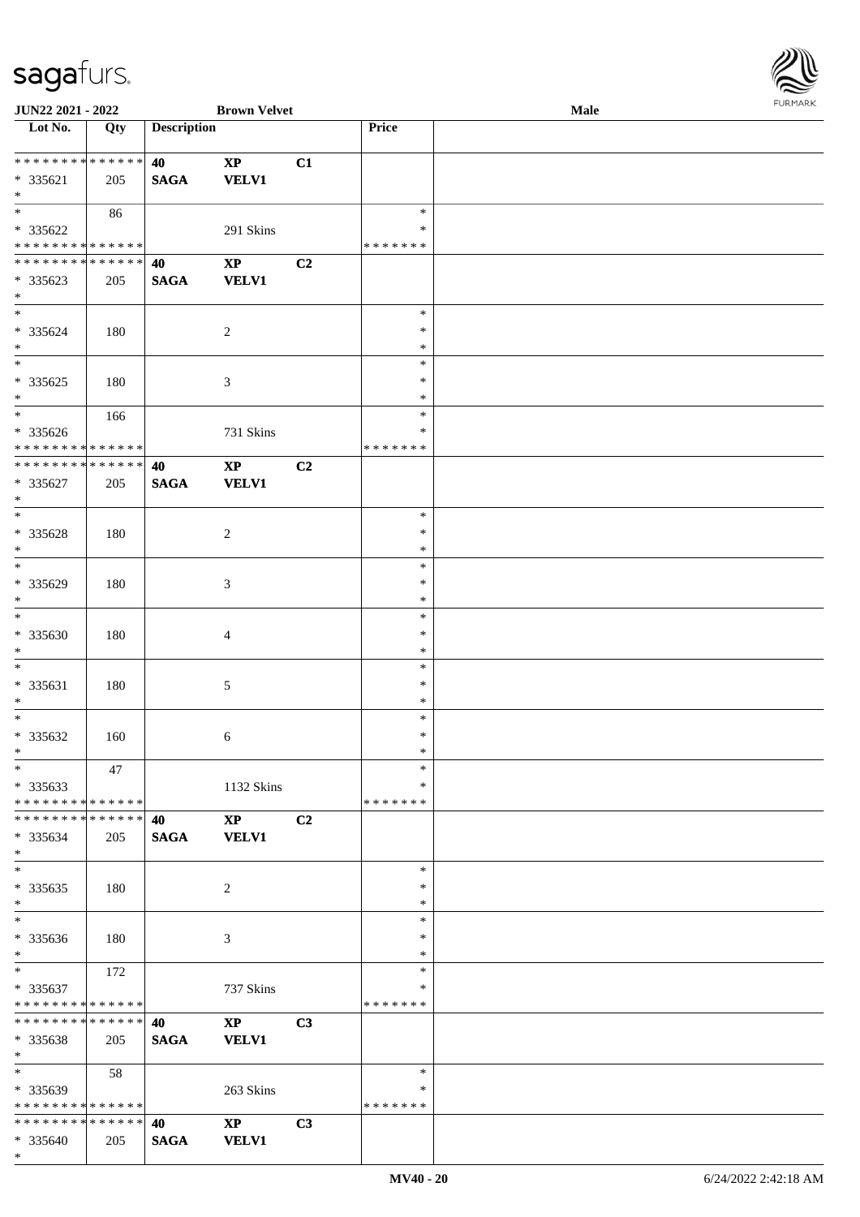JUN22 2021 - 2022 | Brown Velvet | Male

| Lot No. | Qty | Description | | | Price | |
|---|---|---|---|---|---|---|
| * * * * * * * * * * * * * * | | 40 | XP | C1 | | |
| * 335621 | 205 | SAGA | VELV1 | | | |
| * | | | | | | |
| * | 86 | | | | * | |
| * 335622 | | | 291 Skins | | * | |
| * * * * * * * * * * * * * * | | | | | * * * * * * * | |
| * * * * * * * * * * * * * * | | 40 | XP | C2 | | |
| * 335623 | 205 | SAGA | VELV1 | | | |
| * | | | | | | |
| * | | | | | * | |
| * 335624 | 180 | | 2 | | * | |
| * | | | | | * | |
| * | | | | | * | |
| * 335625 | 180 | | 3 | | * | |
| * | | | | | * | |
| * | 166 | | | | * | |
| * 335626 | | | 731 Skins | | * | |
| * * * * * * * * * * * * * * | | | | | * * * * * * * | |
| * * * * * * * * * * * * * * | | 40 | XP | C2 | | |
| * 335627 | 205 | SAGA | VELV1 | | | |
| * | | | | | | |
| * | | | | | * | |
| * 335628 | 180 | | 2 | | * | |
| * | | | | | * | |
| * | | | | | * | |
| * 335629 | 180 | | 3 | | * | |
| * | | | | | * | |
| * | | | | | * | |
| * 335630 | 180 | | 4 | | * | |
| * | | | | | * | |
| * | | | | | * | |
| * 335631 | 180 | | 5 | | * | |
| * | | | | | * | |
| * | | | | | * | |
| * 335632 | 160 | | 6 | | * | |
| * | | | | | * | |
| * | 47 | | | | * | |
| * 335633 | | | 1132 Skins | | * | |
| * * * * * * * * * * * * * * | | | | | * * * * * * * | |
| * * * * * * * * * * * * * * | | 40 | XP | C2 | | |
| * 335634 | 205 | SAGA | VELV1 | | | |
| * | | | | | | |
| * | | | | | * | |
| * 335635 | 180 | | 2 | | * | |
| * | | | | | * | |
| * | | | | | * | |
| * 335636 | 180 | | 3 | | * | |
| * | | | | | * | |
| * | 172 | | | | * | |
| * 335637 | | | 737 Skins | | * | |
| * * * * * * * * * * * * * * | | | | | * * * * * * * | |
| * * * * * * * * * * * * * * | | 40 | XP | C3 | | |
| * 335638 | 205 | SAGA | VELV1 | | | |
| * | | | | | | |
| * | 58 | | | | * | |
| * 335639 | | | 263 Skins | | * | |
| * * * * * * * * * * * * * * | | | | | * * * * * * * | |
| * * * * * * * * * * * * * * | | 40 | XP | C3 | | |
| * 335640 | 205 | SAGA | VELV1 | | | |
| * | | | | | | |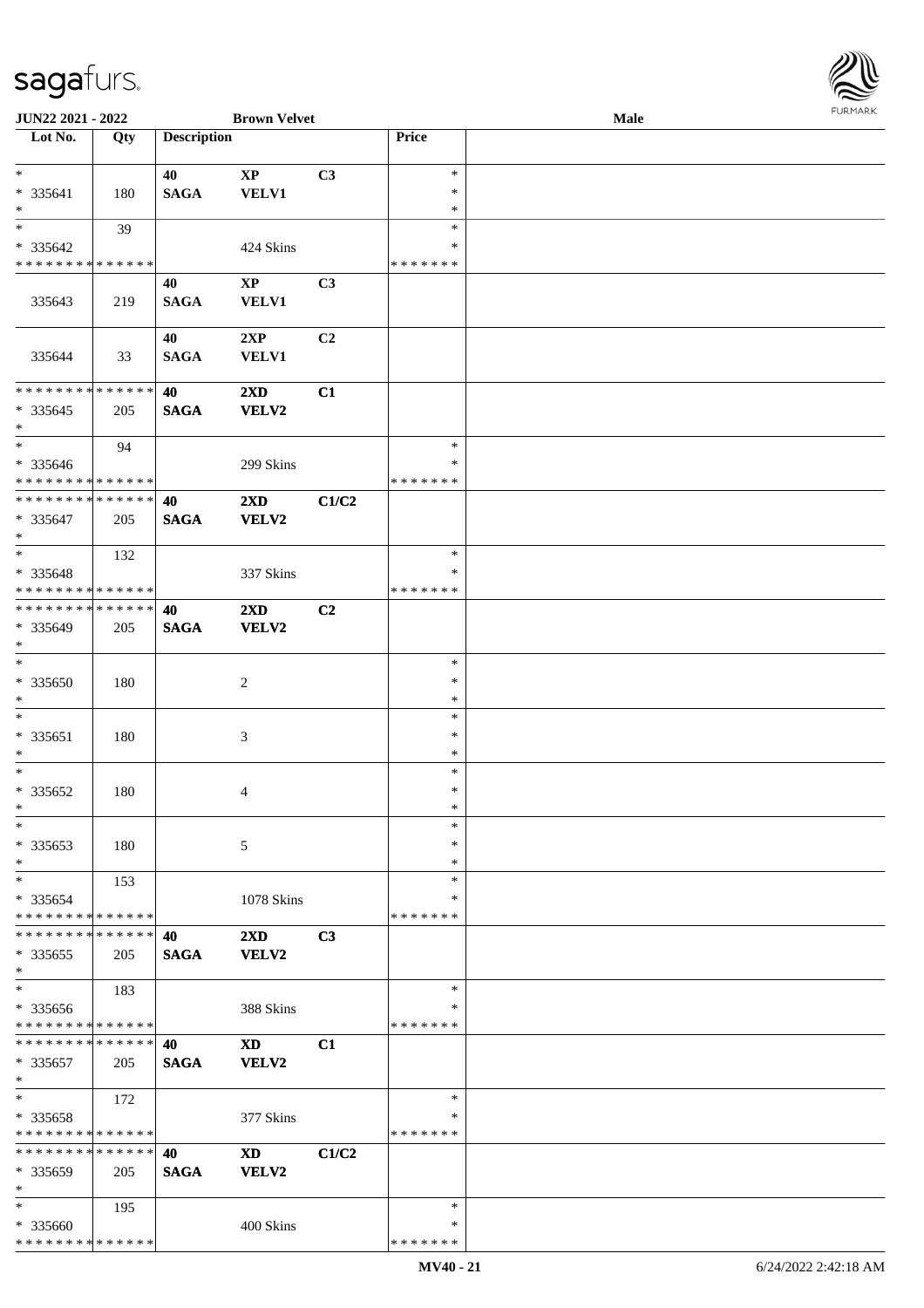JUN22 2021 - 2022 | Brown Velvet | Male

| Lot No. | Qty | Description | | | Price | |
|---|---|---|---|---|---|---|
| * <br> * 335641 <br> * | 180 | 40 <br> SAGA | XP <br> VELV1 | C3 | * <br> * <br> * | |
| * <br> * 335642 <br> * * * * * * * * * * * * * * | 39 | | 424 Skins | | * <br> * <br> * * * * * * * | |
| 335643 | 219 | 40 <br> SAGA | XP <br> VELV1 | C3 | | |
| 335644 | 33 | 40 <br> SAGA | 2XP <br> VELV1 | C2 | | |
| * * * * * * * * * * * * * * <br> * 335645 <br> * | 205 | 40 <br> SAGA | 2XD <br> VELV2 | C1 | | |
| * <br> * 335646 <br> * * * * * * * * * * * * * * | 94 | | 299 Skins | | * <br> * <br> * * * * * * * | |
| * * * * * * * * * * * * * * <br> * 335647 <br> * | 205 | 40 <br> SAGA | 2XD <br> VELV2 | C1/C2 | | |
| * <br> * 335648 <br> * * * * * * * * * * * * * * | 132 | | 337 Skins | | * <br> * <br> * * * * * * * | |
| * * * * * * * * * * * * * * <br> * 335649 <br> * | 205 | 40 <br> SAGA | 2XD <br> VELV2 | C2 | | |
| * <br> * 335650 <br> * | 180 | | 2 | | * <br> * <br> * | |
| * <br> * 335651 <br> * | 180 | | 3 | | * <br> * <br> * | |
| * <br> * 335652 <br> * | 180 | | 4 | | * <br> * <br> * | |
| * <br> * 335653 <br> * | 180 | | 5 | | * <br> * <br> * | |
| * <br> * 335654 <br> * * * * * * * * * * * * * * | 153 | | 1078 Skins | | * <br> * <br> * * * * * * * | |
| * * * * * * * * * * * * * * <br> * 335655 <br> * | 205 | 40 <br> SAGA | 2XD <br> VELV2 | C3 | | |
| * <br> * 335656 <br> * * * * * * * * * * * * * * | 183 | | 388 Skins | | * <br> * <br> * * * * * * * | |
| * * * * * * * * * * * * * * <br> * 335657 <br> * | 205 | 40 <br> SAGA | XD <br> VELV2 | C1 | | |
| * <br> * 335658 <br> * * * * * * * * * * * * * * | 172 | | 377 Skins | | * <br> * <br> * * * * * * * | |
| * * * * * * * * * * * * * * <br> * 335659 <br> * | 205 | 40 <br> SAGA | XD <br> VELV2 | C1/C2 | | |
| * <br> * 335660 <br> * * * * * * * * * * * * * * | 195 | | 400 Skins | | * <br> * <br> * * * * * * * | |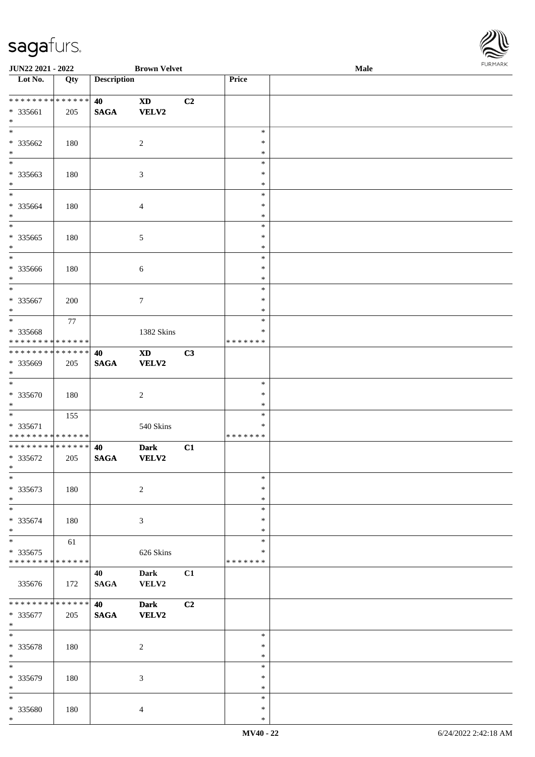| Lot No. | Qty | Description | | | Price | |
|---|---|---|---|---|---|---|
| * * * * * * * * * * * * * * | | 40 | XD | C2 | | |
| * 335661 | 205 | SAGA | VELV2 | | | |
| * | | | | | | |
| * | | | | | * | |
| * 335662 | 180 | | 2 | | * | |
| * | | | | | * | |
| * | | | | | * | |
| * 335663 | 180 | | 3 | | * | |
| * | | | | | * | |
| * | | | | | * | |
| * 335664 | 180 | | 4 | | * | |
| * | | | | | * | |
| * | | | | | * | |
| * 335665 | 180 | | 5 | | * | |
| * | | | | | * | |
| * | | | | | * | |
| * 335666 | 180 | | 6 | | * | |
| * | | | | | * | |
| * | | | | | * | |
| * 335667 | 200 | | 7 | | * | |
| * | | | | | * | |
| * | 77 | | | | * | |
| * 335668 | | | 1382 Skins | | * | |
| * * * * * * * * * * * * * * | | | | | * * * * * * * | |
| * * * * * * * * * * * * * * | | 40 | XD | C3 | | |
| * 335669 | 205 | SAGA | VELV2 | | | |
| * | | | | | | |
| * | | | | | * | |
| * 335670 | 180 | | 2 | | * | |
| * | | | | | * | |
| * | 155 | | | | * | |
| * 335671 | | | 540 Skins | | * | |
| * * * * * * * * * * * * * * | | | | | * * * * * * * | |
| * * * * * * * * * * * * * * | | 40 | Dark | C1 | | |
| * 335672 | 205 | SAGA | VELV2 | | | |
| * | | | | | | |
| * | | | | | * | |
| * 335673 | 180 | | 2 | | * | |
| * | | | | | * | |
| * | | | | | * | |
| * 335674 | 180 | | 3 | | * | |
| * | | | | | * | |
| * | 61 | | | | * | |
| * 335675 | | | 626 Skins | | * | |
| * * * * * * * * * * * * * * | | | | | * * * * * * * | |
| 335676 | 172 | 40<br>SAGA | Dark<br>VELV2 | C1 | | |
| * * * * * * * * * * * * * * | | 40 | Dark | C2 | | |
| * 335677 | 205 | SAGA | VELV2 | | | |
| * | | | | | | |
| * | | | | | * | |
| * 335678 | 180 | | 2 | | * | |
| * | | | | | * | |
| * | | | | | * | |
| * 335679 | 180 | | 3 | | * | |
| * | | | | | * | |
| * | | | | | * | |
| * 335680 | 180 | | 4 | | * | |
| * | | | | | * | |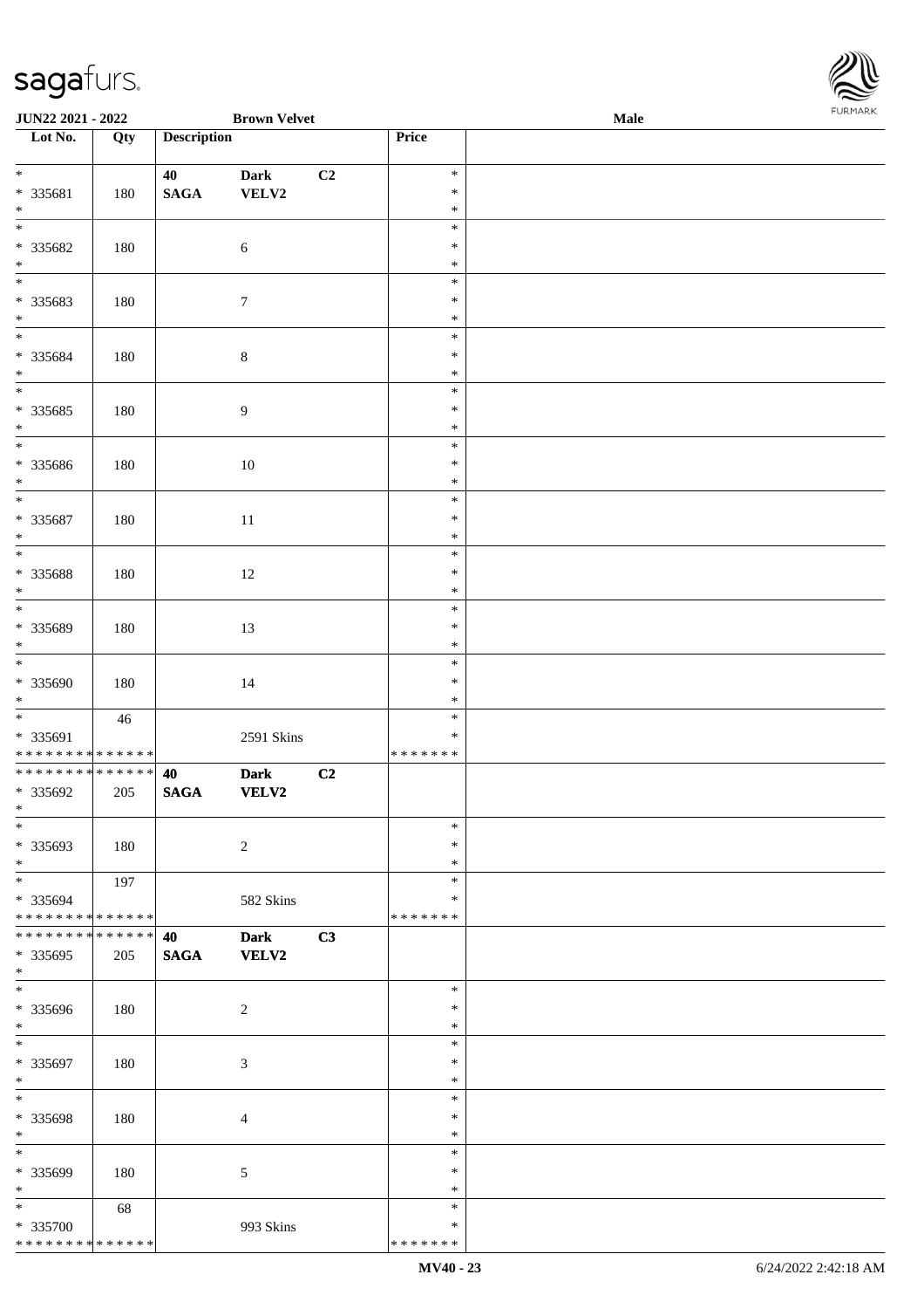| Lot No. | Qty | Description | | | Price | |
|---|---|---|---|---|---|---|
| * | | 40 | **Dark** | C2 | * | |
| * 335681 | 180 | **SAGA** | **VELV2** | | * | |
| * | | | | | * | |
| * | | | | | * | |
| * 335682 | 180 | | 6 | | * | |
| * | | | | | * | |
| * | | | | | * | |
| * 335683 | 180 | | 7 | | * | |
| * | | | | | * | |
| * | | | | | * | |
| * 335684 | 180 | | 8 | | * | |
| * | | | | | * | |
| * | | | | | * | |
| * 335685 | 180 | | 9 | | * | |
| * | | | | | * | |
| * | | | | | * | |
| * 335686 | 180 | | 10 | | * | |
| * | | | | | * | |
| * | | | | | * | |
| * 335687 | 180 | | 11 | | * | |
| * | | | | | * | |
| * | | | | | * | |
| * 335688 | 180 | | 12 | | * | |
| * | | | | | * | |
| * | | | | | * | |
| * 335689 | 180 | | 13 | | * | |
| * | | | | | * | |
| * | | | | | * | |
| * 335690 | 180 | | 14 | | * | |
| * | | | | | * | |
| * | 46 | | | | * | |
| * 335691 | | | 2591 Skins | | * | |
| * * * * * * * * * * * * * * | | | | | * * * * * * * | |
| * * * * * * * * * * * * * * | | 40 | **Dark** | C2 | | |
| * 335692 | 205 | **SAGA** | **VELV2** | | | |
| * | | | | | | |
| * | | | | | * | |
| * 335693 | 180 | | 2 | | * | |
| * | | | | | * | |
| * | 197 | | | | * | |
| * 335694 | | | 582 Skins | | * | |
| * * * * * * * * * * * * * * | | | | | * * * * * * * | |
| * * * * * * * * * * * * * * | | 40 | **Dark** | C3 | | |
| * 335695 | 205 | **SAGA** | **VELV2** | | | |
| * | | | | | | |
| * | | | | | * | |
| * 335696 | 180 | | 2 | | * | |
| * | | | | | * | |
| * | | | | | * | |
| * 335697 | 180 | | 3 | | * | |
| * | | | | | * | |
| * | | | | | * | |
| * 335698 | 180 | | 4 | | * | |
| * | | | | | * | |
| * | | | | | * | |
| * 335699 | 180 | | 5 | | * | |
| * | | | | | * | |
| * | 68 | | | | * | |
| * 335700 | | | 993 Skins | | * | |
| * * * * * * * * * * * * * * | | | | | * * * * * * * | |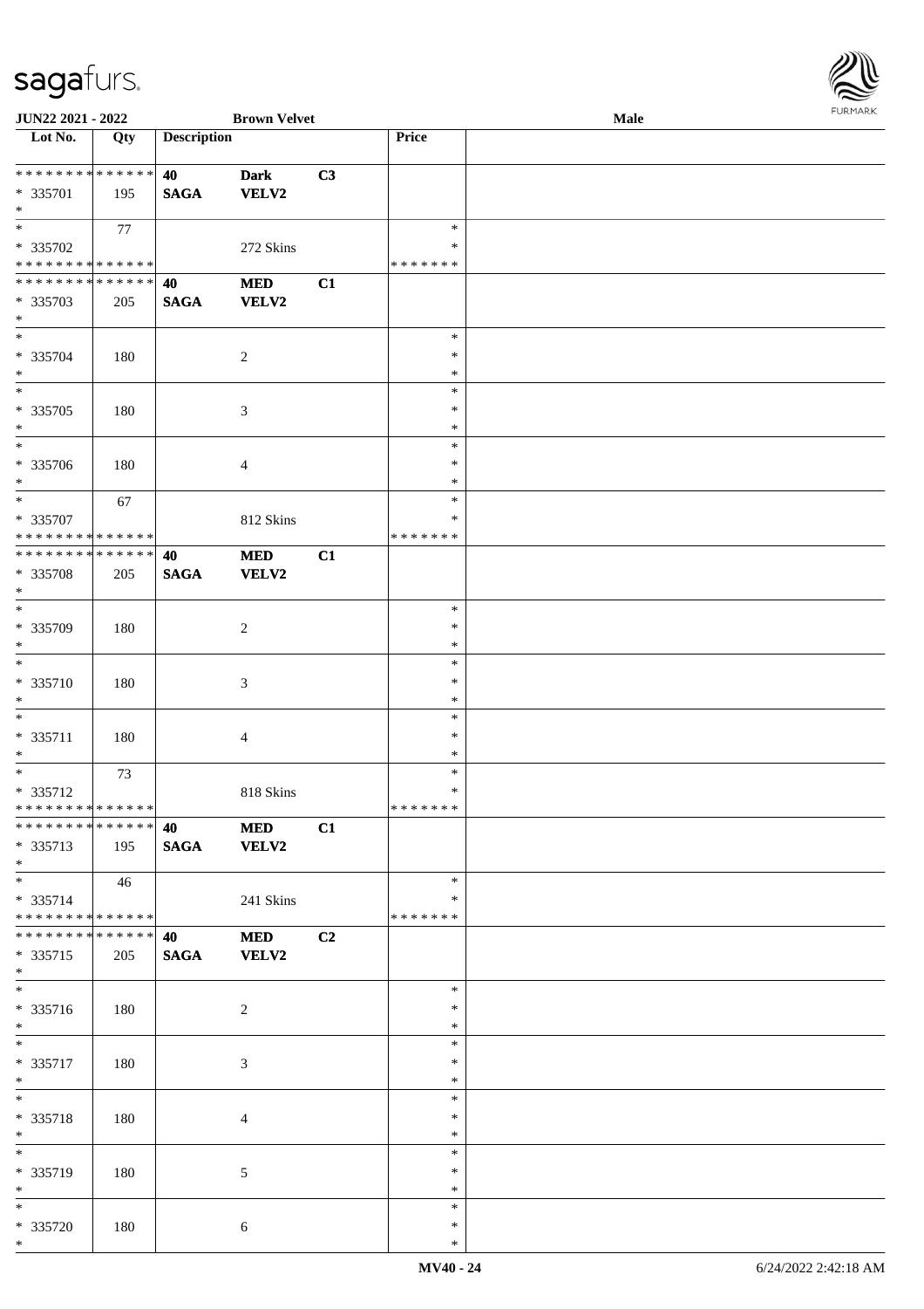| Lot No. | Qty | Description | | | Price | |
|---|---|---|---|---|---|---|
| * * * * * * * * * * * * * * | | 40 | Dark | C3 | | |
| * 335701 | 195 | SAGA | VELV2 | | | |
| * | | | | | | |
| * | 77 | | | | * | |
| * 335702 | | | 272 Skins | | * | |
| * * * * * * * * * * * * * * | | | | | * * * * * * * | |
| * * * * * * * * * * * * * * | | 40 | MED | C1 | | |
| * 335703 | 205 | SAGA | VELV2 | | | |
| * | | | | | | |
| * | | | | | * | |
| * 335704 | 180 | | 2 | | * | |
| * | | | | | * | |
| * | | | | | * | |
| * 335705 | 180 | | 3 | | * | |
| * | | | | | * | |
| * | | | | | * | |
| * 335706 | 180 | | 4 | | * | |
| * | | | | | * | |
| * | 67 | | | | * | |
| * 335707 | | | 812 Skins | | * | |
| * * * * * * * * * * * * * * | | | | | * * * * * * * | |
| * * * * * * * * * * * * * * | | 40 | MED | C1 | | |
| * 335708 | 205 | SAGA | VELV2 | | | |
| * | | | | | | |
| * | | | | | * | |
| * 335709 | 180 | | 2 | | * | |
| * | | | | | * | |
| * | | | | | * | |
| * 335710 | 180 | | 3 | | * | |
| * | | | | | * | |
| * | | | | | * | |
| * 335711 | 180 | | 4 | | * | |
| * | | | | | * | |
| * | 73 | | | | * | |
| * 335712 | | | 818 Skins | | * | |
| * * * * * * * * * * * * * * | | | | | * * * * * * * | |
| * * * * * * * * * * * * * * | | 40 | MED | C1 | | |
| * 335713 | 195 | SAGA | VELV2 | | | |
| * | | | | | | |
| * | 46 | | | | * | |
| * 335714 | | | 241 Skins | | * | |
| * * * * * * * * * * * * * * | | | | | * * * * * * * | |
| * * * * * * * * * * * * * * | | 40 | MED | C2 | | |
| * 335715 | 205 | SAGA | VELV2 | | | |
| * | | | | | | |
| * | | | | | * | |
| * 335716 | 180 | | 2 | | * | |
| * | | | | | * | |
| * | | | | | * | |
| * 335717 | 180 | | 3 | | * | |
| * | | | | | * | |
| * | | | | | * | |
| * 335718 | 180 | | 4 | | * | |
| * | | | | | * | |
| * | | | | | * | |
| * 335719 | 180 | | 5 | | * | |
| * | | | | | * | |
| * | | | | | * | |
| * 335720 | 180 | | 6 | | * | |
| * | | | | | * | |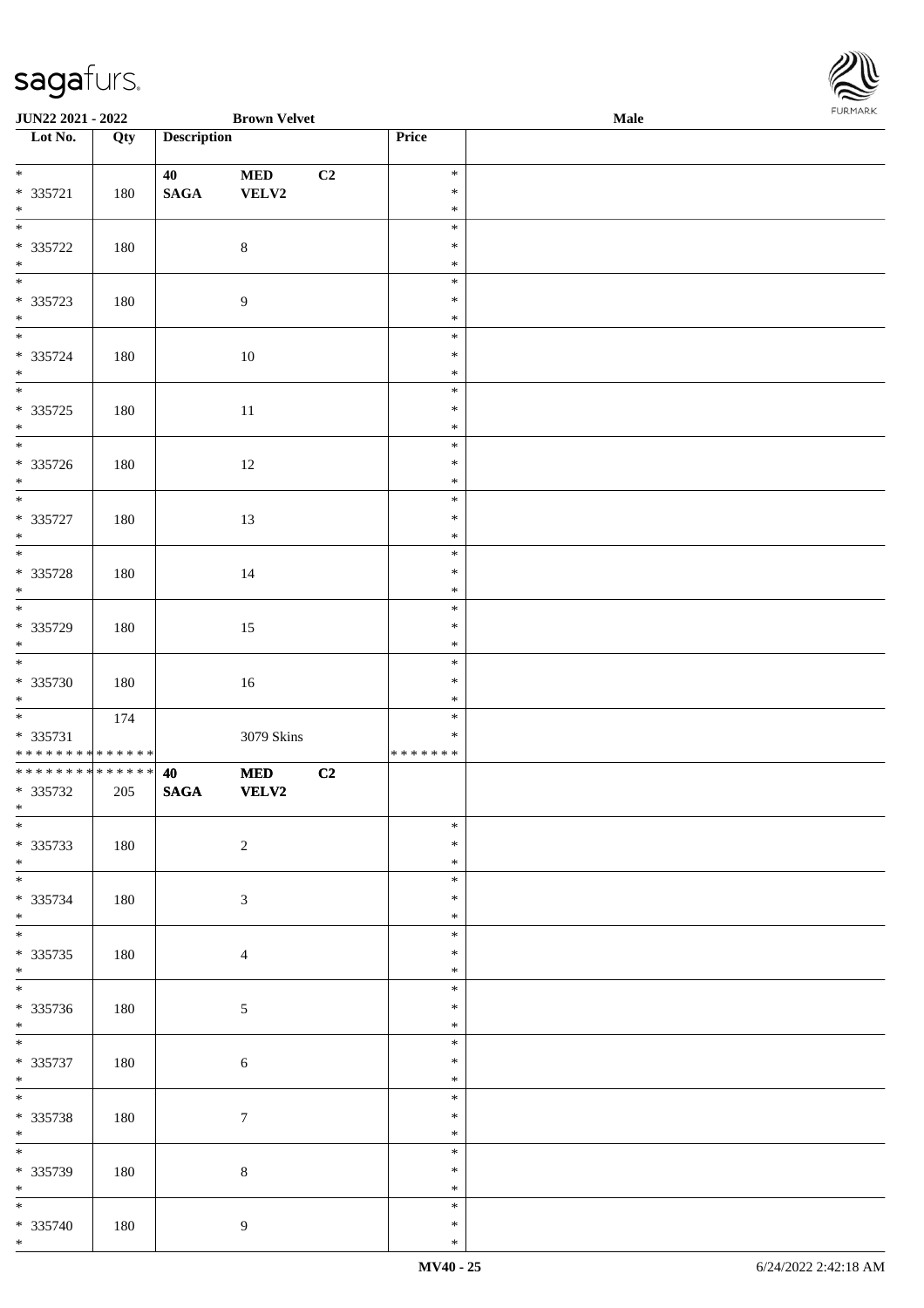| Lot No. | Qty | Description | | | Price | |
|---|---|---|---|---|---|---|
| * | | 40 | MED | C2 | * | |
| * 335721 | 180 | SAGA | VELV2 | | * | |
| * | | | | | * | |
| * | | | | | * | |
| * 335722 | 180 | | 8 | | * | |
| * | | | | | * | |
| * | | | | | * | |
| * 335723 | 180 | | 9 | | * | |
| * | | | | | * | |
| * | | | | | * | |
| * 335724 | 180 | | 10 | | * | |
| * | | | | | * | |
| * | | | | | * | |
| * 335725 | 180 | | 11 | | * | |
| * | | | | | * | |
| * | | | | | * | |
| * 335726 | 180 | | 12 | | * | |
| * | | | | | * | |
| * | | | | | * | |
| * 335727 | 180 | | 13 | | * | |
| * | | | | | * | |
| * | | | | | * | |
| * 335728 | 180 | | 14 | | * | |
| * | | | | | * | |
| * | | | | | * | |
| * 335729 | 180 | | 15 | | * | |
| * | | | | | * | |
| * | | | | | * | |
| * 335730 | 180 | | 16 | | * | |
| * | | | | | * | |
| * | 174 | | | | * | |
| * 335731 | | | 3079 Skins | | * | |
| * * * * * * * * * * * * * * | | | | | * * * * * * * | |
| * * * * * * * * * * * * * * | | 40 | MED | C2 | | |
| * 335732 | 205 | SAGA | VELV2 | | | |
| * | | | | | | |
| * | | | | | * | |
| * 335733 | 180 | | 2 | | * | |
| * | | | | | * | |
| * | | | | | * | |
| * 335734 | 180 | | 3 | | * | |
| * | | | | | * | |
| * | | | | | * | |
| * 335735 | 180 | | 4 | | * | |
| * | | | | | * | |
| * | | | | | * | |
| * 335736 | 180 | | 5 | | * | |
| * | | | | | * | |
| * | | | | | * | |
| * 335737 | 180 | | 6 | | * | |
| * | | | | | * | |
| * | | | | | * | |
| * 335738 | 180 | | 7 | | * | |
| * | | | | | * | |
| * | | | | | * | |
| * 335739 | 180 | | 8 | | * | |
| * | | | | | * | |
| * | | | | | * | |
| * 335740 | 180 | | 9 | | * | |
| * | | | | | * | |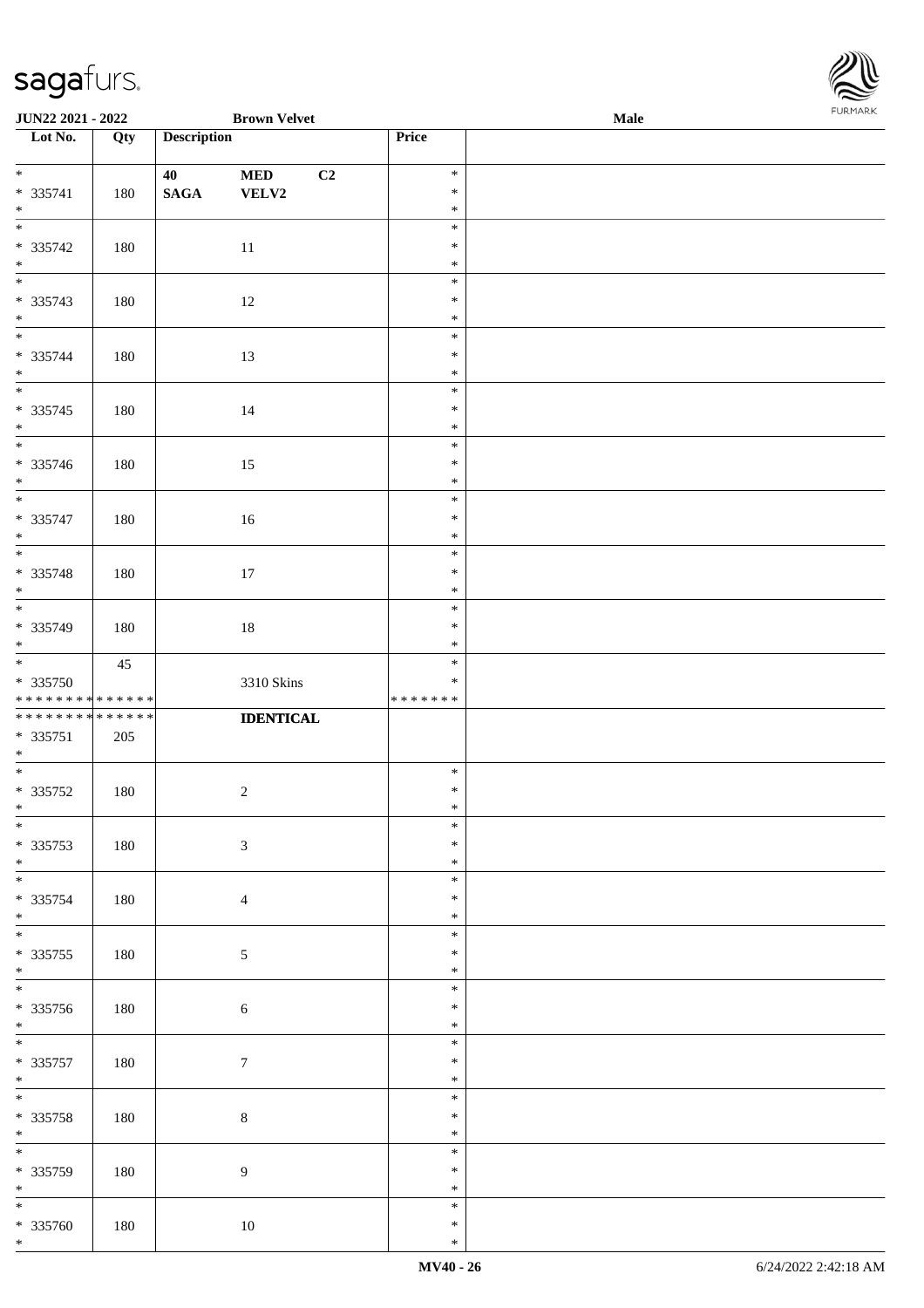| Lot No. | Qty | Description | Price | |
|---|---|---|---|---|
| *<br>* 335741<br>* | 180 | 40 MED C2<br>SAGA VELV2 | *<br>*<br>* | |
| *<br>* 335742<br>* | 180 | 11 | *<br>*<br>* | |
| *<br>* 335743<br>* | 180 | 12 | *<br>*<br>* | |
| *<br>* 335744<br>* | 180 | 13 | *<br>*<br>* | |
| *<br>* 335745<br>* | 180 | 14 | *<br>*<br>* | |
| *<br>* 335746<br>* | 180 | 15 | *<br>*<br>* | |
| *<br>* 335747<br>* | 180 | 16 | *<br>*<br>* | |
| *<br>* 335748<br>* | 180 | 17 | *<br>*<br>* | |
| *<br>* 335749<br>* | 180 | 18 | *<br>*<br>* | |
| *<br>* 335750<br>************** | 45 | 3310 Skins | *<br>*<br>******* | |
| **************<br>* 335751<br>* | 205 | **IDENTICAL** | | |
| *<br>* 335752<br>* | 180 | 2 | *<br>*<br>* | |
| *<br>* 335753<br>* | 180 | 3 | *<br>*<br>* | |
| *<br>* 335754<br>* | 180 | 4 | *<br>*<br>* | |
| *<br>* 335755<br>* | 180 | 5 | *<br>*<br>* | |
| *<br>* 335756<br>* | 180 | 6 | *<br>*<br>* | |
| *<br>* 335757<br>* | 180 | 7 | *<br>*<br>* | |
| *<br>* 335758<br>* | 180 | 8 | *<br>*<br>* | |
| *<br>* 335759<br>* | 180 | 9 | *<br>*<br>* | |
| *<br>* 335760<br>* | 180 | 10 | *<br>*<br>* | |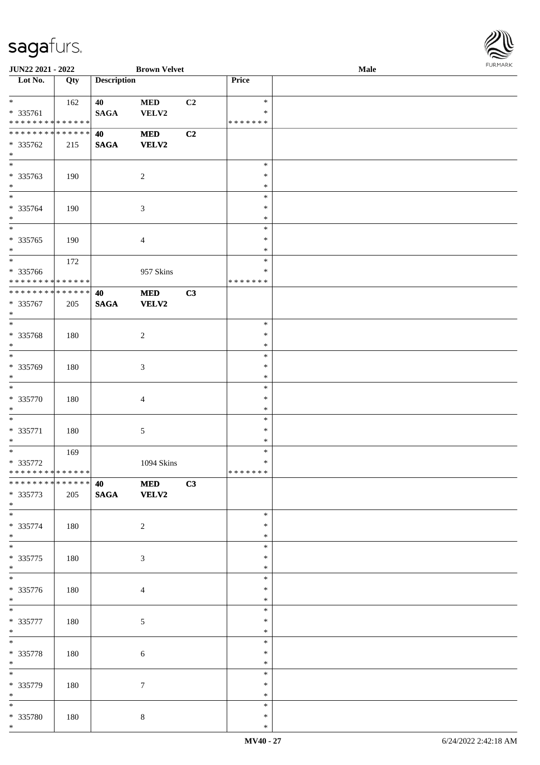| Lot No. | Qty | Description | | | Price | |
|---|---|---|---|---|---|---|
| * | 162 | 40 | MED | C2 | * | |
| * 335761 | | SAGA | VELV2 | | * | |
| * * * * * * * * * * * * * * | | | | | * * * * * * * | |
| * * * * * * * * * * * * * * | | 40 | MED | C2 | | |
| * 335762 | 215 | SAGA | VELV2 | | | |
| * | | | | | | |
| * | | | | | * | |
| * 335763 | 190 | | 2 | | * | |
| * | | | | | * | |
| * | | | | | * | |
| * 335764 | 190 | | 3 | | * | |
| * | | | | | * | |
| * | | | | | * | |
| * 335765 | 190 | | 4 | | * | |
| * | | | | | * | |
| * | 172 | | | | * | |
| * 335766 | | | 957 Skins | | * | |
| * * * * * * * * * * * * * * | | | | | * * * * * * * | |
| * * * * * * * * * * * * * * | | 40 | MED | C3 | | |
| * 335767 | 205 | SAGA | VELV2 | | | |
| * | | | | | | |
| * | | | | | * | |
| * 335768 | 180 | | 2 | | * | |
| * | | | | | * | |
| * | | | | | * | |
| * 335769 | 180 | | 3 | | * | |
| * | | | | | * | |
| * | | | | | * | |
| * 335770 | 180 | | 4 | | * | |
| * | | | | | * | |
| * | | | | | * | |
| * 335771 | 180 | | 5 | | * | |
| * | | | | | * | |
| * | 169 | | | | * | |
| * 335772 | | | 1094 Skins | | * | |
| * * * * * * * * * * * * * * | | | | | * * * * * * * | |
| * * * * * * * * * * * * * * | | 40 | MED | C3 | | |
| * 335773 | 205 | SAGA | VELV2 | | | |
| * | | | | | | |
| * | | | | | * | |
| * 335774 | 180 | | 2 | | * | |
| * | | | | | * | |
| * | | | | | * | |
| * 335775 | 180 | | 3 | | * | |
| * | | | | | * | |
| * | | | | | * | |
| * 335776 | 180 | | 4 | | * | |
| * | | | | | * | |
| * | | | | | * | |
| * 335777 | 180 | | 5 | | * | |
| * | | | | | * | |
| * | | | | | * | |
| * 335778 | 180 | | 6 | | * | |
| * | | | | | * | |
| * | | | | | * | |
| * 335779 | 180 | | 7 | | * | |
| * | | | | | * | |
| * | | | | | * | |
| * 335780 | 180 | | 8 | | * | |
| * | | | | | * | |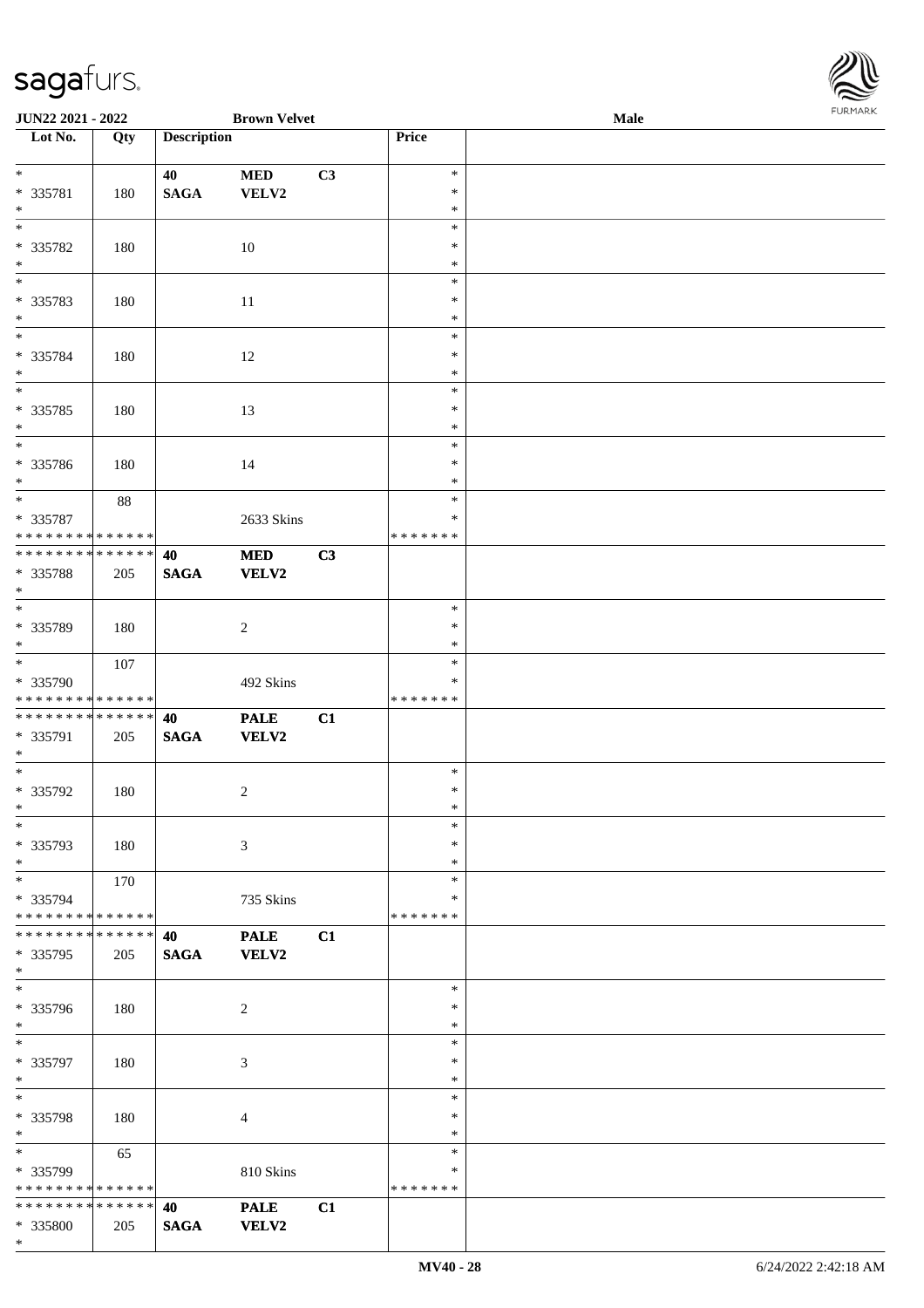**JUN22 2021 - 2022** **Brown Velvet** **Male**

| Lot No. | Qty | Description | | | Price | |
|---|---|---|---|---|---|---|
| * | | 40 | MED | C3 | * | |
| * 335781 | 180 | SAGA | VELV2 | | * | |
| * | | | | | * | |
| * | | | | | * | |
| * 335782 | 180 | | 10 | | * | |
| * | | | | | * | |
| * | | | | | * | |
| * 335783 | 180 | | 11 | | * | |
| * | | | | | * | |
| * | | | | | * | |
| * 335784 | 180 | | 12 | | * | |
| * | | | | | * | |
| * | | | | | * | |
| * 335785 | 180 | | 13 | | * | |
| * | | | | | * | |
| * | | | | | * | |
| * 335786 | 180 | | 14 | | * | |
| * | | | | | * | |
| * | 88 | | | | * | |
| * 335787 | | | 2633 Skins | | * | |
| * * * * * * * * * * * * * * | | | | | * * * * * * * | |
| * * * * * * * * * * * * * * | | 40 | MED | C3 | | |
| * 335788 | 205 | SAGA | VELV2 | | | |
| * | | | | | | |
| * | | | | | * | |
| * 335789 | 180 | | 2 | | * | |
| * | | | | | * | |
| * | 107 | | | | * | |
| * 335790 | | | 492 Skins | | * | |
| * * * * * * * * * * * * * * | | | | | * * * * * * * | |
| * * * * * * * * * * * * * * | | 40 | PALE | C1 | | |
| * 335791 | 205 | SAGA | VELV2 | | | |
| * | | | | | | |
| * | | | | | * | |
| * 335792 | 180 | | 2 | | * | |
| * | | | | | * | |
| * | | | | | * | |
| * 335793 | 180 | | 3 | | * | |
| * | | | | | * | |
| * | 170 | | | | * | |
| * 335794 | | | 735 Skins | | * | |
| * * * * * * * * * * * * * * | | | | | * * * * * * * | |
| * * * * * * * * * * * * * * | | 40 | PALE | C1 | | |
| * 335795 | 205 | SAGA | VELV2 | | | |
| * | | | | | | |
| * | | | | | * | |
| * 335796 | 180 | | 2 | | * | |
| * | | | | | * | |
| * | | | | | * | |
| * 335797 | 180 | | 3 | | * | |
| * | | | | | * | |
| * | | | | | * | |
| * 335798 | 180 | | 4 | | * | |
| * | | | | | * | |
| * | 65 | | | | * | |
| * 335799 | | | 810 Skins | | * | |
| * * * * * * * * * * * * * * | | | | | * * * * * * * | |
| * * * * * * * * * * * * * * | | 40 | PALE | C1 | | |
| * 335800 | 205 | SAGA | VELV2 | | | |
| * | | | | | | |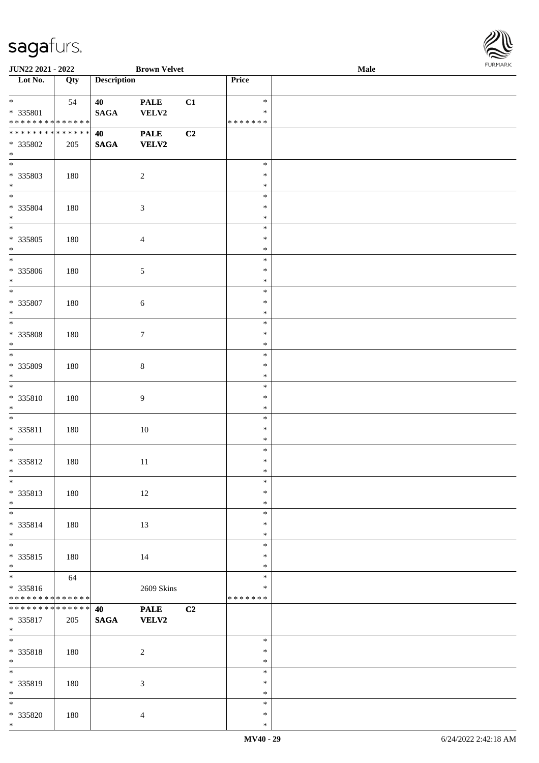| Lot No. | Qty | Description | | | Price | |
|---|---|---|---|---|---|---|
| * | 54 | 40 | PALE | C1 | * | |
| * 335801 | | SAGA | VELV2 | | * | |
| * * * * * * * * * * * * * * | | | | | * * * * * * * | |
| * * * * * * * * * * * * * * | | 40 | PALE | C2 | | |
| * 335802 | 205 | SAGA | VELV2 | | | |
| * | | | | | | |
| * | | | | | * | |
| * 335803 | 180 | | 2 | | * | |
| * | | | | | * | |
| * | | | | | * | |
| * 335804 | 180 | | 3 | | * | |
| * | | | | | * | |
| * | | | | | * | |
| * 335805 | 180 | | 4 | | * | |
| * | | | | | * | |
| * | | | | | * | |
| * 335806 | 180 | | 5 | | * | |
| * | | | | | * | |
| * | | | | | * | |
| * 335807 | 180 | | 6 | | * | |
| * | | | | | * | |
| * | | | | | * | |
| * 335808 | 180 | | 7 | | * | |
| * | | | | | * | |
| * | | | | | * | |
| * 335809 | 180 | | 8 | | * | |
| * | | | | | * | |
| * | | | | | * | |
| * 335810 | 180 | | 9 | | * | |
| * | | | | | * | |
| * | | | | | * | |
| * 335811 | 180 | | 10 | | * | |
| * | | | | | * | |
| * | | | | | * | |
| * 335812 | 180 | | 11 | | * | |
| * | | | | | * | |
| * | | | | | * | |
| * 335813 | 180 | | 12 | | * | |
| * | | | | | * | |
| * | | | | | * | |
| * 335814 | 180 | | 13 | | * | |
| * | | | | | * | |
| * | | | | | * | |
| * 335815 | 180 | | 14 | | * | |
| * | | | | | * | |
| * | 64 | | | | * | |
| * 335816 | | | 2609 Skins | | * | |
| * * * * * * * * * * * * * * | | | | | * * * * * * * | |
| * * * * * * * * * * * * * * | | 40 | PALE | C2 | | |
| * 335817 | 205 | SAGA | VELV2 | | | |
| * | | | | | | |
| * | | | | | * | |
| * 335818 | 180 | | 2 | | * | |
| * | | | | | * | |
| * | | | | | * | |
| * 335819 | 180 | | 3 | | * | |
| * | | | | | * | |
| * | | | | | * | |
| * 335820 | 180 | | 4 | | * | |
| * | | | | | * | |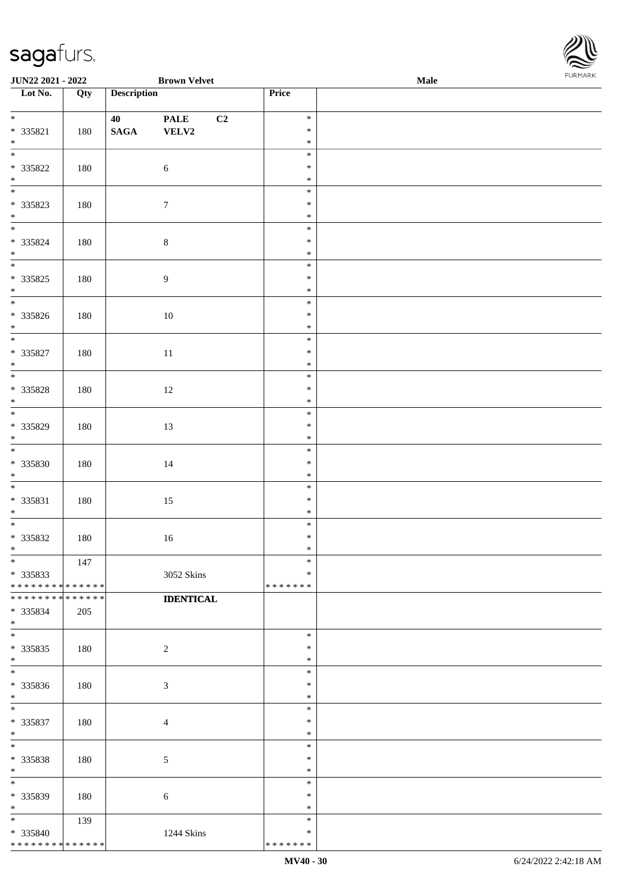**JUN22 2021 - 2022** **Brown Velvet** **Male**

| Lot No. | Qty | Description | Price |
|---|---|---|---|
| * <br> * 335821 <br> * | 180 | **40 PALE C2** <br> **SAGA VELV2** | * <br> * <br> * |
| * <br> * 335822 <br> * | 180 | 6 | * <br> * <br> * |
| * <br> * 335823 <br> * | 180 | 7 | * <br> * <br> * |
| * <br> * 335824 <br> * | 180 | 8 | * <br> * <br> * |
| * <br> * 335825 <br> * | 180 | 9 | * <br> * <br> * |
| * <br> * 335826 <br> * | 180 | 10 | * <br> * <br> * |
| * <br> * 335827 <br> * | 180 | 11 | * <br> * <br> * |
| * <br> * 335828 <br> * | 180 | 12 | * <br> * <br> * |
| * <br> * 335829 <br> * | 180 | 13 | * <br> * <br> * |
| * <br> * 335830 <br> * | 180 | 14 | * <br> * <br> * |
| * <br> * 335831 <br> * | 180 | 15 | * <br> * <br> * |
| * <br> * 335832 <br> * | 180 | 16 | * <br> * <br> * |
| * <br> * 335833 <br> * * * * * * * * * * * * * * | 147 | 3052 Skins | * <br> * <br> * * * * * * * |
| * * * * * * * * * * * * * * <br> * 335834 <br> * | 205 | **IDENTICAL** | |
| * <br> * 335835 <br> * | 180 | 2 | * <br> * <br> * |
| * <br> * 335836 <br> * | 180 | 3 | * <br> * <br> * |
| * <br> * 335837 <br> * | 180 | 4 | * <br> * <br> * |
| * <br> * 335838 <br> * | 180 | 5 | * <br> * <br> * |
| * <br> * 335839 <br> * | 180 | 6 | * <br> * <br> * |
| * <br> * 335840 <br> * * * * * * * * * * * * * * | 139 | 1244 Skins | * <br> * <br> * * * * * * * |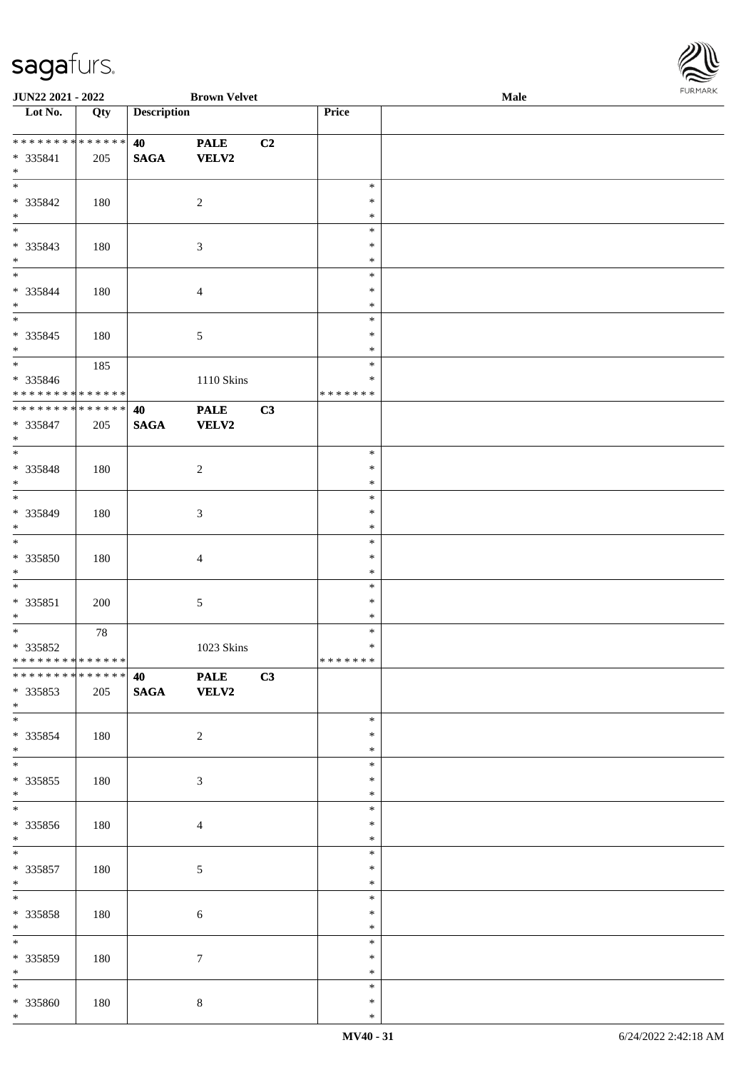| Lot No. | Qty | Description | | | Price | |
|---|---|---|---|---|---|---|
| * * * * * * * * * * * * * * | | 40 | PALE | C2 | | |
| * 335841 | 205 | SAGA | VELV2 | | | |
| * | | | | | | |
| * 335842 | 180 | | 2 | | * * * | |
| * 335843 | 180 | | 3 | | * * * | |
| * 335844 | 180 | | 4 | | * * * | |
| * 335845 | 180 | | 5 | | * * * | |
| * 335846 | 185 | | 1110 Skins | | * * | |
| * * * * * * * * * * * * * * | | | | | * * * * * * * | |
| * * * * * * * * * * * * * * | | 40 | PALE | C3 | | |
| * 335847 | 205 | SAGA | VELV2 | | | |
| * | | | | | | |
| * 335848 | 180 | | 2 | | * * * | |
| * 335849 | 180 | | 3 | | * * * | |
| * 335850 | 180 | | 4 | | * * * | |
| * 335851 | 200 | | 5 | | * * * | |
| * 335852 | 78 | | 1023 Skins | | * * | |
| * * * * * * * * * * * * * * | | | | | * * * * * * * | |
| * * * * * * * * * * * * * * | | 40 | PALE | C3 | | |
| * 335853 | 205 | SAGA | VELV2 | | | |
| * | | | | | | |
| * 335854 | 180 | | 2 | | * * * | |
| * 335855 | 180 | | 3 | | * * * | |
| * 335856 | 180 | | 4 | | * * * | |
| * 335857 | 180 | | 5 | | * * * | |
| * 335858 | 180 | | 6 | | * * * | |
| * 335859 | 180 | | 7 | | * * * | |
| * 335860 | 180 | | 8 | | * * * | |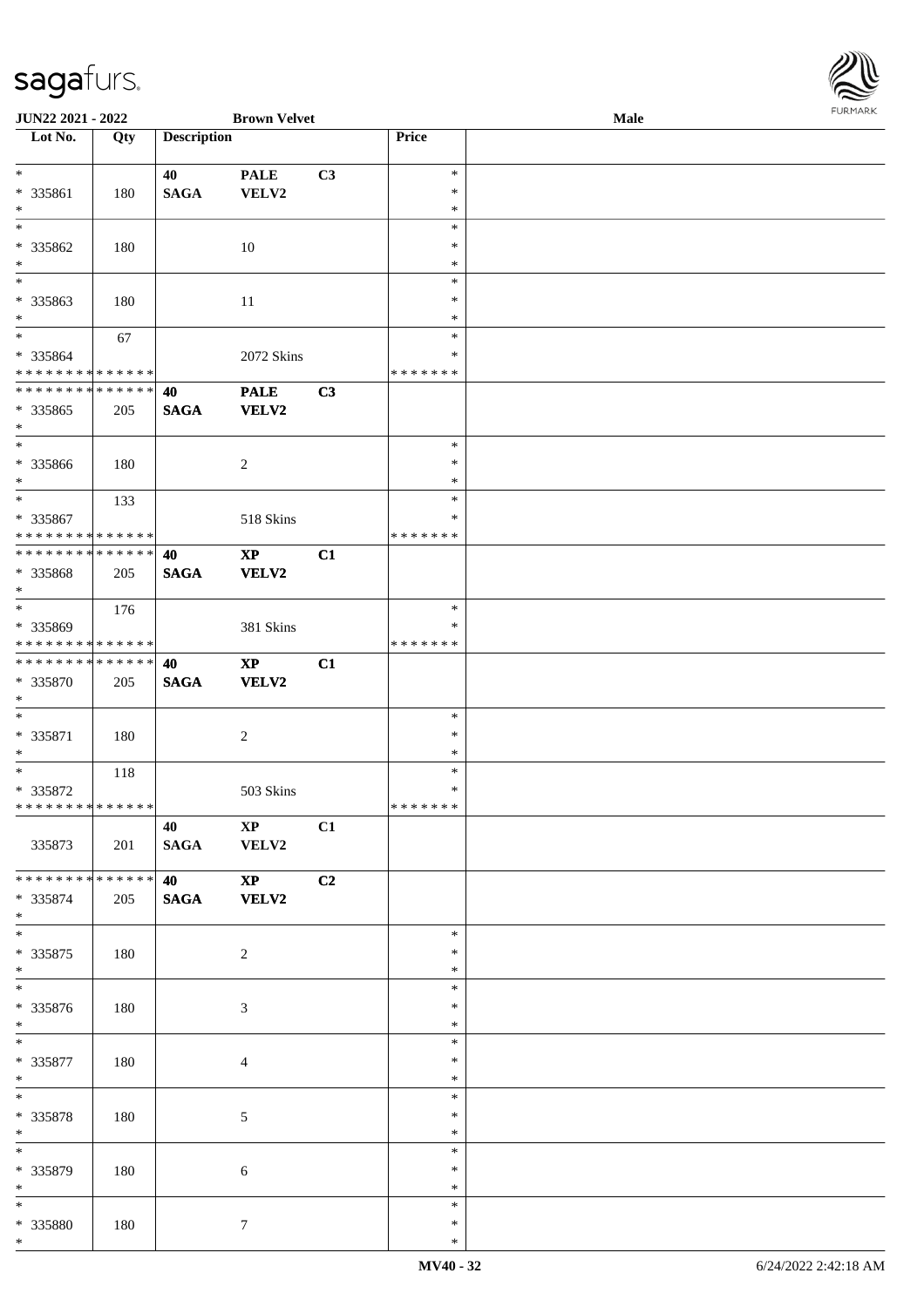JUN22 2021 - 2022 | Brown Velvet | Male

| Lot No. | Qty | Description | | | Price |
|---|---|---|---|---|---|
| * | | 40 | PALE | C3 | * |
| * 335861 | 180 | SAGA | VELV2 | | * |
| * | | | | | * |
| * | | | | | * |
| * 335862 | 180 | | 10 | | * |
| * | | | | | * |
| * | | | | | * |
| * 335863 | 180 | | 11 | | * |
| * | | | | | * |
| * | 67 | | | | * |
| * 335864 | | | 2072 Skins | | * |
| * * * * * * * * * * * * * * | | | | | * * * * * * * |
| * * * * * * * * * * * * * * | | **40** | **PALE** | **C3** | |
| * 335865 | 205 | **SAGA** | **VELV2** | | |
| * | | | | | |
| * | | | | | * |
| * 335866 | 180 | | 2 | | * |
| * | | | | | * |
| * | 133 | | | | * |
| * 335867 | | | 518 Skins | | * |
| * * * * * * * * * * * * * * | | | | | * * * * * * * |
| * * * * * * * * * * * * * * | | **40** | **XP** | **C1** | |
| * 335868 | 205 | **SAGA** | **VELV2** | | |
| * | | | | | |
| * | 176 | | | | * |
| * 335869 | | | 381 Skins | | * |
| * * * * * * * * * * * * * * | | | | | * * * * * * * |
| * * * * * * * * * * * * * * | | **40** | **XP** | **C1** | |
| * 335870 | 205 | **SAGA** | **VELV2** | | |
| * | | | | | |
| * | | | | | * |
| * 335871 | 180 | | 2 | | * |
| * | | | | | * |
| * | 118 | | | | * |
| * 335872 | | | 503 Skins | | * |
| * * * * * * * * * * * * * * | | | | | * * * * * * * |
| | | 40 | XP | C1 | |
| 335873 | 201 | SAGA | VELV2 | | |
| * * * * * * * * * * * * * * | | **40** | **XP** | **C2** | |
| * 335874 | 205 | **SAGA** | **VELV2** | | |
| * | | | | | |
| * | | | | | * |
| * 335875 | 180 | | 2 | | * |
| * | | | | | * |
| * | | | | | * |
| * 335876 | 180 | | 3 | | * |
| * | | | | | * |
| * | | | | | * |
| * 335877 | 180 | | 4 | | * |
| * | | | | | * |
| * | | | | | * |
| * 335878 | 180 | | 5 | | * |
| * | | | | | * |
| * | | | | | * |
| * 335879 | 180 | | 6 | | * |
| * | | | | | * |
| * | | | | | * |
| * 335880 | 180 | | 7 | | * |
| * | | | | | * |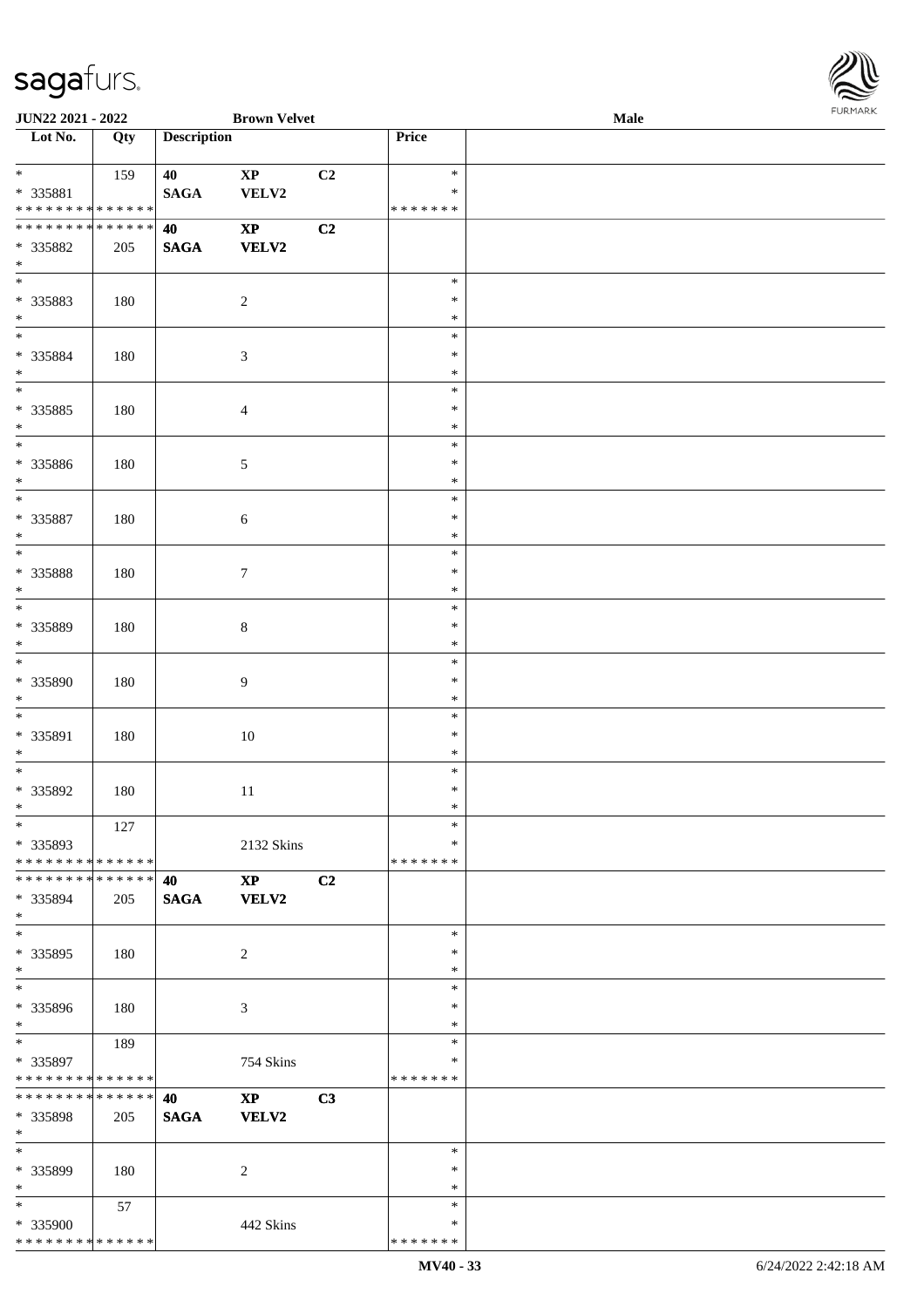| Lot No. | Qty | Description | | | Price | |
|---|---|---|---|---|---|---|
| * | 159 | 40 | XP | C2 | * | |
| * 335881 | | SAGA | VELV2 | | * | |
| * * * * * * * * * * * * * * | | | | | * * * * * * * | |
| * * * * * * * * * * * * * * | | 40 | XP | C2 | | |
| * 335882 | 205 | SAGA | VELV2 | | | |
| * | | | | | | |
| * | | | | | * | |
| * 335883 | 180 | | 2 | | * | |
| * | | | | | * | |
| * | | | | | * | |
| * 335884 | 180 | | 3 | | * | |
| * | | | | | * | |
| * | | | | | * | |
| * 335885 | 180 | | 4 | | * | |
| * | | | | | * | |
| * | | | | | * | |
| * 335886 | 180 | | 5 | | * | |
| * | | | | | * | |
| * | | | | | * | |
| * 335887 | 180 | | 6 | | * | |
| * | | | | | * | |
| * | | | | | * | |
| * 335888 | 180 | | 7 | | * | |
| * | | | | | * | |
| * | | | | | * | |
| * 335889 | 180 | | 8 | | * | |
| * | | | | | * | |
| * | | | | | * | |
| * 335890 | 180 | | 9 | | * | |
| * | | | | | * | |
| * | | | | | * | |
| * 335891 | 180 | | 10 | | * | |
| * | | | | | * | |
| * | | | | | * | |
| * 335892 | 180 | | 11 | | * | |
| * | | | | | * | |
| * | 127 | | | | * | |
| * 335893 | | | 2132 Skins | | * | |
| * * * * * * * * * * * * * * | | | | | * * * * * * * | |
| * * * * * * * * * * * * * * | | 40 | XP | C2 | | |
| * 335894 | 205 | SAGA | VELV2 | | | |
| * | | | | | | |
| * | | | | | * | |
| * 335895 | 180 | | 2 | | * | |
| * | | | | | * | |
| * | | | | | * | |
| * 335896 | 180 | | 3 | | * | |
| * | | | | | * | |
| * | 189 | | | | * | |
| * 335897 | | | 754 Skins | | * | |
| * * * * * * * * * * * * * * | | | | | * * * * * * * | |
| * * * * * * * * * * * * * * | | 40 | XP | C3 | | |
| * 335898 | 205 | SAGA | VELV2 | | | |
| * | | | | | | |
| * | | | | | * | |
| * 335899 | 180 | | 2 | | * | |
| * | | | | | * | |
| * | 57 | | | | * | |
| * 335900 | | | 442 Skins | | * | |
| * * * * * * * * * * * * * * | | | | | * * * * * * * | |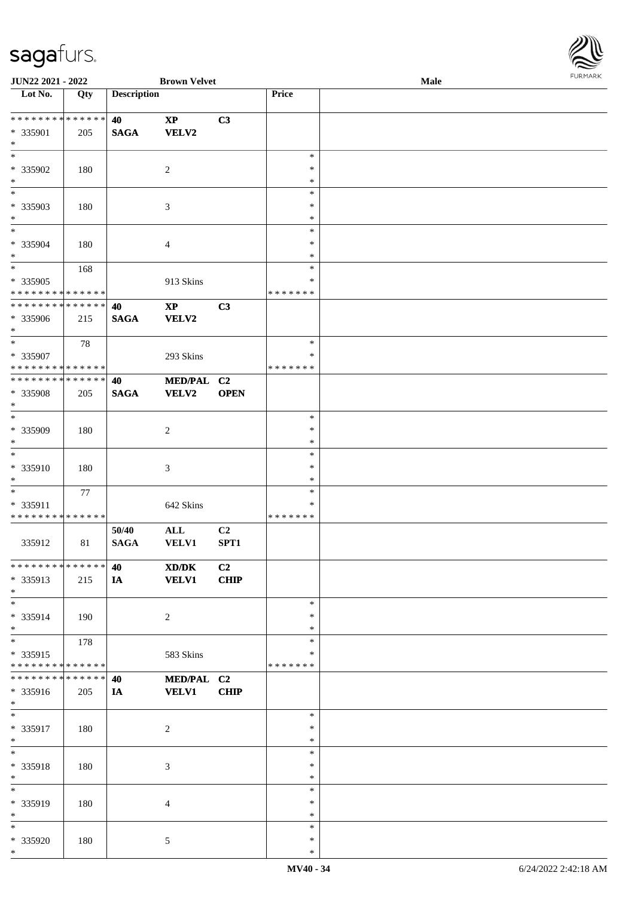**JUN22 2021 - 2022** | **Brown Velvet** | **Male**

| Lot No. | Qty | Description | | | Price | |
|---|---|---|---|---|---|---|
| * * * * * * * * * * * * * * | | 40 | XP | C3 | | |
| * 335901 | 205 | SAGA | VELV2 | | | |
| * | | | | | | |
| * | | | | | * | |
| * 335902 | 180 | | 2 | | * | |
| * | | | | | * | |
| * | | | | | * | |
| * 335903 | 180 | | 3 | | * | |
| * | | | | | * | |
| * | | | | | * | |
| * 335904 | 180 | | 4 | | * | |
| * | | | | | * | |
| * | 168 | | | | * | |
| * 335905 | | | 913 Skins | | * | |
| * * * * * * * * * * * * * * | | | | | * * * * * * * | |
| * * * * * * * * * * * * * * | | 40 | XP | C3 | | |
| * 335906 | 215 | SAGA | VELV2 | | | |
| * | | | | | | |
| * | 78 | | | | * | |
| * 335907 | | | 293 Skins | | * | |
| * * * * * * * * * * * * * * | | | | | * * * * * * * | |
| * * * * * * * * * * * * * * | | 40 | MED/PAL | C2 | | |
| * 335908 | 205 | SAGA | VELV2 | OPEN | | |
| * | | | | | | |
| * | | | | | * | |
| * 335909 | 180 | | 2 | | * | |
| * | | | | | * | |
| * | | | | | * | |
| * 335910 | 180 | | 3 | | * | |
| * | | | | | * | |
| * | 77 | | | | * | |
| * 335911 | | | 642 Skins | | * | |
| * * * * * * * * * * * * * * | | | | | * * * * * * * | |
| | | 50/40 | ALL | C2 | | |
| 335912 | 81 | SAGA | VELV1 | SPT1 | | |
| * * * * * * * * * * * * * * | | 40 | XD/DK | C2 | | |
| * 335913 | 215 | IA | VELV1 | CHIP | | |
| * | | | | | | |
| * | | | | | * | |
| * 335914 | 190 | | 2 | | * | |
| * | | | | | * | |
| * | 178 | | | | * | |
| * 335915 | | | 583 Skins | | * | |
| * * * * * * * * * * * * * * | | | | | * * * * * * * | |
| * * * * * * * * * * * * * * | | 40 | MED/PAL | C2 | | |
| * 335916 | 205 | IA | VELV1 | CHIP | | |
| * | | | | | | |
| * | | | | | * | |
| * 335917 | 180 | | 2 | | * | |
| * | | | | | * | |
| * | | | | | * | |
| * 335918 | 180 | | 3 | | * | |
| * | | | | | * | |
| * | | | | | * | |
| * 335919 | 180 | | 4 | | * | |
| * | | | | | * | |
| * | | | | | * | |
| * 335920 | 180 | | 5 | | * | |
| * | | | | | * | |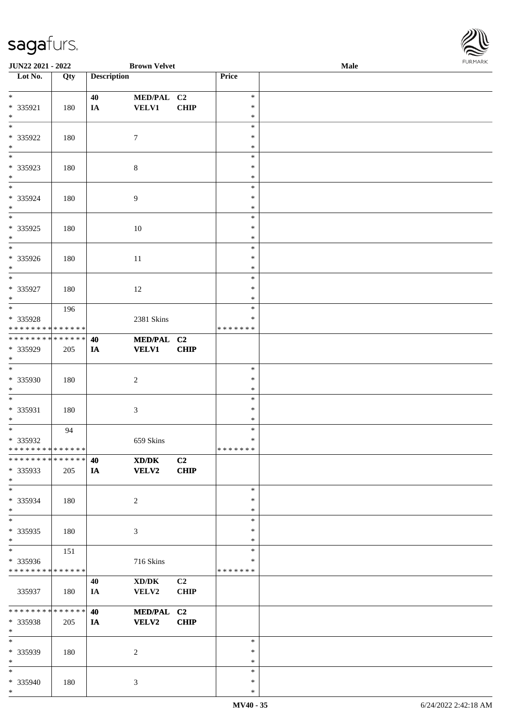JUN22 2021 - 2022 | Brown Velvet | Male

| Lot No. | Qty | Description | | | Price | |
|---|---|---|---|---|---|---|
| * | | 40 | MED/PAL | C2 | * | |
| * 335921 | 180 | IA | VELV1 | CHIP | * | |
| * | | | | | * | |
| * | | | | | * | |
| * 335922 | 180 | | 7 | | * | |
| * | | | | | * | |
| * | | | | | * | |
| * 335923 | 180 | | 8 | | * | |
| * | | | | | * | |
| * | | | | | * | |
| * 335924 | 180 | | 9 | | * | |
| * | | | | | * | |
| * | | | | | * | |
| * 335925 | 180 | | 10 | | * | |
| * | | | | | * | |
| * | | | | | * | |
| * 335926 | 180 | | 11 | | * | |
| * | | | | | * | |
| * | | | | | * | |
| * 335927 | 180 | | 12 | | * | |
| * | | | | | * | |
| * | 196 | | | | * | |
| * 335928 | | | 2381 Skins | | * | |
| * * * * * * * * * * * * * * | | | | | * * * * * * * | |
| * * * * * * * * * * * * * * | | 40 | MED/PAL | C2 | | |
| * 335929 | 205 | IA | VELV1 | CHIP | | |
| * | | | | | | |
| * | | | | | * | |
| * 335930 | 180 | | 2 | | * | |
| * | | | | | * | |
| * | | | | | * | |
| * 335931 | 180 | | 3 | | * | |
| * | | | | | * | |
| * | 94 | | | | * | |
| * 335932 | | | 659 Skins | | * | |
| * * * * * * * * * * * * * * | | | | | * * * * * * * | |
| * * * * * * * * * * * * * * | | 40 | XD/DK | C2 | | |
| * 335933 | 205 | IA | VELV2 | CHIP | | |
| * | | | | | | |
| * | | | | | * | |
| * 335934 | 180 | | 2 | | * | |
| * | | | | | * | |
| * | | | | | * | |
| * 335935 | 180 | | 3 | | * | |
| * | | | | | * | |
| * | 151 | | | | * | |
| * 335936 | | | 716 Skins | | * | |
| * * * * * * * * * * * * * * | | | | | * * * * * * * | |
| | | 40 | XD/DK | C2 | | |
| 335937 | 180 | IA | VELV2 | CHIP | | |
| * * * * * * * * * * * * * * | | 40 | MED/PAL | C2 | | |
| * 335938 | 205 | IA | VELV2 | CHIP | | |
| * | | | | | | |
| * | | | | | * | |
| * 335939 | 180 | | 2 | | * | |
| * | | | | | * | |
| * | | | | | * | |
| * 335940 | 180 | | 3 | | * | |
| * | | | | | * | |

MV40 - 35 | 6/24/2022 2:42:18 AM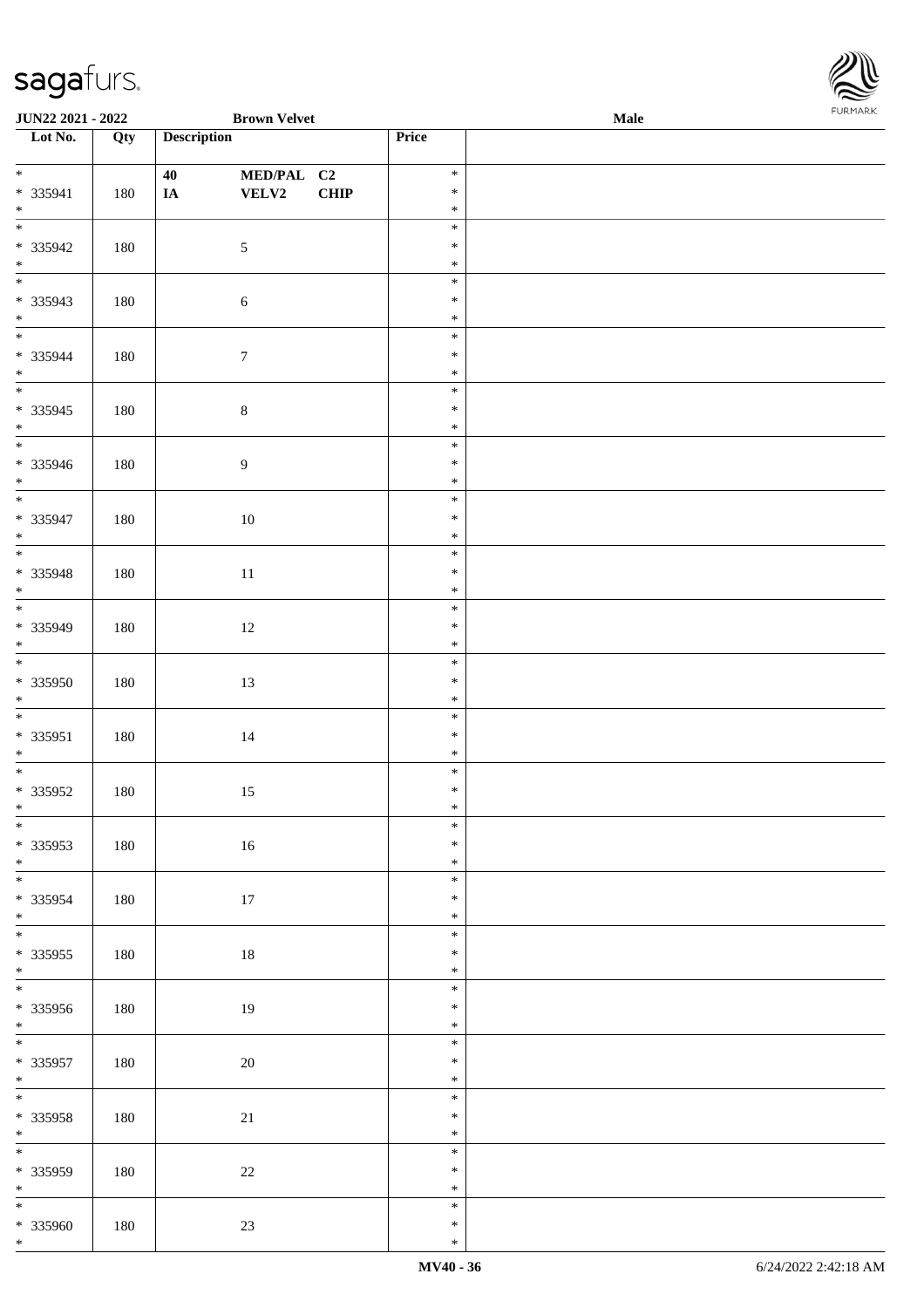JUN22 2021 - 2022 | Brown Velvet | Male

| Lot No. | Qty | Description | | | Price | |
|---|---|---|---|---|---|---|
| * 335941 * | 180 | 40 IA | MED/PAL VELV2 | C2 CHIP | * * * | |
| * 335942 * | 180 | | 5 | | * * * | |
| * 335943 * | 180 | | 6 | | * * * | |
| * 335944 * | 180 | | 7 | | * * * | |
| * 335945 * | 180 | | 8 | | * * * | |
| * 335946 * | 180 | | 9 | | * * * | |
| * 335947 * | 180 | | 10 | | * * * | |
| * 335948 * | 180 | | 11 | | * * * | |
| * 335949 * | 180 | | 12 | | * * * | |
| * 335950 * | 180 | | 13 | | * * * | |
| * 335951 * | 180 | | 14 | | * * * | |
| * 335952 * | 180 | | 15 | | * * * | |
| * 335953 * | 180 | | 16 | | * * * | |
| * 335954 * | 180 | | 17 | | * * * | |
| * 335955 * | 180 | | 18 | | * * * | |
| * 335956 * | 180 | | 19 | | * * * | |
| * 335957 * | 180 | | 20 | | * * * | |
| * 335958 * | 180 | | 21 | | * * * | |
| * 335959 * | 180 | | 22 | | * * * | |
| * 335960 * | 180 | | 23 | | * * * | |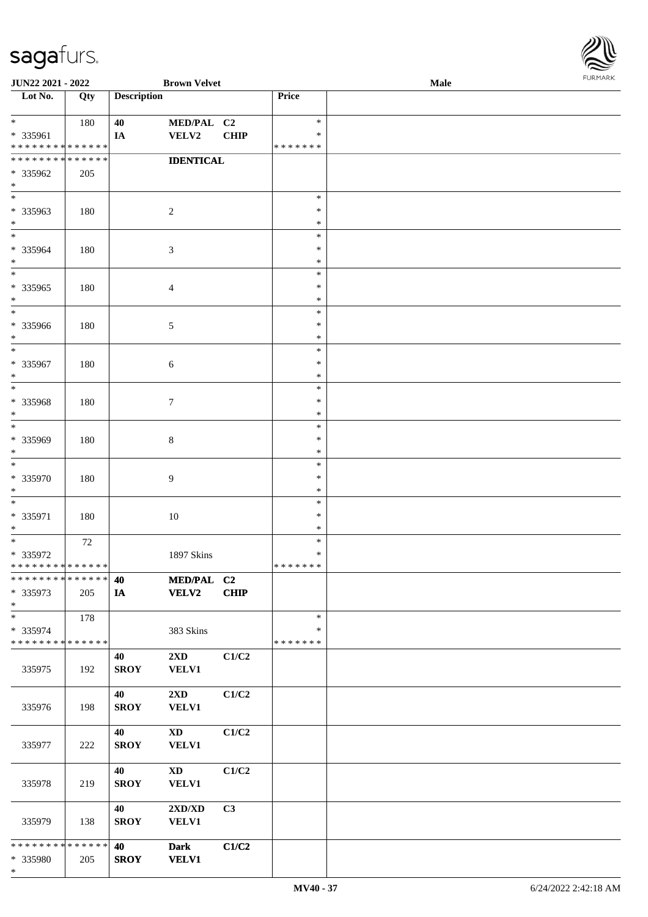| Lot No. | Qty | Description | | | Price | |
|---|---|---|---|---|---|---|
| * | 180 | 40 | MED/PAL | C2 | * | |
| * 335961 | | IA | VELV2 | CHIP | * | |
| * * * * * * * * * * * * * * | | | | | * * * * * * * | |
| * * * * * * * * * * * * * * | | | IDENTICAL | | | |
| * 335962 | 205 | | | | | |
| * | | | | | | |
| * | | | | | * | |
| * 335963 | 180 | | 2 | | * | |
| * | | | | | * | |
| * | | | | | * | |
| * 335964 | 180 | | 3 | | * | |
| * | | | | | * | |
| * | | | | | * | |
| * 335965 | 180 | | 4 | | * | |
| * | | | | | * | |
| * | | | | | * | |
| * 335966 | 180 | | 5 | | * | |
| * | | | | | * | |
| * | | | | | * | |
| * 335967 | 180 | | 6 | | * | |
| * | | | | | * | |
| * | | | | | * | |
| * 335968 | 180 | | 7 | | * | |
| * | | | | | * | |
| * | | | | | * | |
| * 335969 | 180 | | 8 | | * | |
| * | | | | | * | |
| * | | | | | * | |
| * 335970 | 180 | | 9 | | * | |
| * | | | | | * | |
| * | | | | | * | |
| * 335971 | 180 | | 10 | | * | |
| * | | | | | * | |
| * | 72 | | | | * | |
| * 335972 | | | 1897 Skins | | * | |
| * * * * * * * * * * * * * * | | | | | * * * * * * * | |
| * * * * * * * * * * * * * * | | 40 | MED/PAL | C2 | | |
| * 335973 | 205 | IA | VELV2 | CHIP | | |
| * | | | | | | |
| * | 178 | | | | * | |
| * 335974 | | | 383 Skins | | * | |
| * * * * * * * * * * * * * * | | | | | * * * * * * * | |
| | | 40 | 2XD | C1/C2 | | |
| 335975 | 192 | SROY | VELV1 | | | |
| | | 40 | 2XD | C1/C2 | | |
| 335976 | 198 | SROY | VELV1 | | | |
| | | 40 | XD | C1/C2 | | |
| 335977 | 222 | SROY | VELV1 | | | |
| | | 40 | XD | C1/C2 | | |
| 335978 | 219 | SROY | VELV1 | | | |
| | | 40 | 2XD/XD | C3 | | |
| 335979 | 138 | SROY | VELV1 | | | |
| * * * * * * * * * * * * * * | | 40 | Dark | C1/C2 | | |
| * 335980 | 205 | SROY | VELV1 | | | |
| * | | | | | | |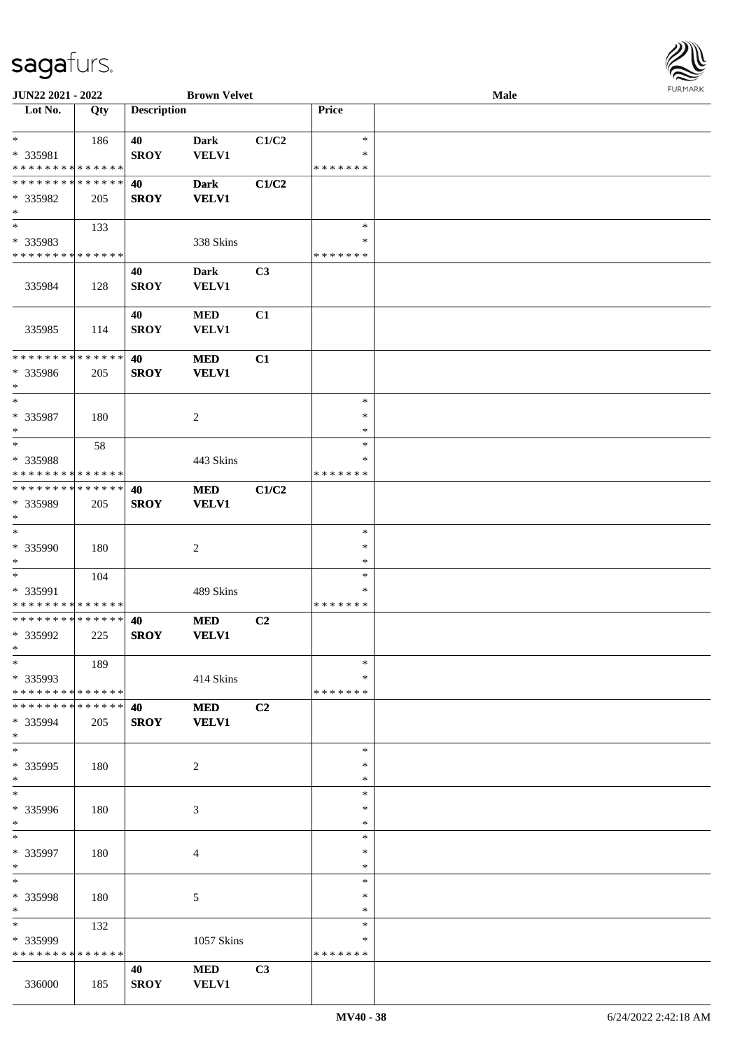**JUN22 2021 - 2022** **Brown Velvet** **Male**

| Lot No. | Qty | Description | | | Price | |
|---|---|---|---|---|---|---|
| * | 186 | 40 | Dark | C1/C2 | * | |
| * 335981 | | SROY | VELV1 | | * | |
| * * * * * * * * * * * * * * | | | | | * * * * * * * | |
| * * * * * * * * * * * * * * | | **40** | **Dark** | **C1/C2** | | |
| * 335982 | 205 | **SROY** | **VELV1** | | | |
| * | | | | | | |
| * | 133 | | | | * | |
| * 335983 | | | 338 Skins | | * | |
| * * * * * * * * * * * * * * | | | | | * * * * * * * | |
| | | 40 | Dark | C3 | | |
| 335984 | 128 | SROY | VELV1 | | | |
| | | 40 | MED | C1 | | |
| 335985 | 114 | SROY | VELV1 | | | |
| * * * * * * * * * * * * * * | | **40** | **MED** | **C1** | | |
| * 335986 | 205 | **SROY** | **VELV1** | | | |
| * | | | | | | |
| * | | | | | * | |
| * 335987 | 180 | | 2 | | * | |
| * | | | | | * | |
| * | 58 | | | | * | |
| * 335988 | | | 443 Skins | | * | |
| * * * * * * * * * * * * * * | | | | | * * * * * * * | |
| * * * * * * * * * * * * * * | | **40** | **MED** | **C1/C2** | | |
| * 335989 | 205 | **SROY** | **VELV1** | | | |
| * | | | | | | |
| * | | | | | * | |
| * 335990 | 180 | | 2 | | * | |
| * | | | | | * | |
| * | 104 | | | | * | |
| * 335991 | | | 489 Skins | | * | |
| * * * * * * * * * * * * * * | | | | | * * * * * * * | |
| * * * * * * * * * * * * * * | | **40** | **MED** | **C2** | | |
| * 335992 | 225 | **SROY** | **VELV1** | | | |
| * | | | | | | |
| * | 189 | | | | * | |
| * 335993 | | | 414 Skins | | * | |
| * * * * * * * * * * * * * * | | | | | * * * * * * * | |
| * * * * * * * * * * * * * * | | **40** | **MED** | **C2** | | |
| * 335994 | 205 | **SROY** | **VELV1** | | | |
| * | | | | | | |
| * | | | | | * | |
| * 335995 | 180 | | 2 | | * | |
| * | | | | | * | |
| * | | | | | * | |
| * 335996 | 180 | | 3 | | * | |
| * | | | | | * | |
| * | | | | | * | |
| * 335997 | 180 | | 4 | | * | |
| * | | | | | * | |
| * | | | | | * | |
| * 335998 | 180 | | 5 | | * | |
| * | | | | | * | |
| * | 132 | | | | * | |
| * 335999 | | | 1057 Skins | | * | |
| * * * * * * * * * * * * * * | | | | | * * * * * * * | |
| | | 40 | MED | C3 | | |
| 336000 | 185 | SROY | VELV1 | | | |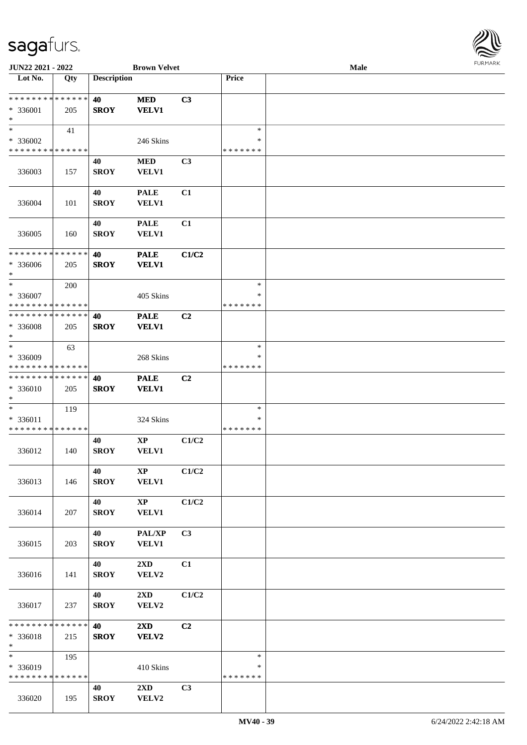JUN22 2021 - 2022 | Brown Velvet | Male

| Lot No. | Qty | Description | | | Price | |
|---|---|---|---|---|---|---|
| * * * * * * * * * * * * * * | | 40 | MED | C3 | | |
| * 336001 | 205 | SROY | VELV1 | | | |
| * | | | | | | |
| * | 41 | | | | * | |
| * 336002 | | | 246 Skins | | * | |
| * * * * * * * * * * * * * * | | | | | * * * * * * * | |
| 336003 | 157 | 40<br>SROY | MED<br>VELV1 | C3 | | |
| 336004 | 101 | 40<br>SROY | PALE<br>VELV1 | C1 | | |
| 336005 | 160 | 40<br>SROY | PALE<br>VELV1 | C1 | | |
| * * * * * * * * * * * * * * | | 40 | PALE | C1/C2 | | |
| * 336006 | 205 | SROY | VELV1 | | | |
| * | | | | | | |
| * | 200 | | | | * | |
| * 336007 | | | 405 Skins | | * | |
| * * * * * * * * * * * * * * | | | | | * * * * * * * | |
| * * * * * * * * * * * * * * | | 40 | PALE | C2 | | |
| * 336008 | 205 | SROY | VELV1 | | | |
| * | | | | | | |
| * | 63 | | | | * | |
| * 336009 | | | 268 Skins | | * | |
| * * * * * * * * * * * * * * | | | | | * * * * * * * | |
| * * * * * * * * * * * * * * | | 40 | PALE | C2 | | |
| * 336010 | 205 | SROY | VELV1 | | | |
| * | | | | | | |
| * | 119 | | | | * | |
| * 336011 | | | 324 Skins | | * | |
| * * * * * * * * * * * * * * | | | | | * * * * * * * | |
| 336012 | 140 | 40<br>SROY | XP<br>VELV1 | C1/C2 | | |
| 336013 | 146 | 40<br>SROY | XP<br>VELV1 | C1/C2 | | |
| 336014 | 207 | 40<br>SROY | XP<br>VELV1 | C1/C2 | | |
| 336015 | 203 | 40<br>SROY | PAL/XP<br>VELV1 | C3 | | |
| 336016 | 141 | 40<br>SROY | 2XD<br>VELV2 | C1 | | |
| 336017 | 237 | 40<br>SROY | 2XD<br>VELV2 | C1/C2 | | |
| * * * * * * * * * * * * * * | | 40 | 2XD | C2 | | |
| * 336018 | 215 | SROY | VELV2 | | | |
| * | | | | | | |
| * | 195 | | | | * | |
| * 336019 | | | 410 Skins | | * | |
| * * * * * * * * * * * * * * | | | | | * * * * * * * | |
| 336020 | 195 | 40<br>SROY | 2XD<br>VELV2 | C3 | | |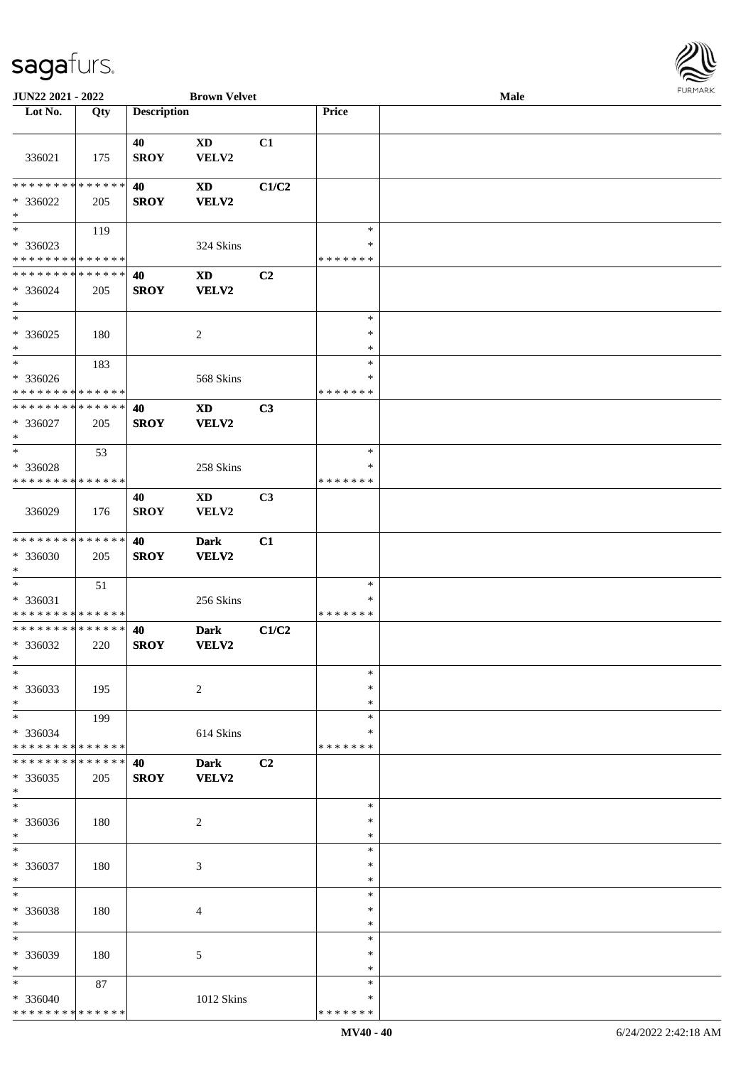**JUN22 2021 - 2022** **Brown Velvet** **Male**

| Lot No. | Qty | Description | | | Price | |
|---|---|---|---|---|---|---|
| 336021 | 175 | 40 SROY | XD VELV2 | C1 | | |
| * * * * * * * * * * * * * * * 336022 * | 205 | 40 SROY | XD VELV2 | C1/C2 | | |
| * * 336023 * * * * * * * * * * * * * * | 119 | | 324 Skins | | * * * * * * * * * | |
| * * * * * * * * * * * * * * * 336024 * | 205 | 40 SROY | XD VELV2 | C2 | | |
| * * 336025 * | 180 | | 2 | | * * * | |
| * * 336026 * * * * * * * * * * * * * * | 183 | | 568 Skins | | * * * * * * * * * | |
| * * * * * * * * * * * * * * * 336027 * | 205 | 40 SROY | XD VELV2 | C3 | | |
| * * 336028 * * * * * * * * * * * * * * | 53 | | 258 Skins | | * * * * * * * * * | |
| 336029 | 176 | 40 SROY | XD VELV2 | C3 | | |
| * * * * * * * * * * * * * * * 336030 * | 205 | 40 SROY | Dark VELV2 | C1 | | |
| * * 336031 * * * * * * * * * * * * * * | 51 | | 256 Skins | | * * * * * * * * * | |
| * * * * * * * * * * * * * * * 336032 * | 220 | 40 SROY | Dark VELV2 | C1/C2 | | |
| * * 336033 * | 195 | | 2 | | * * * | |
| * * 336034 * * * * * * * * * * * * * * | 199 | | 614 Skins | | * * * * * * * * * | |
| * * * * * * * * * * * * * * * 336035 * | 205 | 40 SROY | Dark VELV2 | C2 | | |
| * * 336036 * | 180 | | 2 | | * * * | |
| * * 336037 * | 180 | | 3 | | * * * | |
| * * 336038 * | 180 | | 4 | | * * * | |
| * * 336039 * | 180 | | 5 | | * * * | |
| * * 336040 * * * * * * * * * * * * * * | 87 | | 1012 Skins | | * * * * * * * * * | |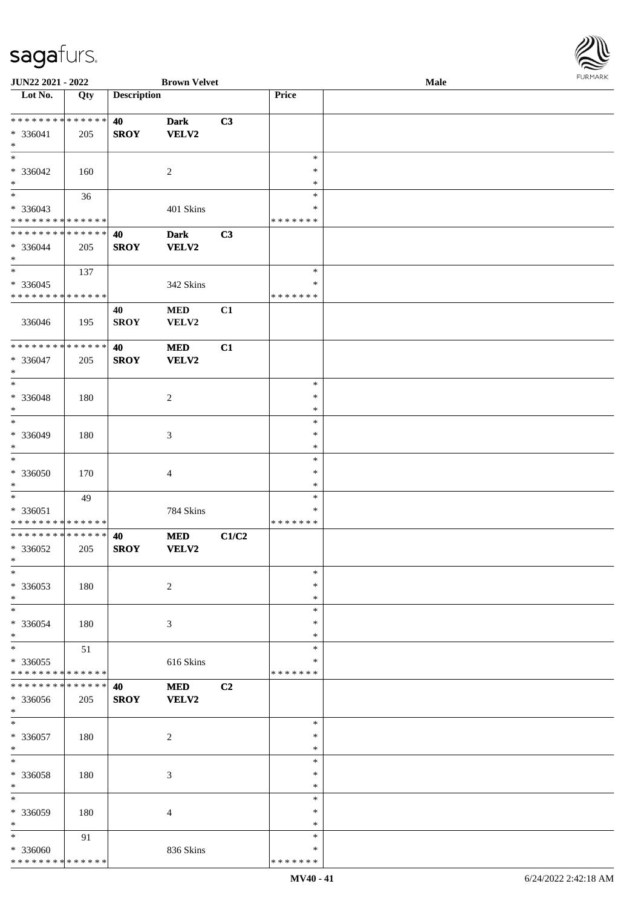JUN22 2021 - 2022 | Brown Velvet | Male

| Lot No. | Qty | Description | | | Price | |
|---|---|---|---|---|---|---|
| * * * * * * * * * * * * * * | | 40 | Dark | C3 | | |
| * 336041 | 205 | SROY | VELV2 | | | |
| * | | | | | | |
| * | | | | | * | |
| * 336042 | 160 | | 2 | | * | |
| * | | | | | * | |
| * | 36 | | | | * | |
| * 336043 | | | 401 Skins | | * | |
| * * * * * * * * * * * * * * | | | | | * * * * * * * | |
| * * * * * * * * * * * * * * | | 40 | Dark | C3 | | |
| * 336044 | 205 | SROY | VELV2 | | | |
| * | | | | | | |
| * | 137 | | | | * | |
| * 336045 | | | 342 Skins | | * | |
| * * * * * * * * * * * * * * | | | | | * * * * * * * | |
| | | 40 | MED | C1 | | |
| 336046 | 195 | SROY | VELV2 | | | |
| * * * * * * * * * * * * * * | | 40 | MED | C1 | | |
| * 336047 | 205 | SROY | VELV2 | | | |
| * | | | | | | |
| * | | | | | * | |
| * 336048 | 180 | | 2 | | * | |
| * | | | | | * | |
| * | | | | | * | |
| * 336049 | 180 | | 3 | | * | |
| * | | | | | * | |
| * | | | | | * | |
| * 336050 | 170 | | 4 | | * | |
| * | | | | | * | |
| * | 49 | | | | * | |
| * 336051 | | | 784 Skins | | * | |
| * * * * * * * * * * * * * * | | | | | * * * * * * * | |
| * * * * * * * * * * * * * * | | 40 | MED | C1/C2 | | |
| * 336052 | 205 | SROY | VELV2 | | | |
| * | | | | | | |
| * | | | | | * | |
| * 336053 | 180 | | 2 | | * | |
| * | | | | | * | |
| * | | | | | * | |
| * 336054 | 180 | | 3 | | * | |
| * | | | | | * | |
| * | 51 | | | | * | |
| * 336055 | | | 616 Skins | | * | |
| * * * * * * * * * * * * * * | | | | | * * * * * * * | |
| * * * * * * * * * * * * * * | | 40 | MED | C2 | | |
| * 336056 | 205 | SROY | VELV2 | | | |
| * | | | | | | |
| * | | | | | * | |
| * 336057 | 180 | | 2 | | * | |
| * | | | | | * | |
| * | | | | | * | |
| * 336058 | 180 | | 3 | | * | |
| * | | | | | * | |
| * | | | | | * | |
| * 336059 | 180 | | 4 | | * | |
| * | | | | | * | |
| * | 91 | | | | * | |
| * 336060 | | | 836 Skins | | * | |
| * * * * * * * * * * * * * * | | | | | * * * * * * * | |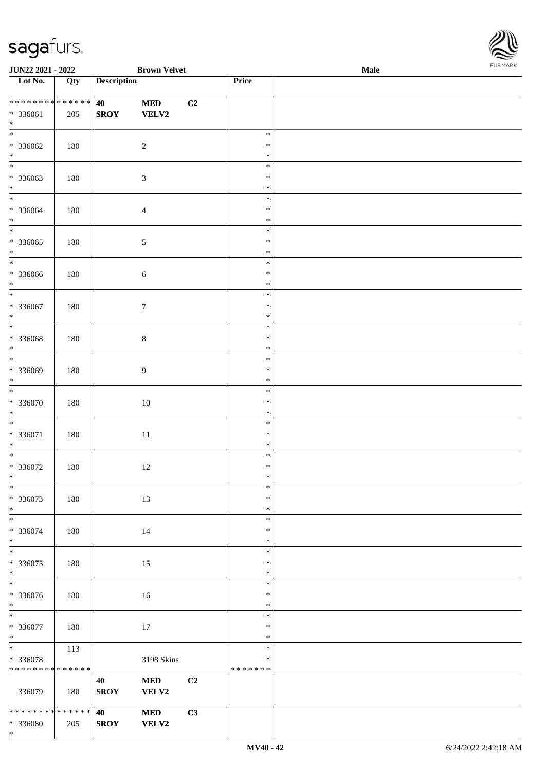| Lot No. | Qty | Description | | | Price | |
|---|---|---|---|---|---|---|
| * * * * * * * * * * * * * * | | 40 | MED | C2 | | |
| * 336061 | 205 | SROY | VELV2 | | | |
| * | | | | | | |
| * | | | | | * | |
| * 336062 | 180 | | 2 | | * | |
| * | | | | | * | |
| * | | | | | * | |
| * 336063 | 180 | | 3 | | * | |
| * | | | | | * | |
| * | | | | | * | |
| * 336064 | 180 | | 4 | | * | |
| * | | | | | * | |
| * | | | | | * | |
| * 336065 | 180 | | 5 | | * | |
| * | | | | | * | |
| * | | | | | * | |
| * 336066 | 180 | | 6 | | * | |
| * | | | | | * | |
| * | | | | | * | |
| * 336067 | 180 | | 7 | | * | |
| * | | | | | * | |
| * | | | | | * | |
| * 336068 | 180 | | 8 | | * | |
| * | | | | | * | |
| * | | | | | * | |
| * 336069 | 180 | | 9 | | * | |
| * | | | | | * | |
| * | | | | | * | |
| * 336070 | 180 | | 10 | | * | |
| * | | | | | * | |
| * | | | | | * | |
| * 336071 | 180 | | 11 | | * | |
| * | | | | | * | |
| * | | | | | * | |
| * 336072 | 180 | | 12 | | * | |
| * | | | | | * | |
| * | | | | | * | |
| * 336073 | 180 | | 13 | | * | |
| * | | | | | * | |
| * | | | | | * | |
| * 336074 | 180 | | 14 | | * | |
| * | | | | | * | |
| * | | | | | * | |
| * 336075 | 180 | | 15 | | * | |
| * | | | | | * | |
| * | | | | | * | |
| * 336076 | 180 | | 16 | | * | |
| * | | | | | * | |
| * | | | | | * | |
| * 336077 | 180 | | 17 | | * | |
| * | | | | | * | |
| * | 113 | | | | * | |
| * 336078 | | | 3198 Skins | | * | |
| * * * * * * * * * * * * * * | | | | | * * * * * * * | |
| | | 40 | MED | C2 | | |
| 336079 | 180 | SROY | VELV2 | | | |
| * * * * * * * * * * * * * * | | 40 | MED | C3 | | |
| * 336080 | 205 | SROY | VELV2 | | | |
| * | | | | | | |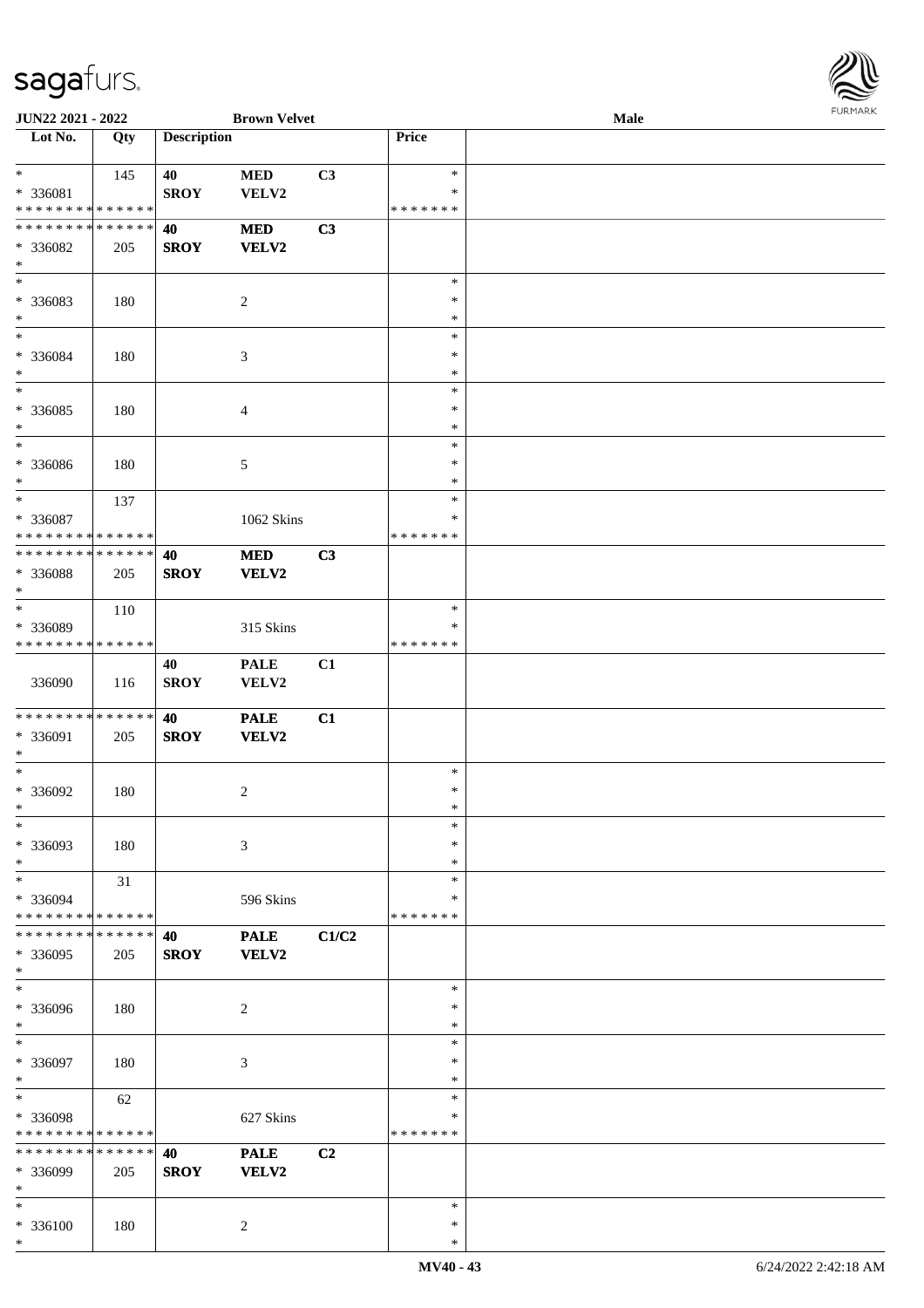JUN22 2021 - 2022 | Brown Velvet | Male

| Lot No. | Qty | Description | | | Price | |
|---|---|---|---|---|---|---|
| * | 145 | 40 | MED | C3 | * | |
| * 336081 | | SROY | VELV2 | | * | |
| * * * * * * * * * * * * * * | | | | | * * * * * * * | |
| * * * * * * * * * * * * * * | | 40 | MED | C3 | | |
| * 336082 | 205 | SROY | VELV2 | | | |
| * | | | | | | |
| * | | | | | * | |
| * 336083 | 180 | | 2 | | * | |
| * | | | | | * | |
| * | | | | | * | |
| * 336084 | 180 | | 3 | | * | |
| * | | | | | * | |
| * | | | | | * | |
| * 336085 | 180 | | 4 | | * | |
| * | | | | | * | |
| * | | | | | * | |
| * 336086 | 180 | | 5 | | * | |
| * | | | | | * | |
| * | 137 | | | | * | |
| * 336087 | | | 1062 Skins | | * | |
| * * * * * * * * * * * * * * | | | | | * * * * * * * | |
| * * * * * * * * * * * * * * | | 40 | MED | C3 | | |
| * 336088 | 205 | SROY | VELV2 | | | |
| * | | | | | | |
| * | 110 | | | | * | |
| * 336089 | | | 315 Skins | | * | |
| * * * * * * * * * * * * * * | | | | | * * * * * * * | |
| | | 40 | PALE | C1 | | |
| 336090 | 116 | SROY | VELV2 | | | |
| * * * * * * * * * * * * * * | | 40 | PALE | C1 | | |
| * 336091 | 205 | SROY | VELV2 | | | |
| * | | | | | | |
| * | | | | | * | |
| * 336092 | 180 | | 2 | | * | |
| * | | | | | * | |
| * | | | | | * | |
| * 336093 | 180 | | 3 | | * | |
| * | | | | | * | |
| * | 31 | | | | * | |
| * 336094 | | | 596 Skins | | * | |
| * * * * * * * * * * * * * * | | | | | * * * * * * * | |
| * * * * * * * * * * * * * * | | 40 | PALE | C1/C2 | | |
| * 336095 | 205 | SROY | VELV2 | | | |
| * | | | | | | |
| * | | | | | * | |
| * 336096 | 180 | | 2 | | * | |
| * | | | | | * | |
| * | | | | | * | |
| * 336097 | 180 | | 3 | | * | |
| * | | | | | * | |
| * | 62 | | | | * | |
| * 336098 | | | 627 Skins | | * | |
| * * * * * * * * * * * * * * | | | | | * * * * * * * | |
| * * * * * * * * * * * * * * | | 40 | PALE | C2 | | |
| * 336099 | 205 | SROY | VELV2 | | | |
| * | | | | | | |
| * | | | | | * | |
| * 336100 | 180 | | 2 | | * | |
| * | | | | | * | |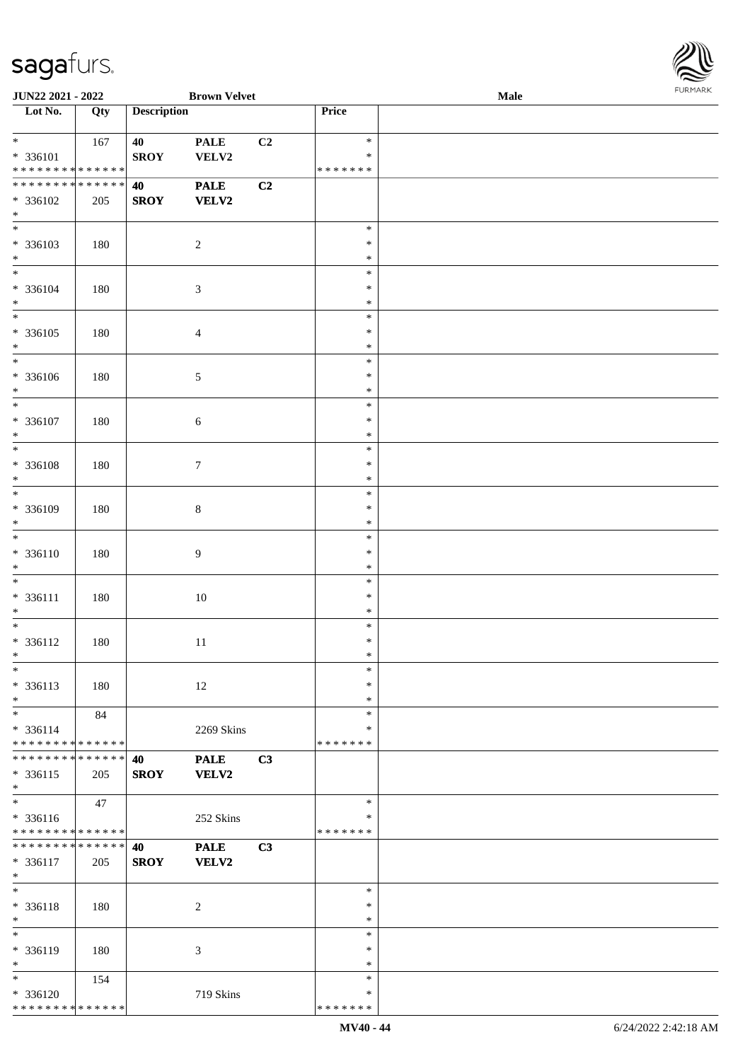| Lot No. | Qty | Description | | | Price | |
|---|---|---|---|---|---|---|
| * | 167 | 40 | PALE | C2 | * | |
| * 336101 | | SROY | VELV2 | | * | |
| * * * * * * * * * * * * * * | | | | | * * * * * * * | |
| * * * * * * * * * * * * * * | | 40 | PALE | C2 | | |
| * 336102 | 205 | SROY | VELV2 | | | |
| * | | | | | | |
| * | | | | | * | |
| * 336103 | 180 | | 2 | | * | |
| * | | | | | * | |
| * | | | | | * | |
| * 336104 | 180 | | 3 | | * | |
| * | | | | | * | |
| * | | | | | * | |
| * 336105 | 180 | | 4 | | * | |
| * | | | | | * | |
| * | | | | | * | |
| * 336106 | 180 | | 5 | | * | |
| * | | | | | * | |
| * | | | | | * | |
| * 336107 | 180 | | 6 | | * | |
| * | | | | | * | |
| * | | | | | * | |
| * 336108 | 180 | | 7 | | * | |
| * | | | | | * | |
| * | | | | | * | |
| * 336109 | 180 | | 8 | | * | |
| * | | | | | * | |
| * | | | | | * | |
| * 336110 | 180 | | 9 | | * | |
| * | | | | | * | |
| * | | | | | * | |
| * 336111 | 180 | | 10 | | * | |
| * | | | | | * | |
| * | | | | | * | |
| * 336112 | 180 | | 11 | | * | |
| * | | | | | * | |
| * | | | | | * | |
| * 336113 | 180 | | 12 | | * | |
| * | | | | | * | |
| * | 84 | | | | * | |
| * 336114 | | | 2269 Skins | | * | |
| * * * * * * * * * * * * * * | | | | | * * * * * * * | |
| * * * * * * * * * * * * * * | | 40 | PALE | C3 | | |
| * 336115 | 205 | SROY | VELV2 | | | |
| * | | | | | | |
| * | 47 | | | | * | |
| * 336116 | | | 252 Skins | | * | |
| * * * * * * * * * * * * * * | | | | | * * * * * * * | |
| * * * * * * * * * * * * * * | | 40 | PALE | C3 | | |
| * 336117 | 205 | SROY | VELV2 | | | |
| * | | | | | | |
| * | | | | | * | |
| * 336118 | 180 | | 2 | | * | |
| * | | | | | * | |
| * | | | | | * | |
| * 336119 | 180 | | 3 | | * | |
| * | | | | | * | |
| * | 154 | | | | * | |
| * 336120 | | | 719 Skins | | * | |
| * * * * * * * * * * * * * * | | | | | * * * * * * * | |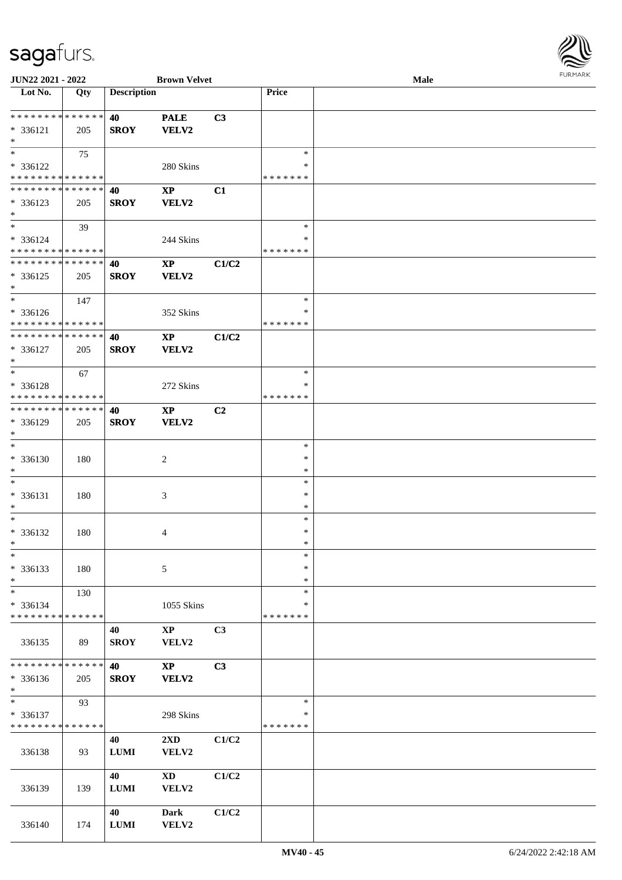JUN22 2021 - 2022 **Brown Velvet** **Male**

| Lot No. | Qty | Description | | | Price | |
|---|---|---|---|---|---|---|
| * * * * * * * * * * * * * * | | **40** | **PALE** | **C3** | | |
| * 336121 | 205 | **SROY** | **VELV2** | | | |
| * | | | | | | |
| * | 75 | | | | * | |
| * 336122 | | | 280 Skins | | * | |
| * * * * * * * * * * * * * * | | | | | * * * * * * * | |
| * * * * * * * * * * * * * * | | **40** | **XP** | **C1** | | |
| * 336123 | 205 | **SROY** | **VELV2** | | | |
| * | | | | | | |
| * | 39 | | | | * | |
| * 336124 | | | 244 Skins | | * | |
| * * * * * * * * * * * * * * | | | | | * * * * * * * | |
| * * * * * * * * * * * * * * | | **40** | **XP** | **C1/C2** | | |
| * 336125 | 205 | **SROY** | **VELV2** | | | |
| * | | | | | | |
| * | 147 | | | | * | |
| * 336126 | | | 352 Skins | | * | |
| * * * * * * * * * * * * * * | | | | | * * * * * * * | |
| * * * * * * * * * * * * * * | | **40** | **XP** | **C1/C2** | | |
| * 336127 | 205 | **SROY** | **VELV2** | | | |
| * | | | | | | |
| * | 67 | | | | * | |
| * 336128 | | | 272 Skins | | * | |
| * * * * * * * * * * * * * * | | | | | * * * * * * * | |
| * * * * * * * * * * * * * * | | **40** | **XP** | **C2** | | |
| * 336129 | 205 | **SROY** | **VELV2** | | | |
| * | | | | | | |
| * | | | | | * | |
| * 336130 | 180 | | 2 | | * | |
| * | | | | | * | |
| * | | | | | * | |
| * 336131 | 180 | | 3 | | * | |
| * | | | | | * | |
| * | | | | | * | |
| * 336132 | 180 | | 4 | | * | |
| * | | | | | * | |
| * | | | | | * | |
| * 336133 | 180 | | 5 | | * | |
| * | | | | | * | |
| * | 130 | | | | * | |
| * 336134 | | | 1055 Skins | | * | |
| * * * * * * * * * * * * * * | | | | | * * * * * * * | |
| | | **40** | **XP** | **C3** | | |
| 336135 | 89 | **SROY** | **VELV2** | | | |
| * * * * * * * * * * * * * * | | **40** | **XP** | **C3** | | |
| * 336136 | 205 | **SROY** | **VELV2** | | | |
| * | | | | | | |
| * | 93 | | | | * | |
| * 336137 | | | 298 Skins | | * | |
| * * * * * * * * * * * * * * | | | | | * * * * * * * | |
| | | **40** | **2XD** | **C1/C2** | | |
| 336138 | 93 | **LUMI** | **VELV2** | | | |
| | | **40** | **XD** | **C1/C2** | | |
| 336139 | 139 | **LUMI** | **VELV2** | | | |
| | | **40** | **Dark** | **C1/C2** | | |
| 336140 | 174 | **LUMI** | **VELV2** | | | |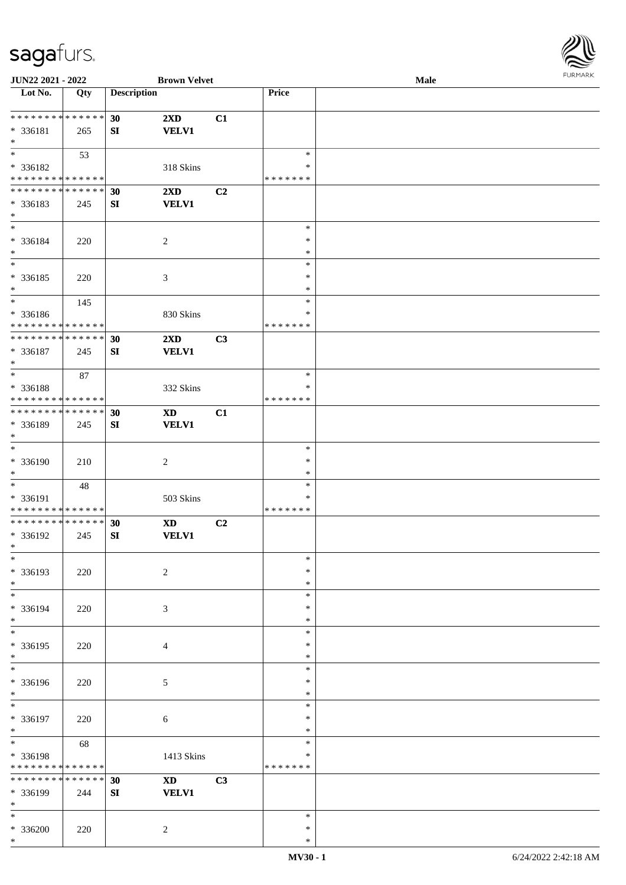| JUN22 2021 - 2022 | | Brown Velvet | | | | Male |
|---|---|---|---|---|---|---|
| Lot No. | Qty | Description | | | Price | |
| * * * * * * * * * * * * * * | | 30 | 2XD | C1 | | |
| * 336181 | 265 | SI | VELV1 | | | |
| * | | | | | | |
| * | 53 | | | | * | |
| * 336182 | | | 318 Skins | | * | |
| * * * * * * * * * * * * * * | | | | | * * * * * * * | |
| * * * * * * * * * * * * * * | | 30 | 2XD | C2 | | |
| * 336183 | 245 | SI | VELV1 | | | |
| * | | | | | | |
| * | | | | | * | |
| * 336184 | 220 | | 2 | | * | |
| * | | | | | * | |
| * | | | | | * | |
| * 336185 | 220 | | 3 | | * | |
| * | | | | | * | |
| * | 145 | | | | * | |
| * 336186 | | | 830 Skins | | * | |
| * * * * * * * * * * * * * * | | | | | * * * * * * * | |
| * * * * * * * * * * * * * * | | 30 | 2XD | C3 | | |
| * 336187 | 245 | SI | VELV1 | | | |
| * | | | | | | |
| * | 87 | | | | * | |
| * 336188 | | | 332 Skins | | * | |
| * * * * * * * * * * * * * * | | | | | * * * * * * * | |
| * * * * * * * * * * * * * * | | 30 | XD | C1 | | |
| * 336189 | 245 | SI | VELV1 | | | |
| * | | | | | | |
| * | | | | | * | |
| * 336190 | 210 | | 2 | | * | |
| * | | | | | * | |
| * | 48 | | | | * | |
| * 336191 | | | 503 Skins | | * | |
| * * * * * * * * * * * * * * | | | | | * * * * * * * | |
| * * * * * * * * * * * * * * | | 30 | XD | C2 | | |
| * 336192 | 245 | SI | VELV1 | | | |
| * | | | | | | |
| * | | | | | * | |
| * 336193 | 220 | | 2 | | * | |
| * | | | | | * | |
| * | | | | | * | |
| * 336194 | 220 | | 3 | | * | |
| * | | | | | * | |
| * | | | | | * | |
| * 336195 | 220 | | 4 | | * | |
| * | | | | | * | |
| * | | | | | * | |
| * 336196 | 220 | | 5 | | * | |
| * | | | | | * | |
| * | | | | | * | |
| * 336197 | 220 | | 6 | | * | |
| * | | | | | * | |
| * | 68 | | | | * | |
| * 336198 | | | 1413 Skins | | * | |
| * * * * * * * * * * * * * * | | | | | * * * * * * * | |
| * * * * * * * * * * * * * * | | 30 | XD | C3 | | |
| * 336199 | 244 | SI | VELV1 | | | |
| * | | | | | | |
| * | | | | | * | |
| * 336200 | 220 | | 2 | | * | |
| * | | | | | * | |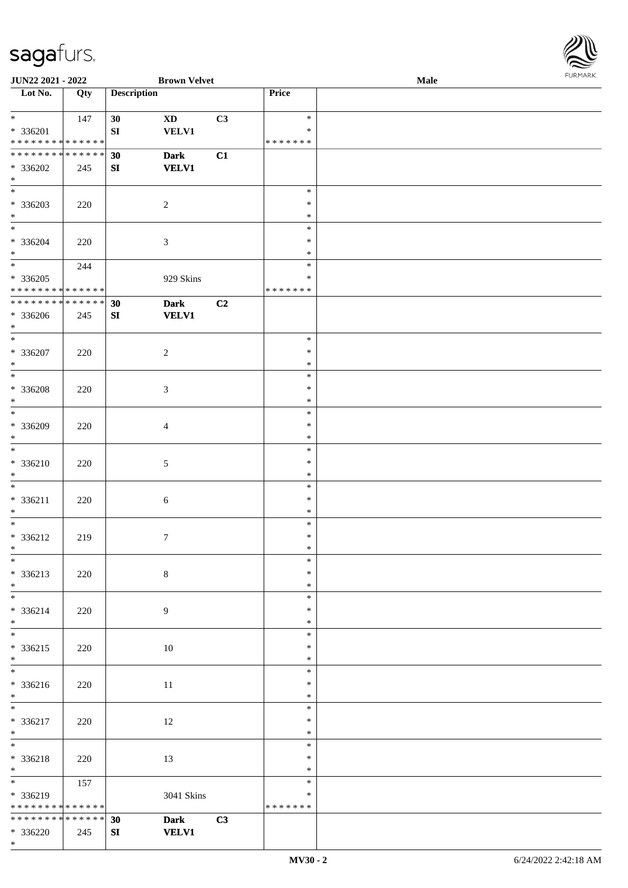| Lot No. | Qty | Description | | | Price | |
|---|---|---|---|---|---|---|
| * | 147 | 30 | XD | C3 | * | |
| * 336201 | | SI | VELV1 | | * | |
| * * * * * * * * * * * * * * | | | | | * * * * * * * | |
| * * * * * * * * * * * * * * | | 30 | Dark | C1 | | |
| * 336202 | 245 | SI | VELV1 | | | |
| * | | | | | | |
| * | | | | | * | |
| * 336203 | 220 | | 2 | | * | |
| * | | | | | * | |
| * | | | | | * | |
| * 336204 | 220 | | 3 | | * | |
| * | | | | | * | |
| * | 244 | | | | * | |
| * 336205 | | | 929 Skins | | * | |
| * * * * * * * * * * * * * * | | | | | * * * * * * * | |
| * * * * * * * * * * * * * * | | 30 | Dark | C2 | | |
| * 336206 | 245 | SI | VELV1 | | | |
| * | | | | | | |
| * | | | | | * | |
| * 336207 | 220 | | 2 | | * | |
| * | | | | | * | |
| * | | | | | * | |
| * 336208 | 220 | | 3 | | * | |
| * | | | | | * | |
| * | | | | | * | |
| * 336209 | 220 | | 4 | | * | |
| * | | | | | * | |
| * | | | | | * | |
| * 336210 | 220 | | 5 | | * | |
| * | | | | | * | |
| * | | | | | * | |
| * 336211 | 220 | | 6 | | * | |
| * | | | | | * | |
| * | | | | | * | |
| * 336212 | 219 | | 7 | | * | |
| * | | | | | * | |
| * | | | | | * | |
| * 336213 | 220 | | 8 | | * | |
| * | | | | | * | |
| * | | | | | * | |
| * 336214 | 220 | | 9 | | * | |
| * | | | | | * | |
| * | | | | | * | |
| * 336215 | 220 | | 10 | | * | |
| * | | | | | * | |
| * | | | | | * | |
| * 336216 | 220 | | 11 | | * | |
| * | | | | | * | |
| * | | | | | * | |
| * 336217 | 220 | | 12 | | * | |
| * | | | | | * | |
| * | | | | | * | |
| * 336218 | 220 | | 13 | | * | |
| * | | | | | * | |
| * | 157 | | | | * | |
| * 336219 | | | 3041 Skins | | * | |
| * * * * * * * * * * * * * * | | | | | * * * * * * * | |
| * * * * * * * * * * * * * * | | 30 | Dark | C3 | | |
| * 336220 | 245 | SI | VELV1 | | | |
| * | | | | | | |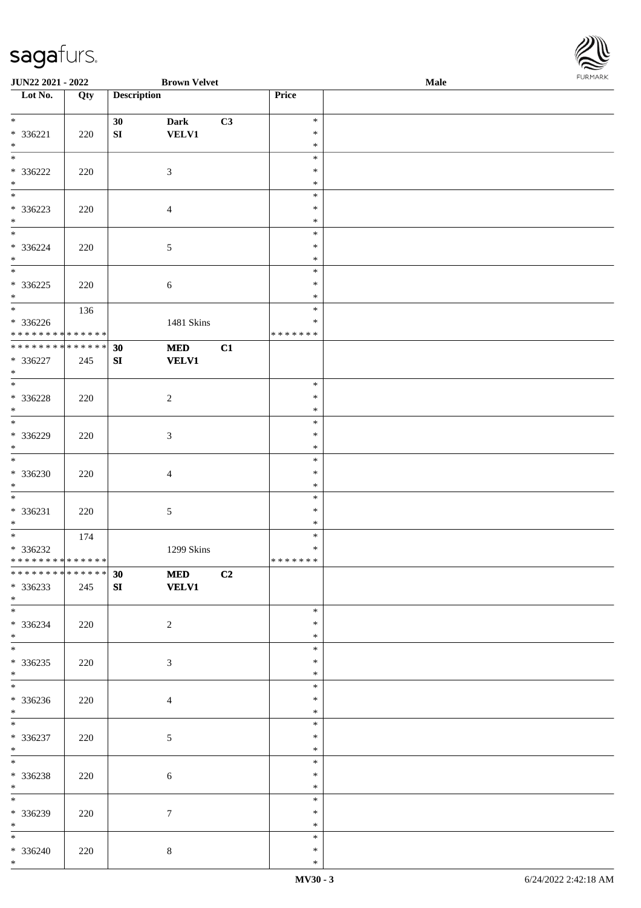| Lot No. | Qty | Description | | | Price | |
|---|---|---|---|---|---|---|
| * <br> * 336221 <br> * | 220 | 30 <br> SI | Dark <br> VELV1 | C3 | * <br> * <br> * | |
| * <br> * 336222 <br> * | 220 | | 3 | | * <br> * <br> * | |
| * <br> * 336223 <br> * | 220 | | 4 | | * <br> * <br> * | |
| * <br> * 336224 <br> * | 220 | | 5 | | * <br> * <br> * | |
| * <br> * 336225 <br> * | 220 | | 6 | | * <br> * <br> * | |
| * <br> * 336226 <br> * * * * * * * * * * * * * * | 136 | | 1481 Skins | | * <br> * <br> * * * * * * * | |
| * * * * * * * * * * * * * * <br> * 336227 <br> * | 245 | 30 <br> SI | MED <br> VELV1 | C1 | | |
| * <br> * 336228 <br> * | 220 | | 2 | | * <br> * <br> * | |
| * <br> * 336229 <br> * | 220 | | 3 | | * <br> * <br> * | |
| * <br> * 336230 <br> * | 220 | | 4 | | * <br> * <br> * | |
| * <br> * 336231 <br> * | 220 | | 5 | | * <br> * <br> * | |
| * <br> * 336232 <br> * * * * * * * * * * * * * * | 174 | | 1299 Skins | | * <br> * <br> * * * * * * * | |
| * * * * * * * * * * * * * * <br> * 336233 <br> * | 245 | 30 <br> SI | MED <br> VELV1 | C2 | | |
| * <br> * 336234 <br> * | 220 | | 2 | | * <br> * <br> * | |
| * <br> * 336235 <br> * | 220 | | 3 | | * <br> * <br> * | |
| * <br> * 336236 <br> * | 220 | | 4 | | * <br> * <br> * | |
| * <br> * 336237 <br> * | 220 | | 5 | | * <br> * <br> * | |
| * <br> * 336238 <br> * | 220 | | 6 | | * <br> * <br> * | |
| * <br> * 336239 <br> * | 220 | | 7 | | * <br> * <br> * | |
| * <br> * 336240 <br> * | 220 | | 8 | | * <br> * <br> * | |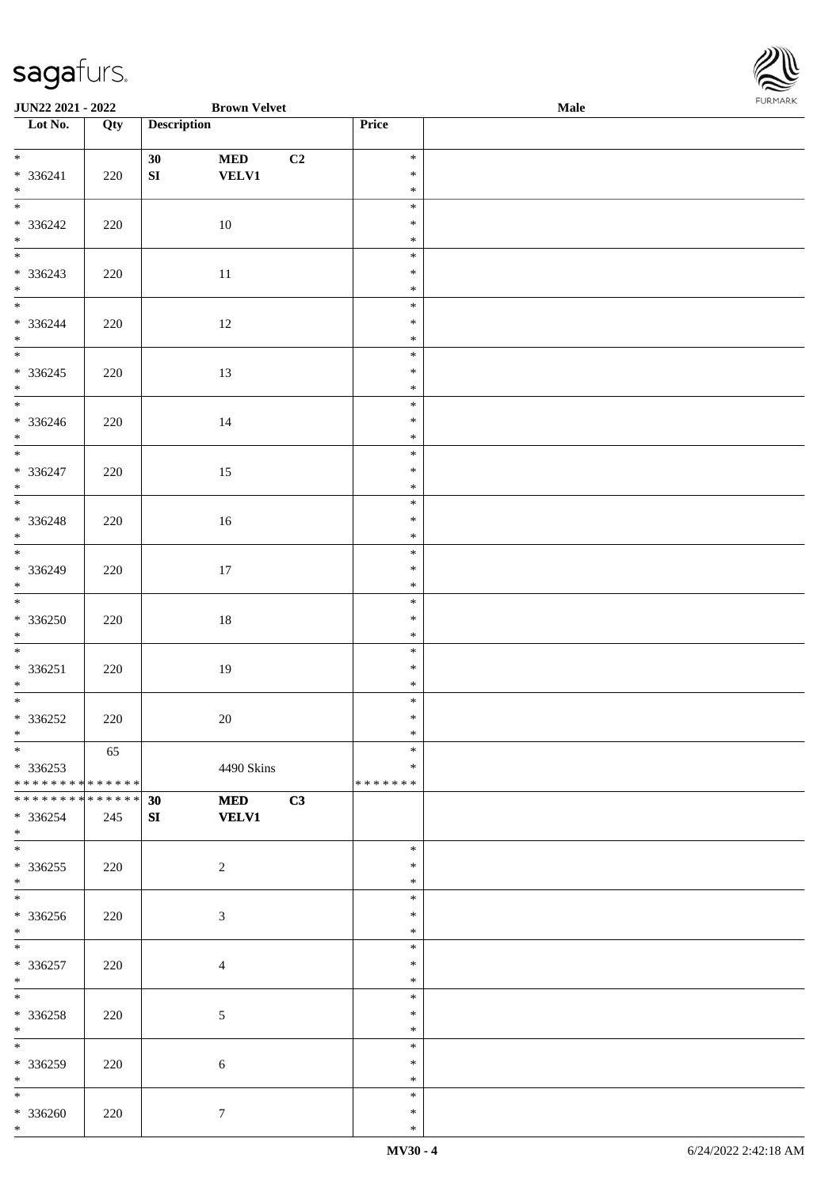JUN22 2021 - 2022 **Brown Velvet** **Male**

| Lot No. | Qty | Description | | | Price |
|---|---|---|---|---|---|
| * | | **30** | **MED** | **C2** | * |
| * 336241 | 220 | **SI** | **VELV1** | | * |
| * | | | | | * |
| * | | | | | * |
| * 336242 | 220 | | 10 | | * |
| * | | | | | * |
| * | | | | | * |
| * 336243 | 220 | | 11 | | * |
| * | | | | | * |
| * | | | | | * |
| * 336244 | 220 | | 12 | | * |
| * | | | | | * |
| * | | | | | * |
| * 336245 | 220 | | 13 | | * |
| * | | | | | * |
| * | | | | | * |
| * 336246 | 220 | | 14 | | * |
| * | | | | | * |
| * | | | | | * |
| * 336247 | 220 | | 15 | | * |
| * | | | | | * |
| * | | | | | * |
| * 336248 | 220 | | 16 | | * |
| * | | | | | * |
| * | | | | | * |
| * 336249 | 220 | | 17 | | * |
| * | | | | | * |
| * | | | | | * |
| * 336250 | 220 | | 18 | | * |
| * | | | | | * |
| * | | | | | * |
| * 336251 | 220 | | 19 | | * |
| * | | | | | * |
| * | | | | | * |
| * 336252 | 220 | | 20 | | * |
| * | | | | | * |
| * | 65 | | | | * |
| * 336253 | | | 4490 Skins | | * |
| * * * * * * * * * * * * * * | | | | | * * * * * * * |
| * * * * * * * * * * * * * * | | **30** | **MED** | **C3** | |
| * 336254 | 245 | **SI** | **VELV1** | | |
| * | | | | | |
| * | | | | | * |
| * 336255 | 220 | | 2 | | * |
| * | | | | | * |
| * | | | | | * |
| * 336256 | 220 | | 3 | | * |
| * | | | | | * |
| * | | | | | * |
| * 336257 | 220 | | 4 | | * |
| * | | | | | * |
| * | | | | | * |
| * 336258 | 220 | | 5 | | * |
| * | | | | | * |
| * | | | | | * |
| * 336259 | 220 | | 6 | | * |
| * | | | | | * |
| * | | | | | * |
| * 336260 | 220 | | 7 | | * |
| * | | | | | * |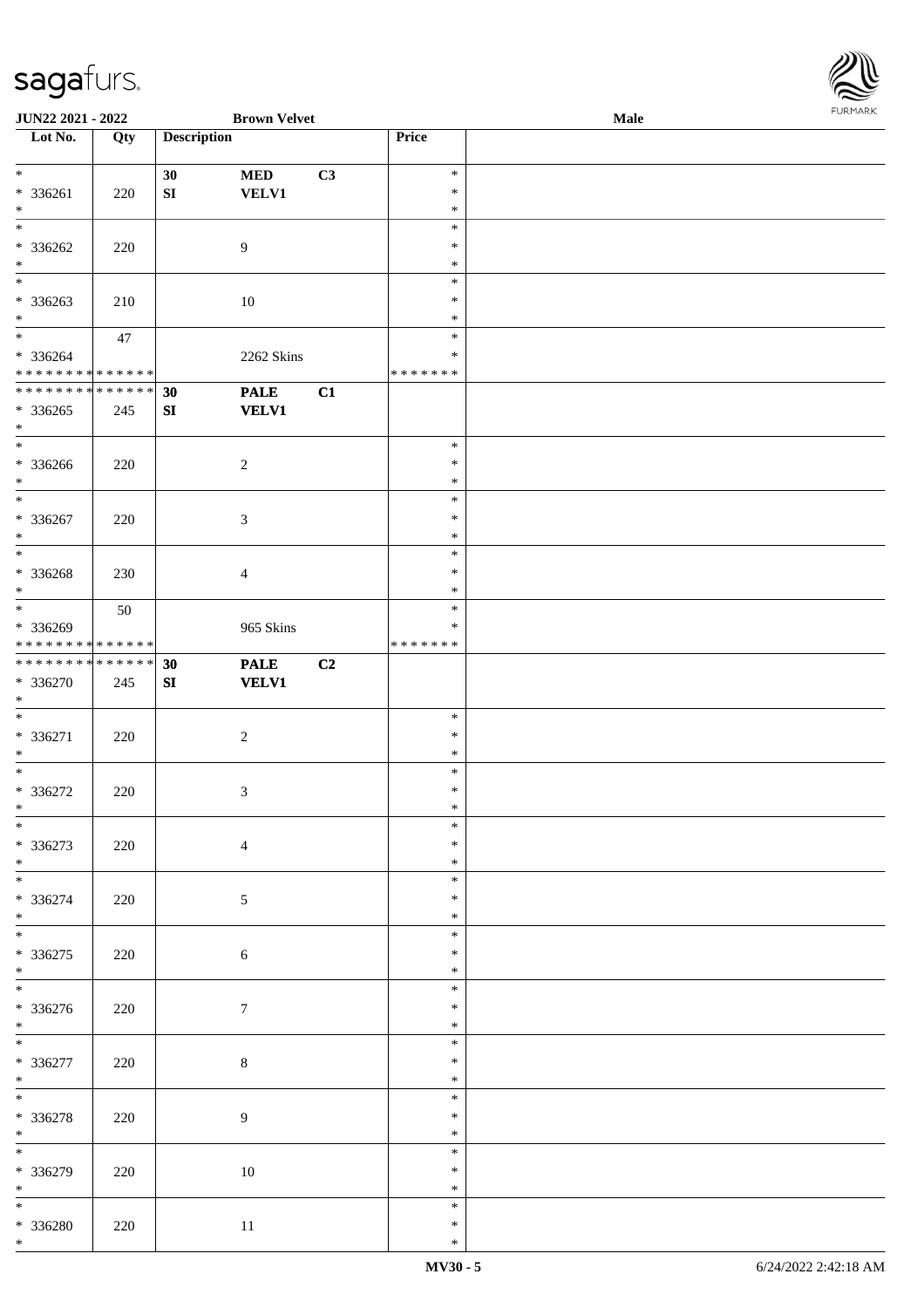JUN22 2021 - 2022 | Brown Velvet | Male

| Lot No. | Qty | Description | | | Price | |
|---|---|---|---|---|---|---|
| * | | 30 | MED | C3 | * | |
| * 336261 | 220 | SI | VELV1 | | * | |
| * | | | | | * | |
| * | | | | | * | |
| * 336262 | 220 | | 9 | | * | |
| * | | | | | * | |
| * | | | | | * | |
| * 336263 | 210 | | 10 | | * | |
| * | | | | | * | |
| * | 47 | | | | * | |
| * 336264 | | | 2262 Skins | | * | |
| * * * * * * * * * * * * * * | | | | | * * * * * * * | |
| * * * * * * * * * * * * * * | | 30 | PALE | C1 | | |
| * 336265 | 245 | SI | VELV1 | | | |
| * | | | | | | |
| * | | | | | * | |
| * 336266 | 220 | | 2 | | * | |
| * | | | | | * | |
| * | | | | | * | |
| * 336267 | 220 | | 3 | | * | |
| * | | | | | * | |
| * | | | | | * | |
| * 336268 | 230 | | 4 | | * | |
| * | | | | | * | |
| * | 50 | | | | * | |
| * 336269 | | | 965 Skins | | * | |
| * * * * * * * * * * * * * * | | | | | * * * * * * * | |
| * * * * * * * * * * * * * * | | 30 | PALE | C2 | | |
| * 336270 | 245 | SI | VELV1 | | | |
| * | | | | | | |
| * | | | | | * | |
| * 336271 | 220 | | 2 | | * | |
| * | | | | | * | |
| * | | | | | * | |
| * 336272 | 220 | | 3 | | * | |
| * | | | | | * | |
| * | | | | | * | |
| * 336273 | 220 | | 4 | | * | |
| * | | | | | * | |
| * | | | | | * | |
| * 336274 | 220 | | 5 | | * | |
| * | | | | | * | |
| * | | | | | * | |
| * 336275 | 220 | | 6 | | * | |
| * | | | | | * | |
| * | | | | | * | |
| * 336276 | 220 | | 7 | | * | |
| * | | | | | * | |
| * | | | | | * | |
| * 336277 | 220 | | 8 | | * | |
| * | | | | | * | |
| * | | | | | * | |
| * 336278 | 220 | | 9 | | * | |
| * | | | | | * | |
| * | | | | | * | |
| * 336279 | 220 | | 10 | | * | |
| * | | | | | * | |
| * | | | | | * | |
| * 336280 | 220 | | 11 | | * | |
| * | | | | | * | |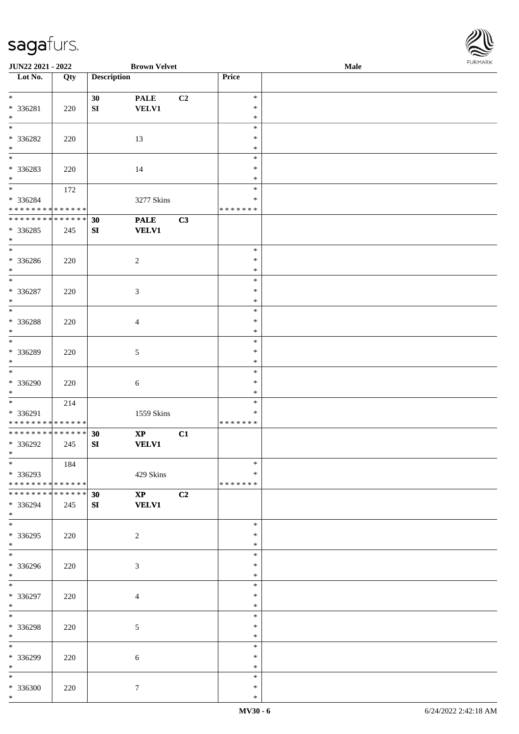JUN22 2021 - 2022 | Brown Velvet | Male

| Lot No. | Qty | Description | | | Price | |
|---|---|---|---|---|---|---|
| * | | 30 | PALE | C2 | * | |
| * 336281 | 220 | SI | VELV1 | | * | |
| * | | | | | * | |
| * | | | | | * | |
| * 336282 | 220 | | 13 | | * | |
| * | | | | | * | |
| * | | | | | * | |
| * 336283 | 220 | | 14 | | * | |
| * | | | | | * | |
| * | 172 | | | | * | |
| * 336284 | | | 3277 Skins | | * | |
| * * * * * * * * * * * * * * | | | | | * * * * * * * | |
| * * * * * * * * * * * * * * | | 30 | PALE | C3 | | |
| * 336285 | 245 | SI | VELV1 | | | |
| * | | | | | | |
| * | | | | | * | |
| * 336286 | 220 | | 2 | | * | |
| * | | | | | * | |
| * | | | | | * | |
| * 336287 | 220 | | 3 | | * | |
| * | | | | | * | |
| * | | | | | * | |
| * 336288 | 220 | | 4 | | * | |
| * | | | | | * | |
| * | | | | | * | |
| * 336289 | 220 | | 5 | | * | |
| * | | | | | * | |
| * | | | | | * | |
| * 336290 | 220 | | 6 | | * | |
| * | | | | | * | |
| * | 214 | | | | * | |
| * 336291 | | | 1559 Skins | | * | |
| * * * * * * * * * * * * * * | | | | | * * * * * * * | |
| * * * * * * * * * * * * * * | | 30 | XP | C1 | | |
| * 336292 | 245 | SI | VELV1 | | | |
| * | | | | | | |
| * | 184 | | | | * | |
| * 336293 | | | 429 Skins | | * | |
| * * * * * * * * * * * * * * | | | | | * * * * * * * | |
| * * * * * * * * * * * * * * | | 30 | XP | C2 | | |
| * 336294 | 245 | SI | VELV1 | | | |
| * | | | | | | |
| * | | | | | * | |
| * 336295 | 220 | | 2 | | * | |
| * | | | | | * | |
| * | | | | | * | |
| * 336296 | 220 | | 3 | | * | |
| * | | | | | * | |
| * | | | | | * | |
| * 336297 | 220 | | 4 | | * | |
| * | | | | | * | |
| * | | | | | * | |
| * 336298 | 220 | | 5 | | * | |
| * | | | | | * | |
| * | | | | | * | |
| * 336299 | 220 | | 6 | | * | |
| * | | | | | * | |
| * | | | | | * | |
| * 336300 | 220 | | 7 | | * | |
| * | | | | | * | |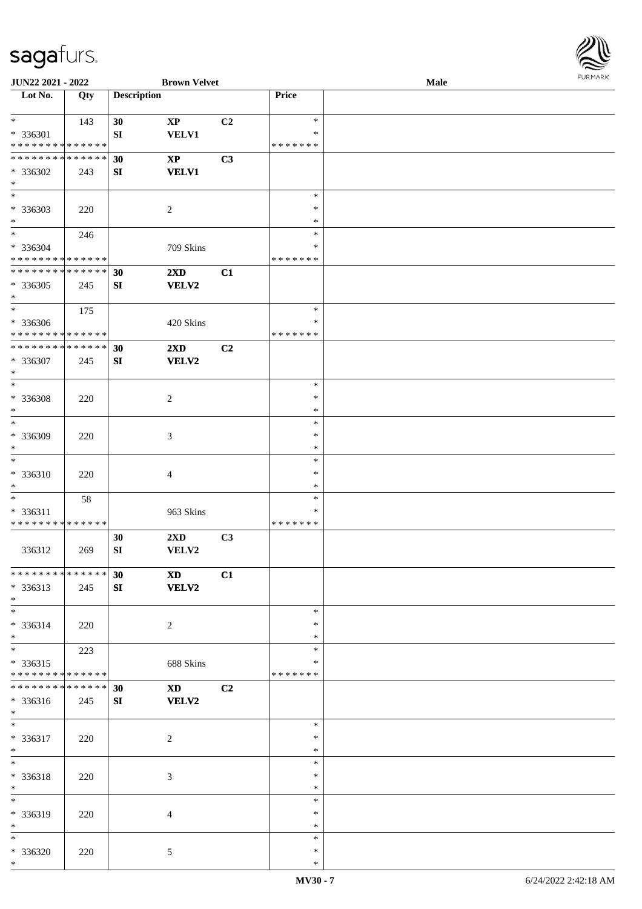| Lot No. | Qty | Description | | | Price | |
|---|---|---|---|---|---|---|
| * | 143 | 30 | XP | C2 | * | |
| * 336301 | | SI | VELV1 | | * | |
| * * * * * * * * * * * * * * | | | | | * * * * * * * | |
| * * * * * * * * * * * * * * | | 30 | XP | C3 | | |
| * 336302 | 243 | SI | VELV1 | | | |
| * | | | | | | |
| * | | | | | * | |
| * 336303 | 220 | | 2 | | * | |
| * | | | | | * | |
| * | 246 | | | | * | |
| * 336304 | | | 709 Skins | | * | |
| * * * * * * * * * * * * * * | | | | | * * * * * * * | |
| * * * * * * * * * * * * * * | | 30 | 2XD | C1 | | |
| * 336305 | 245 | SI | VELV2 | | | |
| * | | | | | | |
| * | 175 | | | | * | |
| * 336306 | | | 420 Skins | | * | |
| * * * * * * * * * * * * * * | | | | | * * * * * * * | |
| * * * * * * * * * * * * * * | | 30 | 2XD | C2 | | |
| * 336307 | 245 | SI | VELV2 | | | |
| * | | | | | | |
| * | | | | | * | |
| * 336308 | 220 | | 2 | | * | |
| * | | | | | * | |
| * | | | | | * | |
| * 336309 | 220 | | 3 | | * | |
| * | | | | | * | |
| * | | | | | * | |
| * 336310 | 220 | | 4 | | * | |
| * | | | | | * | |
| * | 58 | | | | * | |
| * 336311 | | | 963 Skins | | * | |
| * * * * * * * * * * * * * * | | | | | * * * * * * * | |
| | | 30 | 2XD | C3 | | |
| 336312 | 269 | SI | VELV2 | | | |
| * * * * * * * * * * * * * * | | 30 | XD | C1 | | |
| * 336313 | 245 | SI | VELV2 | | | |
| * | | | | | | |
| * | | | | | * | |
| * 336314 | 220 | | 2 | | * | |
| * | | | | | * | |
| * | 223 | | | | * | |
| * 336315 | | | 688 Skins | | * | |
| * * * * * * * * * * * * * * | | | | | * * * * * * * | |
| * * * * * * * * * * * * * * | | 30 | XD | C2 | | |
| * 336316 | 245 | SI | VELV2 | | | |
| * | | | | | | |
| * | | | | | * | |
| * 336317 | 220 | | 2 | | * | |
| * | | | | | * | |
| * | | | | | * | |
| * 336318 | 220 | | 3 | | * | |
| * | | | | | * | |
| * | | | | | * | |
| * 336319 | 220 | | 4 | | * | |
| * | | | | | * | |
| * | | | | | * | |
| * 336320 | 220 | | 5 | | * | |
| * | | | | | * | |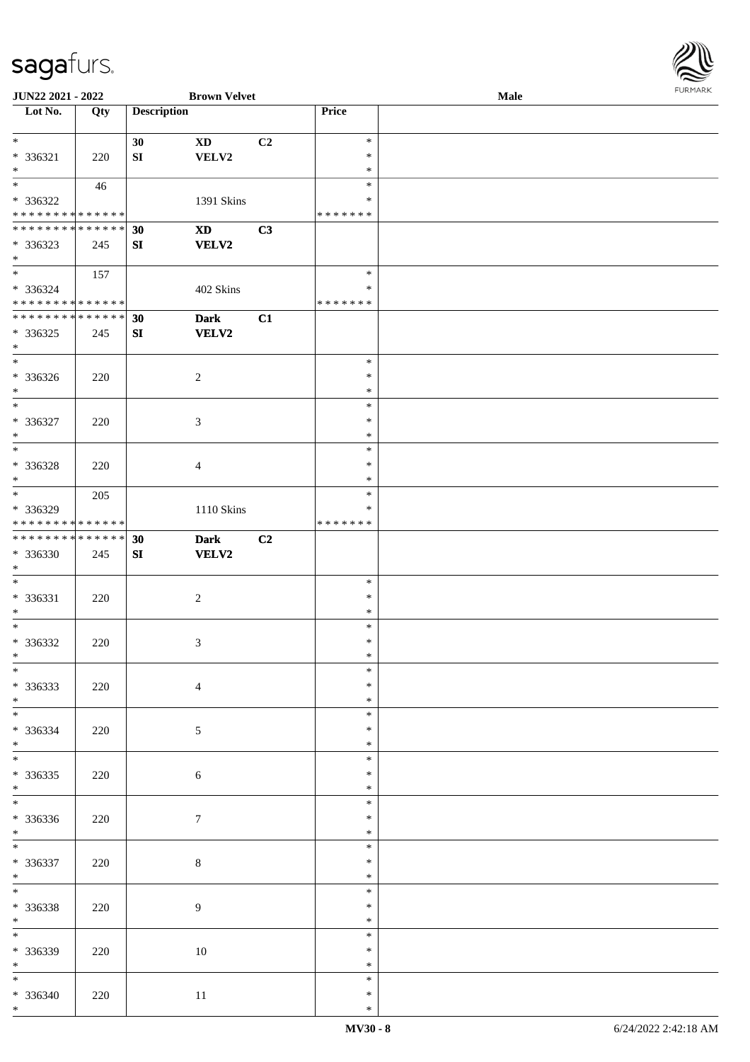**JUN22 2021 - 2022** **Brown Velvet** **Male**

| Lot No. | Qty | Description | | | Price | |
|---|---|---|---|---|---|---|
| * | | 30 | XD | C2 | * | |
| * 336321 | 220 | SI | VELV2 | | * | |
| * | | | | | * | |
| * | 46 | | | | * | |
| * 336322 | | | 1391 Skins | | * | |
| * * * * * * * * * * * * * * | | | | | * * * * * * * | |
| * * * * * * * * * * * * * * | | 30 | XD | C3 | | |
| * 336323 | 245 | SI | VELV2 | | | |
| * | | | | | | |
| * | 157 | | | | * | |
| * 336324 | | | 402 Skins | | * | |
| * * * * * * * * * * * * * * | | | | | * * * * * * * | |
| * * * * * * * * * * * * * * | | 30 | Dark | C1 | | |
| * 336325 | 245 | SI | VELV2 | | | |
| * | | | | | | |
| * | | | | | * | |
| * 336326 | 220 | | 2 | | * | |
| * | | | | | * | |
| * | | | | | * | |
| * 336327 | 220 | | 3 | | * | |
| * | | | | | * | |
| * | | | | | * | |
| * 336328 | 220 | | 4 | | * | |
| * | | | | | * | |
| * | 205 | | | | * | |
| * 336329 | | | 1110 Skins | | * | |
| * * * * * * * * * * * * * * | | | | | * * * * * * * | |
| * * * * * * * * * * * * * * | | 30 | Dark | C2 | | |
| * 336330 | 245 | SI | VELV2 | | | |
| * | | | | | | |
| * | | | | | * | |
| * 336331 | 220 | | 2 | | * | |
| * | | | | | * | |
| * | | | | | * | |
| * 336332 | 220 | | 3 | | * | |
| * | | | | | * | |
| * | | | | | * | |
| * 336333 | 220 | | 4 | | * | |
| * | | | | | * | |
| * | | | | | * | |
| * 336334 | 220 | | 5 | | * | |
| * | | | | | * | |
| * | | | | | * | |
| * 336335 | 220 | | 6 | | * | |
| * | | | | | * | |
| * | | | | | * | |
| * 336336 | 220 | | 7 | | * | |
| * | | | | | * | |
| * | | | | | * | |
| * 336337 | 220 | | 8 | | * | |
| * | | | | | * | |
| * | | | | | * | |
| * 336338 | 220 | | 9 | | * | |
| * | | | | | * | |
| * | | | | | * | |
| * 336339 | 220 | | 10 | | * | |
| * | | | | | * | |
| * | | | | | * | |
| * 336340 | 220 | | 11 | | * | |
| * | | | | | * | |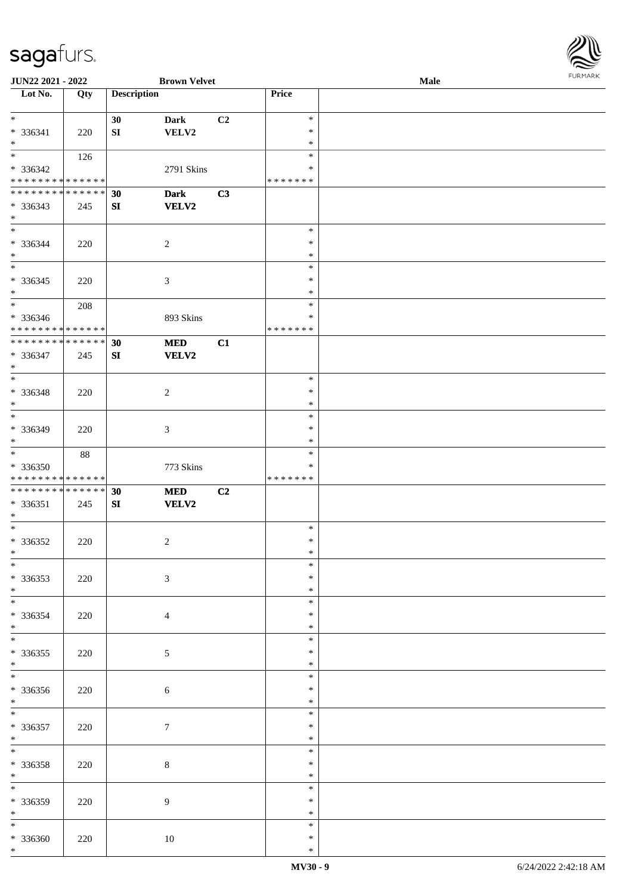JUN22 2021 - 2022 | Brown Velvet | Male

| Lot No. | Qty | Description | | | Price | |
|---|---|---|---|---|---|---|
| * <br> * 336341 <br> * | 220 | 30 <br> SI | Dark <br> VELV2 | C2 | * <br> * <br> * | |
| * <br> * 336342 <br> * * * * * * * * * * * * * * | 126 | | 2791 Skins | | * <br> * <br> * * * * * * * | |
| * * * * * * * * * * * * * * <br> * 336343 <br> * | 245 | 30 <br> SI | Dark <br> VELV2 | C3 | | |
| * <br> * 336344 <br> * | 220 | | 2 | | * <br> * <br> * | |
| * <br> * 336345 <br> * | 220 | | 3 | | * <br> * <br> * | |
| * <br> * 336346 <br> * * * * * * * * * * * * * * | 208 | | 893 Skins | | * <br> * <br> * * * * * * * | |
| * * * * * * * * * * * * * * <br> * 336347 <br> * | 245 | 30 <br> SI | MED <br> VELV2 | C1 | | |
| * <br> * 336348 <br> * | 220 | | 2 | | * <br> * <br> * | |
| * <br> * 336349 <br> * | 220 | | 3 | | * <br> * <br> * | |
| * <br> * 336350 <br> * * * * * * * * * * * * * * | 88 | | 773 Skins | | * <br> * <br> * * * * * * * | |
| * * * * * * * * * * * * * * <br> * 336351 <br> * | 245 | 30 <br> SI | MED <br> VELV2 | C2 | | |
| * <br> * 336352 <br> * | 220 | | 2 | | * <br> * <br> * | |
| * <br> * 336353 <br> * | 220 | | 3 | | * <br> * <br> * | |
| * <br> * 336354 <br> * | 220 | | 4 | | * <br> * <br> * | |
| * <br> * 336355 <br> * | 220 | | 5 | | * <br> * <br> * | |
| * <br> * 336356 <br> * | 220 | | 6 | | * <br> * <br> * | |
| * <br> * 336357 <br> * | 220 | | 7 | | * <br> * <br> * | |
| * <br> * 336358 <br> * | 220 | | 8 | | * <br> * <br> * | |
| * <br> * 336359 <br> * | 220 | | 9 | | * <br> * <br> * | |
| * <br> * 336360 <br> * | 220 | | 10 | | * <br> * <br> * | |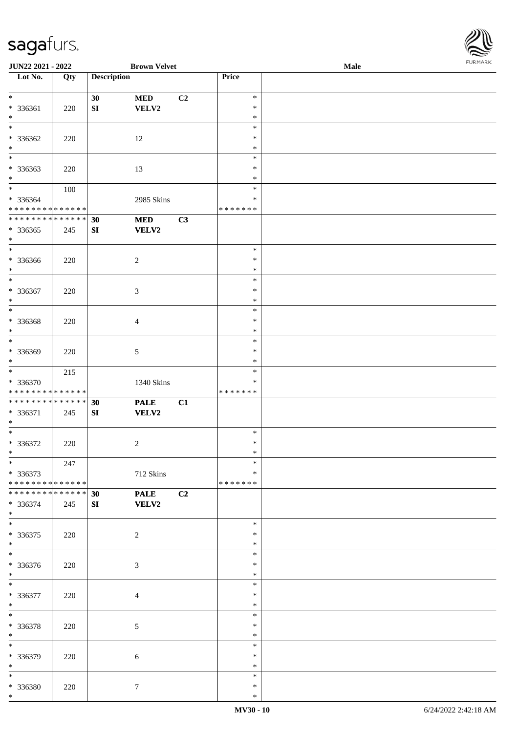| Lot No. | Qty | Description | | | Price | |
|---|---|---|---|---|---|---|
| * | | 30 | MED | C2 | * | |
| * 336361 | 220 | SI | VELV2 | | * | |
| * | | | | | * | |
| * | | | | | * | |
| * 336362 | 220 | | 12 | | * | |
| * | | | | | * | |
| * | | | | | * | |
| * 336363 | 220 | | 13 | | * | |
| * | | | | | * | |
| * | 100 | | | | * | |
| * 336364 | | | 2985 Skins | | * | |
| * * * * * * * * * * * * * * | | | | | * * * * * * * | |
| * * * * * * * * * * * * * * | | 30 | MED | C3 | | |
| * 336365 | 245 | SI | VELV2 | | | |
| * | | | | | | |
| * | | | | | * | |
| * 336366 | 220 | | 2 | | * | |
| * | | | | | * | |
| * | | | | | * | |
| * 336367 | 220 | | 3 | | * | |
| * | | | | | * | |
| * | | | | | * | |
| * 336368 | 220 | | 4 | | * | |
| * | | | | | * | |
| * | | | | | * | |
| * 336369 | 220 | | 5 | | * | |
| * | | | | | * | |
| * | 215 | | | | * | |
| * 336370 | | | 1340 Skins | | * | |
| * * * * * * * * * * * * * * | | | | | * * * * * * * | |
| * * * * * * * * * * * * * * | | 30 | PALE | C1 | | |
| * 336371 | 245 | SI | VELV2 | | | |
| * | | | | | | |
| * | | | | | * | |
| * 336372 | 220 | | 2 | | * | |
| * | | | | | * | |
| * | 247 | | | | * | |
| * 336373 | | | 712 Skins | | * | |
| * * * * * * * * * * * * * * | | | | | * * * * * * * | |
| * * * * * * * * * * * * * * | | 30 | PALE | C2 | | |
| * 336374 | 245 | SI | VELV2 | | | |
| * | | | | | | |
| * | | | | | * | |
| * 336375 | 220 | | 2 | | * | |
| * | | | | | * | |
| * | | | | | * | |
| * 336376 | 220 | | 3 | | * | |
| * | | | | | * | |
| * | | | | | * | |
| * 336377 | 220 | | 4 | | * | |
| * | | | | | * | |
| * | | | | | * | |
| * 336378 | 220 | | 5 | | * | |
| * | | | | | * | |
| * | | | | | * | |
| * 336379 | 220 | | 6 | | * | |
| * | | | | | * | |
| * | | | | | * | |
| * 336380 | 220 | | 7 | | * | |
| * | | | | | * | |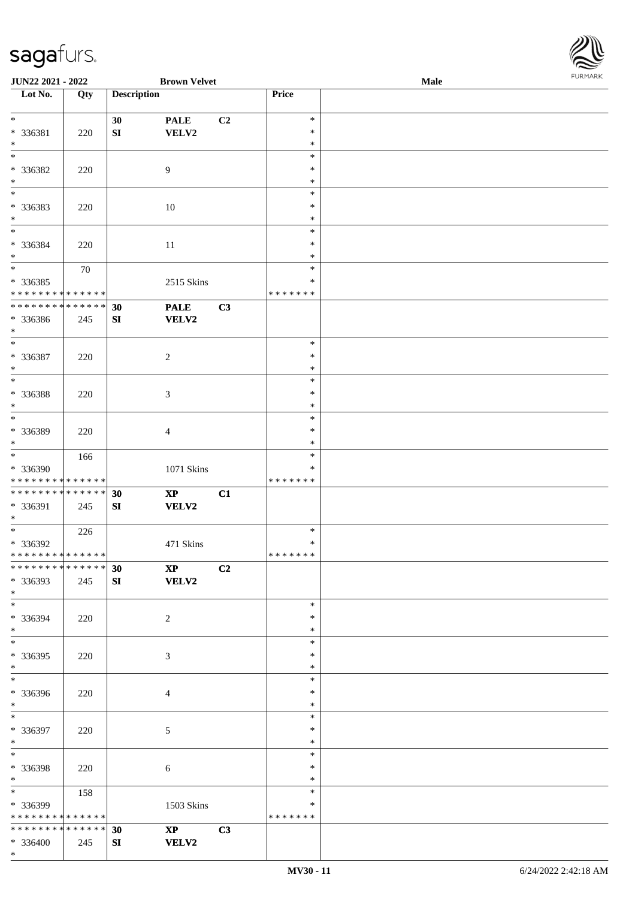| Lot No. | Qty | Description | | | Price | |
|---|---|---|---|---|---|---|
| * | | 30 | PALE | C2 | * | |
| * 336381 | 220 | SI | VELV2 | | * | |
| * | | | | | * | |
| * | | | | | * | |
| * 336382 | 220 | | 9 | | * | |
| * | | | | | * | |
| * | | | | | * | |
| * 336383 | 220 | | 10 | | * | |
| * | | | | | * | |
| * | | | | | * | |
| * 336384 | 220 | | 11 | | * | |
| * | | | | | * | |
| * | 70 | | | | * | |
| * 336385 | | | 2515 Skins | | * | |
| * * * * * * * * * * * * * * | | | | | * * * * * * * | |
| * * * * * * * * * * * * * * | | 30 | PALE | C3 | | |
| * 336386 | 245 | SI | VELV2 | | | |
| * | | | | | | |
| * | | | | | * | |
| * 336387 | 220 | | 2 | | * | |
| * | | | | | * | |
| * | | | | | * | |
| * 336388 | 220 | | 3 | | * | |
| * | | | | | * | |
| * | | | | | * | |
| * 336389 | 220 | | 4 | | * | |
| * | | | | | * | |
| * | 166 | | | | * | |
| * 336390 | | | 1071 Skins | | * | |
| * * * * * * * * * * * * * * | | | | | * * * * * * * | |
| * * * * * * * * * * * * * * | | 30 | XP | C1 | | |
| * 336391 | 245 | SI | VELV2 | | | |
| * | | | | | | |
| * | 226 | | | | * | |
| * 336392 | | | 471 Skins | | * | |
| * * * * * * * * * * * * * * | | | | | * * * * * * * | |
| * * * * * * * * * * * * * * | | 30 | XP | C2 | | |
| * 336393 | 245 | SI | VELV2 | | | |
| * | | | | | | |
| * | | | | | * | |
| * 336394 | 220 | | 2 | | * | |
| * | | | | | * | |
| * | | | | | * | |
| * 336395 | 220 | | 3 | | * | |
| * | | | | | * | |
| * | | | | | * | |
| * 336396 | 220 | | 4 | | * | |
| * | | | | | * | |
| * | | | | | * | |
| * 336397 | 220 | | 5 | | * | |
| * | | | | | * | |
| * | | | | | * | |
| * 336398 | 220 | | 6 | | * | |
| * | | | | | * | |
| * | 158 | | | | * | |
| * 336399 | | | 1503 Skins | | * | |
| * * * * * * * * * * * * * * | | | | | * * * * * * * | |
| * * * * * * * * * * * * * * | | 30 | XP | C3 | | |
| * 336400 | 245 | SI | VELV2 | | | |
| * | | | | | | |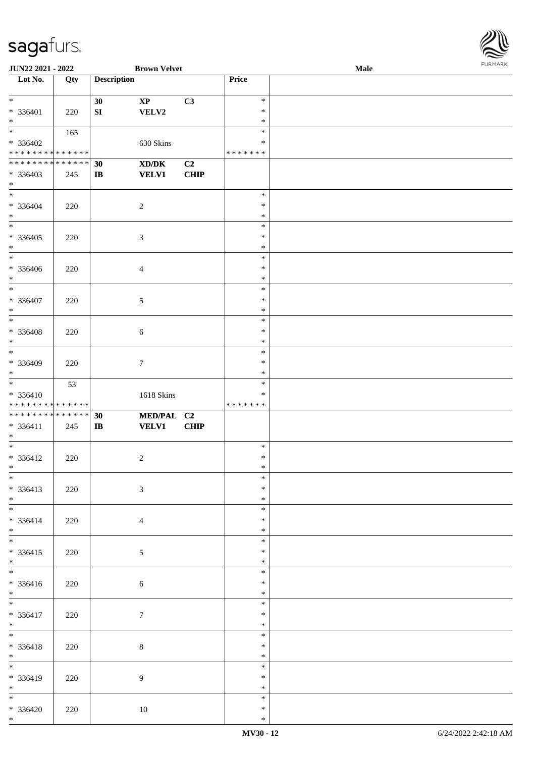| Lot No. | Qty | Description | | | Price | |
|---|---|---|---|---|---|---|
| * | | 30 | XP | C3 | * | |
| * 336401 | 220 | SI | VELV2 | | * | |
| * | | | | | * | |
| * | 165 | | | | * | |
| * 336402 | | | 630 Skins | | * | |
| * * * * * * * * * * * * * * | | | | | * * * * * * * | |
| * * * * * * * * * * * * * * | | 30 | XD/DK | C2 | | |
| * 336403 | 245 | IB | VELV1 | CHIP | | |
| * | | | | | | |
| * | | | | | * | |
| * 336404 | 220 | | 2 | | * | |
| * | | | | | * | |
| * | | | | | * | |
| * 336405 | 220 | | 3 | | * | |
| * | | | | | * | |
| * | | | | | * | |
| * 336406 | 220 | | 4 | | * | |
| * | | | | | * | |
| * | | | | | * | |
| * 336407 | 220 | | 5 | | * | |
| * | | | | | * | |
| * | | | | | * | |
| * 336408 | 220 | | 6 | | * | |
| * | | | | | * | |
| * | | | | | * | |
| * 336409 | 220 | | 7 | | * | |
| * | | | | | * | |
| * | 53 | | | | * | |
| * 336410 | | | 1618 Skins | | * | |
| * * * * * * * * * * * * * * | | | | | * * * * * * * | |
| * * * * * * * * * * * * * * | | 30 | MED/PAL | C2 | | |
| * 336411 | 245 | IB | VELV1 | CHIP | | |
| * | | | | | | |
| * | | | | | * | |
| * 336412 | 220 | | 2 | | * | |
| * | | | | | * | |
| * | | | | | * | |
| * 336413 | 220 | | 3 | | * | |
| * | | | | | * | |
| * | | | | | * | |
| * 336414 | 220 | | 4 | | * | |
| * | | | | | * | |
| * | | | | | * | |
| * 336415 | 220 | | 5 | | * | |
| * | | | | | * | |
| * | | | | | * | |
| * 336416 | 220 | | 6 | | * | |
| * | | | | | * | |
| * | | | | | * | |
| * 336417 | 220 | | 7 | | * | |
| * | | | | | * | |
| * | | | | | * | |
| * 336418 | 220 | | 8 | | * | |
| * | | | | | * | |
| * | | | | | * | |
| * 336419 | 220 | | 9 | | * | |
| * | | | | | * | |
| * | | | | | * | |
| * 336420 | 220 | | 10 | | * | |
| * | | | | | * | |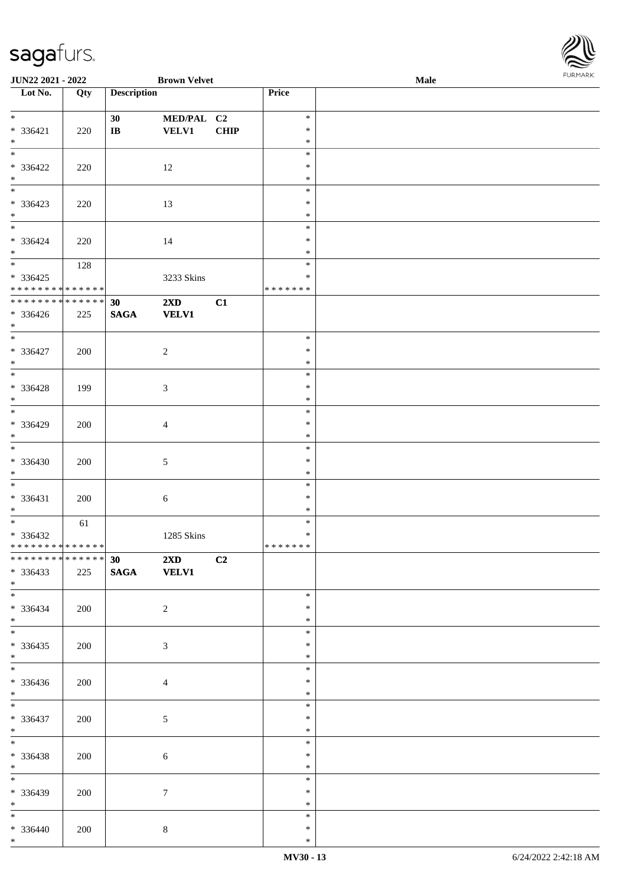**JUN22 2021 - 2022** **Brown Velvet** **Male**

| Lot No. | Qty | Description | | | Price | |
|---|---|---|---|---|---|---|
| * | | 30 | MED/PAL | C2 | * | |
| * 336421 | 220 | IB | VELV1 | CHIP | * | |
| * | | | | | * | |
| * | | | | | * | |
| * 336422 | 220 | | 12 | | * | |
| * | | | | | * | |
| * | | | | | * | |
| * 336423 | 220 | | 13 | | * | |
| * | | | | | * | |
| * | | | | | * | |
| * 336424 | 220 | | 14 | | * | |
| * | | | | | * | |
| * | 128 | | | | * | |
| * 336425 | | | 3233 Skins | | * | |
| * * * * * * * * * * * * * * | | | | | * * * * * * * | |
| * * * * * * * * * * * * * * | | 30 | 2XD | C1 | | |
| * 336426 | 225 | SAGA | VELV1 | | | |
| * | | | | | | |
| * | | | | | * | |
| * 336427 | 200 | | 2 | | * | |
| * | | | | | * | |
| * | | | | | * | |
| * 336428 | 199 | | 3 | | * | |
| * | | | | | * | |
| * | | | | | * | |
| * 336429 | 200 | | 4 | | * | |
| * | | | | | * | |
| * | | | | | * | |
| * 336430 | 200 | | 5 | | * | |
| * | | | | | * | |
| * | | | | | * | |
| * 336431 | 200 | | 6 | | * | |
| * | | | | | * | |
| * | 61 | | | | * | |
| * 336432 | | | 1285 Skins | | * | |
| * * * * * * * * * * * * * * | | | | | * * * * * * * | |
| * * * * * * * * * * * * * * | | 30 | 2XD | C2 | | |
| * 336433 | 225 | SAGA | VELV1 | | | |
| * | | | | | | |
| * | | | | | * | |
| * 336434 | 200 | | 2 | | * | |
| * | | | | | * | |
| * | | | | | * | |
| * 336435 | 200 | | 3 | | * | |
| * | | | | | * | |
| * | | | | | * | |
| * 336436 | 200 | | 4 | | * | |
| * | | | | | * | |
| * | | | | | * | |
| * 336437 | 200 | | 5 | | * | |
| * | | | | | * | |
| * | | | | | * | |
| * 336438 | 200 | | 6 | | * | |
| * | | | | | * | |
| * | | | | | * | |
| * 336439 | 200 | | 7 | | * | |
| * | | | | | * | |
| * | | | | | * | |
| * 336440 | 200 | | 8 | | * | |
| * | | | | | * | |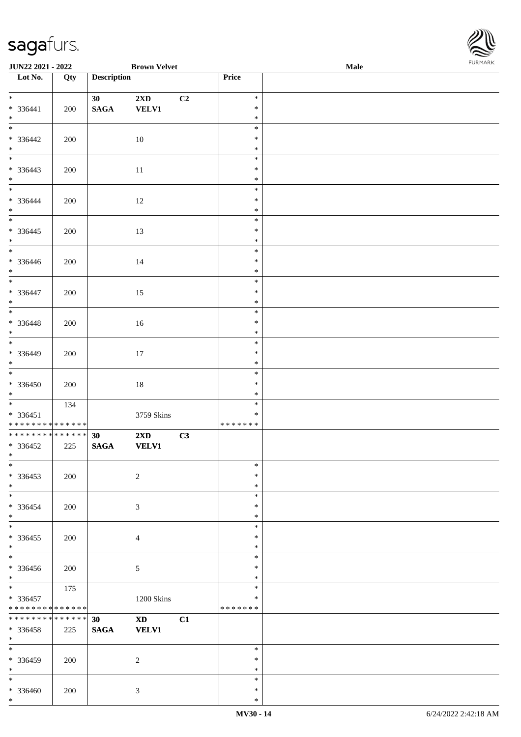JUN22 2021 - 2022 Brown Velvet Male

| Lot No. | Qty | Description | | | Price | |
|---|---|---|---|---|---|---|
| * | | 30 | 2XD | C2 | * | |
| * 336441 | 200 | SAGA | VELV1 | | * | |
| * | | | | | * | |
| * | | | | | * | |
| * 336442 | 200 | | 10 | | * | |
| * | | | | | * | |
| * | | | | | * | |
| * 336443 | 200 | | 11 | | * | |
| * | | | | | * | |
| * | | | | | * | |
| * 336444 | 200 | | 12 | | * | |
| * | | | | | * | |
| * | | | | | * | |
| * 336445 | 200 | | 13 | | * | |
| * | | | | | * | |
| * | | | | | * | |
| * 336446 | 200 | | 14 | | * | |
| * | | | | | * | |
| * | | | | | * | |
| * 336447 | 200 | | 15 | | * | |
| * | | | | | * | |
| * | | | | | * | |
| * 336448 | 200 | | 16 | | * | |
| * | | | | | * | |
| * | | | | | * | |
| * 336449 | 200 | | 17 | | * | |
| * | | | | | * | |
| * | | | | | * | |
| * 336450 | 200 | | 18 | | * | |
| * | | | | | * | |
| * | 134 | | | | * | |
| * 336451 | | | 3759 Skins | | * | |
| * * * * * * * * * * * * * * | | | | | * * * * * * * | |
| * * * * * * * * * * * * * * | | 30 | 2XD | C3 | | |
| * 336452 | 225 | SAGA | VELV1 | | | |
| * | | | | | | |
| * | | | | | * | |
| * 336453 | 200 | | 2 | | * | |
| * | | | | | * | |
| * | | | | | * | |
| * 336454 | 200 | | 3 | | * | |
| * | | | | | * | |
| * | | | | | * | |
| * 336455 | 200 | | 4 | | * | |
| * | | | | | * | |
| * | | | | | * | |
| * 336456 | 200 | | 5 | | * | |
| * | | | | | * | |
| * | 175 | | | | * | |
| * 336457 | | | 1200 Skins | | * | |
| * * * * * * * * * * * * * * | | | | | * * * * * * * | |
| * * * * * * * * * * * * * * | | 30 | XD | C1 | | |
| * 336458 | 225 | SAGA | VELV1 | | | |
| * | | | | | | |
| * | | | | | * | |
| * 336459 | 200 | | 2 | | * | |
| * | | | | | * | |
| * | | | | | * | |
| * 336460 | 200 | | 3 | | * | |
| * | | | | | * | |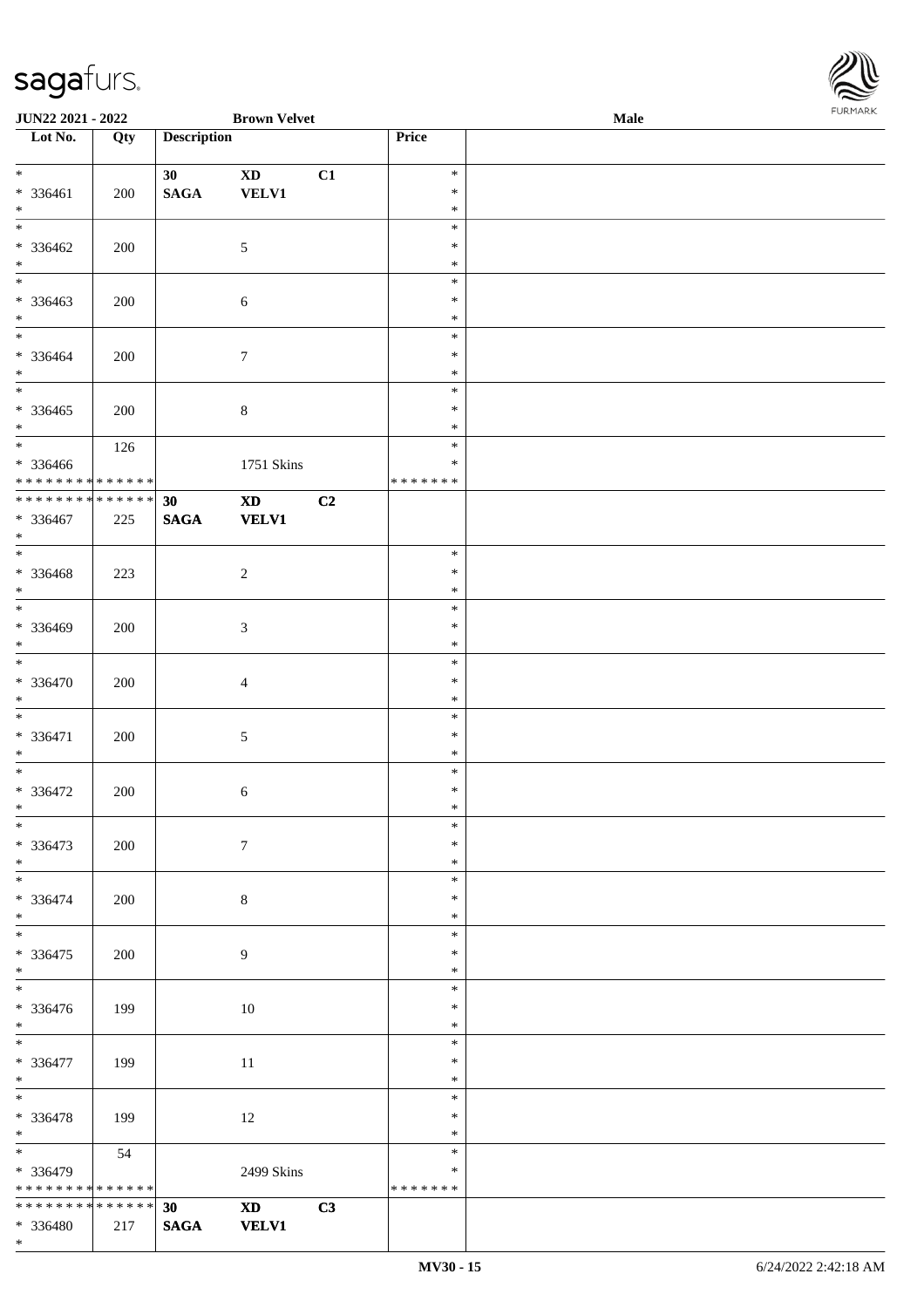| Lot No. | Qty | Description | | | Price | |
|---|---|---|---|---|---|---|
| * | | 30 | XD | C1 | * | |
| * 336461 | 200 | SAGA | VELV1 | | * | |
| * | | | | | * | |
| * | | | | | * | |
| * 336462 | 200 | | 5 | | * | |
| * | | | | | * | |
| * | | | | | * | |
| * 336463 | 200 | | 6 | | * | |
| * | | | | | * | |
| * | | | | | * | |
| * 336464 | 200 | | 7 | | * | |
| * | | | | | * | |
| * | | | | | * | |
| * 336465 | 200 | | 8 | | * | |
| * | | | | | * | |
| * | 126 | | | | * | |
| * 336466 | | | 1751 Skins | | * | |
| * * * * * * * * * * * * * * | | | | | * * * * * * * | |
| * * * * * * * * * * * * * * | | 30 | XD | C2 | | |
| * 336467 | 225 | SAGA | VELV1 | | | |
| * | | | | | | |
| * | | | | | * | |
| * 336468 | 223 | | 2 | | * | |
| * | | | | | * | |
| * | | | | | * | |
| * 336469 | 200 | | 3 | | * | |
| * | | | | | * | |
| * | | | | | * | |
| * 336470 | 200 | | 4 | | * | |
| * | | | | | * | |
| * | | | | | * | |
| * 336471 | 200 | | 5 | | * | |
| * | | | | | * | |
| * | | | | | * | |
| * 336472 | 200 | | 6 | | * | |
| * | | | | | * | |
| * | | | | | * | |
| * 336473 | 200 | | 7 | | * | |
| * | | | | | * | |
| * | | | | | * | |
| * 336474 | 200 | | 8 | | * | |
| * | | | | | * | |
| * | | | | | * | |
| * 336475 | 200 | | 9 | | * | |
| * | | | | | * | |
| * | | | | | * | |
| * 336476 | 199 | | 10 | | * | |
| * | | | | | * | |
| * | | | | | * | |
| * 336477 | 199 | | 11 | | * | |
| * | | | | | * | |
| * | | | | | * | |
| * 336478 | 199 | | 12 | | * | |
| * | | | | | * | |
| * | 54 | | | | * | |
| * 336479 | | | 2499 Skins | | * | |
| * * * * * * * * * * * * * * | | | | | * * * * * * * | |
| * * * * * * * * * * * * * * | | 30 | XD | C3 | | |
| * 336480 | 217 | SAGA | VELV1 | | | |
| * | | | | | | |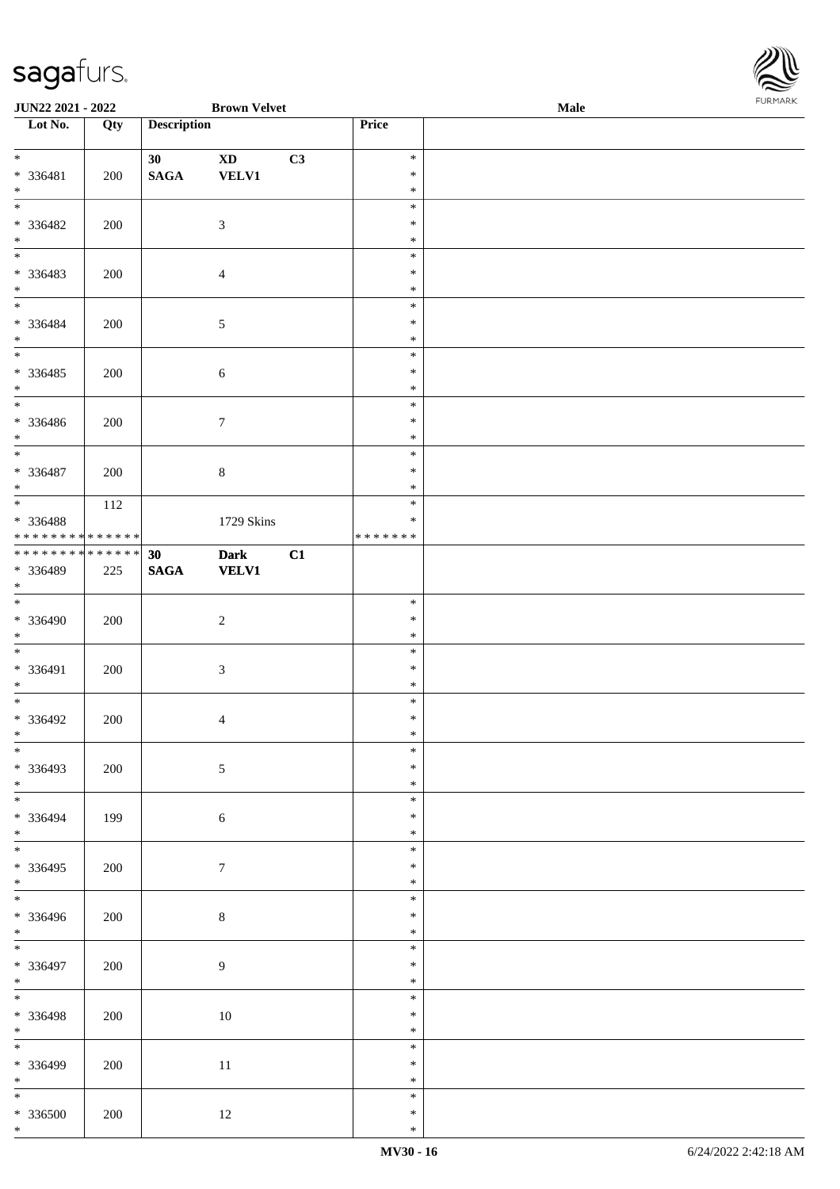| Lot No. | Qty | Description | | | Price | |
|---|---|---|---|---|---|---|
| * | | 30 | XD | C3 | * | |
| * 336481 | 200 | SAGA | VELV1 | | * | |
| * | | | | | * | |
| * | | | | | * | |
| * 336482 | 200 | | 3 | | * | |
| * | | | | | * | |
| * | | | | | * | |
| * 336483 | 200 | | 4 | | * | |
| * | | | | | * | |
| * | | | | | * | |
| * 336484 | 200 | | 5 | | * | |
| * | | | | | * | |
| * | | | | | * | |
| * 336485 | 200 | | 6 | | * | |
| * | | | | | * | |
| * | | | | | * | |
| * 336486 | 200 | | 7 | | * | |
| * | | | | | * | |
| * | | | | | * | |
| * 336487 | 200 | | 8 | | * | |
| * | | | | | * | |
| * | 112 | | | | * | |
| * 336488 | | | 1729 Skins | | * | |
| * * * * * * * * * * * * * * | | | | | * * * * * * * | |
| * * * * * * * * * * * * * * | | 30 | Dark | C1 | | |
| * 336489 | 225 | SAGA | VELV1 | | | |
| * | | | | | | |
| * | | | | | * | |
| * 336490 | 200 | | 2 | | * | |
| * | | | | | * | |
| * | | | | | * | |
| * 336491 | 200 | | 3 | | * | |
| * | | | | | * | |
| * | | | | | * | |
| * 336492 | 200 | | 4 | | * | |
| * | | | | | * | |
| * | | | | | * | |
| * 336493 | 200 | | 5 | | * | |
| * | | | | | * | |
| * | | | | | * | |
| * 336494 | 199 | | 6 | | * | |
| * | | | | | * | |
| * | | | | | * | |
| * 336495 | 200 | | 7 | | * | |
| * | | | | | * | |
| * | | | | | * | |
| * 336496 | 200 | | 8 | | * | |
| * | | | | | * | |
| * | | | | | * | |
| * 336497 | 200 | | 9 | | * | |
| * | | | | | * | |
| * | | | | | * | |
| * 336498 | 200 | | 10 | | * | |
| * | | | | | * | |
| * | | | | | * | |
| * 336499 | 200 | | 11 | | * | |
| * | | | | | * | |
| * | | | | | * | |
| * 336500 | 200 | | 12 | | * | |
| * | | | | | * | |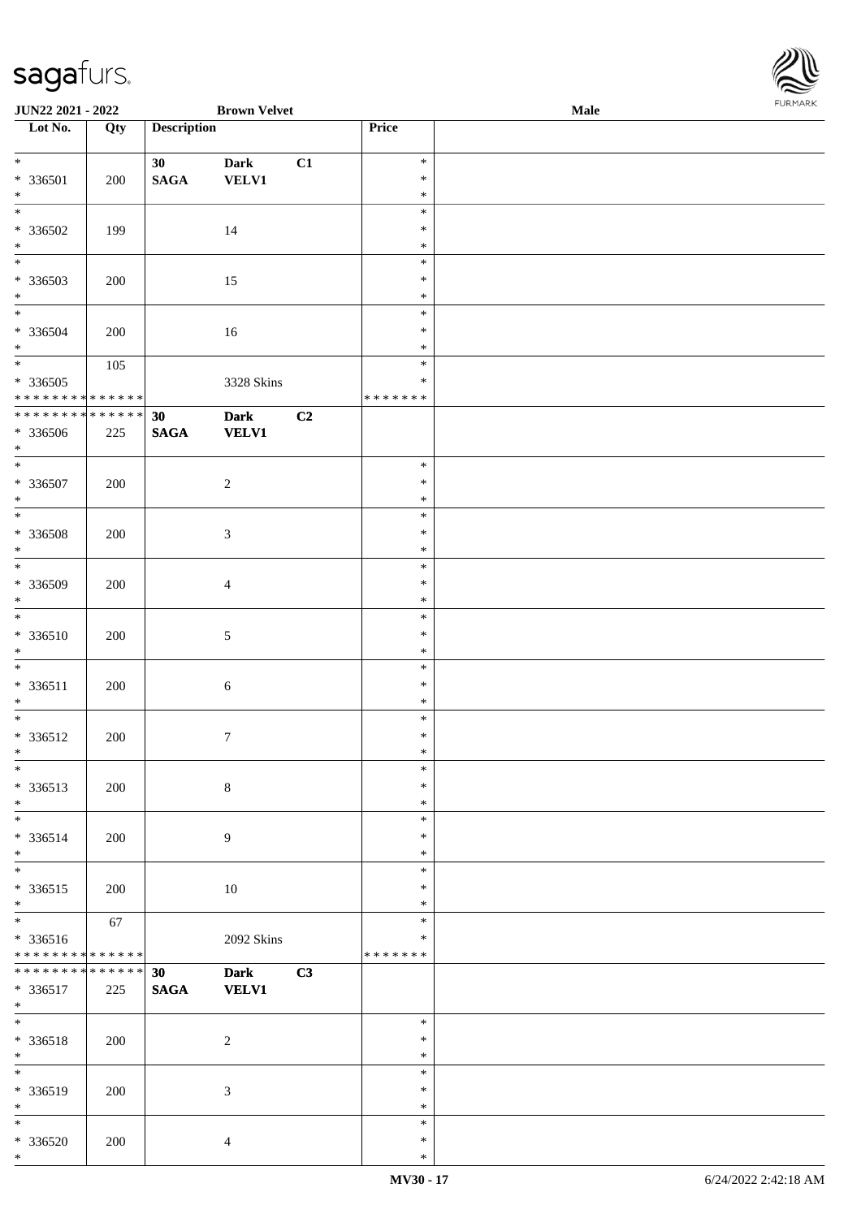**JUN22 2021 - 2022** **Brown Velvet** **Male**

| Lot No. | Qty | Description | | | Price | |
|---|---|---|---|---|---|---|
| * 336501 * | 200 | 30 SAGA | Dark VELV1 | C1 | * * * | |
| * 336502 * | 199 | | 14 | | * * * | |
| * 336503 * | 200 | | 15 | | * * * | |
| * 336504 * | 200 | | 16 | | * * * | |
| * 336505 * * * * * * * * * * * * * * | 105 | | 3328 Skins | | * * * * * * * * | |
| * * * * * * * * * * * * * * 336506 * | 225 | 30 SAGA | Dark VELV1 | C2 | | |
| * 336507 * | 200 | | 2 | | * * * | |
| * 336508 * | 200 | | 3 | | * * * | |
| * 336509 * | 200 | | 4 | | * * * | |
| * 336510 * | 200 | | 5 | | * * * | |
| * 336511 * | 200 | | 6 | | * * * | |
| * 336512 * | 200 | | 7 | | * * * | |
| * 336513 * | 200 | | 8 | | * * * | |
| * 336514 * | 200 | | 9 | | * * * | |
| * 336515 * | 200 | | 10 | | * * * | |
| * 336516 * * * * * * * * * * * * * * | 67 | | 2092 Skins | | * * * * * * * * | |
| * * * * * * * * * * * * * * 336517 * | 225 | 30 SAGA | Dark VELV1 | C3 | | |
| * 336518 * | 200 | | 2 | | * * * | |
| * 336519 * | 200 | | 3 | | * * * | |
| * 336520 * | 200 | | 4 | | * * * | |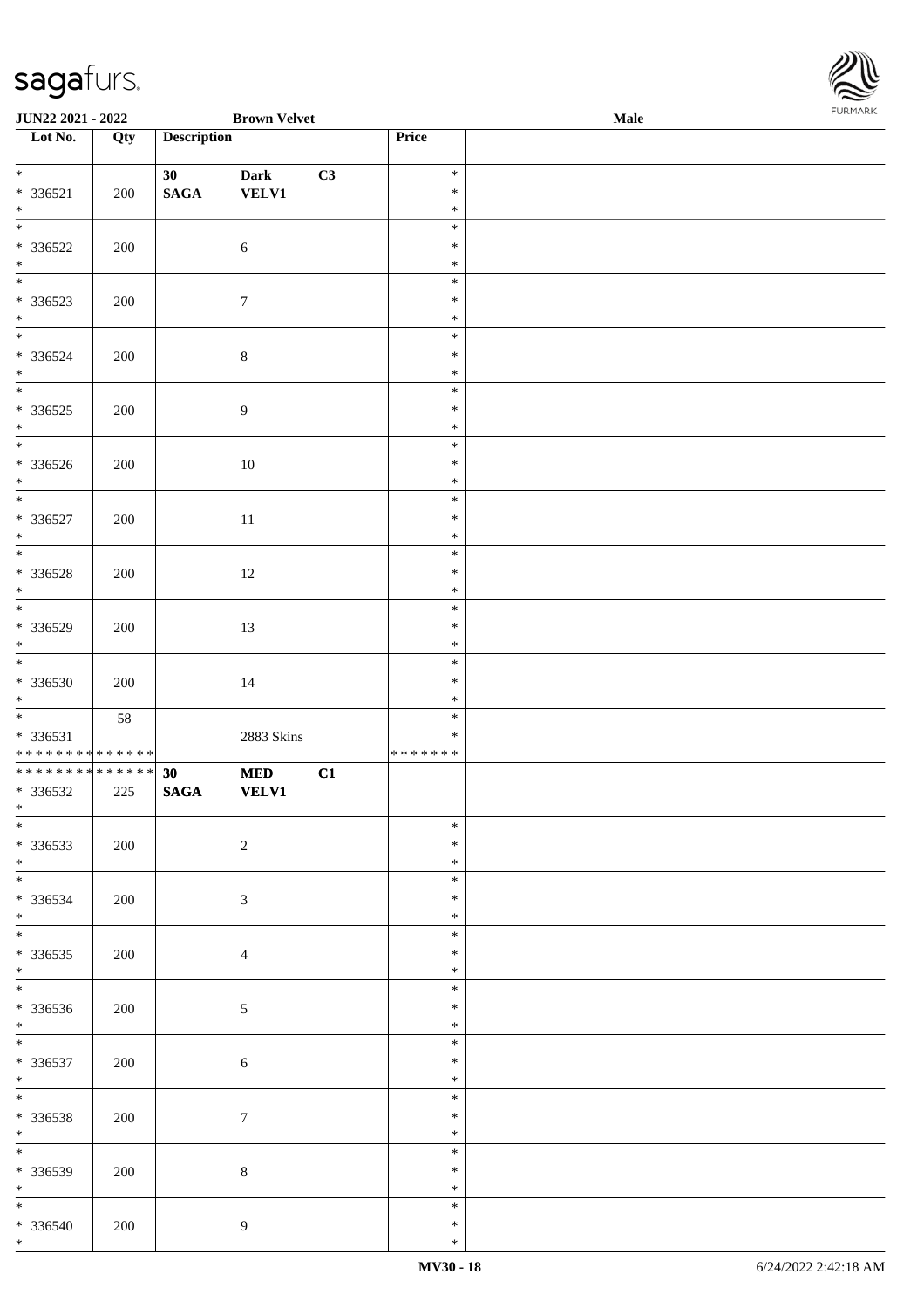| Lot No. | Qty | Description | | | Price | |
|---|---|---|---|---|---|---|
| * <br> * 336521 <br> * | 200 | 30 <br> **SAGA** | **Dark** <br> **VELV1** | C3 | * <br> * <br> * | |
| * <br> * 336522 <br> * | 200 | | 6 | | * <br> * <br> * | |
| * <br> * 336523 <br> * | 200 | | 7 | | * <br> * <br> * | |
| * <br> * 336524 <br> * | 200 | | 8 | | * <br> * <br> * | |
| * <br> * 336525 <br> * | 200 | | 9 | | * <br> * <br> * | |
| * <br> * 336526 <br> * | 200 | | 10 | | * <br> * <br> * | |
| * <br> * 336527 <br> * | 200 | | 11 | | * <br> * <br> * | |
| * <br> * 336528 <br> * | 200 | | 12 | | * <br> * <br> * | |
| * <br> * 336529 <br> * | 200 | | 13 | | * <br> * <br> * | |
| * <br> * 336530 <br> * | 200 | | 14 | | * <br> * <br> * | |
| * <br> * 336531 <br> * * * * * * * * * * * * * * | 58 | | 2883 Skins | | * <br> * <br> * * * * * * * | |
| * * * * * * * * * * * * * * <br> * 336532 <br> * | 225 | 30 <br> **SAGA** | **MED** <br> **VELV1** | C1 | | |
| * <br> * 336533 <br> * | 200 | | 2 | | * <br> * <br> * | |
| * <br> * 336534 <br> * | 200 | | 3 | | * <br> * <br> * | |
| * <br> * 336535 <br> * | 200 | | 4 | | * <br> * <br> * | |
| * <br> * 336536 <br> * | 200 | | 5 | | * <br> * <br> * | |
| * <br> * 336537 <br> * | 200 | | 6 | | * <br> * <br> * | |
| * <br> * 336538 <br> * | 200 | | 7 | | * <br> * <br> * | |
| * <br> * 336539 <br> * | 200 | | 8 | | * <br> * <br> * | |
| * <br> * 336540 <br> * | 200 | | 9 | | * <br> * <br> * | |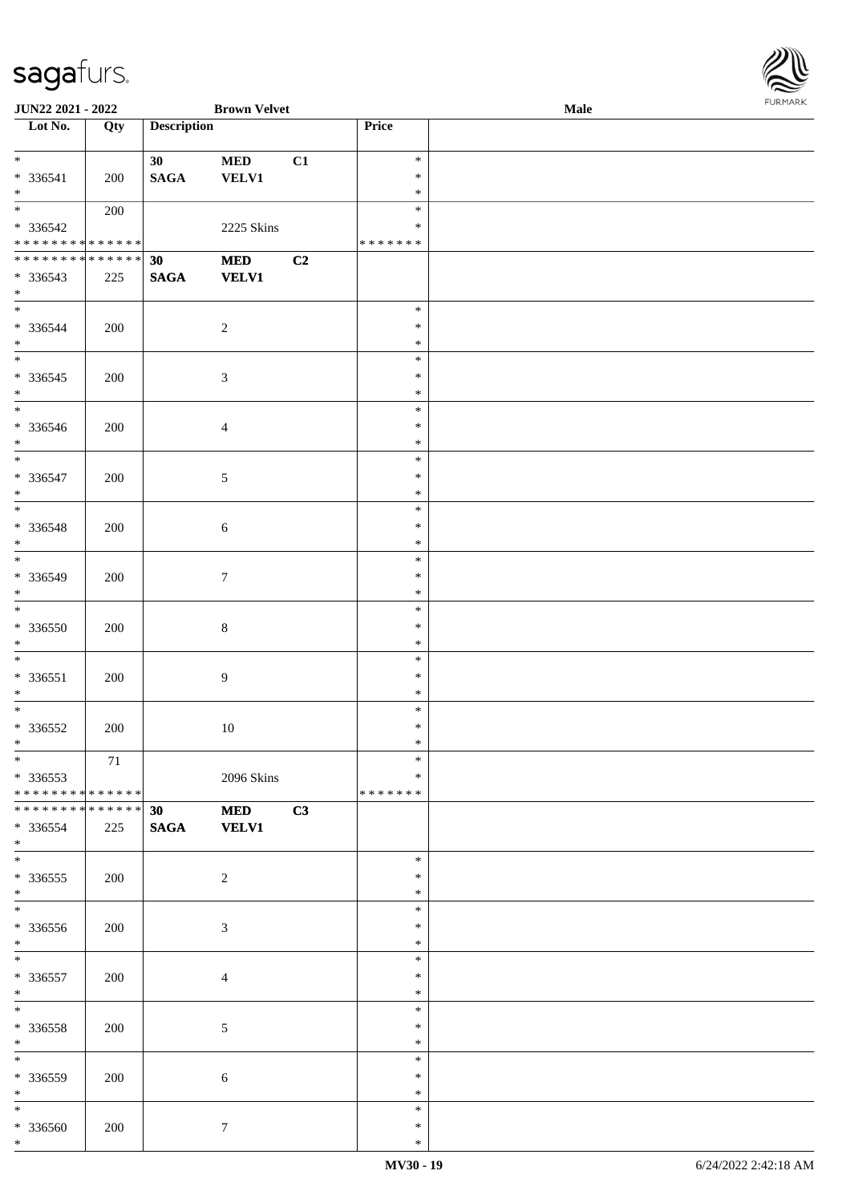JUN22 2021 - 2022 | Brown Velvet | Male

| Lot No. | Qty | Description | | | Price | |
|---|---|---|---|---|---|---|
| * <br> * 336541 <br> * | 200 | 30 <br> SAGA | MED <br> VELV1 | C1 | * <br> * <br> * | |
| * <br> * 336542 <br> * * * * * * * * * * * * * * | 200 | | 2225 Skins | | * <br> * <br> * * * * * * * | |
| * * * * * * * * * * * * * * <br> * 336543 <br> * | 225 | 30 <br> SAGA | MED <br> VELV1 | C2 | | |
| * <br> * 336544 <br> * | 200 | | 2 | | * <br> * <br> * | |
| * <br> * 336545 <br> * | 200 | | 3 | | * <br> * <br> * | |
| * <br> * 336546 <br> * | 200 | | 4 | | * <br> * <br> * | |
| * <br> * 336547 <br> * | 200 | | 5 | | * <br> * <br> * | |
| * <br> * 336548 <br> * | 200 | | 6 | | * <br> * <br> * | |
| * <br> * 336549 <br> * | 200 | | 7 | | * <br> * <br> * | |
| * <br> * 336550 <br> * | 200 | | 8 | | * <br> * <br> * | |
| * <br> * 336551 <br> * | 200 | | 9 | | * <br> * <br> * | |
| * <br> * 336552 <br> * | 200 | | 10 | | * <br> * <br> * | |
| * <br> * 336553 <br> * * * * * * * * * * * * * * | 71 | | 2096 Skins | | * <br> * <br> * * * * * * * | |
| * * * * * * * * * * * * * * <br> * 336554 <br> * | 225 | 30 <br> SAGA | MED <br> VELV1 | C3 | | |
| * <br> * 336555 <br> * | 200 | | 2 | | * <br> * <br> * | |
| * <br> * 336556 <br> * | 200 | | 3 | | * <br> * <br> * | |
| * <br> * 336557 <br> * | 200 | | 4 | | * <br> * <br> * | |
| * <br> * 336558 <br> * | 200 | | 5 | | * <br> * <br> * | |
| * <br> * 336559 <br> * | 200 | | 6 | | * <br> * <br> * | |
| * <br> * 336560 <br> * | 200 | | 7 | | * <br> * <br> * | |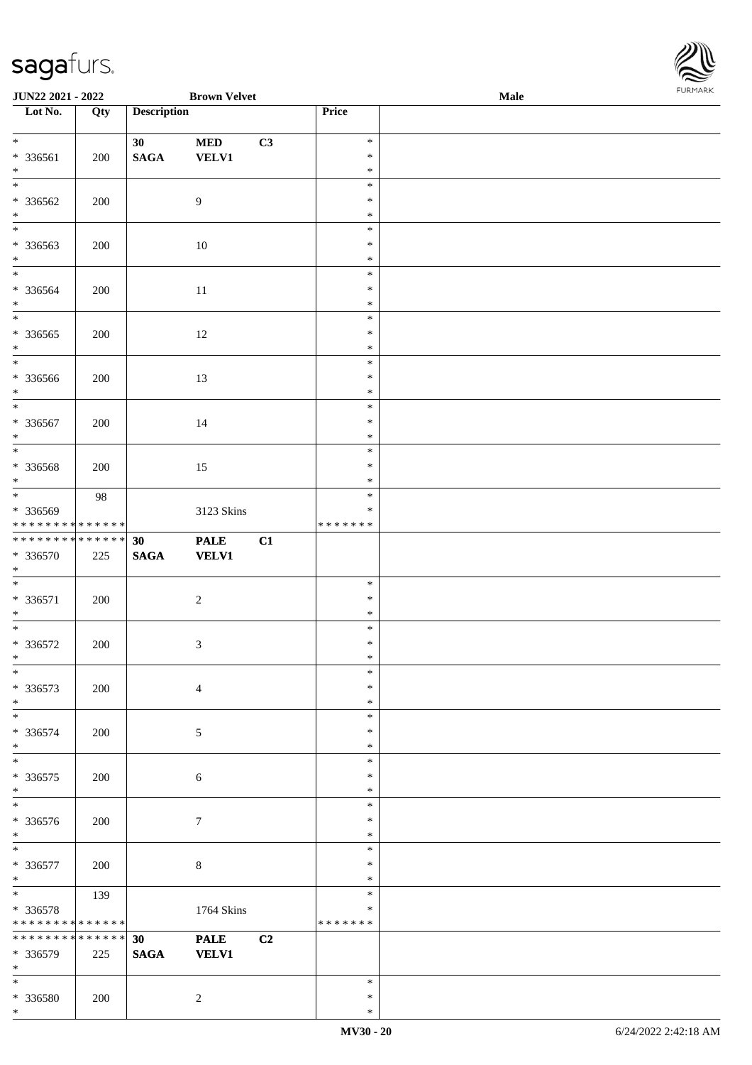**JUN22 2021 - 2022** **Brown Velvet** **Male**

| Lot No. | Qty | Description | | | Price | |
|---|---|---|---|---|---|---|
| * <br> * 336561 <br> * | 200 | **30** <br> **SAGA** | **MED** <br> **VELV1** | **C3** | * <br> * <br> * | |
| * <br> * 336562 <br> * | 200 | | 9 | | * <br> * <br> * | |
| * <br> * 336563 <br> * | 200 | | 10 | | * <br> * <br> * | |
| * <br> * 336564 <br> * | 200 | | 11 | | * <br> * <br> * | |
| * <br> * 336565 <br> * | 200 | | 12 | | * <br> * <br> * | |
| * <br> * 336566 <br> * | 200 | | 13 | | * <br> * <br> * | |
| * <br> * 336567 <br> * | 200 | | 14 | | * <br> * <br> * | |
| * <br> * 336568 <br> * | 200 | | 15 | | * <br> * <br> * | |
| * <br> * 336569 <br> * * * * * * * * * * * * * * | 98 | | 3123 Skins | | * <br> * <br> * * * * * * * | |
| * * * * * * * * * * * * * * <br> * 336570 <br> * | 225 | **30** <br> **SAGA** | **PALE** <br> **VELV1** | **C1** | | |
| * <br> * 336571 <br> * | 200 | | 2 | | * <br> * <br> * | |
| * <br> * 336572 <br> * | 200 | | 3 | | * <br> * <br> * | |
| * <br> * 336573 <br> * | 200 | | 4 | | * <br> * <br> * | |
| * <br> * 336574 <br> * | 200 | | 5 | | * <br> * <br> * | |
| * <br> * 336575 <br> * | 200 | | 6 | | * <br> * <br> * | |
| * <br> * 336576 <br> * | 200 | | 7 | | * <br> * <br> * | |
| * <br> * 336577 <br> * | 200 | | 8 | | * <br> * <br> * | |
| * <br> * 336578 <br> * * * * * * * * * * * * * * | 139 | | 1764 Skins | | * <br> * <br> * * * * * * * | |
| * * * * * * * * * * * * * * <br> * 336579 <br> * | 225 | **30** <br> **SAGA** | **PALE** <br> **VELV1** | **C2** | | |
| * <br> * 336580 <br> * | 200 | | 2 | | * <br> * <br> * | |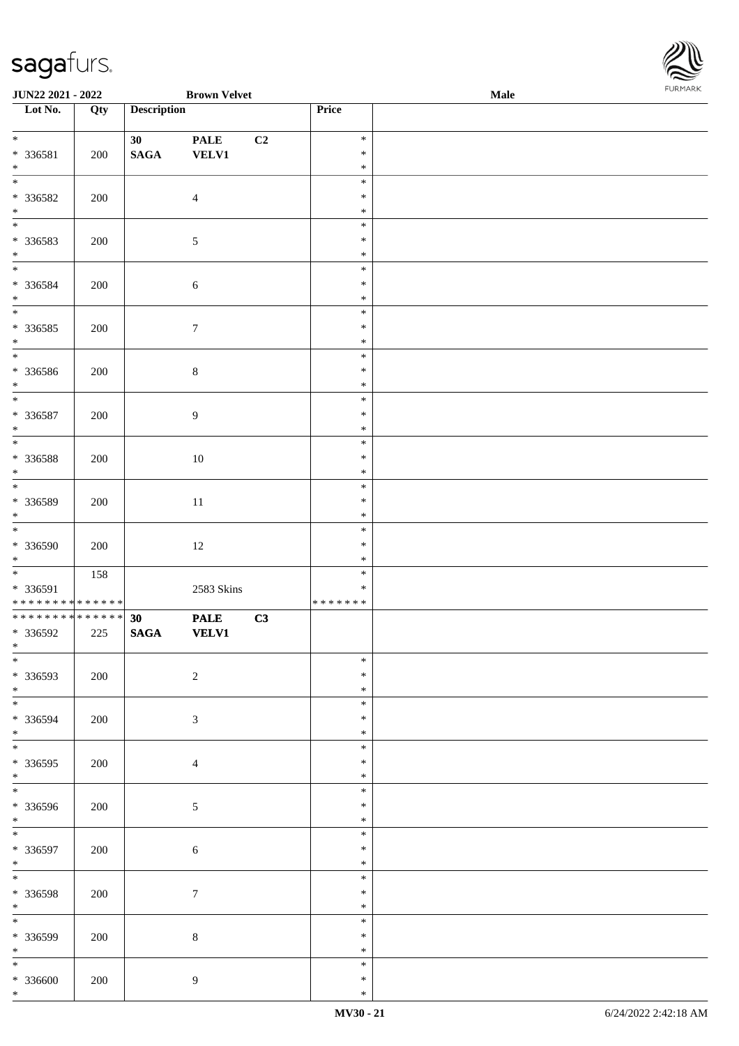| Lot No. | Qty | Description | | | Price | |
|---|---|---|---|---|---|---|
| * | | 30 | PALE | C2 | * | |
| * 336581 | 200 | SAGA | VELV1 | | * | |
| * | | | | | * | |
| * | | | | | * | |
| * 336582 | 200 | | 4 | | * | |
| * | | | | | * | |
| * | | | | | * | |
| * 336583 | 200 | | 5 | | * | |
| * | | | | | * | |
| * | | | | | * | |
| * 336584 | 200 | | 6 | | * | |
| * | | | | | * | |
| * | | | | | * | |
| * 336585 | 200 | | 7 | | * | |
| * | | | | | * | |
| * | | | | | * | |
| * 336586 | 200 | | 8 | | * | |
| * | | | | | * | |
| * | | | | | * | |
| * 336587 | 200 | | 9 | | * | |
| * | | | | | * | |
| * | | | | | * | |
| * 336588 | 200 | | 10 | | * | |
| * | | | | | * | |
| * | | | | | * | |
| * 336589 | 200 | | 11 | | * | |
| * | | | | | * | |
| * | | | | | * | |
| * 336590 | 200 | | 12 | | * | |
| * | | | | | * | |
| * | 158 | | | | * | |
| * 336591 | | | 2583 Skins | | * | |
| * * * * * * * * * * * * * * | | | | | * * * * * * * | |
| * * * * * * * * * * * * * * | | 30 | PALE | C3 | | |
| * 336592 | 225 | SAGA | VELV1 | | | |
| * | | | | | | |
| * | | | | | * | |
| * 336593 | 200 | | 2 | | * | |
| * | | | | | * | |
| * | | | | | * | |
| * 336594 | 200 | | 3 | | * | |
| * | | | | | * | |
| * | | | | | * | |
| * 336595 | 200 | | 4 | | * | |
| * | | | | | * | |
| * | | | | | * | |
| * 336596 | 200 | | 5 | | * | |
| * | | | | | * | |
| * | | | | | * | |
| * 336597 | 200 | | 6 | | * | |
| * | | | | | * | |
| * | | | | | * | |
| * 336598 | 200 | | 7 | | * | |
| * | | | | | * | |
| * | | | | | * | |
| * 336599 | 200 | | 8 | | * | |
| * | | | | | * | |
| * | | | | | * | |
| * 336600 | 200 | | 9 | | * | |
| * | | | | | * | |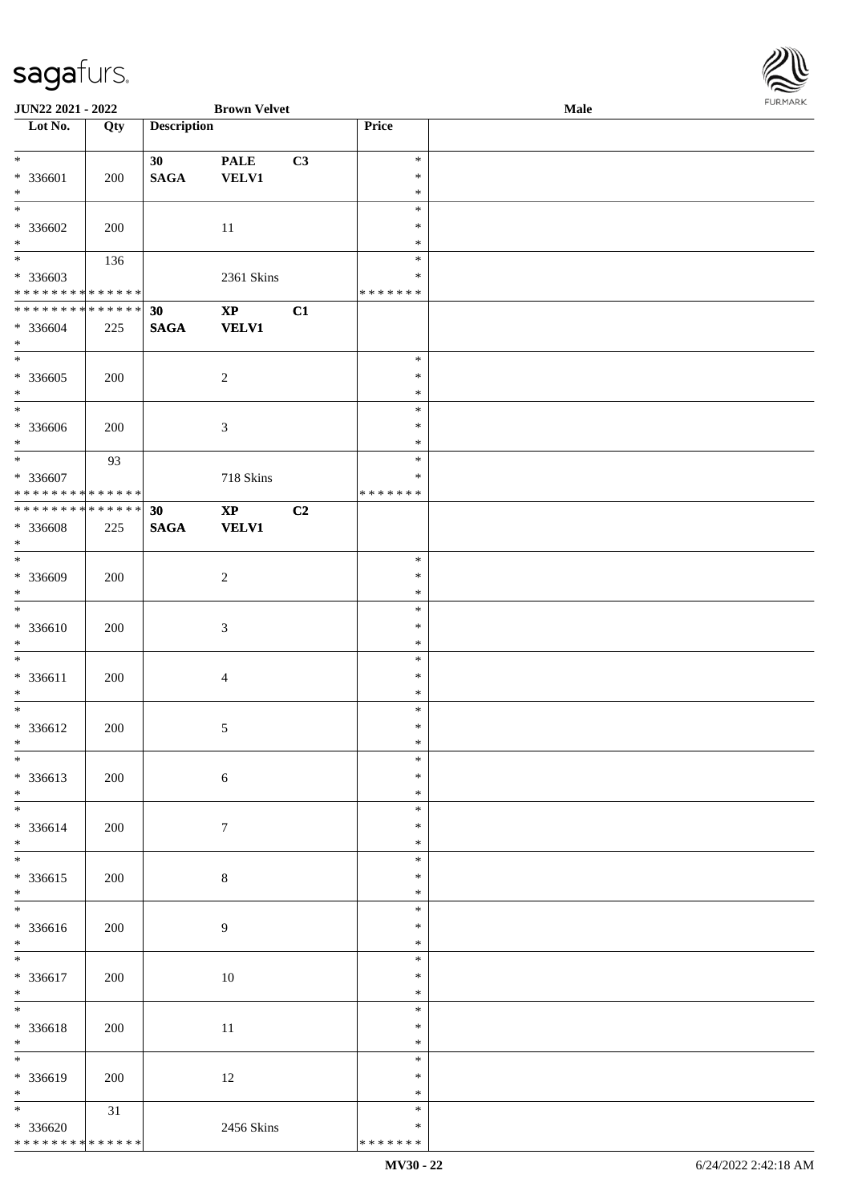JUN22 2021 - 2022 &nbsp;&nbsp;&nbsp;&nbsp; Brown Velvet &nbsp;&nbsp;&nbsp;&nbsp; Male

| Lot No. | Qty | Description | | | Price | |
|---|---|---|---|---|---|---|
| * | | 30 | PALE | C3 | * | |
| * 336601 | 200 | SAGA | VELV1 | | * | |
| * | | | | | * | |
| * | | | | | * | |
| * 336602 | 200 | | 11 | | * | |
| * | | | | | * | |
| * | 136 | | | | * | |
| * 336603 | | | 2361 Skins | | * | |
| * * * * * * * * * * * * * * | | | | | * * * * * * * | |
| * * * * * * * * * * * * * * | | 30 | XP | C1 | | |
| * 336604 | 225 | SAGA | VELV1 | | | |
| * | | | | | | |
| * | | | | | * | |
| * 336605 | 200 | | 2 | | * | |
| * | | | | | * | |
| * | | | | | * | |
| * 336606 | 200 | | 3 | | * | |
| * | | | | | * | |
| * | 93 | | | | * | |
| * 336607 | | | 718 Skins | | * | |
| * * * * * * * * * * * * * * | | | | | * * * * * * * | |
| * * * * * * * * * * * * * * | | 30 | XP | C2 | | |
| * 336608 | 225 | SAGA | VELV1 | | | |
| * | | | | | | |
| * | | | | | * | |
| * 336609 | 200 | | 2 | | * | |
| * | | | | | * | |
| * | | | | | * | |
| * 336610 | 200 | | 3 | | * | |
| * | | | | | * | |
| * | | | | | * | |
| * 336611 | 200 | | 4 | | * | |
| * | | | | | * | |
| * | | | | | * | |
| * 336612 | 200 | | 5 | | * | |
| * | | | | | * | |
| * | | | | | * | |
| * 336613 | 200 | | 6 | | * | |
| * | | | | | * | |
| * | | | | | * | |
| * 336614 | 200 | | 7 | | * | |
| * | | | | | * | |
| * | | | | | * | |
| * 336615 | 200 | | 8 | | * | |
| * | | | | | * | |
| * | | | | | * | |
| * 336616 | 200 | | 9 | | * | |
| * | | | | | * | |
| * | | | | | * | |
| * 336617 | 200 | | 10 | | * | |
| * | | | | | * | |
| * | | | | | * | |
| * 336618 | 200 | | 11 | | * | |
| * | | | | | * | |
| * | | | | | * | |
| * 336619 | 200 | | 12 | | * | |
| * | | | | | * | |
| * | 31 | | | | * | |
| * 336620 | | | 2456 Skins | | * | |
| * * * * * * * * * * * * * * | | | | | * * * * * * * | |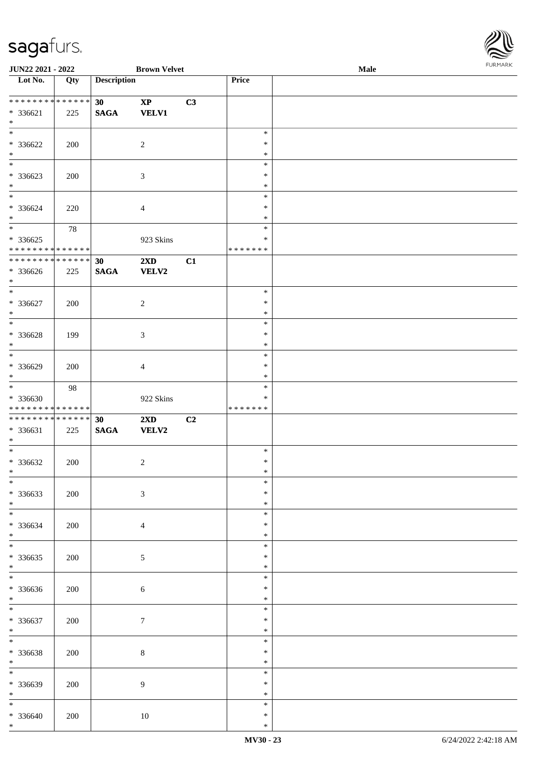| Lot No. | Qty | Description | | | Price | |
|---|---|---|---|---|---|---|
| * * * * * * * * * * * * * * | | 30 | XP | C3 | | |
| * 336621 | 225 | SAGA | VELV1 | | | |
| * | | | | | | |
| * | | | | | * | |
| * 336622 | 200 | | 2 | | * | |
| * | | | | | * | |
| * | | | | | * | |
| * 336623 | 200 | | 3 | | * | |
| * | | | | | * | |
| * | | | | | * | |
| * 336624 | 220 | | 4 | | * | |
| * | | | | | * | |
| * | 78 | | | | * | |
| * 336625 | | | 923 Skins | | * | |
| * * * * * * * * * * * * * * | | | | | * * * * * * * | |
| * * * * * * * * * * * * * * | | 30 | 2XD | C1 | | |
| * 336626 | 225 | SAGA | VELV2 | | | |
| * | | | | | | |
| * | | | | | * | |
| * 336627 | 200 | | 2 | | * | |
| * | | | | | * | |
| * | | | | | * | |
| * 336628 | 199 | | 3 | | * | |
| * | | | | | * | |
| * | | | | | * | |
| * 336629 | 200 | | 4 | | * | |
| * | | | | | * | |
| * | 98 | | | | * | |
| * 336630 | | | 922 Skins | | * | |
| * * * * * * * * * * * * * * | | | | | * * * * * * * | |
| * * * * * * * * * * * * * * | | 30 | 2XD | C2 | | |
| * 336631 | 225 | SAGA | VELV2 | | | |
| * | | | | | | |
| * | | | | | * | |
| * 336632 | 200 | | 2 | | * | |
| * | | | | | * | |
| * | | | | | * | |
| * 336633 | 200 | | 3 | | * | |
| * | | | | | * | |
| * | | | | | * | |
| * 336634 | 200 | | 4 | | * | |
| * | | | | | * | |
| * | | | | | * | |
| * 336635 | 200 | | 5 | | * | |
| * | | | | | * | |
| * | | | | | * | |
| * 336636 | 200 | | 6 | | * | |
| * | | | | | * | |
| * | | | | | * | |
| * 336637 | 200 | | 7 | | * | |
| * | | | | | * | |
| * | | | | | * | |
| * 336638 | 200 | | 8 | | * | |
| * | | | | | * | |
| * | | | | | * | |
| * 336639 | 200 | | 9 | | * | |
| * | | | | | * | |
| * | | | | | * | |
| * 336640 | 200 | | 10 | | * | |
| * | | | | | * | |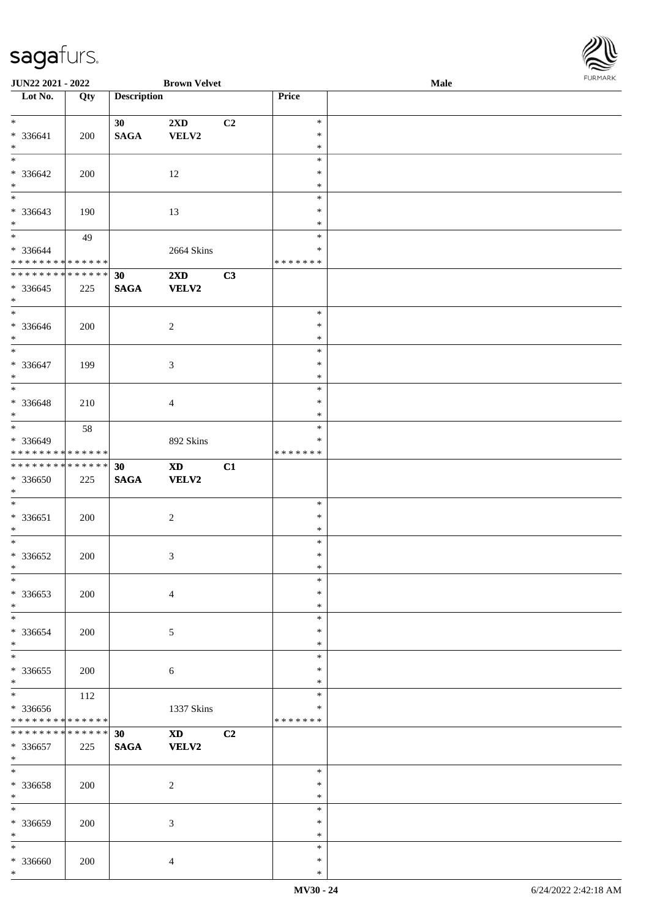JUN22 2021 - 2022 &nbsp;&nbsp;&nbsp;&nbsp; Brown Velvet &nbsp;&nbsp;&nbsp;&nbsp; Male

| Lot No. | Qty | Description | | | Price | |
|---|---|---|---|---|---|---|
| * <br> * 336641 <br> * | 200 | 30 <br> SAGA | 2XD <br> VELV2 | C2 | * <br> * <br> * | |
| * <br> * 336642 <br> * | 200 | | 12 | | * <br> * <br> * | |
| * <br> * 336643 <br> * | 190 | | 13 | | * <br> * <br> * | |
| * <br> * 336644 <br> * * * * * * * * * * * * * * | 49 | | 2664 Skins | | * <br> * <br> * * * * * * * | |
| * * * * * * * * * * * * * * <br> * 336645 <br> * | 225 | 30 <br> SAGA | 2XD <br> VELV2 | C3 | | |
| * <br> * 336646 <br> * | 200 | | 2 | | * <br> * <br> * | |
| * <br> * 336647 <br> * | 199 | | 3 | | * <br> * <br> * | |
| * <br> * 336648 <br> * | 210 | | 4 | | * <br> * <br> * | |
| * <br> * 336649 <br> * * * * * * * * * * * * * * | 58 | | 892 Skins | | * <br> * <br> * * * * * * * | |
| * * * * * * * * * * * * * * <br> * 336650 <br> * | 225 | 30 <br> SAGA | XD <br> VELV2 | C1 | | |
| * <br> * 336651 <br> * | 200 | | 2 | | * <br> * <br> * | |
| * <br> * 336652 <br> * | 200 | | 3 | | * <br> * <br> * | |
| * <br> * 336653 <br> * | 200 | | 4 | | * <br> * <br> * | |
| * <br> * 336654 <br> * | 200 | | 5 | | * <br> * <br> * | |
| * <br> * 336655 <br> * | 200 | | 6 | | * <br> * <br> * | |
| * <br> * 336656 <br> * * * * * * * * * * * * * * | 112 | | 1337 Skins | | * <br> * <br> * * * * * * * | |
| * * * * * * * * * * * * * * <br> * 336657 <br> * | 225 | 30 <br> SAGA | XD <br> VELV2 | C2 | | |
| * <br> * 336658 <br> * | 200 | | 2 | | * <br> * <br> * | |
| * <br> * 336659 <br> * | 200 | | 3 | | * <br> * <br> * | |
| * <br> * 336660 <br> * | 200 | | 4 | | * <br> * <br> * | |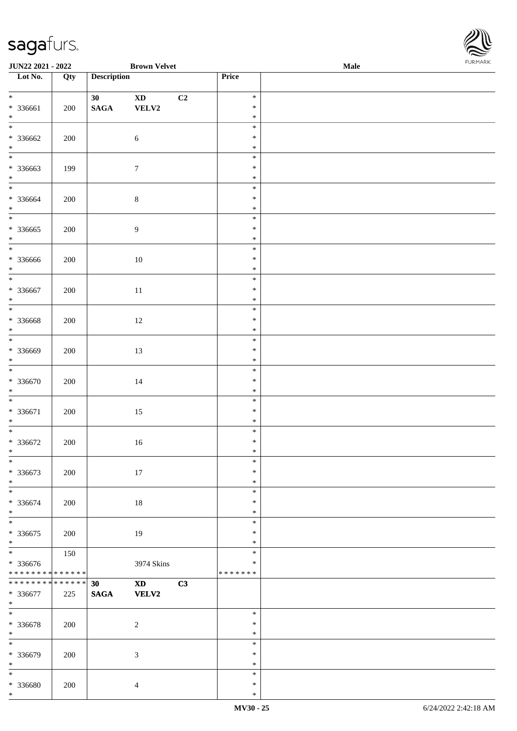**JUN22 2021 - 2022** **Brown Velvet** **Male**

| Lot No. | Qty | Description | | | Price | |
|---|---|---|---|---|---|---|
| * 336661 * | 200 | 30 SAGA | XD VELV2 | C2 | * * * | |
| * 336662 * | 200 | | 6 | | * * * | |
| * 336663 * | 199 | | 7 | | * * * | |
| * 336664 * | 200 | | 8 | | * * * | |
| * 336665 * | 200 | | 9 | | * * * | |
| * 336666 * | 200 | | 10 | | * * * | |
| * 336667 * | 200 | | 11 | | * * * | |
| * 336668 * | 200 | | 12 | | * * * | |
| * 336669 * | 200 | | 13 | | * * * | |
| * 336670 * | 200 | | 14 | | * * * | |
| * 336671 * | 200 | | 15 | | * * * | |
| * 336672 * | 200 | | 16 | | * * * | |
| * 336673 * | 200 | | 17 | | * * * | |
| * 336674 * | 200 | | 18 | | * * * | |
| * 336675 * | 200 | | 19 | | * * * | |
| * 336676 * * * * * * * * * * * * * * | 150 | | 3974 Skins | | * * * * * * * * | |
| * * * * * * * * * * * * * * 336677 * | 225 | 30 SAGA | XD VELV2 | C3 | | |
| * 336678 * | 200 | | 2 | | * * * | |
| * 336679 * | 200 | | 3 | | * * * | |
| * 336680 * | 200 | | 4 | | * * * | |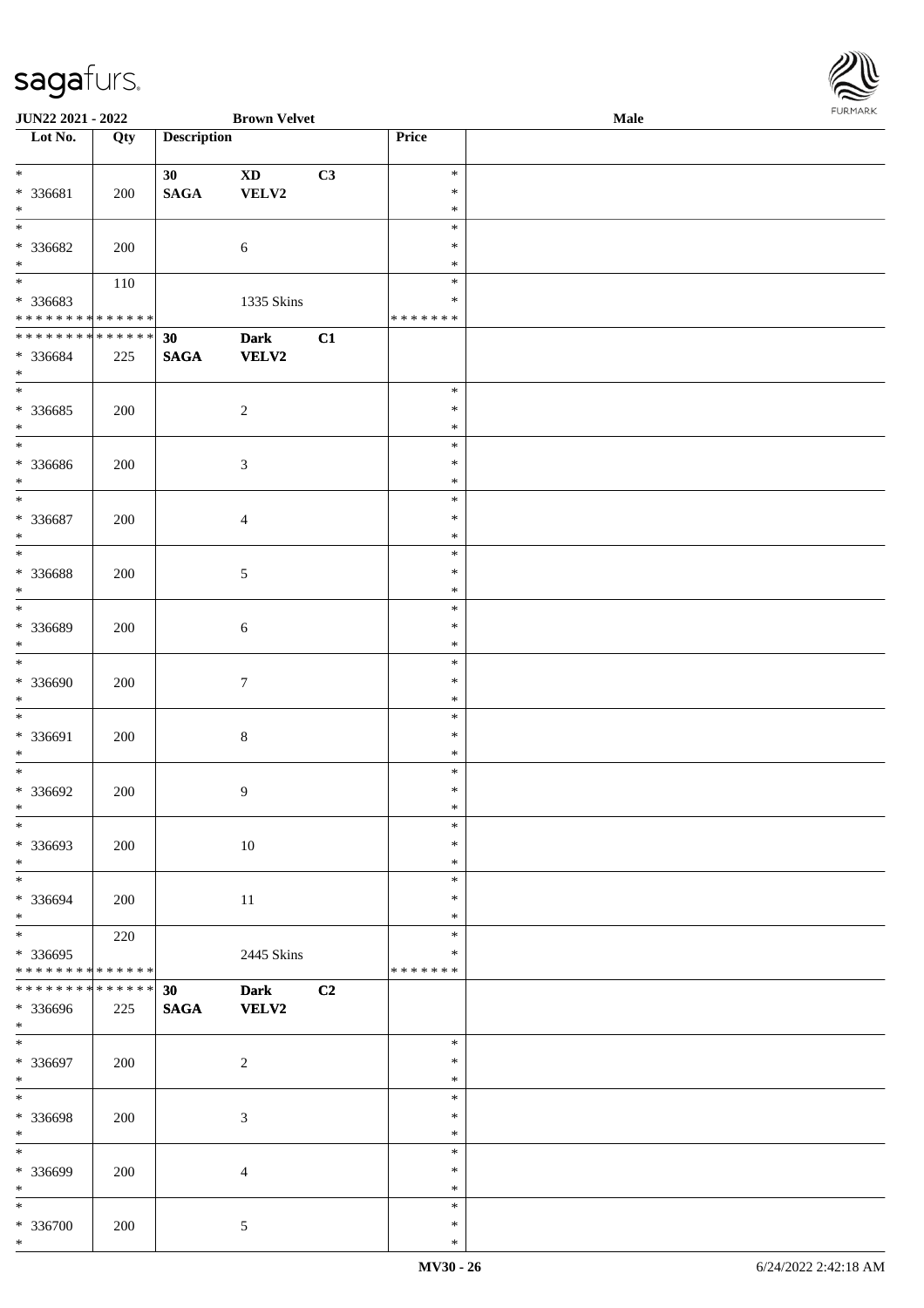**JUN22 2021 - 2022** **Brown Velvet** **Male**

| Lot No. | Qty | Description | | | Price | |
|---|---|---|---|---|---|---|
| * | | 30 | XD | C3 | * | |
| * 336681 | 200 | SAGA | VELV2 | | * | |
| * | | | | | * | |
| * | | | | | * | |
| * 336682 | 200 | | 6 | | * | |
| * | | | | | * | |
| * | 110 | | | | * | |
| * 336683 | | | 1335 Skins | | * | |
| * * * * * * * * * * * * * * | | | | | * * * * * * * | |
| * * * * * * * * * * * * * * | | 30 | Dark | C1 | | |
| * 336684 | 225 | SAGA | VELV2 | | | |
| * | | | | | | |
| * | | | | | * | |
| * 336685 | 200 | | 2 | | * | |
| * | | | | | * | |
| * | | | | | * | |
| * 336686 | 200 | | 3 | | * | |
| * | | | | | * | |
| * | | | | | * | |
| * 336687 | 200 | | 4 | | * | |
| * | | | | | * | |
| * | | | | | * | |
| * 336688 | 200 | | 5 | | * | |
| * | | | | | * | |
| * | | | | | * | |
| * 336689 | 200 | | 6 | | * | |
| * | | | | | * | |
| * | | | | | * | |
| * 336690 | 200 | | 7 | | * | |
| * | | | | | * | |
| * | | | | | * | |
| * 336691 | 200 | | 8 | | * | |
| * | | | | | * | |
| * | | | | | * | |
| * 336692 | 200 | | 9 | | * | |
| * | | | | | * | |
| * | | | | | * | |
| * 336693 | 200 | | 10 | | * | |
| * | | | | | * | |
| * | | | | | * | |
| * 336694 | 200 | | 11 | | * | |
| * | | | | | * | |
| * | 220 | | | | * | |
| * 336695 | | | 2445 Skins | | * | |
| * * * * * * * * * * * * * * | | | | | * * * * * * * | |
| * * * * * * * * * * * * * * | | 30 | Dark | C2 | | |
| * 336696 | 225 | SAGA | VELV2 | | | |
| * | | | | | | |
| * | | | | | * | |
| * 336697 | 200 | | 2 | | * | |
| * | | | | | * | |
| * | | | | | * | |
| * 336698 | 200 | | 3 | | * | |
| * | | | | | * | |
| * | | | | | * | |
| * 336699 | 200 | | 4 | | * | |
| * | | | | | * | |
| * | | | | | * | |
| * 336700 | 200 | | 5 | | * | |
| * | | | | | * | |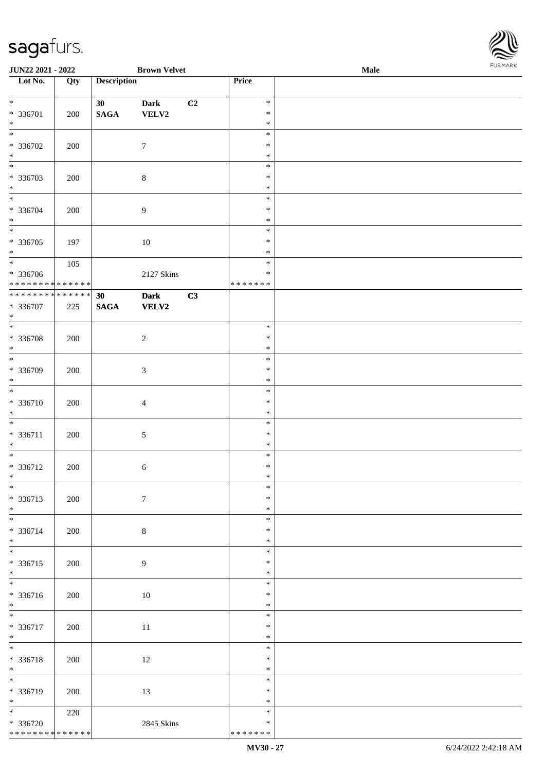| Lot No. | Qty | Description | | | Price | |
|---|---|---|---|---|---|---|
| * <br> * 336701 <br> * | 200 | 30 <br> **SAGA** | **Dark** <br> **VELV2** | **C2** | * <br> * <br> * | |
| * <br> * 336702 <br> * | 200 | | 7 | | * <br> * <br> * | |
| * <br> * 336703 <br> * | 200 | | 8 | | * <br> * <br> * | |
| * <br> * 336704 <br> * | 200 | | 9 | | * <br> * <br> * | |
| * <br> * 336705 <br> * | 197 | | 10 | | * <br> * <br> * | |
| * <br> * 336706 <br> * * * * * * * * * * * * * * | 105 | | 2127 Skins | | * <br> * <br> * * * * * * * | |
| * * * * * * * * * * * * * * <br> * 336707 <br> * | 225 | **30** <br> **SAGA** | **Dark** <br> **VELV2** | **C3** | | |
| * <br> * 336708 <br> * | 200 | | 2 | | * <br> * <br> * | |
| * <br> * 336709 <br> * | 200 | | 3 | | * <br> * <br> * | |
| * <br> * 336710 <br> * | 200 | | 4 | | * <br> * <br> * | |
| * <br> * 336711 <br> * | 200 | | 5 | | * <br> * <br> * | |
| * <br> * 336712 <br> * | 200 | | 6 | | * <br> * <br> * | |
| * <br> * 336713 <br> * | 200 | | 7 | | * <br> * <br> * | |
| * <br> * 336714 <br> * | 200 | | 8 | | * <br> * <br> * | |
| * <br> * 336715 <br> * | 200 | | 9 | | * <br> * <br> * | |
| * <br> * 336716 <br> * | 200 | | 10 | | * <br> * <br> * | |
| * <br> * 336717 <br> * | 200 | | 11 | | * <br> * <br> * | |
| * <br> * 336718 <br> * | 200 | | 12 | | * <br> * <br> * | |
| * <br> * 336719 <br> * | 200 | | 13 | | * <br> * <br> * | |
| * <br> * 336720 <br> * * * * * * * * * * * * * * | 220 | | 2845 Skins | | * <br> * <br> * * * * * * * | |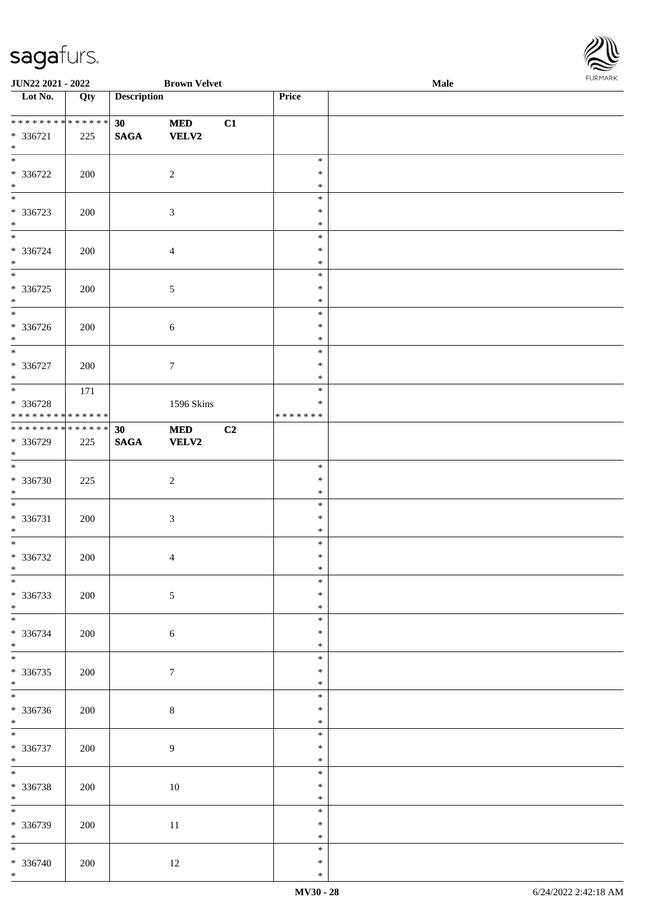**JUN22 2021 - 2022** **Brown Velvet** **Male**

| Lot No. | Qty | Description | | | Price | |
|---|---|---|---|---|---|---|
| * * * * * * * * * * * * * * * 336721 * | 225 | **30** **SAGA** | **MED** **VELV2** | **C1** | | |
| * * 336722 * | 200 | | 2 | | * * * | |
| * * 336723 * | 200 | | 3 | | * * * | |
| * * 336724 * | 200 | | 4 | | * * * | |
| * * 336725 * | 200 | | 5 | | * * * | |
| * * 336726 * | 200 | | 6 | | * * * | |
| * * 336727 * | 200 | | 7 | | * * * | |
| * * 336728 * * * * * * * * * * * * * * | 171 | | 1596 Skins | | * * * * * * * * * | |
| * * * * * * * * * * * * * * * 336729 * | 225 | **30** **SAGA** | **MED** **VELV2** | **C2** | | |
| * * 336730 * | 225 | | 2 | | * * * | |
| * * 336731 * | 200 | | 3 | | * * * | |
| * * 336732 * | 200 | | 4 | | * * * | |
| * * 336733 * | 200 | | 5 | | * * * | |
| * * 336734 * | 200 | | 6 | | * * * | |
| * * 336735 * | 200 | | 7 | | * * * | |
| * * 336736 * | 200 | | 8 | | * * * | |
| * * 336737 * | 200 | | 9 | | * * * | |
| * * 336738 * | 200 | | 10 | | * * * | |
| * * 336739 * | 200 | | 11 | | * * * | |
| * * 336740 * | 200 | | 12 | | * * * | |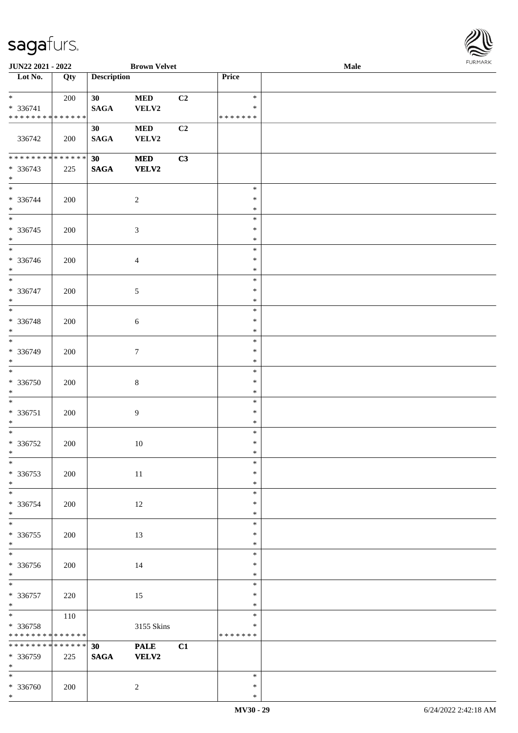| Lot No. | Qty | Description | | | Price | |
|---|---|---|---|---|---|---|
| * | 200 | 30 | MED | C2 | * | |
| * 336741 | | SAGA | VELV2 | | * | |
| * * * * * * * * * * * * * * | | | | | * * * * * * * | |
| | | 30 | MED | C2 | | |
| 336742 | 200 | SAGA | VELV2 | | | |
| * * * * * * * * * * * * * * | | 30 | MED | C3 | | |
| * 336743 | 225 | SAGA | VELV2 | | | |
| * | | | | | | |
| * | | | | | * | |
| * 336744 | 200 | | 2 | | * | |
| * | | | | | * | |
| * | | | | | * | |
| * 336745 | 200 | | 3 | | * | |
| * | | | | | * | |
| * | | | | | * | |
| * 336746 | 200 | | 4 | | * | |
| * | | | | | * | |
| * | | | | | * | |
| * 336747 | 200 | | 5 | | * | |
| * | | | | | * | |
| * | | | | | * | |
| * 336748 | 200 | | 6 | | * | |
| * | | | | | * | |
| * | | | | | * | |
| * 336749 | 200 | | 7 | | * | |
| * | | | | | * | |
| * | | | | | * | |
| * 336750 | 200 | | 8 | | * | |
| * | | | | | * | |
| * | | | | | * | |
| * 336751 | 200 | | 9 | | * | |
| * | | | | | * | |
| * | | | | | * | |
| * 336752 | 200 | | 10 | | * | |
| * | | | | | * | |
| * | | | | | * | |
| * 336753 | 200 | | 11 | | * | |
| * | | | | | * | |
| * | | | | | * | |
| * 336754 | 200 | | 12 | | * | |
| * | | | | | * | |
| * | | | | | * | |
| * 336755 | 200 | | 13 | | * | |
| * | | | | | * | |
| * | | | | | * | |
| * 336756 | 200 | | 14 | | * | |
| * | | | | | * | |
| * | | | | | * | |
| * 336757 | 220 | | 15 | | * | |
| * | | | | | * | |
| * | 110 | | | | * | |
| * 336758 | | | 3155 Skins | | * | |
| * * * * * * * * * * * * * * | | | | | * * * * * * * | |
| * * * * * * * * * * * * * * | | 30 | PALE | C1 | | |
| * 336759 | 225 | SAGA | VELV2 | | | |
| * | | | | | | |
| * | | | | | * | |
| * 336760 | 200 | | 2 | | * | |
| * | | | | | * | |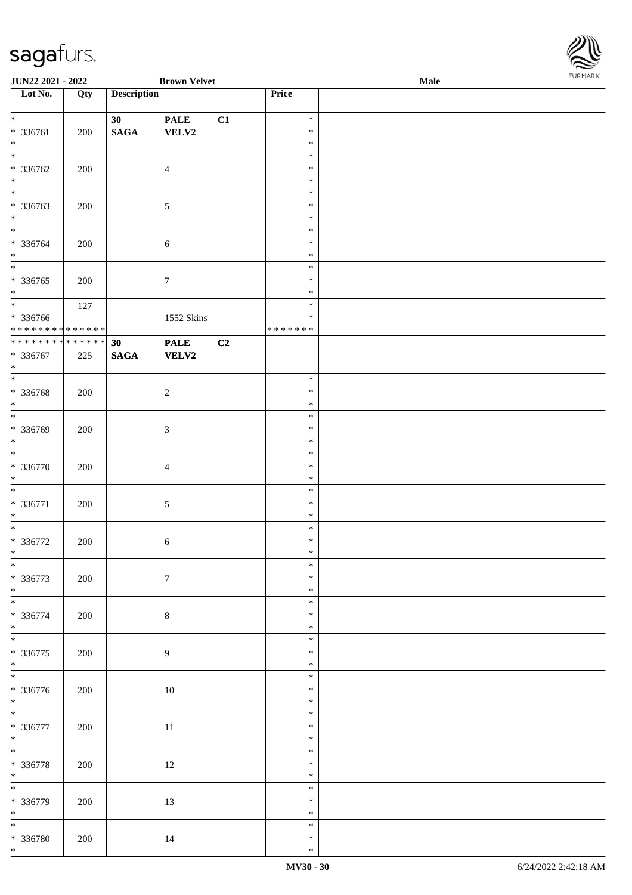**JUN22 2021 - 2022** **Brown Velvet** **Male**

| Lot No. | Qty | Description | | | Price | |
|---|---|---|---|---|---|---|
| * <br> * 336761 <br> * | 200 | 30 <br> **SAGA** | **PALE** <br> **VELV2** | C1 | * <br> * <br> * | |
| * <br> * 336762 <br> * | 200 | | 4 | | * <br> * <br> * | |
| * <br> * 336763 <br> * | 200 | | 5 | | * <br> * <br> * | |
| * <br> * 336764 <br> * | 200 | | 6 | | * <br> * <br> * | |
| * <br> * 336765 <br> * | 200 | | 7 | | * <br> * <br> * | |
| * <br> * 336766 <br> * * * * * * * * * * * * * * | 127 | | 1552 Skins | | * <br> * <br> * * * * * * * | |
| * * * * * * * * * * * * * * <br> * 336767 <br> * | 225 | **30** <br> **SAGA** | **PALE** <br> **VELV2** | **C2** | | |
| * <br> * 336768 <br> * | 200 | | 2 | | * <br> * <br> * | |
| * <br> * 336769 <br> * | 200 | | 3 | | * <br> * <br> * | |
| * <br> * 336770 <br> * | 200 | | 4 | | * <br> * <br> * | |
| * <br> * 336771 <br> * | 200 | | 5 | | * <br> * <br> * | |
| * <br> * 336772 <br> * | 200 | | 6 | | * <br> * <br> * | |
| * <br> * 336773 <br> * | 200 | | 7 | | * <br> * <br> * | |
| * <br> * 336774 <br> * | 200 | | 8 | | * <br> * <br> * | |
| * <br> * 336775 <br> * | 200 | | 9 | | * <br> * <br> * | |
| * <br> * 336776 <br> * | 200 | | 10 | | * <br> * <br> * | |
| * <br> * 336777 <br> * | 200 | | 11 | | * <br> * <br> * | |
| * <br> * 336778 <br> * | 200 | | 12 | | * <br> * <br> * | |
| * <br> * 336779 <br> * | 200 | | 13 | | * <br> * <br> * | |
| * <br> * 336780 <br> * | 200 | | 14 | | * <br> * <br> * | |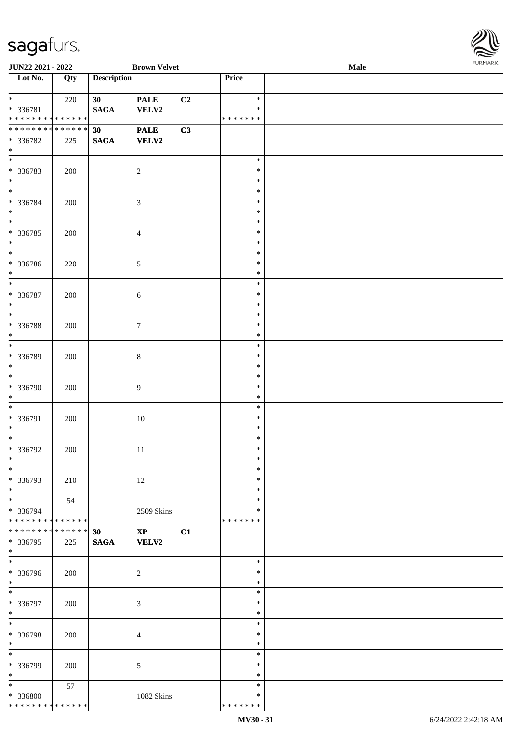| Lot No. | Qty | Description | | | Price | |
|---|---|---|---|---|---|---|
| * | 220 | 30 | PALE | C2 | * | |
| * 336781 | | SAGA | VELV2 | | * | |
| * * * * * * * * * * * * * * | | | | | * * * * * * * | |
| * * * * * * * * * * * * * * | | 30 | PALE | C3 | | |
| * 336782 | 225 | SAGA | VELV2 | | | |
| * | | | | | | |
| * | | | | | * | |
| * 336783 | 200 | | 2 | | * | |
| * | | | | | * | |
| * | | | | | * | |
| * 336784 | 200 | | 3 | | * | |
| * | | | | | * | |
| * | | | | | * | |
| * 336785 | 200 | | 4 | | * | |
| * | | | | | * | |
| * | | | | | * | |
| * 336786 | 220 | | 5 | | * | |
| * | | | | | * | |
| * | | | | | * | |
| * 336787 | 200 | | 6 | | * | |
| * | | | | | * | |
| * | | | | | * | |
| * 336788 | 200 | | 7 | | * | |
| * | | | | | * | |
| * | | | | | * | |
| * 336789 | 200 | | 8 | | * | |
| * | | | | | * | |
| * | | | | | * | |
| * 336790 | 200 | | 9 | | * | |
| * | | | | | * | |
| * | | | | | * | |
| * 336791 | 200 | | 10 | | * | |
| * | | | | | * | |
| * | | | | | * | |
| * 336792 | 200 | | 11 | | * | |
| * | | | | | * | |
| * | | | | | * | |
| * 336793 | 210 | | 12 | | * | |
| * | | | | | * | |
| * | 54 | | | | * | |
| * 336794 | | | 2509 Skins | | * | |
| * * * * * * * * * * * * * * | | | | | * * * * * * * | |
| * * * * * * * * * * * * * * | | 30 | XP | C1 | | |
| * 336795 | 225 | SAGA | VELV2 | | | |
| * | | | | | | |
| * | | | | | * | |
| * 336796 | 200 | | 2 | | * | |
| * | | | | | * | |
| * | | | | | * | |
| * 336797 | 200 | | 3 | | * | |
| * | | | | | * | |
| * | | | | | * | |
| * 336798 | 200 | | 4 | | * | |
| * | | | | | * | |
| * | | | | | * | |
| * 336799 | 200 | | 5 | | * | |
| * | | | | | * | |
| * | 57 | | | | * | |
| * 336800 | | | 1082 Skins | | * | |
| * * * * * * * * * * * * * * | | | | | * * * * * * * | |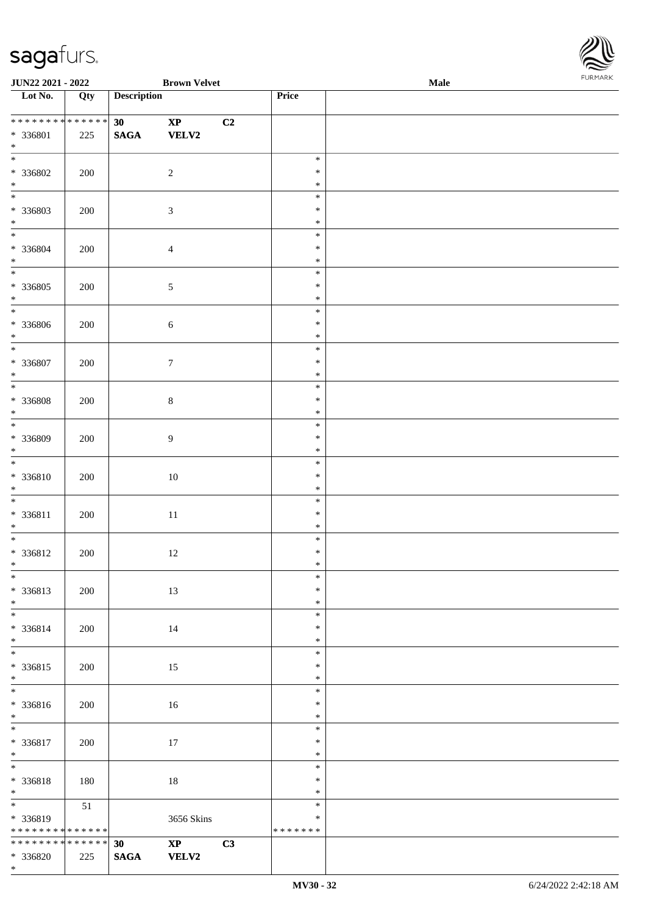JUN22 2021 - 2022 | Brown Velvet | Male

| Lot No. | Qty | Description | | | Price | |
|---|---|---|---|---|---|---|
| * * * * * * * * * * * * * * | | 30 | XP | C2 | | |
| * 336801 | 225 | SAGA | VELV2 | | | |
| * | | | | | | |
| * | | | | | * | |
| * 336802 | 200 | | 2 | | * | |
| * | | | | | * | |
| * | | | | | * | |
| * 336803 | 200 | | 3 | | * | |
| * | | | | | * | |
| * | | | | | * | |
| * 336804 | 200 | | 4 | | * | |
| * | | | | | * | |
| * | | | | | * | |
| * 336805 | 200 | | 5 | | * | |
| * | | | | | * | |
| * | | | | | * | |
| * 336806 | 200 | | 6 | | * | |
| * | | | | | * | |
| * | | | | | * | |
| * 336807 | 200 | | 7 | | * | |
| * | | | | | * | |
| * | | | | | * | |
| * 336808 | 200 | | 8 | | * | |
| * | | | | | * | |
| * | | | | | * | |
| * 336809 | 200 | | 9 | | * | |
| * | | | | | * | |
| * | | | | | * | |
| * 336810 | 200 | | 10 | | * | |
| * | | | | | * | |
| * | | | | | * | |
| * 336811 | 200 | | 11 | | * | |
| * | | | | | * | |
| * | | | | | * | |
| * 336812 | 200 | | 12 | | * | |
| * | | | | | * | |
| * | | | | | * | |
| * 336813 | 200 | | 13 | | * | |
| * | | | | | * | |
| * | | | | | * | |
| * 336814 | 200 | | 14 | | * | |
| * | | | | | * | |
| * | | | | | * | |
| * 336815 | 200 | | 15 | | * | |
| * | | | | | * | |
| * | | | | | * | |
| * 336816 | 200 | | 16 | | * | |
| * | | | | | * | |
| * | | | | | * | |
| * 336817 | 200 | | 17 | | * | |
| * | | | | | * | |
| * | | | | | * | |
| * 336818 | 180 | | 18 | | * | |
| * | | | | | * | |
| * | 51 | | | | * | |
| * 336819 | | | 3656 Skins | | * | |
| * * * * * * * * * * * * * * | | | | | * * * * * * * | |
| * * * * * * * * * * * * * * | | 30 | XP | C3 | | |
| * 336820 | 225 | SAGA | VELV2 | | | |
| * | | | | | | |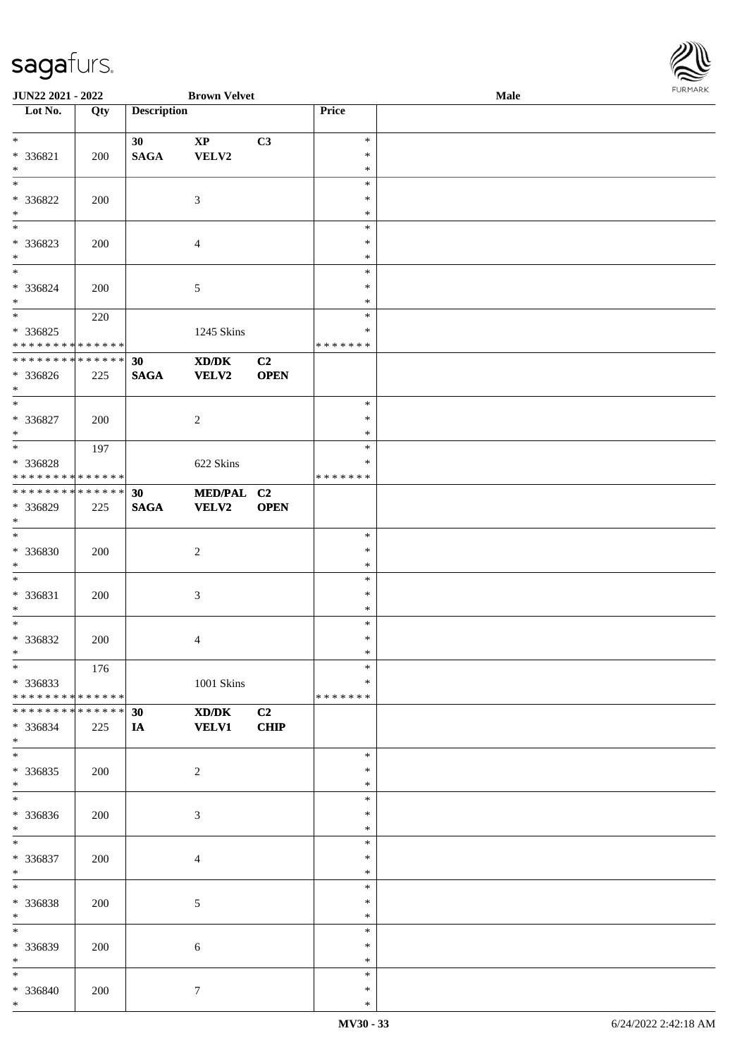| Lot No. | Qty | Description | | | Price | |
|---|---|---|---|---|---|---|
| * | | 30 | XP | C3 | * | |
| * 336821 | 200 | SAGA | VELV2 | | * | |
| * | | | | | * | |
| * | | | | | * | |
| * 336822 | 200 | | 3 | | * | |
| * | | | | | * | |
| * | | | | | * | |
| * 336823 | 200 | | 4 | | * | |
| * | | | | | * | |
| * | | | | | * | |
| * 336824 | 200 | | 5 | | * | |
| * | | | | | * | |
| * | 220 | | | | * | |
| * 336825 | | | 1245 Skins | | * | |
| * * * * * * * * * * * * * * | | | | | * * * * * * * | |
| * * * * * * * * * * * * * * | | 30 | XD/DK | C2 | | |
| * 336826 | 225 | SAGA | VELV2 | OPEN | | |
| * | | | | | | |
| * | | | | | * | |
| * 336827 | 200 | | 2 | | * | |
| * | | | | | * | |
| * | 197 | | | | * | |
| * 336828 | | | 622 Skins | | * | |
| * * * * * * * * * * * * * * | | | | | * * * * * * * | |
| * * * * * * * * * * * * * * | | 30 | MED/PAL | C2 | | |
| * 336829 | 225 | SAGA | VELV2 | OPEN | | |
| * | | | | | | |
| * | | | | | * | |
| * 336830 | 200 | | 2 | | * | |
| * | | | | | * | |
| * | | | | | * | |
| * 336831 | 200 | | 3 | | * | |
| * | | | | | * | |
| * | | | | | * | |
| * 336832 | 200 | | 4 | | * | |
| * | | | | | * | |
| * | 176 | | | | * | |
| * 336833 | | | 1001 Skins | | * | |
| * * * * * * * * * * * * * * | | | | | * * * * * * * | |
| * * * * * * * * * * * * * * | | 30 | XD/DK | C2 | | |
| * 336834 | 225 | IA | VELV1 | CHIP | | |
| * | | | | | | |
| * | | | | | * | |
| * 336835 | 200 | | 2 | | * | |
| * | | | | | * | |
| * | | | | | * | |
| * 336836 | 200 | | 3 | | * | |
| * | | | | | * | |
| * | | | | | * | |
| * 336837 | 200 | | 4 | | * | |
| * | | | | | * | |
| * | | | | | * | |
| * 336838 | 200 | | 5 | | * | |
| * | | | | | * | |
| * | | | | | * | |
| * 336839 | 200 | | 6 | | * | |
| * | | | | | * | |
| * | | | | | * | |
| * 336840 | 200 | | 7 | | * | |
| * | | | | | * | |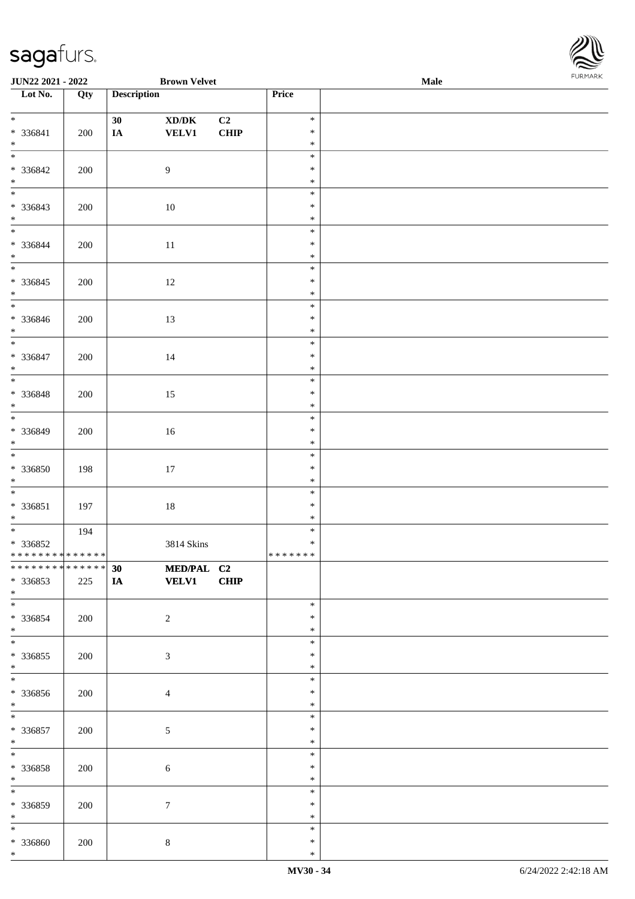JUN22 2021 - 2022 | Brown Velvet | Male

| Lot No. | Qty | Description | | | Price | |
|---|---|---|---|---|---|---|
| * | | 30 | XD/DK | C2 | * | |
| * 336841 | 200 | IA | VELV1 | CHIP | * | |
| * | | | | | * | |
| * | | | | | * | |
| * 336842 | 200 | | 9 | | * | |
| * | | | | | * | |
| * | | | | | * | |
| * 336843 | 200 | | 10 | | * | |
| * | | | | | * | |
| * | | | | | * | |
| * 336844 | 200 | | 11 | | * | |
| * | | | | | * | |
| * | | | | | * | |
| * 336845 | 200 | | 12 | | * | |
| * | | | | | * | |
| * | | | | | * | |
| * 336846 | 200 | | 13 | | * | |
| * | | | | | * | |
| * | | | | | * | |
| * 336847 | 200 | | 14 | | * | |
| * | | | | | * | |
| * | | | | | * | |
| * 336848 | 200 | | 15 | | * | |
| * | | | | | * | |
| * | | | | | * | |
| * 336849 | 200 | | 16 | | * | |
| * | | | | | * | |
| * | | | | | * | |
| * 336850 | 198 | | 17 | | * | |
| * | | | | | * | |
| * | | | | | * | |
| * 336851 | 197 | | 18 | | * | |
| * | | | | | * | |
| * | 194 | | | | * | |
| * 336852 | | | 3814 Skins | | * | |
| ************** | | | | | ******* | |
| ************** | | 30 | MED/PAL | C2 | | |
| * 336853 | 225 | IA | VELV1 | CHIP | | |
| * | | | | | | |
| * | | | | | * | |
| * 336854 | 200 | | 2 | | * | |
| * | | | | | * | |
| * | | | | | * | |
| * 336855 | 200 | | 3 | | * | |
| * | | | | | * | |
| * | | | | | * | |
| * 336856 | 200 | | 4 | | * | |
| * | | | | | * | |
| * | | | | | * | |
| * 336857 | 200 | | 5 | | * | |
| * | | | | | * | |
| * | | | | | * | |
| * 336858 | 200 | | 6 | | * | |
| * | | | | | * | |
| * | | | | | * | |
| * 336859 | 200 | | 7 | | * | |
| * | | | | | * | |
| * | | | | | * | |
| * 336860 | 200 | | 8 | | * | |
| * | | | | | * | |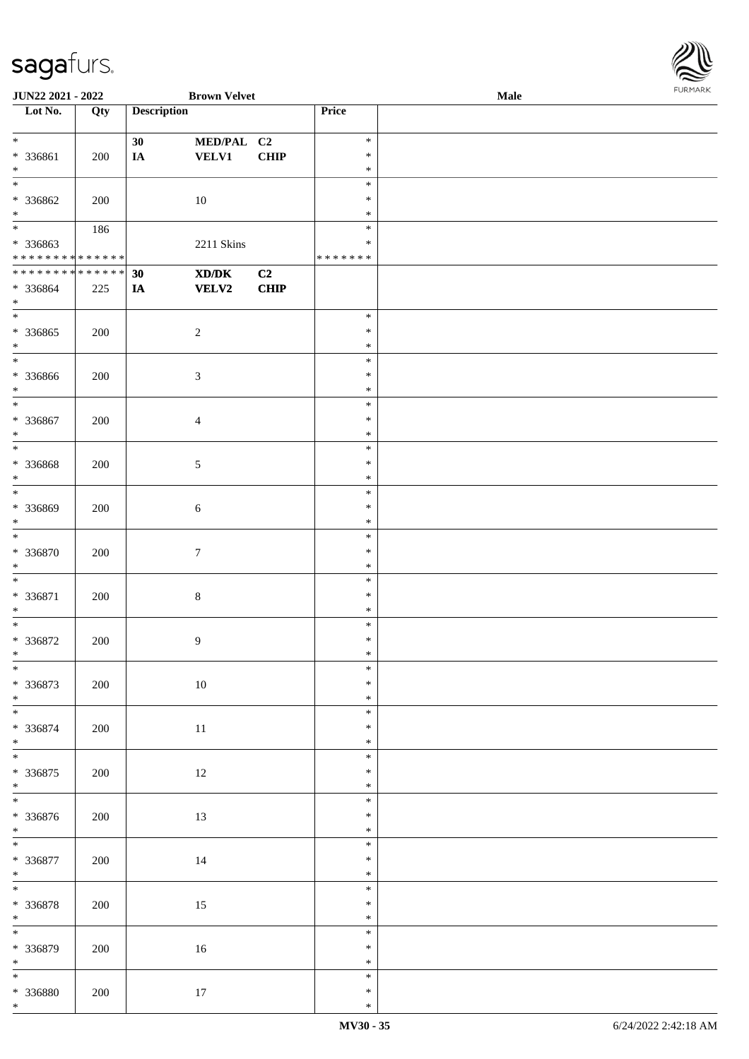| Lot No. | Qty | Description | | | Price | |
|---|---|---|---|---|---|---|
| * | | 30 | MED/PAL | C2 | * | |
| * 336861 | 200 | IA | VELV1 | CHIP | * | |
| * | | | | | * | |
| * | | | | | * | |
| * 336862 | 200 | | 10 | | * | |
| * | | | | | * | |
| * | 186 | | | | * | |
| * 336863 | | | 2211 Skins | | * | |
| * * * * * * * * * * * * * * | | | | | * * * * * * * | |
| * * * * * * * * * * * * * * | | 30 | XD/DK | C2 | | |
| * 336864 | 225 | IA | VELV2 | CHIP | | |
| * | | | | | | |
| * | | | | | * | |
| * 336865 | 200 | | 2 | | * | |
| * | | | | | * | |
| * | | | | | * | |
| * 336866 | 200 | | 3 | | * | |
| * | | | | | * | |
| * | | | | | * | |
| * 336867 | 200 | | 4 | | * | |
| * | | | | | * | |
| * | | | | | * | |
| * 336868 | 200 | | 5 | | * | |
| * | | | | | * | |
| * | | | | | * | |
| * 336869 | 200 | | 6 | | * | |
| * | | | | | * | |
| * | | | | | * | |
| * 336870 | 200 | | 7 | | * | |
| * | | | | | * | |
| * | | | | | * | |
| * 336871 | 200 | | 8 | | * | |
| * | | | | | * | |
| * | | | | | * | |
| * 336872 | 200 | | 9 | | * | |
| * | | | | | * | |
| * | | | | | * | |
| * 336873 | 200 | | 10 | | * | |
| * | | | | | * | |
| * | | | | | * | |
| * 336874 | 200 | | 11 | | * | |
| * | | | | | * | |
| * | | | | | * | |
| * 336875 | 200 | | 12 | | * | |
| * | | | | | * | |
| * | | | | | * | |
| * 336876 | 200 | | 13 | | * | |
| * | | | | | * | |
| * | | | | | * | |
| * 336877 | 200 | | 14 | | * | |
| * | | | | | * | |
| * | | | | | * | |
| * 336878 | 200 | | 15 | | * | |
| * | | | | | * | |
| * | | | | | * | |
| * 336879 | 200 | | 16 | | * | |
| * | | | | | * | |
| * | | | | | * | |
| * 336880 | 200 | | 17 | | * | |
| * | | | | | * | |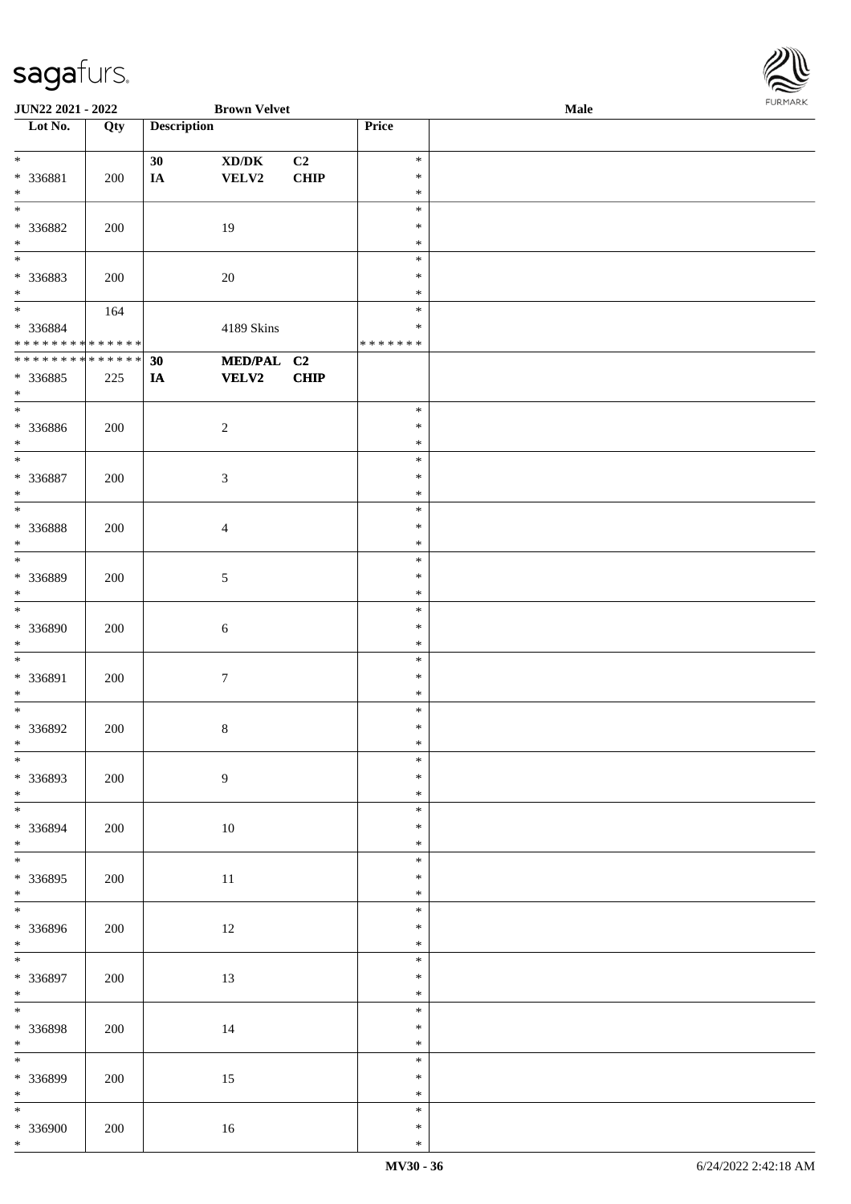| Lot No. | Qty | Description | | | Price | |
|---|---|---|---|---|---|---|
| * | | 30 | XD/DK | C2 | * | |
| * 336881 | 200 | IA | VELV2 | CHIP | * | |
| * | | | | | * | |
| * | | | | | * | |
| * 336882 | 200 | | 19 | | * | |
| * | | | | | * | |
| * | | | | | * | |
| * 336883 | 200 | | 20 | | * | |
| * | | | | | * | |
| * | 164 | | | | * | |
| * 336884 | | | 4189 Skins | | * | |
| * * * * * * * * * * * * * * | | | | | * * * * * * * | |
| * * * * * * * * * * * * * * | | **30** | **MED/PAL** | **C2** | | |
| * 336885 | 225 | **IA** | **VELV2** | **CHIP** | | |
| * | | | | | | |
| * | | | | | * | |
| * 336886 | 200 | | 2 | | * | |
| * | | | | | * | |
| * | | | | | * | |
| * 336887 | 200 | | 3 | | * | |
| * | | | | | * | |
| * | | | | | * | |
| * 336888 | 200 | | 4 | | * | |
| * | | | | | * | |
| * | | | | | * | |
| * 336889 | 200 | | 5 | | * | |
| * | | | | | * | |
| * | | | | | * | |
| * 336890 | 200 | | 6 | | * | |
| * | | | | | * | |
| * | | | | | * | |
| * 336891 | 200 | | 7 | | * | |
| * | | | | | * | |
| * | | | | | * | |
| * 336892 | 200 | | 8 | | * | |
| * | | | | | * | |
| * | | | | | * | |
| * 336893 | 200 | | 9 | | * | |
| * | | | | | * | |
| * | | | | | * | |
| * 336894 | 200 | | 10 | | * | |
| * | | | | | * | |
| * | | | | | * | |
| * 336895 | 200 | | 11 | | * | |
| * | | | | | * | |
| * | | | | | * | |
| * 336896 | 200 | | 12 | | * | |
| * | | | | | * | |
| * | | | | | * | |
| * 336897 | 200 | | 13 | | * | |
| * | | | | | * | |
| * | | | | | * | |
| * 336898 | 200 | | 14 | | * | |
| * | | | | | * | |
| * | | | | | * | |
| * 336899 | 200 | | 15 | | * | |
| * | | | | | * | |
| * | | | | | * | |
| * 336900 | 200 | | 16 | | * | |
| * | | | | | * | |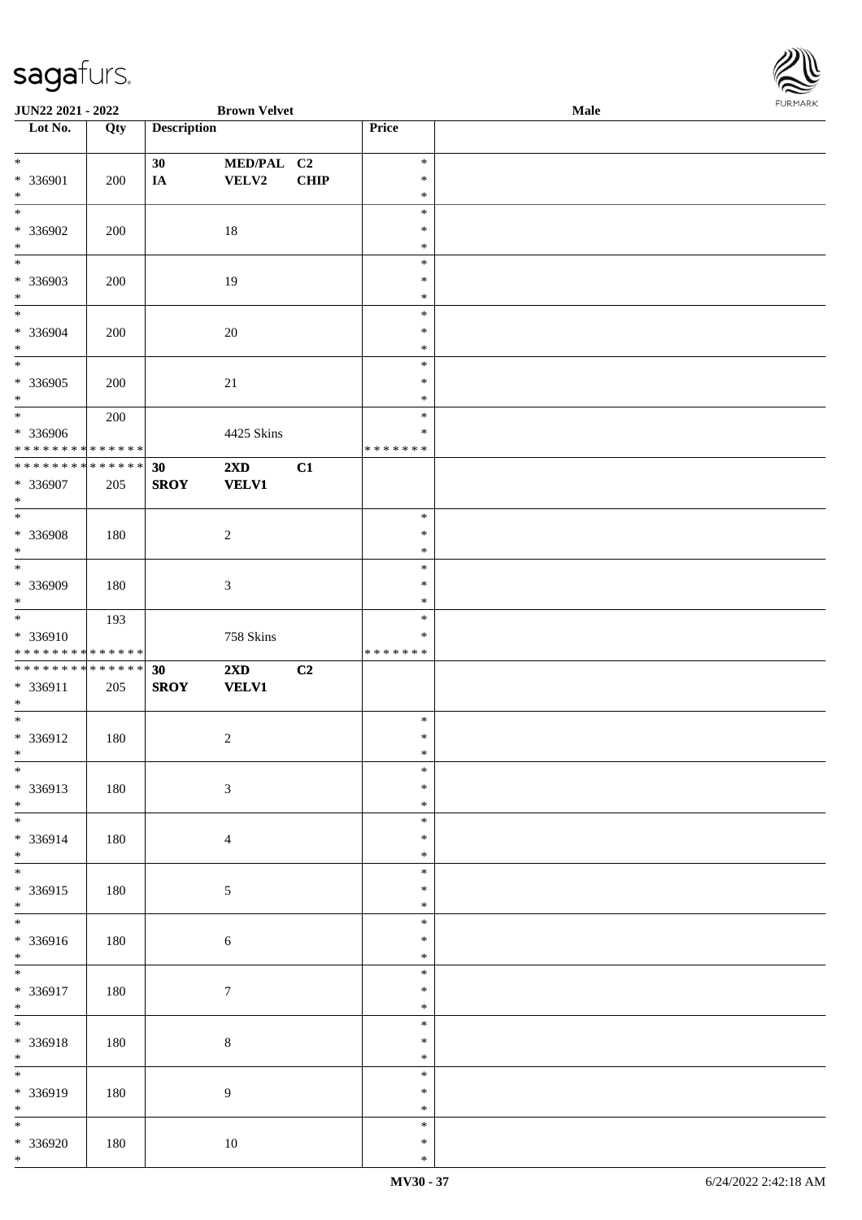| Lot No. | Qty | Description | | | Price | |
|---|---|---|---|---|---|---|
| * <br> * 336901 <br> * | 200 | 30 <br> IA | MED/PAL <br> VELV2 | C2 <br> CHIP | * <br> * <br> * | |
| * <br> * 336902 <br> * | 200 | | 18 | | * <br> * <br> * | |
| * <br> * 336903 <br> * | 200 | | 19 | | * <br> * <br> * | |
| * <br> * 336904 <br> * | 200 | | 20 | | * <br> * <br> * | |
| * <br> * 336905 <br> * | 200 | | 21 | | * <br> * <br> * | |
| * <br> * 336906 <br> * * * * * * * * * * * * * * | 200 | | 4425 Skins | | * <br> * <br> * * * * * * * | |
| * * * * * * * * * * * * * * <br> * 336907 <br> * | 205 | 30 <br> SROY | 2XD <br> VELV1 | C1 | | |
| * <br> * 336908 <br> * | 180 | | 2 | | * <br> * <br> * | |
| * <br> * 336909 <br> * | 180 | | 3 | | * <br> * <br> * | |
| * <br> * 336910 <br> * * * * * * * * * * * * * * | 193 | | 758 Skins | | * <br> * <br> * * * * * * * | |
| * * * * * * * * * * * * * * <br> * 336911 <br> * | 205 | 30 <br> SROY | 2XD <br> VELV1 | C2 | | |
| * <br> * 336912 <br> * | 180 | | 2 | | * <br> * <br> * | |
| * <br> * 336913 <br> * | 180 | | 3 | | * <br> * <br> * | |
| * <br> * 336914 <br> * | 180 | | 4 | | * <br> * <br> * | |
| * <br> * 336915 <br> * | 180 | | 5 | | * <br> * <br> * | |
| * <br> * 336916 <br> * | 180 | | 6 | | * <br> * <br> * | |
| * <br> * 336917 <br> * | 180 | | 7 | | * <br> * <br> * | |
| * <br> * 336918 <br> * | 180 | | 8 | | * <br> * <br> * | |
| * <br> * 336919 <br> * | 180 | | 9 | | * <br> * <br> * | |
| * <br> * 336920 <br> * | 180 | | 10 | | * <br> * <br> * | |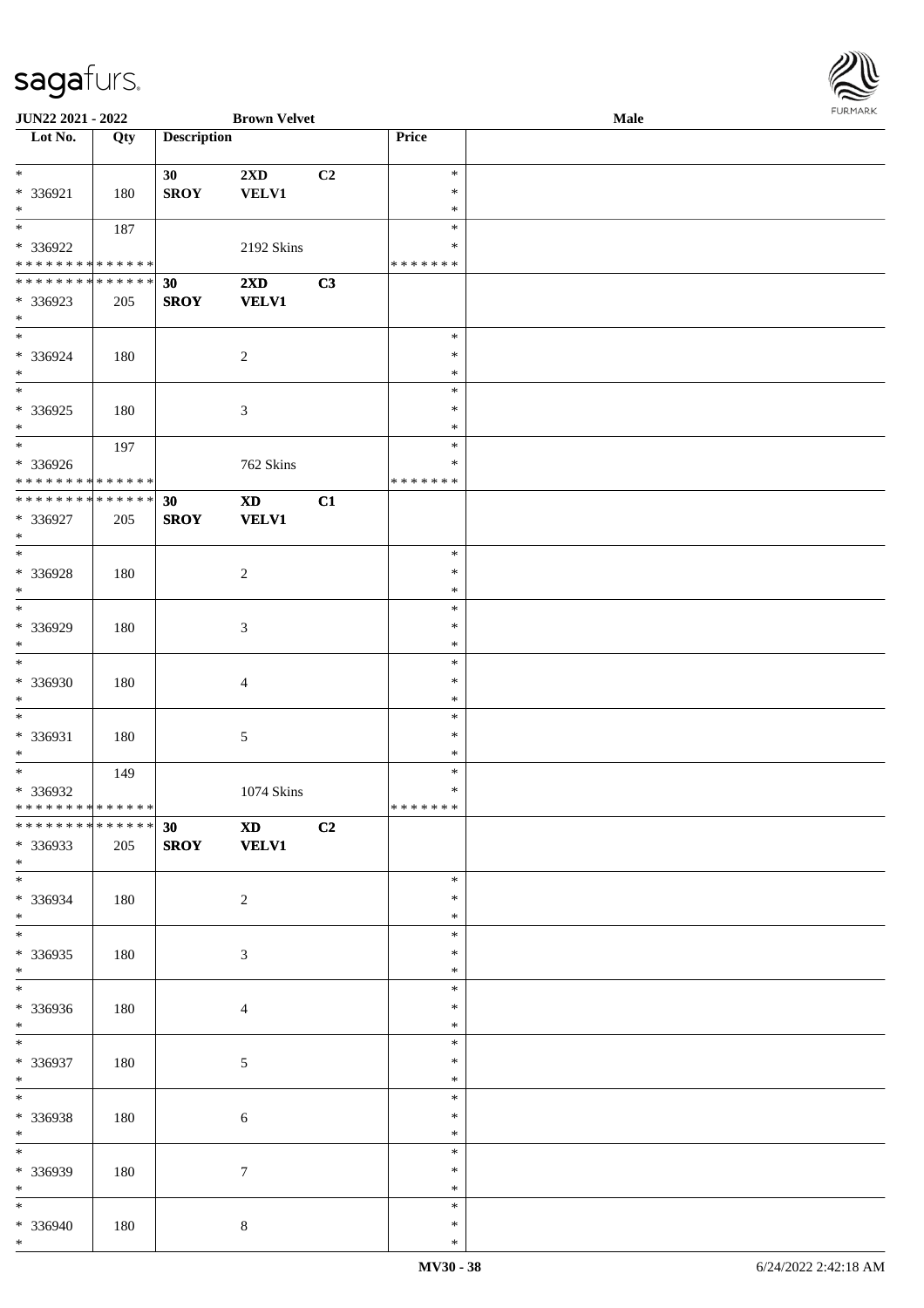| Lot No. | Qty | Description | | | Price | |
|---|---|---|---|---|---|---|
| * | | 30 | 2XD | C2 | * | |
| * 336921 | 180 | SROY | VELV1 | | * | |
| * | | | | | * | |
| * | 187 | | | | * | |
| * 336922 | | | 2192 Skins | | * | |
| * * * * * * * * * * * * * * | | | | | * * * * * * * | |
| * * * * * * * * * * * * * * | | 30 | 2XD | C3 | | |
| * 336923 | 205 | SROY | VELV1 | | | |
| * | | | | | | |
| * | | | | | * | |
| * 336924 | 180 | | 2 | | * | |
| * | | | | | * | |
| * | | | | | * | |
| * 336925 | 180 | | 3 | | * | |
| * | | | | | * | |
| * | 197 | | | | * | |
| * 336926 | | | 762 Skins | | * | |
| * * * * * * * * * * * * * * | | | | | * * * * * * * | |
| * * * * * * * * * * * * * * | | 30 | XD | C1 | | |
| * 336927 | 205 | SROY | VELV1 | | | |
| * | | | | | | |
| * | | | | | * | |
| * 336928 | 180 | | 2 | | * | |
| * | | | | | * | |
| * | | | | | * | |
| * 336929 | 180 | | 3 | | * | |
| * | | | | | * | |
| * | | | | | * | |
| * 336930 | 180 | | 4 | | * | |
| * | | | | | * | |
| * | | | | | * | |
| * 336931 | 180 | | 5 | | * | |
| * | | | | | * | |
| * | 149 | | | | * | |
| * 336932 | | | 1074 Skins | | * | |
| * * * * * * * * * * * * * * | | | | | * * * * * * * | |
| * * * * * * * * * * * * * * | | 30 | XD | C2 | | |
| * 336933 | 205 | SROY | VELV1 | | | |
| * | | | | | | |
| * | | | | | * | |
| * 336934 | 180 | | 2 | | * | |
| * | | | | | * | |
| * | | | | | * | |
| * 336935 | 180 | | 3 | | * | |
| * | | | | | * | |
| * | | | | | * | |
| * 336936 | 180 | | 4 | | * | |
| * | | | | | * | |
| * | | | | | * | |
| * 336937 | 180 | | 5 | | * | |
| * | | | | | * | |
| * | | | | | * | |
| * 336938 | 180 | | 6 | | * | |
| * | | | | | * | |
| * | | | | | * | |
| * 336939 | 180 | | 7 | | * | |
| * | | | | | * | |
| * | | | | | * | |
| * 336940 | 180 | | 8 | | * | |
| * | | | | | * | |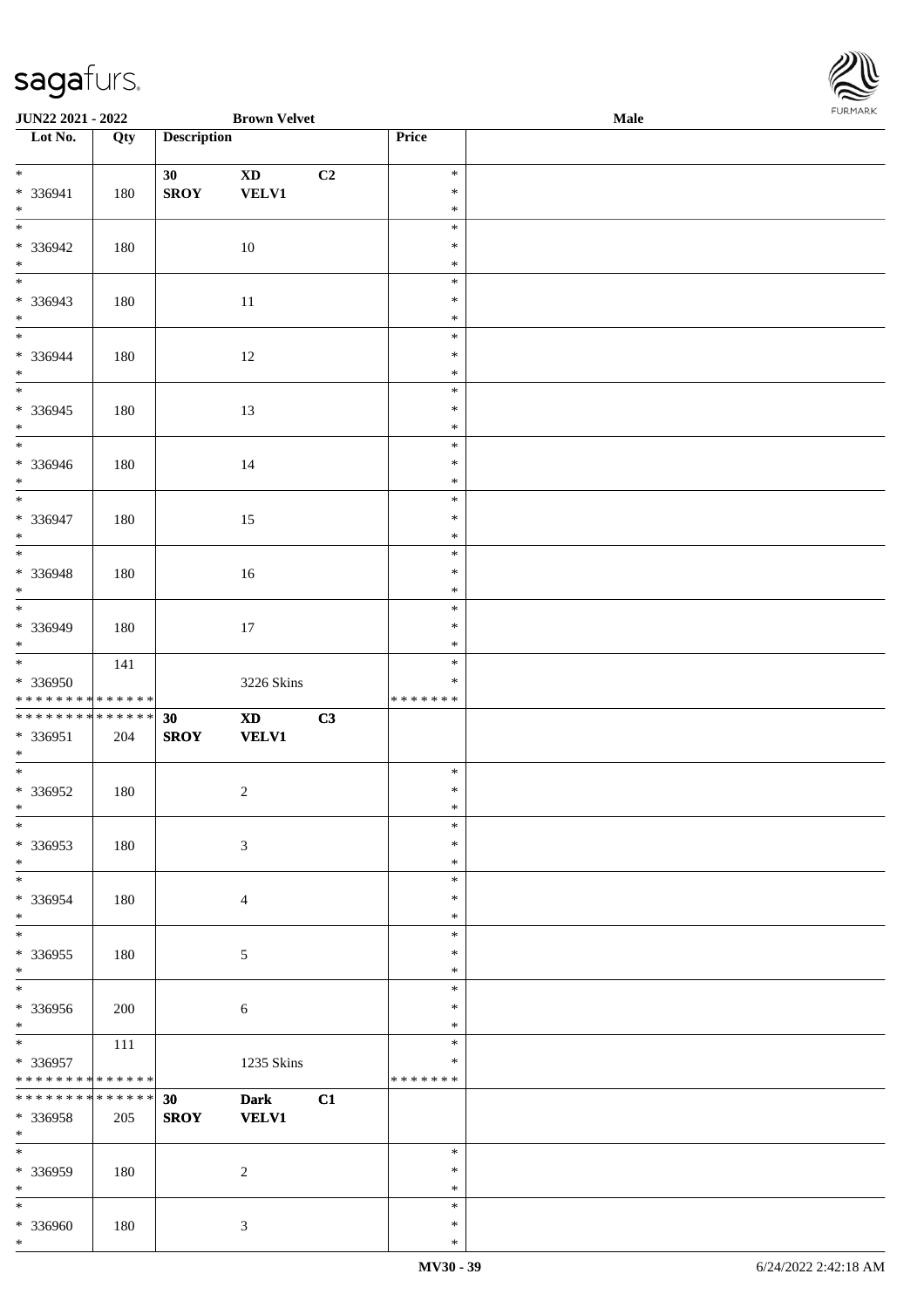| Lot No. | Qty | Description | | | Price | |
|---|---|---|---|---|---|---|
| * | | 30 | XD | C2 | * | |
| * 336941 | 180 | SROY | VELV1 | | * | |
| * | | | | | * | |
| * | | | | | * | |
| * 336942 | 180 | | 10 | | * | |
| * | | | | | * | |
| * | | | | | * | |
| * 336943 | 180 | | 11 | | * | |
| * | | | | | * | |
| * | | | | | * | |
| * 336944 | 180 | | 12 | | * | |
| * | | | | | * | |
| * | | | | | * | |
| * 336945 | 180 | | 13 | | * | |
| * | | | | | * | |
| * | | | | | * | |
| * 336946 | 180 | | 14 | | * | |
| * | | | | | * | |
| * | | | | | * | |
| * 336947 | 180 | | 15 | | * | |
| * | | | | | * | |
| * | | | | | * | |
| * 336948 | 180 | | 16 | | * | |
| * | | | | | * | |
| * | | | | | * | |
| * 336949 | 180 | | 17 | | * | |
| * | | | | | * | |
| * | 141 | | | | * | |
| * 336950 | | | 3226 Skins | | * | |
| * * * * * * * * * * * * * * | | | | | * * * * * * * | |
| * * * * * * * * * * * * * * | | 30 | XD | C3 | | |
| * 336951 | 204 | SROY | VELV1 | | | |
| * | | | | | | |
| * | | | | | * | |
| * 336952 | 180 | | 2 | | * | |
| * | | | | | * | |
| * | | | | | * | |
| * 336953 | 180 | | 3 | | * | |
| * | | | | | * | |
| * | | | | | * | |
| * 336954 | 180 | | 4 | | * | |
| * | | | | | * | |
| * | | | | | * | |
| * 336955 | 180 | | 5 | | * | |
| * | | | | | * | |
| * | | | | | * | |
| * 336956 | 200 | | 6 | | * | |
| * | | | | | * | |
| * | 111 | | | | * | |
| * 336957 | | | 1235 Skins | | * | |
| * * * * * * * * * * * * * * | | | | | * * * * * * * | |
| * * * * * * * * * * * * * * | | 30 | Dark | C1 | | |
| * 336958 | 205 | SROY | VELV1 | | | |
| * | | | | | | |
| * | | | | | * | |
| * 336959 | 180 | | 2 | | * | |
| * | | | | | * | |
| * | | | | | * | |
| * 336960 | 180 | | 3 | | * | |
| * | | | | | * | |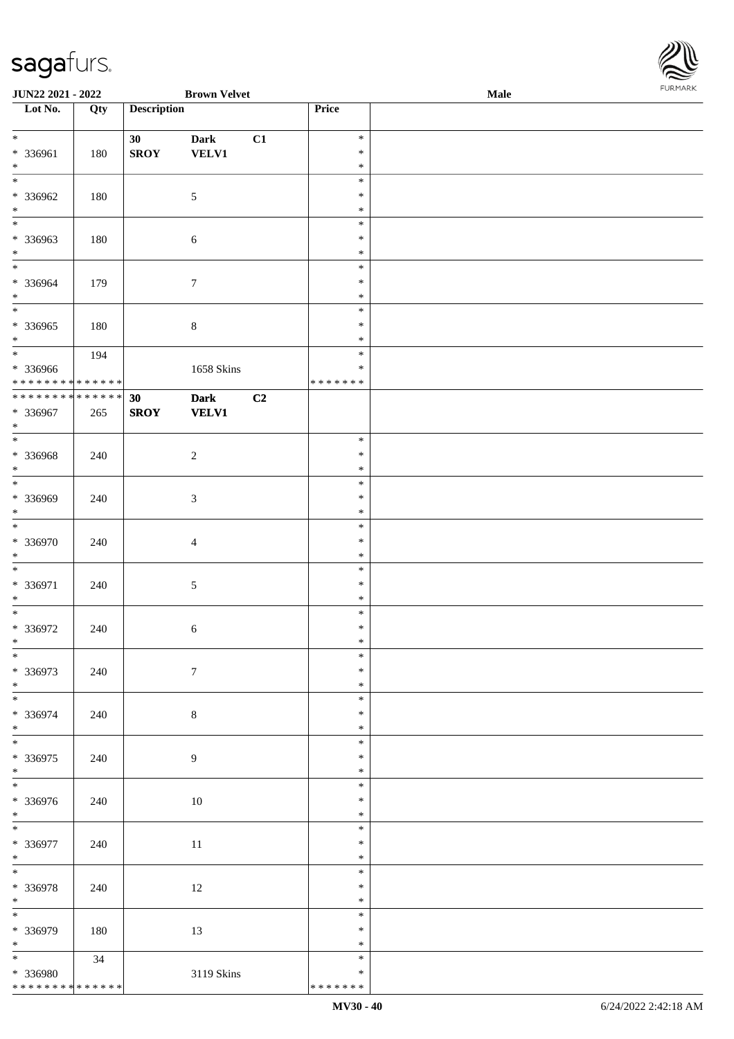| Lot No. | Qty | Description | | | Price | |
|---|---|---|---|---|---|---|
| * | | 30 | Dark | C1 | * | |
| * 336961 | 180 | SROY | VELV1 | | * | |
| * | | | | | * | |
| * | | | | | * | |
| * 336962 | 180 | | 5 | | * | |
| * | | | | | * | |
| * | | | | | * | |
| * 336963 | 180 | | 6 | | * | |
| * | | | | | * | |
| * | | | | | * | |
| * 336964 | 179 | | 7 | | * | |
| * | | | | | * | |
| * | | | | | * | |
| * 336965 | 180 | | 8 | | * | |
| * | | | | | * | |
| * | 194 | | | | * | |
| * 336966 | | | 1658 Skins | | * | |
| * * * * * * * * * * * * * * | | | | | * * * * * * * | |
| * * * * * * * * * * * * * * | | 30 | Dark | C2 | | |
| * 336967 | 265 | SROY | VELV1 | | | |
| * | | | | | | |
| * | | | | | * | |
| * 336968 | 240 | | 2 | | * | |
| * | | | | | * | |
| * | | | | | * | |
| * 336969 | 240 | | 3 | | * | |
| * | | | | | * | |
| * | | | | | * | |
| * 336970 | 240 | | 4 | | * | |
| * | | | | | * | |
| * | | | | | * | |
| * 336971 | 240 | | 5 | | * | |
| * | | | | | * | |
| * | | | | | * | |
| * 336972 | 240 | | 6 | | * | |
| * | | | | | * | |
| * | | | | | * | |
| * 336973 | 240 | | 7 | | * | |
| * | | | | | * | |
| * | | | | | * | |
| * 336974 | 240 | | 8 | | * | |
| * | | | | | * | |
| * | | | | | * | |
| * 336975 | 240 | | 9 | | * | |
| * | | | | | * | |
| * | | | | | * | |
| * 336976 | 240 | | 10 | | * | |
| * | | | | | * | |
| * | | | | | * | |
| * 336977 | 240 | | 11 | | * | |
| * | | | | | * | |
| * | | | | | * | |
| * 336978 | 240 | | 12 | | * | |
| * | | | | | * | |
| * | | | | | * | |
| * 336979 | 180 | | 13 | | * | |
| * | | | | | * | |
| * | 34 | | | | * | |
| * 336980 | | | 3119 Skins | | * | |
| * * * * * * * * * * * * * * | | | | | * * * * * * * | |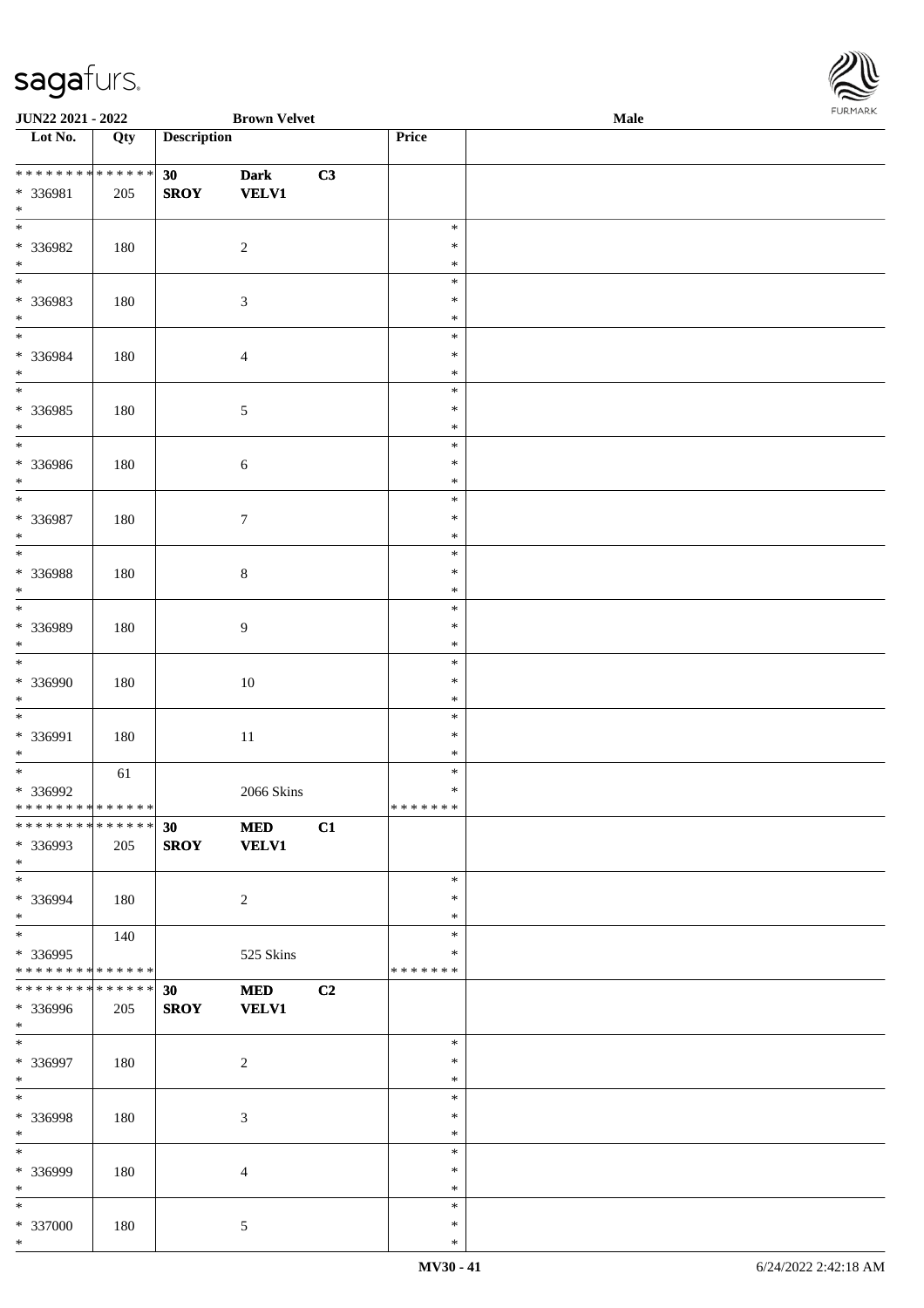| Lot No. | Qty | Description | | | Price | |
|---|---|---|---|---|---|---|
| * * * * * * * * * * * * * * | | 30 | Dark | C3 | | |
| * 336981 | 205 | SROY | VELV1 | | | |
| * | | | | | | |
| * 336982 | 180 | | 2 | | * * * | |
| * 336983 | 180 | | 3 | | * * * | |
| * 336984 | 180 | | 4 | | * * * | |
| * 336985 | 180 | | 5 | | * * * | |
| * 336986 | 180 | | 6 | | * * * | |
| * 336987 | 180 | | 7 | | * * * | |
| * 336988 | 180 | | 8 | | * * * | |
| * 336989 | 180 | | 9 | | * * * | |
| * 336990 | 180 | | 10 | | * * * | |
| * 336991 | 180 | | 11 | | * * * | |
| * 336992 | 61 | | 2066 Skins | | * * | |
| * * * * * * * * * * * * * * | | | | | * * * * * * * | |
| * * * * * * * * * * * * * * | | 30 | MED | C1 | | |
| * 336993 | 205 | SROY | VELV1 | | | |
| * | | | | | | |
| * 336994 | 180 | | 2 | | * * * | |
| * 336995 | 140 | | 525 Skins | | * * | |
| * * * * * * * * * * * * * * | | | | | * * * * * * * | |
| * * * * * * * * * * * * * * | | 30 | MED | C2 | | |
| * 336996 | 205 | SROY | VELV1 | | | |
| * | | | | | | |
| * 336997 | 180 | | 2 | | * * * | |
| * 336998 | 180 | | 3 | | * * * | |
| * 336999 | 180 | | 4 | | * * * | |
| * 337000 | 180 | | 5 | | * * * | |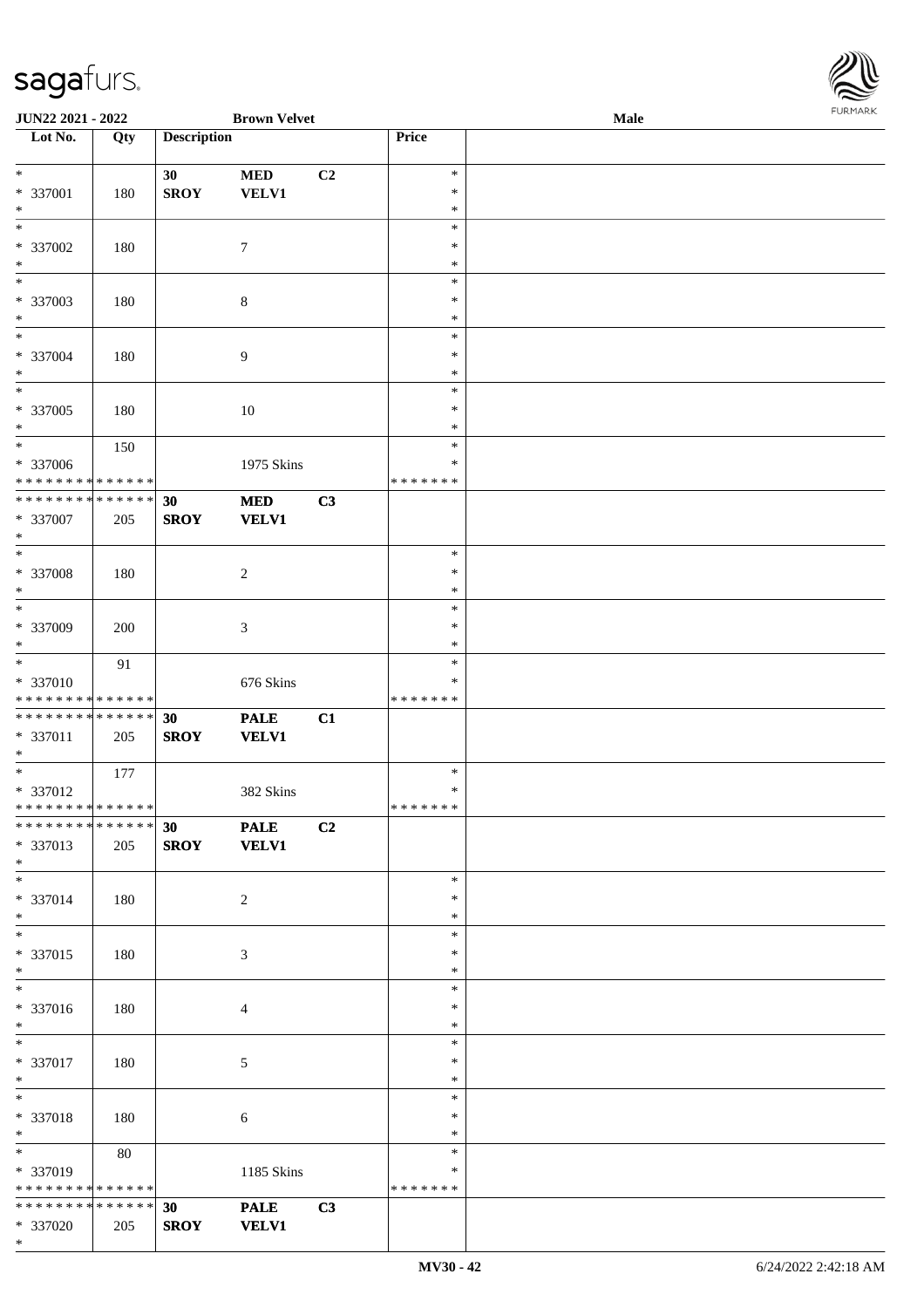| Lot No. | Qty | Description | | | Price | |
|---|---|---|---|---|---|---|
| * | | 30 | MED | C2 | * | |
| * 337001 | 180 | SROY | VELV1 | | * | |
| * | | | | | * | |
| * | | | | | * | |
| * 337002 | 180 | | 7 | | * | |
| * | | | | | * | |
| * | | | | | * | |
| * 337003 | 180 | | 8 | | * | |
| * | | | | | * | |
| * | | | | | * | |
| * 337004 | 180 | | 9 | | * | |
| * | | | | | * | |
| * | | | | | * | |
| * 337005 | 180 | | 10 | | * | |
| * | | | | | * | |
| * | 150 | | | | * | |
| * 337006 | | | 1975 Skins | | * | |
| * * * * * * * * * * * * * * | | | | | * * * * * * * | |
| * * * * * * * * * * * * * * | | 30 | MED | C3 | | |
| * 337007 | 205 | SROY | VELV1 | | | |
| * | | | | | | |
| * | | | | | * | |
| * 337008 | 180 | | 2 | | * | |
| * | | | | | * | |
| * | | | | | * | |
| * 337009 | 200 | | 3 | | * | |
| * | | | | | * | |
| * | 91 | | | | * | |
| * 337010 | | | 676 Skins | | * | |
| * * * * * * * * * * * * * * | | | | | * * * * * * * | |
| * * * * * * * * * * * * * * | | 30 | PALE | C1 | | |
| * 337011 | 205 | SROY | VELV1 | | | |
| * | | | | | | |
| * | 177 | | | | * | |
| * 337012 | | | 382 Skins | | * | |
| * * * * * * * * * * * * * * | | | | | * * * * * * * | |
| * * * * * * * * * * * * * * | | 30 | PALE | C2 | | |
| * 337013 | 205 | SROY | VELV1 | | | |
| * | | | | | | |
| * | | | | | * | |
| * 337014 | 180 | | 2 | | * | |
| * | | | | | * | |
| * | | | | | * | |
| * 337015 | 180 | | 3 | | * | |
| * | | | | | * | |
| * | | | | | * | |
| * 337016 | 180 | | 4 | | * | |
| * | | | | | * | |
| * | | | | | * | |
| * 337017 | 180 | | 5 | | * | |
| * | | | | | * | |
| * | | | | | * | |
| * 337018 | 180 | | 6 | | * | |
| * | | | | | * | |
| * | 80 | | | | * | |
| * 337019 | | | 1185 Skins | | * | |
| * * * * * * * * * * * * * * | | | | | * * * * * * * | |
| * * * * * * * * * * * * * * | | 30 | PALE | C3 | | |
| * 337020 | 205 | SROY | VELV1 | | | |
| * | | | | | | |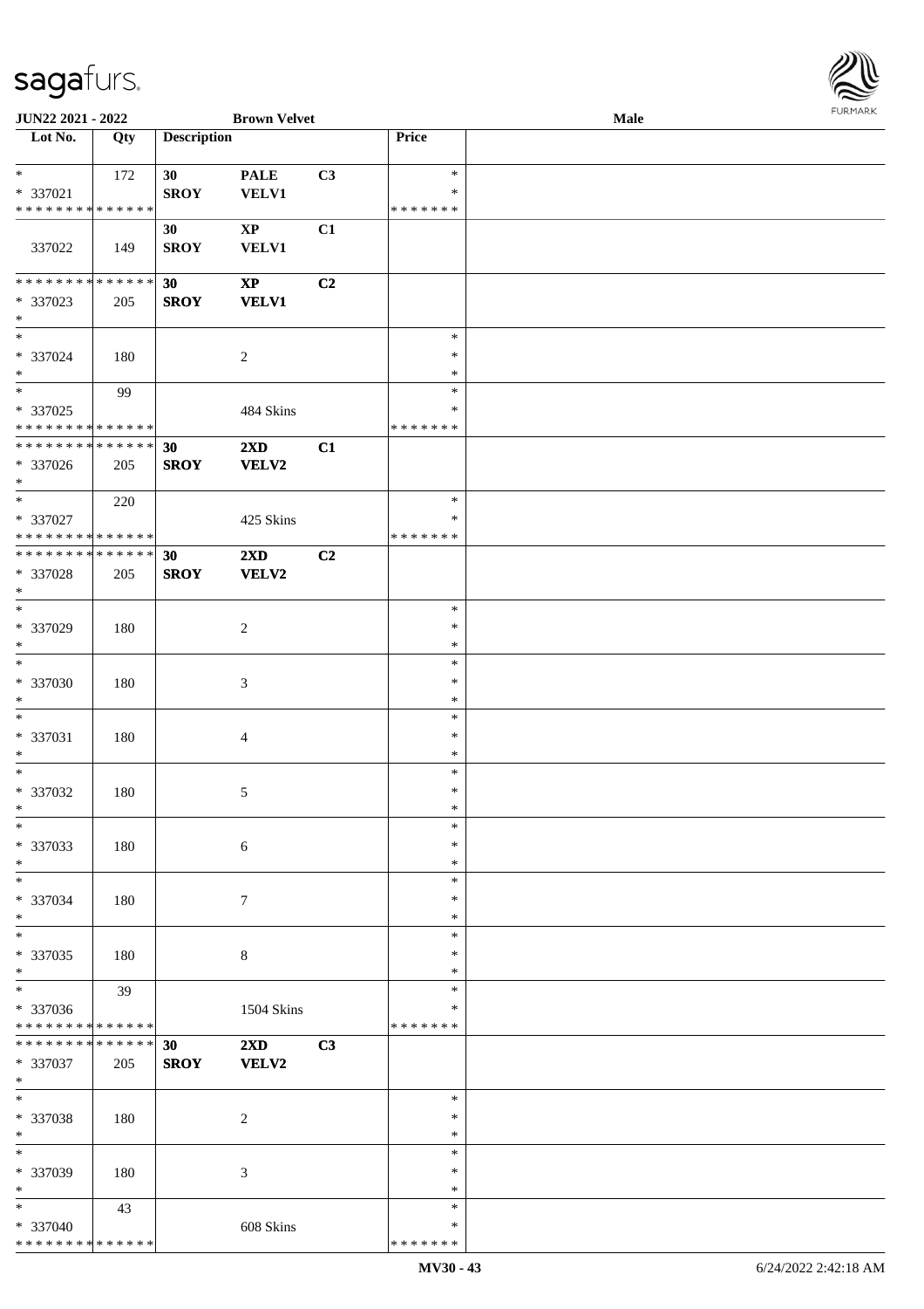JUN22 2021 - 2022 | Brown Velvet | Male

| Lot No. | Qty | Description | | | Price | |
|---|---|---|---|---|---|---|
| * | 172 | 30 | PALE | C3 | * | |
| * 337021 | | SROY | VELV1 | | * | |
| * * * * * * * * * * * * * * | | | | | * * * * * * * | |
| | | 30 | XP | C1 | | |
| 337022 | 149 | SROY | VELV1 | | | |
| * * * * * * * * * * * * * * | | 30 | XP | C2 | | |
| * 337023 | 205 | SROY | VELV1 | | | |
| * | | | | | | |
| * | | | | | * | |
| * 337024 | 180 | | 2 | | * | |
| * | | | | | * | |
| * | 99 | | | | * | |
| * 337025 | | | 484 Skins | | * | |
| * * * * * * * * * * * * * * | | | | | * * * * * * * | |
| * * * * * * * * * * * * * * | | 30 | 2XD | C1 | | |
| * 337026 | 205 | SROY | VELV2 | | | |
| * | | | | | | |
| * | 220 | | | | * | |
| * 337027 | | | 425 Skins | | * | |
| * * * * * * * * * * * * * * | | | | | * * * * * * * | |
| * * * * * * * * * * * * * * | | 30 | 2XD | C2 | | |
| * 337028 | 205 | SROY | VELV2 | | | |
| * | | | | | | |
| * | | | | | * | |
| * 337029 | 180 | | 2 | | * | |
| * | | | | | * | |
| * | | | | | * | |
| * 337030 | 180 | | 3 | | * | |
| * | | | | | * | |
| * | | | | | * | |
| * 337031 | 180 | | 4 | | * | |
| * | | | | | * | |
| * | | | | | * | |
| * 337032 | 180 | | 5 | | * | |
| * | | | | | * | |
| * | | | | | * | |
| * 337033 | 180 | | 6 | | * | |
| * | | | | | * | |
| * | | | | | * | |
| * 337034 | 180 | | 7 | | * | |
| * | | | | | * | |
| * | | | | | * | |
| * 337035 | 180 | | 8 | | * | |
| * | | | | | * | |
| * | 39 | | | | * | |
| * 337036 | | | 1504 Skins | | * | |
| * * * * * * * * * * * * * * | | | | | * * * * * * * | |
| * * * * * * * * * * * * * * | | 30 | 2XD | C3 | | |
| * 337037 | 205 | SROY | VELV2 | | | |
| * | | | | | | |
| * | | | | | * | |
| * 337038 | 180 | | 2 | | * | |
| * | | | | | * | |
| * | | | | | * | |
| * 337039 | 180 | | 3 | | * | |
| * | | | | | * | |
| * | 43 | | | | * | |
| * 337040 | | | 608 Skins | | * | |
| * * * * * * * * * * * * * * | | | | | * * * * * * * | |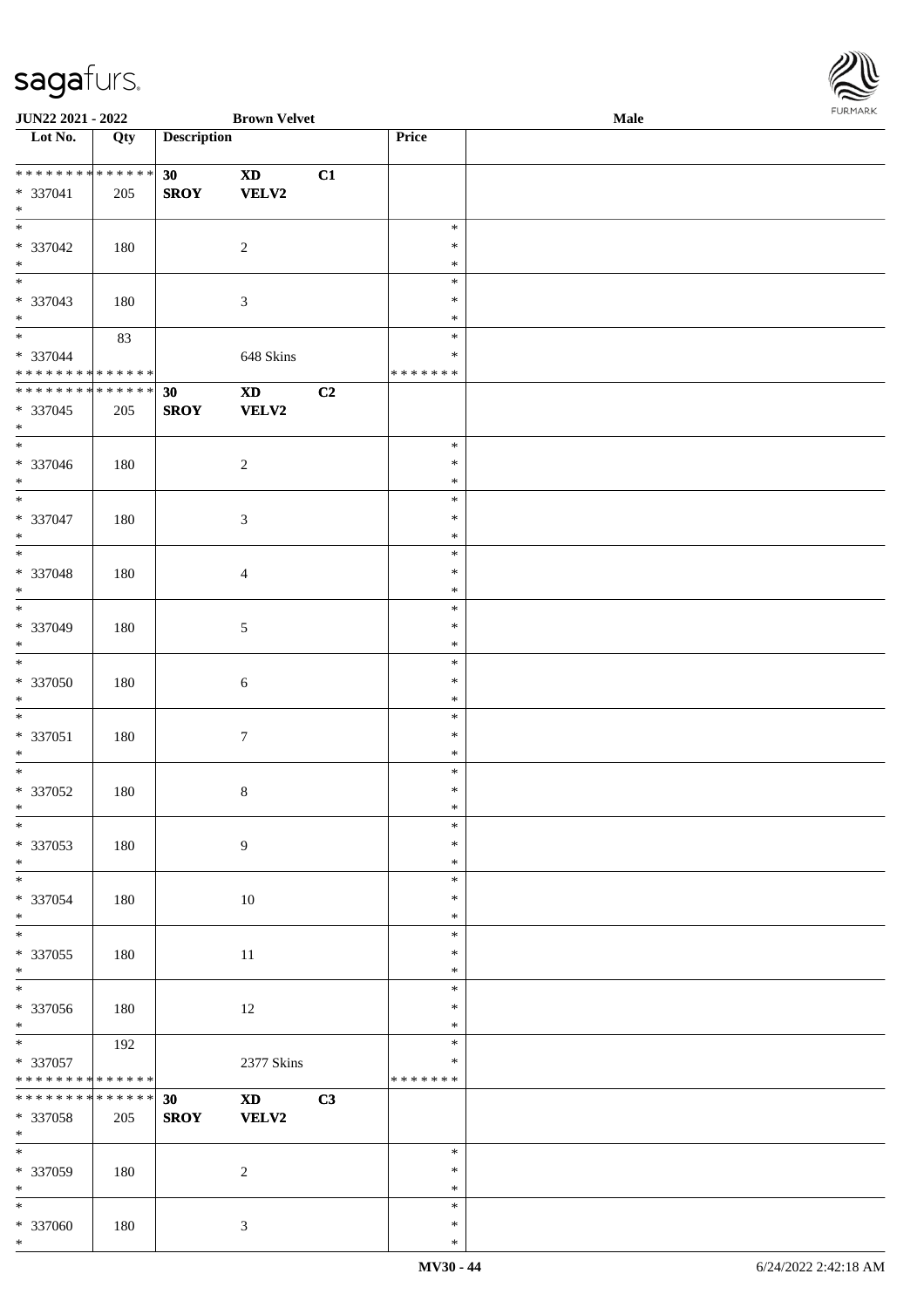| Lot No. | Qty | Description | | | Price | |
|---|---|---|---|---|---|---|
| * * * * * * * * * * * * * * | | 30 | XD | C1 | | |
| * 337041 | 205 | SROY | VELV2 | | | |
| * | | | | | | |
| * 337042 | 180 | | 2 | | * * * | |
| * 337043 | 180 | | 3 | | * * * | |
| * 337044 | 83 | | 648 Skins | | * * | |
| * * * * * * * * * * * * * * | | | | | * * * * * * * | |
| * * * * * * * * * * * * * * | | 30 | XD | C2 | | |
| * 337045 | 205 | SROY | VELV2 | | | |
| * | | | | | | |
| * 337046 | 180 | | 2 | | * * * | |
| * 337047 | 180 | | 3 | | * * * | |
| * 337048 | 180 | | 4 | | * * * | |
| * 337049 | 180 | | 5 | | * * * | |
| * 337050 | 180 | | 6 | | * * * | |
| * 337051 | 180 | | 7 | | * * * | |
| * 337052 | 180 | | 8 | | * * * | |
| * 337053 | 180 | | 9 | | * * * | |
| * 337054 | 180 | | 10 | | * * * | |
| * 337055 | 180 | | 11 | | * * * | |
| * 337056 | 180 | | 12 | | * * * | |
| * 337057 | 192 | | 2377 Skins | | * * | |
| * * * * * * * * * * * * * * | | | | | * * * * * * * | |
| * * * * * * * * * * * * * * | | 30 | XD | C3 | | |
| * 337058 | 205 | SROY | VELV2 | | | |
| * | | | | | | |
| * 337059 | 180 | | 2 | | * * * | |
| * 337060 | 180 | | 3 | | * * * | |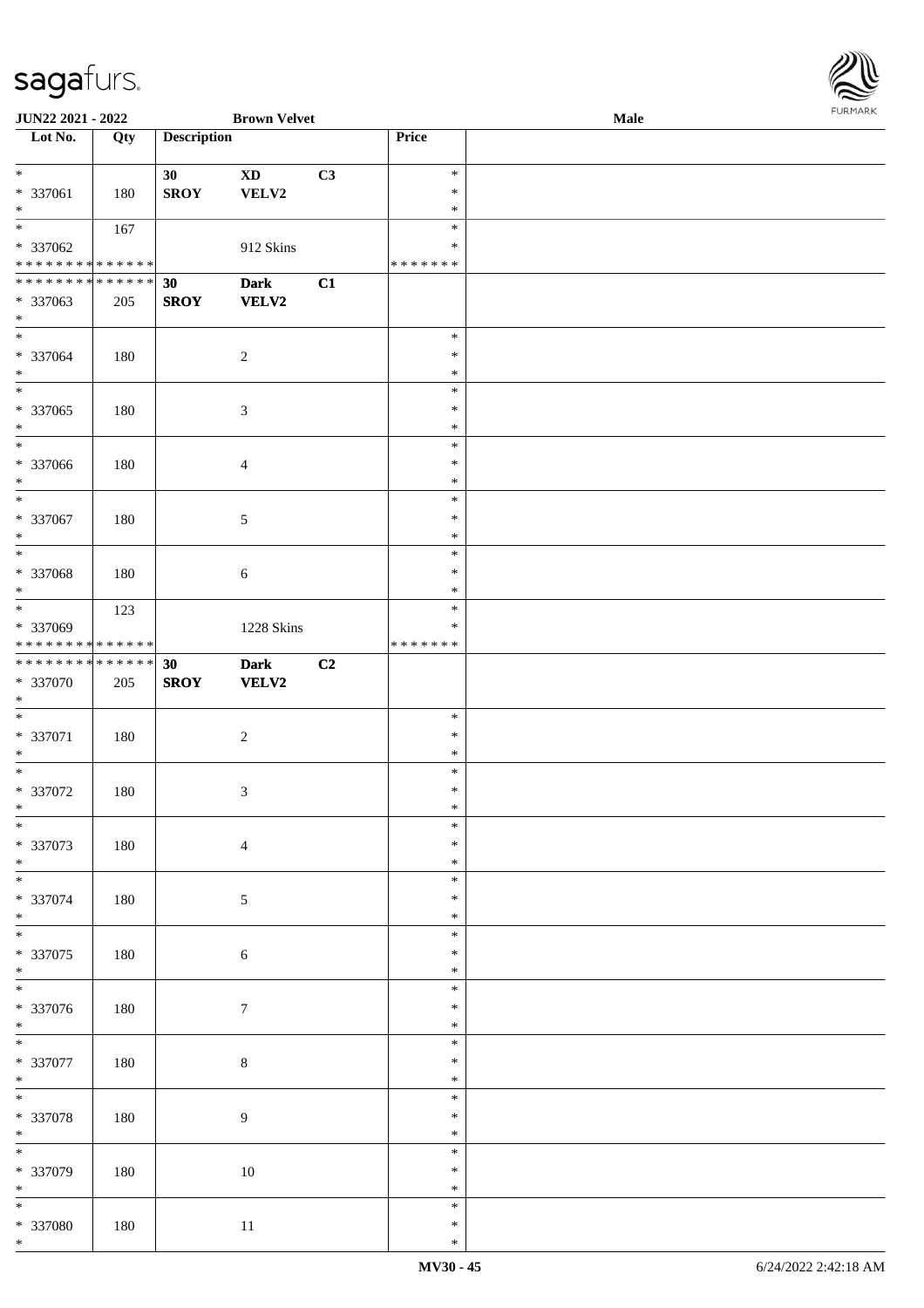| Lot No. | Qty | Description | | | Price | |
|---|---|---|---|---|---|---|
| * | | 30 | XD | C3 | * | |
| * 337061 | 180 | SROY | VELV2 | | * | |
| * | | | | | * | |
| * | 167 | | | | * | |
| * 337062 | | | 912 Skins | | * | |
| * * * * * * * * * * * * * * | | | | | * * * * * * * | |
| * * * * * * * * * * * * * * | | 30 | Dark | C1 | | |
| * 337063 | 205 | SROY | VELV2 | | | |
| * | | | | | | |
| * | | | | | * | |
| * 337064 | 180 | | 2 | | * | |
| * | | | | | * | |
| * | | | | | * | |
| * 337065 | 180 | | 3 | | * | |
| * | | | | | * | |
| * | | | | | * | |
| * 337066 | 180 | | 4 | | * | |
| * | | | | | * | |
| * | | | | | * | |
| * 337067 | 180 | | 5 | | * | |
| * | | | | | * | |
| * | | | | | * | |
| * 337068 | 180 | | 6 | | * | |
| * | | | | | * | |
| * | 123 | | | | * | |
| * 337069 | | | 1228 Skins | | * | |
| * * * * * * * * * * * * * * | | | | | * * * * * * * | |
| * * * * * * * * * * * * * * | | 30 | Dark | C2 | | |
| * 337070 | 205 | SROY | VELV2 | | | |
| * | | | | | | |
| * | | | | | * | |
| * 337071 | 180 | | 2 | | * | |
| * | | | | | * | |
| * | | | | | * | |
| * 337072 | 180 | | 3 | | * | |
| * | | | | | * | |
| * | | | | | * | |
| * 337073 | 180 | | 4 | | * | |
| * | | | | | * | |
| * | | | | | * | |
| * 337074 | 180 | | 5 | | * | |
| * | | | | | * | |
| * | | | | | * | |
| * 337075 | 180 | | 6 | | * | |
| * | | | | | * | |
| * | | | | | * | |
| * 337076 | 180 | | 7 | | * | |
| * | | | | | * | |
| * | | | | | * | |
| * 337077 | 180 | | 8 | | * | |
| * | | | | | * | |
| * | | | | | * | |
| * 337078 | 180 | | 9 | | * | |
| * | | | | | * | |
| * | | | | | * | |
| * 337079 | 180 | | 10 | | * | |
| * | | | | | * | |
| * | | | | | * | |
| * 337080 | 180 | | 11 | | * | |
| * | | | | | * | |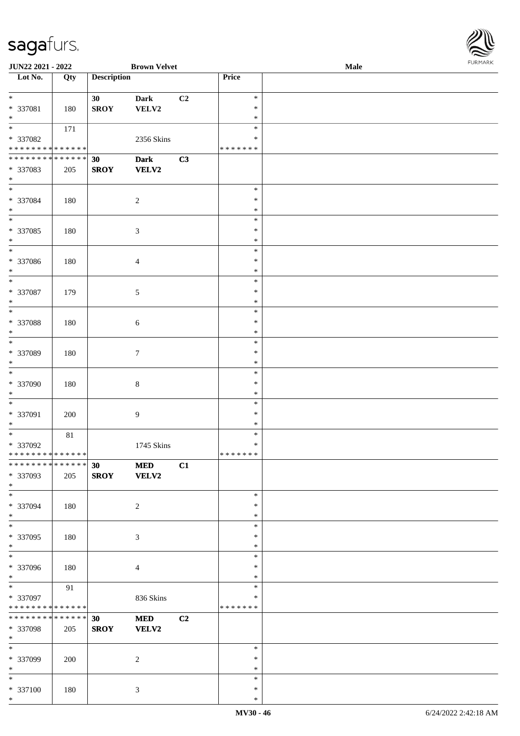| Lot No. | Qty | Description | | | Price | |
|---|---|---|---|---|---|---|
| * | | 30 | Dark | C2 | * | |
| * 337081 | 180 | SROY | VELV2 | | * | |
| * | | | | | * | |
| * | 171 | | | | * | |
| * 337082 | | | 2356 Skins | | * | |
| * * * * * * * * * * * * * * | | | | | * * * * * * * | |
| * * * * * * * * * * * * * * | | 30 | Dark | C3 | | |
| * 337083 | 205 | SROY | VELV2 | | | |
| * | | | | | | |
| * | | | | | * | |
| * 337084 | 180 | | 2 | | * | |
| * | | | | | * | |
| * | | | | | * | |
| * 337085 | 180 | | 3 | | * | |
| * | | | | | * | |
| * | | | | | * | |
| * 337086 | 180 | | 4 | | * | |
| * | | | | | * | |
| * | | | | | * | |
| * 337087 | 179 | | 5 | | * | |
| * | | | | | * | |
| * | | | | | * | |
| * 337088 | 180 | | 6 | | * | |
| * | | | | | * | |
| * | | | | | * | |
| * 337089 | 180 | | 7 | | * | |
| * | | | | | * | |
| * | | | | | * | |
| * 337090 | 180 | | 8 | | * | |
| * | | | | | * | |
| * | | | | | * | |
| * 337091 | 200 | | 9 | | * | |
| * | | | | | * | |
| * | 81 | | | | * | |
| * 337092 | | | 1745 Skins | | * | |
| * * * * * * * * * * * * * * | | | | | * * * * * * * | |
| * * * * * * * * * * * * * * | | 30 | MED | C1 | | |
| * 337093 | 205 | SROY | VELV2 | | | |
| * | | | | | | |
| * | | | | | * | |
| * 337094 | 180 | | 2 | | * | |
| * | | | | | * | |
| * | | | | | * | |
| * 337095 | 180 | | 3 | | * | |
| * | | | | | * | |
| * | | | | | * | |
| * 337096 | 180 | | 4 | | * | |
| * | | | | | * | |
| * | 91 | | | | * | |
| * 337097 | | | 836 Skins | | * | |
| * * * * * * * * * * * * * * | | | | | * * * * * * * | |
| * * * * * * * * * * * * * * | | 30 | MED | C2 | | |
| * 337098 | 205 | SROY | VELV2 | | | |
| * | | | | | | |
| * | | | | | * | |
| * 337099 | 200 | | 2 | | * | |
| * | | | | | * | |
| * | | | | | * | |
| * 337100 | 180 | | 3 | | * | |
| * | | | | | * | |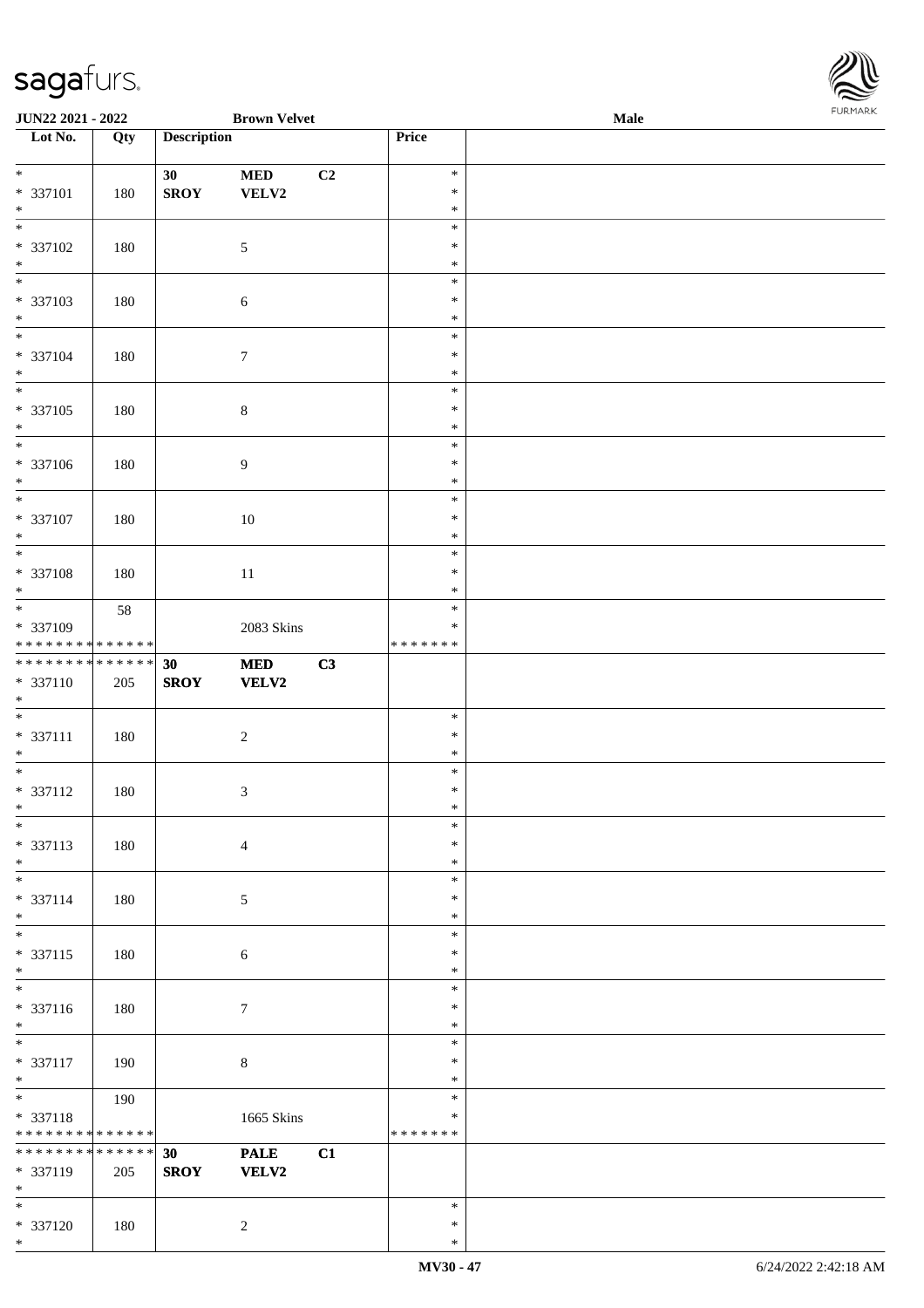| Lot No. | Qty | Description | | | Price |
|---|---|---|---|---|---|
| * | | 30 | MED | C2 | * |
| * 337101 | 180 | SROY | VELV2 | | * |
| * | | | | | * |
| * | | | | | * |
| * 337102 | 180 | | 5 | | * |
| * | | | | | * |
| * | | | | | * |
| * 337103 | 180 | | 6 | | * |
| * | | | | | * |
| * | | | | | * |
| * 337104 | 180 | | 7 | | * |
| * | | | | | * |
| * | | | | | * |
| * 337105 | 180 | | 8 | | * |
| * | | | | | * |
| * | | | | | * |
| * 337106 | 180 | | 9 | | * |
| * | | | | | * |
| * | | | | | * |
| * 337107 | 180 | | 10 | | * |
| * | | | | | * |
| * | | | | | * |
| * 337108 | 180 | | 11 | | * |
| * | | | | | * |
| * | 58 | | | | * |
| * 337109 | | | 2083 Skins | | * |
| * * * * * * * * * * * * * * | | | | | * * * * * * * |
| * * * * * * * * * * * * * * | | 30 | MED | C3 | |
| * 337110 | 205 | SROY | VELV2 | | |
| * | | | | | |
| * | | | | | * |
| * 337111 | 180 | | 2 | | * |
| * | | | | | * |
| * | | | | | * |
| * 337112 | 180 | | 3 | | * |
| * | | | | | * |
| * | | | | | * |
| * 337113 | 180 | | 4 | | * |
| * | | | | | * |
| * | | | | | * |
| * 337114 | 180 | | 5 | | * |
| * | | | | | * |
| * | | | | | * |
| * 337115 | 180 | | 6 | | * |
| * | | | | | * |
| * | | | | | * |
| * 337116 | 180 | | 7 | | * |
| * | | | | | * |
| * | | | | | * |
| * 337117 | 190 | | 8 | | * |
| * | | | | | * |
| * | 190 | | | | * |
| * 337118 | | | 1665 Skins | | * |
| * * * * * * * * * * * * * * | | | | | * * * * * * * |
| * * * * * * * * * * * * * * | | 30 | PALE | C1 | |
| * 337119 | 205 | SROY | VELV2 | | |
| * | | | | | |
| * | | | | | * |
| * 337120 | 180 | | 2 | | * |
| * | | | | | * |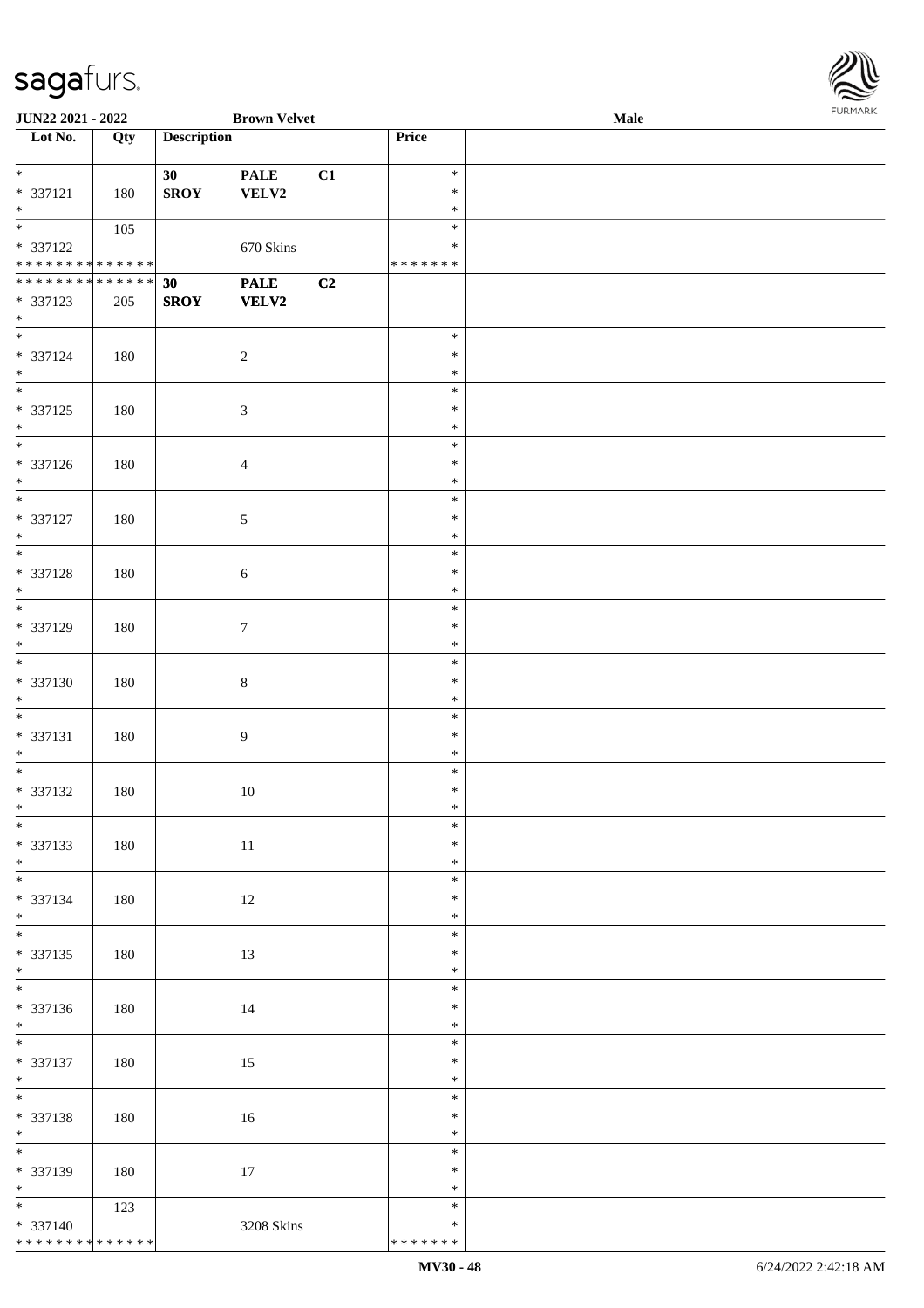| Lot No. | Qty | Description | | | Price | |
|---|---|---|---|---|---|---|
| * | | 30 | PALE | C1 | * | |
| * 337121 | 180 | SROY | VELV2 | | * | |
| * | | | | | * | |
| * | 105 | | | | * | |
| * 337122 | | | 670 Skins | | * | |
| * * * * * * * * * * * * * * | | | | | * * * * * * * | |
| * * * * * * * * * * * * * * | | 30 | PALE | C2 | | |
| * 337123 | 205 | SROY | VELV2 | | | |
| * | | | | | | |
| * | | | | | * | |
| * 337124 | 180 | | 2 | | * | |
| * | | | | | * | |
| * | | | | | * | |
| * 337125 | 180 | | 3 | | * | |
| * | | | | | * | |
| * | | | | | * | |
| * 337126 | 180 | | 4 | | * | |
| * | | | | | * | |
| * | | | | | * | |
| * 337127 | 180 | | 5 | | * | |
| * | | | | | * | |
| * | | | | | * | |
| * 337128 | 180 | | 6 | | * | |
| * | | | | | * | |
| * | | | | | * | |
| * 337129 | 180 | | 7 | | * | |
| * | | | | | * | |
| * | | | | | * | |
| * 337130 | 180 | | 8 | | * | |
| * | | | | | * | |
| * | | | | | * | |
| * 337131 | 180 | | 9 | | * | |
| * | | | | | * | |
| * | | | | | * | |
| * 337132 | 180 | | 10 | | * | |
| * | | | | | * | |
| * | | | | | * | |
| * 337133 | 180 | | 11 | | * | |
| * | | | | | * | |
| * | | | | | * | |
| * 337134 | 180 | | 12 | | * | |
| * | | | | | * | |
| * | | | | | * | |
| * 337135 | 180 | | 13 | | * | |
| * | | | | | * | |
| * | | | | | * | |
| * 337136 | 180 | | 14 | | * | |
| * | | | | | * | |
| * | | | | | * | |
| * 337137 | 180 | | 15 | | * | |
| * | | | | | * | |
| * | | | | | * | |
| * 337138 | 180 | | 16 | | * | |
| * | | | | | * | |
| * | | | | | * | |
| * 337139 | 180 | | 17 | | * | |
| * | | | | | * | |
| * | 123 | | | | * | |
| * 337140 | | | 3208 Skins | | * | |
| * * * * * * * * * * * * * * | | | | | * * * * * * * | |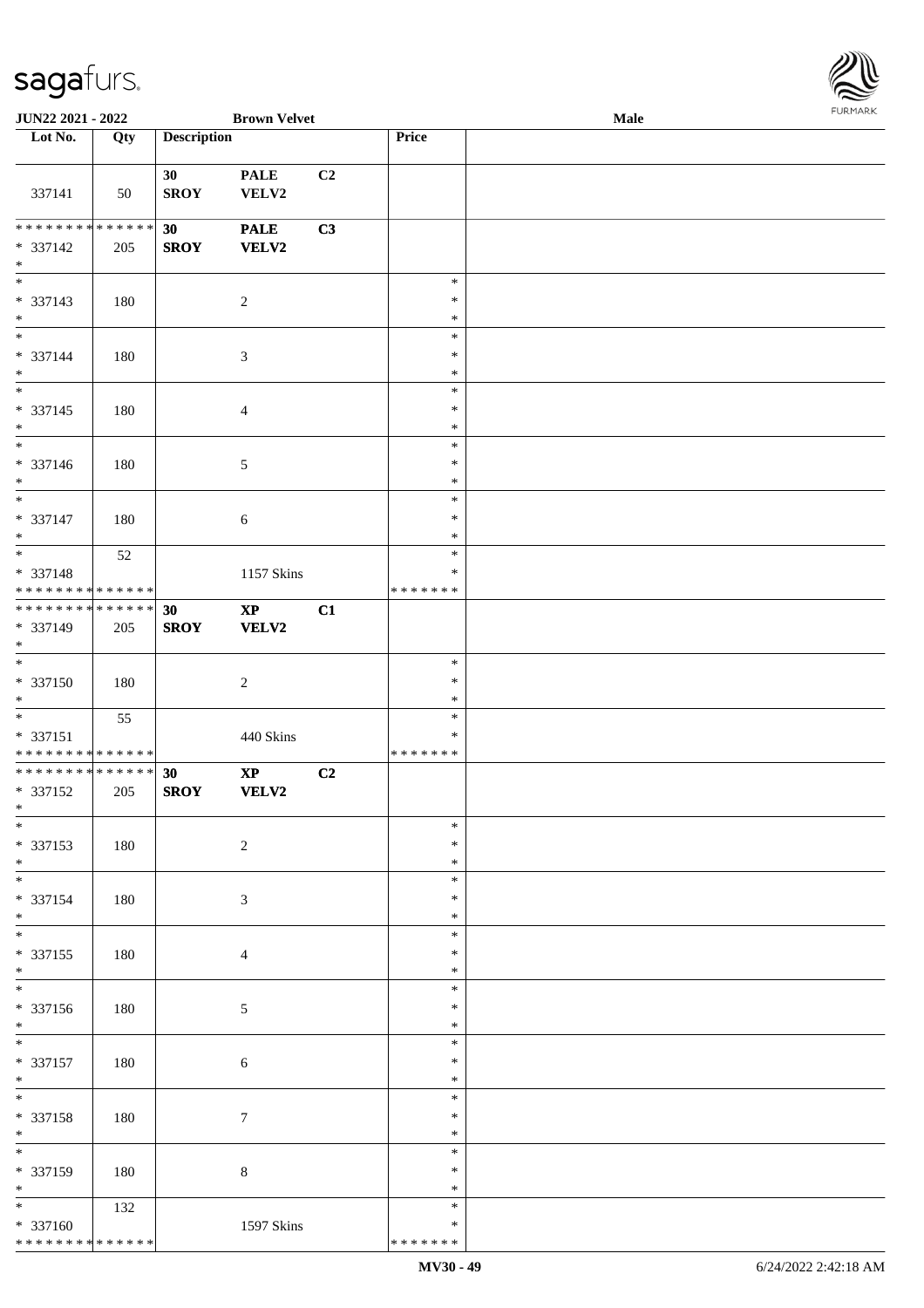| Lot No. | Qty | Description | | | Price | |
|---|---|---|---|---|---|---|
| 337141 | 50 | 30 SROY | PALE VELV2 | C2 | | |
| * * * * * * * * * * * * * * * 337142 * | 205 | 30 SROY | PALE VELV2 | C3 | | |
| * * 337143 * | 180 | | 2 | | * * * | |
| * * 337144 * | 180 | | 3 | | * * * | |
| * * 337145 * | 180 | | 4 | | * * * | |
| * * 337146 * | 180 | | 5 | | * * * | |
| * * 337147 * | 180 | | 6 | | * * * | |
| * * 337148 * * * * * * * * * * * * * * | 52 | | 1157 Skins | | * * * * * * * * * | |
| * * * * * * * * * * * * * * * 337149 * | 205 | 30 SROY | XP VELV2 | C1 | | |
| * * 337150 * | 180 | | 2 | | * * * | |
| * * 337151 * * * * * * * * * * * * * * | 55 | | 440 Skins | | * * * * * * * * * | |
| * * * * * * * * * * * * * * * 337152 * | 205 | 30 SROY | XP VELV2 | C2 | | |
| * * 337153 * | 180 | | 2 | | * * * | |
| * * 337154 * | 180 | | 3 | | * * * | |
| * * 337155 * | 180 | | 4 | | * * * | |
| * * 337156 * | 180 | | 5 | | * * * | |
| * * 337157 * | 180 | | 6 | | * * * | |
| * * 337158 * | 180 | | 7 | | * * * | |
| * * 337159 * | 180 | | 8 | | * * * | |
| * * 337160 * * * * * * * * * * * * * * | 132 | | 1597 Skins | | * * * * * * * * * | |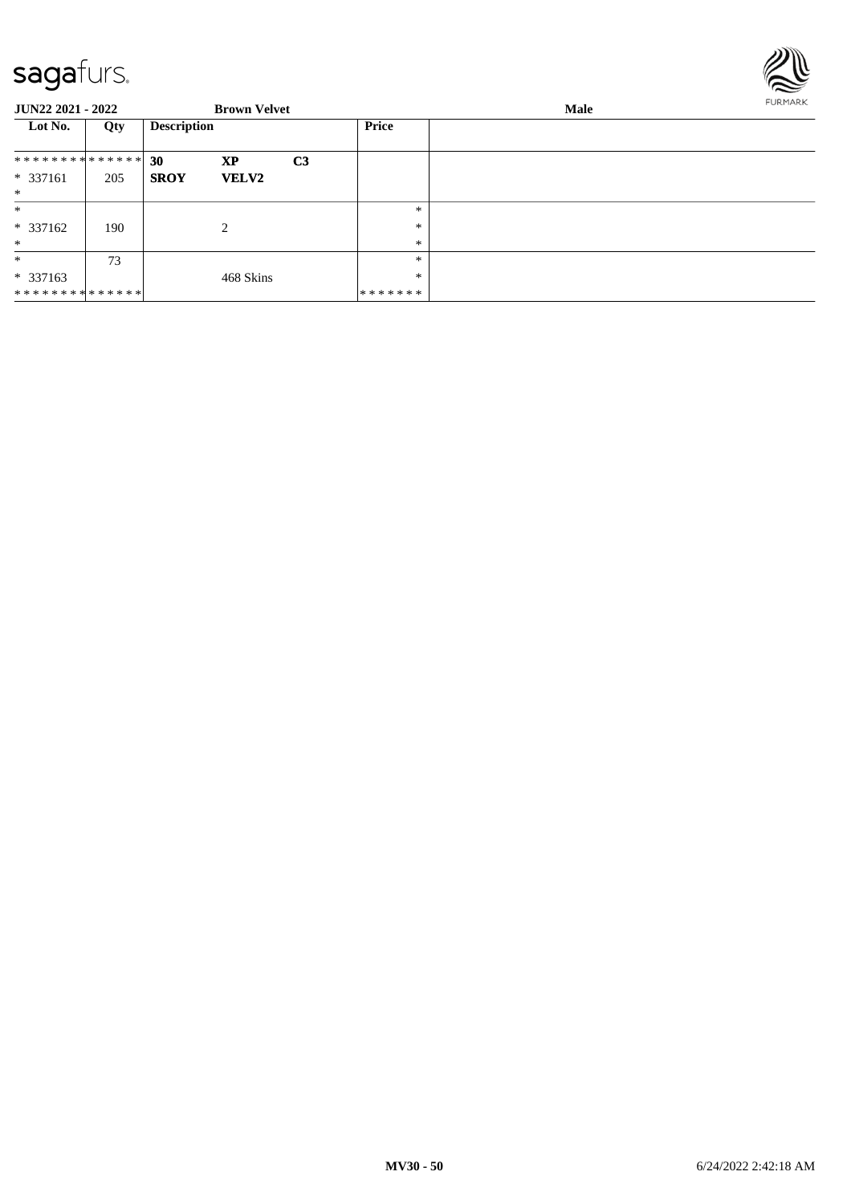**JUN22 2021 - 2022** | **Brown Velvet** | **Male**

| Lot No. | Qty | Description | | | Price | |
|---|---|---|---|---|---|---|
| ************** | | **30** | **XP** | **C3** | | |
| * 337161 | 205 | **SROY** | **VELV2** | | | |
| * | | | | | | |
| * | | | | | * | |
| * 337162 | 190 | | 2 | | * | |
| * | | | | | * | |
| * | 73 | | | | * | |
| * 337163 | | | 468 Skins | | * | |
| ************** | | | | | ******* | |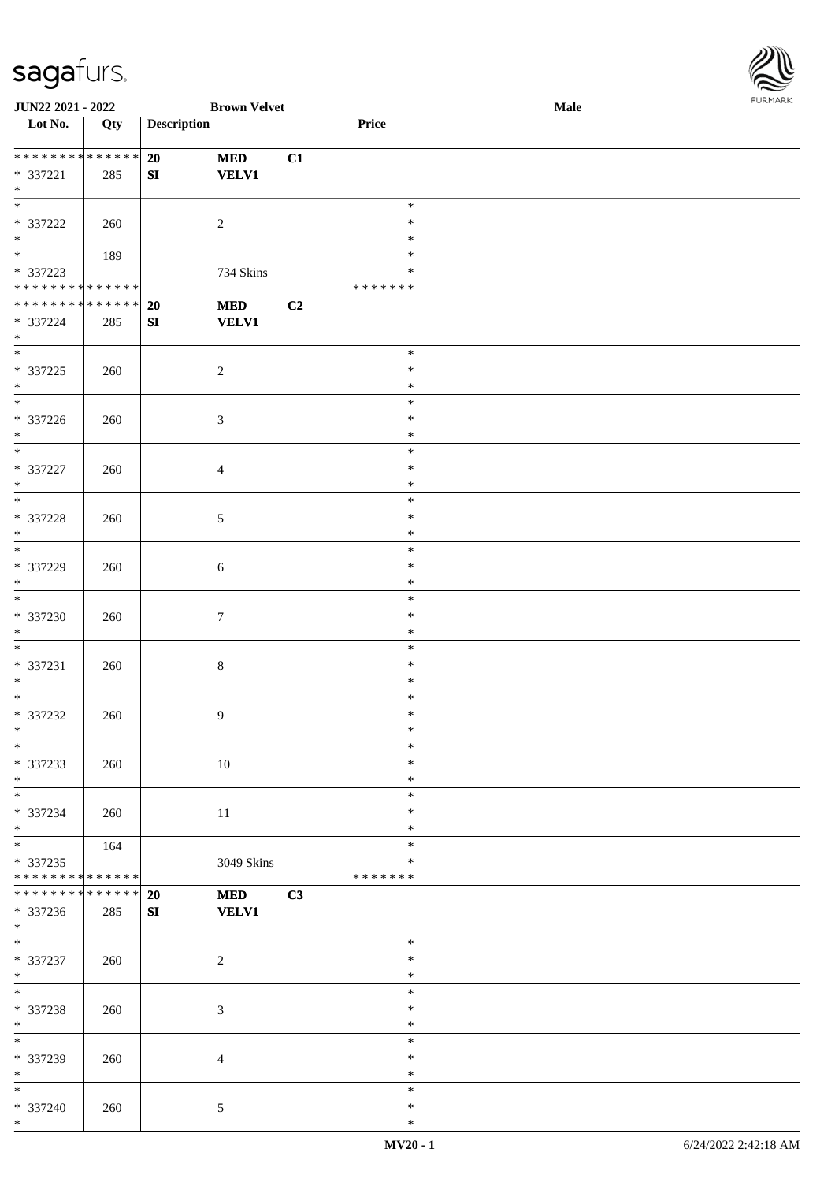| Lot No. | Qty | Description | | | Price | |
|---|---|---|---|---|---|---|
| * * * * * * * * * * * * * * | 20 | MED | C1 | | | |
| * 337221 | 285 | SI | VELV1 | | | |
| * | | | | | | |
| * | | | | | * | |
| * 337222 | 260 | | 2 | | * | |
| * | | | | | * | |
| * | 189 | | | | * | |
| * 337223 | | | 734 Skins | | * | |
| * * * * * * * * * * * * * * | | | | | * * * * * * * | |
| * * * * * * * * * * * * * * | 20 | MED | C2 | | | |
| * 337224 | 285 | SI | VELV1 | | | |
| * | | | | | | |
| * | | | | | * | |
| * 337225 | 260 | | 2 | | * | |
| * | | | | | * | |
| * | | | | | * | |
| * 337226 | 260 | | 3 | | * | |
| * | | | | | * | |
| * | | | | | * | |
| * 337227 | 260 | | 4 | | * | |
| * | | | | | * | |
| * | | | | | * | |
| * 337228 | 260 | | 5 | | * | |
| * | | | | | * | |
| * | | | | | * | |
| * 337229 | 260 | | 6 | | * | |
| * | | | | | * | |
| * | | | | | * | |
| * 337230 | 260 | | 7 | | * | |
| * | | | | | * | |
| * | | | | | * | |
| * 337231 | 260 | | 8 | | * | |
| * | | | | | * | |
| * | | | | | * | |
| * 337232 | 260 | | 9 | | * | |
| * | | | | | * | |
| * | | | | | * | |
| * 337233 | 260 | | 10 | | * | |
| * | | | | | * | |
| * | | | | | * | |
| * 337234 | 260 | | 11 | | * | |
| * | | | | | * | |
| * | 164 | | | | * | |
| * 337235 | | | 3049 Skins | | * | |
| * * * * * * * * * * * * * * | | | | | * * * * * * * | |
| * * * * * * * * * * * * * * | 20 | MED | C3 | | | |
| * 337236 | 285 | SI | VELV1 | | | |
| * | | | | | | |
| * | | | | | * | |
| * 337237 | 260 | | 2 | | * | |
| * | | | | | * | |
| * | | | | | * | |
| * 337238 | 260 | | 3 | | * | |
| * | | | | | * | |
| * | | | | | * | |
| * 337239 | 260 | | 4 | | * | |
| * | | | | | * | |
| * | | | | | * | |
| * 337240 | 260 | | 5 | | * | |
| * | | | | | * | |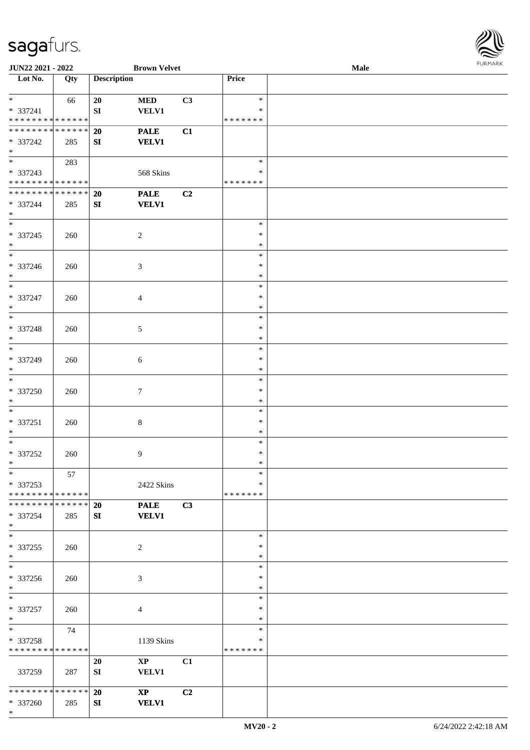**JUN22 2021 - 2022** **Brown Velvet** **Male**

| Lot No. | Qty | Description | | | Price | |
|---|---|---|---|---|---|---|
| * | 66 | **20** | **MED** | **C3** | * | |
| * 337241 | | **SI** | **VELV1** | | * | |
| * * * * * * * * * * * * * * | | | | | * * * * * * * | |
| * * * * * * * * * * * * * * | | **20** | **PALE** | **C1** | | |
| * 337242 | 285 | **SI** | **VELV1** | | | |
| * | | | | | | |
| * | 283 | | | | * | |
| * 337243 | | | 568 Skins | | * | |
| * * * * * * * * * * * * * * | | | | | * * * * * * * | |
| * * * * * * * * * * * * * * | | **20** | **PALE** | **C2** | | |
| * 337244 | 285 | **SI** | **VELV1** | | | |
| * | | | | | | |
| * | | | | | * | |
| * 337245 | 260 | | 2 | | * | |
| * | | | | | * | |
| * | | | | | * | |
| * 337246 | 260 | | 3 | | * | |
| * | | | | | * | |
| * | | | | | * | |
| * 337247 | 260 | | 4 | | * | |
| * | | | | | * | |
| * | | | | | * | |
| * 337248 | 260 | | 5 | | * | |
| * | | | | | * | |
| * | | | | | * | |
| * 337249 | 260 | | 6 | | * | |
| * | | | | | * | |
| * | | | | | * | |
| * 337250 | 260 | | 7 | | * | |
| * | | | | | * | |
| * | | | | | * | |
| * 337251 | 260 | | 8 | | * | |
| * | | | | | * | |
| * | | | | | * | |
| * 337252 | 260 | | 9 | | * | |
| * | | | | | * | |
| * | 57 | | | | * | |
| * 337253 | | | 2422 Skins | | * | |
| * * * * * * * * * * * * * * | | | | | * * * * * * * | |
| * * * * * * * * * * * * * * | | **20** | **PALE** | **C3** | | |
| * 337254 | 285 | **SI** | **VELV1** | | | |
| * | | | | | | |
| * | | | | | * | |
| * 337255 | 260 | | 2 | | * | |
| * | | | | | * | |
| * | | | | | * | |
| * 337256 | 260 | | 3 | | * | |
| * | | | | | * | |
| * | | | | | * | |
| * 337257 | 260 | | 4 | | * | |
| * | | | | | * | |
| * | 74 | | | | * | |
| * 337258 | | | 1139 Skins | | * | |
| * * * * * * * * * * * * * * | | | | | * * * * * * * | |
| | | **20** | **XP** | **C1** | | |
| 337259 | 287 | **SI** | **VELV1** | | | |
| * * * * * * * * * * * * * * | | **20** | **XP** | **C2** | | |
| * 337260 | 285 | **SI** | **VELV1** | | | |
| * | | | | | | |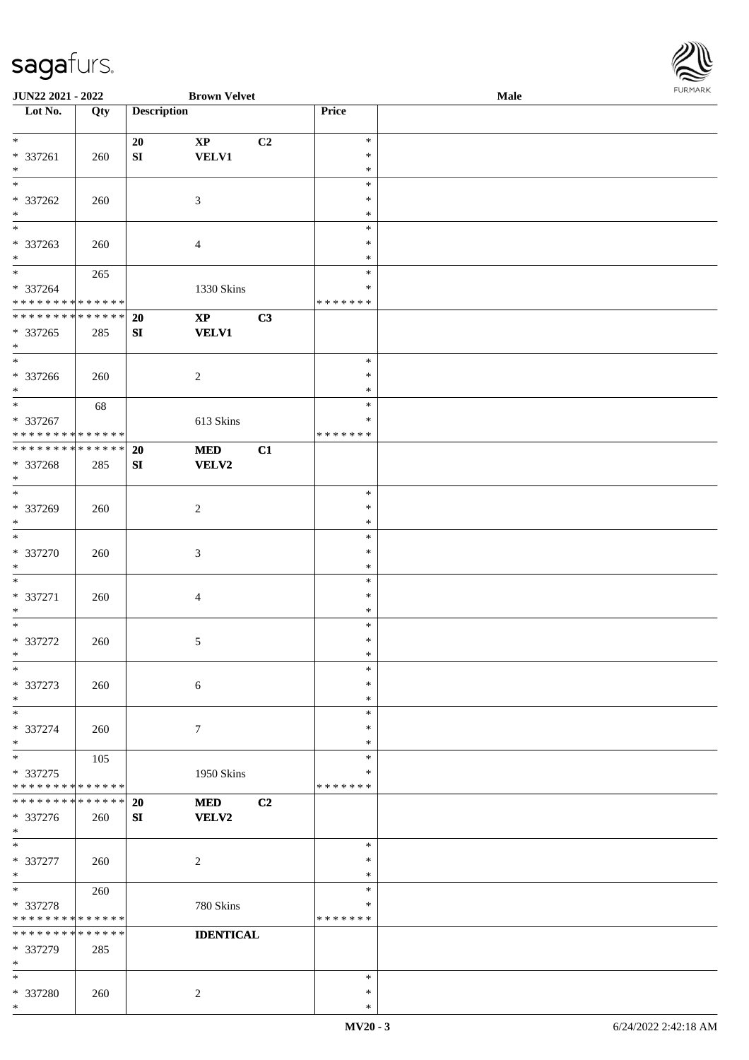| Lot No. | Qty | Description | | | Price | |
|---|---|---|---|---|---|---|
| * | | 20 | XP | C2 | * | |
| * 337261 | 260 | SI | VELV1 | | * | |
| * | | | | | * | |
| * | | | | | * | |
| * 337262 | 260 | | 3 | | * | |
| * | | | | | * | |
| * | | | | | * | |
| * 337263 | 260 | | 4 | | * | |
| * | | | | | * | |
| * | 265 | | | | * | |
| * 337264 | | | 1330 Skins | | * | |
| * * * * * * * * * * * * * * | | | | | * * * * * * * | |
| * * * * * * * * * * * * * * | | 20 | XP | C3 | | |
| * 337265 | 285 | SI | VELV1 | | | |
| * | | | | | | |
| * | | | | | * | |
| * 337266 | 260 | | 2 | | * | |
| * | | | | | * | |
| * | 68 | | | | * | |
| * 337267 | | | 613 Skins | | * | |
| * * * * * * * * * * * * * * | | | | | * * * * * * * | |
| * * * * * * * * * * * * * * | | 20 | MED | C1 | | |
| * 337268 | 285 | SI | VELV2 | | | |
| * | | | | | | |
| * | | | | | * | |
| * 337269 | 260 | | 2 | | * | |
| * | | | | | * | |
| * | | | | | * | |
| * 337270 | 260 | | 3 | | * | |
| * | | | | | * | |
| * | | | | | * | |
| * 337271 | 260 | | 4 | | * | |
| * | | | | | * | |
| * | | | | | * | |
| * 337272 | 260 | | 5 | | * | |
| * | | | | | * | |
| * | | | | | * | |
| * 337273 | 260 | | 6 | | * | |
| * | | | | | * | |
| * | | | | | * | |
| * 337274 | 260 | | 7 | | * | |
| * | | | | | * | |
| * | 105 | | | | * | |
| * 337275 | | | 1950 Skins | | * | |
| * * * * * * * * * * * * * * | | | | | * * * * * * * | |
| * * * * * * * * * * * * * * | | 20 | MED | C2 | | |
| * 337276 | 260 | SI | VELV2 | | | |
| * | | | | | | |
| * | | | | | * | |
| * 337277 | 260 | | 2 | | * | |
| * | | | | | * | |
| * | 260 | | | | * | |
| * 337278 | | | 780 Skins | | * | |
| * * * * * * * * * * * * * * | | | | | * * * * * * * | |
| * * * * * * * * * * * * * * | | | IDENTICAL | | | |
| * 337279 | 285 | | | | | |
| * | | | | | | |
| * | | | | | * | |
| * 337280 | 260 | | 2 | | * | |
| * | | | | | * | |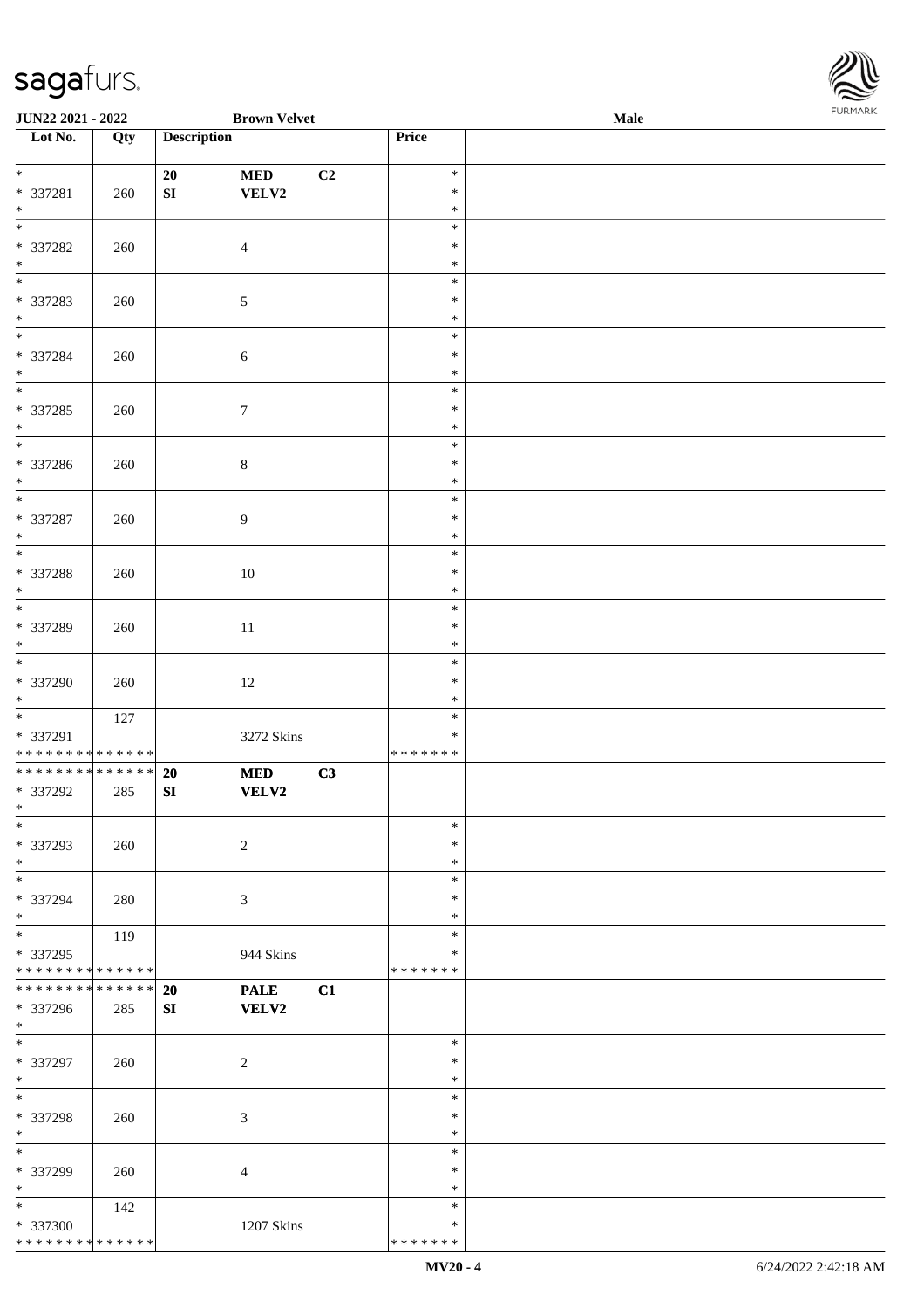| Lot No. | Qty | Description | | | Price | |
|---|---|---|---|---|---|---|
| * 337281 * | 260 | 20 SI | MED VELV2 | C2 | * * * | |
| * 337282 * | 260 | | 4 | | * * * | |
| * 337283 * | 260 | | 5 | | * * * | |
| * 337284 * | 260 | | 6 | | * * * | |
| * 337285 * | 260 | | 7 | | * * * | |
| * 337286 * | 260 | | 8 | | * * * | |
| * 337287 * | 260 | | 9 | | * * * | |
| * 337288 * | 260 | | 10 | | * * * | |
| * 337289 * | 260 | | 11 | | * * * | |
| * 337290 * | 260 | | 12 | | * * * | |
| * 337291 * * * * * * * * * * * * * * | 127 | | 3272 Skins | | * * * * * * * * * | |
| * * * * * * * * * * * * * * 337292 * | 285 | 20 SI | MED VELV2 | C3 | | |
| * 337293 * | 260 | | 2 | | * * * | |
| * 337294 * | 280 | | 3 | | * * * | |
| * 337295 * * * * * * * * * * * * * * | 119 | | 944 Skins | | * * * * * * * * * | |
| * * * * * * * * * * * * * * 337296 * | 285 | 20 SI | PALE VELV2 | C1 | | |
| * 337297 * | 260 | | 2 | | * * * | |
| * 337298 * | 260 | | 3 | | * * * | |
| * 337299 * | 260 | | 4 | | * * * | |
| * 337300 * * * * * * * * * * * * * * | 142 | | 1207 Skins | | * * * * * * * * * | |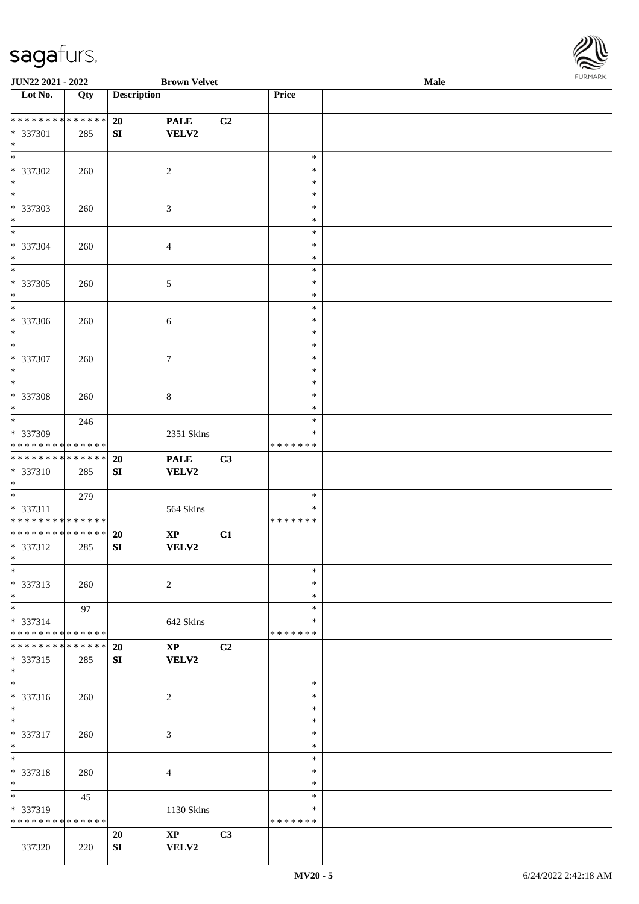**JUN22 2021 - 2022** | **Brown Velvet** | **Male**

| Lot No. | Qty | Description | | | Price | |
|---|---|---|---|---|---|---|
| * * * * * * * * * * * * * * | | 20 | PALE | C2 | | |
| * 337301 | 285 | SI | VELV2 | | | |
| * | | | | | | |
| * | | | | | * | |
| * 337302 | 260 | | 2 | | * | |
| * | | | | | * | |
| * | | | | | * | |
| * 337303 | 260 | | 3 | | * | |
| * | | | | | * | |
| * | | | | | * | |
| * 337304 | 260 | | 4 | | * | |
| * | | | | | * | |
| * | | | | | * | |
| * 337305 | 260 | | 5 | | * | |
| * | | | | | * | |
| * | | | | | * | |
| * 337306 | 260 | | 6 | | * | |
| * | | | | | * | |
| * | | | | | * | |
| * 337307 | 260 | | 7 | | * | |
| * | | | | | * | |
| * | | | | | * | |
| * 337308 | 260 | | 8 | | * | |
| * | | | | | * | |
| * | 246 | | | | * | |
| * 337309 | | | 2351 Skins | | * | |
| * * * * * * * * * * * * * * | | | | | * * * * * * * | |
| * * * * * * * * * * * * * * | | 20 | PALE | C3 | | |
| * 337310 | 285 | SI | VELV2 | | | |
| * | | | | | | |
| * | 279 | | | | * | |
| * 337311 | | | 564 Skins | | * | |
| * * * * * * * * * * * * * * | | | | | * * * * * * * | |
| * * * * * * * * * * * * * * | | 20 | XP | C1 | | |
| * 337312 | 285 | SI | VELV2 | | | |
| * | | | | | | |
| * | | | | | * | |
| * 337313 | 260 | | 2 | | * | |
| * | | | | | * | |
| * | 97 | | | | * | |
| * 337314 | | | 642 Skins | | * | |
| * * * * * * * * * * * * * * | | | | | * * * * * * * | |
| * * * * * * * * * * * * * * | | 20 | XP | C2 | | |
| * 337315 | 285 | SI | VELV2 | | | |
| * | | | | | | |
| * | | | | | * | |
| * 337316 | 260 | | 2 | | * | |
| * | | | | | * | |
| * | | | | | * | |
| * 337317 | 260 | | 3 | | * | |
| * | | | | | * | |
| * | | | | | * | |
| * 337318 | 280 | | 4 | | * | |
| * | | | | | * | |
| * | 45 | | | | * | |
| * 337319 | | | 1130 Skins | | * | |
| * * * * * * * * * * * * * * | | | | | * * * * * * * | |
| | | 20 | XP | C3 | | |
| 337320 | 220 | SI | VELV2 | | | |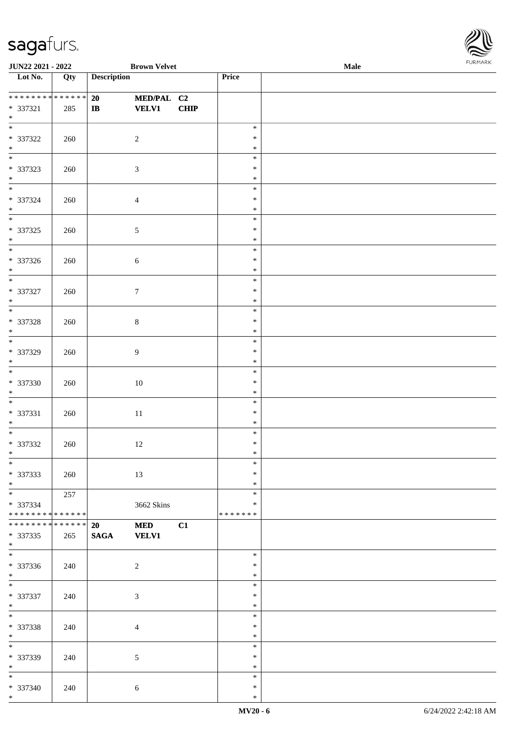JUN22 2021 - 2022 | Brown Velvet | Male

| Lot No. | Qty | Description | | | Price | |
|---|---|---|---|---|---|---|
| * * * * * * * * * * * * * * | | 20 | MED/PAL | C2 | | |
| * 337321 | 285 | IB | VELV1 | CHIP | | |
| * | | | | | | |
| * 337322 | 260 | | 2 | | * * * | |
| * 337323 | 260 | | 3 | | * * * | |
| * 337324 | 260 | | 4 | | * * * | |
| * 337325 | 260 | | 5 | | * * * | |
| * 337326 | 260 | | 6 | | * * * | |
| * 337327 | 260 | | 7 | | * * * | |
| * 337328 | 260 | | 8 | | * * * | |
| * 337329 | 260 | | 9 | | * * * | |
| * 337330 | 260 | | 10 | | * * * | |
| * 337331 | 260 | | 11 | | * * * | |
| * 337332 | 260 | | 12 | | * * * | |
| * 337333 | 260 | | 13 | | * * * | |
| * 337334 | 257 | | 3662 Skins | | * * | |
| * * * * * * * * * * * * * * | | | | | * * * * * * * | |
| * * * * * * * * * * * * * * | | 20 | MED | C1 | | |
| * 337335 | 265 | SAGA | VELV1 | | | |
| * | | | | | | |
| * 337336 | 240 | | 2 | | * * * | |
| * 337337 | 240 | | 3 | | * * * | |
| * 337338 | 240 | | 4 | | * * * | |
| * 337339 | 240 | | 5 | | * * * | |
| * 337340 | 240 | | 6 | | * * * | |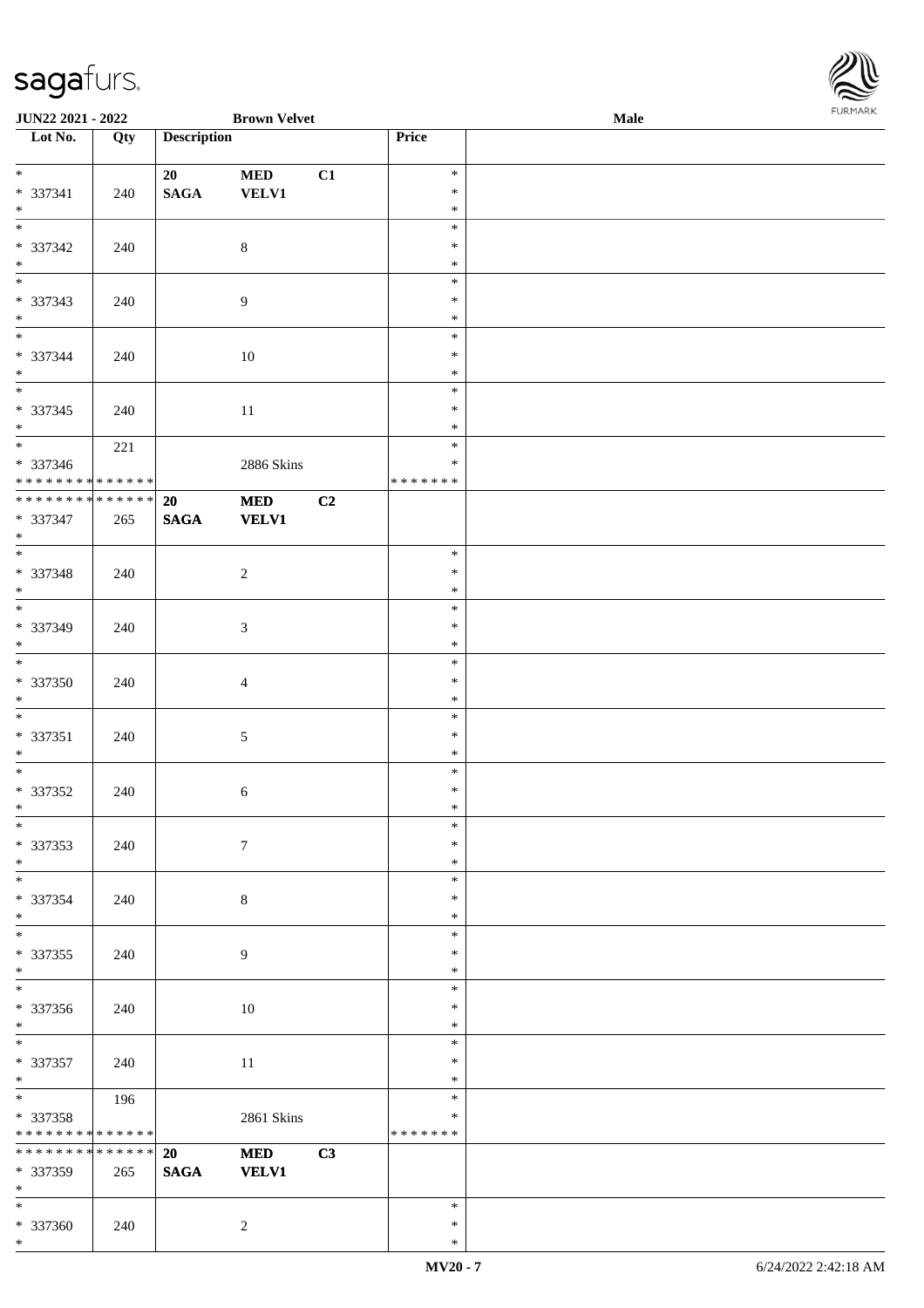| Lot No. | Qty | Description | | | Price | |
|---|---|---|---|---|---|---|
| * <br> * 337341 <br> * | 240 | 20 <br> **SAGA** | **MED** <br> **VELV1** | C1 | * <br> * <br> * | |
| * <br> * 337342 <br> * | 240 | | 8 | | * <br> * <br> * | |
| * <br> * 337343 <br> * | 240 | | 9 | | * <br> * <br> * | |
| * <br> * 337344 <br> * | 240 | | 10 | | * <br> * <br> * | |
| * <br> * 337345 <br> * | 240 | | 11 | | * <br> * <br> * | |
| * <br> * 337346 <br> * * * * * * * * * * * * * * | 221 | | 2886 Skins | | * <br> * <br> * * * * * * * | |
| * * * * * * * * * * * * * * <br> * 337347 <br> * | 265 | **20** <br> **SAGA** | **MED** <br> **VELV1** | **C2** | | |
| * <br> * 337348 <br> * | 240 | | 2 | | * <br> * <br> * | |
| * <br> * 337349 <br> * | 240 | | 3 | | * <br> * <br> * | |
| * <br> * 337350 <br> * | 240 | | 4 | | * <br> * <br> * | |
| * <br> * 337351 <br> * | 240 | | 5 | | * <br> * <br> * | |
| * <br> * 337352 <br> * | 240 | | 6 | | * <br> * <br> * | |
| * <br> * 337353 <br> * | 240 | | 7 | | * <br> * <br> * | |
| * <br> * 337354 <br> * | 240 | | 8 | | * <br> * <br> * | |
| * <br> * 337355 <br> * | 240 | | 9 | | * <br> * <br> * | |
| * <br> * 337356 <br> * | 240 | | 10 | | * <br> * <br> * | |
| * <br> * 337357 <br> * | 240 | | 11 | | * <br> * <br> * | |
| * <br> * 337358 <br> * * * * * * * * * * * * * * | 196 | | 2861 Skins | | * <br> * <br> * * * * * * * | |
| * * * * * * * * * * * * * * <br> * 337359 <br> * | 265 | **20** <br> **SAGA** | **MED** <br> **VELV1** | **C3** | | |
| * <br> * 337360 <br> * | 240 | | 2 | | * <br> * <br> * | |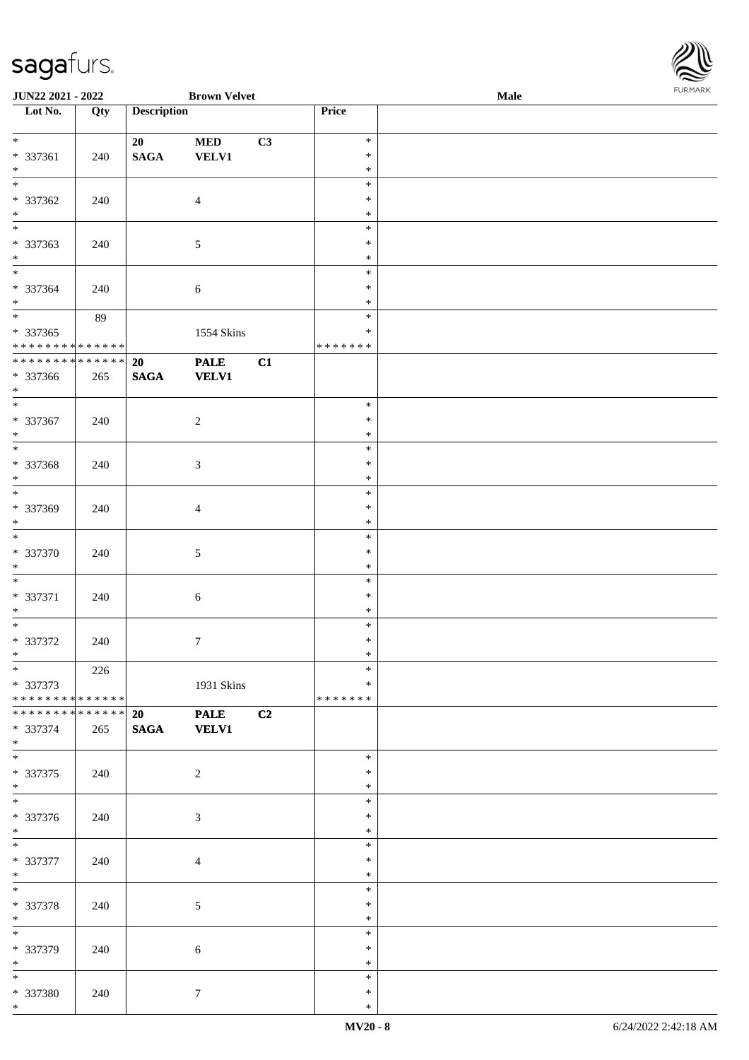JUN22 2021 - 2022 | Brown Velvet | Male

| Lot No. | Qty | Description | | | Price | |
|---|---|---|---|---|---|---|
| * | | 20 | MED | C3 | * | |
| * 337361 | 240 | SAGA | VELV1 | | * | |
| * | | | | | * | |
| * | | | | | * | |
| * 337362 | 240 | | 4 | | * | |
| * | | | | | * | |
| * | | | | | * | |
| * 337363 | 240 | | 5 | | * | |
| * | | | | | * | |
| * | | | | | * | |
| * 337364 | 240 | | 6 | | * | |
| * | | | | | * | |
| * | 89 | | | | * | |
| * 337365 | | | 1554 Skins | | * | |
| * * * * * * * * * * * * * * | | | | | * * * * * * * | |
| * * * * * * * * * * * * * * | | 20 | PALE | C1 | | |
| * 337366 | 265 | SAGA | VELV1 | | | |
| * | | | | | | |
| * | | | | | * | |
| * 337367 | 240 | | 2 | | * | |
| * | | | | | * | |
| * | | | | | * | |
| * 337368 | 240 | | 3 | | * | |
| * | | | | | * | |
| * | | | | | * | |
| * 337369 | 240 | | 4 | | * | |
| * | | | | | * | |
| * | | | | | * | |
| * 337370 | 240 | | 5 | | * | |
| * | | | | | * | |
| * | | | | | * | |
| * 337371 | 240 | | 6 | | * | |
| * | | | | | * | |
| * | | | | | * | |
| * 337372 | 240 | | 7 | | * | |
| * | | | | | * | |
| * | 226 | | | | * | |
| * 337373 | | | 1931 Skins | | * | |
| * * * * * * * * * * * * * * | | | | | * * * * * * * | |
| * * * * * * * * * * * * * * | | 20 | PALE | C2 | | |
| * 337374 | 265 | SAGA | VELV1 | | | |
| * | | | | | | |
| * | | | | | * | |
| * 337375 | 240 | | 2 | | * | |
| * | | | | | * | |
| * | | | | | * | |
| * 337376 | 240 | | 3 | | * | |
| * | | | | | * | |
| * | | | | | * | |
| * 337377 | 240 | | 4 | | * | |
| * | | | | | * | |
| * | | | | | * | |
| * 337378 | 240 | | 5 | | * | |
| * | | | | | * | |
| * | | | | | * | |
| * 337379 | 240 | | 6 | | * | |
| * | | | | | * | |
| * | | | | | * | |
| * 337380 | 240 | | 7 | | * | |
| * | | | | | * | |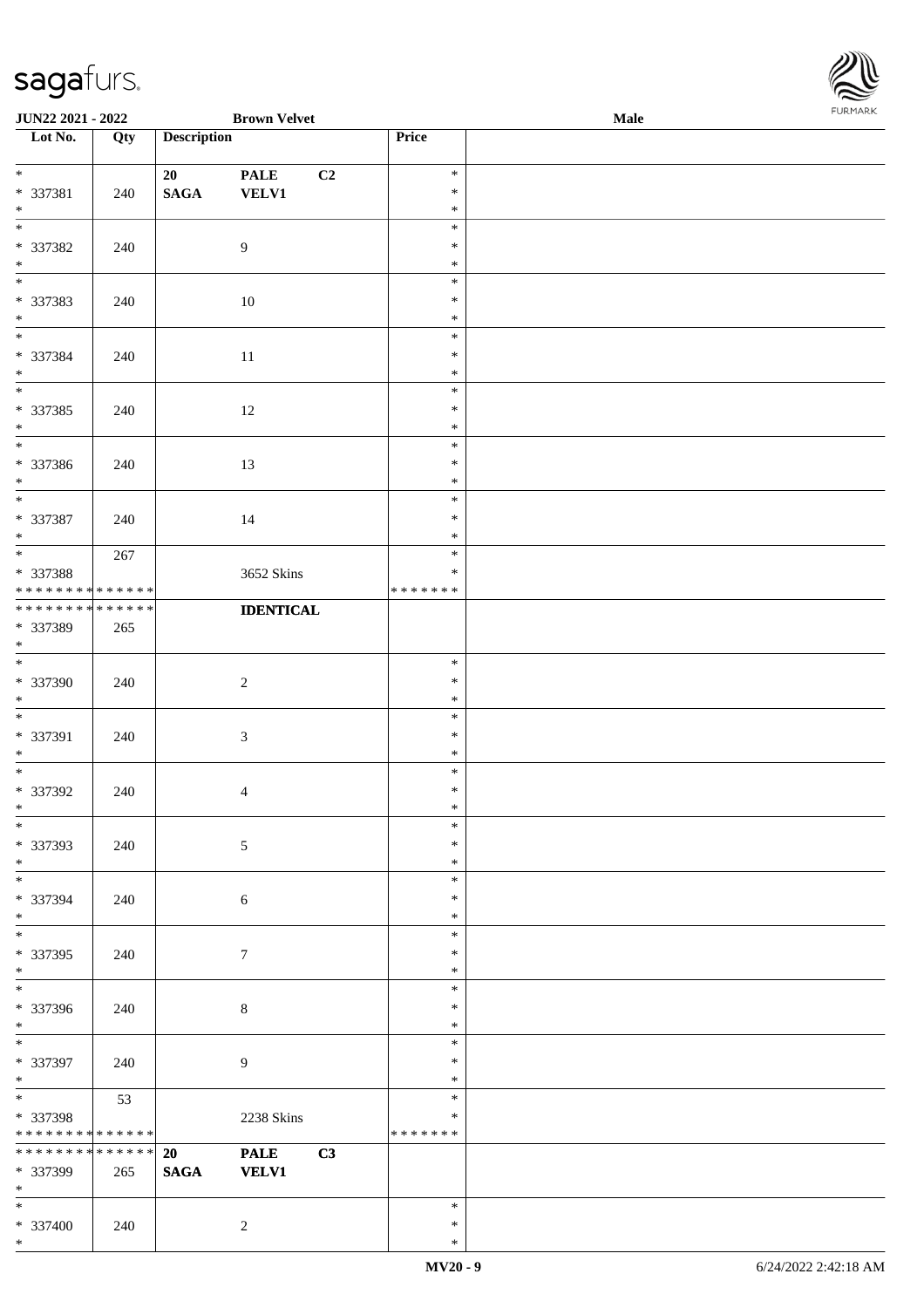| Lot No. | Qty | Description | | | Price | |
|---|---|---|---|---|---|---|
| * <br> * 337381 <br> * | 240 | 20 <br> **SAGA** | **PALE** <br> **VELV1** | **C2** | * <br> * <br> * | |
| * <br> * 337382 <br> * | 240 | | 9 | | * <br> * <br> * | |
| * <br> * 337383 <br> * | 240 | | 10 | | * <br> * <br> * | |
| * <br> * 337384 <br> * | 240 | | 11 | | * <br> * <br> * | |
| * <br> * 337385 <br> * | 240 | | 12 | | * <br> * <br> * | |
| * <br> * 337386 <br> * | 240 | | 13 | | * <br> * <br> * | |
| * <br> * 337387 <br> * | 240 | | 14 | | * <br> * <br> * | |
| * <br> * 337388 <br> * * * * * * * * * * * * * * | 267 | | 3652 Skins | | * <br> * <br> * * * * * * * | |
| * * * * * * * * * * * * * * <br> * 337389 <br> * | 265 | | **IDENTICAL** | | | |
| * <br> * 337390 <br> * | 240 | | 2 | | * <br> * <br> * | |
| * <br> * 337391 <br> * | 240 | | 3 | | * <br> * <br> * | |
| * <br> * 337392 <br> * | 240 | | 4 | | * <br> * <br> * | |
| * <br> * 337393 <br> * | 240 | | 5 | | * <br> * <br> * | |
| * <br> * 337394 <br> * | 240 | | 6 | | * <br> * <br> * | |
| * <br> * 337395 <br> * | 240 | | 7 | | * <br> * <br> * | |
| * <br> * 337396 <br> * | 240 | | 8 | | * <br> * <br> * | |
| * <br> * 337397 <br> * | 240 | | 9 | | * <br> * <br> * | |
| * <br> * 337398 <br> * * * * * * * * * * * * * * | 53 | | 2238 Skins | | * <br> * <br> * * * * * * * | |
| * * * * * * * * * * * * * * <br> * 337399 <br> * | 265 | **20** <br> **SAGA** | **PALE** <br> **VELV1** | **C3** | | |
| * <br> * 337400 <br> * | 240 | | 2 | | * <br> * <br> * | |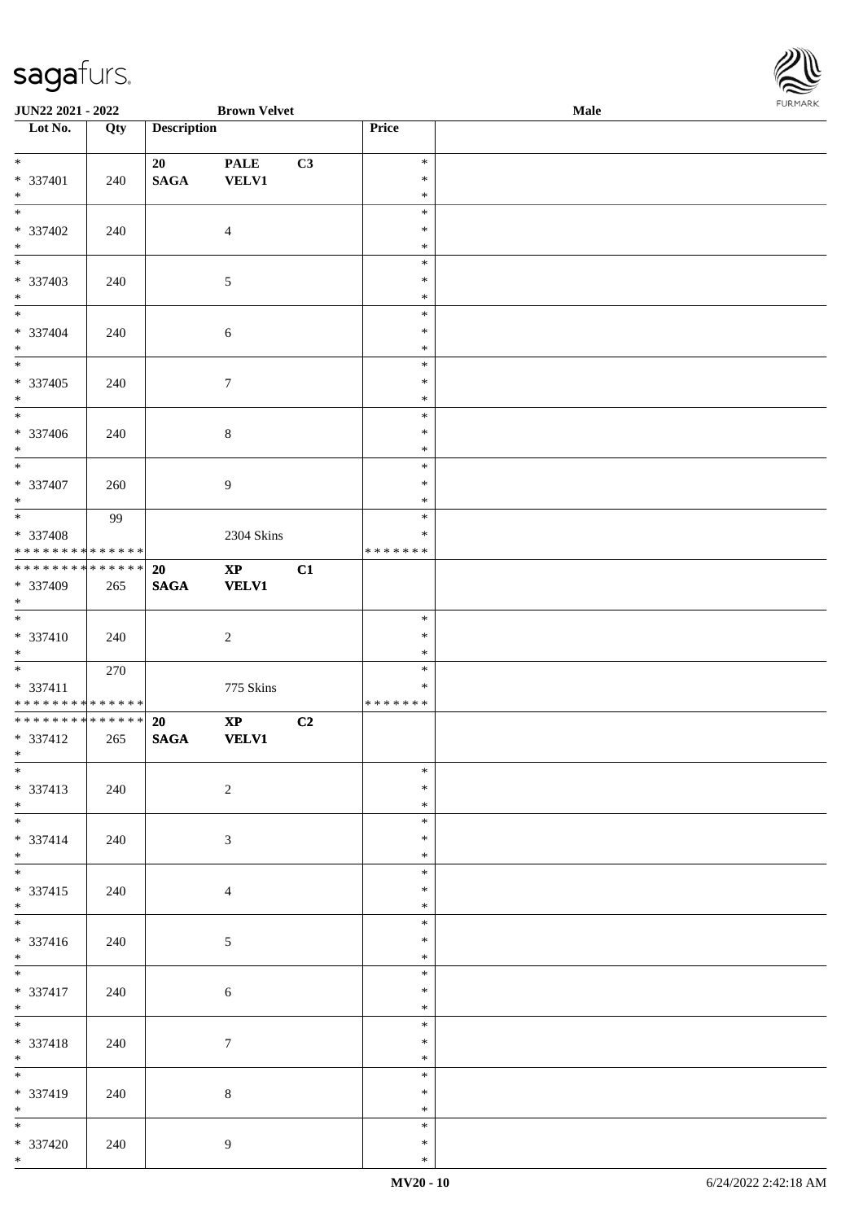**JUN22 2021 - 2022** **Brown Velvet** **Male**

| Lot No. | Qty | Description | | | Price | |
|---|---|---|---|---|---|---|
| * <br> * 337401 <br> * | 240 | 20 <br> **SAGA** | **PALE** <br> **VELV1** | C3 | * <br> * <br> * | |
| * <br> * 337402 <br> * | 240 | | 4 | | * <br> * <br> * | |
| * <br> * 337403 <br> * | 240 | | 5 | | * <br> * <br> * | |
| * <br> * 337404 <br> * | 240 | | 6 | | * <br> * <br> * | |
| * <br> * 337405 <br> * | 240 | | 7 | | * <br> * <br> * | |
| * <br> * 337406 <br> * | 240 | | 8 | | * <br> * <br> * | |
| * <br> * 337407 <br> * | 260 | | 9 | | * <br> * <br> * | |
| * <br> * 337408 <br> * * * * * * * * * * * * * * | 99 | | 2304 Skins | | * <br> * <br> * * * * * * * | |
| * * * * * * * * * * * * * * <br> * 337409 <br> * | 265 | **20** <br> **SAGA** | **XP** <br> **VELV1** | **C1** | | |
| * <br> * 337410 <br> * | 240 | | 2 | | * <br> * <br> * | |
| * <br> * 337411 <br> * * * * * * * * * * * * * * | 270 | | 775 Skins | | * <br> * <br> * * * * * * * | |
| * * * * * * * * * * * * * * <br> * 337412 <br> * | 265 | **20** <br> **SAGA** | **XP** <br> **VELV1** | **C2** | | |
| * <br> * 337413 <br> * | 240 | | 2 | | * <br> * <br> * | |
| * <br> * 337414 <br> * | 240 | | 3 | | * <br> * <br> * | |
| * <br> * 337415 <br> * | 240 | | 4 | | * <br> * <br> * | |
| * <br> * 337416 <br> * | 240 | | 5 | | * <br> * <br> * | |
| * <br> * 337417 <br> * | 240 | | 6 | | * <br> * <br> * | |
| * <br> * 337418 <br> * | 240 | | 7 | | * <br> * <br> * | |
| * <br> * 337419 <br> * | 240 | | 8 | | * <br> * <br> * | |
| * <br> * 337420 <br> * | 240 | | 9 | | * <br> * <br> * | |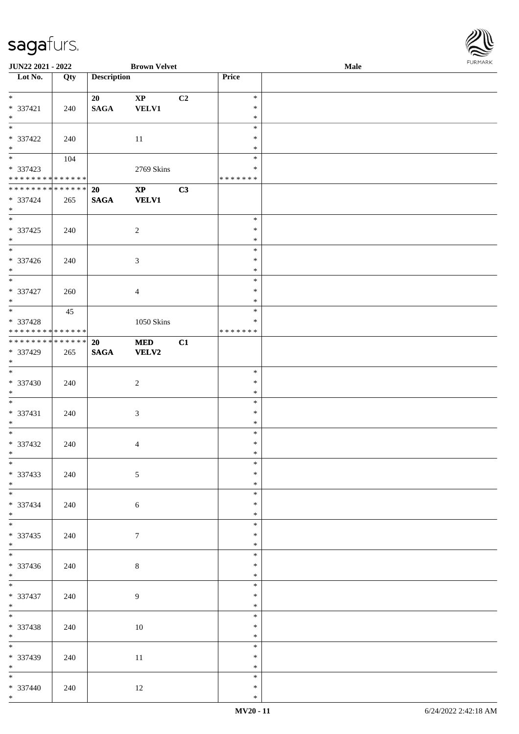| Lot No. | Qty | Description | | | Price | |
|---|---|---|---|---|---|---|
| * | | 20 | **XP** | C2 | * | |
| * 337421 | 240 | **SAGA** | **VELV1** | | * | |
| * | | | | | * | |
| * | | | | | * | |
| * 337422 | 240 | | 11 | | * | |
| * | | | | | * | |
| * | 104 | | | | * | |
| * 337423 | | | 2769 Skins | | * | |
| * * * * * * * * * * * * * * | | | | | * * * * * * * | |
| * * * * * * * * * * * * * * | | 20 | **XP** | C3 | | |
| * 337424 | 265 | **SAGA** | **VELV1** | | | |
| * | | | | | | |
| * | | | | | * | |
| * 337425 | 240 | | 2 | | * | |
| * | | | | | * | |
| * | | | | | * | |
| * 337426 | 240 | | 3 | | * | |
| * | | | | | * | |
| * | | | | | * | |
| * 337427 | 260 | | 4 | | * | |
| * | | | | | * | |
| * | 45 | | | | * | |
| * 337428 | | | 1050 Skins | | * | |
| * * * * * * * * * * * * * * | | | | | * * * * * * * | |
| * * * * * * * * * * * * * * | | 20 | **MED** | C1 | | |
| * 337429 | 265 | **SAGA** | **VELV2** | | | |
| * | | | | | | |
| * | | | | | * | |
| * 337430 | 240 | | 2 | | * | |
| * | | | | | * | |
| * | | | | | * | |
| * 337431 | 240 | | 3 | | * | |
| * | | | | | * | |
| * | | | | | * | |
| * 337432 | 240 | | 4 | | * | |
| * | | | | | * | |
| * | | | | | * | |
| * 337433 | 240 | | 5 | | * | |
| * | | | | | * | |
| * | | | | | * | |
| * 337434 | 240 | | 6 | | * | |
| * | | | | | * | |
| * | | | | | * | |
| * 337435 | 240 | | 7 | | * | |
| * | | | | | * | |
| * | | | | | * | |
| * 337436 | 240 | | 8 | | * | |
| * | | | | | * | |
| * | | | | | * | |
| * 337437 | 240 | | 9 | | * | |
| * | | | | | * | |
| * | | | | | * | |
| * 337438 | 240 | | 10 | | * | |
| * | | | | | * | |
| * | | | | | * | |
| * 337439 | 240 | | 11 | | * | |
| * | | | | | * | |
| * | | | | | * | |
| * 337440 | 240 | | 12 | | * | |
| * | | | | | * | |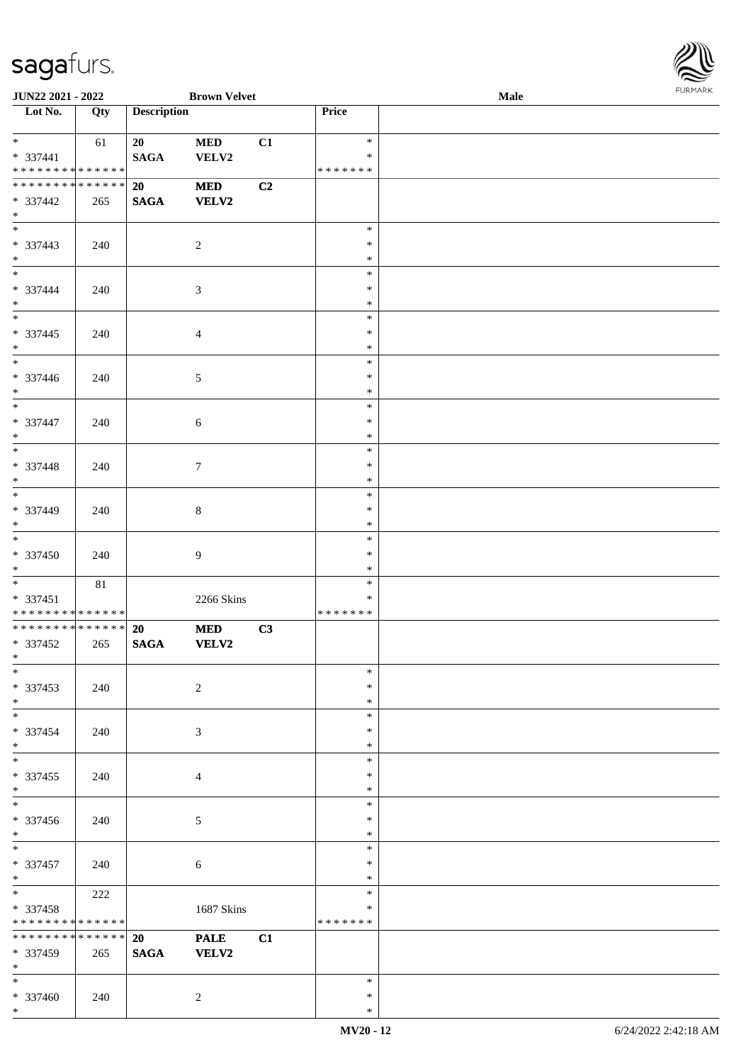| Lot No. | Qty | Description | | | Price | |
|---|---|---|---|---|---|---|
| * | 61 | 20 | MED | C1 | * | |
| * 337441 | | SAGA | VELV2 | | * | |
| * * * * * * * * * * * * * * | | | | | * * * * * * * | |
| * * * * * * * * * * * * * * | | 20 | MED | C2 | | |
| * 337442 | 265 | SAGA | VELV2 | | | |
| * | | | | | | |
| * | | | | | * | |
| * 337443 | 240 | | 2 | | * | |
| * | | | | | * | |
| * | | | | | * | |
| * 337444 | 240 | | 3 | | * | |
| * | | | | | * | |
| * | | | | | * | |
| * 337445 | 240 | | 4 | | * | |
| * | | | | | * | |
| * | | | | | * | |
| * 337446 | 240 | | 5 | | * | |
| * | | | | | * | |
| * | | | | | * | |
| * 337447 | 240 | | 6 | | * | |
| * | | | | | * | |
| * | | | | | * | |
| * 337448 | 240 | | 7 | | * | |
| * | | | | | * | |
| * | | | | | * | |
| * 337449 | 240 | | 8 | | * | |
| * | | | | | * | |
| * | | | | | * | |
| * 337450 | 240 | | 9 | | * | |
| * | | | | | * | |
| * | 81 | | | | * | |
| * 337451 | | | 2266 Skins | | * | |
| * * * * * * * * * * * * * * | | | | | * * * * * * * | |
| * * * * * * * * * * * * * * | | 20 | MED | C3 | | |
| * 337452 | 265 | SAGA | VELV2 | | | |
| * | | | | | | |
| * | | | | | * | |
| * 337453 | 240 | | 2 | | * | |
| * | | | | | * | |
| * | | | | | * | |
| * 337454 | 240 | | 3 | | * | |
| * | | | | | * | |
| * | | | | | * | |
| * 337455 | 240 | | 4 | | * | |
| * | | | | | * | |
| * | | | | | * | |
| * 337456 | 240 | | 5 | | * | |
| * | | | | | * | |
| * | | | | | * | |
| * 337457 | 240 | | 6 | | * | |
| * | | | | | * | |
| * | 222 | | | | * | |
| * 337458 | | | 1687 Skins | | * | |
| * * * * * * * * * * * * * * | | | | | * * * * * * * | |
| * * * * * * * * * * * * * * | | 20 | PALE | C1 | | |
| * 337459 | 265 | SAGA | VELV2 | | | |
| * | | | | | | |
| * | | | | | * | |
| * 337460 | 240 | | 2 | | * | |
| * | | | | | * | |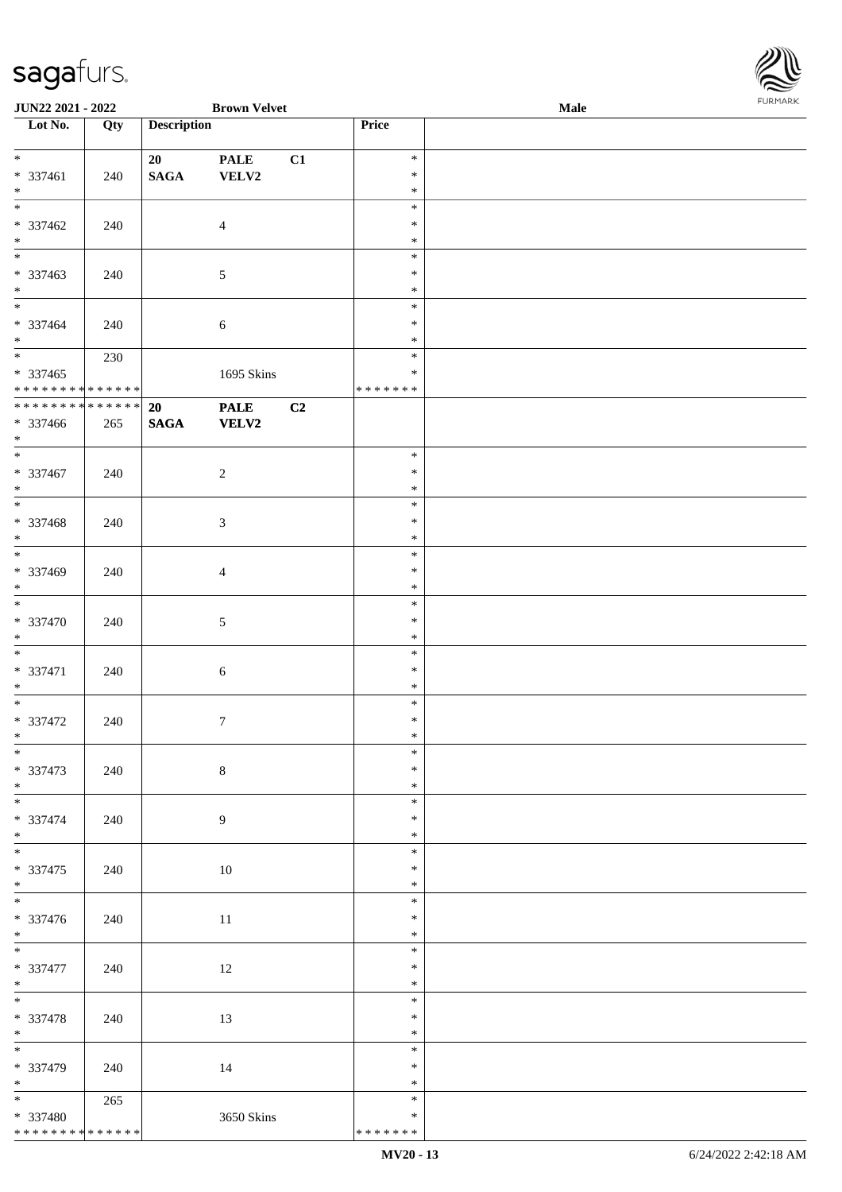**JUN22 2021 - 2022** **Brown Velvet** **Male**

| Lot No. | Qty | Description | | | Price |
|---|---|---|---|---|---|
| * | | 20 | PALE | C1 | * |
| * 337461 | 240 | SAGA | VELV2 | | * |
| * | | | | | * |
| * | | | | | * |
| * 337462 | 240 | | 4 | | * |
| * | | | | | * |
| * | | | | | * |
| * 337463 | 240 | | 5 | | * |
| * | | | | | * |
| * | | | | | * |
| * 337464 | 240 | | 6 | | * |
| * | | | | | * |
| * | 230 | | | | * |
| * 337465 | | | 1695 Skins | | * |
| * * * * * * * * * * * * * * | | | | | * * * * * * * |
| * * * * * * * * * * * * * * | | **20** | **PALE** | **C2** | |
| * 337466 | 265 | **SAGA** | **VELV2** | | |
| * | | | | | |
| * | | | | | * |
| * 337467 | 240 | | 2 | | * |
| * | | | | | * |
| * | | | | | * |
| * 337468 | 240 | | 3 | | * |
| * | | | | | * |
| * | | | | | * |
| * 337469 | 240 | | 4 | | * |
| * | | | | | * |
| * | | | | | * |
| * 337470 | 240 | | 5 | | * |
| * | | | | | * |
| * | | | | | * |
| * 337471 | 240 | | 6 | | * |
| * | | | | | * |
| * | | | | | * |
| * 337472 | 240 | | 7 | | * |
| * | | | | | * |
| * | | | | | * |
| * 337473 | 240 | | 8 | | * |
| * | | | | | * |
| * | | | | | * |
| * 337474 | 240 | | 9 | | * |
| * | | | | | * |
| * | | | | | * |
| * 337475 | 240 | | 10 | | * |
| * | | | | | * |
| * | | | | | * |
| * 337476 | 240 | | 11 | | * |
| * | | | | | * |
| * | | | | | * |
| * 337477 | 240 | | 12 | | * |
| * | | | | | * |
| * | | | | | * |
| * 337478 | 240 | | 13 | | * |
| * | | | | | * |
| * | | | | | * |
| * 337479 | 240 | | 14 | | * |
| * | | | | | * |
| * | 265 | | | | * |
| * 337480 | | | 3650 Skins | | * |
| * * * * * * * * * * * * * * | | | | | * * * * * * * |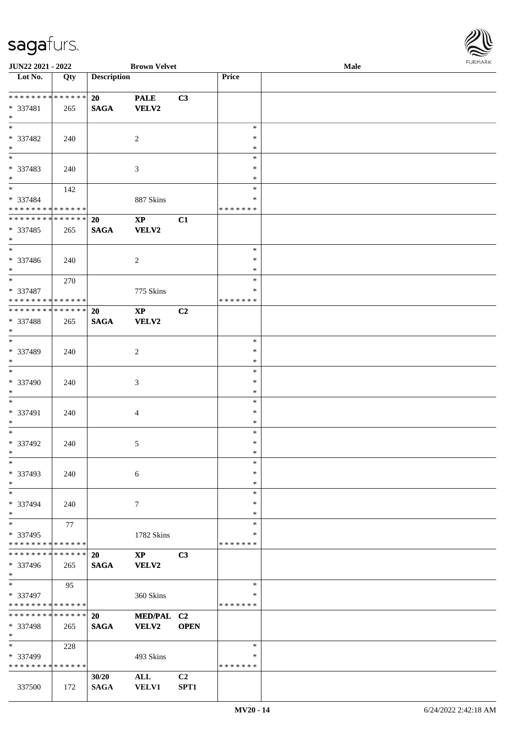| Lot No. | Qty | Description | | | Price | |
|---|---|---|---|---|---|---|
| * * * * * * * * * * * * * * | | 20 | PALE | C3 | | |
| * 337481 | 265 | SAGA | VELV2 | | | |
| * | | | | | | |
| * 337482 | 240 | | 2 | | * * * | |
| * 337483 | 240 | | 3 | | * * * | |
| * 337484 | 142 | | 887 Skins | | * * * * * * * * | |
| * * * * * * * * * * * * * * | | 20 | XP | C1 | | |
| * 337485 | 265 | SAGA | VELV2 | | | |
| * 337486 | 240 | | 2 | | * * * | |
| * 337487 | 270 | | 775 Skins | | * * * * * * * * | |
| * * * * * * * * * * * * * * | | 20 | XP | C2 | | |
| * 337488 | 265 | SAGA | VELV2 | | | |
| * 337489 | 240 | | 2 | | * * * | |
| * 337490 | 240 | | 3 | | * * * | |
| * 337491 | 240 | | 4 | | * * * | |
| * 337492 | 240 | | 5 | | * * * | |
| * 337493 | 240 | | 6 | | * * * | |
| * 337494 | 240 | | 7 | | * * * | |
| * 337495 | 77 | | 1782 Skins | | * * * * * * * * | |
| * * * * * * * * * * * * * * | | 20 | XP | C3 | | |
| * 337496 | 265 | SAGA | VELV2 | | | |
| * 337497 | 95 | | 360 Skins | | * * * * * * * * | |
| * * * * * * * * * * * * * * | | 20 | MED/PAL | C2 | | |
| * 337498 | 265 | SAGA | VELV2 | OPEN | | |
| * 337499 | 228 | | 493 Skins | | * * * * * * * * | |
| | | 30/20 | ALL | C2 | | |
| 337500 | 172 | SAGA | VELV1 | SPT1 | | |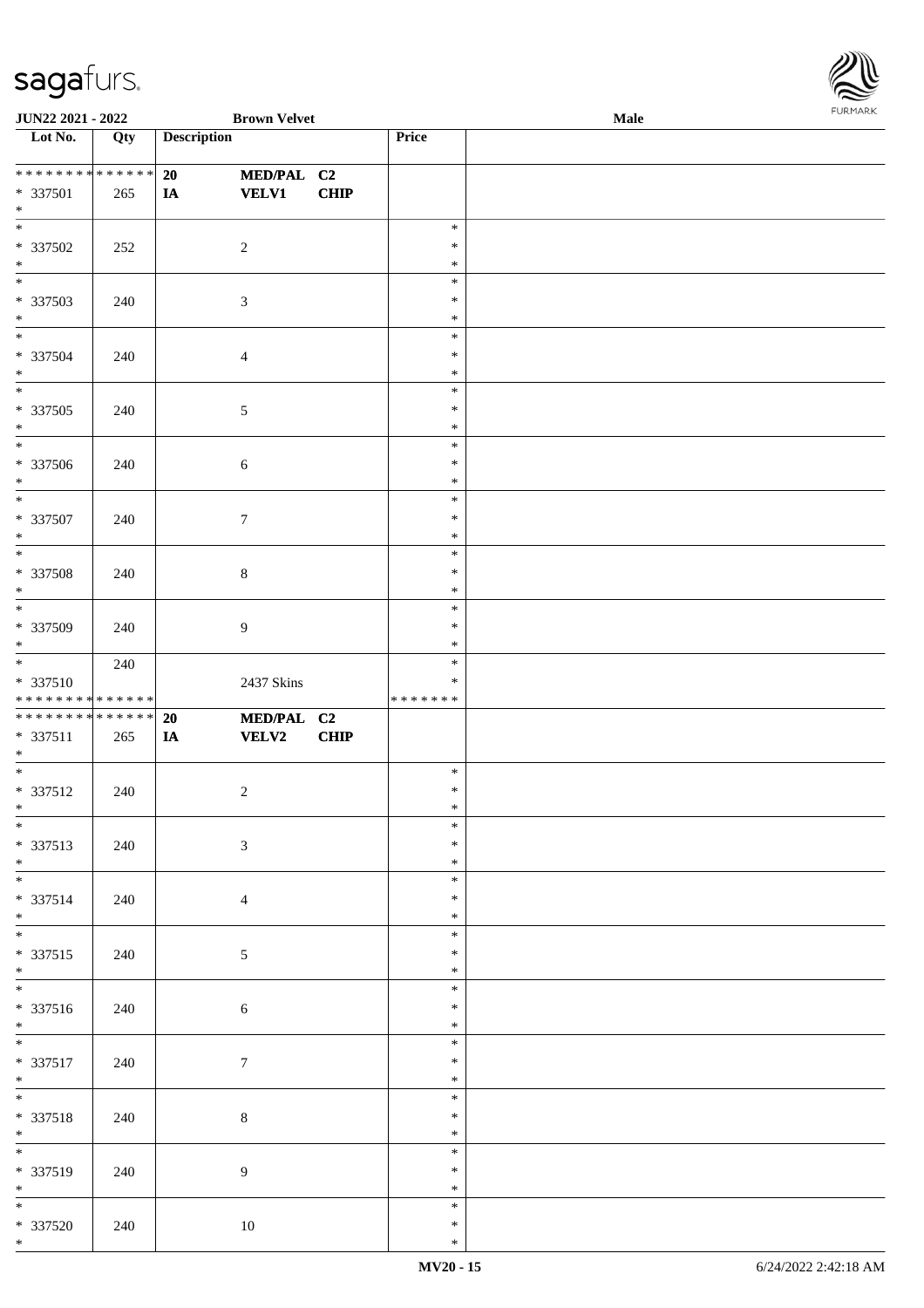| Lot No. | Qty | Description | | | Price | |
|---|---|---|---|---|---|---|
| * * * * * * * * * * * * * * | | 20 | MED/PAL | C2 | | |
| * 337501 | 265 | IA | VELV1 | CHIP | | |
| * | | | | | | |
| * 337502 | 252 | | 2 | | * | |
| * 337503 | 240 | | 3 | | * | |
| * 337504 | 240 | | 4 | | * | |
| * 337505 | 240 | | 5 | | * | |
| * 337506 | 240 | | 6 | | * | |
| * 337507 | 240 | | 7 | | * | |
| * 337508 | 240 | | 8 | | * | |
| * 337509 | 240 | | 9 | | * | |
| * 337510 | 240 | | 2437 Skins | | * | |
| * * * * * * * * * * * * * * | | | | | * * * * * * * | |
| * * * * * * * * * * * * * * | | 20 | MED/PAL | C2 | | |
| * 337511 | 265 | IA | VELV2 | CHIP | | |
| * | | | | | | |
| * 337512 | 240 | | 2 | | * | |
| * 337513 | 240 | | 3 | | * | |
| * 337514 | 240 | | 4 | | * | |
| * 337515 | 240 | | 5 | | * | |
| * 337516 | 240 | | 6 | | * | |
| * 337517 | 240 | | 7 | | * | |
| * 337518 | 240 | | 8 | | * | |
| * 337519 | 240 | | 9 | | * | |
| * 337520 | 240 | | 10 | | * | |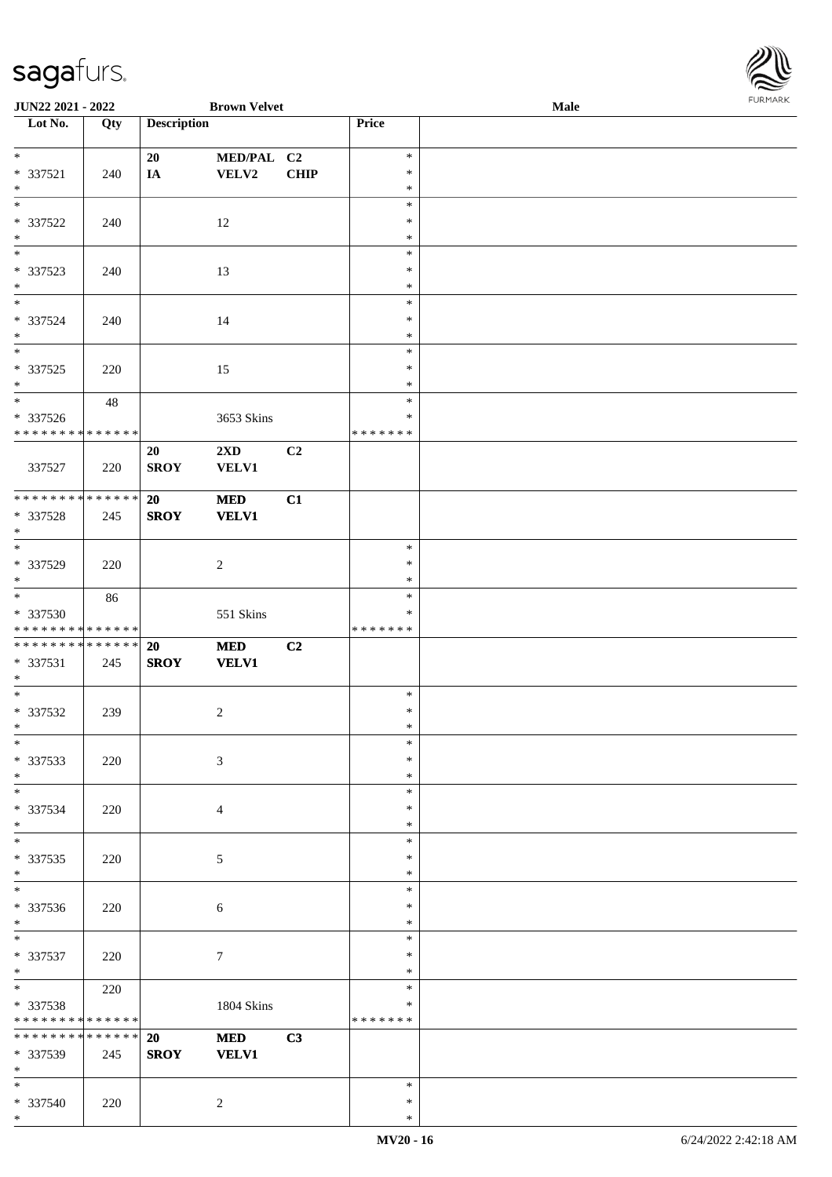**JUN22 2021 - 2022** **Brown Velvet** **Male**

| Lot No. | Qty | Description | | | Price | |
|---|---|---|---|---|---|---|
| *<br>* 337521<br>* | 240 | 20<br>IA | MED/PAL<br>VELV2 | C2<br>CHIP | *<br>*<br>* | |
| *<br>* 337522<br>* | 240 | | 12 | | *<br>*<br>* | |
| *<br>* 337523<br>* | 240 | | 13 | | *<br>*<br>* | |
| *<br>* 337524<br>* | 240 | | 14 | | *<br>*<br>* | |
| *<br>* 337525<br>* | 220 | | 15 | | *<br>*<br>* | |
| *<br>* 337526<br>* * * * * * * * * * * * * * | 48 | | 3653 Skins | | *<br>*<br>* * * * * * * | |
| 337527 | 220 | 20<br>SROY | 2XD<br>VELV1 | C2 | | |
| * * * * * * * * * * * * * *<br>* 337528<br>* | 245 | 20<br>SROY | MED<br>VELV1 | C1 | | |
| *<br>* 337529<br>* | 220 | | 2 | | *<br>*<br>* | |
| *<br>* 337530<br>* * * * * * * * * * * * * * | 86 | | 551 Skins | | *<br>*<br>* * * * * * * | |
| * * * * * * * * * * * * * *<br>* 337531<br>* | 245 | 20<br>SROY | MED<br>VELV1 | C2 | | |
| *<br>* 337532<br>* | 239 | | 2 | | *<br>*<br>* | |
| *<br>* 337533<br>* | 220 | | 3 | | *<br>*<br>* | |
| *<br>* 337534<br>* | 220 | | 4 | | *<br>*<br>* | |
| *<br>* 337535<br>* | 220 | | 5 | | *<br>*<br>* | |
| *<br>* 337536<br>* | 220 | | 6 | | *<br>*<br>* | |
| *<br>* 337537<br>* | 220 | | 7 | | *<br>*<br>* | |
| *<br>* 337538<br>* * * * * * * * * * * * * * | 220 | | 1804 Skins | | *<br>*<br>* * * * * * * | |
| * * * * * * * * * * * * * *<br>* 337539<br>* | 245 | 20<br>SROY | MED<br>VELV1 | C3 | | |
| *<br>* 337540<br>* | 220 | | 2 | | *<br>*<br>* | |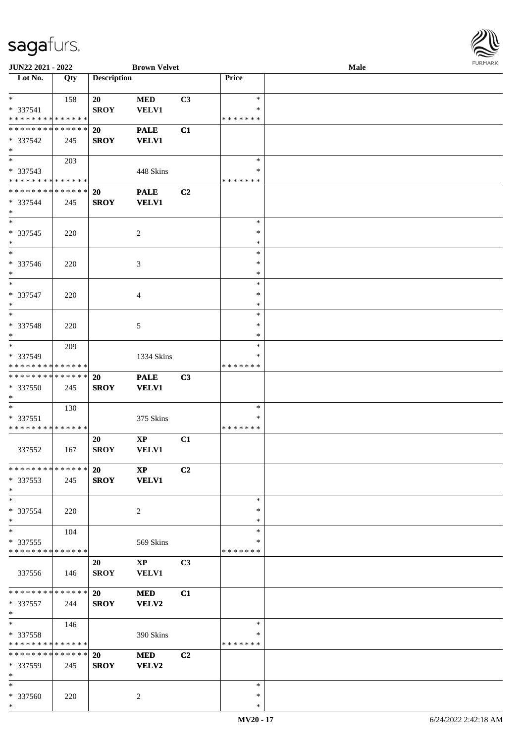**JUN22 2021 - 2022** **Brown Velvet** **Male**

| Lot No. | Qty | Description | | | Price | |
|---|---|---|---|---|---|---|
| * | 158 | 20 | MED | C3 | * | |
| * 337541 | | SROY | VELV1 | | * | |
| * * * * * * * * * * * * * * | | | | | * * * * * * * | |
| * * * * * * * * * * * * * * | | 20 | PALE | C1 | | |
| * 337542 | 245 | SROY | VELV1 | | | |
| * | | | | | | |
| * | 203 | | | | * | |
| * 337543 | | | 448 Skins | | * | |
| * * * * * * * * * * * * * * | | | | | * * * * * * * | |
| * * * * * * * * * * * * * * | | 20 | PALE | C2 | | |
| * 337544 | 245 | SROY | VELV1 | | | |
| * | | | | | | |
| * | | | | | * | |
| * 337545 | 220 | | 2 | | * | |
| * | | | | | * | |
| * | | | | | * | |
| * 337546 | 220 | | 3 | | * | |
| * | | | | | * | |
| * | | | | | * | |
| * 337547 | 220 | | 4 | | * | |
| * | | | | | * | |
| * | | | | | * | |
| * 337548 | 220 | | 5 | | * | |
| * | | | | | * | |
| * | 209 | | | | * | |
| * 337549 | | | 1334 Skins | | * | |
| * * * * * * * * * * * * * * | | | | | * * * * * * * | |
| * * * * * * * * * * * * * * | | 20 | PALE | C3 | | |
| * 337550 | 245 | SROY | VELV1 | | | |
| * | | | | | | |
| * | 130 | | | | * | |
| * 337551 | | | 375 Skins | | * | |
| * * * * * * * * * * * * * * | | | | | * * * * * * * | |
| | | 20 | XP | C1 | | |
| 337552 | 167 | SROY | VELV1 | | | |
| * * * * * * * * * * * * * * | | 20 | XP | C2 | | |
| * 337553 | 245 | SROY | VELV1 | | | |
| * | | | | | | |
| * | | | | | * | |
| * 337554 | 220 | | 2 | | * | |
| * | | | | | * | |
| * | 104 | | | | * | |
| * 337555 | | | 569 Skins | | * | |
| * * * * * * * * * * * * * * | | | | | * * * * * * * | |
| | | 20 | XP | C3 | | |
| 337556 | 146 | SROY | VELV1 | | | |
| * * * * * * * * * * * * * * | | 20 | MED | C1 | | |
| * 337557 | 244 | SROY | VELV2 | | | |
| * | | | | | | |
| * | 146 | | | | * | |
| * 337558 | | | 390 Skins | | * | |
| * * * * * * * * * * * * * * | | | | | * * * * * * * | |
| * * * * * * * * * * * * * * | | 20 | MED | C2 | | |
| * 337559 | 245 | SROY | VELV2 | | | |
| * | | | | | | |
| * | | | | | * | |
| * 337560 | 220 | | 2 | | * | |
| * | | | | | * | |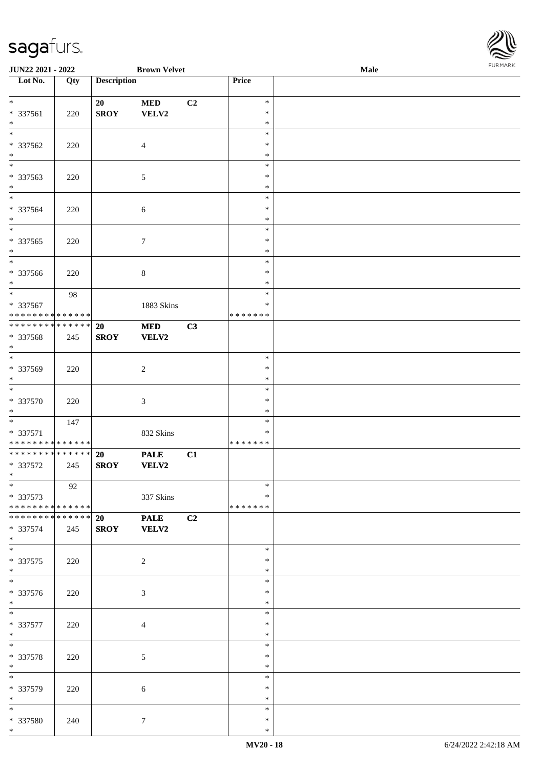JUN22 2021 - 2022 | Brown Velvet | Male

| Lot No. | Qty | Description | | | Price | |
|---|---|---|---|---|---|---|
| * | | 20 | MED | C2 | * | |
| * 337561 | 220 | SROY | VELV2 | | * | |
| * | | | | | * | |
| * | | | | | * | |
| * 337562 | 220 | | 4 | | * | |
| * | | | | | * | |
| * | | | | | * | |
| * 337563 | 220 | | 5 | | * | |
| * | | | | | * | |
| * | | | | | * | |
| * 337564 | 220 | | 6 | | * | |
| * | | | | | * | |
| * | | | | | * | |
| * 337565 | 220 | | 7 | | * | |
| * | | | | | * | |
| * | | | | | * | |
| * 337566 | 220 | | 8 | | * | |
| * | | | | | * | |
| * | 98 | | | | * | |
| * 337567 | | | 1883 Skins | | * | |
| * * * * * * * * * * * * * * | | | | | * * * * * * * | |
| * * * * * * * * * * * * * * | | 20 | MED | C3 | | |
| * 337568 | 245 | SROY | VELV2 | | | |
| * | | | | | | |
| * | | | | | * | |
| * 337569 | 220 | | 2 | | * | |
| * | | | | | * | |
| * | | | | | * | |
| * 337570 | 220 | | 3 | | * | |
| * | | | | | * | |
| * | 147 | | | | * | |
| * 337571 | | | 832 Skins | | * | |
| * * * * * * * * * * * * * * | | | | | * * * * * * * | |
| * * * * * * * * * * * * * * | | 20 | PALE | C1 | | |
| * 337572 | 245 | SROY | VELV2 | | | |
| * | | | | | | |
| * | 92 | | | | * | |
| * 337573 | | | 337 Skins | | * | |
| * * * * * * * * * * * * * * | | | | | * * * * * * * | |
| * * * * * * * * * * * * * * | | 20 | PALE | C2 | | |
| * 337574 | 245 | SROY | VELV2 | | | |
| * | | | | | | |
| * | | | | | * | |
| * 337575 | 220 | | 2 | | * | |
| * | | | | | * | |
| * | | | | | * | |
| * 337576 | 220 | | 3 | | * | |
| * | | | | | * | |
| * | | | | | * | |
| * 337577 | 220 | | 4 | | * | |
| * | | | | | * | |
| * | | | | | * | |
| * 337578 | 220 | | 5 | | * | |
| * | | | | | * | |
| * | | | | | * | |
| * 337579 | 220 | | 6 | | * | |
| * | | | | | * | |
| * | | | | | * | |
| * 337580 | 240 | | 7 | | * | |
| * | | | | | * | |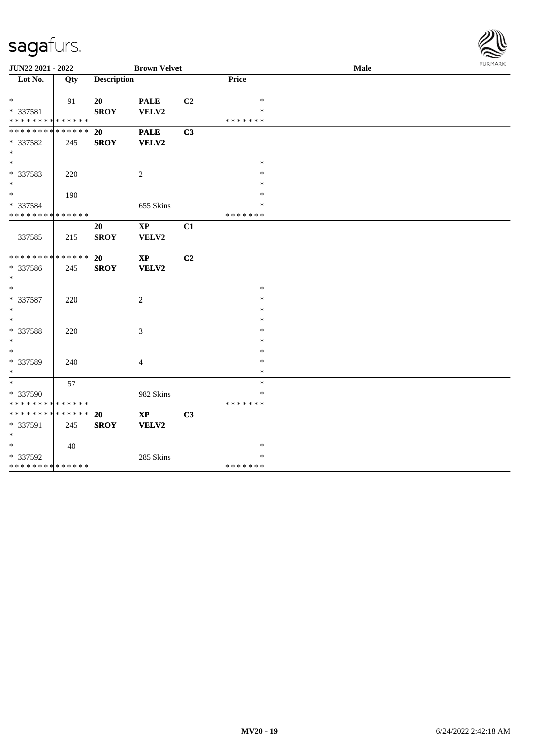| Lot No. | Qty | Description | | | Price | |
|---|---|---|---|---|---|---|
| * | 91 | 20 | PALE | C2 | * | |
| * 337581 | | SROY | VELV2 | | * | |
| * * * * * * * * * * * * * * | | | | | * * * * * * * | |
| * * * * * * * * * * * * * * | | **20** | **PALE** | **C3** | | |
| * 337582 | 245 | **SROY** | **VELV2** | | | |
| * | | | | | | |
| * | | | | | * | |
| * 337583 | 220 | | 2 | | * | |
| * | | | | | * | |
| * | 190 | | | | * | |
| * 337584 | | | 655 Skins | | * | |
| * * * * * * * * * * * * * * | | | | | * * * * * * * | |
| | | 20 | XP | C1 | | |
| 337585 | 215 | SROY | VELV2 | | | |
| * * * * * * * * * * * * * * | | **20** | **XP** | **C2** | | |
| * 337586 | 245 | **SROY** | **VELV2** | | | |
| * | | | | | | |
| * | | | | | * | |
| * 337587 | 220 | | 2 | | * | |
| * | | | | | * | |
| * | | | | | * | |
| * 337588 | 220 | | 3 | | * | |
| * | | | | | * | |
| * | | | | | * | |
| * 337589 | 240 | | 4 | | * | |
| * | | | | | * | |
| * | 57 | | | | * | |
| * 337590 | | | 982 Skins | | * | |
| * * * * * * * * * * * * * * | | | | | * * * * * * * | |
| * * * * * * * * * * * * * * | | **20** | **XP** | **C3** | | |
| * 337591 | 245 | **SROY** | **VELV2** | | | |
| * | | | | | | |
| * | 40 | | | | * | |
| * 337592 | | | 285 Skins | | * | |
| * * * * * * * * * * * * * * | | | | | * * * * * * * | |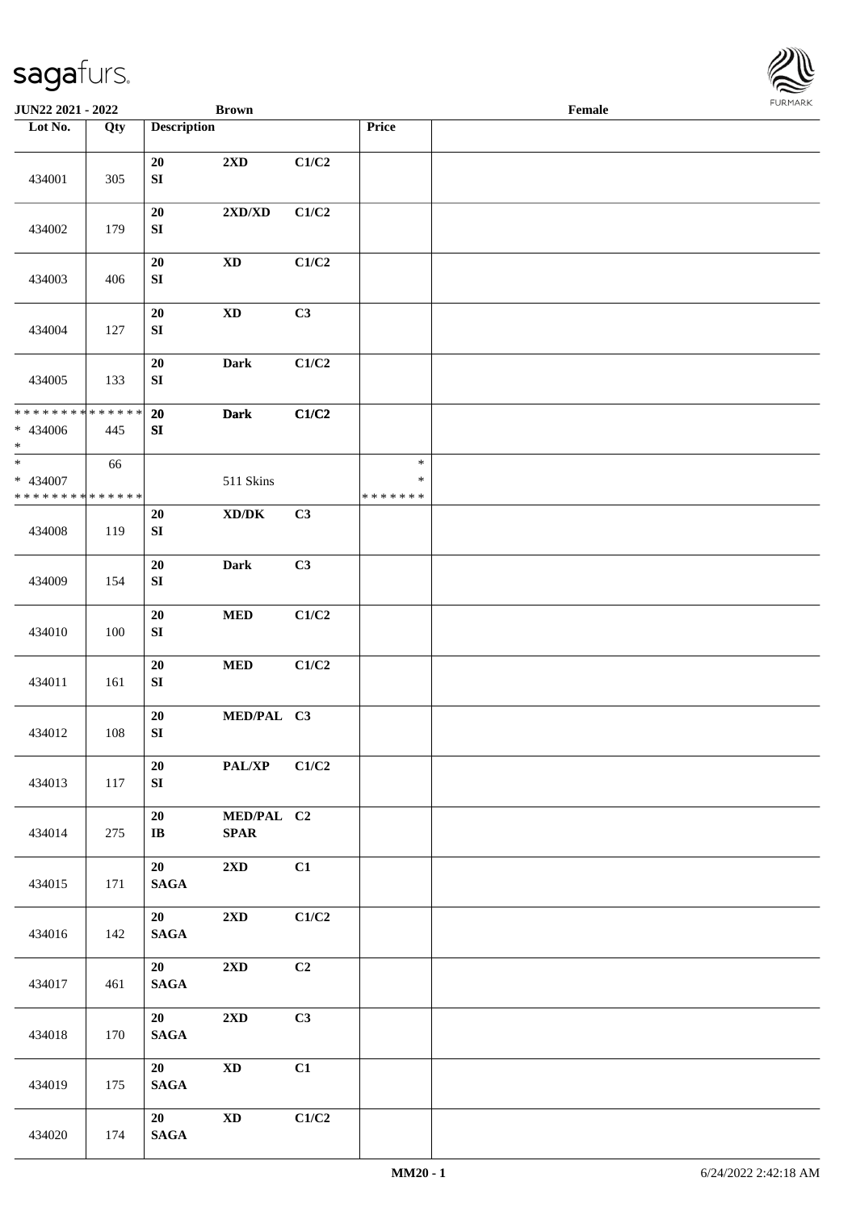| Lot No. | Qty | Description | | | Price | |
|---|---|---|---|---|---|---|
| 434001 | 305 | 20 SI | 2XD | C1/C2 | | |
| 434002 | 179 | 20 SI | 2XD/XD | C1/C2 | | |
| 434003 | 406 | 20 SI | XD | C1/C2 | | |
| 434004 | 127 | 20 SI | XD | C3 | | |
| 434005 | 133 | 20 SI | Dark | C1/C2 | | |
| * * * * * * * * * * * * * * * 434006 * | 445 | 20 SI | Dark | C1/C2 | | |
| * * 434007 * * * * * * * * * * * * * * | 66 | | 511 Skins | | * * * * * * * * * | |
| 434008 | 119 | 20 SI | XD/DK | C3 | | |
| 434009 | 154 | 20 SI | Dark | C3 | | |
| 434010 | 100 | 20 SI | MED | C1/C2 | | |
| 434011 | 161 | 20 SI | MED | C1/C2 | | |
| 434012 | 108 | 20 SI | MED/PAL | C3 | | |
| 434013 | 117 | 20 SI | PAL/XP | C1/C2 | | |
| 434014 | 275 | 20 IB | MED/PAL SPAR | C2 | | |
| 434015 | 171 | 20 SAGA | 2XD | C1 | | |
| 434016 | 142 | 20 SAGA | 2XD | C1/C2 | | |
| 434017 | 461 | 20 SAGA | 2XD | C2 | | |
| 434018 | 170 | 20 SAGA | 2XD | C3 | | |
| 434019 | 175 | 20 SAGA | XD | C1 | | |
| 434020 | 174 | 20 SAGA | XD | C1/C2 | | |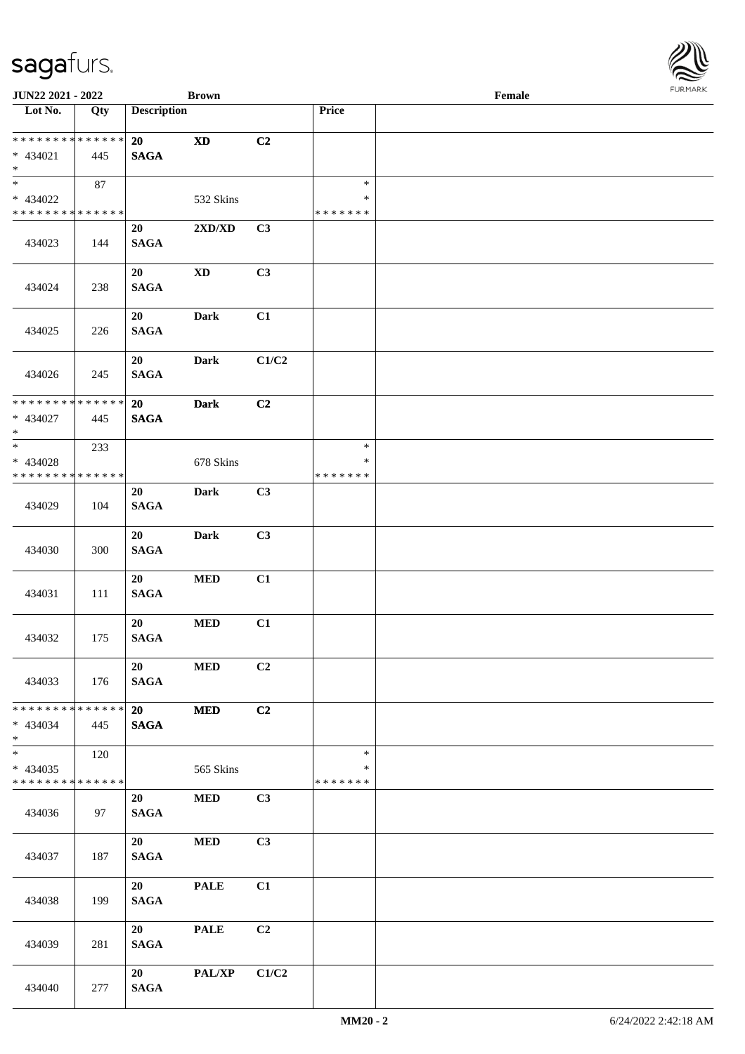JUN22 2021 - 2022 | Brown | Female

| Lot No. | Qty | Description | | | Price | |
|---|---|---|---|---|---|---|
| * * * * * * * * * * * * * * | | 20 | XD | C2 | | |
| * 434021 | 445 | SAGA | | | | |
| * | | | | | | |
| * | 87 | | | | * | |
| * 434022 | | | 532 Skins | | * | |
| * * * * * * * * * * * * * * | | | | | * * * * * * * | |
| 434023 | 144 | 20 SAGA | 2XD/XD | C3 | | |
| 434024 | 238 | 20 SAGA | XD | C3 | | |
| 434025 | 226 | 20 SAGA | Dark | C1 | | |
| 434026 | 245 | 20 SAGA | Dark | C1/C2 | | |
| * * * * * * * * * * * * * * | | 20 | Dark | C2 | | |
| * 434027 | 445 | SAGA | | | | |
| * | | | | | | |
| * | 233 | | | | * | |
| * 434028 | | | 678 Skins | | * | |
| * * * * * * * * * * * * * * | | | | | * * * * * * * | |
| 434029 | 104 | 20 SAGA | Dark | C3 | | |
| 434030 | 300 | 20 SAGA | Dark | C3 | | |
| 434031 | 111 | 20 SAGA | MED | C1 | | |
| 434032 | 175 | 20 SAGA | MED | C1 | | |
| 434033 | 176 | 20 SAGA | MED | C2 | | |
| * * * * * * * * * * * * * * | | 20 | MED | C2 | | |
| * 434034 | 445 | SAGA | | | | |
| * | | | | | | |
| * | 120 | | | | * | |
| * 434035 | | | 565 Skins | | * | |
| * * * * * * * * * * * * * * | | | | | * * * * * * * | |
| 434036 | 97 | 20 SAGA | MED | C3 | | |
| 434037 | 187 | 20 SAGA | MED | C3 | | |
| 434038 | 199 | 20 SAGA | PALE | C1 | | |
| 434039 | 281 | 20 SAGA | PALE | C2 | | |
| 434040 | 277 | 20 SAGA | PAL/XP | C1/C2 | | |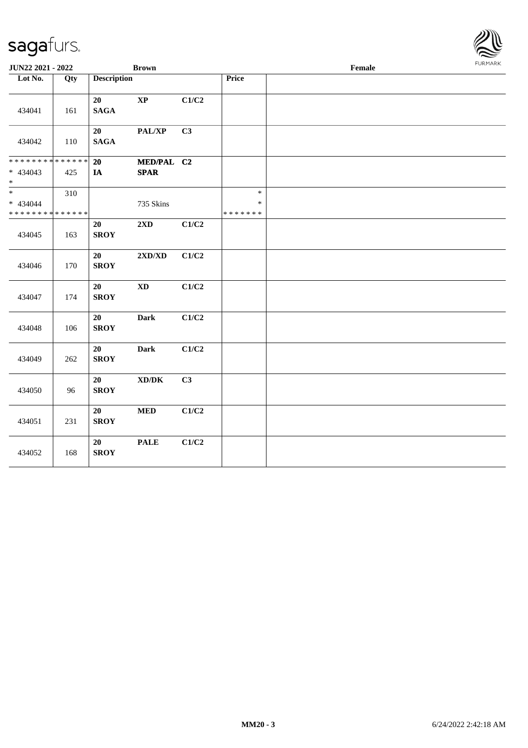**JUN22 2021 - 2022** **Brown** **Female**

| Lot No. | Qty | Description | | | Price | |
|---|---|---|---|---|---|---|
| 434041 | 161 | 20 SAGA | XP | C1/C2 | | |
| 434042 | 110 | 20 SAGA | PAL/XP | C3 | | |
| ************** * 434043 * | 425 | 20 IA | MED/PAL SPAR | C2 | | |
| * * 434044 ************** | 310 | | 735 Skins | | * * ******* | |
| 434045 | 163 | 20 SROY | 2XD | C1/C2 | | |
| 434046 | 170 | 20 SROY | 2XD/XD | C1/C2 | | |
| 434047 | 174 | 20 SROY | XD | C1/C2 | | |
| 434048 | 106 | 20 SROY | Dark | C1/C2 | | |
| 434049 | 262 | 20 SROY | Dark | C1/C2 | | |
| 434050 | 96 | 20 SROY | XD/DK | C3 | | |
| 434051 | 231 | 20 SROY | MED | C1/C2 | | |
| 434052 | 168 | 20 SROY | PALE | C1/C2 | | |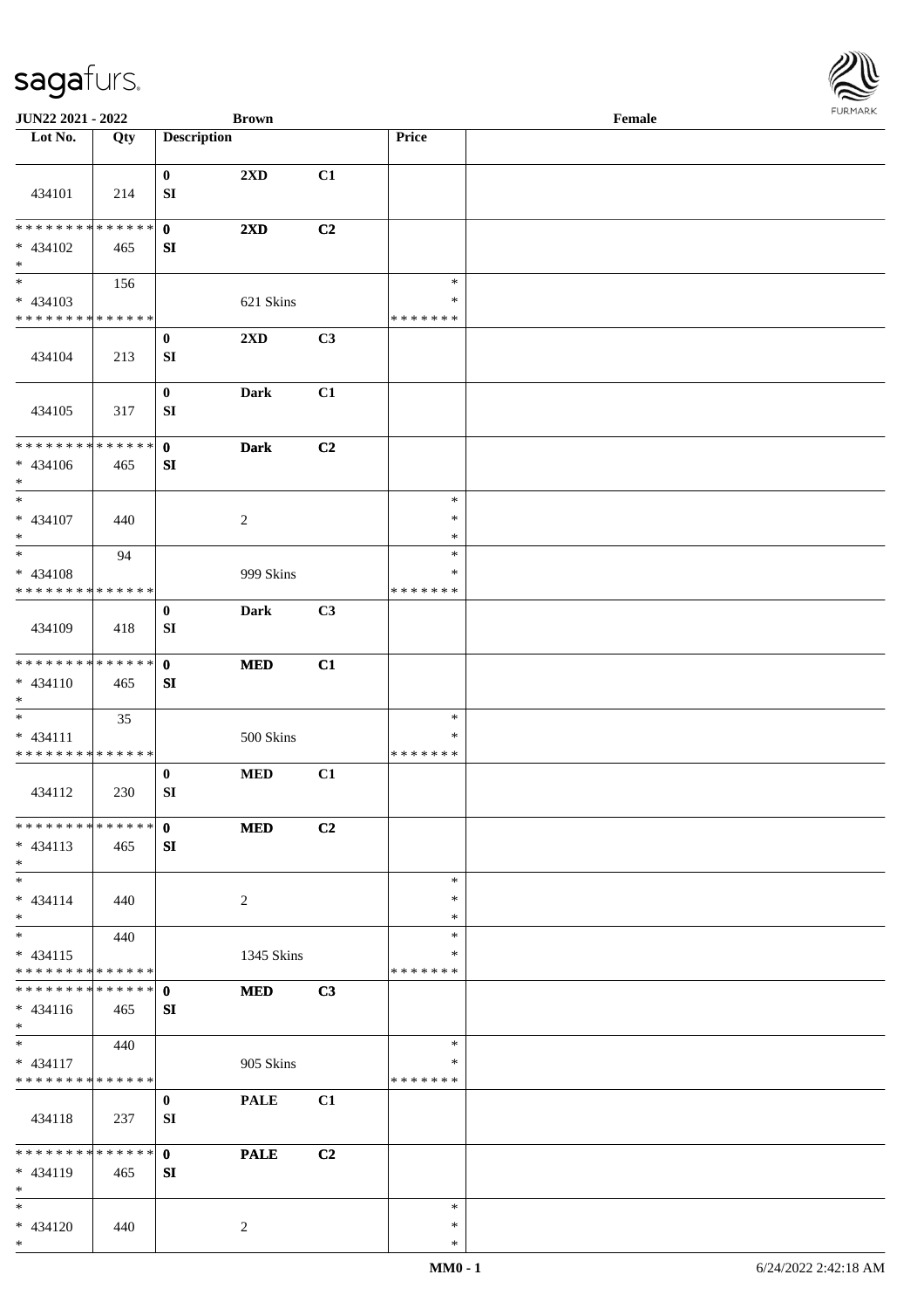| Lot No. | Qty | Description | | | Price | |
|---|---|---|---|---|---|---|
| 434101 | 214 | 0<br>SI | 2XD | C1 | | |
| * * * * * * * * * * * * * *<br>* 434102<br>* | 465 | 0<br>SI | 2XD | C2 | | |
| *<br>* 434103<br>* * * * * * * * * * * * * * | 156 | | 621 Skins | | *<br>*<br>* * * * * * * | |
| 434104 | 213 | 0<br>SI | 2XD | C3 | | |
| 434105 | 317 | 0<br>SI | Dark | C1 | | |
| * * * * * * * * * * * * * *<br>* 434106<br>* | 465 | 0<br>SI | Dark | C2 | | |
| *<br>* 434107<br>* | 440 | | 2 | | *<br>*<br>* | |
| *<br>* 434108<br>* * * * * * * * * * * * * * | 94 | | 999 Skins | | *<br>*<br>* * * * * * * | |
| 434109 | 418 | 0<br>SI | Dark | C3 | | |
| * * * * * * * * * * * * * *<br>* 434110<br>* | 465 | 0<br>SI | MED | C1 | | |
| *<br>* 434111<br>* * * * * * * * * * * * * * | 35 | | 500 Skins | | *<br>*<br>* * * * * * * | |
| 434112 | 230 | 0<br>SI | MED | C1 | | |
| * * * * * * * * * * * * * *<br>* 434113<br>* | 465 | 0<br>SI | MED | C2 | | |
| *<br>* 434114<br>* | 440 | | 2 | | *<br>*<br>* | |
| *<br>* 434115<br>* * * * * * * * * * * * * * | 440 | | 1345 Skins | | *<br>*<br>* * * * * * * | |
| * * * * * * * * * * * * * *<br>* 434116<br>* | 465 | 0<br>SI | MED | C3 | | |
| *<br>* 434117<br>* * * * * * * * * * * * * * | 440 | | 905 Skins | | *<br>*<br>* * * * * * * | |
| 434118 | 237 | 0<br>SI | PALE | C1 | | |
| * * * * * * * * * * * * * *<br>* 434119<br>* | 465 | 0<br>SI | PALE | C2 | | |
| *<br>* 434120<br>* | 440 | | 2 | | *<br>*<br>* | |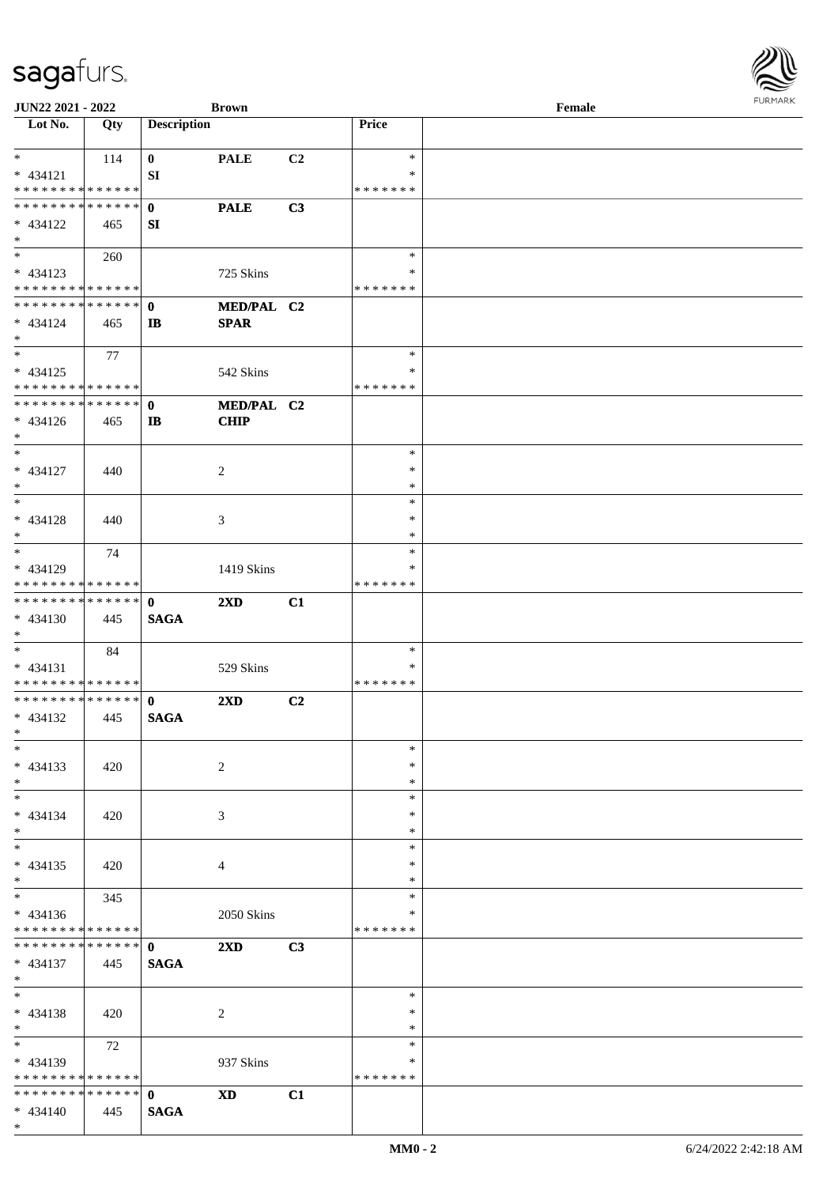| Lot No. | Qty | Description | | | Price | |
|---|---|---|---|---|---|---|
| * | 114 | 0 | PALE | C2 | * | |
| * 434121 | | SI | | | * | |
| * * * * * * * * * * * * * * | | | | | * * * * * * * | |
| * * * * * * * * * * * * * * | | 0 | PALE | C3 | | |
| * 434122 | 465 | SI | | | | |
| * | | | | | | |
| * | 260 | | | | * | |
| * 434123 | | | 725 Skins | | * | |
| * * * * * * * * * * * * * * | | | | | * * * * * * * | |
| * * * * * * * * * * * * * * | | 0 | MED/PAL | C2 | | |
| * 434124 | 465 | IB | SPAR | | | |
| * | | | | | | |
| * | 77 | | | | * | |
| * 434125 | | | 542 Skins | | * | |
| * * * * * * * * * * * * * * | | | | | * * * * * * * | |
| * * * * * * * * * * * * * * | | 0 | MED/PAL | C2 | | |
| * 434126 | 465 | IB | CHIP | | | |
| * | | | | | | |
| * | | | | | * | |
| * 434127 | 440 | | 2 | | * | |
| * | | | | | * | |
| * | | | | | * | |
| * 434128 | 440 | | 3 | | * | |
| * | | | | | * | |
| * | 74 | | | | * | |
| * 434129 | | | 1419 Skins | | * | |
| * * * * * * * * * * * * * * | | | | | * * * * * * * | |
| * * * * * * * * * * * * * * | | 0 | 2XD | C1 | | |
| * 434130 | 445 | SAGA | | | | |
| * | | | | | | |
| * | 84 | | | | * | |
| * 434131 | | | 529 Skins | | * | |
| * * * * * * * * * * * * * * | | | | | * * * * * * * | |
| * * * * * * * * * * * * * * | | 0 | 2XD | C2 | | |
| * 434132 | 445 | SAGA | | | | |
| * | | | | | | |
| * | | | | | * | |
| * 434133 | 420 | | 2 | | * | |
| * | | | | | * | |
| * | | | | | * | |
| * 434134 | 420 | | 3 | | * | |
| * | | | | | * | |
| * | | | | | * | |
| * 434135 | 420 | | 4 | | * | |
| * | | | | | * | |
| * | 345 | | | | * | |
| * 434136 | | | 2050 Skins | | * | |
| * * * * * * * * * * * * * * | | | | | * * * * * * * | |
| * * * * * * * * * * * * * * | | 0 | 2XD | C3 | | |
| * 434137 | 445 | SAGA | | | | |
| * | | | | | | |
| * | | | | | * | |
| * 434138 | 420 | | 2 | | * | |
| * | | | | | * | |
| * | 72 | | | | * | |
| * 434139 | | | 937 Skins | | * | |
| * * * * * * * * * * * * * * | | | | | * * * * * * * | |
| * * * * * * * * * * * * * * | | 0 | XD | C1 | | |
| * 434140 | 445 | SAGA | | | | |
| * | | | | | | |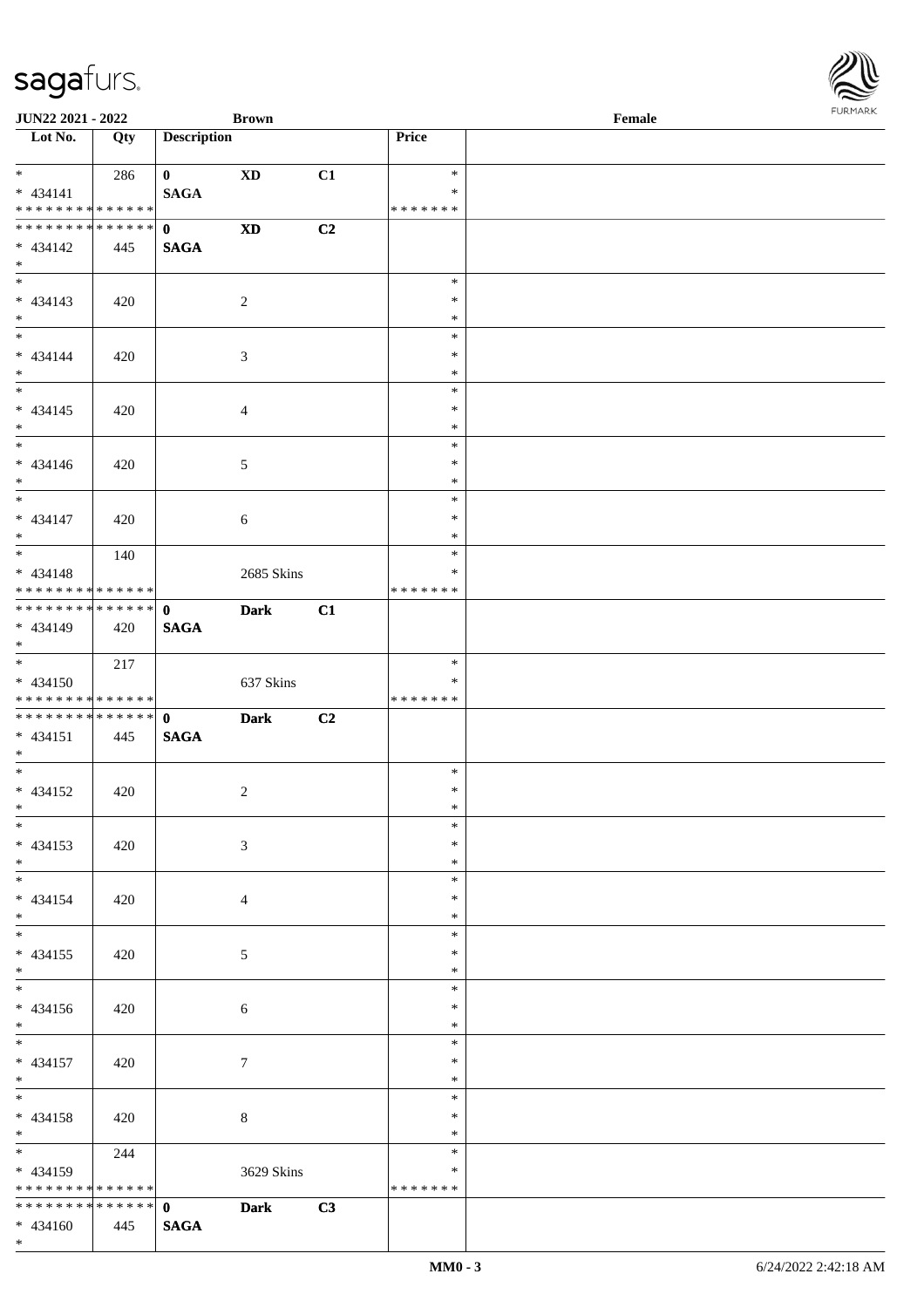JUN22 2021 - 2022 | Brown | Female

| Lot No. | Qty | Description | | | Price | |
|---|---|---|---|---|---|---|
| * | 286 | 0 | XD | C1 | * | |
| * 434141 | | SAGA | | | * | |
| * * * * * * * * * * * * * * | | | | | * * * * * * * | |
| * * * * * * * * * * * * * * | | 0 | XD | C2 | | |
| * 434142 | 445 | SAGA | | | | |
| * | | | | | | |
| * | | | | | * | |
| * 434143 | 420 | | 2 | | * | |
| * | | | | | * | |
| * | | | | | * | |
| * 434144 | 420 | | 3 | | * | |
| * | | | | | * | |
| * | | | | | * | |
| * 434145 | 420 | | 4 | | * | |
| * | | | | | * | |
| * | | | | | * | |
| * 434146 | 420 | | 5 | | * | |
| * | | | | | * | |
| * | | | | | * | |
| * 434147 | 420 | | 6 | | * | |
| * | | | | | * | |
| * | 140 | | | | * | |
| * 434148 | | | 2685 Skins | | * | |
| * * * * * * * * * * * * * * | | | | | * * * * * * * | |
| * * * * * * * * * * * * * * | | 0 | Dark | C1 | | |
| * 434149 | 420 | SAGA | | | | |
| * | | | | | | |
| * | 217 | | | | * | |
| * 434150 | | | 637 Skins | | * | |
| * * * * * * * * * * * * * * | | | | | * * * * * * * | |
| * * * * * * * * * * * * * * | | 0 | Dark | C2 | | |
| * 434151 | 445 | SAGA | | | | |
| * | | | | | | |
| * | | | | | * | |
| * 434152 | 420 | | 2 | | * | |
| * | | | | | * | |
| * | | | | | * | |
| * 434153 | 420 | | 3 | | * | |
| * | | | | | * | |
| * | | | | | * | |
| * 434154 | 420 | | 4 | | * | |
| * | | | | | * | |
| * | | | | | * | |
| * 434155 | 420 | | 5 | | * | |
| * | | | | | * | |
| * | | | | | * | |
| * 434156 | 420 | | 6 | | * | |
| * | | | | | * | |
| * | | | | | * | |
| * 434157 | 420 | | 7 | | * | |
| * | | | | | * | |
| * | | | | | * | |
| * 434158 | 420 | | 8 | | * | |
| * | | | | | * | |
| * | 244 | | | | * | |
| * 434159 | | | 3629 Skins | | * | |
| * * * * * * * * * * * * * * | | | | | * * * * * * * | |
| * * * * * * * * * * * * * * | | 0 | Dark | C3 | | |
| * 434160 | 445 | SAGA | | | | |
| * | | | | | | |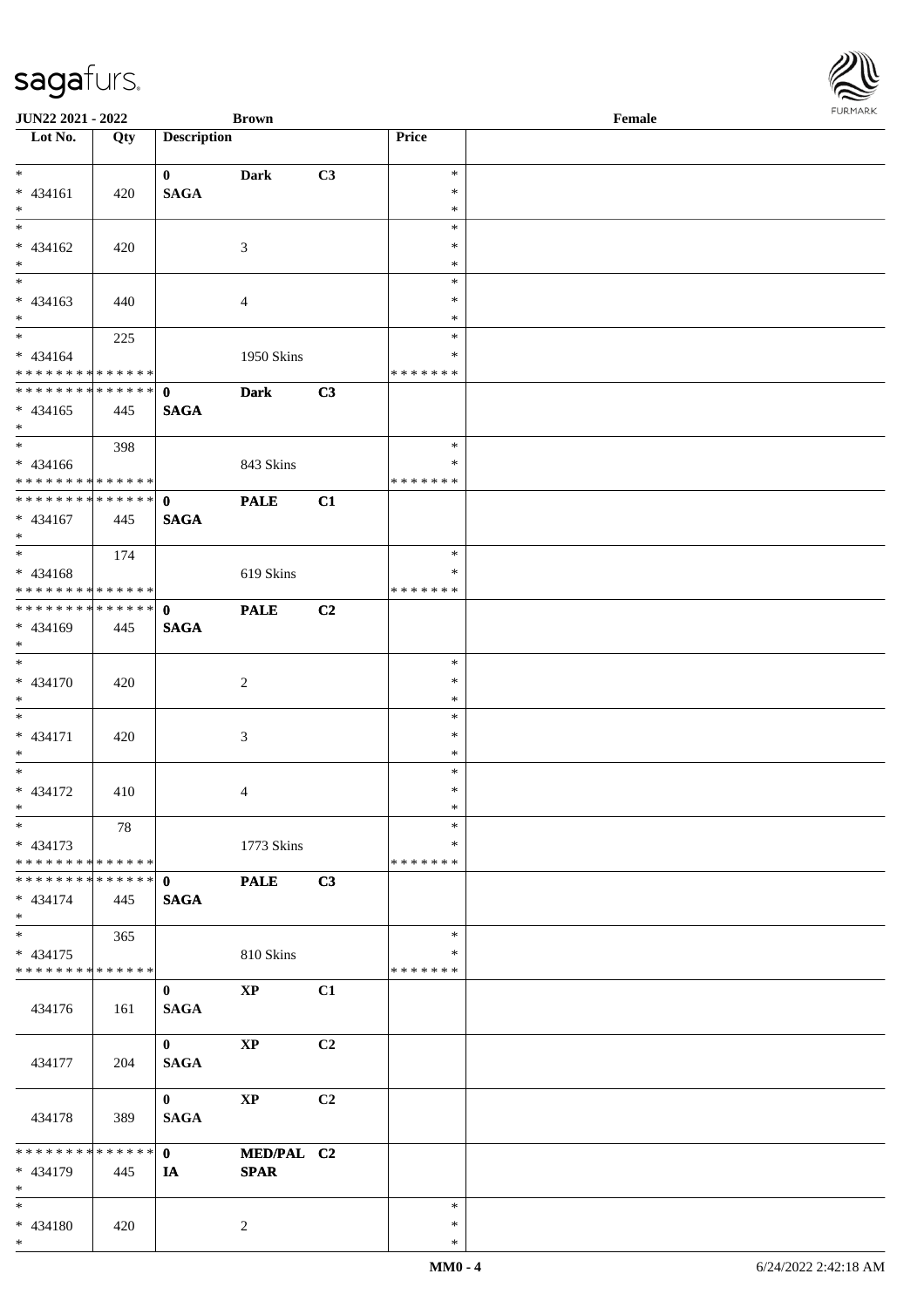JUN22 2021 - 2022 | Brown | Female

| Lot No. | Qty | Description | | | Price | |
|---|---|---|---|---|---|---|
| * | | 0 | Dark | C3 | * | |
| * 434161 | 420 | SAGA | | | * | |
| * | | | | | * | |
| * | | | | | * | |
| * 434162 | 420 | | 3 | | * | |
| * | | | | | * | |
| * | | | | | * | |
| * 434163 | 440 | | 4 | | * | |
| * | | | | | * | |
| * | 225 | | | | * | |
| * 434164 | | | 1950 Skins | | * | |
| * * * * * * * * * * * * * * | | | | | * * * * * * * | |
| * * * * * * * * * * * * * * | | 0 | Dark | C3 | | |
| * 434165 | 445 | SAGA | | | | |
| * | | | | | | |
| * | 398 | | | | * | |
| * 434166 | | | 843 Skins | | * | |
| * * * * * * * * * * * * * * | | | | | * * * * * * * | |
| * * * * * * * * * * * * * * | | 0 | PALE | C1 | | |
| * 434167 | 445 | SAGA | | | | |
| * | | | | | | |
| * | 174 | | | | * | |
| * 434168 | | | 619 Skins | | * | |
| * * * * * * * * * * * * * * | | | | | * * * * * * * | |
| * * * * * * * * * * * * * * | | 0 | PALE | C2 | | |
| * 434169 | 445 | SAGA | | | | |
| * | | | | | | |
| * | | | | | * | |
| * 434170 | 420 | | 2 | | * | |
| * | | | | | * | |
| * | | | | | * | |
| * 434171 | 420 | | 3 | | * | |
| * | | | | | * | |
| * | | | | | * | |
| * 434172 | 410 | | 4 | | * | |
| * | | | | | * | |
| * | 78 | | | | * | |
| * 434173 | | | 1773 Skins | | * | |
| * * * * * * * * * * * * * * | | | | | * * * * * * * | |
| * * * * * * * * * * * * * * | | 0 | PALE | C3 | | |
| * 434174 | 445 | SAGA | | | | |
| * | | | | | | |
| * | 365 | | | | * | |
| * 434175 | | | 810 Skins | | * | |
| * * * * * * * * * * * * * * | | | | | * * * * * * * | |
| 434176 | 161 | 0 SAGA | XP | C1 | | |
| 434177 | 204 | 0 SAGA | XP | C2 | | |
| 434178 | 389 | 0 SAGA | XP | C2 | | |
| * * * * * * * * * * * * * * | | 0 | MED/PAL | C2 | | |
| * 434179 | 445 | IA | SPAR | | | |
| * | | | | | | |
| * | | | | | * | |
| * 434180 | 420 | | 2 | | * | |
| * | | | | | * | |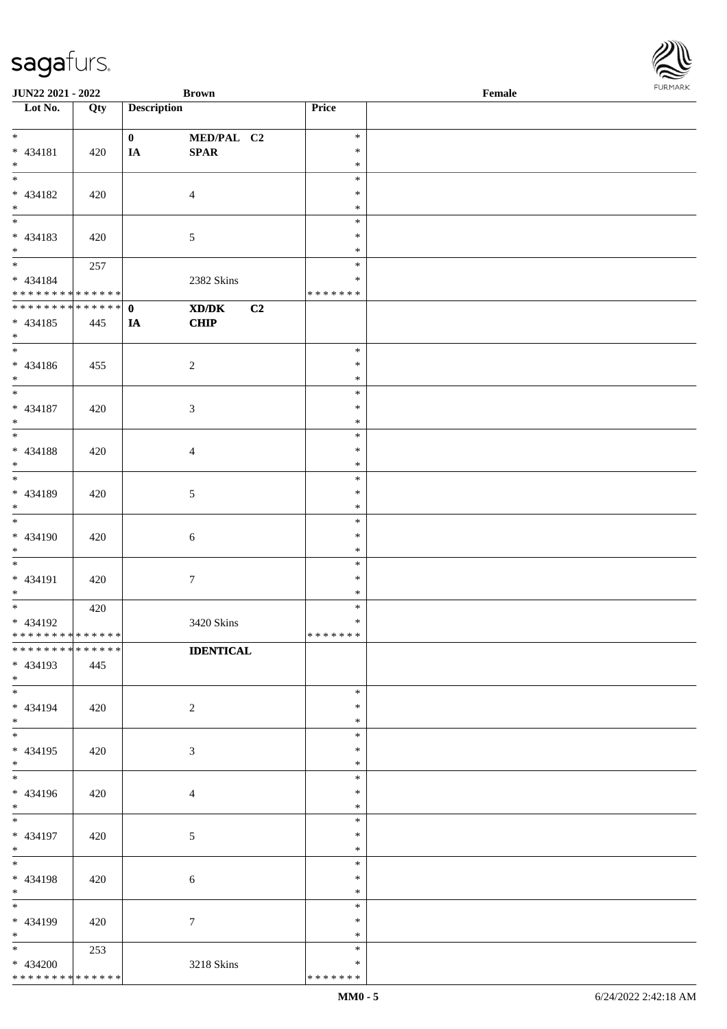**JUN22 2021 - 2022** **Brown** **Female**

| Lot No. | Qty | Description | | | Price | |
|---|---|---|---|---|---|---|
| * | | 0 | MED/PAL | C2 | * | |
| * 434181 | 420 | IA | SPAR | | * | |
| * | | | | | * | |
| * | | | | | * | |
| * 434182 | 420 | | 4 | | * | |
| * | | | | | * | |
| * | | | | | * | |
| * 434183 | 420 | | 5 | | * | |
| * | | | | | * | |
| * | 257 | | | | * | |
| * 434184 | | | 2382 Skins | | * | |
| * * * * * * * * * * * * * * | | | | | * * * * * * * | |
| * * * * * * * * * * * * * * | | 0 | XD/DK | C2 | | |
| * 434185 | 445 | IA | CHIP | | | |
| * | | | | | | |
| * | | | | | * | |
| * 434186 | 455 | | 2 | | * | |
| * | | | | | * | |
| * | | | | | * | |
| * 434187 | 420 | | 3 | | * | |
| * | | | | | * | |
| * | | | | | * | |
| * 434188 | 420 | | 4 | | * | |
| * | | | | | * | |
| * | | | | | * | |
| * 434189 | 420 | | 5 | | * | |
| * | | | | | * | |
| * | | | | | * | |
| * 434190 | 420 | | 6 | | * | |
| * | | | | | * | |
| * | | | | | * | |
| * 434191 | 420 | | 7 | | * | |
| * | | | | | * | |
| * | 420 | | | | * | |
| * 434192 | | | 3420 Skins | | * | |
| * * * * * * * * * * * * * * | | | | | * * * * * * * | |
| * * * * * * * * * * * * * * | | | IDENTICAL | | | |
| * 434193 | 445 | | | | | |
| * | | | | | | |
| * | | | | | * | |
| * 434194 | 420 | | 2 | | * | |
| * | | | | | * | |
| * | | | | | * | |
| * 434195 | 420 | | 3 | | * | |
| * | | | | | * | |
| * | | | | | * | |
| * 434196 | 420 | | 4 | | * | |
| * | | | | | * | |
| * | | | | | * | |
| * 434197 | 420 | | 5 | | * | |
| * | | | | | * | |
| * | | | | | * | |
| * 434198 | 420 | | 6 | | * | |
| * | | | | | * | |
| * | | | | | * | |
| * 434199 | 420 | | 7 | | * | |
| * | | | | | * | |
| * | 253 | | | | * | |
| * 434200 | | | 3218 Skins | | * | |
| * * * * * * * * * * * * * * | | | | | * * * * * * * | |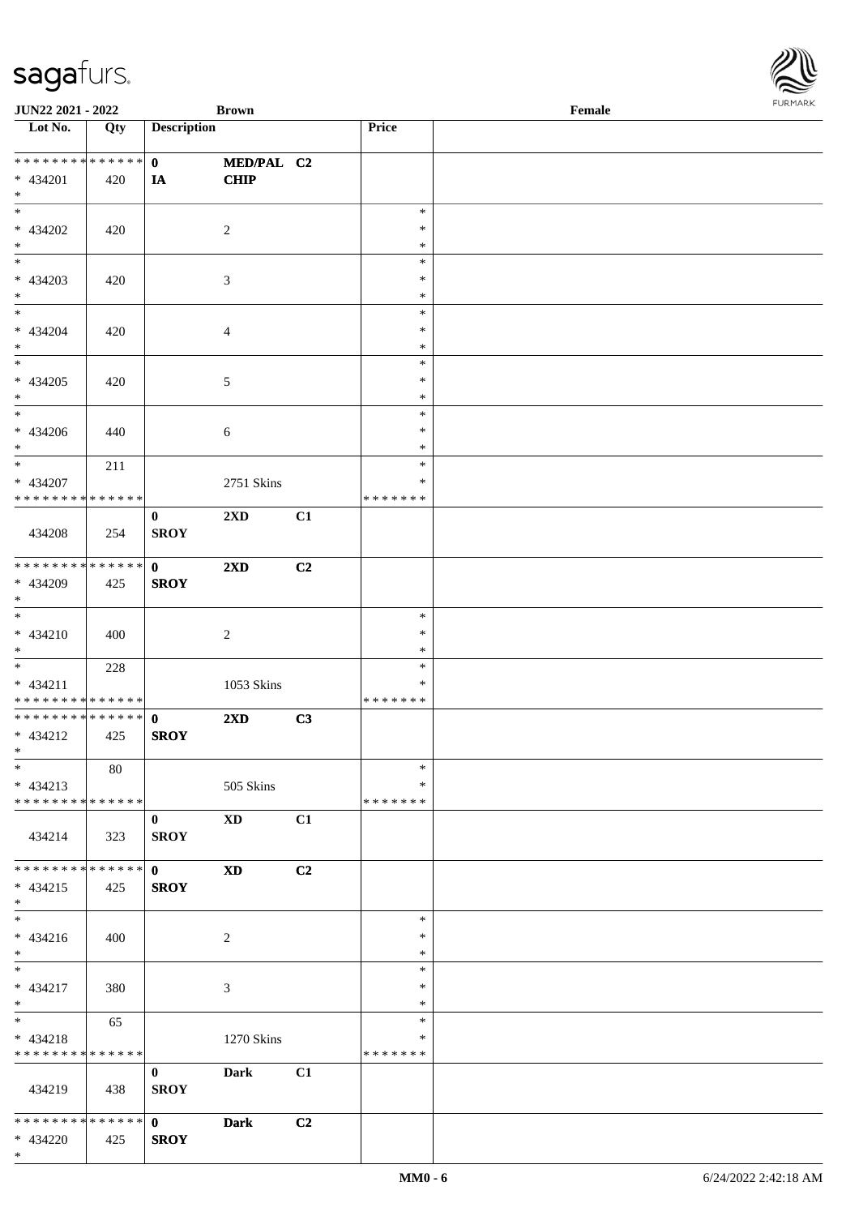| Lot No. | Qty | Description | | | Price | |
|---|---|---|---|---|---|---|
| ************** | | 0 | MED/PAL | C2 | | |
| * 434201 | 420 | IA | CHIP | | | |
| * | | | | | | |
| * | | | | | * | |
| * 434202 | 420 | | 2 | | * | |
| * | | | | | * | |
| * | | | | | * | |
| * 434203 | 420 | | 3 | | * | |
| * | | | | | * | |
| * | | | | | * | |
| * 434204 | 420 | | 4 | | * | |
| * | | | | | * | |
| * | | | | | * | |
| * 434205 | 420 | | 5 | | * | |
| * | | | | | * | |
| * | | | | | * | |
| * 434206 | 440 | | 6 | | * | |
| * | | | | | * | |
| * | 211 | | | | * | |
| * 434207 | | | 2751 Skins | | * | |
| ************** | | | | | ******* | |
| | | 0 | 2XD | C1 | | |
| 434208 | 254 | SROY | | | | |
| ************** | | 0 | 2XD | C2 | | |
| * 434209 | 425 | SROY | | | | |
| * | | | | | | |
| * | | | | | * | |
| * 434210 | 400 | | 2 | | * | |
| * | | | | | * | |
| * | 228 | | | | * | |
| * 434211 | | | 1053 Skins | | * | |
| ************** | | | | | ******* | |
| ************** | | 0 | 2XD | C3 | | |
| * 434212 | 425 | SROY | | | | |
| * | | | | | | |
| * | 80 | | | | * | |
| * 434213 | | | 505 Skins | | * | |
| ************** | | | | | ******* | |
| | | 0 | XD | C1 | | |
| 434214 | 323 | SROY | | | | |
| ************** | | 0 | XD | C2 | | |
| * 434215 | 425 | SROY | | | | |
| * | | | | | | |
| * | | | | | * | |
| * 434216 | 400 | | 2 | | * | |
| * | | | | | * | |
| * | | | | | * | |
| * 434217 | 380 | | 3 | | * | |
| * | | | | | * | |
| * | 65 | | | | * | |
| * 434218 | | | 1270 Skins | | * | |
| ************** | | | | | ******* | |
| | | 0 | Dark | C1 | | |
| 434219 | 438 | SROY | | | | |
| ************** | | 0 | Dark | C2 | | |
| * 434220 | 425 | SROY | | | | |
| * | | | | | | |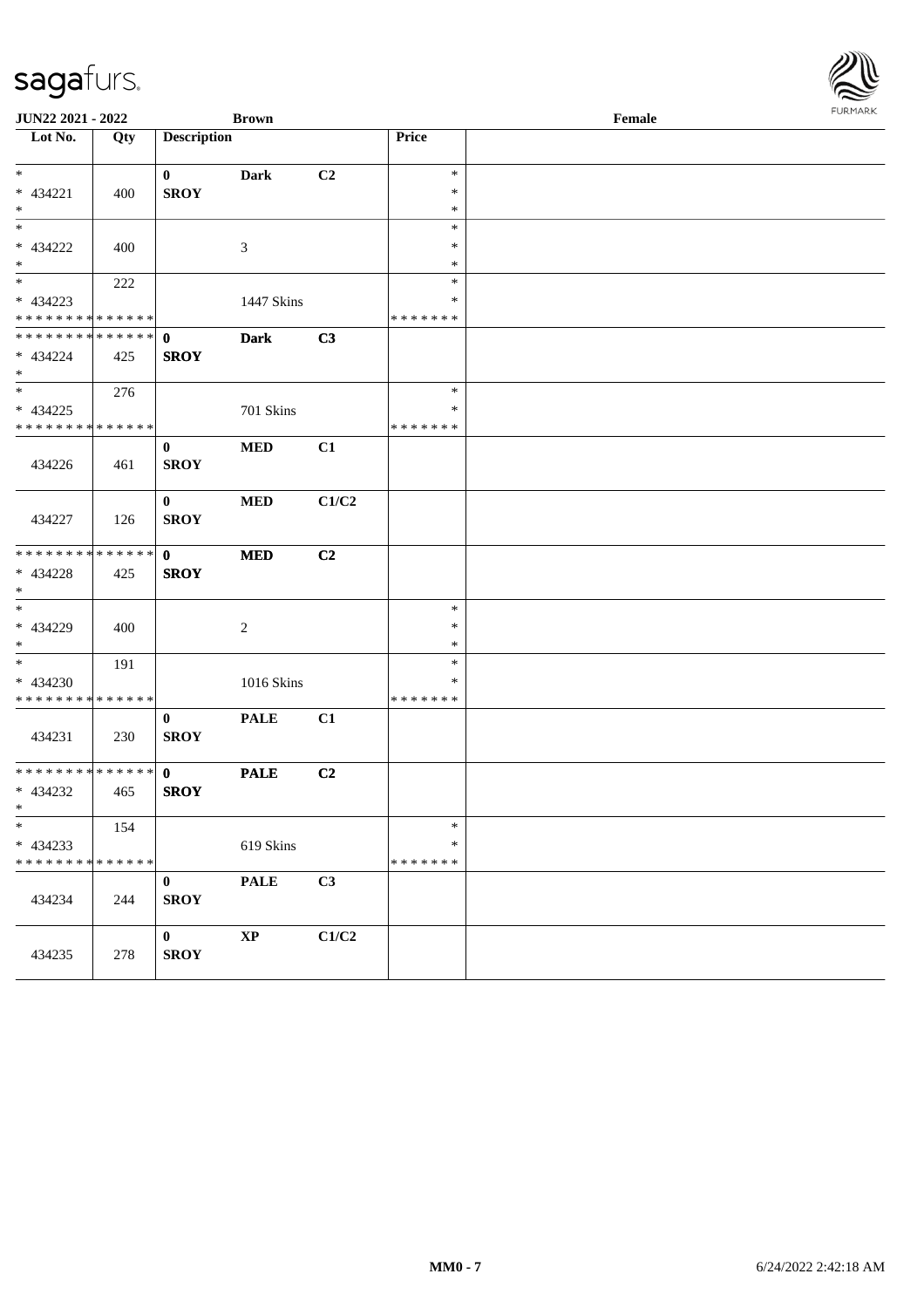JUN22 2021 - 2022 Brown Female

| Lot No. | Qty | Description | | | Price | |
|---|---|---|---|---|---|---|
| * | | 0 | **Dark** | C2 | * | |
| * 434221 | 400 | **SROY** | | | * | |
| * | | | | | * | |
| * | | | | | * | |
| * 434222 | 400 | | 3 | | * | |
| * | | | | | * | |
| * | 222 | | | | * | |
| * 434223 | | | 1447 Skins | | * | |
| * * * * * * * * * * * * * * | | | | | * * * * * * * | |
| * * * * * * * * * * * * * * | | 0 | **Dark** | C3 | | |
| * 434224 | 425 | **SROY** | | | | |
| * | | | | | | |
| * | 276 | | | | * | |
| * 434225 | | | 701 Skins | | * | |
| * * * * * * * * * * * * * * | | | | | * * * * * * * | |
| 434226 | 461 | 0 **SROY** | **MED** | C1 | | |
| 434227 | 126 | 0 **SROY** | **MED** | C1/C2 | | |
| * * * * * * * * * * * * * * | | 0 | **MED** | C2 | | |
| * 434228 | 425 | **SROY** | | | | |
| * | | | | | | |
| * | | | | | * | |
| * 434229 | 400 | | 2 | | * | |
| * | | | | | * | |
| * | 191 | | | | * | |
| * 434230 | | | 1016 Skins | | * | |
| * * * * * * * * * * * * * * | | | | | * * * * * * * | |
| 434231 | 230 | 0 **SROY** | **PALE** | C1 | | |
| * * * * * * * * * * * * * * | | 0 | **PALE** | C2 | | |
| * 434232 | 465 | **SROY** | | | | |
| * | | | | | | |
| * | 154 | | | | * | |
| * 434233 | | | 619 Skins | | * | |
| * * * * * * * * * * * * * * | | | | | * * * * * * * | |
| 434234 | 244 | 0 **SROY** | **PALE** | C3 | | |
| 434235 | 278 | 0 **SROY** | **XP** | C1/C2 | | |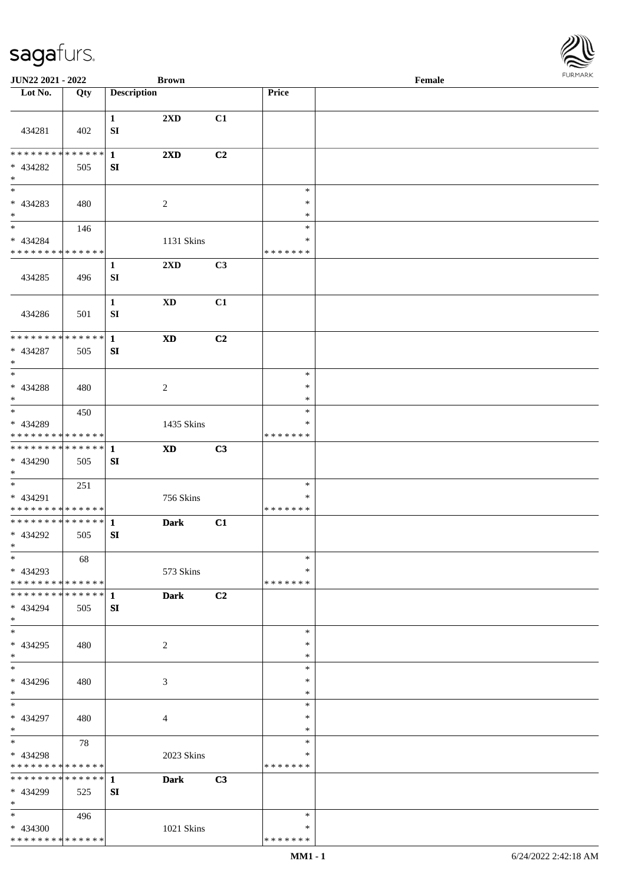JUN22 2021 - 2022 | Brown | Female

| Lot No. | Qty | Description | | | Price | |
|---|---|---|---|---|---|---|
| 434281 | 402 | 1 SI | 2XD | C1 | | |
| * * * * * * * * * * * * * * * 434282 * | 505 | 1 SI | 2XD | C2 | | |
| * * 434283 * | 480 | | 2 | | * * * | |
| * * 434284 * * * * * * * * * * * * * * | 146 | | 1131 Skins | | * * * * * * * * | |
| 434285 | 496 | 1 SI | 2XD | C3 | | |
| 434286 | 501 | 1 SI | XD | C1 | | |
| * * * * * * * * * * * * * * * 434287 * | 505 | 1 SI | XD | C2 | | |
| * * 434288 * | 480 | | 2 | | * * * | |
| * * 434289 * * * * * * * * * * * * * * | 450 | | 1435 Skins | | * * * * * * * * | |
| * * * * * * * * * * * * * * * 434290 * | 505 | 1 SI | XD | C3 | | |
| * * 434291 * * * * * * * * * * * * * * | 251 | | 756 Skins | | * * * * * * * * | |
| * * * * * * * * * * * * * * * 434292 * | 505 | 1 SI | Dark | C1 | | |
| * * 434293 * * * * * * * * * * * * * * | 68 | | 573 Skins | | * * * * * * * * | |
| * * * * * * * * * * * * * * * 434294 * | 505 | 1 SI | Dark | C2 | | |
| * * 434295 * | 480 | | 2 | | * * * | |
| * * 434296 * | 480 | | 3 | | * * * | |
| * * 434297 * | 480 | | 4 | | * * * | |
| * * 434298 * * * * * * * * * * * * * * | 78 | | 2023 Skins | | * * * * * * * * | |
| * * * * * * * * * * * * * * * 434299 * | 525 | 1 SI | Dark | C3 | | |
| * * 434300 * * * * * * * * * * * * * * | 496 | | 1021 Skins | | * * * * * * * * | |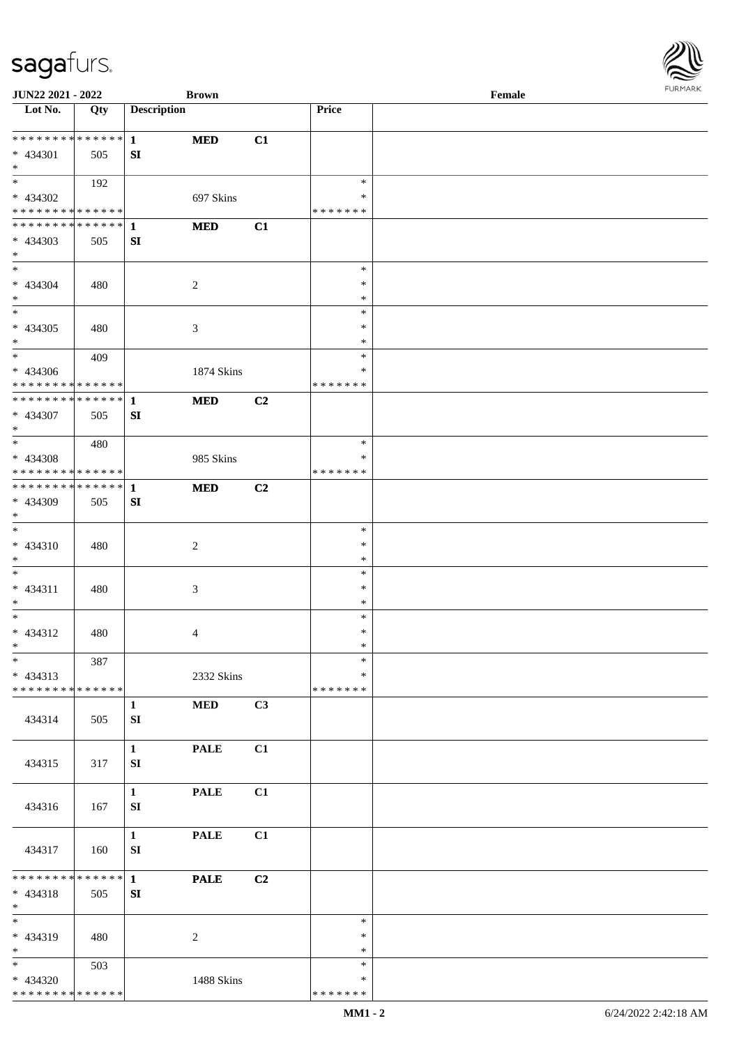JUN22 2021 - 2022 | Brown | Female

| Lot No. | Qty | Description | | | Price | |
|---|---|---|---|---|---|---|
| * * * * * * * * * * * * * * | | 1 | MED | C1 | | |
| * 434301 | 505 | SI | | | | |
| * | | | | | | |
| * | 192 | | | | * | |
| * 434302 | | | 697 Skins | | * | |
| * * * * * * * * * * * * * * | | | | | * * * * * * * | |
| * * * * * * * * * * * * * * | | 1 | MED | C1 | | |
| * 434303 | 505 | SI | | | | |
| * | | | | | | |
| * | | | | | * | |
| * 434304 | 480 | | 2 | | * | |
| * | | | | | * | |
| * | | | | | * | |
| * 434305 | 480 | | 3 | | * | |
| * | | | | | * | |
| * | 409 | | | | * | |
| * 434306 | | | 1874 Skins | | * | |
| * * * * * * * * * * * * * * | | | | | * * * * * * * | |
| * * * * * * * * * * * * * * | | 1 | MED | C2 | | |
| * 434307 | 505 | SI | | | | |
| * | | | | | | |
| * | 480 | | | | * | |
| * 434308 | | | 985 Skins | | * | |
| * * * * * * * * * * * * * * | | | | | * * * * * * * | |
| * * * * * * * * * * * * * * | | 1 | MED | C2 | | |
| * 434309 | 505 | SI | | | | |
| * | | | | | | |
| * | | | | | * | |
| * 434310 | 480 | | 2 | | * | |
| * | | | | | * | |
| * | | | | | * | |
| * 434311 | 480 | | 3 | | * | |
| * | | | | | * | |
| * | | | | | * | |
| * 434312 | 480 | | 4 | | * | |
| * | | | | | * | |
| * | 387 | | | | * | |
| * 434313 | | | 2332 Skins | | * | |
| * * * * * * * * * * * * * * | | | | | * * * * * * * | |
| | | 1 | MED | C3 | | |
| 434314 | 505 | SI | | | | |
| | | 1 | PALE | C1 | | |
| 434315 | 317 | SI | | | | |
| | | 1 | PALE | C1 | | |
| 434316 | 167 | SI | | | | |
| | | 1 | PALE | C1 | | |
| 434317 | 160 | SI | | | | |
| * * * * * * * * * * * * * * | | 1 | PALE | C2 | | |
| * 434318 | 505 | SI | | | | |
| * | | | | | | |
| * | | | | | * | |
| * 434319 | 480 | | 2 | | * | |
| * | | | | | * | |
| * | 503 | | | | * | |
| * 434320 | | | 1488 Skins | | * | |
| * * * * * * * * * * * * * * | | | | | * * * * * * * | |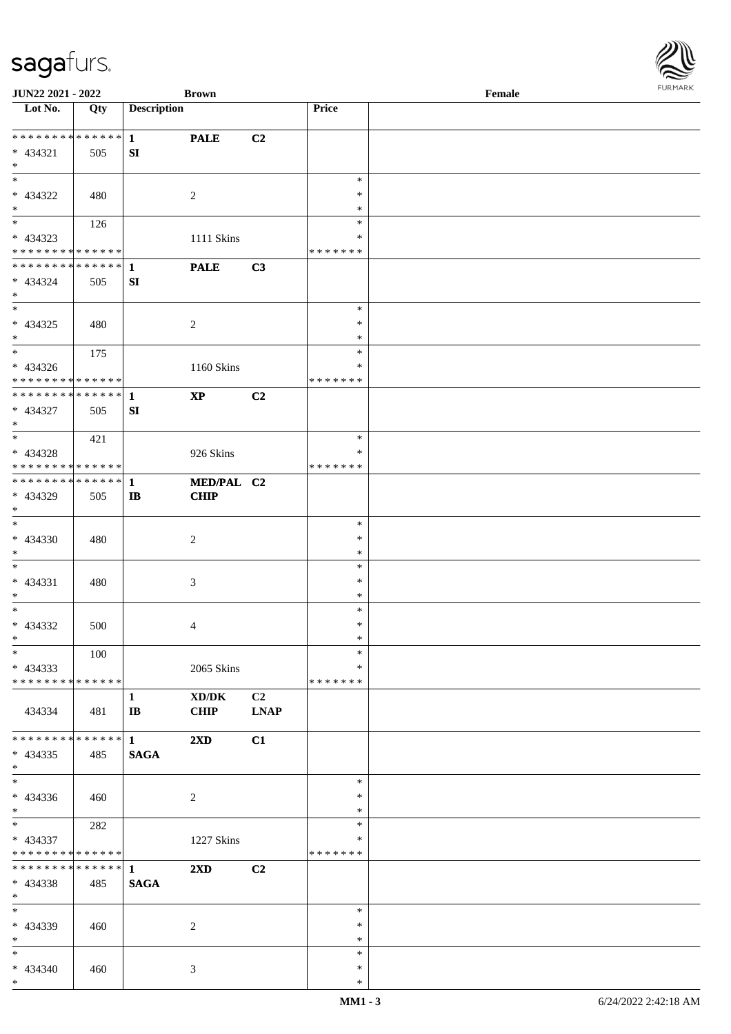JUN22 2021 - 2022 | Brown | Female

| Lot No. | Qty | Description | | | Price | |
|---|---|---|---|---|---|---|
| * * * * * * * * * * * * * * | | 1 | PALE | C2 | | |
| * 434321 | 505 | SI | | | | |
| * | | | | | | |
| * | | | | | * | |
| * 434322 | 480 | | 2 | | * | |
| * | | | | | * | |
| * | 126 | | | | * | |
| * 434323 | | | 1111 Skins | | * | |
| * * * * * * * * * * * * * * | | | | | * * * * * * * | |
| * * * * * * * * * * * * * * | | 1 | PALE | C3 | | |
| * 434324 | 505 | SI | | | | |
| * | | | | | | |
| * | | | | | * | |
| * 434325 | 480 | | 2 | | * | |
| * | | | | | * | |
| * | 175 | | | | * | |
| * 434326 | | | 1160 Skins | | * | |
| * * * * * * * * * * * * * * | | | | | * * * * * * * | |
| * * * * * * * * * * * * * * | | 1 | XP | C2 | | |
| * 434327 | 505 | SI | | | | |
| * | | | | | | |
| * | 421 | | | | * | |
| * 434328 | | | 926 Skins | | * | |
| * * * * * * * * * * * * * * | | | | | * * * * * * * | |
| * * * * * * * * * * * * * * | | 1 | MED/PAL | C2 | | |
| * 434329 | 505 | IB | CHIP | | | |
| * | | | | | | |
| * | | | | | * | |
| * 434330 | 480 | | 2 | | * | |
| * | | | | | * | |
| * | | | | | * | |
| * 434331 | 480 | | 3 | | * | |
| * | | | | | * | |
| * | | | | | * | |
| * 434332 | 500 | | 4 | | * | |
| * | | | | | * | |
| * | 100 | | | | * | |
| * 434333 | | | 2065 Skins | | * | |
| * * * * * * * * * * * * * * | | | | | * * * * * * * | |
| | | 1 | XD/DK | C2 | | |
| 434334 | 481 | IB | CHIP | LNAP | | |
| * * * * * * * * * * * * * * | | 1 | 2XD | C1 | | |
| * 434335 | 485 | SAGA | | | | |
| * | | | | | | |
| * | | | | | * | |
| * 434336 | 460 | | 2 | | * | |
| * | | | | | * | |
| * | 282 | | | | * | |
| * 434337 | | | 1227 Skins | | * | |
| * * * * * * * * * * * * * * | | | | | * * * * * * * | |
| * * * * * * * * * * * * * * | | 1 | 2XD | C2 | | |
| * 434338 | 485 | SAGA | | | | |
| * | | | | | | |
| * | | | | | * | |
| * 434339 | 460 | | 2 | | * | |
| * | | | | | * | |
| * | | | | | * | |
| * 434340 | 460 | | 3 | | * | |
| * | | | | | * | |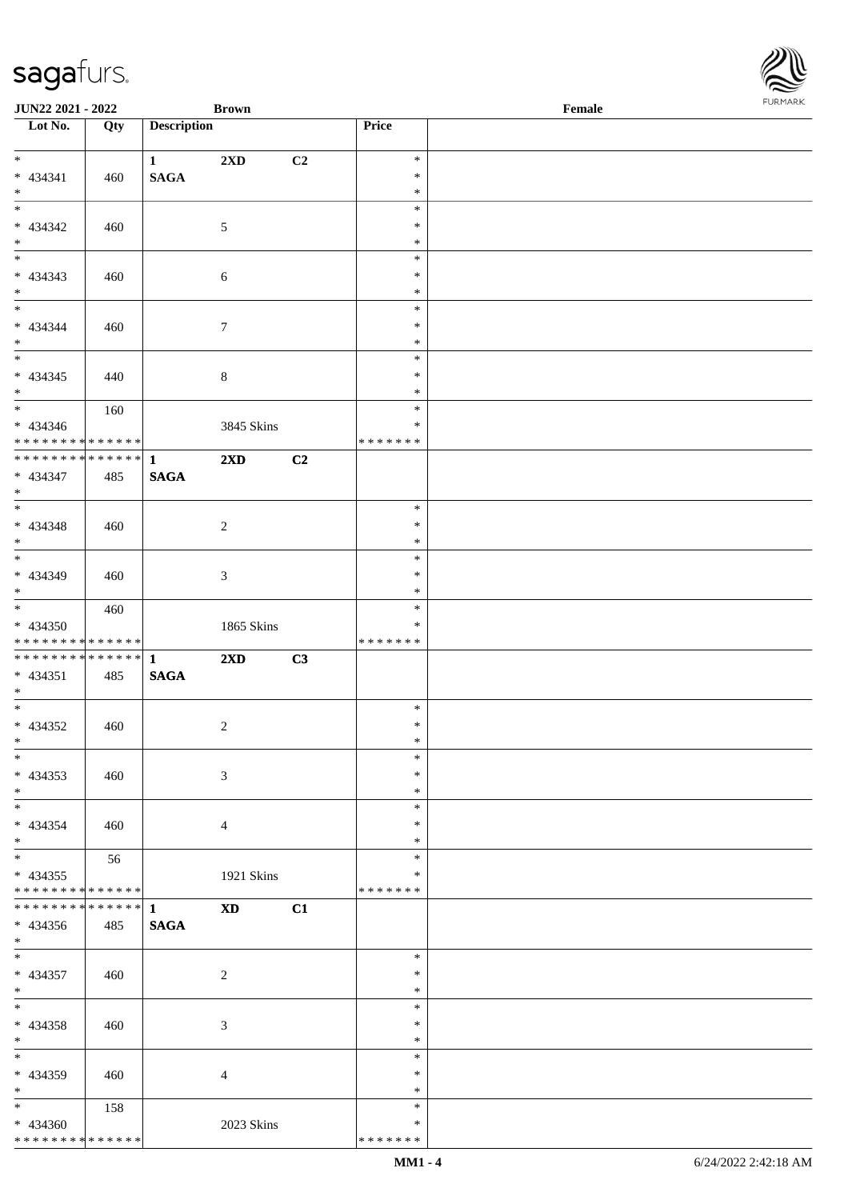| Lot No. | Qty | Description | | | Price | |
|---|---|---|---|---|---|---|
| * | | 1 | **2XD** | C2 | * | |
| * 434341 | 460 | **SAGA** | | | * | |
| * | | | | | * | |
| * | | | | | * | |
| * 434342 | 460 | | 5 | | * | |
| * | | | | | * | |
| * | | | | | * | |
| * 434343 | 460 | | 6 | | * | |
| * | | | | | * | |
| * | | | | | * | |
| * 434344 | 460 | | 7 | | * | |
| * | | | | | * | |
| * | | | | | * | |
| * 434345 | 440 | | 8 | | * | |
| * | | | | | * | |
| * | 160 | | | | * | |
| * 434346 | | | 3845 Skins | | * | |
| * * * * * * * * * * * * * * | | | | | * * * * * * * | |
| * * * * * * * * * * * * * * | | 1 | **2XD** | C2 | | |
| * 434347 | 485 | **SAGA** | | | | |
| * | | | | | | |
| * | | | | | * | |
| * 434348 | 460 | | 2 | | * | |
| * | | | | | * | |
| * | | | | | * | |
| * 434349 | 460 | | 3 | | * | |
| * | | | | | * | |
| * | 460 | | | | * | |
| * 434350 | | | 1865 Skins | | * | |
| * * * * * * * * * * * * * * | | | | | * * * * * * * | |
| * * * * * * * * * * * * * * | | 1 | **2XD** | C3 | | |
| * 434351 | 485 | **SAGA** | | | | |
| * | | | | | | |
| * | | | | | * | |
| * 434352 | 460 | | 2 | | * | |
| * | | | | | * | |
| * | | | | | * | |
| * 434353 | 460 | | 3 | | * | |
| * | | | | | * | |
| * | | | | | * | |
| * 434354 | 460 | | 4 | | * | |
| * | | | | | * | |
| * | 56 | | | | * | |
| * 434355 | | | 1921 Skins | | * | |
| * * * * * * * * * * * * * * | | | | | * * * * * * * | |
| * * * * * * * * * * * * * * | | 1 | **XD** | C1 | | |
| * 434356 | 485 | **SAGA** | | | | |
| * | | | | | | |
| * | | | | | * | |
| * 434357 | 460 | | 2 | | * | |
| * | | | | | * | |
| * | | | | | * | |
| * 434358 | 460 | | 3 | | * | |
| * | | | | | * | |
| * | | | | | * | |
| * 434359 | 460 | | 4 | | * | |
| * | | | | | * | |
| * | 158 | | | | * | |
| * 434360 | | | 2023 Skins | | * | |
| * * * * * * * * * * * * * * | | | | | * * * * * * * | |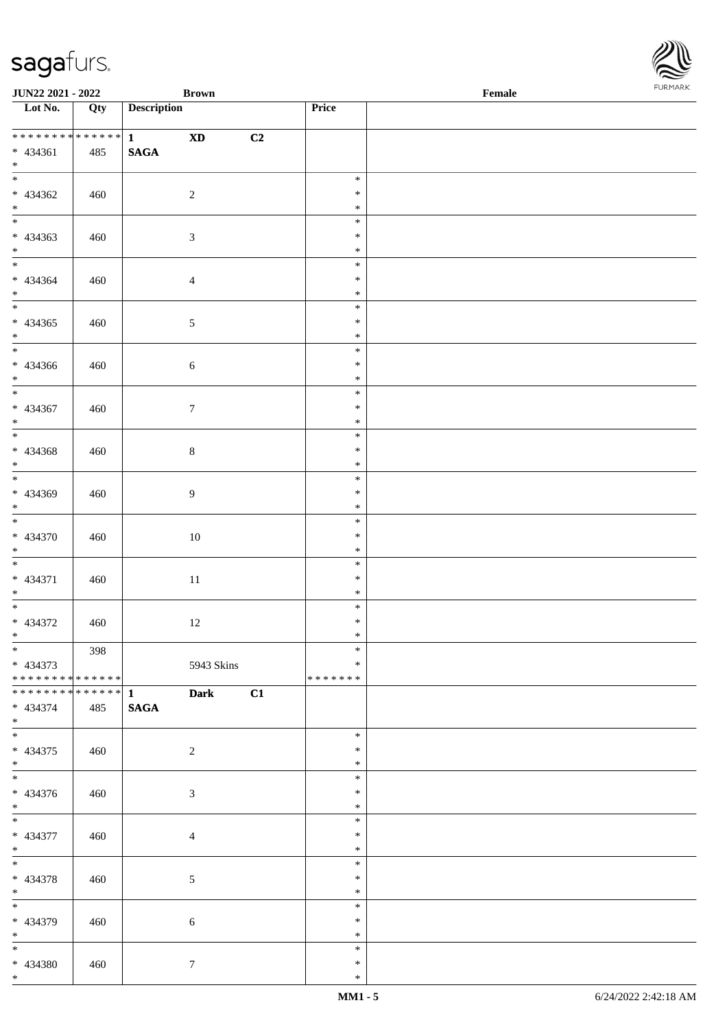| Lot No. | Qty | Description | | | Price | |
|---|---|---|---|---|---|---|
| * * * * * * * * * * * * * * | | 1 | XD | C2 | | |
| * 434361 | 485 | SAGA | | | | |
| * | | | | | | |
| * 434362 | 460 | | 2 | | * * * | |
| * 434363 | 460 | | 3 | | * * * | |
| * 434364 | 460 | | 4 | | * * * | |
| * 434365 | 460 | | 5 | | * * * | |
| * 434366 | 460 | | 6 | | * * * | |
| * 434367 | 460 | | 7 | | * * * | |
| * 434368 | 460 | | 8 | | * * * | |
| * 434369 | 460 | | 9 | | * * * | |
| * 434370 | 460 | | 10 | | * * * | |
| * 434371 | 460 | | 11 | | * * * | |
| * 434372 | 460 | | 12 | | * * * | |
| * 434373 | 398 | | 5943 Skins | | * * | |
| * * * * * * * * * * * * * * | | | | | * * * * * * * | |
| * * * * * * * * * * * * * * | | 1 | Dark | C1 | | |
| * 434374 | 485 | SAGA | | | | |
| * | | | | | | |
| * 434375 | 460 | | 2 | | * * * | |
| * 434376 | 460 | | 3 | | * * * | |
| * 434377 | 460 | | 4 | | * * * | |
| * 434378 | 460 | | 5 | | * * * | |
| * 434379 | 460 | | 6 | | * * * | |
| * 434380 | 460 | | 7 | | * * * | |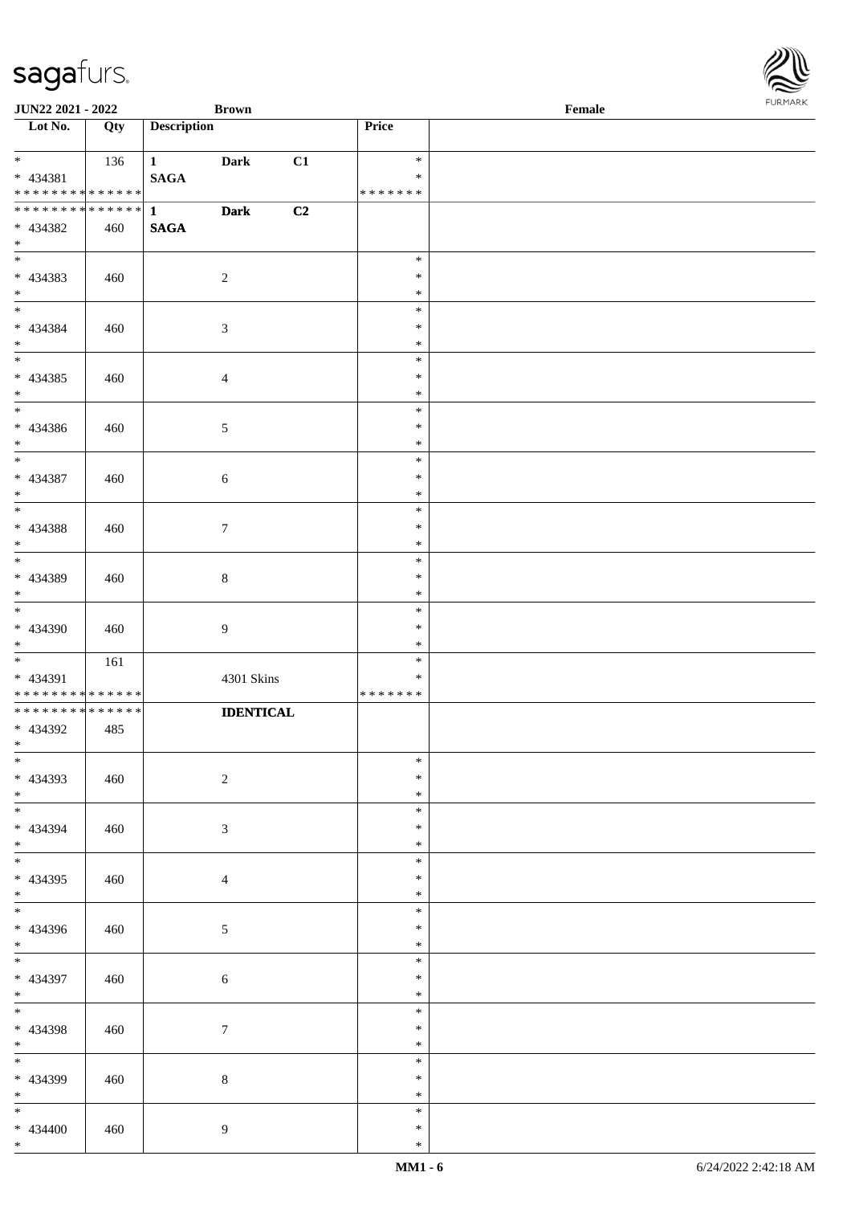| Lot No. | Qty | Description | | | Price | |
|---|---|---|---|---|---|---|
| * <br> * 434381 <br> * * * * * * * * * * * * * * | 136 | 1 <br> SAGA | Dark | C1 | * <br> * <br> * * * * * * * | |
| * * * * * * * * * * * * * * <br> * 434382 <br> * | 460 | 1 <br> SAGA | Dark | C2 | | |
| * <br> * 434383 <br> * | 460 | | 2 | | * <br> * <br> * | |
| * <br> * 434384 <br> * | 460 | | 3 | | * <br> * <br> * | |
| * <br> * 434385 <br> * | 460 | | 4 | | * <br> * <br> * | |
| * <br> * 434386 <br> * | 460 | | 5 | | * <br> * <br> * | |
| * <br> * 434387 <br> * | 460 | | 6 | | * <br> * <br> * | |
| * <br> * 434388 <br> * | 460 | | 7 | | * <br> * <br> * | |
| * <br> * 434389 <br> * | 460 | | 8 | | * <br> * <br> * | |
| * <br> * 434390 <br> * | 460 | | 9 | | * <br> * <br> * | |
| * <br> * 434391 <br> * * * * * * * * * * * * * * | 161 | | 4301 Skins | | * <br> * <br> * * * * * * * | |
| * * * * * * * * * * * * * * <br> * 434392 <br> * | 485 | | IDENTICAL | | | |
| * <br> * 434393 <br> * | 460 | | 2 | | * <br> * <br> * | |
| * <br> * 434394 <br> * | 460 | | 3 | | * <br> * <br> * | |
| * <br> * 434395 <br> * | 460 | | 4 | | * <br> * <br> * | |
| * <br> * 434396 <br> * | 460 | | 5 | | * <br> * <br> * | |
| * <br> * 434397 <br> * | 460 | | 6 | | * <br> * <br> * | |
| * <br> * 434398 <br> * | 460 | | 7 | | * <br> * <br> * | |
| * <br> * 434399 <br> * | 460 | | 8 | | * <br> * <br> * | |
| * <br> * 434400 <br> * | 460 | | 9 | | * <br> * <br> * | |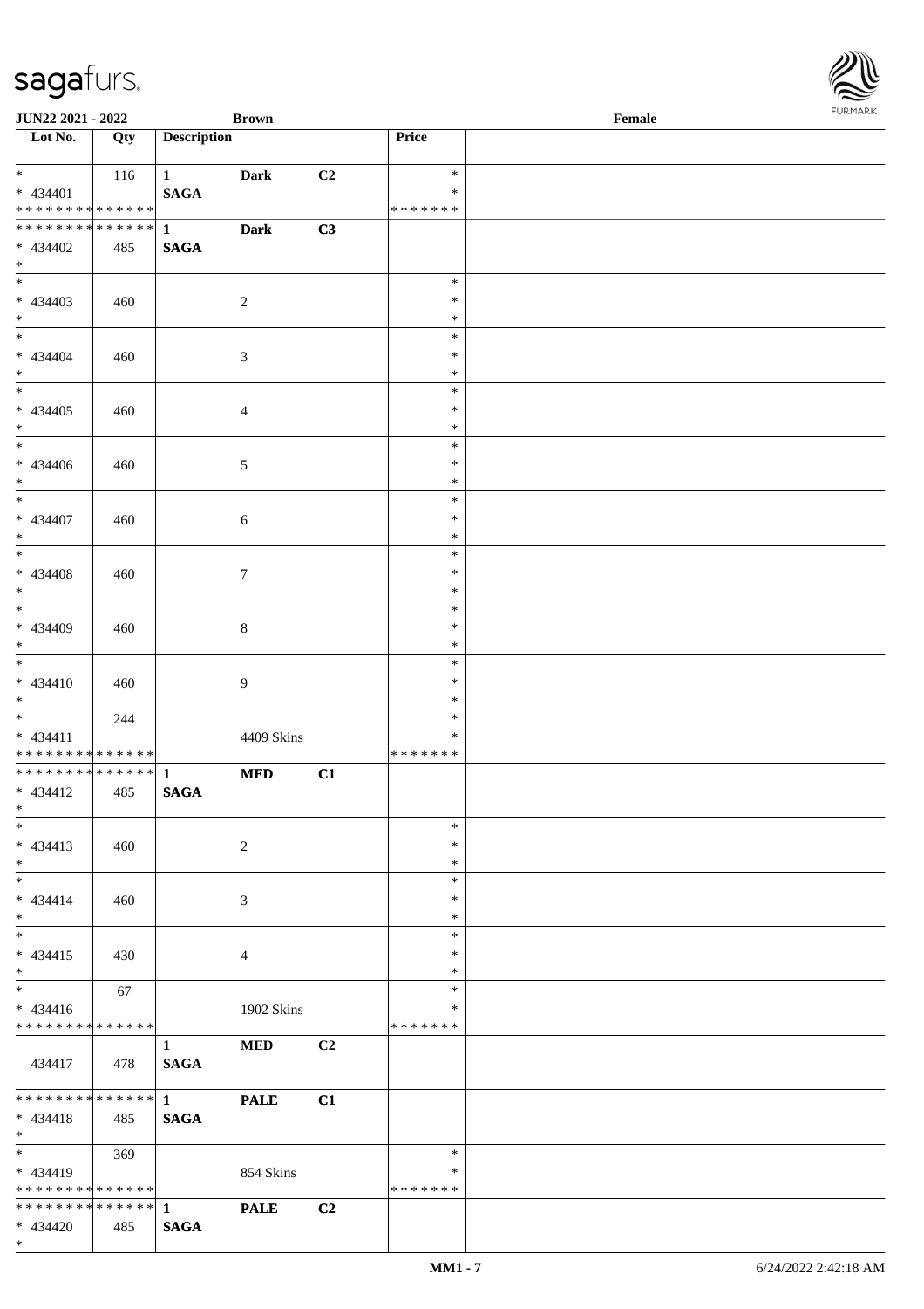JUN22 2021 - 2022 | Brown | Female

| Lot No. | Qty | Description | | | Price | |
|---|---|---|---|---|---|---|
| * | 116 | 1 | Dark | C2 | * | |
| * 434401 | | SAGA | | | * | |
| * * * * * * * * * * * * * * | | | | | * * * * * * * | |
| * * * * * * * * * * * * * * | | 1 | Dark | C3 | | |
| * 434402 | 485 | SAGA | | | | |
| * | | | | | | |
| * | | | | | * | |
| * 434403 | 460 | | 2 | | * | |
| * | | | | | * | |
| * | | | | | * | |
| * 434404 | 460 | | 3 | | * | |
| * | | | | | * | |
| * | | | | | * | |
| * 434405 | 460 | | 4 | | * | |
| * | | | | | * | |
| * | | | | | * | |
| * 434406 | 460 | | 5 | | * | |
| * | | | | | * | |
| * | | | | | * | |
| * 434407 | 460 | | 6 | | * | |
| * | | | | | * | |
| * | | | | | * | |
| * 434408 | 460 | | 7 | | * | |
| * | | | | | * | |
| * | | | | | * | |
| * 434409 | 460 | | 8 | | * | |
| * | | | | | * | |
| * | | | | | * | |
| * 434410 | 460 | | 9 | | * | |
| * | | | | | * | |
| * | 244 | | | | * | |
| * 434411 | | | 4409 Skins | | * | |
| * * * * * * * * * * * * * * | | | | | * * * * * * * | |
| * * * * * * * * * * * * * * | | 1 | MED | C1 | | |
| * 434412 | 485 | SAGA | | | | |
| * | | | | | | |
| * | | | | | * | |
| * 434413 | 460 | | 2 | | * | |
| * | | | | | * | |
| * | | | | | * | |
| * 434414 | 460 | | 3 | | * | |
| * | | | | | * | |
| * | | | | | * | |
| * 434415 | 430 | | 4 | | * | |
| * | | | | | * | |
| * | 67 | | | | * | |
| * 434416 | | | 1902 Skins | | * | |
| * * * * * * * * * * * * * * | | | | | * * * * * * * | |
| | | 1 | MED | C2 | | |
| 434417 | 478 | SAGA | | | | |
| * * * * * * * * * * * * * * | | 1 | PALE | C1 | | |
| * 434418 | 485 | SAGA | | | | |
| * | | | | | | |
| * | 369 | | | | * | |
| * 434419 | | | 854 Skins | | * | |
| * * * * * * * * * * * * * * | | | | | * * * * * * * | |
| * * * * * * * * * * * * * * | | 1 | PALE | C2 | | |
| * 434420 | 485 | SAGA | | | | |
| * | | | | | | |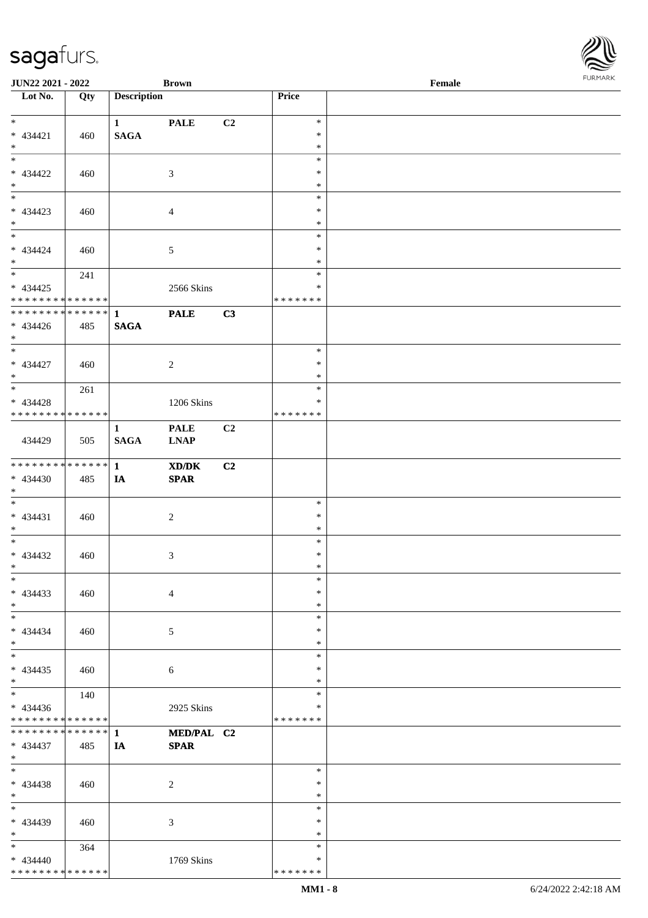JUN22 2021 - 2022 | Brown | Female

| Lot No. | Qty | Description | | | Price | |
|---|---|---|---|---|---|---|
| * | | 1 | PALE | C2 | * | |
| * 434421 | 460 | SAGA | | | * | |
| * | | | | | * | |
| * | | | | | * | |
| * 434422 | 460 | | 3 | | * | |
| * | | | | | * | |
| * | | | | | * | |
| * 434423 | 460 | | 4 | | * | |
| * | | | | | * | |
| * | | | | | * | |
| * 434424 | 460 | | 5 | | * | |
| * | | | | | * | |
| * | 241 | | | | * | |
| * 434425 | | | 2566 Skins | | * | |
| * * * * * * * * * * * * * * | | | | | * * * * * * * | |
| * * * * * * * * * * * * * * | | 1 | PALE | C3 | | |
| * 434426 | 485 | SAGA | | | | |
| * | | | | | | |
| * | | | | | * | |
| * 434427 | 460 | | 2 | | * | |
| * | | | | | * | |
| * | 261 | | | | * | |
| * 434428 | | | 1206 Skins | | * | |
| * * * * * * * * * * * * * * | | | | | * * * * * * * | |
| | | 1 | PALE | C2 | | |
| 434429 | 505 | SAGA | LNAP | | | |
| * * * * * * * * * * * * * * | | 1 | XD/DK | C2 | | |
| * 434430 | 485 | IA | SPAR | | | |
| * | | | | | | |
| * | | | | | * | |
| * 434431 | 460 | | 2 | | * | |
| * | | | | | * | |
| * | | | | | * | |
| * 434432 | 460 | | 3 | | * | |
| * | | | | | * | |
| * | | | | | * | |
| * 434433 | 460 | | 4 | | * | |
| * | | | | | * | |
| * | | | | | * | |
| * 434434 | 460 | | 5 | | * | |
| * | | | | | * | |
| * | | | | | * | |
| * 434435 | 460 | | 6 | | * | |
| * | | | | | * | |
| * | 140 | | | | * | |
| * 434436 | | | 2925 Skins | | * | |
| * * * * * * * * * * * * * * | | | | | * * * * * * * | |
| * * * * * * * * * * * * * * | | 1 | MED/PAL | C2 | | |
| * 434437 | 485 | IA | SPAR | | | |
| * | | | | | | |
| * | | | | | * | |
| * 434438 | 460 | | 2 | | * | |
| * | | | | | * | |
| * | | | | | * | |
| * 434439 | 460 | | 3 | | * | |
| * | | | | | * | |
| * | 364 | | | | * | |
| * 434440 | | | 1769 Skins | | * | |
| * * * * * * * * * * * * * * | | | | | * * * * * * * | |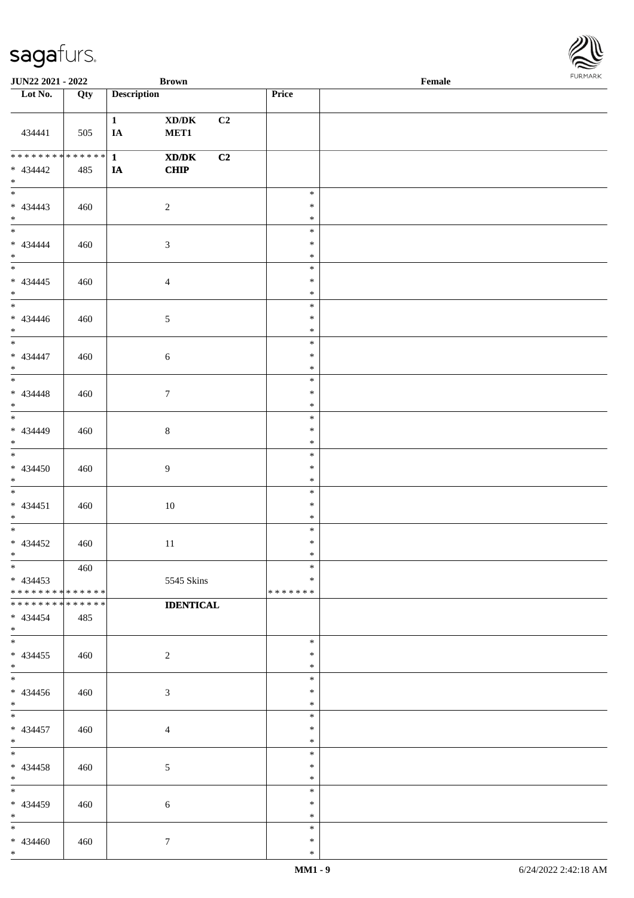JUN22 2021 - 2022 | Brown | Female

| Lot No. | Qty | Description | Price | |
|---|---|---|---|---|
| 434441 | 505 | 1 XD/DK C2 IA MET1 | | |
| * * * * * * * * * * * * * * * 434442 * | 485 | 1 XD/DK C2 IA CHIP | | |
| * * 434443 * | 460 | 2 | * * * | |
| * * 434444 * | 460 | 3 | * * * | |
| * * 434445 * | 460 | 4 | * * * | |
| * * 434446 * | 460 | 5 | * * * | |
| * * 434447 * | 460 | 6 | * * * | |
| * * 434448 * | 460 | 7 | * * * | |
| * * 434449 * | 460 | 8 | * * * | |
| * * 434450 * | 460 | 9 | * * * | |
| * * 434451 * | 460 | 10 | * * * | |
| * * 434452 * | 460 | 11 | * * * | |
| * * 434453 * * * * * * * * * * * * * * | 460 | 5545 Skins | * * * * * * * * * | |
| * * * * * * * * * * * * * * * 434454 * | 485 | IDENTICAL | | |
| * * 434455 * | 460 | 2 | * * * | |
| * * 434456 * | 460 | 3 | * * * | |
| * * 434457 * | 460 | 4 | * * * | |
| * * 434458 * | 460 | 5 | * * * | |
| * * 434459 * | 460 | 6 | * * * | |
| * * 434460 * | 460 | 7 | * * * | |

MM1 - 9 | 6/24/2022 2:42:18 AM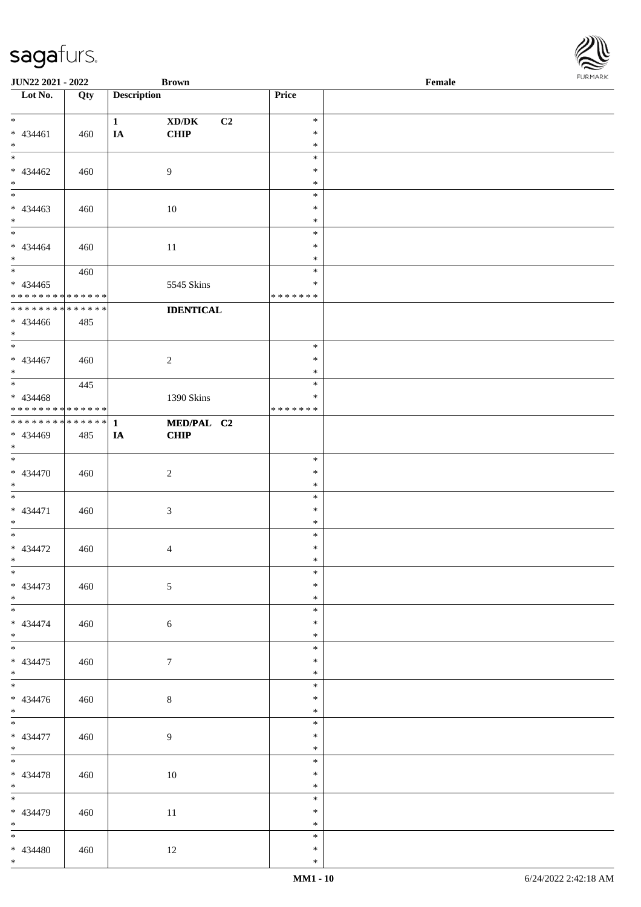| Lot No. | Qty | Description | | | Price | |
|---|---|---|---|---|---|---|
| * | | 1 | XD/DK | C2 | * | |
| * 434461 | 460 | IA | CHIP | | * | |
| * | | | | | * | |
| * | | | | | * | |
| * 434462 | 460 | | 9 | | * | |
| * | | | | | * | |
| * | | | | | * | |
| * 434463 | 460 | | 10 | | * | |
| * | | | | | * | |
| * | | | | | * | |
| * 434464 | 460 | | 11 | | * | |
| * | | | | | * | |
| * | 460 | | | | * | |
| * 434465 | | | 5545 Skins | | * | |
| * * * * * * * * * * * * * * | | | | | * * * * * * * | |
| * * * * * * * * * * * * * * | | | IDENTICAL | | | |
| * 434466 | 485 | | | | | |
| * | | | | | | |
| * | | | | | * | |
| * 434467 | 460 | | 2 | | * | |
| * | | | | | * | |
| * | 445 | | | | * | |
| * 434468 | | | 1390 Skins | | * | |
| * * * * * * * * * * * * * * | | | | | * * * * * * * | |
| * * * * * * * * * * * * * * | | 1 | MED/PAL | C2 | | |
| * 434469 | 485 | IA | CHIP | | | |
| * | | | | | | |
| * | | | | | * | |
| * 434470 | 460 | | 2 | | * | |
| * | | | | | * | |
| * | | | | | * | |
| * 434471 | 460 | | 3 | | * | |
| * | | | | | * | |
| * | | | | | * | |
| * 434472 | 460 | | 4 | | * | |
| * | | | | | * | |
| * | | | | | * | |
| * 434473 | 460 | | 5 | | * | |
| * | | | | | * | |
| * | | | | | * | |
| * 434474 | 460 | | 6 | | * | |
| * | | | | | * | |
| * | | | | | * | |
| * 434475 | 460 | | 7 | | * | |
| * | | | | | * | |
| * | | | | | * | |
| * 434476 | 460 | | 8 | | * | |
| * | | | | | * | |
| * | | | | | * | |
| * 434477 | 460 | | 9 | | * | |
| * | | | | | * | |
| * | | | | | * | |
| * 434478 | 460 | | 10 | | * | |
| * | | | | | * | |
| * | | | | | * | |
| * 434479 | 460 | | 11 | | * | |
| * | | | | | * | |
| * | | | | | * | |
| * 434480 | 460 | | 12 | | * | |
| * | | | | | * | |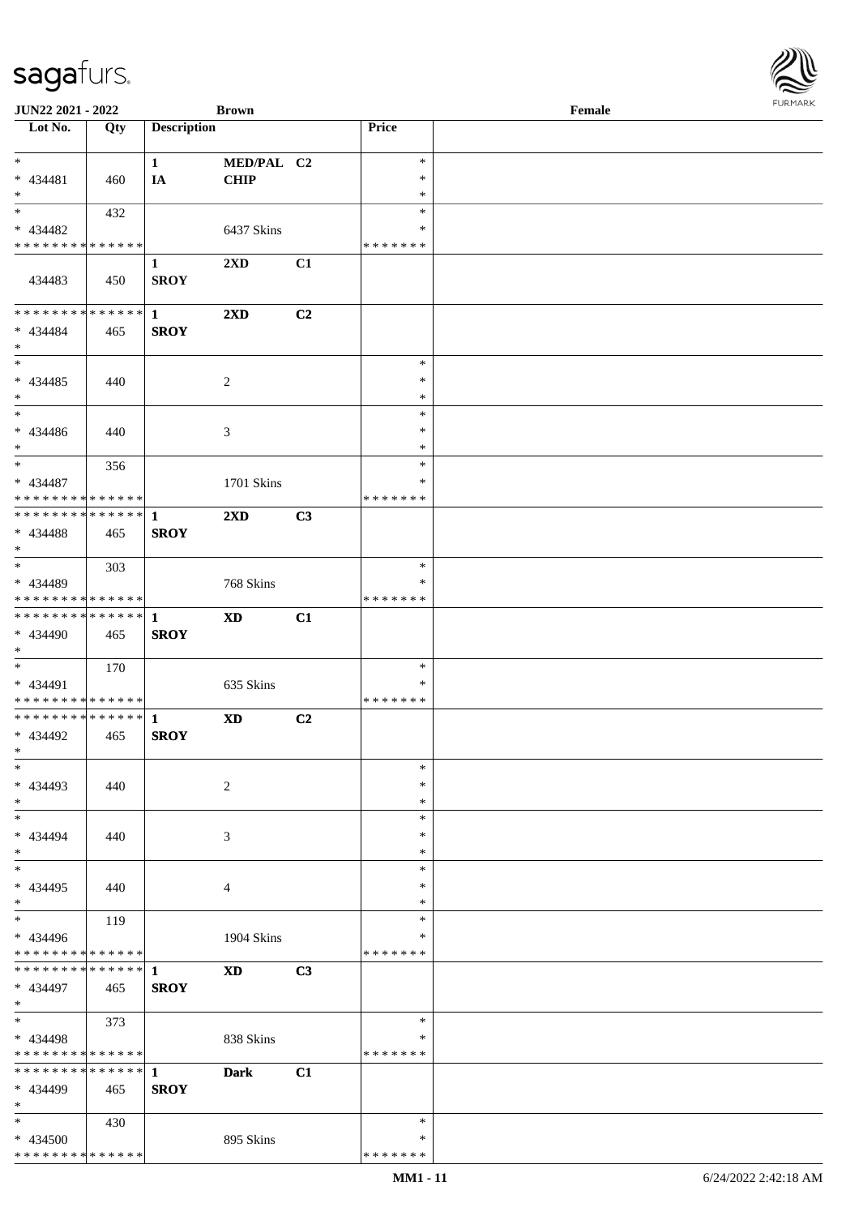JUN22 2021 - 2022 | Brown | Female

| Lot No. | Qty | Description | | | Price | |
|---|---|---|---|---|---|---|
| * | | 1 | MED/PAL | C2 | * | |
| * 434481 | 460 | IA | CHIP | | * | |
| * | | | | | * | |
| * | 432 | | | | * | |
| * 434482 | | | 6437 Skins | | * | |
| * * * * * * * * * * * * * * | | | | | * * * * * * * | |
| | | 1 | 2XD | C1 | | |
| 434483 | 450 | SROY | | | | |
| * * * * * * * * * * * * * * | | 1 | 2XD | C2 | | |
| * 434484 | 465 | SROY | | | | |
| * | | | | | | |
| * | | | | | * | |
| * 434485 | 440 | | 2 | | * | |
| * | | | | | * | |
| * | | | | | * | |
| * 434486 | 440 | | 3 | | * | |
| * | | | | | * | |
| * | 356 | | | | * | |
| * 434487 | | | 1701 Skins | | * | |
| * * * * * * * * * * * * * * | | | | | * * * * * * * | |
| * * * * * * * * * * * * * * | | 1 | 2XD | C3 | | |
| * 434488 | 465 | SROY | | | | |
| * | | | | | | |
| * | 303 | | | | * | |
| * 434489 | | | 768 Skins | | * | |
| * * * * * * * * * * * * * * | | | | | * * * * * * * | |
| * * * * * * * * * * * * * * | | 1 | XD | C1 | | |
| * 434490 | 465 | SROY | | | | |
| * | | | | | | |
| * | 170 | | | | * | |
| * 434491 | | | 635 Skins | | * | |
| * * * * * * * * * * * * * * | | | | | * * * * * * * | |
| * * * * * * * * * * * * * * | | 1 | XD | C2 | | |
| * 434492 | 465 | SROY | | | | |
| * | | | | | | |
| * | | | | | * | |
| * 434493 | 440 | | 2 | | * | |
| * | | | | | * | |
| * | | | | | * | |
| * 434494 | 440 | | 3 | | * | |
| * | | | | | * | |
| * | | | | | * | |
| * 434495 | 440 | | 4 | | * | |
| * | | | | | * | |
| * | 119 | | | | * | |
| * 434496 | | | 1904 Skins | | * | |
| * * * * * * * * * * * * * * | | | | | * * * * * * * | |
| * * * * * * * * * * * * * * | | 1 | XD | C3 | | |
| * 434497 | 465 | SROY | | | | |
| * | | | | | | |
| * | 373 | | | | * | |
| * 434498 | | | 838 Skins | | * | |
| * * * * * * * * * * * * * * | | | | | * * * * * * * | |
| * * * * * * * * * * * * * * | | 1 | Dark | C1 | | |
| * 434499 | 465 | SROY | | | | |
| * | | | | | | |
| * | 430 | | | | * | |
| * 434500 | | | 895 Skins | | * | |
| * * * * * * * * * * * * * * | | | | | * * * * * * * | |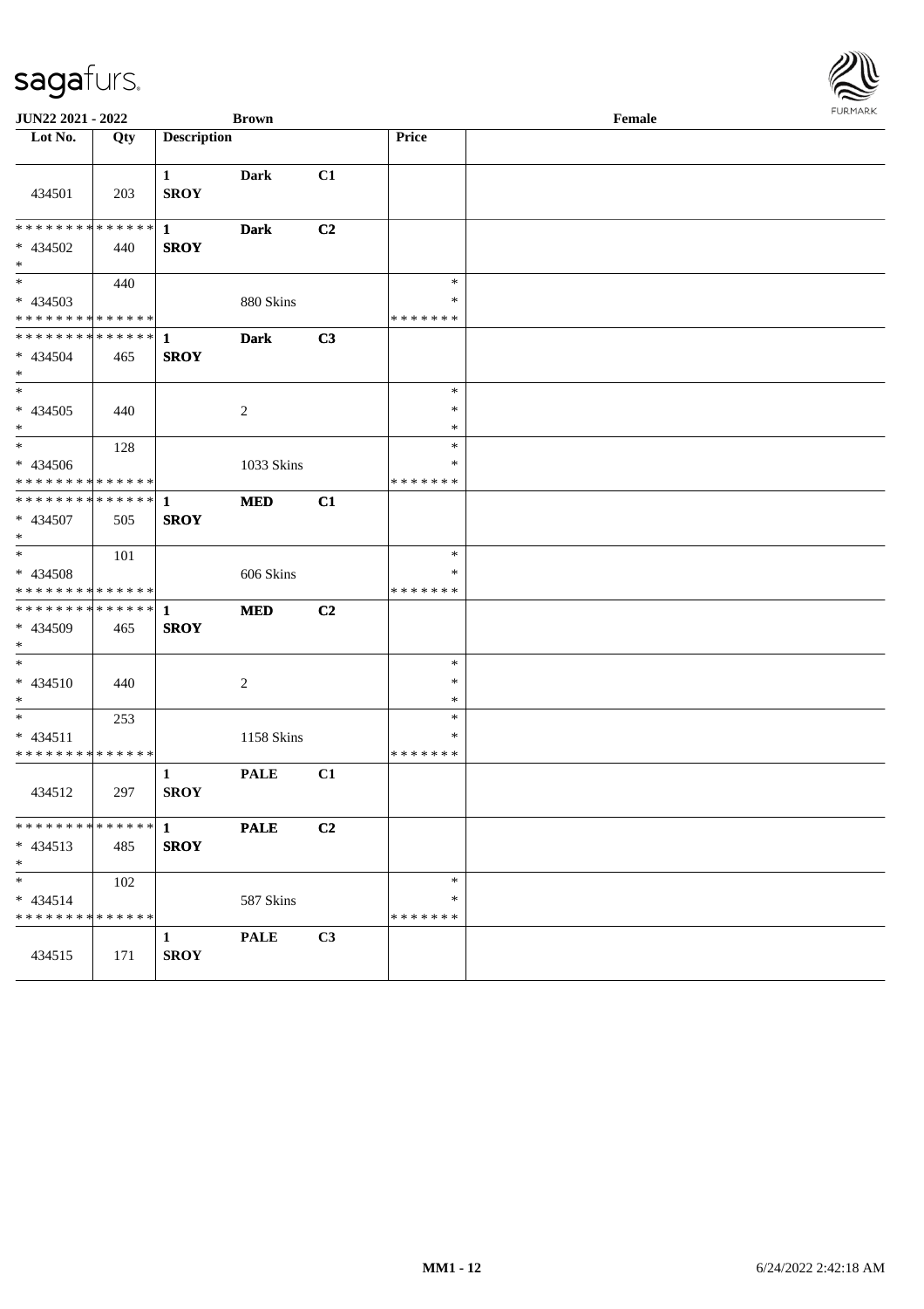**JUN22 2021 - 2022** | **Brown** | **Female**

| Lot No. | Qty | Description | | | Price | |
|---|---|---|---|---|---|---|
| 434501 | 203 | 1 SROY | Dark | C1 | | |
| * * * * * * * * * * * * * * <br>* 434502<br>* | 440 | 1 SROY | Dark | C2 | | |
| *<br>* 434503<br>* * * * * * * * * * * * * * | 440 | | 880 Skins | | *<br>*<br>* * * * * * * | |
| * * * * * * * * * * * * * * <br>* 434504<br>* | 465 | 1 SROY | Dark | C3 | | |
| *<br>* 434505<br>* | 440 | | 2 | | *<br>*<br>* | |
| *<br>* 434506<br>* * * * * * * * * * * * * * | 128 | | 1033 Skins | | *<br>*<br>* * * * * * * | |
| * * * * * * * * * * * * * * <br>* 434507<br>* | 505 | 1 SROY | MED | C1 | | |
| *<br>* 434508<br>* * * * * * * * * * * * * * | 101 | | 606 Skins | | *<br>*<br>* * * * * * * | |
| * * * * * * * * * * * * * * <br>* 434509<br>* | 465 | 1 SROY | MED | C2 | | |
| *<br>* 434510<br>* | 440 | | 2 | | *<br>*<br>* | |
| *<br>* 434511<br>* * * * * * * * * * * * * * | 253 | | 1158 Skins | | *<br>*<br>* * * * * * * | |
| 434512 | 297 | 1 SROY | PALE | C1 | | |
| * * * * * * * * * * * * * * <br>* 434513<br>* | 485 | 1 SROY | PALE | C2 | | |
| *<br>* 434514<br>* * * * * * * * * * * * * * | 102 | | 587 Skins | | *<br>*<br>* * * * * * * | |
| 434515 | 171 | 1 SROY | PALE | C3 | | |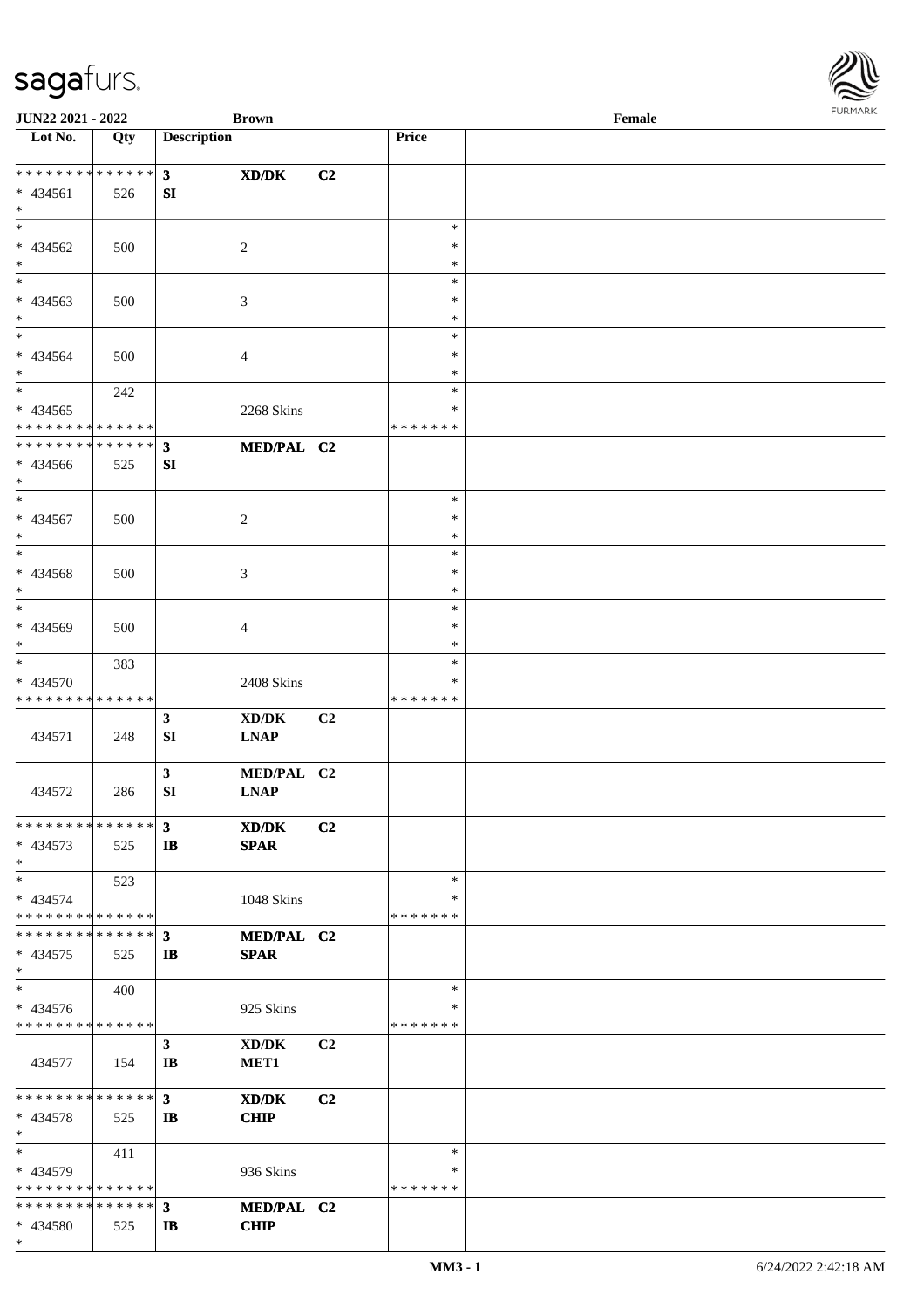JUN22 2021 - 2022 | Brown | Female

| Lot No. | Qty | Description | | | Price | |
|---|---|---|---|---|---|---|
| * * * * * * * * * * * * * * | | 3 | XD/DK | C2 | | |
| * 434561 | 526 | SI | | | | |
| * | | | | | | |
| * 434562 | 500 | | 2 | | * * * | |
| * 434563 | 500 | | 3 | | * * * | |
| * 434564 | 500 | | 4 | | * * * | |
| * 434565 | 242 | | 2268 Skins | | * * * * * * * * | |
| * * * * * * * * * * * * * * | | 3 | MED/PAL | C2 | | |
| * 434566 | 525 | SI | | | | |
| * 434567 | 500 | | 2 | | * * * | |
| * 434568 | 500 | | 3 | | * * * | |
| * 434569 | 500 | | 4 | | * * * | |
| * 434570 | 383 | | 2408 Skins | | * * * * * * * * | |
| 434571 | 248 | 3 SI | XD/DK LNAP | C2 | | |
| 434572 | 286 | 3 SI | MED/PAL LNAP | C2 | | |
| * * * * * * * * * * * * * * | | 3 | XD/DK | C2 | | |
| * 434573 | 525 | IB | SPAR | | | |
| * 434574 | 523 | | 1048 Skins | | * * * * * * * * | |
| * * * * * * * * * * * * * * | | 3 | MED/PAL | C2 | | |
| * 434575 | 525 | IB | SPAR | | | |
| * 434576 | 400 | | 925 Skins | | * * * * * * * * | |
| 434577 | 154 | 3 IB | XD/DK MET1 | C2 | | |
| * * * * * * * * * * * * * * | | 3 | XD/DK | C2 | | |
| * 434578 | 525 | IB | CHIP | | | |
| * 434579 | 411 | | 936 Skins | | * * * * * * * * | |
| * * * * * * * * * * * * * * | | 3 | MED/PAL | C2 | | |
| * 434580 | 525 | IB | CHIP | | | |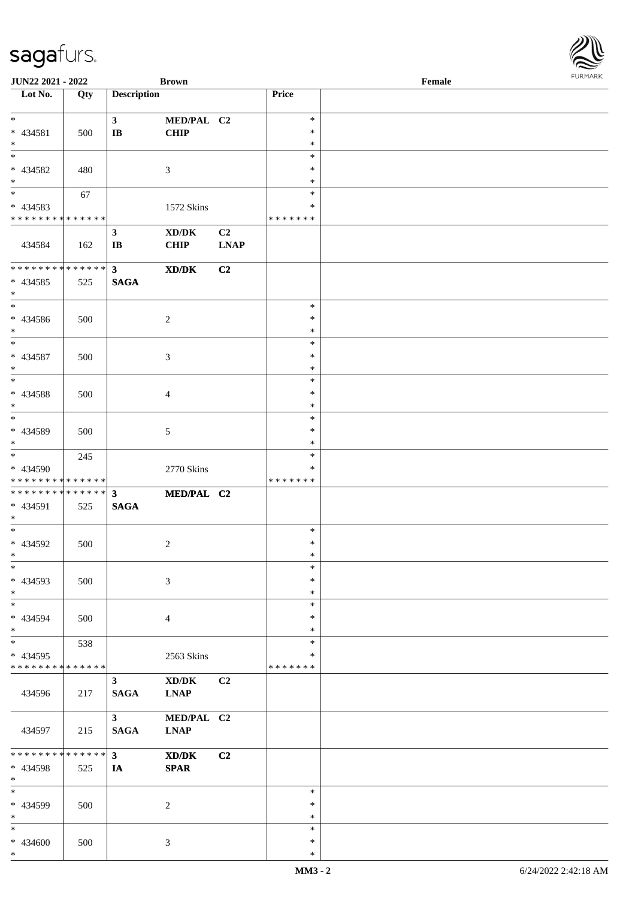| Lot No. | Qty | Description | | | Price | |
|---|---|---|---|---|---|---|
| *<br>* 434581<br>* | 500 | 3<br>IB | MED/PAL<br>CHIP | C2 | *<br>*<br>* | |
| *<br>* 434582<br>* | 480 | | 3 | | *<br>*<br>* | |
| *<br>* 434583<br>* * * * * * * * * * * * * * | 67 | | 1572 Skins | | *<br>*<br>* * * * * * * | |
| 434584 | 162 | 3<br>IB | XD/DK<br>CHIP | C2<br>LNAP | | |
| * * * * * * * * * * * * * *<br>* 434585<br>* | 525 | 3<br>SAGA | XD/DK | C2 | | |
| *<br>* 434586<br>* | 500 | | 2 | | *<br>*<br>* | |
| *<br>* 434587<br>* | 500 | | 3 | | *<br>*<br>* | |
| *<br>* 434588<br>* | 500 | | 4 | | *<br>*<br>* | |
| *<br>* 434589<br>* | 500 | | 5 | | *<br>*<br>* | |
| *<br>* 434590<br>* * * * * * * * * * * * * * | 245 | | 2770 Skins | | *<br>*<br>* * * * * * * | |
| * * * * * * * * * * * * * *<br>* 434591<br>* | 525 | 3<br>SAGA | MED/PAL | C2 | | |
| *<br>* 434592<br>* | 500 | | 2 | | *<br>*<br>* | |
| *<br>* 434593<br>* | 500 | | 3 | | *<br>*<br>* | |
| *<br>* 434594<br>* | 500 | | 4 | | *<br>*<br>* | |
| *<br>* 434595<br>* * * * * * * * * * * * * * | 538 | | 2563 Skins | | *<br>*<br>* * * * * * * | |
| 434596 | 217 | 3<br>SAGA | XD/DK<br>LNAP | C2 | | |
| 434597 | 215 | 3<br>SAGA | MED/PAL<br>LNAP | C2 | | |
| * * * * * * * * * * * * * *<br>* 434598<br>* | 525 | 3<br>IA | XD/DK<br>SPAR | C2 | | |
| *<br>* 434599<br>* | 500 | | 2 | | *<br>*<br>* | |
| *<br>* 434600<br>* | 500 | | 3 | | *<br>*<br>* | |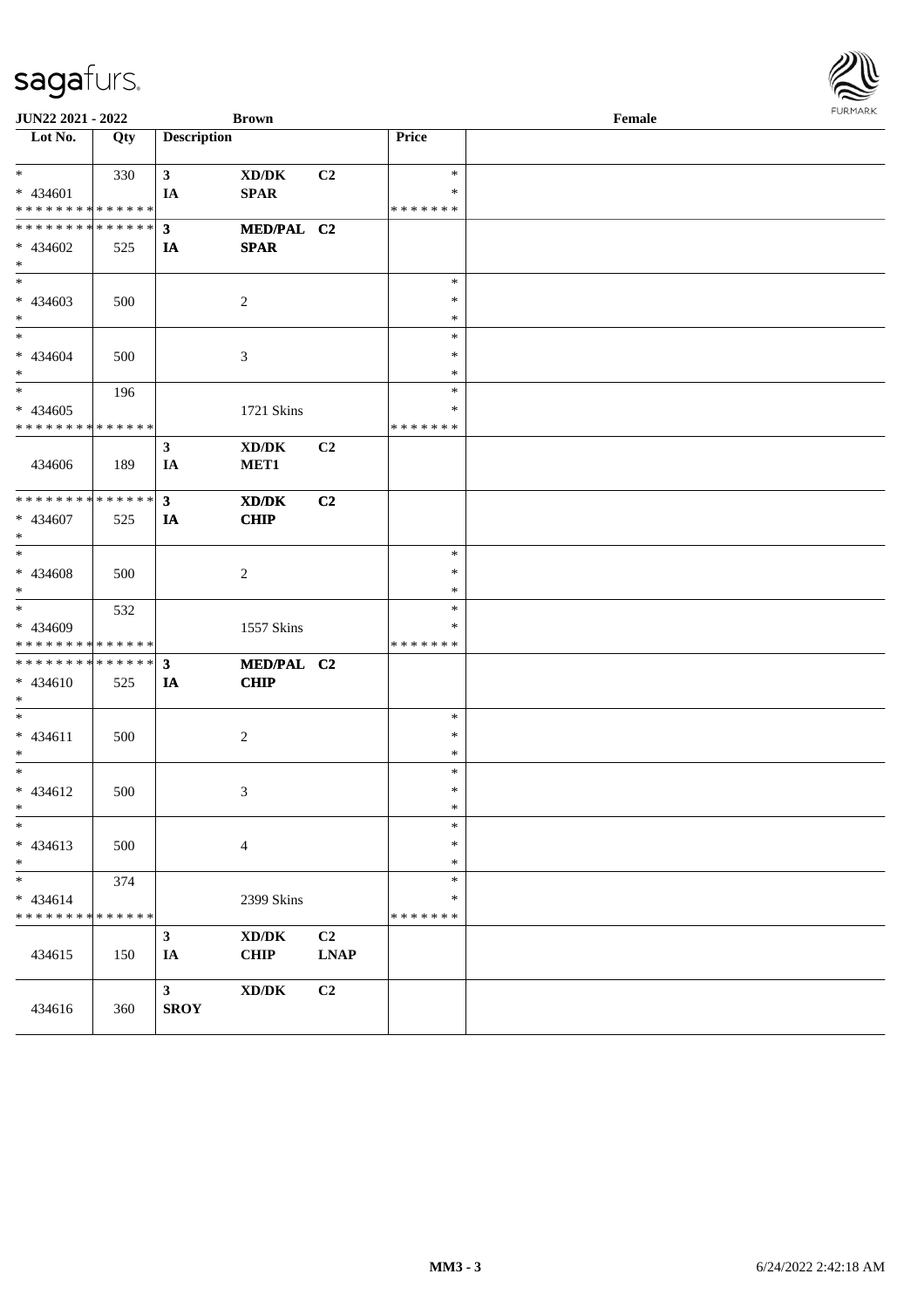**JUN22 2021 - 2022** **Brown** **Female**

| Lot No. | Qty | Description | | | Price | |
|---|---|---|---|---|---|---|
| * <br> * 434601 <br> * * * * * * * * * * * * * * | 330 | 3 <br> IA | XD/DK <br> SPAR | C2 | * <br> * <br> * * * * * * * | |
| * * * * * * * * * * * * * * <br> * 434602 <br> * | 525 | 3 <br> IA | MED/PAL <br> SPAR | C2 | | |
| * <br> * 434603 <br> * | 500 | | 2 | | * <br> * <br> * | |
| * <br> * 434604 <br> * | 500 | | 3 | | * <br> * <br> * | |
| * <br> * 434605 <br> * * * * * * * * * * * * * * | 196 | | 1721 Skins | | * <br> * <br> * * * * * * * | |
| 434606 | 189 | 3 <br> IA | XD/DK <br> MET1 | C2 | | |
| * * * * * * * * * * * * * * <br> * 434607 <br> * | 525 | 3 <br> IA | XD/DK <br> CHIP | C2 | | |
| * <br> * 434608 <br> * | 500 | | 2 | | * <br> * <br> * | |
| * <br> * 434609 <br> * * * * * * * * * * * * * * | 532 | | 1557 Skins | | * <br> * <br> * * * * * * * | |
| * * * * * * * * * * * * * * <br> * 434610 <br> * | 525 | 3 <br> IA | MED/PAL <br> CHIP | C2 | | |
| * <br> * 434611 <br> * | 500 | | 2 | | * <br> * <br> * | |
| * <br> * 434612 <br> * | 500 | | 3 | | * <br> * <br> * | |
| * <br> * 434613 <br> * | 500 | | 4 | | * <br> * <br> * | |
| * <br> * 434614 <br> * * * * * * * * * * * * * * | 374 | | 2399 Skins | | * <br> * <br> * * * * * * * | |
| 434615 | 150 | 3 <br> IA | XD/DK <br> CHIP | C2 <br> LNAP | | |
| 434616 | 360 | 3 <br> SROY | XD/DK | C2 | | |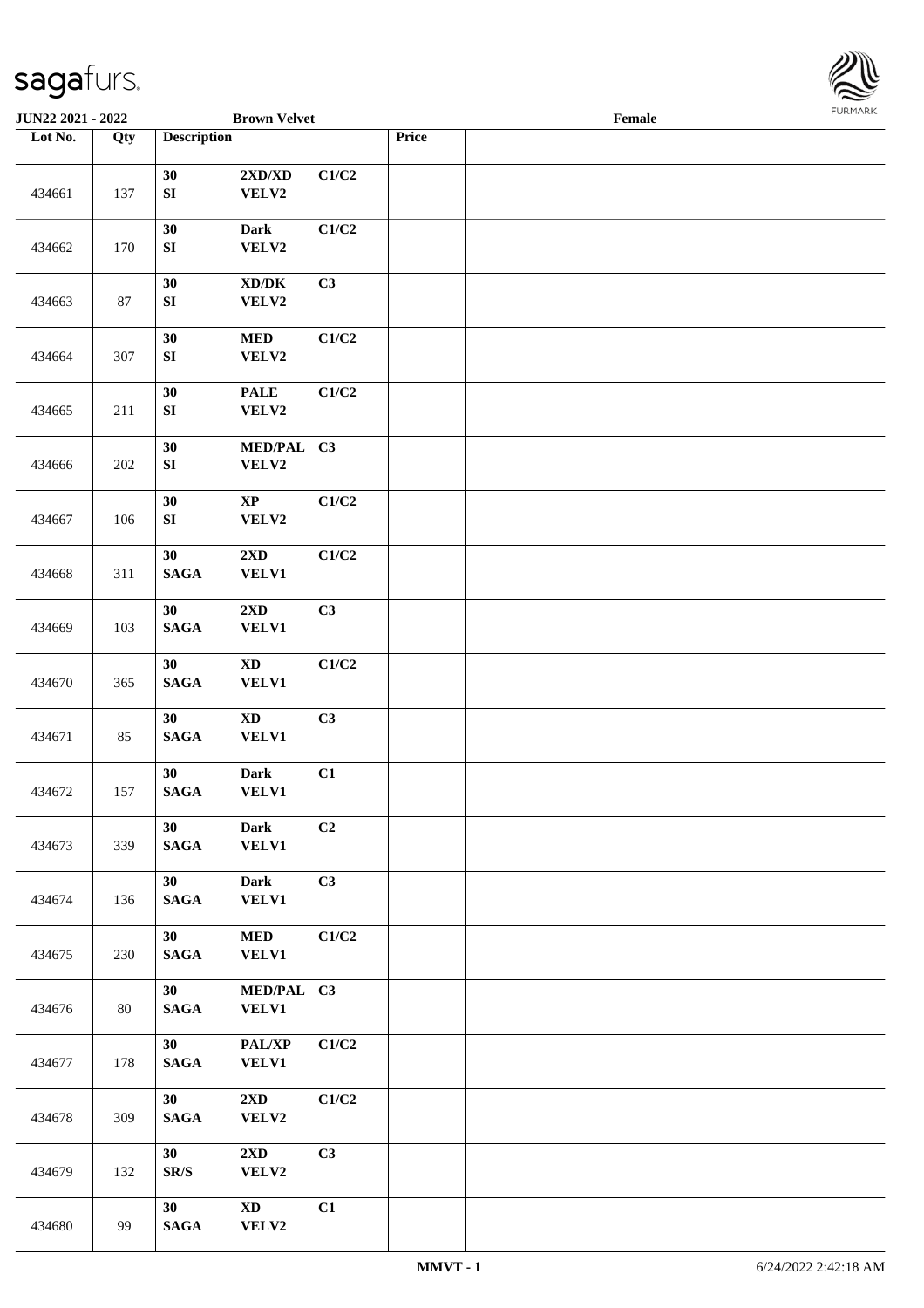JUN22 2021 - 2022 Brown Velvet Female

| Lot No. | Qty | Description | | | Price | |
|---|---|---|---|---|---|---|
| 434661 | 137 | 30 SI | 2XD/XD VELV2 | C1/C2 | | |
| 434662 | 170 | 30 SI | Dark VELV2 | C1/C2 | | |
| 434663 | 87 | 30 SI | XD/DK VELV2 | C3 | | |
| 434664 | 307 | 30 SI | MED VELV2 | C1/C2 | | |
| 434665 | 211 | 30 SI | PALE VELV2 | C1/C2 | | |
| 434666 | 202 | 30 SI | MED/PAL VELV2 | C3 | | |
| 434667 | 106 | 30 SI | XP VELV2 | C1/C2 | | |
| 434668 | 311 | 30 SAGA | 2XD VELV1 | C1/C2 | | |
| 434669 | 103 | 30 SAGA | 2XD VELV1 | C3 | | |
| 434670 | 365 | 30 SAGA | XD VELV1 | C1/C2 | | |
| 434671 | 85 | 30 SAGA | XD VELV1 | C3 | | |
| 434672 | 157 | 30 SAGA | Dark VELV1 | C1 | | |
| 434673 | 339 | 30 SAGA | Dark VELV1 | C2 | | |
| 434674 | 136 | 30 SAGA | Dark VELV1 | C3 | | |
| 434675 | 230 | 30 SAGA | MED VELV1 | C1/C2 | | |
| 434676 | 80 | 30 SAGA | MED/PAL VELV1 | C3 | | |
| 434677 | 178 | 30 SAGA | PAL/XP VELV1 | C1/C2 | | |
| 434678 | 309 | 30 SAGA | 2XD VELV2 | C1/C2 | | |
| 434679 | 132 | 30 SR/S | 2XD VELV2 | C3 | | |
| 434680 | 99 | 30 SAGA | XD VELV2 | C1 | | |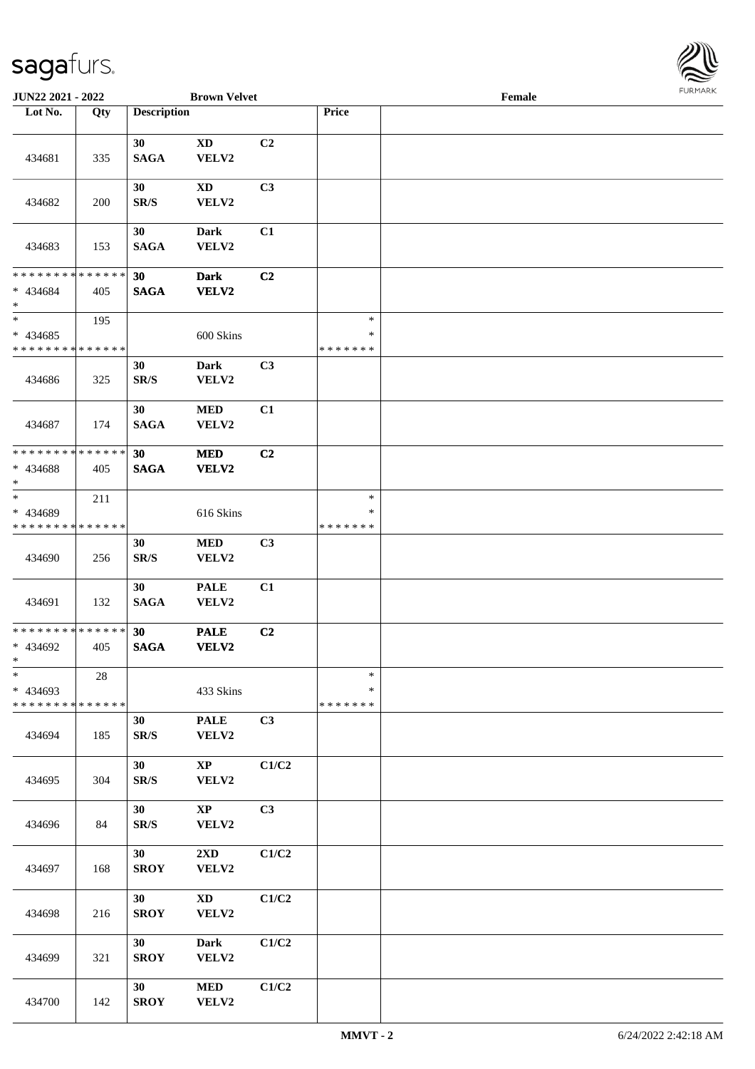JUN22 2021 - 2022 | Brown Velvet | Female

| Lot No. | Qty | Description | | | Price | |
|---|---|---|---|---|---|---|
| 434681 | 335 | 30 SAGA | XD VELV2 | C2 | | |
| 434682 | 200 | 30 SR/S | XD VELV2 | C3 | | |
| 434683 | 153 | 30 SAGA | Dark VELV2 | C1 | | |
| * * * * * * * * * * * * * * * 434684 * | 405 | 30 SAGA | Dark VELV2 | C2 | | |
| * * 434685 * * * * * * * * * * * * * * | 195 | | 600 Skins | | * * * * * * * * * | |
| 434686 | 325 | 30 SR/S | Dark VELV2 | C3 | | |
| 434687 | 174 | 30 SAGA | MED VELV2 | C1 | | |
| * * * * * * * * * * * * * * * 434688 * | 405 | 30 SAGA | MED VELV2 | C2 | | |
| * * 434689 * * * * * * * * * * * * * * | 211 | | 616 Skins | | * * * * * * * * * | |
| 434690 | 256 | 30 SR/S | MED VELV2 | C3 | | |
| 434691 | 132 | 30 SAGA | PALE VELV2 | C1 | | |
| * * * * * * * * * * * * * * * 434692 * | 405 | 30 SAGA | PALE VELV2 | C2 | | |
| * * 434693 * * * * * * * * * * * * * * | 28 | | 433 Skins | | * * * * * * * * * | |
| 434694 | 185 | 30 SR/S | PALE VELV2 | C3 | | |
| 434695 | 304 | 30 SR/S | XP VELV2 | C1/C2 | | |
| 434696 | 84 | 30 SR/S | XP VELV2 | C3 | | |
| 434697 | 168 | 30 SROY | 2XD VELV2 | C1/C2 | | |
| 434698 | 216 | 30 SROY | XD VELV2 | C1/C2 | | |
| 434699 | 321 | 30 SROY | Dark VELV2 | C1/C2 | | |
| 434700 | 142 | 30 SROY | MED VELV2 | C1/C2 | | |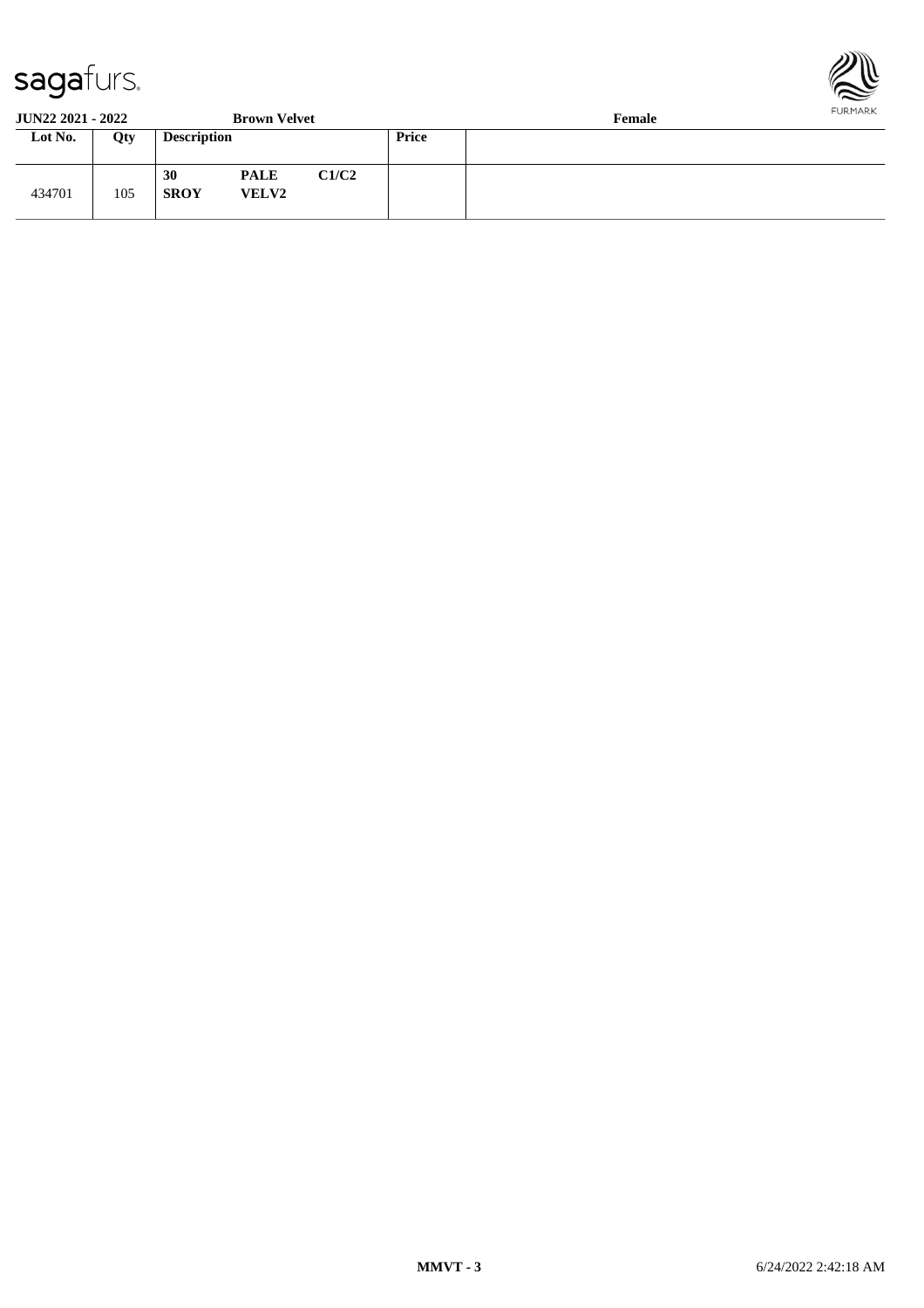**JUN22 2021 - 2022** **Brown Velvet** **Female**

| Lot No. | Qty | Description | | | Price | |
|---|---|---|---|---|---|---|
| 434701 | 105 | **30** **SROY** | **PALE** **VELV2** | **C1/C2** | | |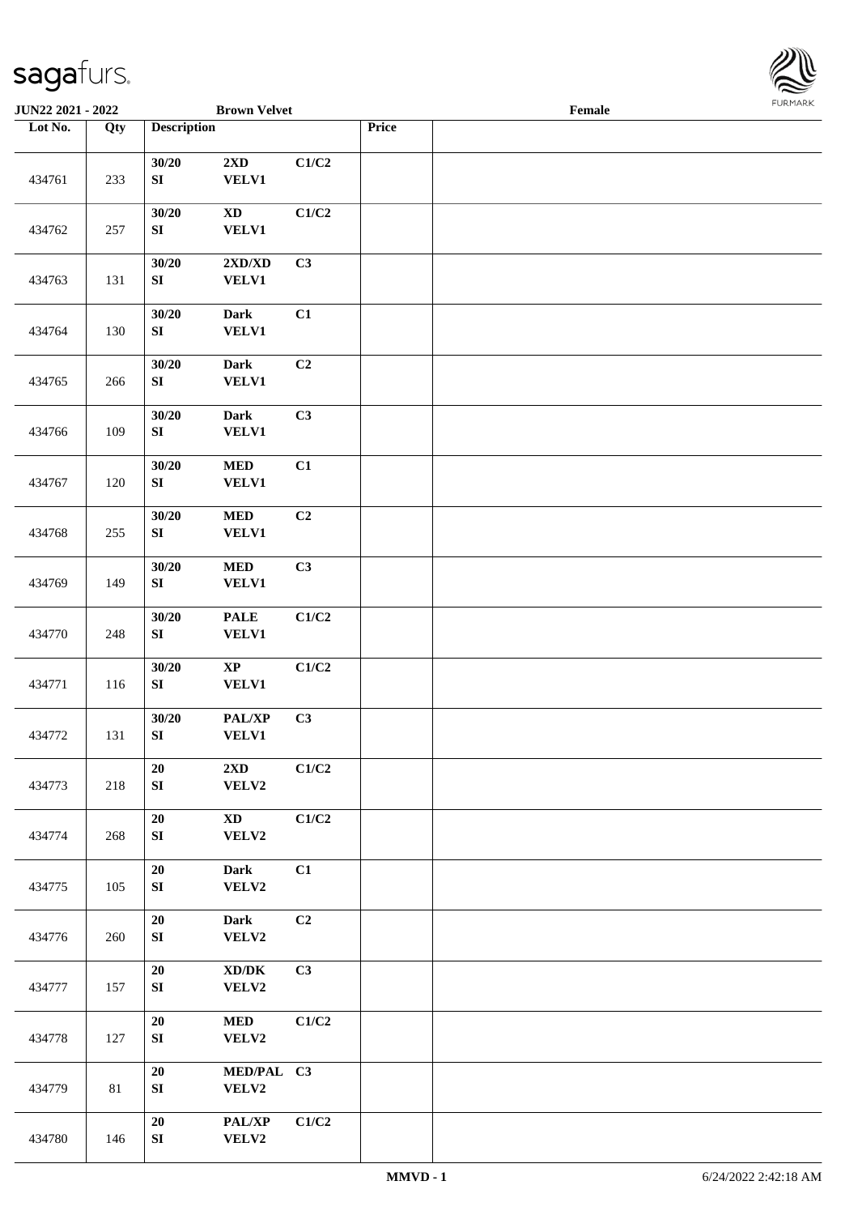JUN22 2021 - 2022 Brown Velvet Female

| Lot No. | Qty | Description | | | Price | |
|---|---|---|---|---|---|---|
| 434761 | 233 | 30/20<br>SI | 2XD<br>VELV1 | C1/C2 | | |
| 434762 | 257 | 30/20<br>SI | XD<br>VELV1 | C1/C2 | | |
| 434763 | 131 | 30/20<br>SI | 2XD/XD<br>VELV1 | C3 | | |
| 434764 | 130 | 30/20<br>SI | Dark<br>VELV1 | C1 | | |
| 434765 | 266 | 30/20<br>SI | Dark<br>VELV1 | C2 | | |
| 434766 | 109 | 30/20<br>SI | Dark<br>VELV1 | C3 | | |
| 434767 | 120 | 30/20<br>SI | MED<br>VELV1 | C1 | | |
| 434768 | 255 | 30/20<br>SI | MED<br>VELV1 | C2 | | |
| 434769 | 149 | 30/20<br>SI | MED<br>VELV1 | C3 | | |
| 434770 | 248 | 30/20<br>SI | PALE<br>VELV1 | C1/C2 | | |
| 434771 | 116 | 30/20<br>SI | XP<br>VELV1 | C1/C2 | | |
| 434772 | 131 | 30/20<br>SI | PAL/XP<br>VELV1 | C3 | | |
| 434773 | 218 | 20<br>SI | 2XD<br>VELV2 | C1/C2 | | |
| 434774 | 268 | 20<br>SI | XD<br>VELV2 | C1/C2 | | |
| 434775 | 105 | 20<br>SI | Dark<br>VELV2 | C1 | | |
| 434776 | 260 | 20<br>SI | Dark<br>VELV2 | C2 | | |
| 434777 | 157 | 20<br>SI | XD/DK<br>VELV2 | C3 | | |
| 434778 | 127 | 20<br>SI | MED<br>VELV2 | C1/C2 | | |
| 434779 | 81 | 20<br>SI | MED/PAL<br>VELV2 | C3 | | |
| 434780 | 146 | 20<br>SI | PAL/XP<br>VELV2 | C1/C2 | | |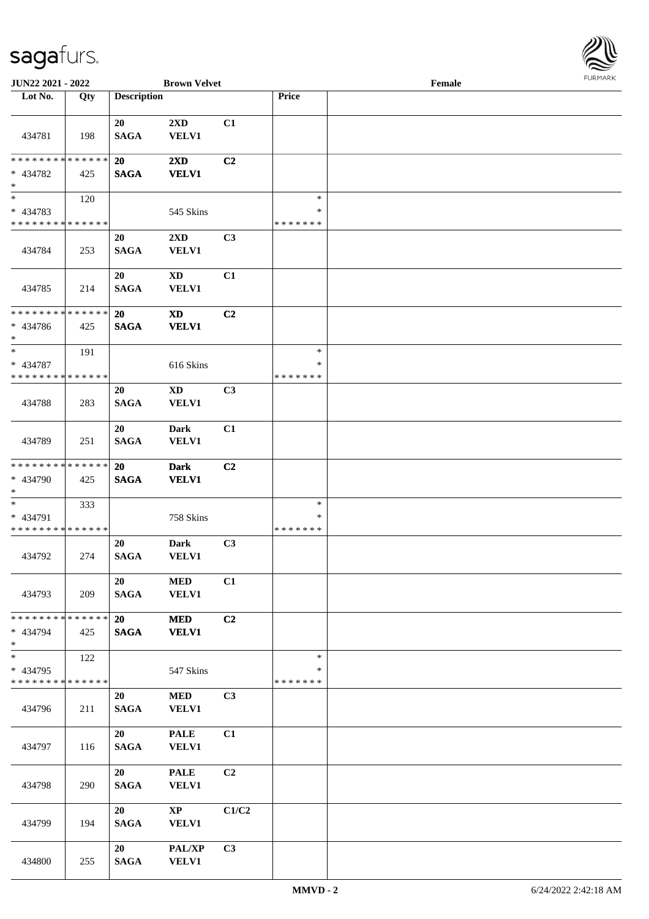JUN22 2021 - 2022 **Brown Velvet** **Female**

| Lot No. | Qty | Description | | | Price | |
|---|---|---|---|---|---|---|
| 434781 | 198 | 20 SAGA | 2XD VELV1 | C1 | | |
| * * * * * * * * * * * * * * * 434782 * | 425 | 20 SAGA | 2XD VELV1 | C2 | | |
| * * 434783 * * * * * * * * * * * * * * | 120 | | 545 Skins | | * * * * * * * * * | |
| 434784 | 253 | 20 SAGA | 2XD VELV1 | C3 | | |
| 434785 | 214 | 20 SAGA | XD VELV1 | C1 | | |
| * * * * * * * * * * * * * * * 434786 * | 425 | 20 SAGA | XD VELV1 | C2 | | |
| * * 434787 * * * * * * * * * * * * * * | 191 | | 616 Skins | | * * * * * * * * * | |
| 434788 | 283 | 20 SAGA | XD VELV1 | C3 | | |
| 434789 | 251 | 20 SAGA | Dark VELV1 | C1 | | |
| * * * * * * * * * * * * * * * 434790 * | 425 | 20 SAGA | Dark VELV1 | C2 | | |
| * * 434791 * * * * * * * * * * * * * * | 333 | | 758 Skins | | * * * * * * * * * | |
| 434792 | 274 | 20 SAGA | Dark VELV1 | C3 | | |
| 434793 | 209 | 20 SAGA | MED VELV1 | C1 | | |
| * * * * * * * * * * * * * * * 434794 * | 425 | 20 SAGA | MED VELV1 | C2 | | |
| * * 434795 * * * * * * * * * * * * * * | 122 | | 547 Skins | | * * * * * * * * * | |
| 434796 | 211 | 20 SAGA | MED VELV1 | C3 | | |
| 434797 | 116 | 20 SAGA | PALE VELV1 | C1 | | |
| 434798 | 290 | 20 SAGA | PALE VELV1 | C2 | | |
| 434799 | 194 | 20 SAGA | XP VELV1 | C1/C2 | | |
| 434800 | 255 | 20 SAGA | PAL/XP VELV1 | C3 | | |

MMVD - 2 6/24/2022 2:42:18 AM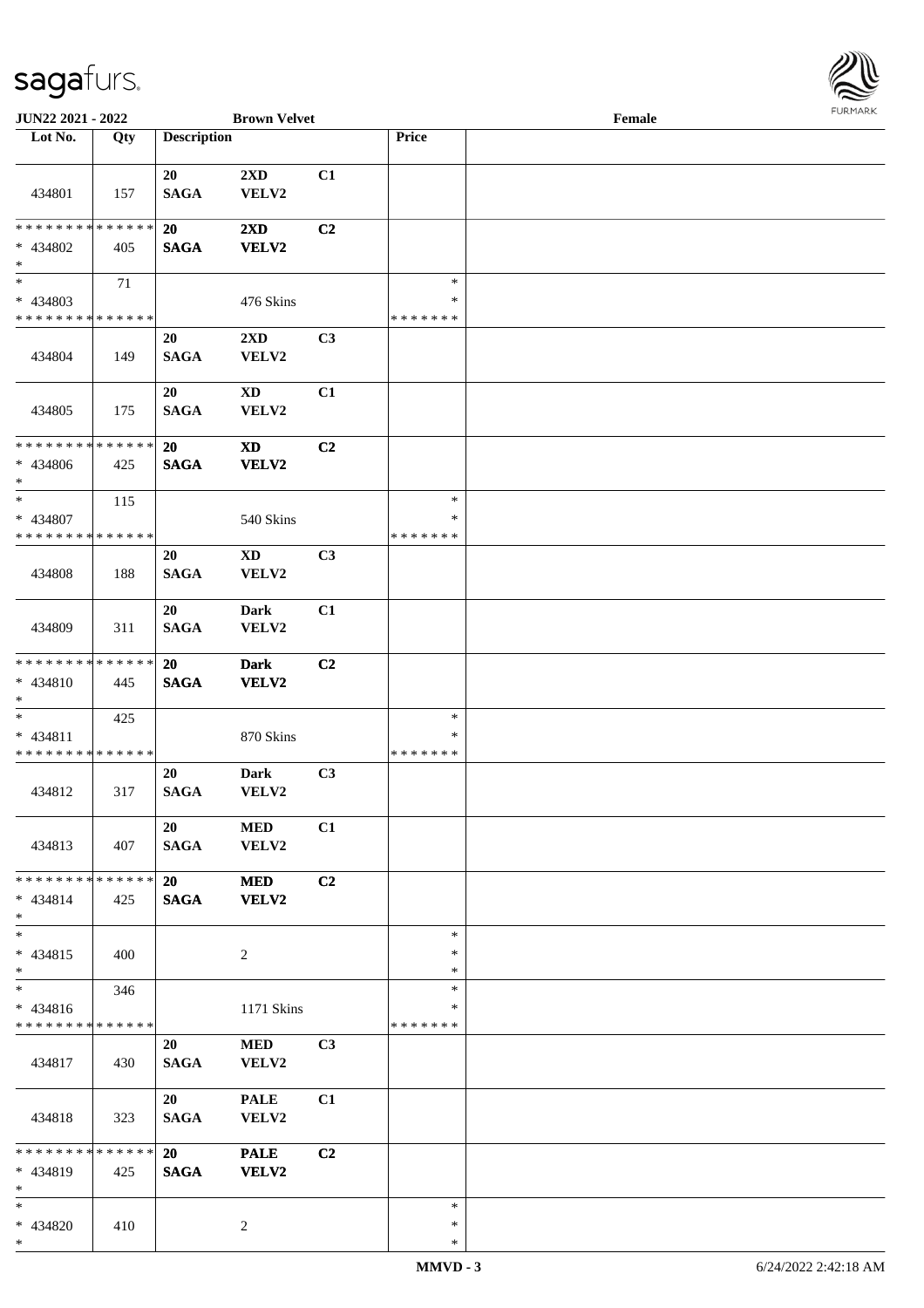JUN22 2021 - 2022 | Brown Velvet | Female

| Lot No. | Qty | Description | | | Price | |
|---|---|---|---|---|---|---|
| 434801 | 157 | 20 SAGA | 2XD VELV2 | C1 | | |
| * * * * * * * * * * * * * * * 434802 * | 405 | 20 SAGA | 2XD VELV2 | C2 | | |
| * * 434803 * * * * * * * * * * * * * * | 71 | | 476 Skins | | * * * * * * * * * | |
| 434804 | 149 | 20 SAGA | 2XD VELV2 | C3 | | |
| 434805 | 175 | 20 SAGA | XD VELV2 | C1 | | |
| * * * * * * * * * * * * * * * 434806 * | 425 | 20 SAGA | XD VELV2 | C2 | | |
| * * 434807 * * * * * * * * * * * * * * | 115 | | 540 Skins | | * * * * * * * * * | |
| 434808 | 188 | 20 SAGA | XD VELV2 | C3 | | |
| 434809 | 311 | 20 SAGA | Dark VELV2 | C1 | | |
| * * * * * * * * * * * * * * * 434810 * | 445 | 20 SAGA | Dark VELV2 | C2 | | |
| * * 434811 * * * * * * * * * * * * * * | 425 | | 870 Skins | | * * * * * * * * * | |
| 434812 | 317 | 20 SAGA | Dark VELV2 | C3 | | |
| 434813 | 407 | 20 SAGA | MED VELV2 | C1 | | |
| * * * * * * * * * * * * * * * 434814 * | 425 | 20 SAGA | MED VELV2 | C2 | | |
| * * 434815 * | 400 | | 2 | | * * * | |
| * * 434816 * * * * * * * * * * * * * * | 346 | | 1171 Skins | | * * * * * * * * * | |
| 434817 | 430 | 20 SAGA | MED VELV2 | C3 | | |
| 434818 | 323 | 20 SAGA | PALE VELV2 | C1 | | |
| * * * * * * * * * * * * * * * 434819 * | 425 | 20 SAGA | PALE VELV2 | C2 | | |
| * * 434820 * | 410 | | 2 | | * * * | |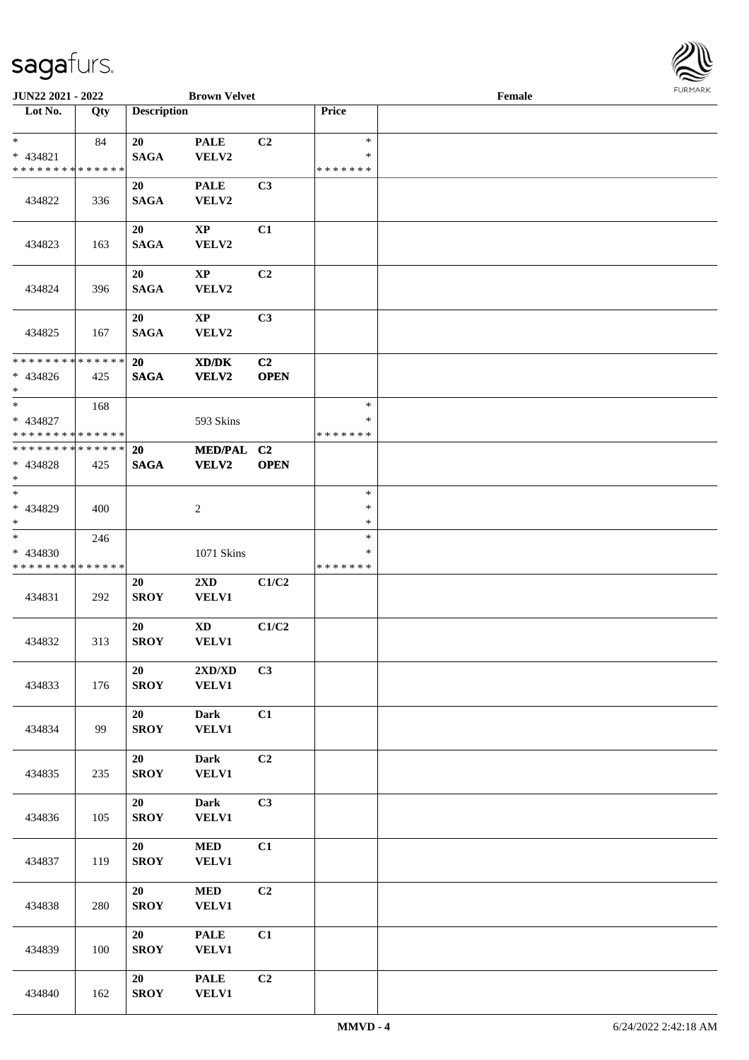**JUN22 2021 - 2022** **Brown Velvet** **Female**

| Lot No. | Qty | Description | | | Price | |
|---|---|---|---|---|---|---|
| * <br> * 434821 <br> * * * * * * * * * * * * * * | 84 | 20 <br> SAGA | PALE <br> VELV2 | C2 | * <br> * <br> * * * * * * * | |
| 434822 | 336 | 20 <br> SAGA | PALE <br> VELV2 | C3 | | |
| 434823 | 163 | 20 <br> SAGA | XP <br> VELV2 | C1 | | |
| 434824 | 396 | 20 <br> SAGA | XP <br> VELV2 | C2 | | |
| 434825 | 167 | 20 <br> SAGA | XP <br> VELV2 | C3 | | |
| * * * * * * * * * * * * * * <br> * 434826 <br> * | 425 | 20 <br> SAGA | XD/DK <br> VELV2 | C2 <br> OPEN | | |
| * <br> * 434827 <br> * * * * * * * * * * * * * * | 168 | | 593 Skins | | * <br> * <br> * * * * * * * | |
| * * * * * * * * * * * * * * <br> * 434828 <br> * | 425 | 20 <br> SAGA | MED/PAL <br> VELV2 | C2 <br> OPEN | | |
| * <br> * 434829 <br> * | 400 | | 2 | | * <br> * <br> * | |
| * <br> * 434830 <br> * * * * * * * * * * * * * * | 246 | | 1071 Skins | | * <br> * <br> * * * * * * * | |
| 434831 | 292 | 20 <br> SROY | 2XD <br> VELV1 | C1/C2 | | |
| 434832 | 313 | 20 <br> SROY | XD <br> VELV1 | C1/C2 | | |
| 434833 | 176 | 20 <br> SROY | 2XD/XD <br> VELV1 | C3 | | |
| 434834 | 99 | 20 <br> SROY | Dark <br> VELV1 | C1 | | |
| 434835 | 235 | 20 <br> SROY | Dark <br> VELV1 | C2 | | |
| 434836 | 105 | 20 <br> SROY | Dark <br> VELV1 | C3 | | |
| 434837 | 119 | 20 <br> SROY | MED <br> VELV1 | C1 | | |
| 434838 | 280 | 20 <br> SROY | MED <br> VELV1 | C2 | | |
| 434839 | 100 | 20 <br> SROY | PALE <br> VELV1 | C1 | | |
| 434840 | 162 | 20 <br> SROY | PALE <br> VELV1 | C2 | | |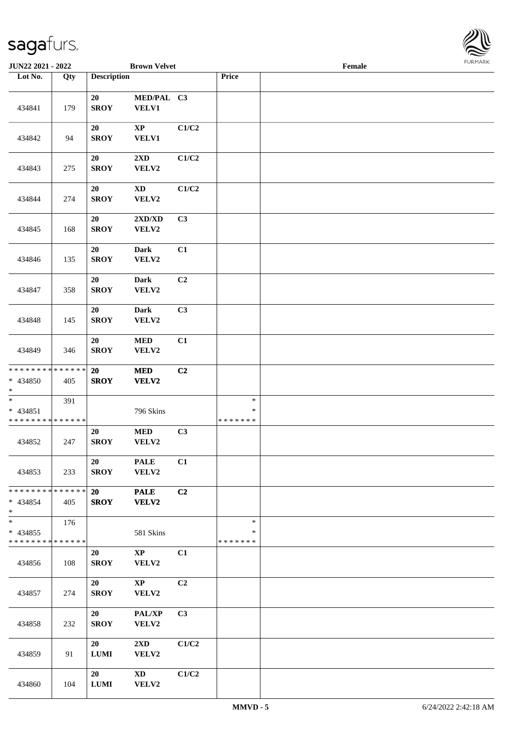**JUN22 2021 - 2022** **Brown Velvet** **Female**

| Lot No. | Qty | Description | | | Price | |
|---|---|---|---|---|---|---|
| 434841 | 179 | 20 SROY | MED/PAL VELV1 | C3 | | |
| 434842 | 94 | 20 SROY | XP VELV1 | C1/C2 | | |
| 434843 | 275 | 20 SROY | 2XD VELV2 | C1/C2 | | |
| 434844 | 274 | 20 SROY | XD VELV2 | C1/C2 | | |
| 434845 | 168 | 20 SROY | 2XD/XD VELV2 | C3 | | |
| 434846 | 135 | 20 SROY | Dark VELV2 | C1 | | |
| 434847 | 358 | 20 SROY | Dark VELV2 | C2 | | |
| 434848 | 145 | 20 SROY | Dark VELV2 | C3 | | |
| 434849 | 346 | 20 SROY | MED VELV2 | C1 | | |
| * * * * * * * * * * * * * * * 434850 * | 405 | **20 SROY** | **MED VELV2** | **C2** | | |
| * * 434851 * * * * * * * * * * * * * * | 391 | | 796 Skins | | * * * * * * * * * | |
| 434852 | 247 | 20 SROY | MED VELV2 | C3 | | |
| 434853 | 233 | 20 SROY | PALE VELV2 | C1 | | |
| * * * * * * * * * * * * * * * 434854 * | 405 | **20 SROY** | **PALE VELV2** | **C2** | | |
| * * 434855 * * * * * * * * * * * * * * | 176 | | 581 Skins | | * * * * * * * * * | |
| 434856 | 108 | 20 SROY | XP VELV2 | C1 | | |
| 434857 | 274 | 20 SROY | XP VELV2 | C2 | | |
| 434858 | 232 | 20 SROY | PAL/XP VELV2 | C3 | | |
| 434859 | 91 | 20 LUMI | 2XD VELV2 | C1/C2 | | |
| 434860 | 104 | 20 LUMI | XD VELV2 | C1/C2 | | |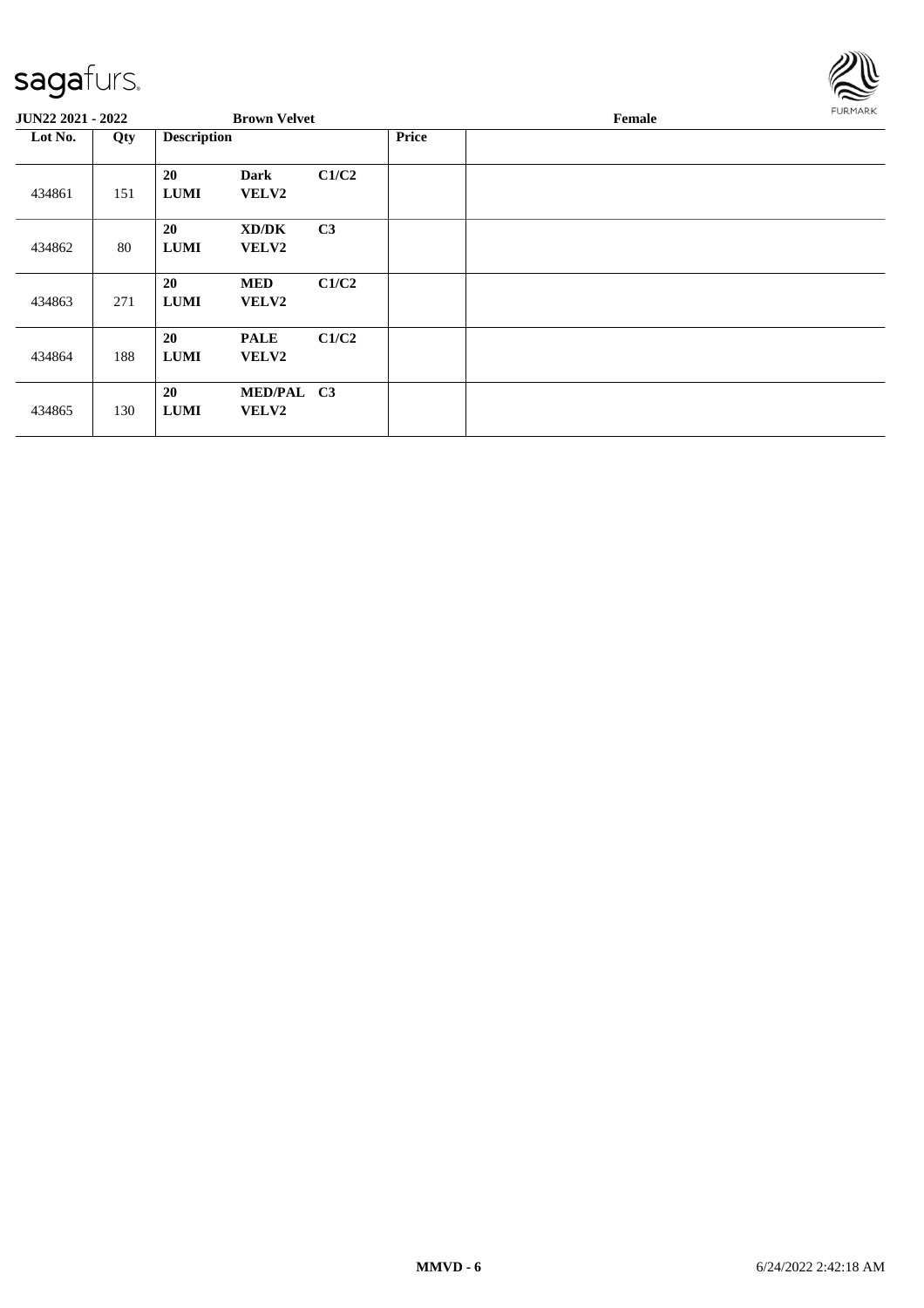sagafurs.

**JUN22 2021 - 2022** **Brown Velvet** **Female**

| Lot No. | Qty | Description | | | Price | |
|---|---|---|---|---|---|---|
| 434861 | 151 | **20 LUMI** | **Dark VELV2** | **C1/C2** | | |
| 434862 | 80 | **20 LUMI** | **XD/DK VELV2** | **C3** | | |
| 434863 | 271 | **20 LUMI** | **MED VELV2** | **C1/C2** | | |
| 434864 | 188 | **20 LUMI** | **PALE VELV2** | **C1/C2** | | |
| 434865 | 130 | **20 LUMI** | **MED/PAL VELV2** | **C3** | | |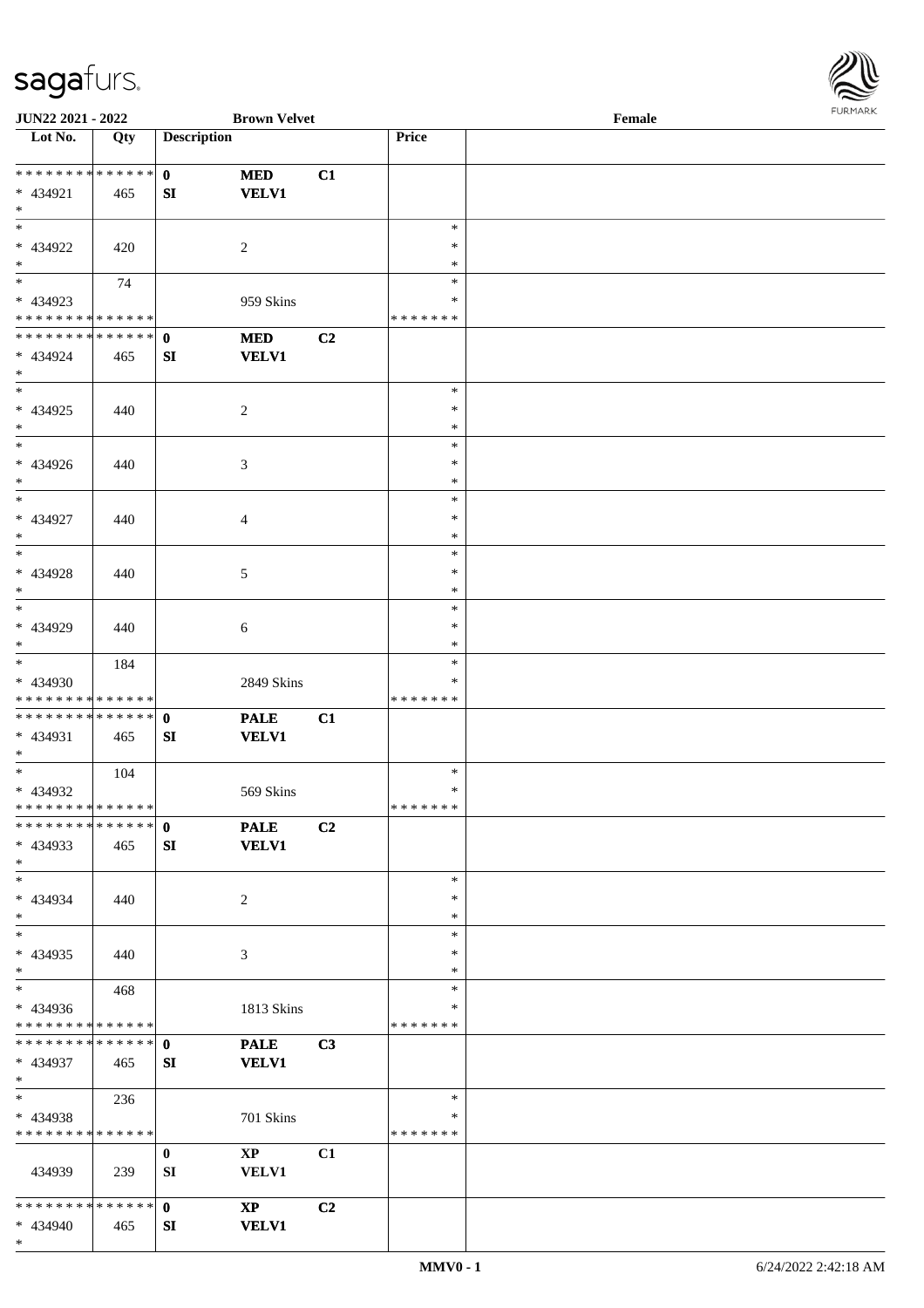**JUN22 2021 - 2022** **Brown Velvet** **Female**

| Lot No. | Qty | Description | | | Price | |
|---|---|---|---|---|---|---|
| * * * * * * * * * * * * * * | | 0 | MED | C1 | | |
| * 434921 | 465 | SI | VELV1 | | | |
| * | | | | | | |
| * | | | | | * | |
| * 434922 | 420 | | 2 | | * | |
| * | | | | | * | |
| * | 74 | | | | * | |
| * 434923 | | | 959 Skins | | * | |
| * * * * * * * * * * * * * * | | | | | * * * * * * * | |
| * * * * * * * * * * * * * * | | 0 | MED | C2 | | |
| * 434924 | 465 | SI | VELV1 | | | |
| * | | | | | | |
| * | | | | | * | |
| * 434925 | 440 | | 2 | | * | |
| * | | | | | * | |
| * | | | | | * | |
| * 434926 | 440 | | 3 | | * | |
| * | | | | | * | |
| * | | | | | * | |
| * 434927 | 440 | | 4 | | * | |
| * | | | | | * | |
| * | | | | | * | |
| * 434928 | 440 | | 5 | | * | |
| * | | | | | * | |
| * | | | | | * | |
| * 434929 | 440 | | 6 | | * | |
| * | | | | | * | |
| * | 184 | | | | * | |
| * 434930 | | | 2849 Skins | | * | |
| * * * * * * * * * * * * * * | | | | | * * * * * * * | |
| * * * * * * * * * * * * * * | | 0 | PALE | C1 | | |
| * 434931 | 465 | SI | VELV1 | | | |
| * | | | | | | |
| * | 104 | | | | * | |
| * 434932 | | | 569 Skins | | * | |
| * * * * * * * * * * * * * * | | | | | * * * * * * * | |
| * * * * * * * * * * * * * * | | 0 | PALE | C2 | | |
| * 434933 | 465 | SI | VELV1 | | | |
| * | | | | | | |
| * | | | | | * | |
| * 434934 | 440 | | 2 | | * | |
| * | | | | | * | |
| * | | | | | * | |
| * 434935 | 440 | | 3 | | * | |
| * | | | | | * | |
| * | 468 | | | | * | |
| * 434936 | | | 1813 Skins | | * | |
| * * * * * * * * * * * * * * | | | | | * * * * * * * | |
| * * * * * * * * * * * * * * | | 0 | PALE | C3 | | |
| * 434937 | 465 | SI | VELV1 | | | |
| * | | | | | | |
| * | 236 | | | | * | |
| * 434938 | | | 701 Skins | | * | |
| * * * * * * * * * * * * * * | | | | | * * * * * * * | |
| | | 0 | XP | C1 | | |
| 434939 | 239 | SI | VELV1 | | | |
| * * * * * * * * * * * * * * | | 0 | XP | C2 | | |
| * 434940 | 465 | SI | VELV1 | | | |
| * | | | | | | |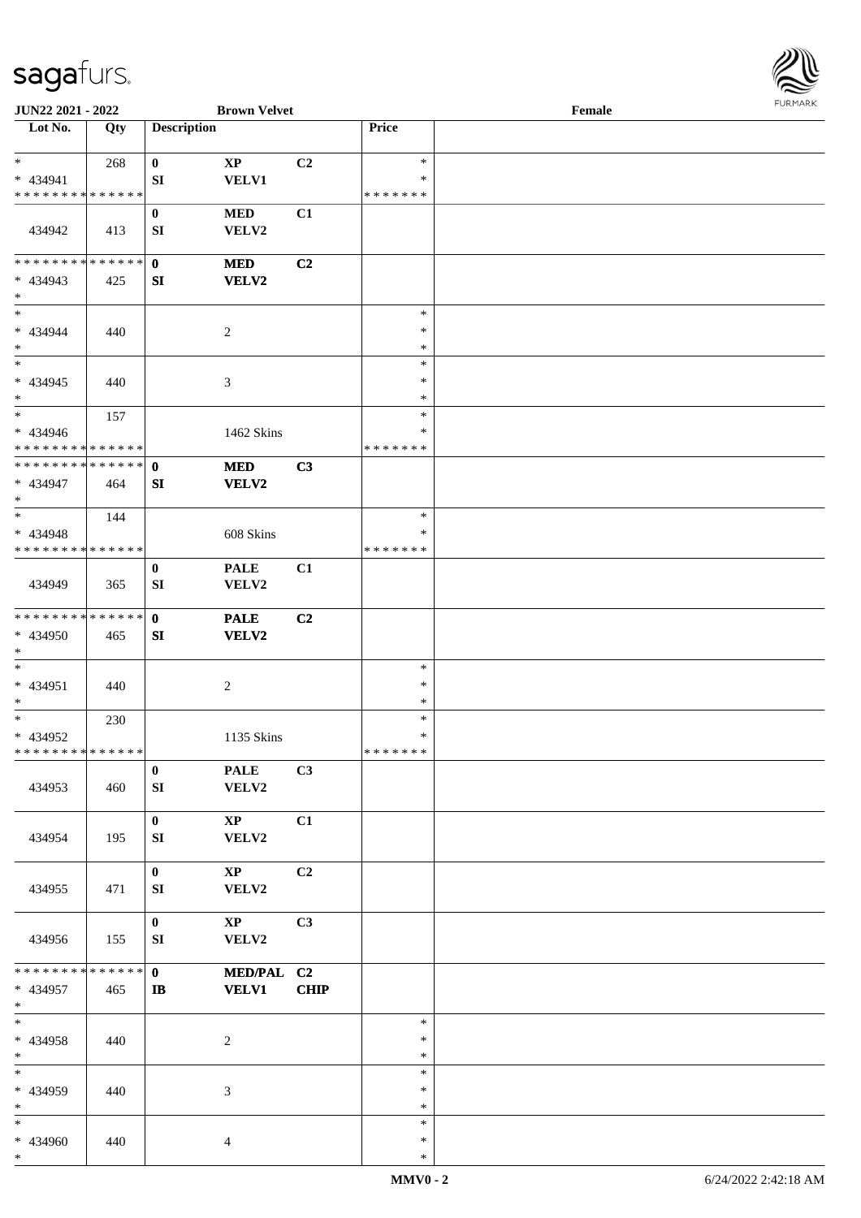**JUN22 2021 - 2022** **Brown Velvet** **Female**

| Lot No. | Qty | Description | | | Price | |
|---|---|---|---|---|---|---|
| * <br> * 434941 <br> * * * * * * * * * * * * * * | 268 | 0 <br> SI | XP <br> VELV1 | C2 | * <br> * <br> * * * * * * * | |
| 434942 | 413 | 0 <br> SI | MED <br> VELV2 | C1 | | |
| * * * * * * * * * * * * * * <br> * 434943 <br> * | 425 | 0 <br> SI | MED <br> VELV2 | C2 | | |
| * <br> * 434944 <br> * | 440 | | 2 | | * <br> * <br> * | |
| * <br> * 434945 <br> * | 440 | | 3 | | * <br> * <br> * | |
| * <br> * 434946 <br> * * * * * * * * * * * * * * | 157 | | 1462 Skins | | * <br> * <br> * * * * * * * | |
| * * * * * * * * * * * * * * <br> * 434947 <br> * | 464 | 0 <br> SI | MED <br> VELV2 | C3 | | |
| * <br> * 434948 <br> * * * * * * * * * * * * * * | 144 | | 608 Skins | | * <br> * <br> * * * * * * * | |
| 434949 | 365 | 0 <br> SI | PALE <br> VELV2 | C1 | | |
| * * * * * * * * * * * * * * <br> * 434950 <br> * | 465 | 0 <br> SI | PALE <br> VELV2 | C2 | | |
| * <br> * 434951 <br> * | 440 | | 2 | | * <br> * <br> * | |
| * <br> * 434952 <br> * * * * * * * * * * * * * * | 230 | | 1135 Skins | | * <br> * <br> * * * * * * * | |
| 434953 | 460 | 0 <br> SI | PALE <br> VELV2 | C3 | | |
| 434954 | 195 | 0 <br> SI | XP <br> VELV2 | C1 | | |
| 434955 | 471 | 0 <br> SI | XP <br> VELV2 | C2 | | |
| 434956 | 155 | 0 <br> SI | XP <br> VELV2 | C3 | | |
| * * * * * * * * * * * * * * <br> * 434957 <br> * | 465 | 0 <br> IB | MED/PAL <br> VELV1 | C2 <br> CHIP | | |
| * <br> * 434958 <br> * | 440 | | 2 | | * <br> * <br> * | |
| * <br> * 434959 <br> * | 440 | | 3 | | * <br> * <br> * | |
| * <br> * 434960 <br> * | 440 | | 4 | | * <br> * <br> * | |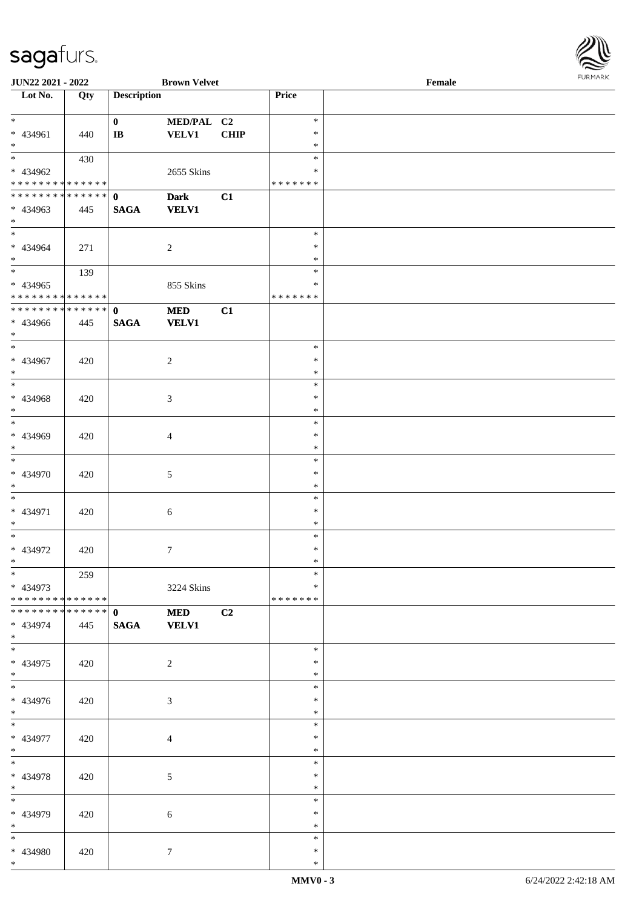**JUN22 2021 - 2022** **Brown Velvet** **Female**

| Lot No. | Qty | Description | | | Price | |
|---|---|---|---|---|---|---|
| * | | **0** | MED/PAL | C2 | * | |
| * 434961 | 440 | **IB** | VELV1 | CHIP | * | |
| * | | | | | * | |
| * | 430 | | | | * | |
| * 434962 | | | 2655 Skins | | * | |
| * * * * * * * * * * * * * * | | | | | * * * * * * * | |
| * * * * * * * * * * * * * * | | **0** | **Dark** | **C1** | | |
| * 434963 | 445 | **SAGA** | **VELV1** | | | |
| * | | | | | | |
| * | | | | | * | |
| * 434964 | 271 | | 2 | | * | |
| * | | | | | * | |
| * | 139 | | | | * | |
| * 434965 | | | 855 Skins | | * | |
| * * * * * * * * * * * * * * | | | | | * * * * * * * | |
| * * * * * * * * * * * * * * | | **0** | **MED** | **C1** | | |
| * 434966 | 445 | **SAGA** | **VELV1** | | | |
| * | | | | | | |
| * | | | | | * | |
| * 434967 | 420 | | 2 | | * | |
| * | | | | | * | |
| * | | | | | * | |
| * 434968 | 420 | | 3 | | * | |
| * | | | | | * | |
| * | | | | | * | |
| * 434969 | 420 | | 4 | | * | |
| * | | | | | * | |
| * | | | | | * | |
| * 434970 | 420 | | 5 | | * | |
| * | | | | | * | |
| * | | | | | * | |
| * 434971 | 420 | | 6 | | * | |
| * | | | | | * | |
| * | | | | | * | |
| * 434972 | 420 | | 7 | | * | |
| * | | | | | * | |
| * | 259 | | | | * | |
| * 434973 | | | 3224 Skins | | * | |
| * * * * * * * * * * * * * * | | | | | * * * * * * * | |
| * * * * * * * * * * * * * * | | **0** | **MED** | **C2** | | |
| * 434974 | 445 | **SAGA** | **VELV1** | | | |
| * | | | | | | |
| * | | | | | * | |
| * 434975 | 420 | | 2 | | * | |
| * | | | | | * | |
| * | | | | | * | |
| * 434976 | 420 | | 3 | | * | |
| * | | | | | * | |
| * | | | | | * | |
| * 434977 | 420 | | 4 | | * | |
| * | | | | | * | |
| * | | | | | * | |
| * 434978 | 420 | | 5 | | * | |
| * | | | | | * | |
| * | | | | | * | |
| * 434979 | 420 | | 6 | | * | |
| * | | | | | * | |
| * | | | | | * | |
| * 434980 | 420 | | 7 | | * | |
| * | | | | | * | |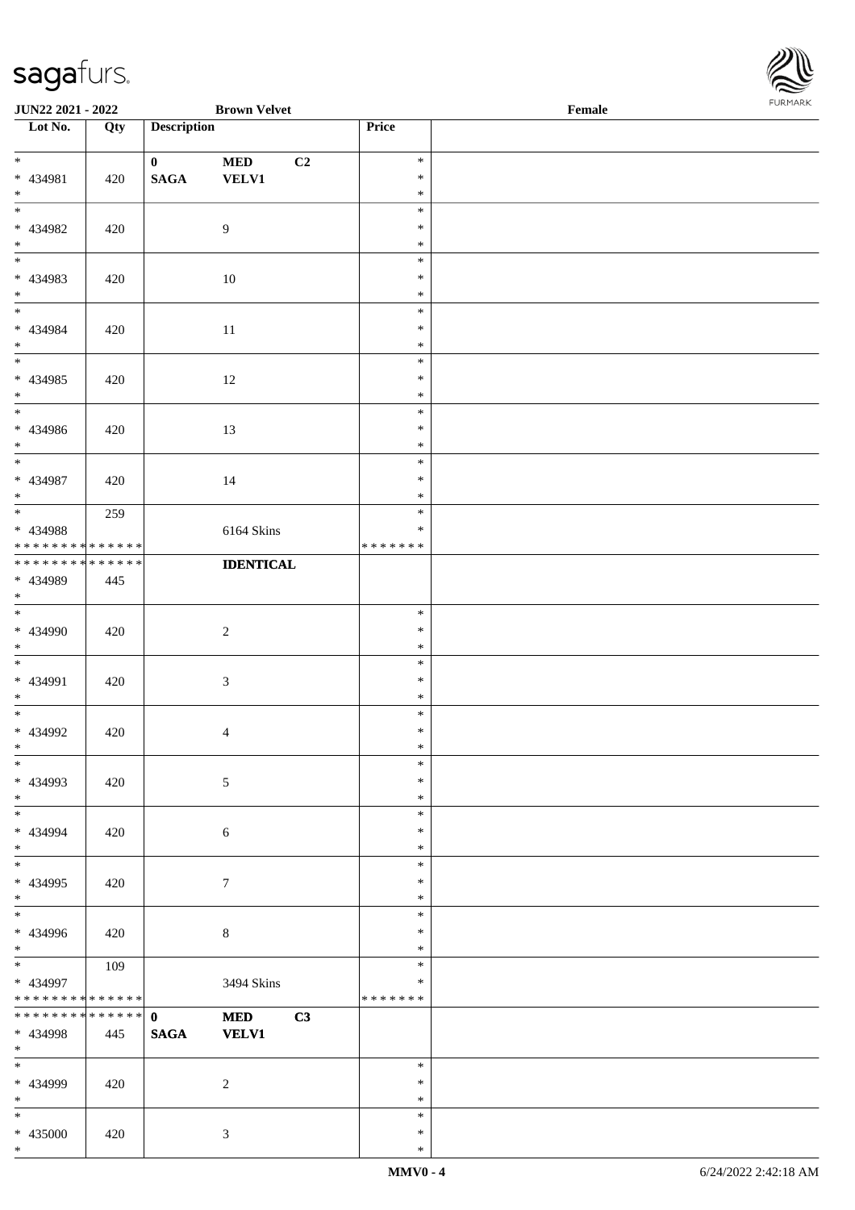**JUN22 2021 - 2022** **Brown Velvet** **Female**

| Lot No. | Qty | Description | Price | |
|---|---|---|---|---|
| * <br> * 434981 <br> * | 420 | **0** **MED** **C2** <br> **SAGA** **VELV1** | * <br> * <br> * | |
| * <br> * 434982 <br> * | 420 | 9 | * <br> * <br> * | |
| * <br> * 434983 <br> * | 420 | 10 | * <br> * <br> * | |
| * <br> * 434984 <br> * | 420 | 11 | * <br> * <br> * | |
| * <br> * 434985 <br> * | 420 | 12 | * <br> * <br> * | |
| * <br> * 434986 <br> * | 420 | 13 | * <br> * <br> * | |
| * <br> * 434987 <br> * | 420 | 14 | * <br> * <br> * | |
| * <br> * 434988 <br> * * * * * * * * * * * * * * | 259 | 6164 Skins | * <br> * <br> * * * * * * * | |
| * * * * * * * * * * * * * * <br> * 434989 <br> * | 445 | **IDENTICAL** | | |
| * <br> * 434990 <br> * | 420 | 2 | * <br> * <br> * | |
| * <br> * 434991 <br> * | 420 | 3 | * <br> * <br> * | |
| * <br> * 434992 <br> * | 420 | 4 | * <br> * <br> * | |
| * <br> * 434993 <br> * | 420 | 5 | * <br> * <br> * | |
| * <br> * 434994 <br> * | 420 | 6 | * <br> * <br> * | |
| * <br> * 434995 <br> * | 420 | 7 | * <br> * <br> * | |
| * <br> * 434996 <br> * | 420 | 8 | * <br> * <br> * | |
| * <br> * 434997 <br> * * * * * * * * * * * * * * | 109 | 3494 Skins | * <br> * <br> * * * * * * * | |
| * * * * * * * * * * * * * * <br> * 434998 <br> * | 445 | **0** **MED** **C3** <br> **SAGA** **VELV1** | | |
| * <br> * 434999 <br> * | 420 | 2 | * <br> * <br> * | |
| * <br> * 435000 <br> * | 420 | 3 | * <br> * <br> * | |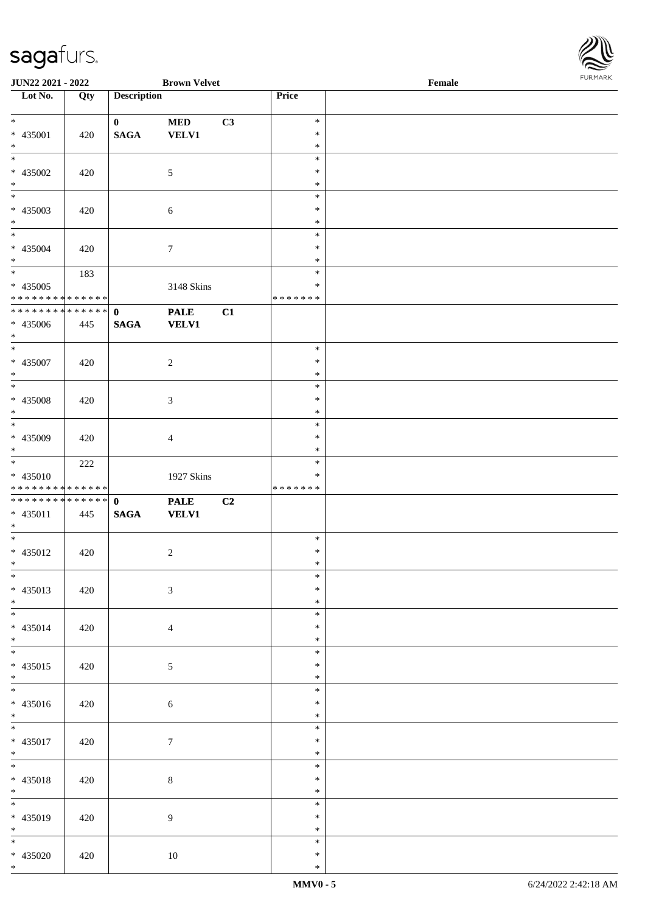**JUN22 2021 - 2022** **Brown Velvet** **Female**

| Lot No. | Qty | Description | | | Price | |
|---|---|---|---|---|---|---|
| * | | **0** | **MED** | **C3** | * | |
| * 435001 | 420 | **SAGA** | **VELV1** | | * | |
| * | | | | | * | |
| * | | | | | * | |
| * 435002 | 420 | | 5 | | * | |
| * | | | | | * | |
| * | | | | | * | |
| * 435003 | 420 | | 6 | | * | |
| * | | | | | * | |
| * | | | | | * | |
| * 435004 | 420 | | 7 | | * | |
| * | | | | | * | |
| * | 183 | | | | * | |
| * 435005 | | | 3148 Skins | | * | |
| * * * * * * * * * * * * * * | | | | | * * * * * * * | |
| * * * * * * * * * * * * * * | | **0** | **PALE** | **C1** | | |
| * 435006 | 445 | **SAGA** | **VELV1** | | | |
| * | | | | | | |
| * | | | | | * | |
| * 435007 | 420 | | 2 | | * | |
| * | | | | | * | |
| * | | | | | * | |
| * 435008 | 420 | | 3 | | * | |
| * | | | | | * | |
| * | | | | | * | |
| * 435009 | 420 | | 4 | | * | |
| * | | | | | * | |
| * | 222 | | | | * | |
| * 435010 | | | 1927 Skins | | * | |
| * * * * * * * * * * * * * * | | | | | * * * * * * * | |
| * * * * * * * * * * * * * * | | **0** | **PALE** | **C2** | | |
| * 435011 | 445 | **SAGA** | **VELV1** | | | |
| * | | | | | | |
| * | | | | | * | |
| * 435012 | 420 | | 2 | | * | |
| * | | | | | * | |
| * | | | | | * | |
| * 435013 | 420 | | 3 | | * | |
| * | | | | | * | |
| * | | | | | * | |
| * 435014 | 420 | | 4 | | * | |
| * | | | | | * | |
| * | | | | | * | |
| * 435015 | 420 | | 5 | | * | |
| * | | | | | * | |
| * | | | | | * | |
| * 435016 | 420 | | 6 | | * | |
| * | | | | | * | |
| * | | | | | * | |
| * 435017 | 420 | | 7 | | * | |
| * | | | | | * | |
| * | | | | | * | |
| * 435018 | 420 | | 8 | | * | |
| * | | | | | * | |
| * | | | | | * | |
| * 435019 | 420 | | 9 | | * | |
| * | | | | | * | |
| * | | | | | * | |
| * 435020 | 420 | | 10 | | * | |
| * | | | | | * | |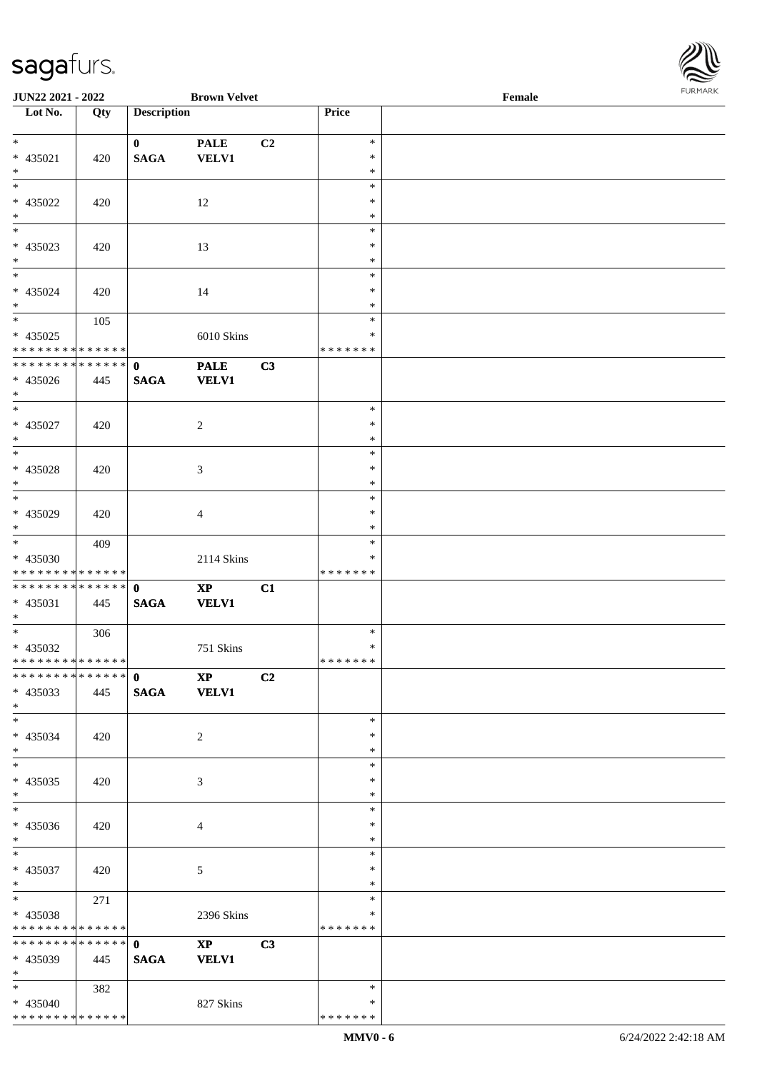**JUN22 2021 - 2022** **Brown Velvet** **Female**

| Lot No. | Qty | Description | | | Price | |
|---|---|---|---|---|---|---|
| * | | 0 | PALE | C2 | * | |
| * 435021 | 420 | SAGA | VELV1 | | * | |
| * | | | | | * | |
| * | | | | | * | |
| * 435022 | 420 | | 12 | | * | |
| * | | | | | * | |
| * | | | | | * | |
| * 435023 | 420 | | 13 | | * | |
| * | | | | | * | |
| * | | | | | * | |
| * 435024 | 420 | | 14 | | * | |
| * | | | | | * | |
| * | 105 | | | | * | |
| * 435025 | | | 6010 Skins | | * | |
| * * * * * * * * * * * * * * | | | | | * * * * * * * | |
| * * * * * * * * * * * * * * | | 0 | PALE | C3 | | |
| * 435026 | 445 | SAGA | VELV1 | | | |
| * | | | | | | |
| * | | | | | * | |
| * 435027 | 420 | | 2 | | * | |
| * | | | | | * | |
| * | | | | | * | |
| * 435028 | 420 | | 3 | | * | |
| * | | | | | * | |
| * | | | | | * | |
| * 435029 | 420 | | 4 | | * | |
| * | | | | | * | |
| * | 409 | | | | * | |
| * 435030 | | | 2114 Skins | | * | |
| * * * * * * * * * * * * * * | | | | | * * * * * * * | |
| * * * * * * * * * * * * * * | | 0 | XP | C1 | | |
| * 435031 | 445 | SAGA | VELV1 | | | |
| * | | | | | | |
| * | 306 | | | | * | |
| * 435032 | | | 751 Skins | | * | |
| * * * * * * * * * * * * * * | | | | | * * * * * * * | |
| * * * * * * * * * * * * * * | | 0 | XP | C2 | | |
| * 435033 | 445 | SAGA | VELV1 | | | |
| * | | | | | | |
| * | | | | | * | |
| * 435034 | 420 | | 2 | | * | |
| * | | | | | * | |
| * | | | | | * | |
| * 435035 | 420 | | 3 | | * | |
| * | | | | | * | |
| * | | | | | * | |
| * 435036 | 420 | | 4 | | * | |
| * | | | | | * | |
| * | | | | | * | |
| * 435037 | 420 | | 5 | | * | |
| * | | | | | * | |
| * | 271 | | | | * | |
| * 435038 | | | 2396 Skins | | * | |
| * * * * * * * * * * * * * * | | | | | * * * * * * * | |
| * * * * * * * * * * * * * * | | 0 | XP | C3 | | |
| * 435039 | 445 | SAGA | VELV1 | | | |
| * | | | | | | |
| * | 382 | | | | * | |
| * 435040 | | | 827 Skins | | * | |
| * * * * * * * * * * * * * * | | | | | * * * * * * * | |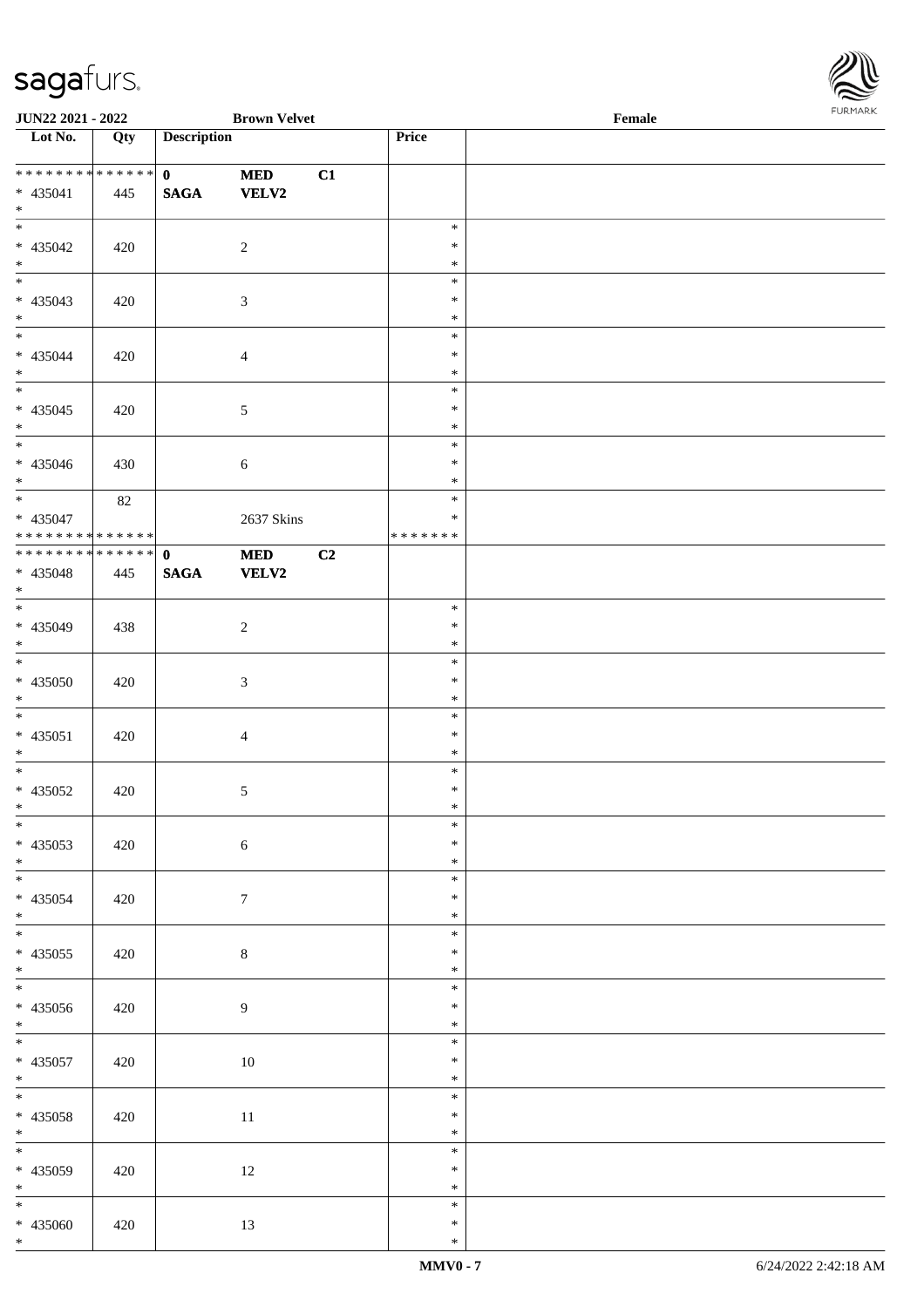**JUN22 2021 - 2022** **Brown Velvet** **Female**

| Lot No. | Qty | Description | | | Price | |
|---|---|---|---|---|---|---|
| * * * * * * * * * * * * * * | | **0** | **MED** | **C1** | | |
| * 435041 | 445 | **SAGA** | **VELV2** | | | |
| * | | | | | | |
| * | | | | | * | |
| * 435042 | 420 | | 2 | | * | |
| * | | | | | * | |
| * | | | | | * | |
| * 435043 | 420 | | 3 | | * | |
| * | | | | | * | |
| * | | | | | * | |
| * 435044 | 420 | | 4 | | * | |
| * | | | | | * | |
| * | | | | | * | |
| * 435045 | 420 | | 5 | | * | |
| * | | | | | * | |
| * | | | | | * | |
| * 435046 | 430 | | 6 | | * | |
| * | | | | | * | |
| * | 82 | | | | * | |
| * 435047 | | | 2637 Skins | | * | |
| * * * * * * * * * * * * * * | | | | | * * * * * * * | |
| * * * * * * * * * * * * * * | | **0** | **MED** | **C2** | | |
| * 435048 | 445 | **SAGA** | **VELV2** | | | |
| * | | | | | | |
| * | | | | | * | |
| * 435049 | 438 | | 2 | | * | |
| * | | | | | * | |
| * | | | | | * | |
| * 435050 | 420 | | 3 | | * | |
| * | | | | | * | |
| * | | | | | * | |
| * 435051 | 420 | | 4 | | * | |
| * | | | | | * | |
| * | | | | | * | |
| * 435052 | 420 | | 5 | | * | |
| * | | | | | * | |
| * | | | | | * | |
| * 435053 | 420 | | 6 | | * | |
| * | | | | | * | |
| * | | | | | * | |
| * 435054 | 420 | | 7 | | * | |
| * | | | | | * | |
| * | | | | | * | |
| * 435055 | 420 | | 8 | | * | |
| * | | | | | * | |
| * | | | | | * | |
| * 435056 | 420 | | 9 | | * | |
| * | | | | | * | |
| * | | | | | * | |
| * 435057 | 420 | | 10 | | * | |
| * | | | | | * | |
| * | | | | | * | |
| * 435058 | 420 | | 11 | | * | |
| * | | | | | * | |
| * | | | | | * | |
| * 435059 | 420 | | 12 | | * | |
| * | | | | | * | |
| * | | | | | * | |
| * 435060 | 420 | | 13 | | * | |
| * | | | | | * | |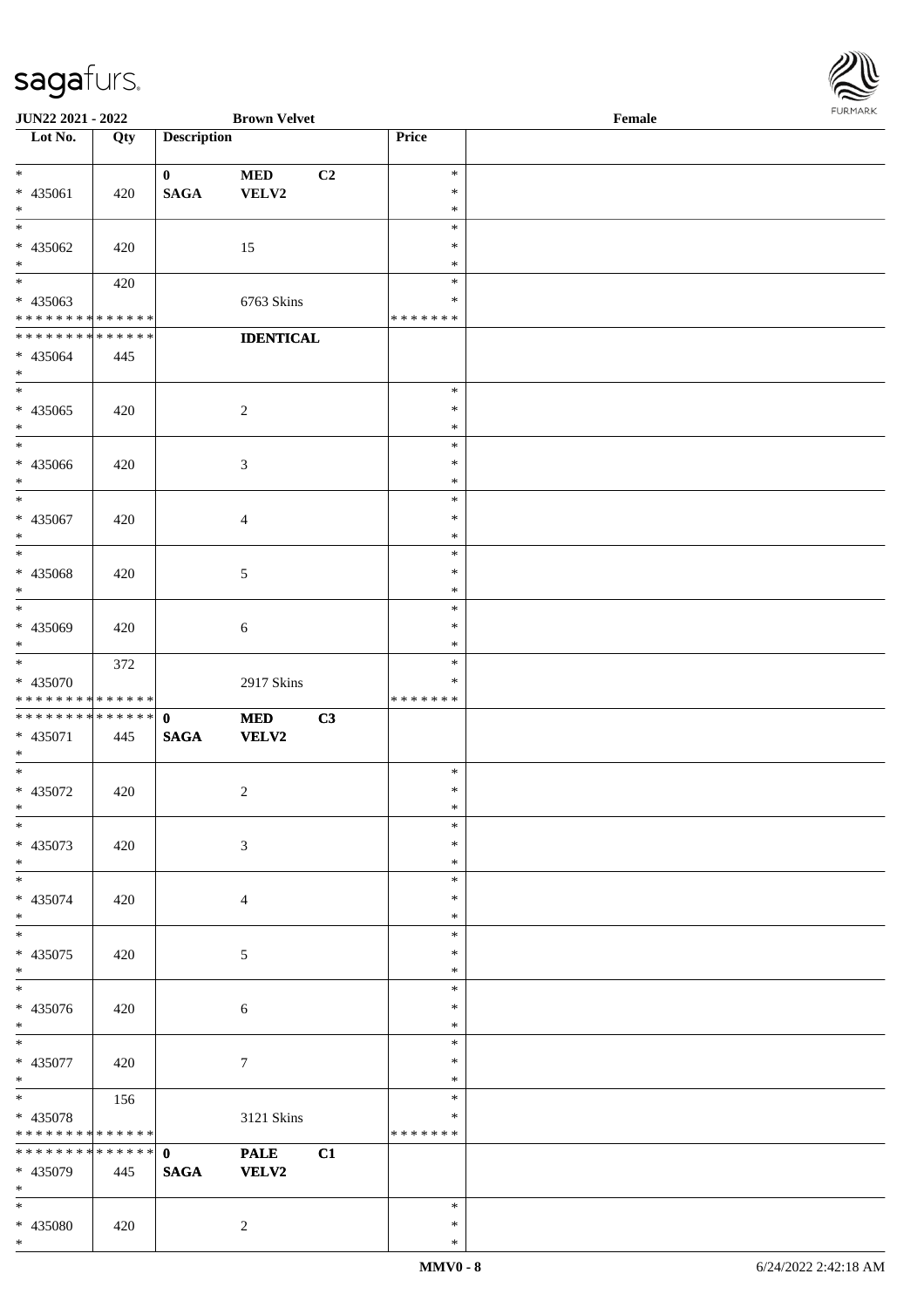JUN22 2021 - 2022 | Brown Velvet | Female

| Lot No. | Qty | Description | | | Price | |
|---|---|---|---|---|---|---|
| * 435061 * | 420 | 0 SAGA | MED VELV2 | C2 | * * * | |
| * 435062 * | 420 | | 15 | | * * * | |
| * 435063 * * * * * * * * * * * * * * | 420 | | 6763 Skins | | * * * * * * * * | |
| * * * * * * * * * * * * * * 435064 * | 445 | | **IDENTICAL** | | | |
| * 435065 * | 420 | | 2 | | * * * | |
| * 435066 * | 420 | | 3 | | * * * | |
| * 435067 * | 420 | | 4 | | * * * | |
| * 435068 * | 420 | | 5 | | * * * | |
| * 435069 * | 420 | | 6 | | * * * | |
| * 435070 * * * * * * * * * * * * * * | 372 | | 2917 Skins | | * * * * * * * * | |
| * * * * * * * * * * * * * * 435071 * | 445 | **0 SAGA** | **MED VELV2** | **C3** | | |
| * 435072 * | 420 | | 2 | | * * * | |
| * 435073 * | 420 | | 3 | | * * * | |
| * 435074 * | 420 | | 4 | | * * * | |
| * 435075 * | 420 | | 5 | | * * * | |
| * 435076 * | 420 | | 6 | | * * * | |
| * 435077 * | 420 | | 7 | | * * * | |
| * 435078 * * * * * * * * * * * * * * | 156 | | 3121 Skins | | * * * * * * * * | |
| * * * * * * * * * * * * * * 435079 * | 445 | **0 SAGA** | **PALE VELV2** | **C1** | | |
| * 435080 * | 420 | | 2 | | * * * | |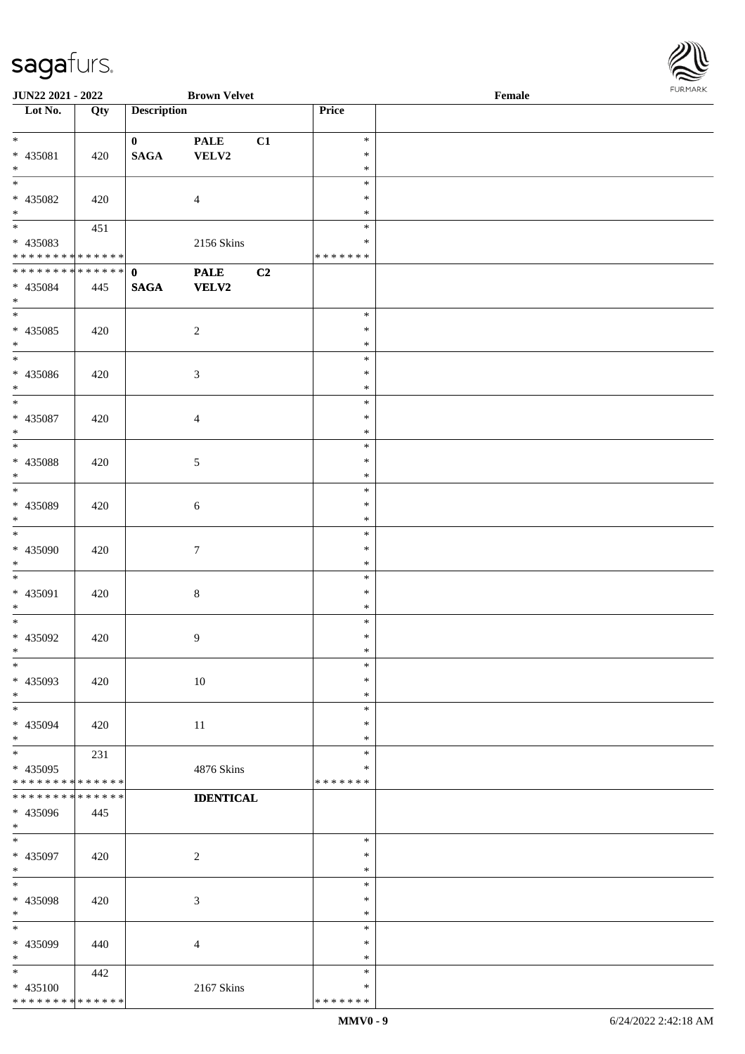**JUN22 2021 - 2022** **Brown Velvet** **Female**

| Lot No. | Qty | Description | | | Price | |
|---|---|---|---|---|---|---|
| * <br> * 435081 <br> * | 420 | 0 <br> SAGA | PALE <br> VELV2 | C1 | * <br> * <br> * | |
| * <br> * 435082 <br> * | 420 | | 4 | | * <br> * <br> * | |
| * <br> * 435083 <br> * * * * * * * * * * * * * * | 451 | | 2156 Skins | | * <br> * <br> * * * * * * * | |
| * * * * * * * * * * * * * * <br> * 435084 <br> * | 445 | **0** <br> **SAGA** | **PALE** <br> **VELV2** | **C2** | | |
| * <br> * 435085 <br> * | 420 | | 2 | | * <br> * <br> * | |
| * <br> * 435086 <br> * | 420 | | 3 | | * <br> * <br> * | |
| * <br> * 435087 <br> * | 420 | | 4 | | * <br> * <br> * | |
| * <br> * 435088 <br> * | 420 | | 5 | | * <br> * <br> * | |
| * <br> * 435089 <br> * | 420 | | 6 | | * <br> * <br> * | |
| * <br> * 435090 <br> * | 420 | | 7 | | * <br> * <br> * | |
| * <br> * 435091 <br> * | 420 | | 8 | | * <br> * <br> * | |
| * <br> * 435092 <br> * | 420 | | 9 | | * <br> * <br> * | |
| * <br> * 435093 <br> * | 420 | | 10 | | * <br> * <br> * | |
| * <br> * 435094 <br> * | 420 | | 11 | | * <br> * <br> * | |
| * <br> * 435095 <br> * * * * * * * * * * * * * * | 231 | | 4876 Skins | | * <br> * <br> * * * * * * * | |
| * * * * * * * * * * * * * * <br> * 435096 <br> * | 445 | | **IDENTICAL** | | | |
| * <br> * 435097 <br> * | 420 | | 2 | | * <br> * <br> * | |
| * <br> * 435098 <br> * | 420 | | 3 | | * <br> * <br> * | |
| * <br> * 435099 <br> * | 440 | | 4 | | * <br> * <br> * | |
| * <br> * 435100 <br> * * * * * * * * * * * * * * | 442 | | 2167 Skins | | * <br> * <br> * * * * * * * | |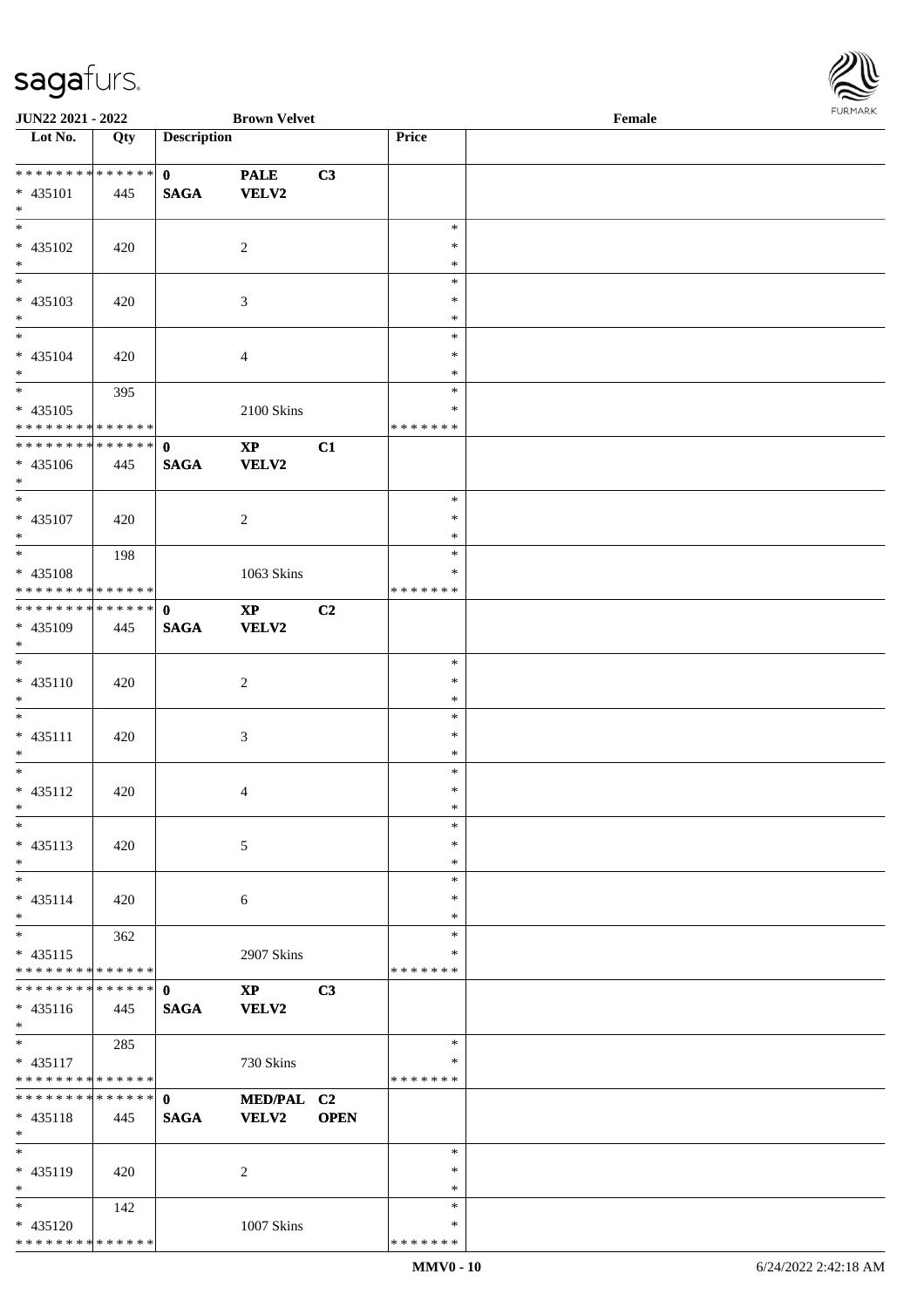**JUN22 2021 - 2022** **Brown Velvet** **Female**

| Lot No. | Qty | Description | | | Price | |
|---|---|---|---|---|---|---|
| * * * * * * * * * * * * * * | | 0 | PALE | C3 | | |
| * 435101 | 445 | SAGA | VELV2 | | | |
| * | | | | | | |
| * 435102 | 420 | | 2 | | * | |
| * 435103 | 420 | | 3 | | * | |
| * 435104 | 420 | | 4 | | * | |
| * 435105 | 395 | | 2100 Skins | | * | |
| * * * * * * * * * * * * * * | | | | | * * * * * * * | |
| * * * * * * * * * * * * * * | | 0 | XP | C1 | | |
| * 435106 | 445 | SAGA | VELV2 | | | |
| * 435107 | 420 | | 2 | | * | |
| * 435108 | 198 | | 1063 Skins | | * | |
| * * * * * * * * * * * * * * | | | | | * * * * * * * | |
| * * * * * * * * * * * * * * | | 0 | XP | C2 | | |
| * 435109 | 445 | SAGA | VELV2 | | | |
| * 435110 | 420 | | 2 | | * | |
| * 435111 | 420 | | 3 | | * | |
| * 435112 | 420 | | 4 | | * | |
| * 435113 | 420 | | 5 | | * | |
| * 435114 | 420 | | 6 | | * | |
| * 435115 | 362 | | 2907 Skins | | * | |
| * * * * * * * * * * * * * * | | | | | * * * * * * * | |
| * * * * * * * * * * * * * * | | 0 | XP | C3 | | |
| * 435116 | 445 | SAGA | VELV2 | | | |
| * 435117 | 285 | | 730 Skins | | * | |
| * * * * * * * * * * * * * * | | | | | * * * * * * * | |
| * * * * * * * * * * * * * * | | 0 | MED/PAL | C2 | | |
| * 435118 | 445 | SAGA | VELV2 | OPEN | | |
| * 435119 | 420 | | 2 | | * | |
| * 435120 | 142 | | 1007 Skins | | * | |
| * * * * * * * * * * * * * * | | | | | * * * * * * * | |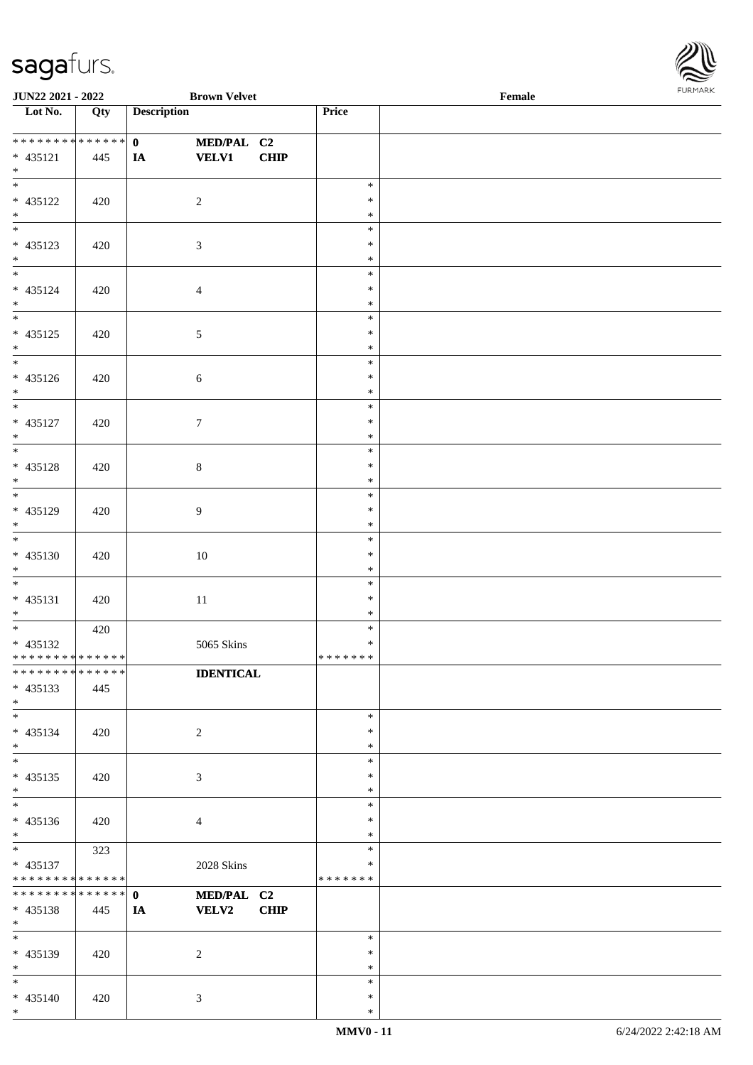| Lot No. | Qty | Description | | | Price | |
|---|---|---|---|---|---|---|
| ************** | | 0 | MED/PAL | C2 | | |
| * 435121 | 445 | IA | VELV1 | CHIP | | |
| * | | | | | | |
| * | | | | | * | |
| * 435122 | 420 | | 2 | | * | |
| * | | | | | * | |
| * | | | | | * | |
| * 435123 | 420 | | 3 | | * | |
| * | | | | | * | |
| * | | | | | * | |
| * 435124 | 420 | | 4 | | * | |
| * | | | | | * | |
| * | | | | | * | |
| * 435125 | 420 | | 5 | | * | |
| * | | | | | * | |
| * | | | | | * | |
| * 435126 | 420 | | 6 | | * | |
| * | | | | | * | |
| * | | | | | * | |
| * 435127 | 420 | | 7 | | * | |
| * | | | | | * | |
| * | | | | | * | |
| * 435128 | 420 | | 8 | | * | |
| * | | | | | * | |
| * | | | | | * | |
| * 435129 | 420 | | 9 | | * | |
| * | | | | | * | |
| * | | | | | * | |
| * 435130 | 420 | | 10 | | * | |
| * | | | | | * | |
| * | | | | | * | |
| * 435131 | 420 | | 11 | | * | |
| * | | | | | * | |
| * | 420 | | | | * | |
| * 435132 | | | 5065 Skins | | * | |
| ************** | | | | | ******* | |
| ************** | | | IDENTICAL | | | |
| * 435133 | 445 | | | | | |
| * | | | | | | |
| * | | | | | * | |
| * 435134 | 420 | | 2 | | * | |
| * | | | | | * | |
| * | | | | | * | |
| * 435135 | 420 | | 3 | | * | |
| * | | | | | * | |
| * | | | | | * | |
| * 435136 | 420 | | 4 | | * | |
| * | | | | | * | |
| * | 323 | | | | * | |
| * 435137 | | | 2028 Skins | | * | |
| ************** | | | | | ******* | |
| ************** | | 0 | MED/PAL | C2 | | |
| * 435138 | 445 | IA | VELV2 | CHIP | | |
| * | | | | | | |
| * | | | | | * | |
| * 435139 | 420 | | 2 | | * | |
| * | | | | | * | |
| * | | | | | * | |
| * 435140 | 420 | | 3 | | * | |
| * | | | | | * | |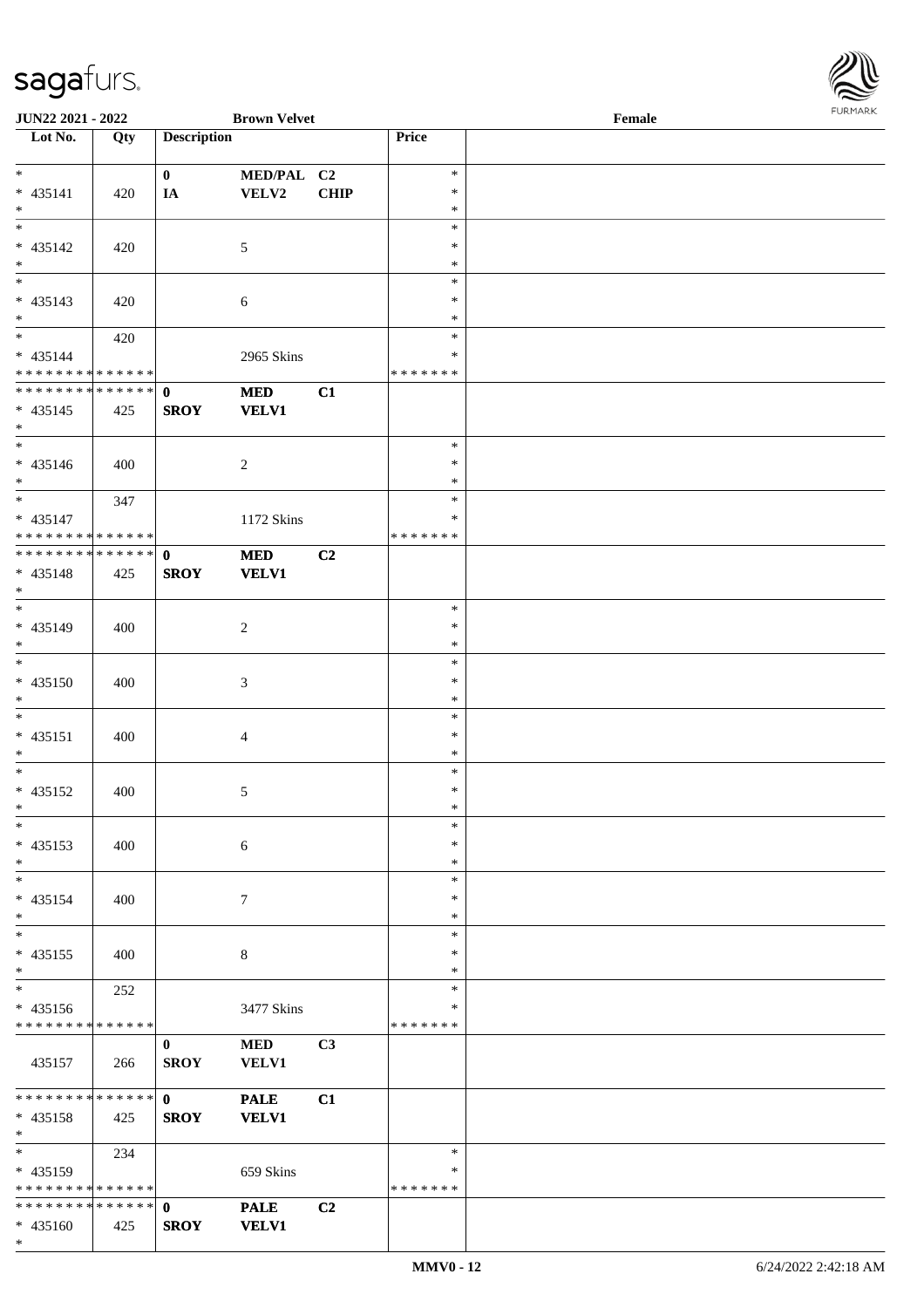JUN22 2021 - 2022 &nbsp;&nbsp;&nbsp; Brown Velvet &nbsp;&nbsp;&nbsp; Female

| Lot No. | Qty | Description | | | Price | |
|---|---|---|---|---|---|---|
| * <br> * 435141 <br> * | 420 | 0 <br> IA | MED/PAL <br> VELV2 | C2 <br> CHIP | * <br> * <br> * | |
| * <br> * 435142 <br> * | 420 | | 5 | | * <br> * <br> * | |
| * <br> * 435143 <br> * | 420 | | 6 | | * <br> * <br> * | |
| * <br> * 435144 <br> * * * * * * * * * * * * * * | 420 | | 2965 Skins | | * <br> * <br> * * * * * * * | |
| * * * * * * * * * * * * * * <br> * 435145 <br> * | 425 | 0 <br> SROY | MED <br> VELV1 | C1 | | |
| * <br> * 435146 <br> * | 400 | | 2 | | * <br> * <br> * | |
| * <br> * 435147 <br> * * * * * * * * * * * * * * | 347 | | 1172 Skins | | * <br> * <br> * * * * * * * | |
| * * * * * * * * * * * * * * <br> * 435148 <br> * | 425 | 0 <br> SROY | MED <br> VELV1 | C2 | | |
| * <br> * 435149 <br> * | 400 | | 2 | | * <br> * <br> * | |
| * <br> * 435150 <br> * | 400 | | 3 | | * <br> * <br> * | |
| * <br> * 435151 <br> * | 400 | | 4 | | * <br> * <br> * | |
| * <br> * 435152 <br> * | 400 | | 5 | | * <br> * <br> * | |
| * <br> * 435153 <br> * | 400 | | 6 | | * <br> * <br> * | |
| * <br> * 435154 <br> * | 400 | | 7 | | * <br> * <br> * | |
| * <br> * 435155 <br> * | 400 | | 8 | | * <br> * <br> * | |
| * <br> * 435156 <br> * * * * * * * * * * * * * * | 252 | | 3477 Skins | | * <br> * <br> * * * * * * * | |
| 435157 | 266 | 0 <br> SROY | MED <br> VELV1 | C3 | | |
| * * * * * * * * * * * * * * <br> * 435158 <br> * | 425 | 0 <br> SROY | PALE <br> VELV1 | C1 | | |
| * <br> * 435159 <br> * * * * * * * * * * * * * * | 234 | | 659 Skins | | * <br> * <br> * * * * * * * | |
| * * * * * * * * * * * * * * <br> * 435160 <br> * | 425 | 0 <br> SROY | PALE <br> VELV1 | C2 | | |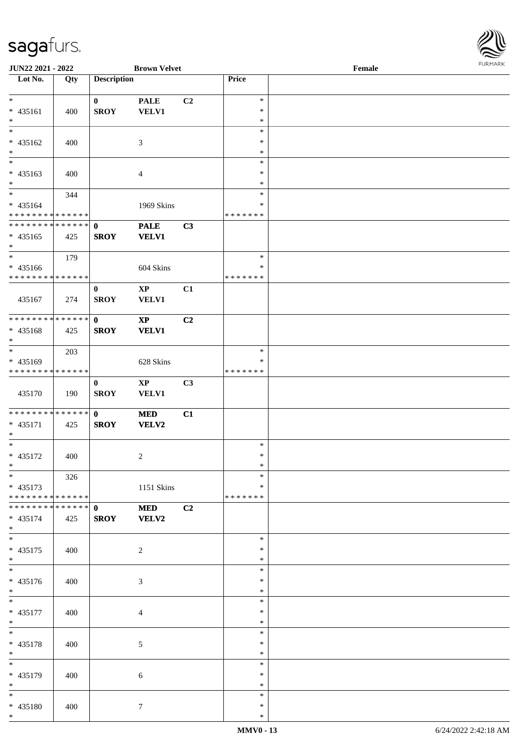| Lot No. | Qty | Description | | | Price | |
|---|---|---|---|---|---|---|
| * | | 0 | PALE | C2 | * | |
| * 435161 | 400 | SROY | VELV1 | | * | |
| * | | | | | * | |
| * | | | | | * | |
| * 435162 | 400 | | 3 | | * | |
| * | | | | | * | |
| * | | | | | * | |
| * 435163 | 400 | | 4 | | * | |
| * | | | | | * | |
| * | 344 | | | | * | |
| * 435164 | | | 1969 Skins | | * | |
| * * * * * * * * * * * * * * | | | | | * * * * * * * | |
| * * * * * * * * * * * * * * | | 0 | PALE | C3 | | |
| * 435165 | 425 | SROY | VELV1 | | | |
| * | | | | | | |
| * | 179 | | | | * | |
| * 435166 | | | 604 Skins | | * | |
| * * * * * * * * * * * * * * | | | | | * * * * * * * | |
| | | 0 | XP | C1 | | |
| 435167 | 274 | SROY | VELV1 | | | |
| * * * * * * * * * * * * * * | | 0 | XP | C2 | | |
| * 435168 | 425 | SROY | VELV1 | | | |
| * | | | | | | |
| * | 203 | | | | * | |
| * 435169 | | | 628 Skins | | * | |
| * * * * * * * * * * * * * * | | | | | * * * * * * * | |
| | | 0 | XP | C3 | | |
| 435170 | 190 | SROY | VELV1 | | | |
| * * * * * * * * * * * * * * | | 0 | MED | C1 | | |
| * 435171 | 425 | SROY | VELV2 | | | |
| * | | | | | | |
| * | | | | | * | |
| * 435172 | 400 | | 2 | | * | |
| * | | | | | * | |
| * | 326 | | | | * | |
| * 435173 | | | 1151 Skins | | * | |
| * * * * * * * * * * * * * * | | | | | * * * * * * * | |
| * * * * * * * * * * * * * * | | 0 | MED | C2 | | |
| * 435174 | 425 | SROY | VELV2 | | | |
| * | | | | | | |
| * | | | | | * | |
| * 435175 | 400 | | 2 | | * | |
| * | | | | | * | |
| * | | | | | * | |
| * 435176 | 400 | | 3 | | * | |
| * | | | | | * | |
| * | | | | | * | |
| * 435177 | 400 | | 4 | | * | |
| * | | | | | * | |
| * | | | | | * | |
| * 435178 | 400 | | 5 | | * | |
| * | | | | | * | |
| * | | | | | * | |
| * 435179 | 400 | | 6 | | * | |
| * | | | | | * | |
| * | | | | | * | |
| * 435180 | 400 | | 7 | | * | |
| * | | | | | * | |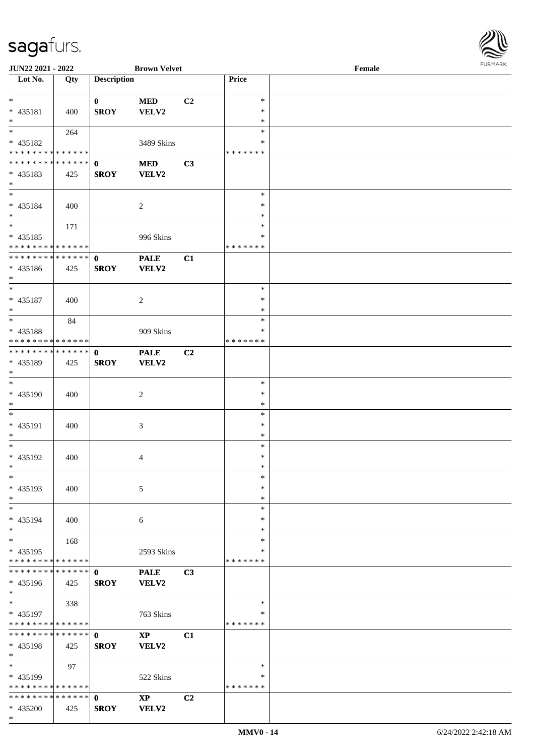JUN22 2021 - 2022 | Brown Velvet | Female

| Lot No. | Qty | Description | | | Price | |
|---|---|---|---|---|---|---|
| * | | 0 | MED | C2 | * | |
| * 435181 | 400 | SROY | VELV2 | | * | |
| * | | | | | * | |
| * | 264 | | | | * | |
| * 435182 | | | 3489 Skins | | * | |
| * * * * * * * * * * * * * * | | | | | * * * * * * * | |
| * * * * * * * * * * * * * * | | 0 | MED | C3 | | |
| * 435183 | 425 | SROY | VELV2 | | | |
| * | | | | | | |
| * | | | | | * | |
| * 435184 | 400 | | 2 | | * | |
| * | | | | | * | |
| * | 171 | | | | * | |
| * 435185 | | | 996 Skins | | * | |
| * * * * * * * * * * * * * * | | | | | * * * * * * * | |
| * * * * * * * * * * * * * * | | 0 | PALE | C1 | | |
| * 435186 | 425 | SROY | VELV2 | | | |
| * | | | | | | |
| * | | | | | * | |
| * 435187 | 400 | | 2 | | * | |
| * | | | | | * | |
| * | 84 | | | | * | |
| * 435188 | | | 909 Skins | | * | |
| * * * * * * * * * * * * * * | | | | | * * * * * * * | |
| * * * * * * * * * * * * * * | | 0 | PALE | C2 | | |
| * 435189 | 425 | SROY | VELV2 | | | |
| * | | | | | | |
| * | | | | | * | |
| * 435190 | 400 | | 2 | | * | |
| * | | | | | * | |
| * | | | | | * | |
| * 435191 | 400 | | 3 | | * | |
| * | | | | | * | |
| * | | | | | * | |
| * 435192 | 400 | | 4 | | * | |
| * | | | | | * | |
| * | | | | | * | |
| * 435193 | 400 | | 5 | | * | |
| * | | | | | * | |
| * | | | | | * | |
| * 435194 | 400 | | 6 | | * | |
| * | | | | | * | |
| * | 168 | | | | * | |
| * 435195 | | | 2593 Skins | | * | |
| * * * * * * * * * * * * * * | | | | | * * * * * * * | |
| * * * * * * * * * * * * * * | | 0 | PALE | C3 | | |
| * 435196 | 425 | SROY | VELV2 | | | |
| * | | | | | | |
| * | 338 | | | | * | |
| * 435197 | | | 763 Skins | | * | |
| * * * * * * * * * * * * * * | | | | | * * * * * * * | |
| * * * * * * * * * * * * * * | | 0 | XP | C1 | | |
| * 435198 | 425 | SROY | VELV2 | | | |
| * | | | | | | |
| * | 97 | | | | * | |
| * 435199 | | | 522 Skins | | * | |
| * * * * * * * * * * * * * * | | | | | * * * * * * * | |
| * * * * * * * * * * * * * * | | 0 | XP | C2 | | |
| * 435200 | 425 | SROY | VELV2 | | | |
| * | | | | | | |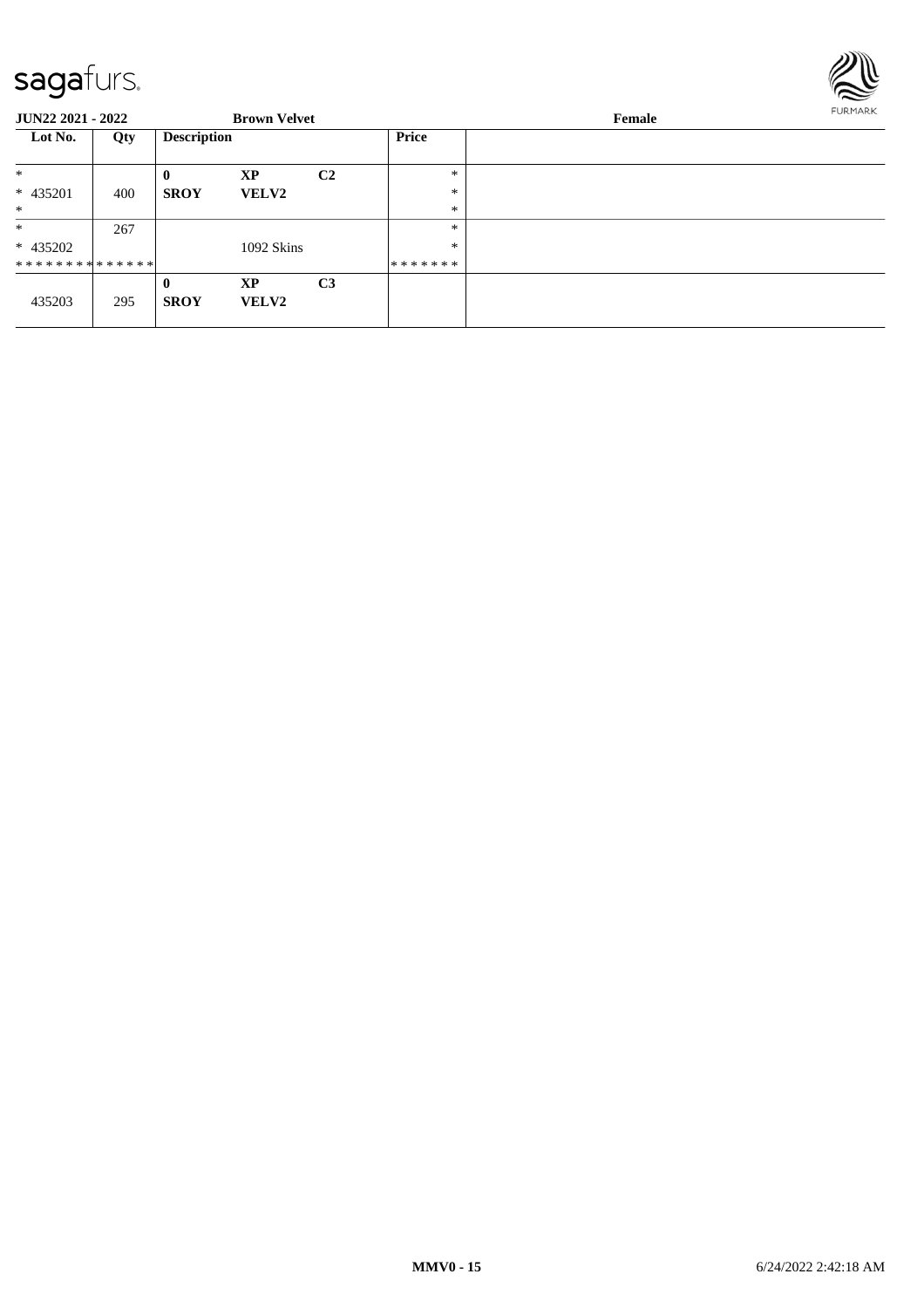**JUN22 2021 - 2022** **Brown Velvet** **Female**

| Lot No. | Qty | Description | | | Price | |
|---|---|---|---|---|---|---|
| * | | **0** | **XP** | **C2** | * | |
| * 435201 | 400 | **SROY** | **VELV2** | | * | |
| * | | | | | * | |
| * | 267 | | | | * | |
| * 435202 | | | 1092 Skins | | * | |
| * * * * * * * * * * * * * * | | | | | * * * * * * * | |
| | | **0** | **XP** | **C3** | | |
| 435203 | 295 | **SROY** | **VELV2** | | | |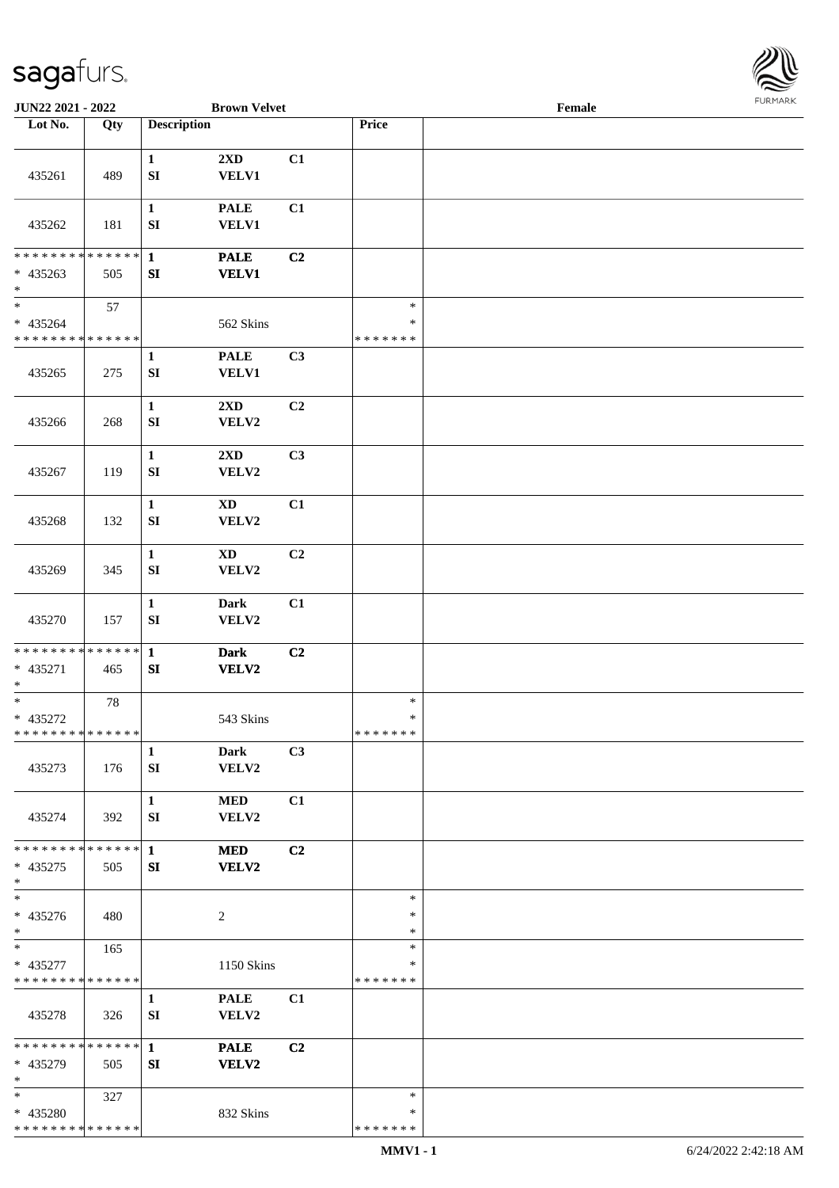**JUN22 2021 - 2022** **Brown Velvet** **Female**

| Lot No. | Qty | Description | | | Price | |
|---|---|---|---|---|---|---|
| 435261 | 489 | 1 SI | 2XD VELV1 | C1 | | |
| 435262 | 181 | 1 SI | PALE VELV1 | C1 | | |
| * * * * * * * * * * * * * * * 435263 * | 505 | 1 SI | PALE VELV1 | C2 | | |
| * * 435264 * * * * * * * * * * * * * * | 57 | | 562 Skins | | * * * * * * * * * | |
| 435265 | 275 | 1 SI | PALE VELV1 | C3 | | |
| 435266 | 268 | 1 SI | 2XD VELV2 | C2 | | |
| 435267 | 119 | 1 SI | 2XD VELV2 | C3 | | |
| 435268 | 132 | 1 SI | XD VELV2 | C1 | | |
| 435269 | 345 | 1 SI | XD VELV2 | C2 | | |
| 435270 | 157 | 1 SI | Dark VELV2 | C1 | | |
| * * * * * * * * * * * * * * * 435271 * | 465 | 1 SI | Dark VELV2 | C2 | | |
| * * 435272 * * * * * * * * * * * * * * | 78 | | 543 Skins | | * * * * * * * * * | |
| 435273 | 176 | 1 SI | Dark VELV2 | C3 | | |
| 435274 | 392 | 1 SI | MED VELV2 | C1 | | |
| * * * * * * * * * * * * * * * 435275 * | 505 | 1 SI | MED VELV2 | C2 | | |
| * * 435276 * | 480 | | 2 | | * * * | |
| * * 435277 * * * * * * * * * * * * * * | 165 | | 1150 Skins | | * * * * * * * * * | |
| 435278 | 326 | 1 SI | PALE VELV2 | C1 | | |
| * * * * * * * * * * * * * * * 435279 * | 505 | 1 SI | PALE VELV2 | C2 | | |
| * * 435280 * * * * * * * * * * * * * * | 327 | | 832 Skins | | * * * * * * * * * | |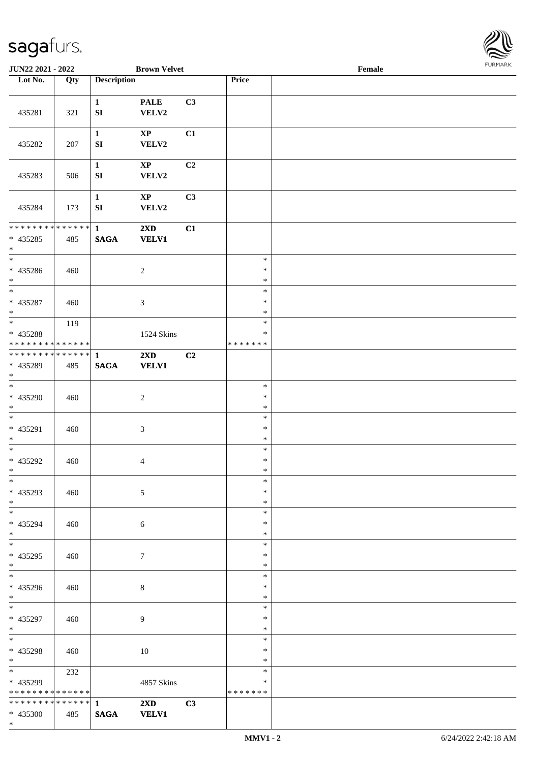**JUN22 2021 - 2022** **Brown Velvet** **Female**

| Lot No. | Qty | Description | | | Price | |
|---|---|---|---|---|---|---|
| 435281 | 321 | **1** **SI** | **PALE** **VELV2** | **C3** | | |
| 435282 | 207 | **1** **SI** | **XP** **VELV2** | **C1** | | |
| 435283 | 506 | **1** **SI** | **XP** **VELV2** | **C2** | | |
| 435284 | 173 | **1** **SI** | **XP** **VELV2** | **C3** | | |
| * * * * * * * * * * * * * * * 435285 * | 485 | **1** **SAGA** | **2XD** **VELV1** | **C1** | | |
| * * 435286 * | 460 | | 2 | | * * * | |
| * * 435287 * | 460 | | 3 | | * * * | |
| * * 435288 * * * * * * * * * * * * * * | 119 | | 1524 Skins | | * * * * * * * * * | |
| * * * * * * * * * * * * * * * 435289 * | 485 | **1** **SAGA** | **2XD** **VELV1** | **C2** | | |
| * * 435290 * | 460 | | 2 | | * * * | |
| * * 435291 * | 460 | | 3 | | * * * | |
| * * 435292 * | 460 | | 4 | | * * * | |
| * * 435293 * | 460 | | 5 | | * * * | |
| * * 435294 * | 460 | | 6 | | * * * | |
| * * 435295 * | 460 | | 7 | | * * * | |
| * * 435296 * | 460 | | 8 | | * * * | |
| * * 435297 * | 460 | | 9 | | * * * | |
| * * 435298 * | 460 | | 10 | | * * * | |
| * * 435299 * * * * * * * * * * * * * * | 232 | | 4857 Skins | | * * * * * * * * * | |
| * * * * * * * * * * * * * * * 435300 * | 485 | **1** **SAGA** | **2XD** **VELV1** | **C3** | | |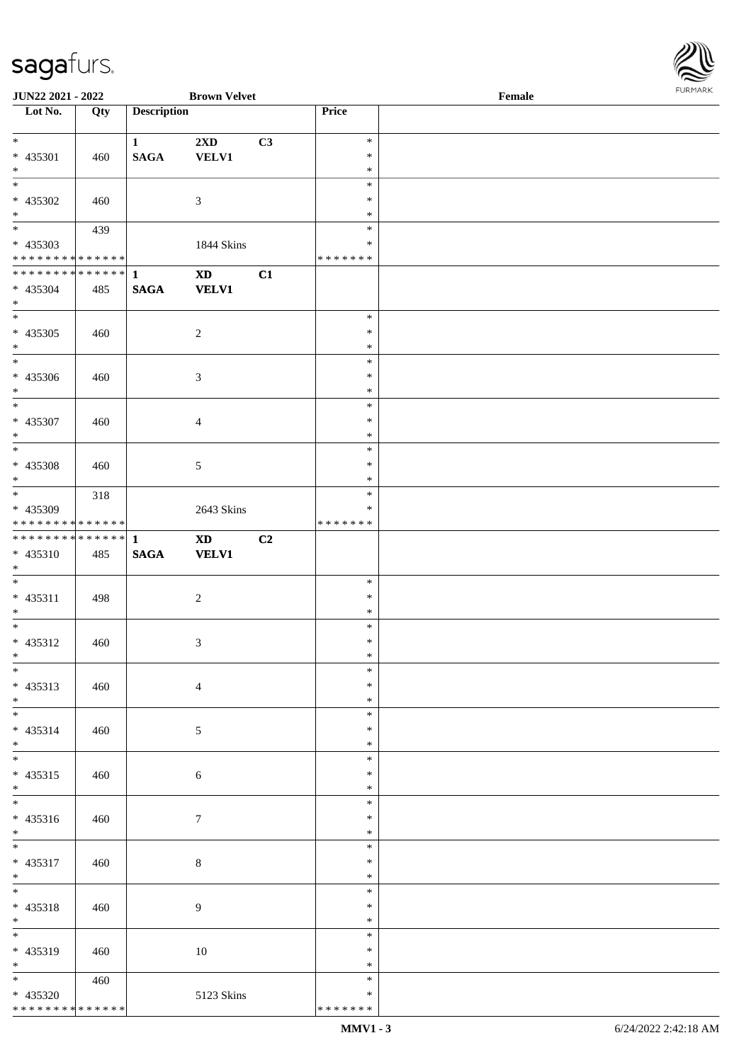**JUN22 2021 - 2022** **Brown Velvet** **Female**

| Lot No. | Qty | Description | | | Price | |
|---|---|---|---|---|---|---|
| * 435301 * | 460 | 1 SAGA | 2XD VELV1 | C3 | * * * | |
| * 435302 * | 460 | | 3 | | * * * | |
| * 435303 * * * * * * * * * * * * * * | 439 | | 1844 Skins | | * * * * * * * * | |
| * * * * * * * * * * * * * * 435304 * | 485 | 1 SAGA | XD VELV1 | C1 | | |
| * 435305 * | 460 | | 2 | | * * * | |
| * 435306 * | 460 | | 3 | | * * * | |
| * 435307 * | 460 | | 4 | | * * * | |
| * 435308 * | 460 | | 5 | | * * * | |
| * 435309 * * * * * * * * * * * * * * | 318 | | 2643 Skins | | * * * * * * * * | |
| * * * * * * * * * * * * * * 435310 * | 485 | 1 SAGA | XD VELV1 | C2 | | |
| * 435311 * | 498 | | 2 | | * * * | |
| * 435312 * | 460 | | 3 | | * * * | |
| * 435313 * | 460 | | 4 | | * * * | |
| * 435314 * | 460 | | 5 | | * * * | |
| * 435315 * | 460 | | 6 | | * * * | |
| * 435316 * | 460 | | 7 | | * * * | |
| * 435317 * | 460 | | 8 | | * * * | |
| * 435318 * | 460 | | 9 | | * * * | |
| * 435319 * | 460 | | 10 | | * * * | |
| * 435320 * * * * * * * * * * * * * * | 460 | | 5123 Skins | | * * * * * * * * | |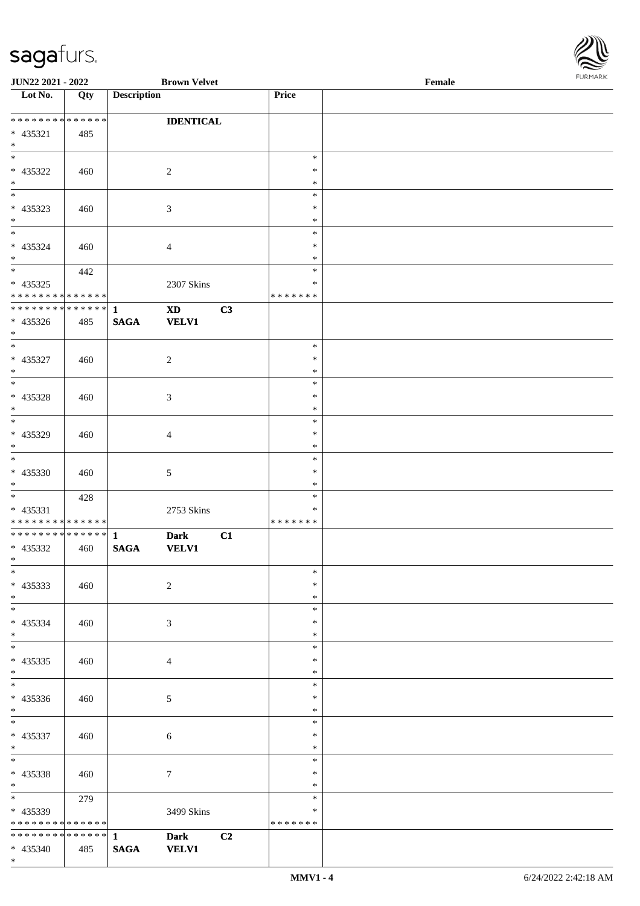| Lot No. | Qty | Description | | | Price | |
|---|---|---|---|---|---|---|
| * * * * * * * * * * * * * * |  | | **IDENTICAL** | | | |
| * 435321 | 485 | | | | | |
| * | | | | | | |
| * 435322 | 460 | | 2 | | * * * | |
| * 435323 | 460 | | 3 | | * * * | |
| * 435324 | 460 | | 4 | | * * * | |
| * 435325 | 442 | | 2307 Skins | | * * * * * * * * * | |
| * * * * * * * * * * * * * * | | **1** | **XD** | **C3** | | |
| * 435326 | 485 | **SAGA** | **VELV1** | | | |
| * 435327 | 460 | | 2 | | * * * | |
| * 435328 | 460 | | 3 | | * * * | |
| * 435329 | 460 | | 4 | | * * * | |
| * 435330 | 460 | | 5 | | * * * | |
| * 435331 | 428 | | 2753 Skins | | * * * * * * * * * | |
| * * * * * * * * * * * * * * | | **1** | **Dark** | **C1** | | |
| * 435332 | 460 | **SAGA** | **VELV1** | | | |
| * 435333 | 460 | | 2 | | * * * | |
| * 435334 | 460 | | 3 | | * * * | |
| * 435335 | 460 | | 4 | | * * * | |
| * 435336 | 460 | | 5 | | * * * | |
| * 435337 | 460 | | 6 | | * * * | |
| * 435338 | 460 | | 7 | | * * * | |
| * 435339 | 279 | | 3499 Skins | | * * * * * * * * * | |
| * * * * * * * * * * * * * * | | **1** | **Dark** | **C2** | | |
| * 435340 | 485 | **SAGA** | **VELV1** | | | |
| * | | | | | | |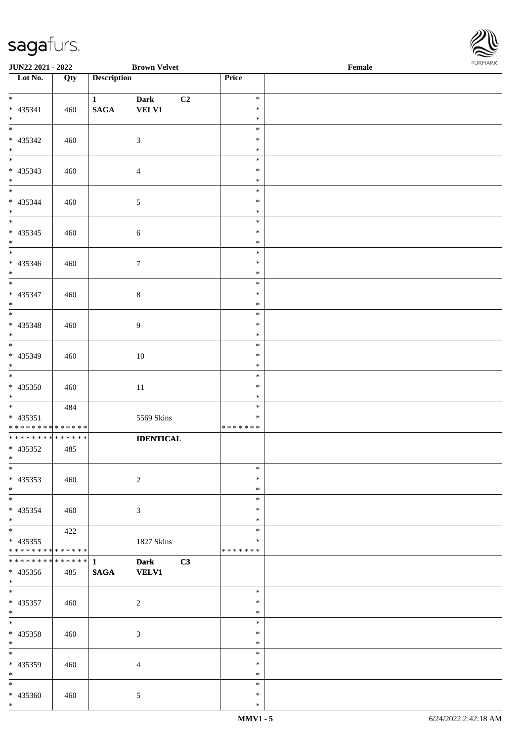**JUN22 2021 - 2022** **Brown Velvet** **Female**

| Lot No. | Qty | Description | | | Price | |
|---|---|---|---|---|---|---|
| * 435341 * | 460 | 1 SAGA | Dark VELV1 | C2 | * * * | |
| * 435342 * | 460 | | 3 | | * * * | |
| * 435343 * | 460 | | 4 | | * * * | |
| * 435344 * | 460 | | 5 | | * * * | |
| * 435345 * | 460 | | 6 | | * * * | |
| * 435346 * | 460 | | 7 | | * * * | |
| * 435347 * | 460 | | 8 | | * * * | |
| * 435348 * | 460 | | 9 | | * * * | |
| * 435349 * | 460 | | 10 | | * * * | |
| * 435350 * | 460 | | 11 | | * * * | |
| * 435351 * * * * * * * * * * * * * * | 484 | | 5569 Skins | | * * * * * * * * * | |
| * * * * * * * * * * * * * * 435352 * | 485 | | **IDENTICAL** | | | |
| * 435353 * | 460 | | 2 | | * * * | |
| * 435354 * | 460 | | 3 | | * * * | |
| * 435355 * * * * * * * * * * * * * * | 422 | | 1827 Skins | | * * * * * * * * * | |
| * * * * * * * * * * * * * * 435356 * | 485 | 1 SAGA | Dark VELV1 | C3 | | |
| * 435357 * | 460 | | 2 | | * * * | |
| * 435358 * | 460 | | 3 | | * * * | |
| * 435359 * | 460 | | 4 | | * * * | |
| * 435360 * | 460 | | 5 | | * * * | |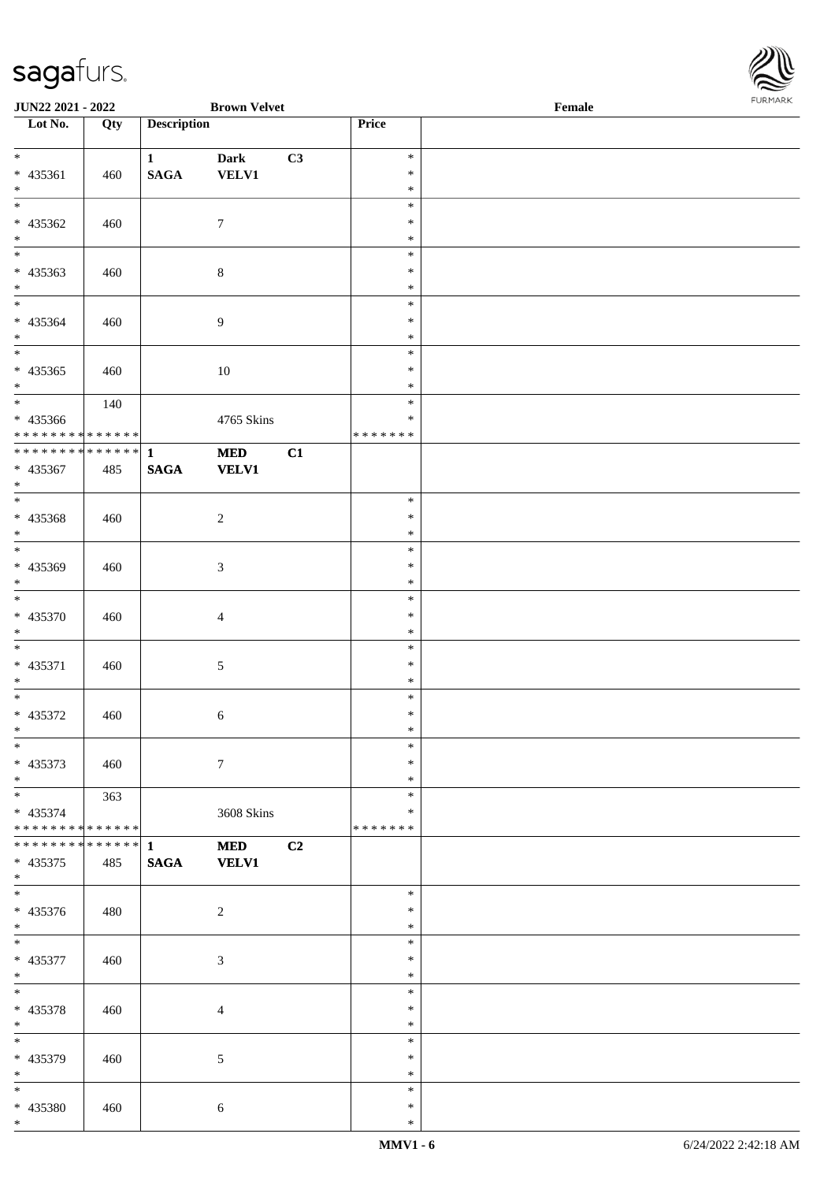JUN22 2021 - 2022 Brown Velvet Female

| Lot No. | Qty | Description | | | Price | |
|---|---|---|---|---|---|---|
| * 435361 * | 460 | 1 SAGA | Dark VELV1 | C3 | * * * | |
| * 435362 * | 460 | | 7 | | * * * | |
| * 435363 * | 460 | | 8 | | * * * | |
| * 435364 * | 460 | | 9 | | * * * | |
| * 435365 * | 460 | | 10 | | * * * | |
| * 435366 * * * * * * * * * * * * * * | 140 | | 4765 Skins | | * * * * * * * * * | |
| * * * * * * * * * * * * * * 435367 * | 485 | 1 SAGA | MED VELV1 | C1 | | |
| * 435368 * | 460 | | 2 | | * * * | |
| * 435369 * | 460 | | 3 | | * * * | |
| * 435370 * | 460 | | 4 | | * * * | |
| * 435371 * | 460 | | 5 | | * * * | |
| * 435372 * | 460 | | 6 | | * * * | |
| * 435373 * | 460 | | 7 | | * * * | |
| * 435374 * * * * * * * * * * * * * * | 363 | | 3608 Skins | | * * * * * * * * * | |
| * * * * * * * * * * * * * * 435375 * | 485 | 1 SAGA | MED VELV1 | C2 | | |
| * 435376 * | 480 | | 2 | | * * * | |
| * 435377 * | 460 | | 3 | | * * * | |
| * 435378 * | 460 | | 4 | | * * * | |
| * 435379 * | 460 | | 5 | | * * * | |
| * 435380 * | 460 | | 6 | | * * * | |

MMV1 - 6 6/24/2022 2:42:18 AM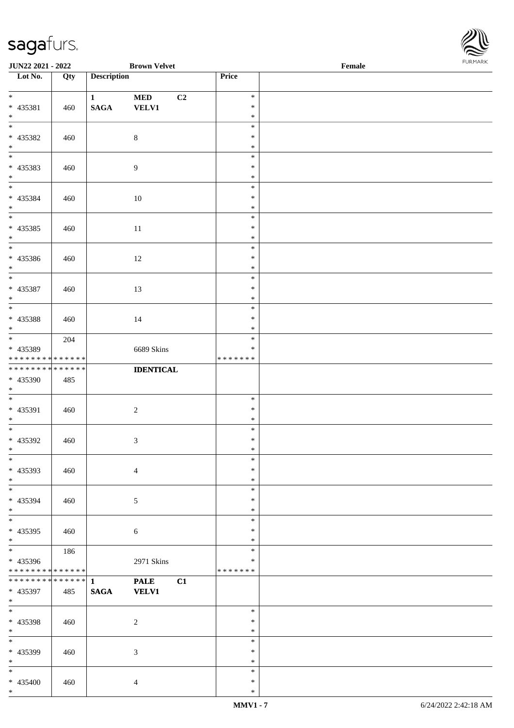| Lot No. | Qty | Description | | | Price | |
|---|---|---|---|---|---|---|
| * <br> * 435381 <br> * | 460 | 1 <br> SAGA | MED <br> VELV1 | C2 | * <br> * <br> * | |
| * <br> * 435382 <br> * | 460 | | 8 | | * <br> * <br> * | |
| * <br> * 435383 <br> * | 460 | | 9 | | * <br> * <br> * | |
| * <br> * 435384 <br> * | 460 | | 10 | | * <br> * <br> * | |
| * <br> * 435385 <br> * | 460 | | 11 | | * <br> * <br> * | |
| * <br> * 435386 <br> * | 460 | | 12 | | * <br> * <br> * | |
| * <br> * 435387 <br> * | 460 | | 13 | | * <br> * <br> * | |
| * <br> * 435388 <br> * | 460 | | 14 | | * <br> * <br> * | |
| * <br> * 435389 <br> * * * * * * * * * * * * * * | 204 | | 6689 Skins | | * <br> * <br> * * * * * * * | |
| * * * * * * * * * * * * * * <br> * 435390 <br> * | 485 | | **IDENTICAL** | | | |
| * <br> * 435391 <br> * | 460 | | 2 | | * <br> * <br> * | |
| * <br> * 435392 <br> * | 460 | | 3 | | * <br> * <br> * | |
| * <br> * 435393 <br> * | 460 | | 4 | | * <br> * <br> * | |
| * <br> * 435394 <br> * | 460 | | 5 | | * <br> * <br> * | |
| * <br> * 435395 <br> * | 460 | | 6 | | * <br> * <br> * | |
| * <br> * 435396 <br> * * * * * * * * * * * * * * | 186 | | 2971 Skins | | * <br> * <br> * * * * * * * | |
| * * * * * * * * * * * * * * <br> * 435397 <br> * | 485 | **1** <br> **SAGA** | **PALE** <br> **VELV1** | **C1** | | |
| * <br> * 435398 <br> * | 460 | | 2 | | * <br> * <br> * | |
| * <br> * 435399 <br> * | 460 | | 3 | | * <br> * <br> * | |
| * <br> * 435400 <br> * | 460 | | 4 | | * <br> * <br> * | |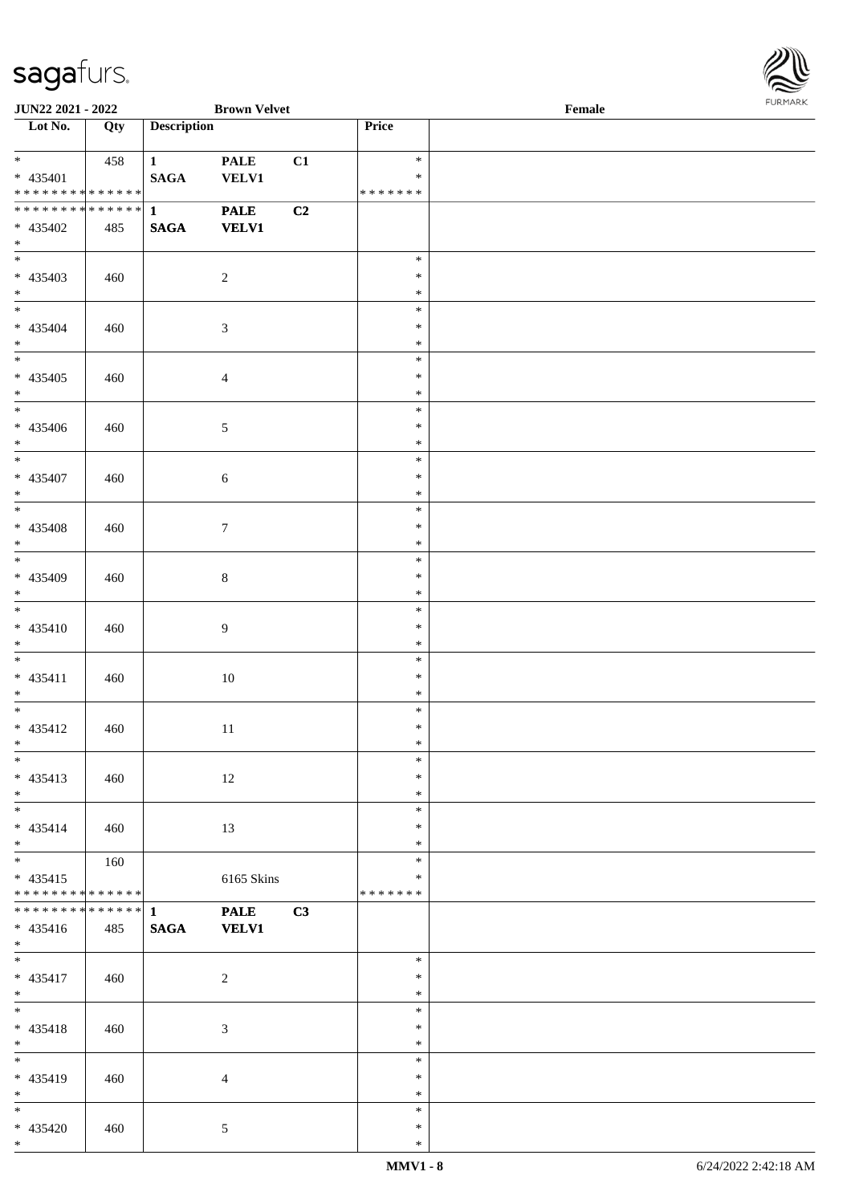JUN22 2021 - 2022 Brown Velvet Female

| Lot No. | Qty | Description | | | Price |
|---|---|---|---|---|---|
| * <br> * 435401 <br> * * * * * * * * * * * * * * | 458 | 1 <br> SAGA | PALE <br> VELV1 | C1 | * <br> * <br> * * * * * * * |
| * * * * * * * * * * * * * * <br> * 435402 <br> * | 485 | 1 <br> SAGA | PALE <br> VELV1 | C2 | |
| * <br> * 435403 <br> * | 460 | | 2 | | * <br> * <br> * |
| * <br> * 435404 <br> * | 460 | | 3 | | * <br> * <br> * |
| * <br> * 435405 <br> * | 460 | | 4 | | * <br> * <br> * |
| * <br> * 435406 <br> * | 460 | | 5 | | * <br> * <br> * |
| * <br> * 435407 <br> * | 460 | | 6 | | * <br> * <br> * |
| * <br> * 435408 <br> * | 460 | | 7 | | * <br> * <br> * |
| * <br> * 435409 <br> * | 460 | | 8 | | * <br> * <br> * |
| * <br> * 435410 <br> * | 460 | | 9 | | * <br> * <br> * |
| * <br> * 435411 <br> * | 460 | | 10 | | * <br> * <br> * |
| * <br> * 435412 <br> * | 460 | | 11 | | * <br> * <br> * |
| * <br> * 435413 <br> * | 460 | | 12 | | * <br> * <br> * |
| * <br> * 435414 <br> * | 460 | | 13 | | * <br> * <br> * |
| * <br> * 435415 <br> * * * * * * * * * * * * * * | 160 | | 6165 Skins | | * <br> * <br> * * * * * * * |
| * * * * * * * * * * * * * * <br> * 435416 <br> * | 485 | 1 <br> SAGA | PALE <br> VELV1 | C3 | |
| * <br> * 435417 <br> * | 460 | | 2 | | * <br> * <br> * |
| * <br> * 435418 <br> * | 460 | | 3 | | * <br> * <br> * |
| * <br> * 435419 <br> * | 460 | | 4 | | * <br> * <br> * |
| * <br> * 435420 <br> * | 460 | | 5 | | * <br> * <br> * |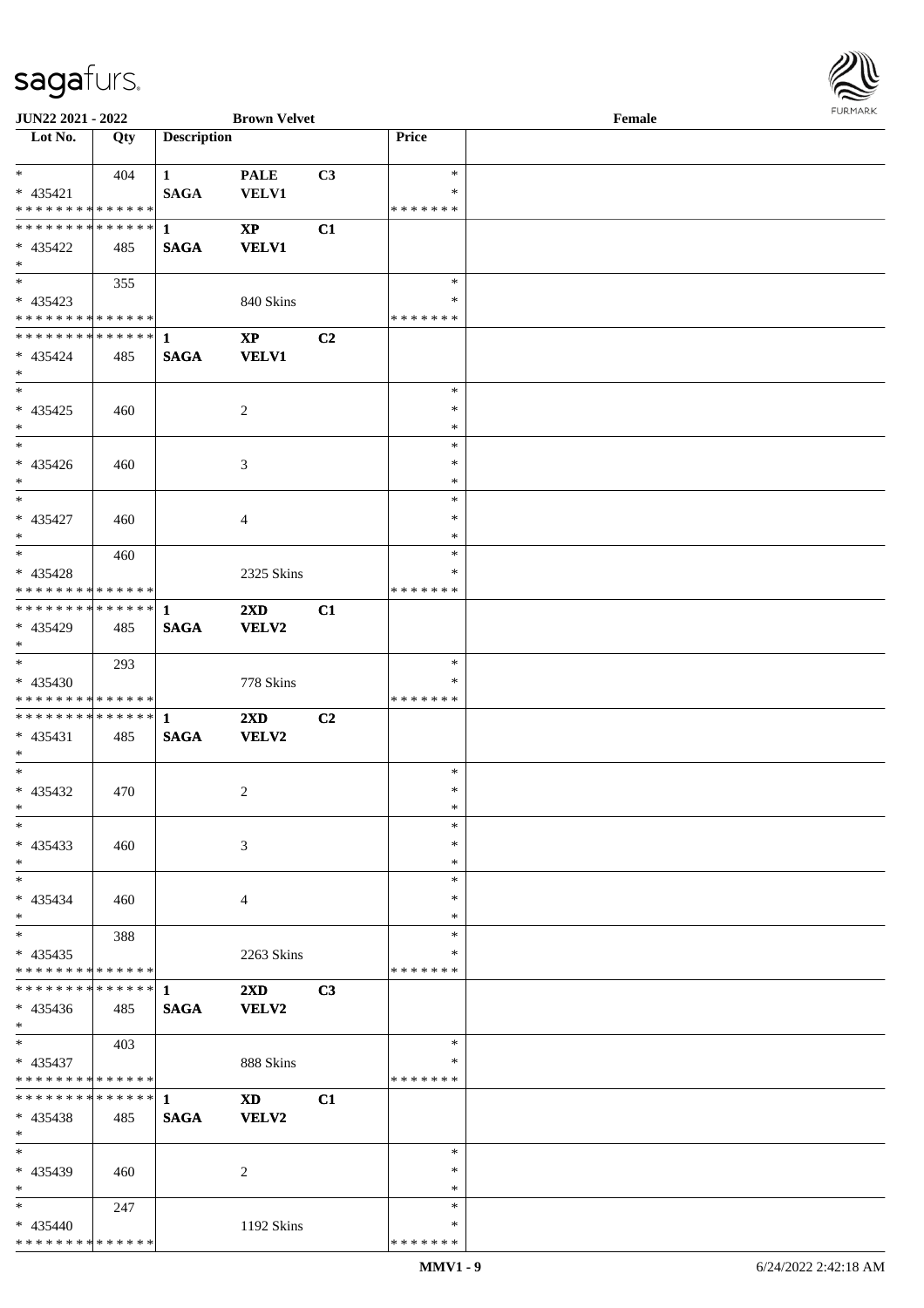**JUN22 2021 - 2022** **Brown Velvet** **Female**

| Lot No. | Qty | Description | | | Price | |
|---|---|---|---|---|---|---|
| * | 404 | 1 | PALE | C3 | * | |
| * 435421 | | SAGA | VELV1 | | * | |
| * * * * * * * * * * * * * * | | | | | * * * * * * * | |
| * * * * * * * * * * * * * * | | 1 | XP | C1 | | |
| * 435422 | 485 | SAGA | VELV1 | | | |
| * | | | | | | |
| * | 355 | | | | * | |
| * 435423 | | | 840 Skins | | * | |
| * * * * * * * * * * * * * * | | | | | * * * * * * * | |
| * * * * * * * * * * * * * * | | 1 | XP | C2 | | |
| * 435424 | 485 | SAGA | VELV1 | | | |
| * | | | | | | |
| * | | | | | * | |
| * 435425 | 460 | | 2 | | * | |
| * | | | | | * | |
| * | | | | | * | |
| * 435426 | 460 | | 3 | | * | |
| * | | | | | * | |
| * | | | | | * | |
| * 435427 | 460 | | 4 | | * | |
| * | | | | | * | |
| * | 460 | | | | * | |
| * 435428 | | | 2325 Skins | | * | |
| * * * * * * * * * * * * * * | | | | | * * * * * * * | |
| * * * * * * * * * * * * * * | | 1 | 2XD | C1 | | |
| * 435429 | 485 | SAGA | VELV2 | | | |
| * | | | | | | |
| * | 293 | | | | * | |
| * 435430 | | | 778 Skins | | * | |
| * * * * * * * * * * * * * * | | | | | * * * * * * * | |
| * * * * * * * * * * * * * * | | 1 | 2XD | C2 | | |
| * 435431 | 485 | SAGA | VELV2 | | | |
| * | | | | | | |
| * | | | | | * | |
| * 435432 | 470 | | 2 | | * | |
| * | | | | | * | |
| * | | | | | * | |
| * 435433 | 460 | | 3 | | * | |
| * | | | | | * | |
| * | | | | | * | |
| * 435434 | 460 | | 4 | | * | |
| * | | | | | * | |
| * | 388 | | | | * | |
| * 435435 | | | 2263 Skins | | * | |
| * * * * * * * * * * * * * * | | | | | * * * * * * * | |
| * * * * * * * * * * * * * * | | 1 | 2XD | C3 | | |
| * 435436 | 485 | SAGA | VELV2 | | | |
| * | | | | | | |
| * | 403 | | | | * | |
| * 435437 | | | 888 Skins | | * | |
| * * * * * * * * * * * * * * | | | | | * * * * * * * | |
| * * * * * * * * * * * * * * | | 1 | XD | C1 | | |
| * 435438 | 485 | SAGA | VELV2 | | | |
| * | | | | | | |
| * | | | | | * | |
| * 435439 | 460 | | 2 | | * | |
| * | | | | | * | |
| * | 247 | | | | * | |
| * 435440 | | | 1192 Skins | | * | |
| * * * * * * * * * * * * * * | | | | | * * * * * * * | |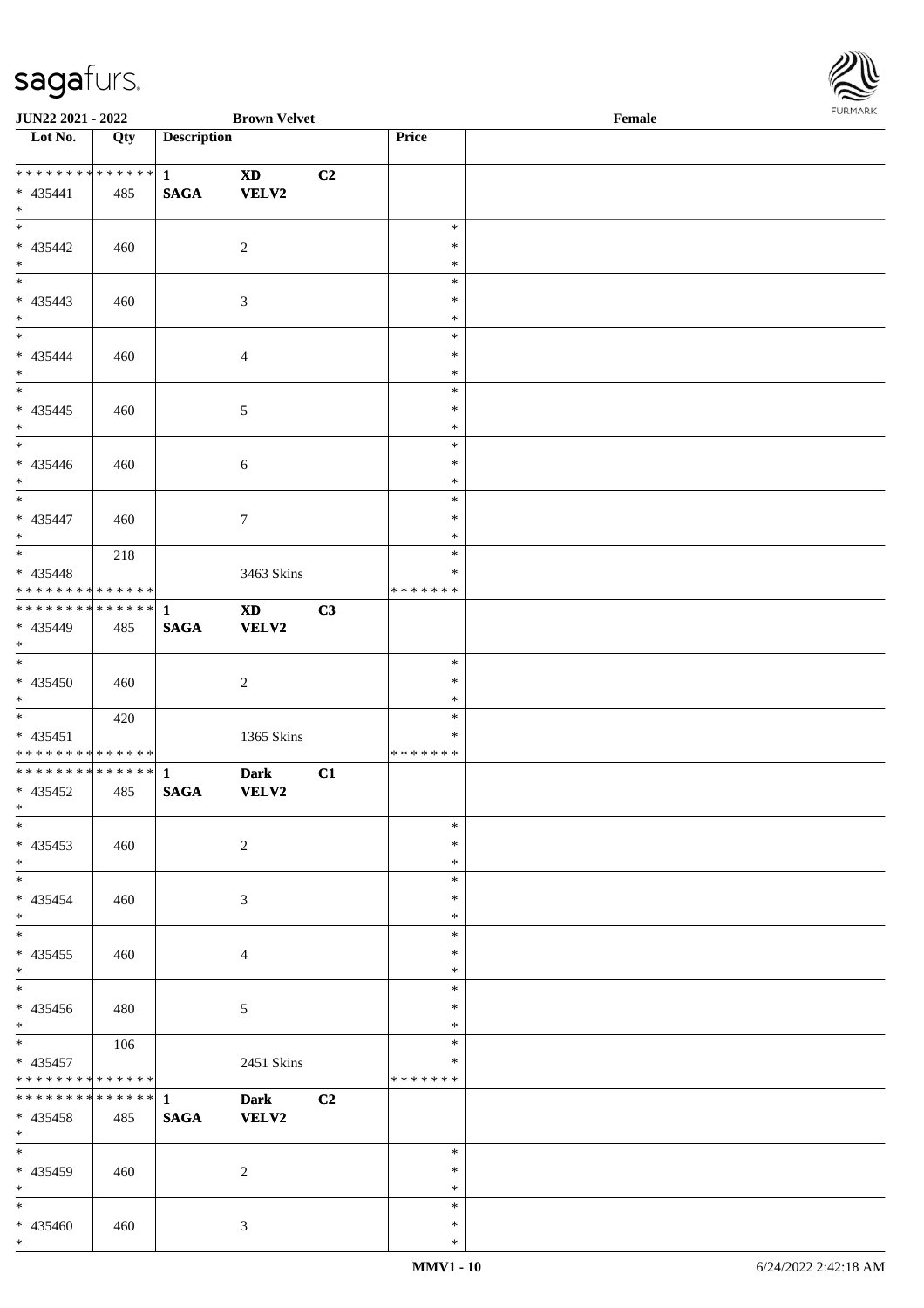| Lot No. | Qty | Description | | | Price | |
|---|---|---|---|---|---|---|
| * * * * * * * * * * * * * * | | 1 | XD | C2 | | |
| * 435441 | 485 | SAGA | VELV2 | | | |
| * | | | | | | |
| * | | | | | * | |
| * 435442 | 460 | | 2 | | * | |
| * | | | | | * | |
| * | | | | | * | |
| * 435443 | 460 | | 3 | | * | |
| * | | | | | * | |
| * | | | | | * | |
| * 435444 | 460 | | 4 | | * | |
| * | | | | | * | |
| * | | | | | * | |
| * 435445 | 460 | | 5 | | * | |
| * | | | | | * | |
| * | | | | | * | |
| * 435446 | 460 | | 6 | | * | |
| * | | | | | * | |
| * | | | | | * | |
| * 435447 | 460 | | 7 | | * | |
| * | | | | | * | |
| * | 218 | | | | * | |
| * 435448 | | | 3463 Skins | | * | |
| * * * * * * * * * * * * * * | | | | | * * * * * * * | |
| * * * * * * * * * * * * * * | | 1 | XD | C3 | | |
| * 435449 | 485 | SAGA | VELV2 | | | |
| * | | | | | | |
| * | | | | | * | |
| * 435450 | 460 | | 2 | | * | |
| * | | | | | * | |
| * | 420 | | | | * | |
| * 435451 | | | 1365 Skins | | * | |
| * * * * * * * * * * * * * * | | | | | * * * * * * * | |
| * * * * * * * * * * * * * * | | 1 | Dark | C1 | | |
| * 435452 | 485 | SAGA | VELV2 | | | |
| * | | | | | | |
| * | | | | | * | |
| * 435453 | 460 | | 2 | | * | |
| * | | | | | * | |
| * | | | | | * | |
| * 435454 | 460 | | 3 | | * | |
| * | | | | | * | |
| * | | | | | * | |
| * 435455 | 460 | | 4 | | * | |
| * | | | | | * | |
| * | | | | | * | |
| * 435456 | 480 | | 5 | | * | |
| * | | | | | * | |
| * | 106 | | | | * | |
| * 435457 | | | 2451 Skins | | * | |
| * * * * * * * * * * * * * * | | | | | * * * * * * * | |
| * * * * * * * * * * * * * * | | 1 | Dark | C2 | | |
| * 435458 | 485 | SAGA | VELV2 | | | |
| * | | | | | | |
| * | | | | | * | |
| * 435459 | 460 | | 2 | | * | |
| * | | | | | * | |
| * | | | | | * | |
| * 435460 | 460 | | 3 | | * | |
| * | | | | | * | |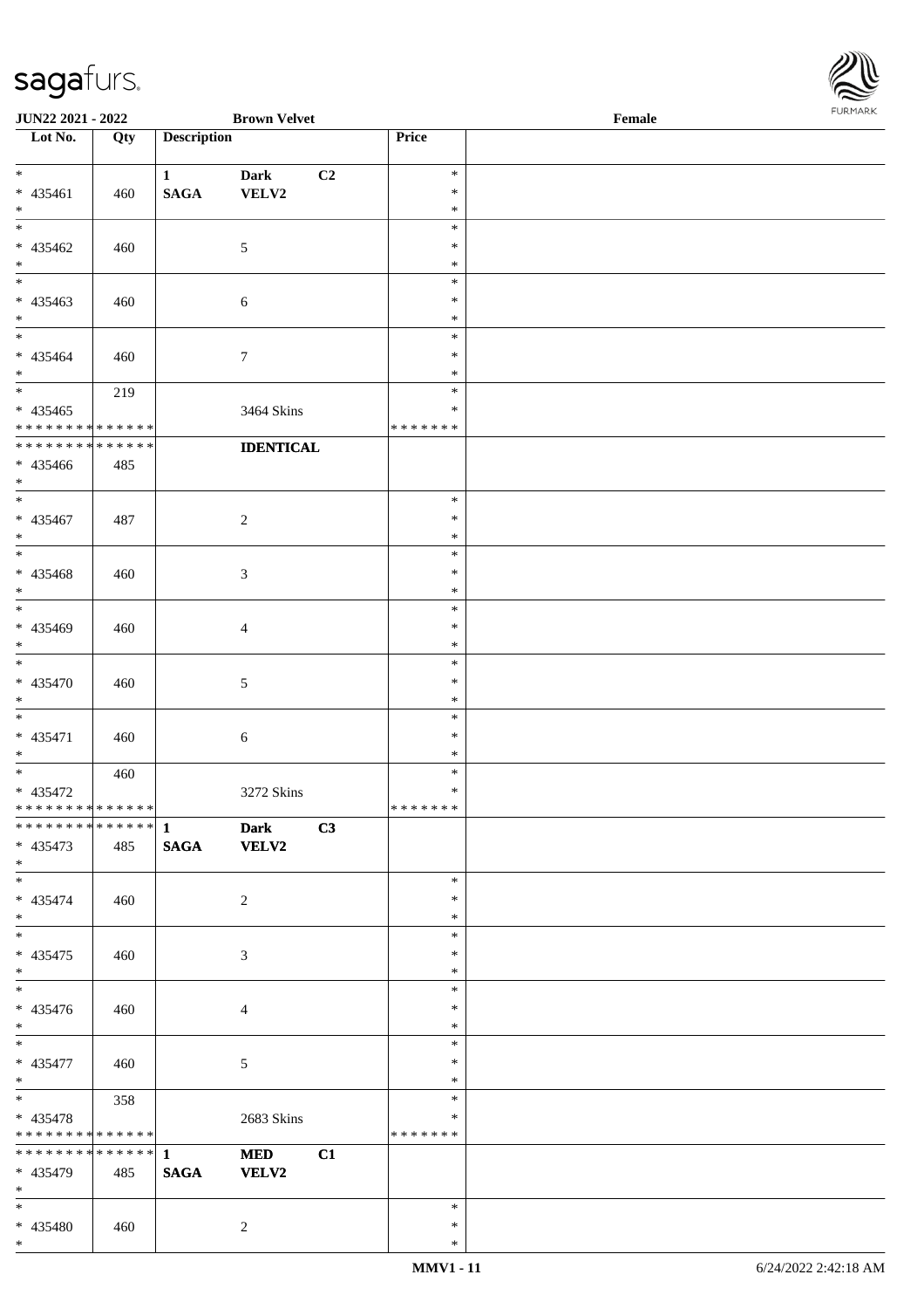**JUN22 2021 - 2022** **Brown Velvet** **Female**

| Lot No. | Qty | Description | | | Price |
|---|---|---|---|---|---|
| * <br> * 435461 <br> * | 460 | **1** <br> **SAGA** | **Dark** <br> **VELV2** | **C2** | * <br> * <br> * |
| * <br> * 435462 <br> * | 460 | | 5 | | * <br> * <br> * |
| * <br> * 435463 <br> * | 460 | | 6 | | * <br> * <br> * |
| * <br> * 435464 <br> * | 460 | | 7 | | * <br> * <br> * |
| * <br> * 435465 <br> * * * * * * * * * * * * * * | 219 | | 3464 Skins | | * <br> * <br> * * * * * * * |
| * * * * * * * * * * * * * * <br> * 435466 <br> * | 485 | | **IDENTICAL** | | |
| * <br> * 435467 <br> * | 487 | | 2 | | * <br> * <br> * |
| * <br> * 435468 <br> * | 460 | | 3 | | * <br> * <br> * |
| * <br> * 435469 <br> * | 460 | | 4 | | * <br> * <br> * |
| * <br> * 435470 <br> * | 460 | | 5 | | * <br> * <br> * |
| * <br> * 435471 <br> * | 460 | | 6 | | * <br> * <br> * |
| * <br> * 435472 <br> * * * * * * * * * * * * * * | 460 | | 3272 Skins | | * <br> * <br> * * * * * * * |
| * * * * * * * * * * * * * * <br> * 435473 <br> * | 485 | **1** <br> **SAGA** | **Dark** <br> **VELV2** | **C3** | |
| * <br> * 435474 <br> * | 460 | | 2 | | * <br> * <br> * |
| * <br> * 435475 <br> * | 460 | | 3 | | * <br> * <br> * |
| * <br> * 435476 <br> * | 460 | | 4 | | * <br> * <br> * |
| * <br> * 435477 <br> * | 460 | | 5 | | * <br> * <br> * |
| * <br> * 435478 <br> * * * * * * * * * * * * * * | 358 | | 2683 Skins | | * <br> * <br> * * * * * * * |
| * * * * * * * * * * * * * * <br> * 435479 <br> * | 485 | **1** <br> **SAGA** | **MED** <br> **VELV2** | **C1** | |
| * <br> * 435480 <br> * | 460 | | 2 | | * <br> * <br> * |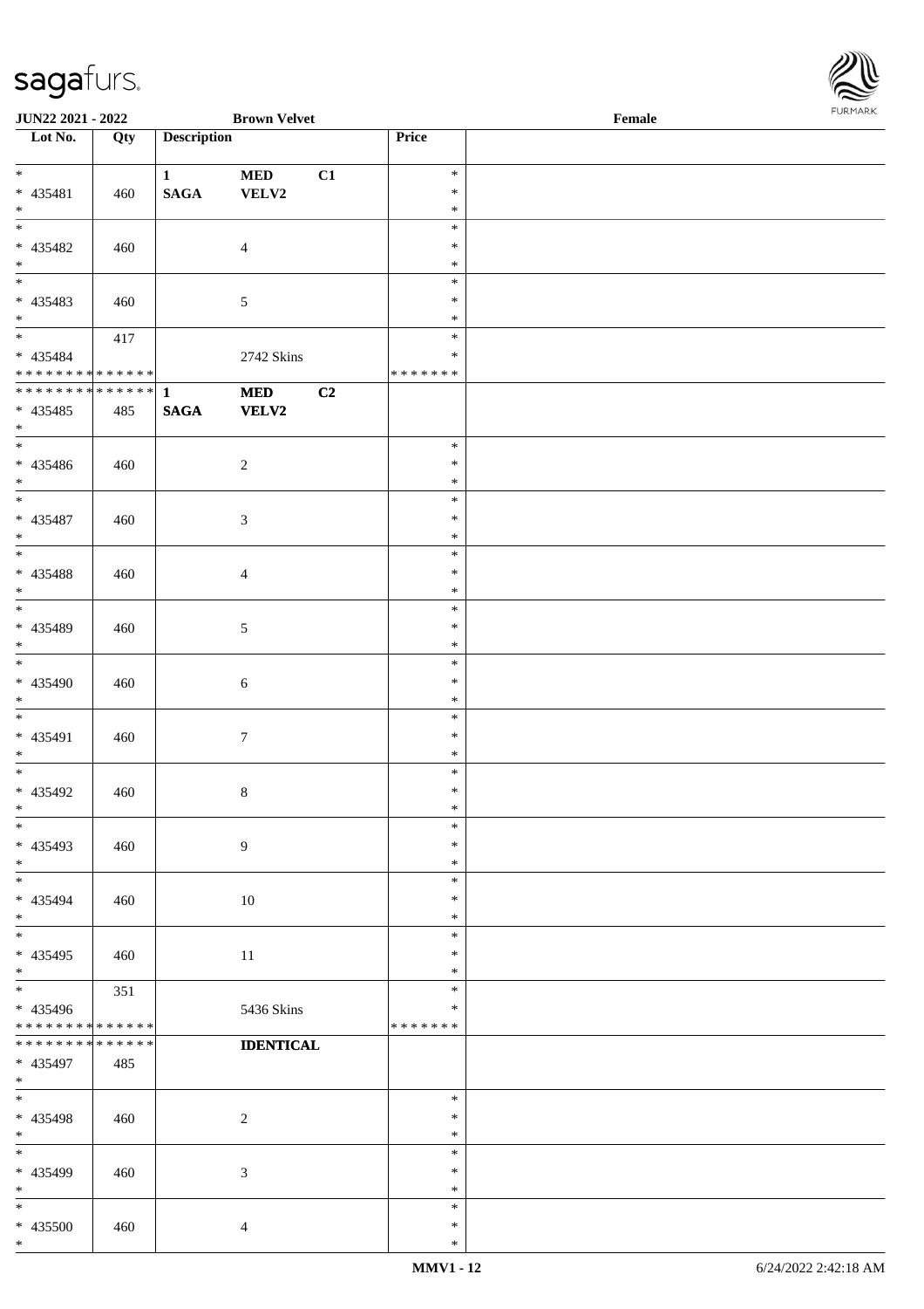| Lot No. | Qty | Description | | | Price | |
|---|---|---|---|---|---|---|
| *<br>* 435481<br>* | 460 | 1<br>SAGA | MED<br>VELV2 | C1 | *<br>*<br>* | |
| *<br>* 435482<br>* | 460 | | 4 | | *<br>*<br>* | |
| *<br>* 435483<br>* | 460 | | 5 | | *<br>*<br>* | |
| *<br>* 435484<br>* * * * * * * * * * * * * * | 417 | | 2742 Skins | | *<br>*<br>* * * * * * * | |
| * * * * * * * * * * * * * *<br>* 435485<br>* | 485 | 1<br>SAGA | MED<br>VELV2 | C2 | | |
| *<br>* 435486<br>* | 460 | | 2 | | *<br>*<br>* | |
| *<br>* 435487<br>* | 460 | | 3 | | *<br>*<br>* | |
| *<br>* 435488<br>* | 460 | | 4 | | *<br>*<br>* | |
| *<br>* 435489<br>* | 460 | | 5 | | *<br>*<br>* | |
| *<br>* 435490<br>* | 460 | | 6 | | *<br>*<br>* | |
| *<br>* 435491<br>* | 460 | | 7 | | *<br>*<br>* | |
| *<br>* 435492<br>* | 460 | | 8 | | *<br>*<br>* | |
| *<br>* 435493<br>* | 460 | | 9 | | *<br>*<br>* | |
| *<br>* 435494<br>* | 460 | | 10 | | *<br>*<br>* | |
| *<br>* 435495<br>* | 460 | | 11 | | *<br>*<br>* | |
| *<br>* 435496<br>* * * * * * * * * * * * * * | 351 | | 5436 Skins | | *<br>*<br>* * * * * * * | |
| * * * * * * * * * * * * * *<br>* 435497<br>* | 485 | | IDENTICAL | | | |
| *<br>* 435498<br>* | 460 | | 2 | | *<br>*<br>* | |
| *<br>* 435499<br>* | 460 | | 3 | | *<br>*<br>* | |
| *<br>* 435500<br>* | 460 | | 4 | | *<br>*<br>* | |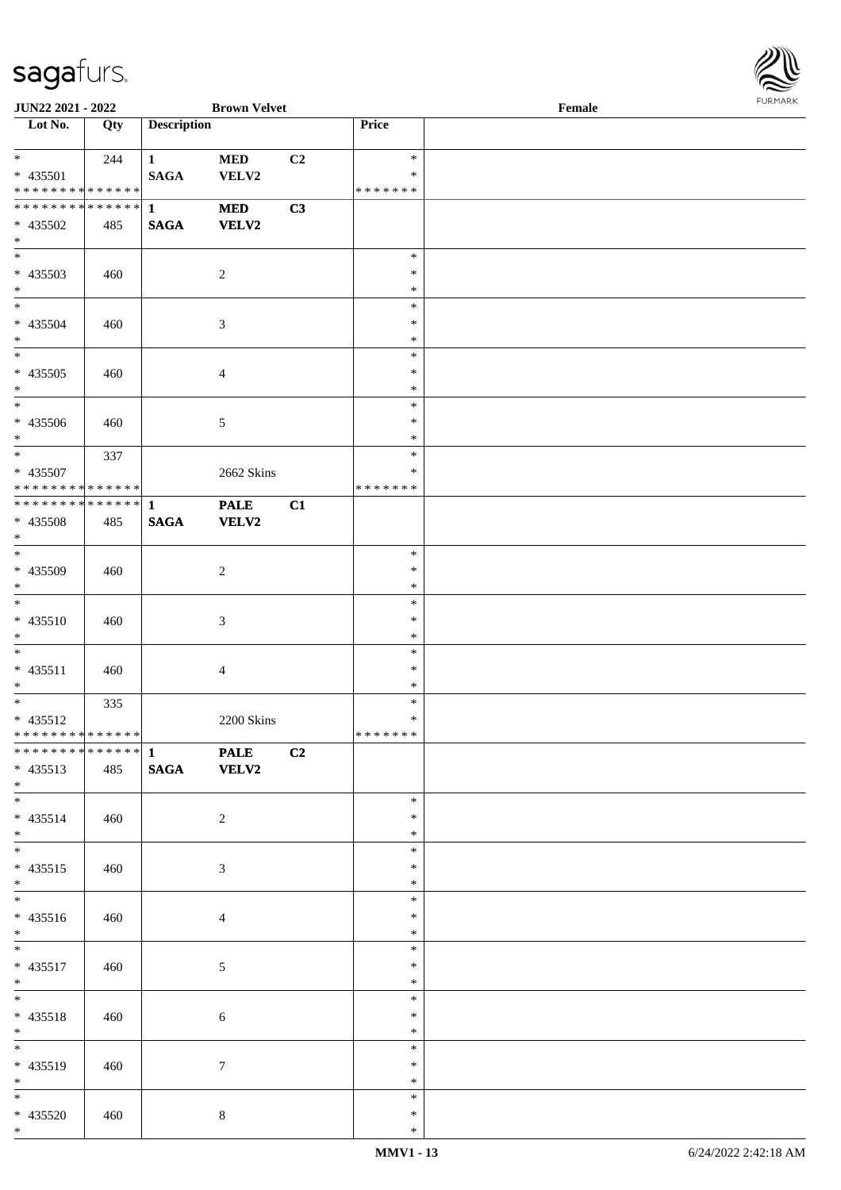**JUN22 2021 - 2022** **Brown Velvet** **Female**

| Lot No. | Qty | Description | | | Price | |
|---|---|---|---|---|---|---|
| * | 244 | 1 | MED | C2 | * | |
| * 435501 | | SAGA | VELV2 | | * | |
| * * * * * * * * * * * * * * | | | | | * * * * * * * | |
| * * * * * * * * * * * * * * | | 1 | MED | C3 | | |
| * 435502 | 485 | SAGA | VELV2 | | | |
| * | | | | | | |
| * | | | | | * | |
| * 435503 | 460 | | 2 | | * | |
| * | | | | | * | |
| * | | | | | * | |
| * 435504 | 460 | | 3 | | * | |
| * | | | | | * | |
| * | | | | | * | |
| * 435505 | 460 | | 4 | | * | |
| * | | | | | * | |
| * | | | | | * | |
| * 435506 | 460 | | 5 | | * | |
| * | | | | | * | |
| * | 337 | | | | * | |
| * 435507 | | | 2662 Skins | | * | |
| * * * * * * * * * * * * * * | | | | | * * * * * * * | |
| * * * * * * * * * * * * * * | | 1 | PALE | C1 | | |
| * 435508 | 485 | SAGA | VELV2 | | | |
| * | | | | | | |
| * | | | | | * | |
| * 435509 | 460 | | 2 | | * | |
| * | | | | | * | |
| * | | | | | * | |
| * 435510 | 460 | | 3 | | * | |
| * | | | | | * | |
| * | | | | | * | |
| * 435511 | 460 | | 4 | | * | |
| * | | | | | * | |
| * | 335 | | | | * | |
| * 435512 | | | 2200 Skins | | * | |
| * * * * * * * * * * * * * * | | | | | * * * * * * * | |
| * * * * * * * * * * * * * * | | 1 | PALE | C2 | | |
| * 435513 | 485 | SAGA | VELV2 | | | |
| * | | | | | | |
| * | | | | | * | |
| * 435514 | 460 | | 2 | | * | |
| * | | | | | * | |
| * | | | | | * | |
| * 435515 | 460 | | 3 | | * | |
| * | | | | | * | |
| * | | | | | * | |
| * 435516 | 460 | | 4 | | * | |
| * | | | | | * | |
| * | | | | | * | |
| * 435517 | 460 | | 5 | | * | |
| * | | | | | * | |
| * | | | | | * | |
| * 435518 | 460 | | 6 | | * | |
| * | | | | | * | |
| * | | | | | * | |
| * 435519 | 460 | | 7 | | * | |
| * | | | | | * | |
| * | | | | | * | |
| * 435520 | 460 | | 8 | | * | |
| * | | | | | * | |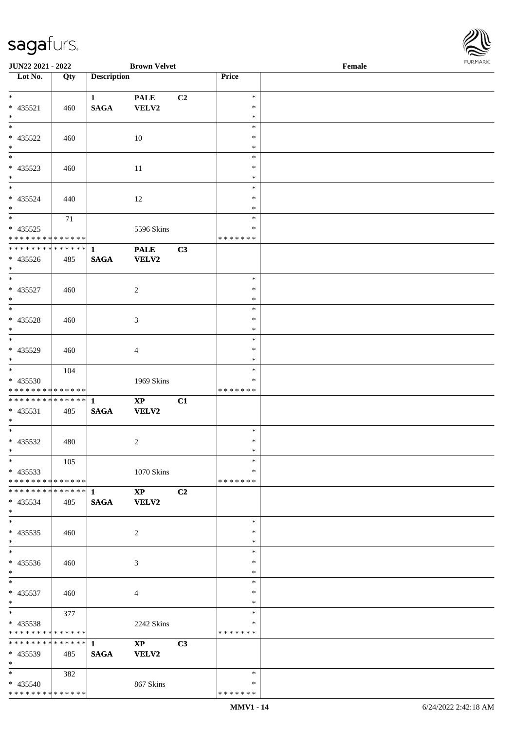JUN22 2021 - 2022 | Brown Velvet | Female

| Lot No. | Qty | Description | | | Price | |
|---|---|---|---|---|---|---|
| * | | 1 | PALE | C2 | * | |
| * 435521 | 460 | SAGA | VELV2 | | * | |
| * | | | | | * | |
| * | | | | | * | |
| * 435522 | 460 | | 10 | | * | |
| * | | | | | * | |
| * | | | | | * | |
| * 435523 | 460 | | 11 | | * | |
| * | | | | | * | |
| * | | | | | * | |
| * 435524 | 440 | | 12 | | * | |
| * | | | | | * | |
| * | 71 | | | | * | |
| * 435525 | | | 5596 Skins | | * | |
| * * * * * * * * * * * * * * | | | | | * * * * * * * | |
| * * * * * * * * * * * * * * | | 1 | PALE | C3 | | |
| * 435526 | 485 | SAGA | VELV2 | | | |
| * | | | | | | |
| * | | | | | * | |
| * 435527 | 460 | | 2 | | * | |
| * | | | | | * | |
| * | | | | | * | |
| * 435528 | 460 | | 3 | | * | |
| * | | | | | * | |
| * | | | | | * | |
| * 435529 | 460 | | 4 | | * | |
| * | | | | | * | |
| * | 104 | | | | * | |
| * 435530 | | | 1969 Skins | | * | |
| * * * * * * * * * * * * * * | | | | | * * * * * * * | |
| * * * * * * * * * * * * * * | | 1 | XP | C1 | | |
| * 435531 | 485 | SAGA | VELV2 | | | |
| * | | | | | | |
| * | | | | | * | |
| * 435532 | 480 | | 2 | | * | |
| * | | | | | * | |
| * | 105 | | | | * | |
| * 435533 | | | 1070 Skins | | * | |
| * * * * * * * * * * * * * * | | | | | * * * * * * * | |
| * * * * * * * * * * * * * * | | 1 | XP | C2 | | |
| * 435534 | 485 | SAGA | VELV2 | | | |
| * | | | | | | |
| * | | | | | * | |
| * 435535 | 460 | | 2 | | * | |
| * | | | | | * | |
| * | | | | | * | |
| * 435536 | 460 | | 3 | | * | |
| * | | | | | * | |
| * | | | | | * | |
| * 435537 | 460 | | 4 | | * | |
| * | | | | | * | |
| * | 377 | | | | * | |
| * 435538 | | | 2242 Skins | | * | |
| * * * * * * * * * * * * * * | | | | | * * * * * * * | |
| * * * * * * * * * * * * * * | | 1 | XP | C3 | | |
| * 435539 | 485 | SAGA | VELV2 | | | |
| * | | | | | | |
| * | 382 | | | | * | |
| * 435540 | | | 867 Skins | | * | |
| * * * * * * * * * * * * * * | | | | | * * * * * * * | |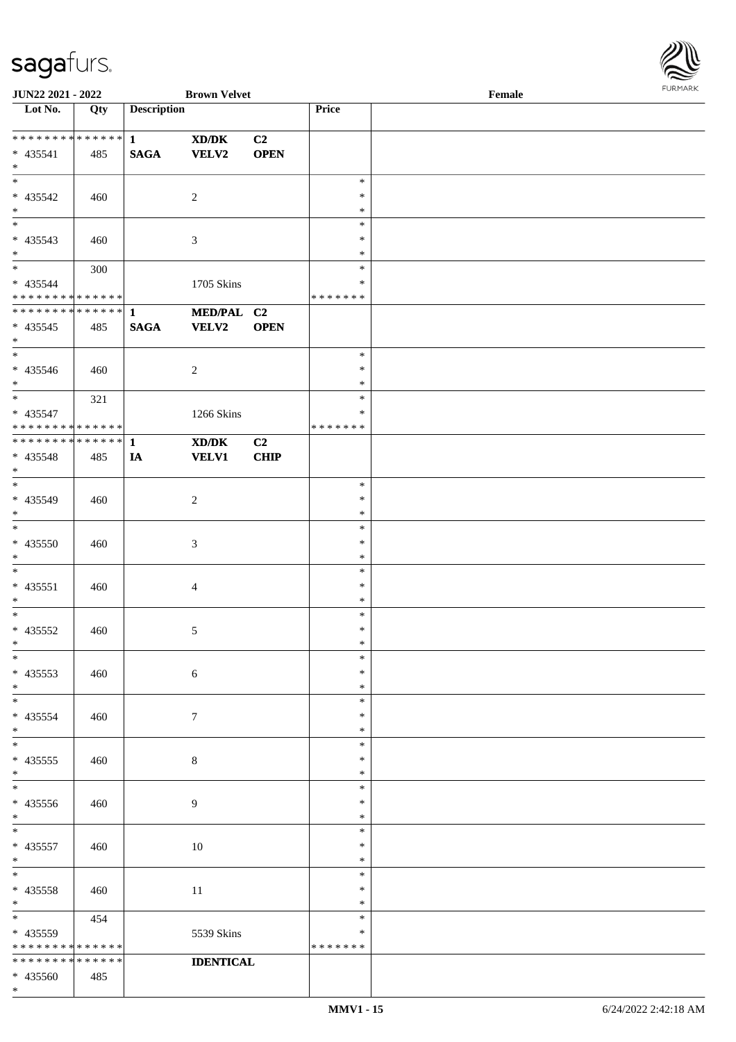| Lot No. | Qty | Description | | | Price | |
|---|---|---|---|---|---|---|
| * * * * * * * * * * * * * * * | | 1 | XD/DK | C2 | | |
| * 435541 | 485 | SAGA | VELV2 | OPEN | | |
| * | | | | | | |
| * 435542 | 460 | | 2 | | * * * | |
| * 435543 | 460 | | 3 | | * * * | |
| * 435544 | 300 | | 1705 Skins | | * * | |
| * * * * * * * * * * * * * * * | | | | | * * * * * * * | |
| * * * * * * * * * * * * * * * | | 1 | MED/PAL | C2 | | |
| * 435545 | 485 | SAGA | VELV2 | OPEN | | |
| * | | | | | | |
| * 435546 | 460 | | 2 | | * * * | |
| * 435547 | 321 | | 1266 Skins | | * * | |
| * * * * * * * * * * * * * * * | | | | | * * * * * * * | |
| * * * * * * * * * * * * * * * | | 1 | XD/DK | C2 | | |
| * 435548 | 485 | IA | VELV1 | CHIP | | |
| * | | | | | | |
| * 435549 | 460 | | 2 | | * * * | |
| * 435550 | 460 | | 3 | | * * * | |
| * 435551 | 460 | | 4 | | * * * | |
| * 435552 | 460 | | 5 | | * * * | |
| * 435553 | 460 | | 6 | | * * * | |
| * 435554 | 460 | | 7 | | * * * | |
| * 435555 | 460 | | 8 | | * * * | |
| * 435556 | 460 | | 9 | | * * * | |
| * 435557 | 460 | | 10 | | * * * | |
| * 435558 | 460 | | 11 | | * * * | |
| * 435559 | 454 | | 5539 Skins | | * * | |
| * * * * * * * * * * * * * * * | | | | | * * * * * * * | |
| * * * * * * * * * * * * * * * | | | IDENTICAL | | | |
| * 435560 | 485 | | | | | |
| * | | | | | | |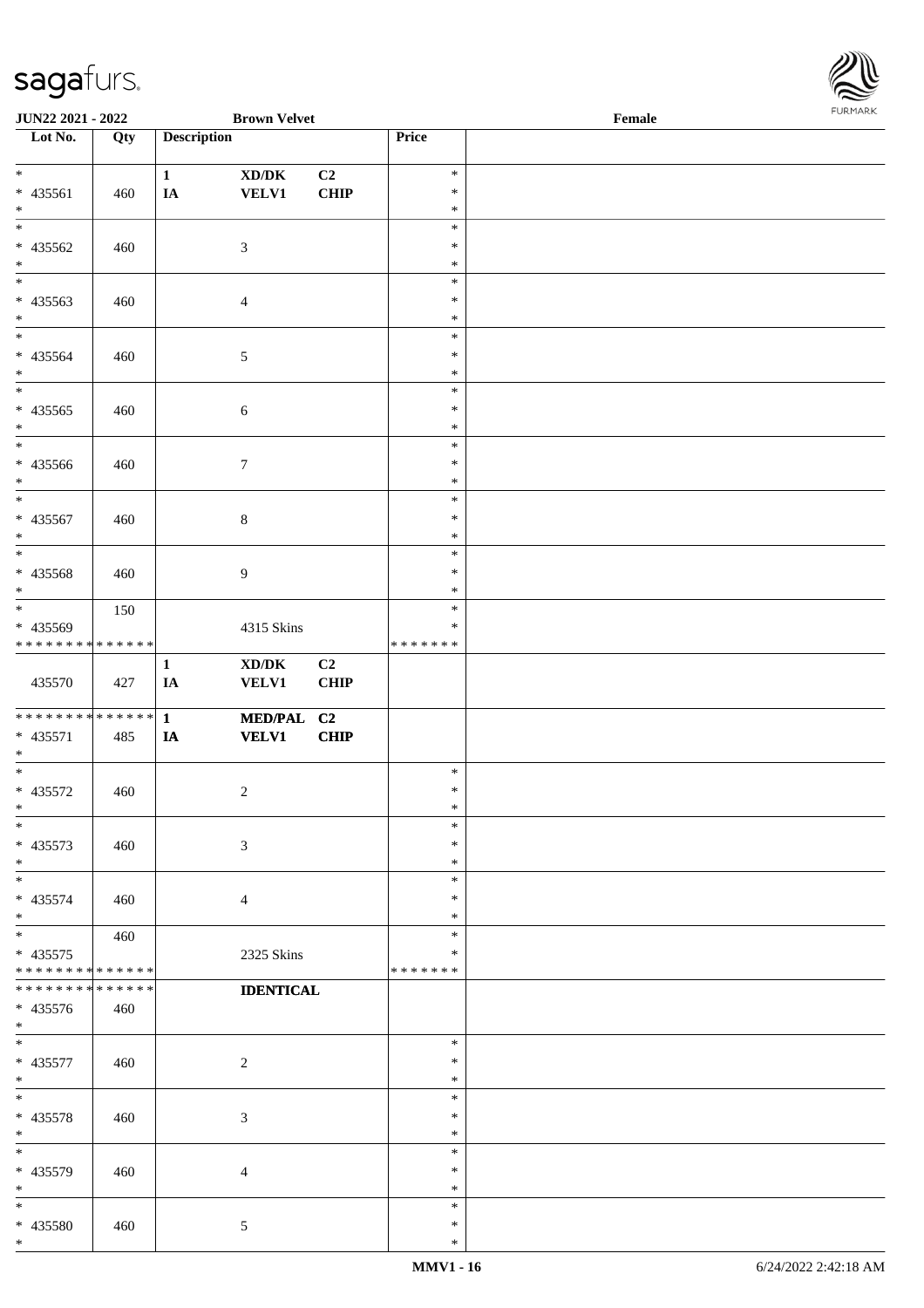**JUN22 2021 - 2022** **Brown Velvet** **Female**

| Lot No. | Qty | Description | | | Price | |
|---|---|---|---|---|---|---|
| *<br>* 435561<br>* | 460 | 1<br>IA | XD/DK<br>VELV1 | C2<br>CHIP | *<br>*<br>* | |
| *<br>* 435562<br>* | 460 | | 3 | | *<br>*<br>* | |
| *<br>* 435563<br>* | 460 | | 4 | | *<br>*<br>* | |
| *<br>* 435564<br>* | 460 | | 5 | | *<br>*<br>* | |
| *<br>* 435565<br>* | 460 | | 6 | | *<br>*<br>* | |
| *<br>* 435566<br>* | 460 | | 7 | | *<br>*<br>* | |
| *<br>* 435567<br>* | 460 | | 8 | | *<br>*<br>* | |
| *<br>* 435568<br>* | 460 | | 9 | | *<br>*<br>* | |
| *<br>* 435569<br>* * * * * * * * * * * * * * | 150 | | 4315 Skins | | *<br>*<br>* * * * * * * | |
| 435570 | 427 | 1<br>IA | XD/DK<br>VELV1 | C2<br>CHIP | | |
| * * * * * * * * * * * * * *<br>* 435571<br>* | 485 | 1<br>IA | MED/PAL<br>VELV1 | C2<br>CHIP | | |
| *<br>* 435572<br>* | 460 | | 2 | | *<br>*<br>* | |
| *<br>* 435573<br>* | 460 | | 3 | | *<br>*<br>* | |
| *<br>* 435574<br>* | 460 | | 4 | | *<br>*<br>* | |
| *<br>* 435575<br>* * * * * * * * * * * * * * | 460 | | 2325 Skins | | *<br>*<br>* * * * * * * | |
| * * * * * * * * * * * * * *<br>* 435576<br>* | 460 | | IDENTICAL | | | |
| *<br>* 435577<br>* | 460 | | 2 | | *<br>*<br>* | |
| *<br>* 435578<br>* | 460 | | 3 | | *<br>*<br>* | |
| *<br>* 435579<br>* | 460 | | 4 | | *<br>*<br>* | |
| *<br>* 435580<br>* | 460 | | 5 | | *<br>*<br>* | |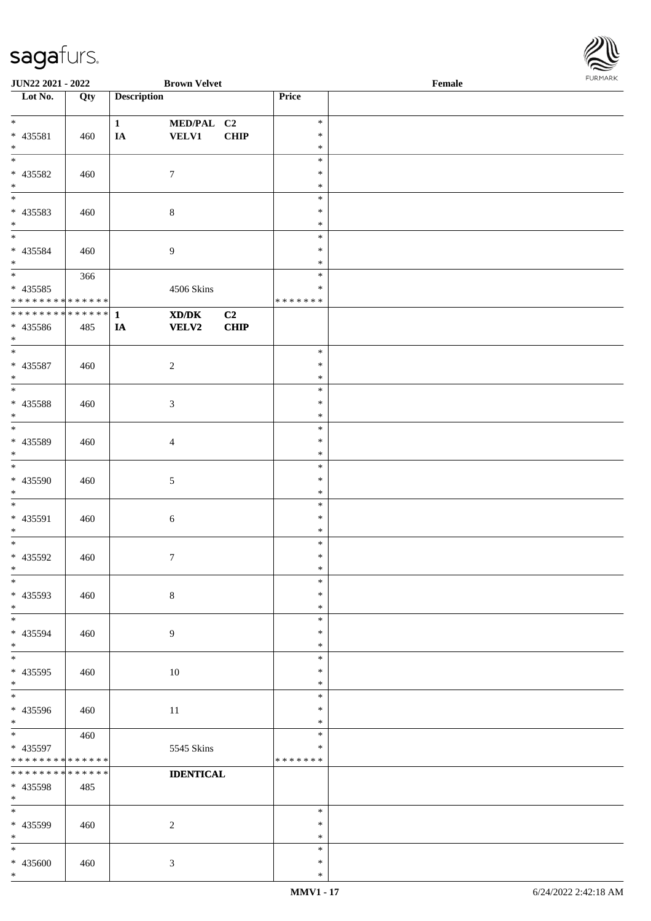| Lot No. | Qty | Description | | | Price | |
|---|---|---|---|---|---|---|
| * <br> * 435581 <br> * | 460 | 1 <br> IA | MED/PAL <br> VELV1 | C2 <br> CHIP | * <br> * <br> * | |
| * <br> * 435582 <br> * | 460 | | 7 | | * <br> * <br> * | |
| * <br> * 435583 <br> * | 460 | | 8 | | * <br> * <br> * | |
| * <br> * 435584 <br> * | 460 | | 9 | | * <br> * <br> * | |
| * <br> * 435585 <br> * * * * * * * * * * * * * * | 366 | | 4506 Skins | | * <br> * <br> * * * * * * * | |
| * * * * * * * * * * * * * * <br> * 435586 <br> * | 485 | 1 <br> IA | XD/DK <br> VELV2 | C2 <br> CHIP | | |
| * <br> * 435587 <br> * | 460 | | 2 | | * <br> * <br> * | |
| * <br> * 435588 <br> * | 460 | | 3 | | * <br> * <br> * | |
| * <br> * 435589 <br> * | 460 | | 4 | | * <br> * <br> * | |
| * <br> * 435590 <br> * | 460 | | 5 | | * <br> * <br> * | |
| * <br> * 435591 <br> * | 460 | | 6 | | * <br> * <br> * | |
| * <br> * 435592 <br> * | 460 | | 7 | | * <br> * <br> * | |
| * <br> * 435593 <br> * | 460 | | 8 | | * <br> * <br> * | |
| * <br> * 435594 <br> * | 460 | | 9 | | * <br> * <br> * | |
| * <br> * 435595 <br> * | 460 | | 10 | | * <br> * <br> * | |
| * <br> * 435596 <br> * | 460 | | 11 | | * <br> * <br> * | |
| * <br> * 435597 <br> * * * * * * * * * * * * * * | 460 | | 5545 Skins | | * <br> * <br> * * * * * * * | |
| * * * * * * * * * * * * * * <br> * 435598 <br> * | 485 | | IDENTICAL | | | |
| * <br> * 435599 <br> * | 460 | | 2 | | * <br> * <br> * | |
| * <br> * 435600 <br> * | 460 | | 3 | | * <br> * <br> * | |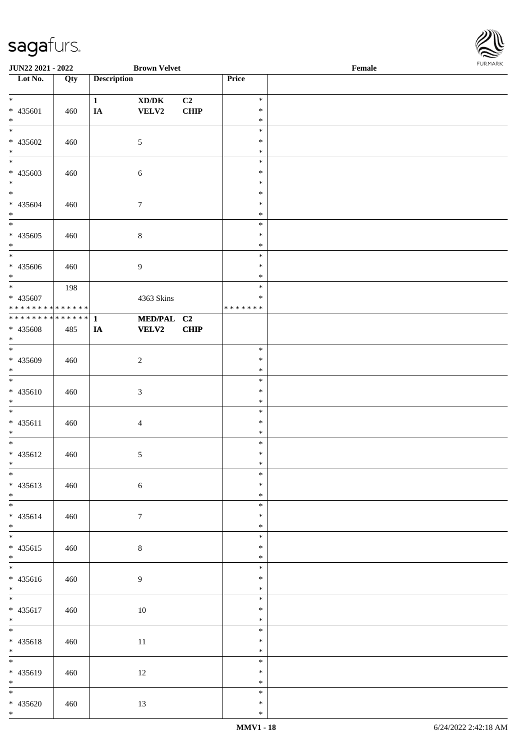**JUN22 2021 - 2022** | **Brown Velvet** | **Female**

| Lot No. | Qty | Description | | | Price | |
|---|---|---|---|---|---|---|
| * | | 1 | XD/DK | C2 | * | |
| * 435601 | 460 | IA | VELV2 | CHIP | * | |
| * | | | | | * | |
| * | | | | | * | |
| * 435602 | 460 | | 5 | | * | |
| * | | | | | * | |
| * | | | | | * | |
| * 435603 | 460 | | 6 | | * | |
| * | | | | | * | |
| * | | | | | * | |
| * 435604 | 460 | | 7 | | * | |
| * | | | | | * | |
| * | | | | | * | |
| * 435605 | 460 | | 8 | | * | |
| * | | | | | * | |
| * | | | | | * | |
| * 435606 | 460 | | 9 | | * | |
| * | | | | | * | |
| * | 198 | | | | * | |
| * 435607 | | | 4363 Skins | | * | |
| * * * * * * * * * * * * * * | | | | | * * * * * * * | |
| * * * * * * * * * * * * * * | | 1 | MED/PAL | C2 | | |
| * 435608 | 485 | IA | VELV2 | CHIP | | |
| * | | | | | | |
| * | | | | | * | |
| * 435609 | 460 | | 2 | | * | |
| * | | | | | * | |
| * | | | | | * | |
| * 435610 | 460 | | 3 | | * | |
| * | | | | | * | |
| * | | | | | * | |
| * 435611 | 460 | | 4 | | * | |
| * | | | | | * | |
| * | | | | | * | |
| * 435612 | 460 | | 5 | | * | |
| * | | | | | * | |
| * | | | | | * | |
| * 435613 | 460 | | 6 | | * | |
| * | | | | | * | |
| * | | | | | * | |
| * 435614 | 460 | | 7 | | * | |
| * | | | | | * | |
| * | | | | | * | |
| * 435615 | 460 | | 8 | | * | |
| * | | | | | * | |
| * | | | | | * | |
| * 435616 | 460 | | 9 | | * | |
| * | | | | | * | |
| * | | | | | * | |
| * 435617 | 460 | | 10 | | * | |
| * | | | | | * | |
| * | | | | | * | |
| * 435618 | 460 | | 11 | | * | |
| * | | | | | * | |
| * | | | | | * | |
| * 435619 | 460 | | 12 | | * | |
| * | | | | | * | |
| * | | | | | * | |
| * 435620 | 460 | | 13 | | * | |
| * | | | | | * | |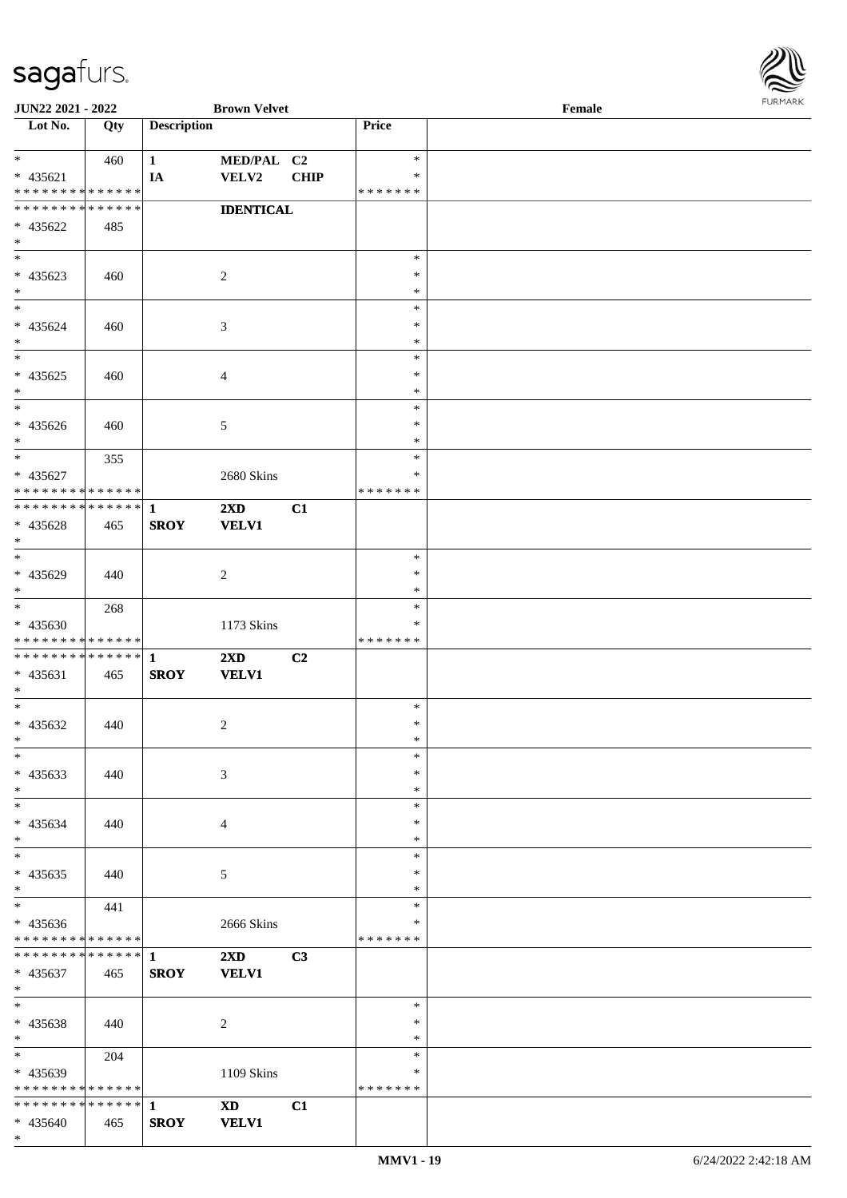JUN22 2021 - 2022 | Brown Velvet | Female

| Lot No. | Qty | Description | | | Price | |
|---|---|---|---|---|---|---|
| * | 460 | 1 | MED/PAL | C2 | * | |
| * 435621 | | IA | VELV2 | CHIP | * | |
| * * * * * * * * * * * * * * | | | | | * * * * * * * | |
| * * * * * * * * * * * * * * | | | IDENTICAL | | | |
| * 435622 | 485 | | | | | |
| * | | | | | | |
| * | | | | | * | |
| * 435623 | 460 | | 2 | | * | |
| * | | | | | * | |
| * | | | | | * | |
| * 435624 | 460 | | 3 | | * | |
| * | | | | | * | |
| * | | | | | * | |
| * 435625 | 460 | | 4 | | * | |
| * | | | | | * | |
| * | | | | | * | |
| * 435626 | 460 | | 5 | | * | |
| * | | | | | * | |
| * | 355 | | | | * | |
| * 435627 | | | 2680 Skins | | * | |
| * * * * * * * * * * * * * * | | | | | * * * * * * * | |
| * * * * * * * * * * * * * * | | 1 | 2XD | C1 | | |
| * 435628 | 465 | SROY | VELV1 | | | |
| * | | | | | | |
| * | | | | | * | |
| * 435629 | 440 | | 2 | | * | |
| * | | | | | * | |
| * | 268 | | | | * | |
| * 435630 | | | 1173 Skins | | * | |
| * * * * * * * * * * * * * * | | | | | * * * * * * * | |
| * * * * * * * * * * * * * * | | 1 | 2XD | C2 | | |
| * 435631 | 465 | SROY | VELV1 | | | |
| * | | | | | | |
| * | | | | | * | |
| * 435632 | 440 | | 2 | | * | |
| * | | | | | * | |
| * | | | | | * | |
| * 435633 | 440 | | 3 | | * | |
| * | | | | | * | |
| * | | | | | * | |
| * 435634 | 440 | | 4 | | * | |
| * | | | | | * | |
| * | | | | | * | |
| * 435635 | 440 | | 5 | | * | |
| * | | | | | * | |
| * | 441 | | | | * | |
| * 435636 | | | 2666 Skins | | * | |
| * * * * * * * * * * * * * * | | | | | * * * * * * * | |
| * * * * * * * * * * * * * * | | 1 | 2XD | C3 | | |
| * 435637 | 465 | SROY | VELV1 | | | |
| * | | | | | | |
| * | | | | | * | |
| * 435638 | 440 | | 2 | | * | |
| * | | | | | * | |
| * | 204 | | | | * | |
| * 435639 | | | 1109 Skins | | * | |
| * * * * * * * * * * * * * * | | | | | * * * * * * * | |
| * * * * * * * * * * * * * * | | 1 | XD | C1 | | |
| * 435640 | 465 | SROY | VELV1 | | | |
| * | | | | | | |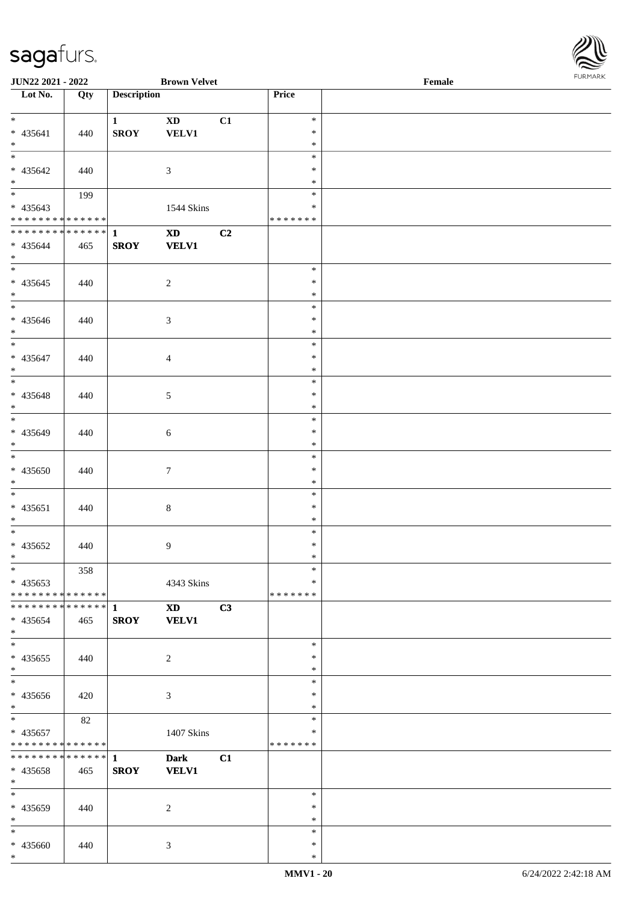JUN22 2021 - 2022 | Brown Velvet | Female

| Lot No. | Qty | Description | | | Price | |
|---|---|---|---|---|---|---|
| * | | 1 | XD | C1 | * | |
| * 435641 | 440 | SROY | VELV1 | | * | |
| * | | | | | * | |
| * | | | | | * | |
| * 435642 | 440 | | 3 | | * | |
| * | | | | | * | |
| * | 199 | | | | * | |
| * 435643 | | | 1544 Skins | | * | |
| * * * * * * * * * * * * * * | | | | | * * * * * * * | |
| * * * * * * * * * * * * * * | | 1 | XD | C2 | | |
| * 435644 | 465 | SROY | VELV1 | | | |
| * | | | | | | |
| * | | | | | * | |
| * 435645 | 440 | | 2 | | * | |
| * | | | | | * | |
| * | | | | | * | |
| * 435646 | 440 | | 3 | | * | |
| * | | | | | * | |
| * | | | | | * | |
| * 435647 | 440 | | 4 | | * | |
| * | | | | | * | |
| * | | | | | * | |
| * 435648 | 440 | | 5 | | * | |
| * | | | | | * | |
| * | | | | | * | |
| * 435649 | 440 | | 6 | | * | |
| * | | | | | * | |
| * | | | | | * | |
| * 435650 | 440 | | 7 | | * | |
| * | | | | | * | |
| * | | | | | * | |
| * 435651 | 440 | | 8 | | * | |
| * | | | | | * | |
| * | | | | | * | |
| * 435652 | 440 | | 9 | | * | |
| * | | | | | * | |
| * | 358 | | | | * | |
| * 435653 | | | 4343 Skins | | * | |
| * * * * * * * * * * * * * * | | | | | * * * * * * * | |
| * * * * * * * * * * * * * * | | 1 | XD | C3 | | |
| * 435654 | 465 | SROY | VELV1 | | | |
| * | | | | | | |
| * | | | | | * | |
| * 435655 | 440 | | 2 | | * | |
| * | | | | | * | |
| * | | | | | * | |
| * 435656 | 420 | | 3 | | * | |
| * | | | | | * | |
| * | 82 | | | | * | |
| * 435657 | | | 1407 Skins | | * | |
| * * * * * * * * * * * * * * | | | | | * * * * * * * | |
| * * * * * * * * * * * * * * | | 1 | Dark | C1 | | |
| * 435658 | 465 | SROY | VELV1 | | | |
| * | | | | | | |
| * | | | | | * | |
| * 435659 | 440 | | 2 | | * | |
| * | | | | | * | |
| * | | | | | * | |
| * 435660 | 440 | | 3 | | * | |
| * | | | | | * | |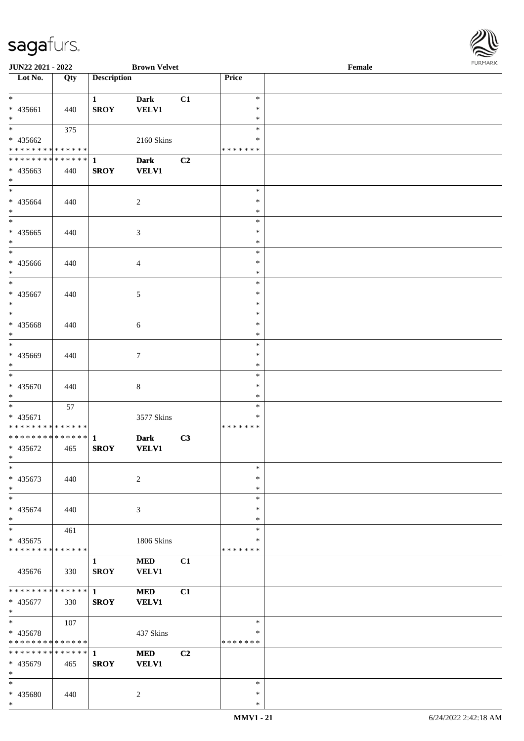**JUN22 2021 - 2022** **Brown Velvet** **Female**

| Lot No. | Qty | Description | | | Price | |
|---|---|---|---|---|---|---|
| * | | 1 | Dark | C1 | * | |
| * 435661 | 440 | SROY | VELV1 | | * | |
| * | | | | | * | |
| * | 375 | | | | * | |
| * 435662 | | | 2160 Skins | | * | |
| * * * * * * * * * * * * * * | | | | | * * * * * * * | |
| * * * * * * * * * * * * * * | | 1 | Dark | C2 | | |
| * 435663 | 440 | SROY | VELV1 | | | |
| * | | | | | | |
| * | | | | | * | |
| * 435664 | 440 | | 2 | | * | |
| * | | | | | * | |
| * | | | | | * | |
| * 435665 | 440 | | 3 | | * | |
| * | | | | | * | |
| * | | | | | * | |
| * 435666 | 440 | | 4 | | * | |
| * | | | | | * | |
| * | | | | | * | |
| * 435667 | 440 | | 5 | | * | |
| * | | | | | * | |
| * | | | | | * | |
| * 435668 | 440 | | 6 | | * | |
| * | | | | | * | |
| * | | | | | * | |
| * 435669 | 440 | | 7 | | * | |
| * | | | | | * | |
| * | | | | | * | |
| * 435670 | 440 | | 8 | | * | |
| * | | | | | * | |
| * | 57 | | | | * | |
| * 435671 | | | 3577 Skins | | * | |
| * * * * * * * * * * * * * * | | | | | * * * * * * * | |
| * * * * * * * * * * * * * * | | 1 | Dark | C3 | | |
| * 435672 | 465 | SROY | VELV1 | | | |
| * | | | | | | |
| * | | | | | * | |
| * 435673 | 440 | | 2 | | * | |
| * | | | | | * | |
| * | | | | | * | |
| * 435674 | 440 | | 3 | | * | |
| * | | | | | * | |
| * | 461 | | | | * | |
| * 435675 | | | 1806 Skins | | * | |
| * * * * * * * * * * * * * * | | | | | * * * * * * * | |
| | | 1 | MED | C1 | | |
| 435676 | 330 | SROY | VELV1 | | | |
| * * * * * * * * * * * * * * | | 1 | MED | C1 | | |
| * 435677 | 330 | SROY | VELV1 | | | |
| * | | | | | | |
| * | 107 | | | | * | |
| * 435678 | | | 437 Skins | | * | |
| * * * * * * * * * * * * * * | | | | | * * * * * * * | |
| * * * * * * * * * * * * * * | | 1 | MED | C2 | | |
| * 435679 | 465 | SROY | VELV1 | | | |
| * | | | | | | |
| * | | | | | * | |
| * 435680 | 440 | | 2 | | * | |
| * | | | | | * | |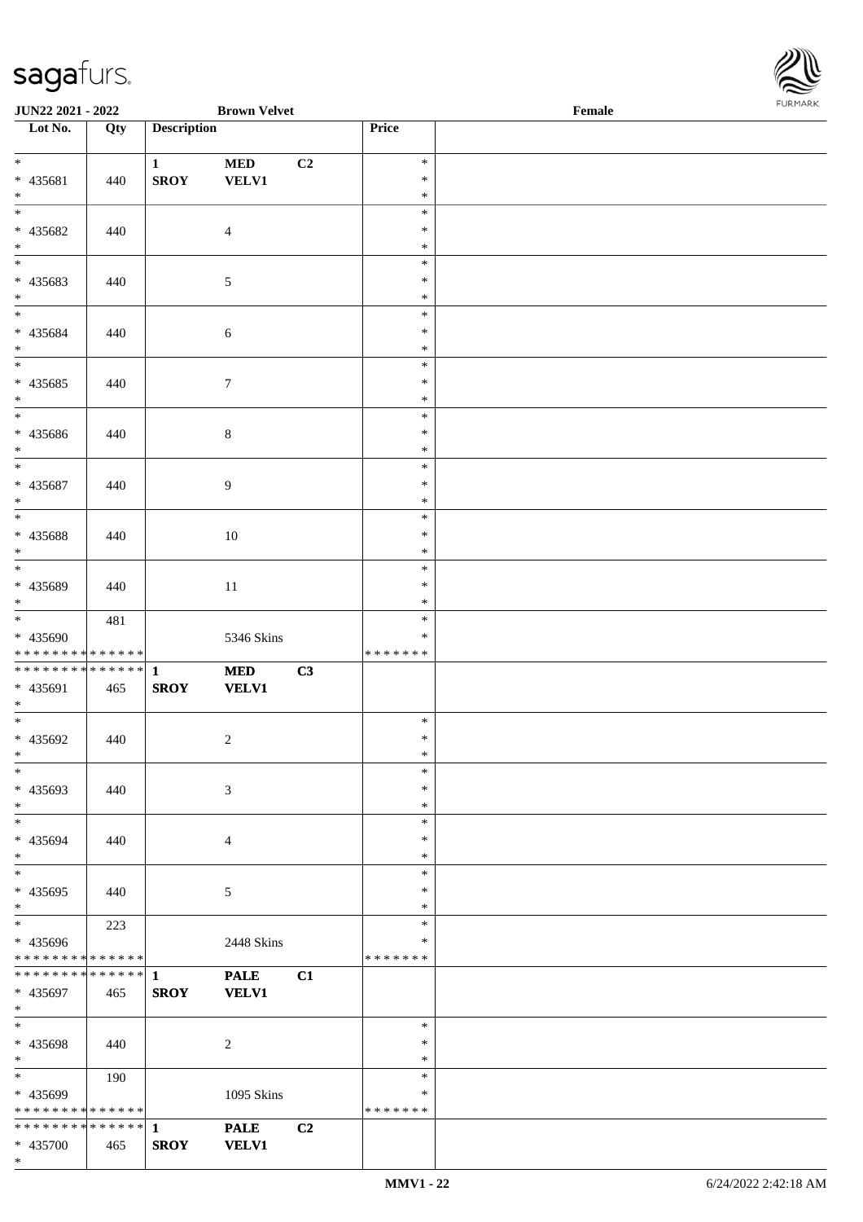**JUN22 2021 - 2022** **Brown Velvet** **Female**

| Lot No. | Qty | Description | | | Price | |
|---|---|---|---|---|---|---|
| * <br> * 435681 <br> * | 440 | 1 <br> SROY | MED <br> VELV1 | C2 | * <br> * <br> * | |
| * <br> * 435682 <br> * | 440 | | 4 | | * <br> * <br> * | |
| * <br> * 435683 <br> * | 440 | | 5 | | * <br> * <br> * | |
| * <br> * 435684 <br> * | 440 | | 6 | | * <br> * <br> * | |
| * <br> * 435685 <br> * | 440 | | 7 | | * <br> * <br> * | |
| * <br> * 435686 <br> * | 440 | | 8 | | * <br> * <br> * | |
| * <br> * 435687 <br> * | 440 | | 9 | | * <br> * <br> * | |
| * <br> * 435688 <br> * | 440 | | 10 | | * <br> * <br> * | |
| * <br> * 435689 <br> * | 440 | | 11 | | * <br> * <br> * | |
| * <br> * 435690 <br> * * * * * * * * * * * * * * | 481 | | 5346 Skins | | * <br> * <br> * * * * * * * | |
| * * * * * * * * * * * * * * <br> * 435691 <br> * | 465 | **1** <br> **SROY** | **MED** <br> **VELV1** | **C3** | | |
| * <br> * 435692 <br> * | 440 | | 2 | | * <br> * <br> * | |
| * <br> * 435693 <br> * | 440 | | 3 | | * <br> * <br> * | |
| * <br> * 435694 <br> * | 440 | | 4 | | * <br> * <br> * | |
| * <br> * 435695 <br> * | 440 | | 5 | | * <br> * <br> * | |
| * <br> * 435696 <br> * * * * * * * * * * * * * * | 223 | | 2448 Skins | | * <br> * <br> * * * * * * * | |
| * * * * * * * * * * * * * * <br> * 435697 <br> * | 465 | **1** <br> **SROY** | **PALE** <br> **VELV1** | **C1** | | |
| * <br> * 435698 <br> * | 440 | | 2 | | * <br> * <br> * | |
| * <br> * 435699 <br> * * * * * * * * * * * * * * | 190 | | 1095 Skins | | * <br> * <br> * * * * * * * | |
| * * * * * * * * * * * * * * <br> * 435700 <br> * | 465 | **1** <br> **SROY** | **PALE** <br> **VELV1** | **C2** | | |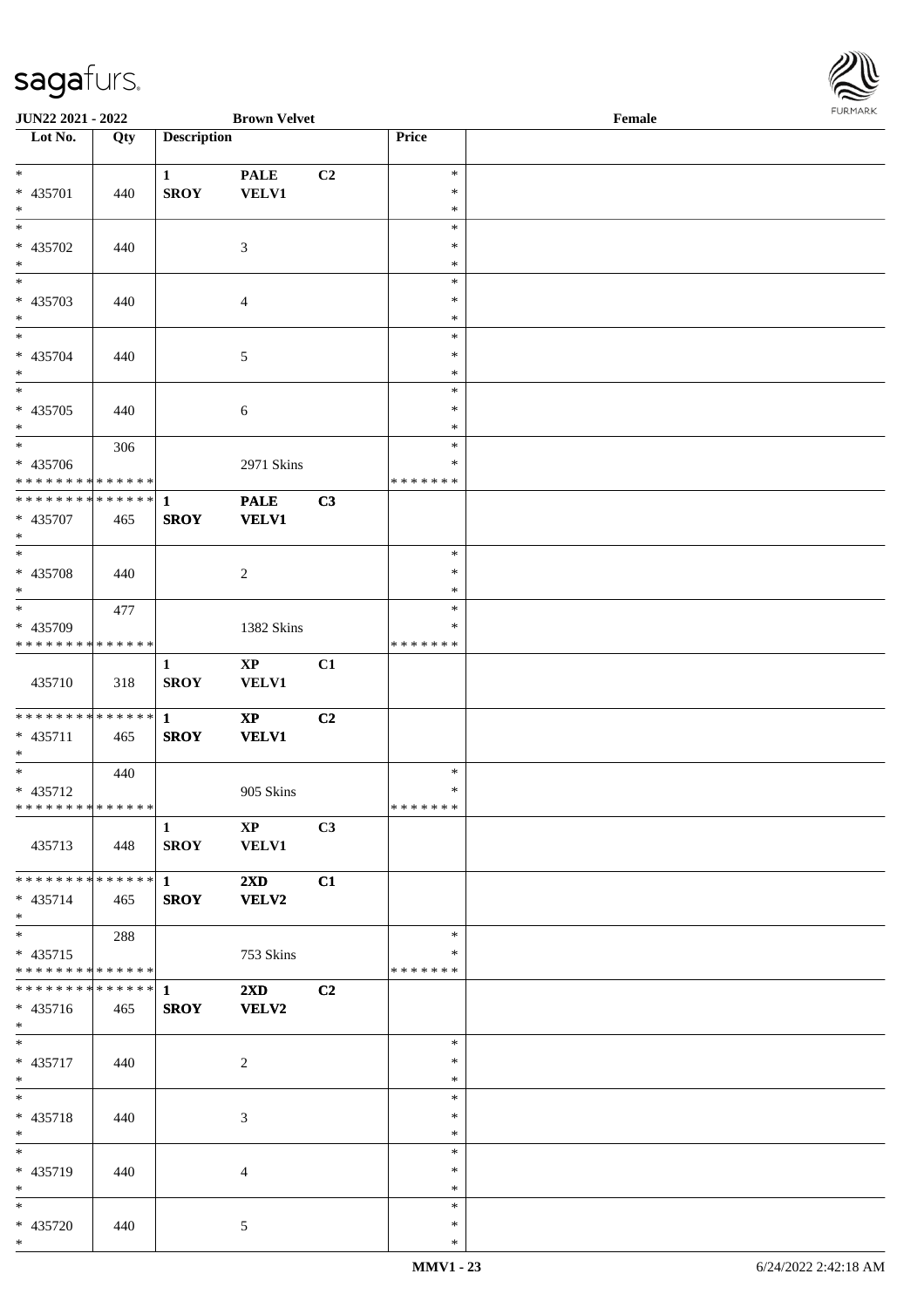JUN22 2021 - 2022 | Brown Velvet | Female

| Lot No. | Qty | Description | | | Price | |
|---|---|---|---|---|---|---|
| * <br> * 435701 <br> * | 440 | 1 <br> SROY | PALE <br> VELV1 | C2 | * <br> * <br> * | |
| * <br> * 435702 <br> * | 440 | | 3 | | * <br> * <br> * | |
| * <br> * 435703 <br> * | 440 | | 4 | | * <br> * <br> * | |
| * <br> * 435704 <br> * | 440 | | 5 | | * <br> * <br> * | |
| * <br> * 435705 <br> * | 440 | | 6 | | * <br> * <br> * | |
| * <br> * 435706 <br> * * * * * * * * * * * * * * | 306 | | 2971 Skins | | * <br> * <br> * * * * * * * | |
| * * * * * * * * * * * * * * <br> * 435707 <br> * | 465 | 1 <br> SROY | PALE <br> VELV1 | C3 | | |
| * <br> * 435708 <br> * | 440 | | 2 | | * <br> * <br> * | |
| * <br> * 435709 <br> * * * * * * * * * * * * * * | 477 | | 1382 Skins | | * <br> * <br> * * * * * * * | |
| 435710 | 318 | 1 <br> SROY | XP <br> VELV1 | C1 | | |
| * * * * * * * * * * * * * * <br> * 435711 <br> * | 465 | 1 <br> SROY | XP <br> VELV1 | C2 | | |
| * <br> * 435712 <br> * * * * * * * * * * * * * * | 440 | | 905 Skins | | * <br> * <br> * * * * * * * | |
| 435713 | 448 | 1 <br> SROY | XP <br> VELV1 | C3 | | |
| * * * * * * * * * * * * * * <br> * 435714 <br> * | 465 | 1 <br> SROY | 2XD <br> VELV2 | C1 | | |
| * <br> * 435715 <br> * * * * * * * * * * * * * * | 288 | | 753 Skins | | * <br> * <br> * * * * * * * | |
| * * * * * * * * * * * * * * <br> * 435716 <br> * | 465 | 1 <br> SROY | 2XD <br> VELV2 | C2 | | |
| * <br> * 435717 <br> * | 440 | | 2 | | * <br> * <br> * | |
| * <br> * 435718 <br> * | 440 | | 3 | | * <br> * <br> * | |
| * <br> * 435719 <br> * | 440 | | 4 | | * <br> * <br> * | |
| * <br> * 435720 <br> * | 440 | | 5 | | * <br> * <br> * | |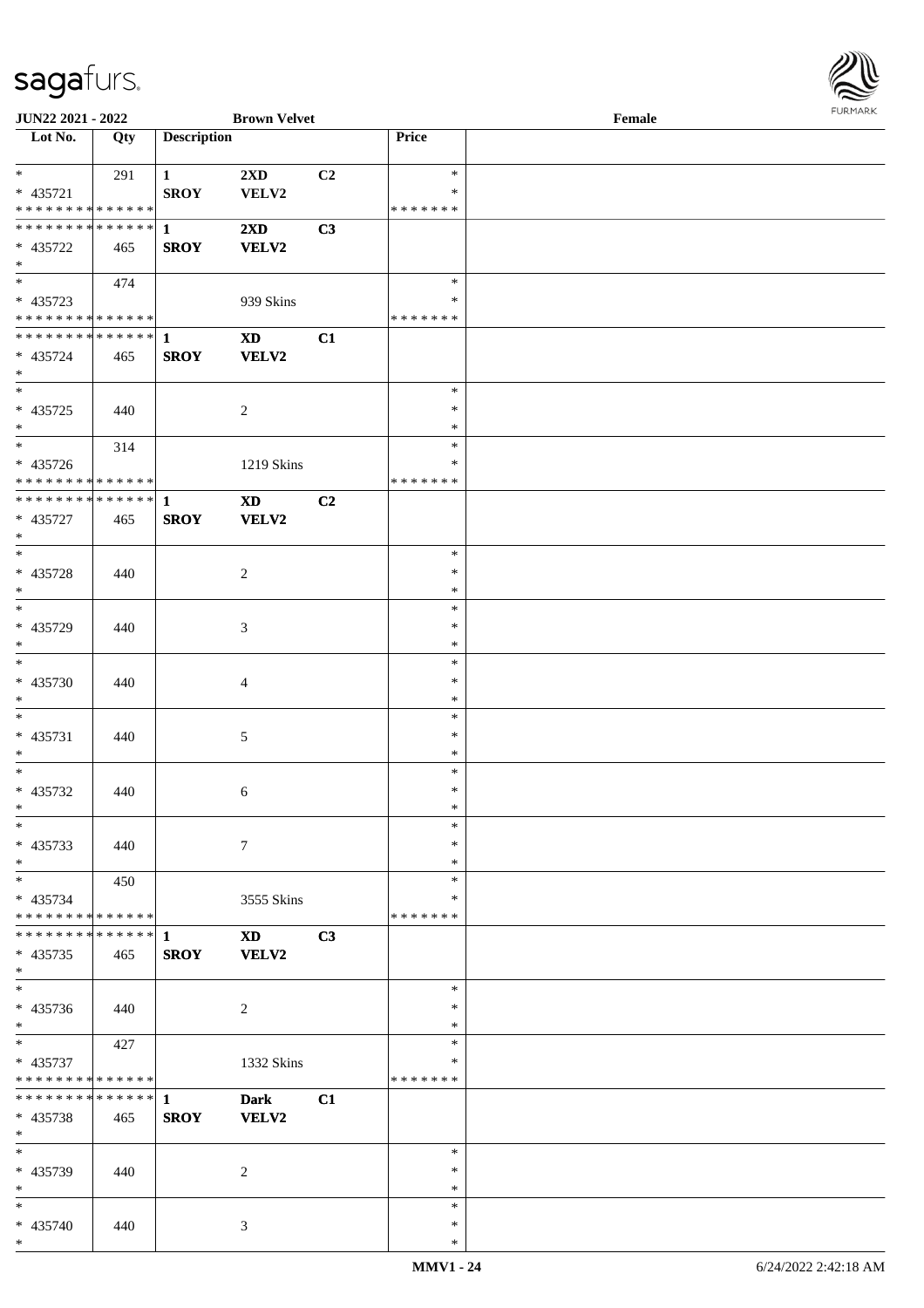| Lot No. | Qty | Description | | | Price | |
|---|---|---|---|---|---|---|
| * | 291 | 1 | 2XD | C2 | * | |
| * 435721 | | SROY | VELV2 | | * | |
| * * * * * * * * * * * * * * | | | | | * * * * * * * | |
| * * * * * * * * * * * * * * | | 1 | 2XD | C3 | | |
| * 435722 | 465 | SROY | VELV2 | | | |
| * | | | | | | |
| * | 474 | | | | * | |
| * 435723 | | | 939 Skins | | * | |
| * * * * * * * * * * * * * * | | | | | * * * * * * * | |
| * * * * * * * * * * * * * * | | 1 | XD | C1 | | |
| * 435724 | 465 | SROY | VELV2 | | | |
| * | | | | | | |
| * | | | | | * | |
| * 435725 | 440 | | 2 | | * | |
| * | | | | | * | |
| * | 314 | | | | * | |
| * 435726 | | | 1219 Skins | | * | |
| * * * * * * * * * * * * * * | | | | | * * * * * * * | |
| * * * * * * * * * * * * * * | | 1 | XD | C2 | | |
| * 435727 | 465 | SROY | VELV2 | | | |
| * | | | | | | |
| * | | | | | * | |
| * 435728 | 440 | | 2 | | * | |
| * | | | | | * | |
| * | | | | | * | |
| * 435729 | 440 | | 3 | | * | |
| * | | | | | * | |
| * | | | | | * | |
| * 435730 | 440 | | 4 | | * | |
| * | | | | | * | |
| * | | | | | * | |
| * 435731 | 440 | | 5 | | * | |
| * | | | | | * | |
| * | | | | | * | |
| * 435732 | 440 | | 6 | | * | |
| * | | | | | * | |
| * | | | | | * | |
| * 435733 | 440 | | 7 | | * | |
| * | | | | | * | |
| * | 450 | | | | * | |
| * 435734 | | | 3555 Skins | | * | |
| * * * * * * * * * * * * * * | | | | | * * * * * * * | |
| * * * * * * * * * * * * * * | | 1 | XD | C3 | | |
| * 435735 | 465 | SROY | VELV2 | | | |
| * | | | | | | |
| * | | | | | * | |
| * 435736 | 440 | | 2 | | * | |
| * | | | | | * | |
| * | 427 | | | | * | |
| * 435737 | | | 1332 Skins | | * | |
| * * * * * * * * * * * * * * | | | | | * * * * * * * | |
| * * * * * * * * * * * * * * | | 1 | Dark | C1 | | |
| * 435738 | 465 | SROY | VELV2 | | | |
| * | | | | | | |
| * | | | | | * | |
| * 435739 | 440 | | 2 | | * | |
| * | | | | | * | |
| * | | | | | * | |
| * 435740 | 440 | | 3 | | * | |
| * | | | | | * | |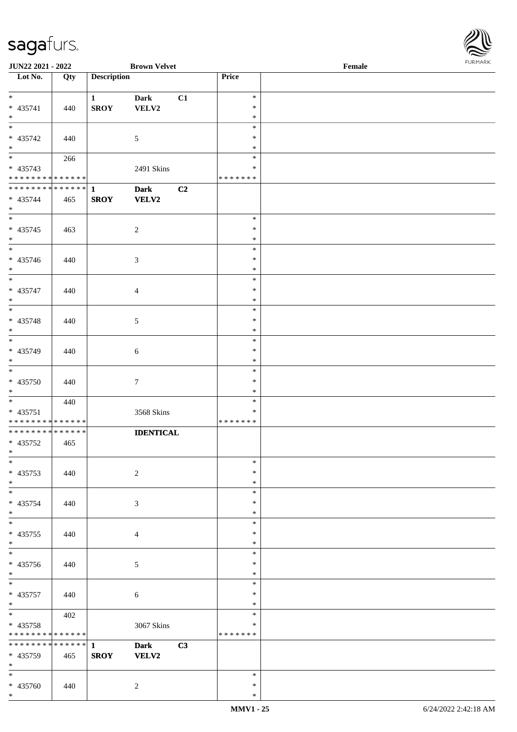JUN22 2021 - 2022 Brown Velvet Female

| Lot No. | Qty | Description | | | Price | |
|---|---|---|---|---|---|---|
| * <br> * 435741 <br> * | 440 | 1 <br> **SROY** | **Dark** <br> **VELV2** | **C1** | * <br> * <br> * | |
| * <br> * 435742 <br> * | 440 | | 5 | | * <br> * <br> * | |
| * <br> * 435743 <br> * * * * * * * * * * * * * * | 266 | | 2491 Skins | | * <br> * <br> * * * * * * * | |
| * * * * * * * * * * * * * * <br> * 435744 <br> * | 465 | **1** <br> **SROY** | **Dark** <br> **VELV2** | **C2** | | |
| * <br> * 435745 <br> * | 463 | | 2 | | * <br> * <br> * | |
| * <br> * 435746 <br> * | 440 | | 3 | | * <br> * <br> * | |
| * <br> * 435747 <br> * | 440 | | 4 | | * <br> * <br> * | |
| * <br> * 435748 <br> * | 440 | | 5 | | * <br> * <br> * | |
| * <br> * 435749 <br> * | 440 | | 6 | | * <br> * <br> * | |
| * <br> * 435750 <br> * | 440 | | 7 | | * <br> * <br> * | |
| * <br> * 435751 <br> * * * * * * * * * * * * * * | 440 | | 3568 Skins | | * <br> * <br> * * * * * * * | |
| * * * * * * * * * * * * * * <br> * 435752 <br> * | 465 | | **IDENTICAL** | | | |
| * <br> * 435753 <br> * | 440 | | 2 | | * <br> * <br> * | |
| * <br> * 435754 <br> * | 440 | | 3 | | * <br> * <br> * | |
| * <br> * 435755 <br> * | 440 | | 4 | | * <br> * <br> * | |
| * <br> * 435756 <br> * | 440 | | 5 | | * <br> * <br> * | |
| * <br> * 435757 <br> * | 440 | | 6 | | * <br> * <br> * | |
| * <br> * 435758 <br> * * * * * * * * * * * * * * | 402 | | 3067 Skins | | * <br> * <br> * * * * * * * | |
| * * * * * * * * * * * * * * <br> * 435759 <br> * | 465 | **1** <br> **SROY** | **Dark** <br> **VELV2** | **C3** | | |
| * <br> * 435760 <br> * | 440 | | 2 | | * <br> * <br> * | |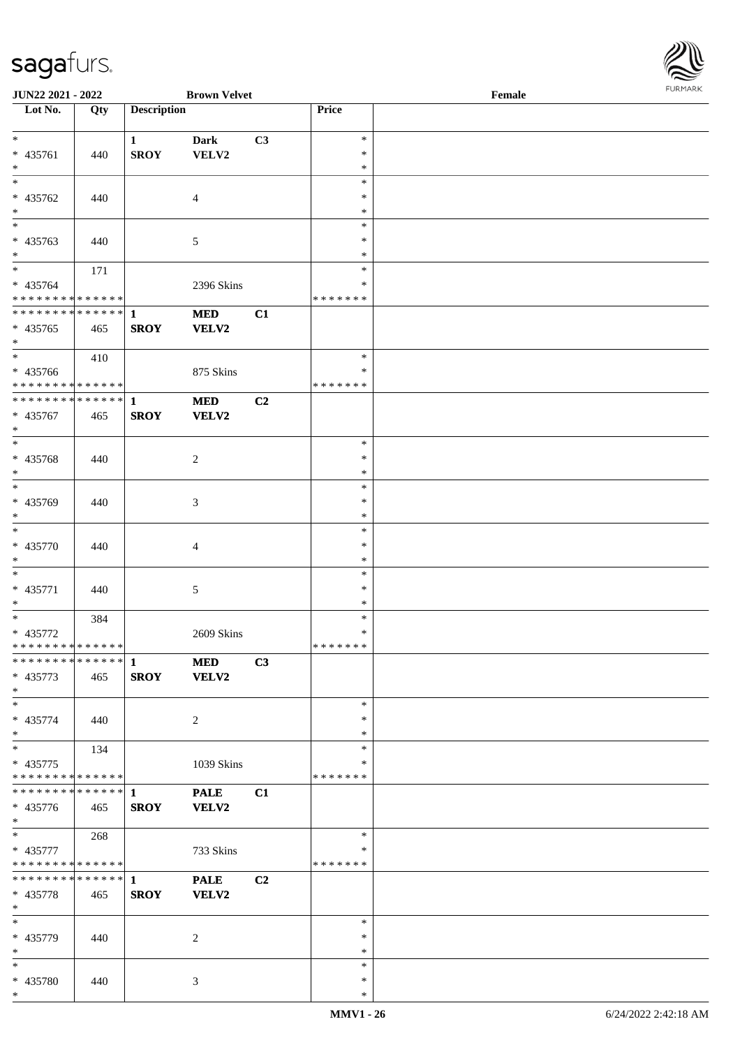| Lot No. | Qty | Description | | | Price | |
|---|---|---|---|---|---|---|
| * | | 1 | Dark | C3 | * | |
| * 435761 | 440 | SROY | VELV2 | | * | |
| * | | | | | * | |
| * | | | | | * | |
| * 435762 | 440 | | 4 | | * | |
| * | | | | | * | |
| * | | | | | * | |
| * 435763 | 440 | | 5 | | * | |
| * | | | | | * | |
| * | 171 | | | | * | |
| * 435764 | | | 2396 Skins | | * | |
| * * * * * * * * * * * * * * | | | | | * * * * * * * | |
| * * * * * * * * * * * * * * | | 1 | MED | C1 | | |
| * 435765 | 465 | SROY | VELV2 | | | |
| * | | | | | | |
| * | 410 | | | | * | |
| * 435766 | | | 875 Skins | | * | |
| * * * * * * * * * * * * * * | | | | | * * * * * * * | |
| * * * * * * * * * * * * * * | | 1 | MED | C2 | | |
| * 435767 | 465 | SROY | VELV2 | | | |
| * | | | | | | |
| * | | | | | * | |
| * 435768 | 440 | | 2 | | * | |
| * | | | | | * | |
| * | | | | | * | |
| * 435769 | 440 | | 3 | | * | |
| * | | | | | * | |
| * | | | | | * | |
| * 435770 | 440 | | 4 | | * | |
| * | | | | | * | |
| * | | | | | * | |
| * 435771 | 440 | | 5 | | * | |
| * | | | | | * | |
| * | 384 | | | | * | |
| * 435772 | | | 2609 Skins | | * | |
| * * * * * * * * * * * * * * | | | | | * * * * * * * | |
| * * * * * * * * * * * * * * | | 1 | MED | C3 | | |
| * 435773 | 465 | SROY | VELV2 | | | |
| * | | | | | | |
| * | | | | | * | |
| * 435774 | 440 | | 2 | | * | |
| * | | | | | * | |
| * | 134 | | | | * | |
| * 435775 | | | 1039 Skins | | * | |
| * * * * * * * * * * * * * * | | | | | * * * * * * * | |
| * * * * * * * * * * * * * * | | 1 | PALE | C1 | | |
| * 435776 | 465 | SROY | VELV2 | | | |
| * | | | | | | |
| * | 268 | | | | * | |
| * 435777 | | | 733 Skins | | * | |
| * * * * * * * * * * * * * * | | | | | * * * * * * * | |
| * * * * * * * * * * * * * * | | 1 | PALE | C2 | | |
| * 435778 | 465 | SROY | VELV2 | | | |
| * | | | | | | |
| * | | | | | * | |
| * 435779 | 440 | | 2 | | * | |
| * | | | | | * | |
| * | | | | | * | |
| * 435780 | 440 | | 3 | | * | |
| * | | | | | * | |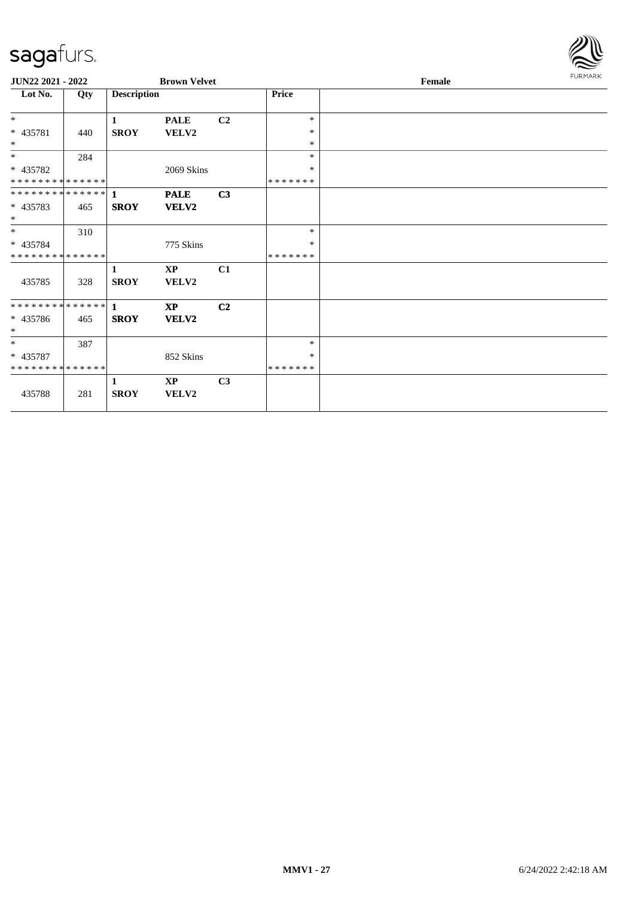**JUN22 2021 - 2022** **Brown Velvet** **Female**

| Lot No. | Qty | Description | | | Price | |
|---|---|---|---|---|---|---|
| * <br> * 435781 <br> * | 440 | **1** <br> **SROY** | **PALE** <br> **VELV2** | **C2** | * <br> * <br> * | |
| * <br> * 435782 <br> * * * * * * * * * * * * * * | 284 | | 2069 Skins | | * <br> * <br> * * * * * * * | |
| * * * * * * * * * * * * * * <br> * 435783 <br> * | 465 | **1** <br> **SROY** | **PALE** <br> **VELV2** | **C3** | | |
| * <br> * 435784 <br> * * * * * * * * * * * * * * | 310 | | 775 Skins | | * <br> * <br> * * * * * * * | |
| 435785 | 328 | **1** <br> **SROY** | **XP** <br> **VELV2** | **C1** | | |
| * * * * * * * * * * * * * * <br> * 435786 <br> * | 465 | **1** <br> **SROY** | **XP** <br> **VELV2** | **C2** | | |
| * <br> * 435787 <br> * * * * * * * * * * * * * * | 387 | | 852 Skins | | * <br> * <br> * * * * * * * | |
| 435788 | 281 | **1** <br> **SROY** | **XP** <br> **VELV2** | **C3** | | |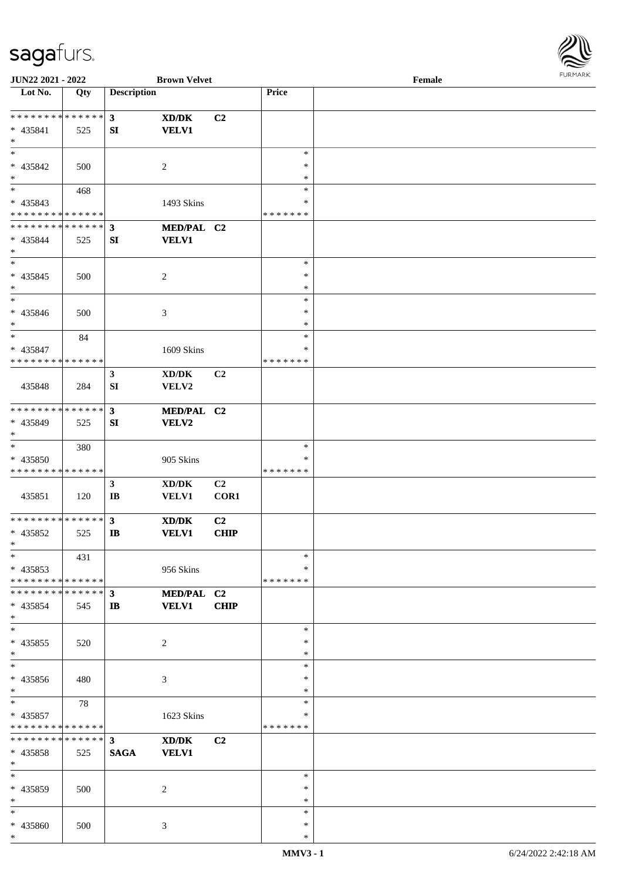**JUN22 2021 - 2022** | **Brown Velvet** | **Female**

| Lot No. | Qty | Description | | | Price | |
|---|---|---|---|---|---|---|
| * * * * * * * * * * * * * * | | 3 | XD/DK | C2 | | |
| * 435841 | 525 | SI | VELV1 | | | |
| * | | | | | | |
| * | | | | | * | |
| * 435842 | 500 | | 2 | | * | |
| * | | | | | * | |
| * | 468 | | | | * | |
| * 435843 | | | 1493 Skins | | * | |
| * * * * * * * * * * * * * * | | | | | * * * * * * * | |
| * * * * * * * * * * * * * * | | 3 | MED/PAL | C2 | | |
| * 435844 | 525 | SI | VELV1 | | | |
| * | | | | | | |
| * | | | | | * | |
| * 435845 | 500 | | 2 | | * | |
| * | | | | | * | |
| * | | | | | * | |
| * 435846 | 500 | | 3 | | * | |
| * | | | | | * | |
| * | 84 | | | | * | |
| * 435847 | | | 1609 Skins | | * | |
| * * * * * * * * * * * * * * | | | | | * * * * * * * | |
| | | 3 | XD/DK | C2 | | |
| 435848 | 284 | SI | VELV2 | | | |
| * * * * * * * * * * * * * * | | 3 | MED/PAL | C2 | | |
| * 435849 | 525 | SI | VELV2 | | | |
| * | | | | | | |
| * | 380 | | | | * | |
| * 435850 | | | 905 Skins | | * | |
| * * * * * * * * * * * * * * | | | | | * * * * * * * | |
| | | 3 | XD/DK | C2 | | |
| 435851 | 120 | IB | VELV1 | COR1 | | |
| * * * * * * * * * * * * * * | | 3 | XD/DK | C2 | | |
| * 435852 | 525 | IB | VELV1 | CHIP | | |
| * | | | | | | |
| * | 431 | | | | * | |
| * 435853 | | | 956 Skins | | * | |
| * * * * * * * * * * * * * * | | | | | * * * * * * * | |
| * * * * * * * * * * * * * * | | 3 | MED/PAL | C2 | | |
| * 435854 | 545 | IB | VELV1 | CHIP | | |
| * | | | | | | |
| * | | | | | * | |
| * 435855 | 520 | | 2 | | * | |
| * | | | | | * | |
| * | | | | | * | |
| * 435856 | 480 | | 3 | | * | |
| * | | | | | * | |
| * | 78 | | | | * | |
| * 435857 | | | 1623 Skins | | * | |
| * * * * * * * * * * * * * * | | | | | * * * * * * * | |
| * * * * * * * * * * * * * * | | 3 | XD/DK | C2 | | |
| * 435858 | 525 | SAGA | VELV1 | | | |
| * | | | | | | |
| * | | | | | * | |
| * 435859 | 500 | | 2 | | * | |
| * | | | | | * | |
| * | | | | | * | |
| * 435860 | 500 | | 3 | | * | |
| * | | | | | * | |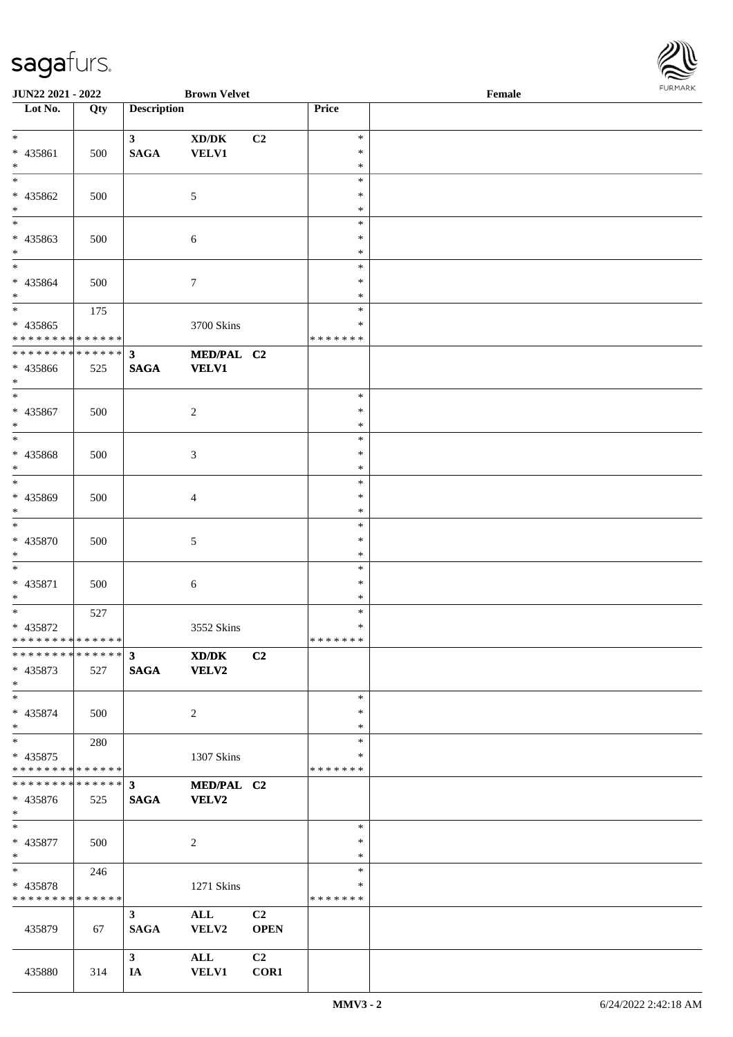JUN22 2021 - 2022 | Brown Velvet | Female

| Lot No. | Qty | Description | | | Price | |
|---|---|---|---|---|---|---|
| * | | 3 | XD/DK | C2 | * | |
| * 435861 | 500 | SAGA | VELV1 | | * | |
| * | | | | | * | |
| * | | | | | * | |
| * 435862 | 500 | | 5 | | * | |
| * | | | | | * | |
| * | | | | | * | |
| * 435863 | 500 | | 6 | | * | |
| * | | | | | * | |
| * | | | | | * | |
| * 435864 | 500 | | 7 | | * | |
| * | | | | | * | |
| * | 175 | | | | * | |
| * 435865 | | | 3700 Skins | | * | |
| * * * * * * * * * * * * * * | | | | | * * * * * * * | |
| * * * * * * * * * * * * * * | | 3 | MED/PAL | C2 | | |
| * 435866 | 525 | SAGA | VELV1 | | | |
| * | | | | | | |
| * | | | | | * | |
| * 435867 | 500 | | 2 | | * | |
| * | | | | | * | |
| * | | | | | * | |
| * 435868 | 500 | | 3 | | * | |
| * | | | | | * | |
| * | | | | | * | |
| * 435869 | 500 | | 4 | | * | |
| * | | | | | * | |
| * | | | | | * | |
| * 435870 | 500 | | 5 | | * | |
| * | | | | | * | |
| * | | | | | * | |
| * 435871 | 500 | | 6 | | * | |
| * | | | | | * | |
| * | 527 | | | | * | |
| * 435872 | | | 3552 Skins | | * | |
| * * * * * * * * * * * * * * | | | | | * * * * * * * | |
| * * * * * * * * * * * * * * | | 3 | XD/DK | C2 | | |
| * 435873 | 527 | SAGA | VELV2 | | | |
| * | | | | | | |
| * | | | | | * | |
| * 435874 | 500 | | 2 | | * | |
| * | | | | | * | |
| * | 280 | | | | * | |
| * 435875 | | | 1307 Skins | | * | |
| * * * * * * * * * * * * * * | | | | | * * * * * * * | |
| * * * * * * * * * * * * * * | | 3 | MED/PAL | C2 | | |
| * 435876 | 525 | SAGA | VELV2 | | | |
| * | | | | | | |
| * | | | | | * | |
| * 435877 | 500 | | 2 | | * | |
| * | | | | | * | |
| * | 246 | | | | * | |
| * 435878 | | | 1271 Skins | | * | |
| * * * * * * * * * * * * * * | | | | | * * * * * * * | |
| | | 3 | ALL | C2 | | |
| 435879 | 67 | SAGA | VELV2 | OPEN | | |
| | | 3 | ALL | C2 | | |
| 435880 | 314 | IA | VELV1 | COR1 | | |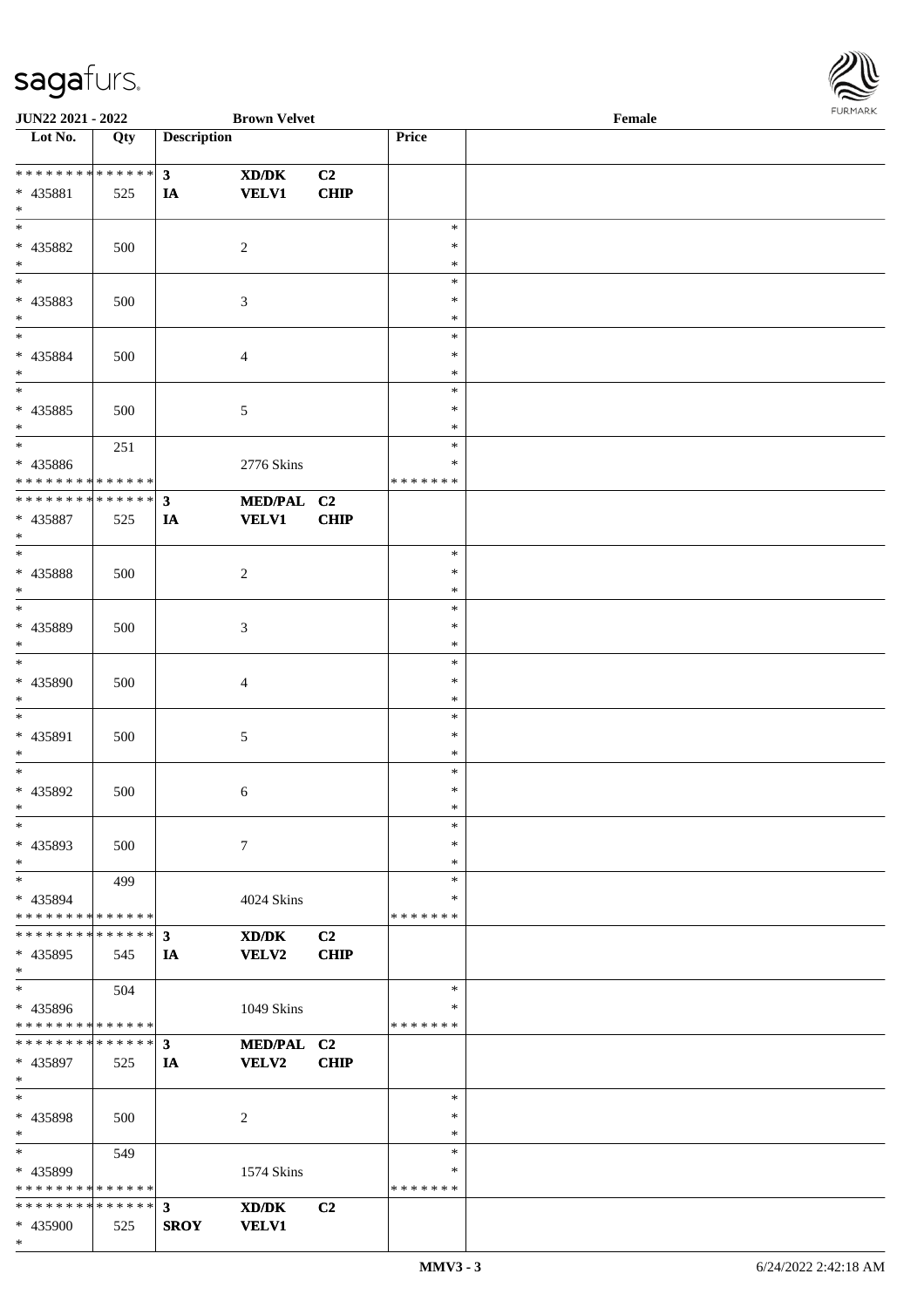| Lot No. | Qty | Description | | | Price | |
|---|---|---|---|---|---|---|
| * * * * * * * * * * * * * * | | 3 | XD/DK | C2 | | |
| * 435881 | 525 | IA | VELV1 | CHIP | | |
| * | | | | | | |
| * 435882 | 500 | | 2 | | * * * | |
| * 435883 | 500 | | 3 | | * * * | |
| * 435884 | 500 | | 4 | | * * * | |
| * 435885 | 500 | | 5 | | * * * | |
| * | 251 | | | | * | |
| * 435886 | | | 2776 Skins | | * | |
| * * * * * * * * * * * * * * | | | | | * * * * * * * | |
| * * * * * * * * * * * * * * | | 3 | MED/PAL | C2 | | |
| * 435887 | 525 | IA | VELV1 | CHIP | | |
| * | | | | | | |
| * 435888 | 500 | | 2 | | * * * | |
| * 435889 | 500 | | 3 | | * * * | |
| * 435890 | 500 | | 4 | | * * * | |
| * 435891 | 500 | | 5 | | * * * | |
| * 435892 | 500 | | 6 | | * * * | |
| * 435893 | 500 | | 7 | | * * * | |
| * | 499 | | | | * | |
| * 435894 | | | 4024 Skins | | * | |
| * * * * * * * * * * * * * * | | | | | * * * * * * * | |
| * * * * * * * * * * * * * * | | 3 | XD/DK | C2 | | |
| * 435895 | 545 | IA | VELV2 | CHIP | | |
| * | 504 | | | | * | |
| * 435896 | | | 1049 Skins | | * | |
| * * * * * * * * * * * * * * | | | | | * * * * * * * | |
| * * * * * * * * * * * * * * | | 3 | MED/PAL | C2 | | |
| * 435897 | 525 | IA | VELV2 | CHIP | | |
| * | | | | | | |
| * 435898 | 500 | | 2 | | * * * | |
| * | 549 | | | | * | |
| * 435899 | | | 1574 Skins | | * | |
| * * * * * * * * * * * * * * | | | | | * * * * * * * | |
| * * * * * * * * * * * * * * | | 3 | XD/DK | C2 | | |
| * 435900 | 525 | SROY | VELV1 | | | |
| * | | | | | | |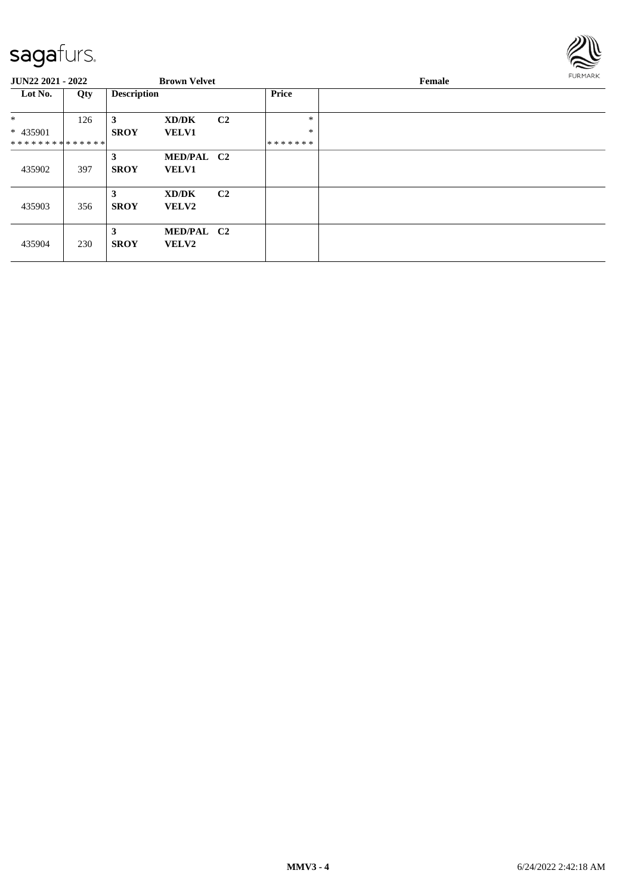**JUN22 2021 - 2022** **Brown Velvet** **Female**

| Lot No. | Qty | Description | | | Price | |
|---|---|---|---|---|---|---|
| * <br> * 435901 <br> ************** | 126 | **3** <br> **SROY** | **XD/DK** <br> **VELV1** | **C2** | * <br> * <br> ******* | |
| 435902 | 397 | **3** <br> **SROY** | **MED/PAL** <br> **VELV1** | **C2** | | |
| 435903 | 356 | **3** <br> **SROY** | **XD/DK** <br> **VELV2** | **C2** | | |
| 435904 | 230 | **3** <br> **SROY** | **MED/PAL** <br> **VELV2** | **C2** | | |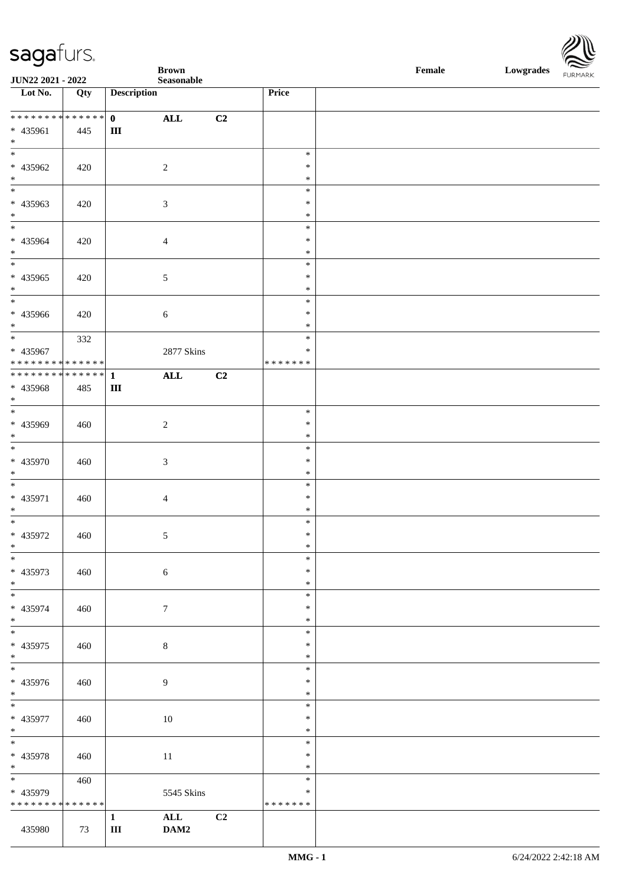| Lot No. | Qty | Description | | | Price | |
|---|---|---|---|---|---|---|
| * * * * * * * * * * * * * * | | 0 | ALL | C2 | | |
| * 435961 | 445 | III | | | | |
| * | | | | | | |
| * 435962 | 420 | | 2 | | * | |
| * 435963 | 420 | | 3 | | * | |
| * 435964 | 420 | | 4 | | * | |
| * 435965 | 420 | | 5 | | * | |
| * 435966 | 420 | | 6 | | * | |
| * 435967 | 332 | | 2877 Skins | | * * * * * * * | |
| * * * * * * * * * * * * * * | | 1 | ALL | C2 | | |
| * 435968 | 485 | III | | | | |
| * 435969 | 460 | | 2 | | * | |
| * 435970 | 460 | | 3 | | * | |
| * 435971 | 460 | | 4 | | * | |
| * 435972 | 460 | | 5 | | * | |
| * 435973 | 460 | | 6 | | * | |
| * 435974 | 460 | | 7 | | * | |
| * 435975 | 460 | | 8 | | * | |
| * 435976 | 460 | | 9 | | * | |
| * 435977 | 460 | | 10 | | * | |
| * 435978 | 460 | | 11 | | * | |
| * 435979 | 460 | | 5545 Skins | | * * * * * * * | |
| * * * * * * * * * * * * * * | | | | | | |
| 435980 | 73 | 1 III | ALL DAM2 | C2 | | |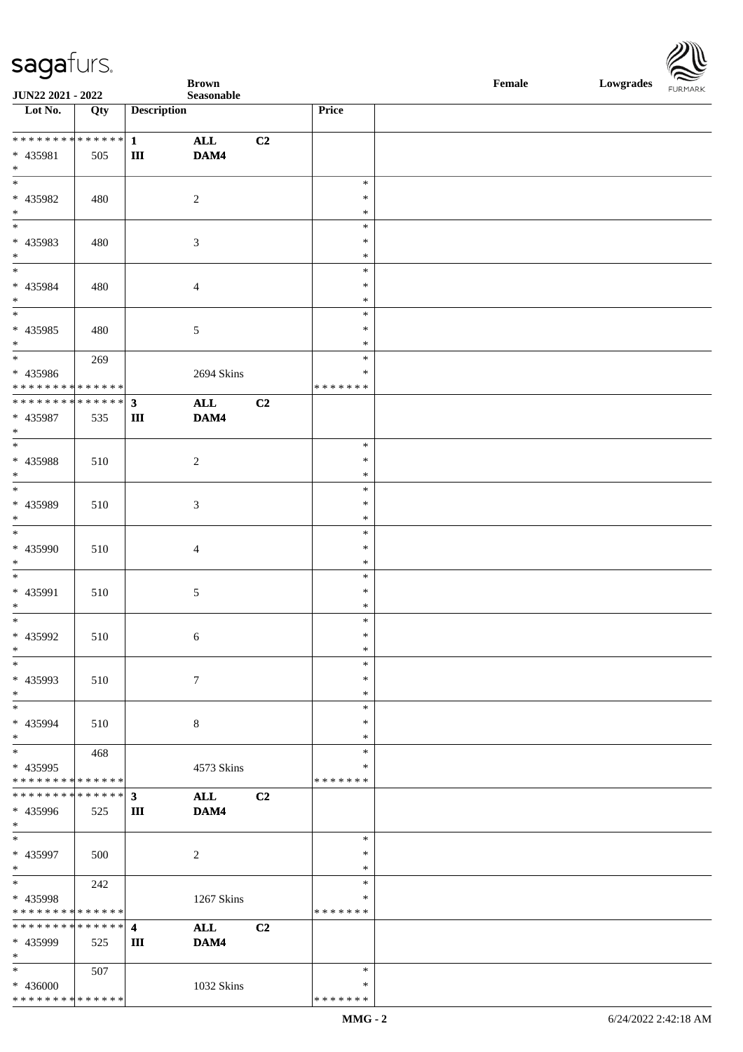| Lot No. | Qty | Description | | | Price | |
|---|---|---|---|---|---|---|
| * * * * * * * * * * * * * * | | 1 | ALL | C2 | | |
| * 435981 | 505 | III | DAM4 | | | |
| * | | | | | | |
| * | | | | | * | |
| * 435982 | 480 | | 2 | | * | |
| * | | | | | * | |
| * | | | | | * | |
| * 435983 | 480 | | 3 | | * | |
| * | | | | | * | |
| * | | | | | * | |
| * 435984 | 480 | | 4 | | * | |
| * | | | | | * | |
| * | | | | | * | |
| * 435985 | 480 | | 5 | | * | |
| * | | | | | * | |
| * | 269 | | | | * | |
| * 435986 | | | 2694 Skins | | * | |
| * * * * * * * * * * * * * * | | | | | * * * * * * * | |
| * * * * * * * * * * * * * * | | 3 | ALL | C2 | | |
| * 435987 | 535 | III | DAM4 | | | |
| * | | | | | | |
| * | | | | | * | |
| * 435988 | 510 | | 2 | | * | |
| * | | | | | * | |
| * | | | | | * | |
| * 435989 | 510 | | 3 | | * | |
| * | | | | | * | |
| * | | | | | * | |
| * 435990 | 510 | | 4 | | * | |
| * | | | | | * | |
| * | | | | | * | |
| * 435991 | 510 | | 5 | | * | |
| * | | | | | * | |
| * | | | | | * | |
| * 435992 | 510 | | 6 | | * | |
| * | | | | | * | |
| * | | | | | * | |
| * 435993 | 510 | | 7 | | * | |
| * | | | | | * | |
| * | | | | | * | |
| * 435994 | 510 | | 8 | | * | |
| * | | | | | * | |
| * | 468 | | | | * | |
| * 435995 | | | 4573 Skins | | * | |
| * * * * * * * * * * * * * * | | | | | * * * * * * * | |
| * * * * * * * * * * * * * * | | 3 | ALL | C2 | | |
| * 435996 | 525 | III | DAM4 | | | |
| * | | | | | | |
| * | | | | | * | |
| * 435997 | 500 | | 2 | | * | |
| * | | | | | * | |
| * | 242 | | | | * | |
| * 435998 | | | 1267 Skins | | * | |
| * * * * * * * * * * * * * * | | | | | * * * * * * * | |
| * * * * * * * * * * * * * * | | 4 | ALL | C2 | | |
| * 435999 | 525 | III | DAM4 | | | |
| * | | | | | | |
| * | 507 | | | | * | |
| * 436000 | | | 1032 Skins | | * | |
| * * * * * * * * * * * * * * | | | | | * * * * * * * | |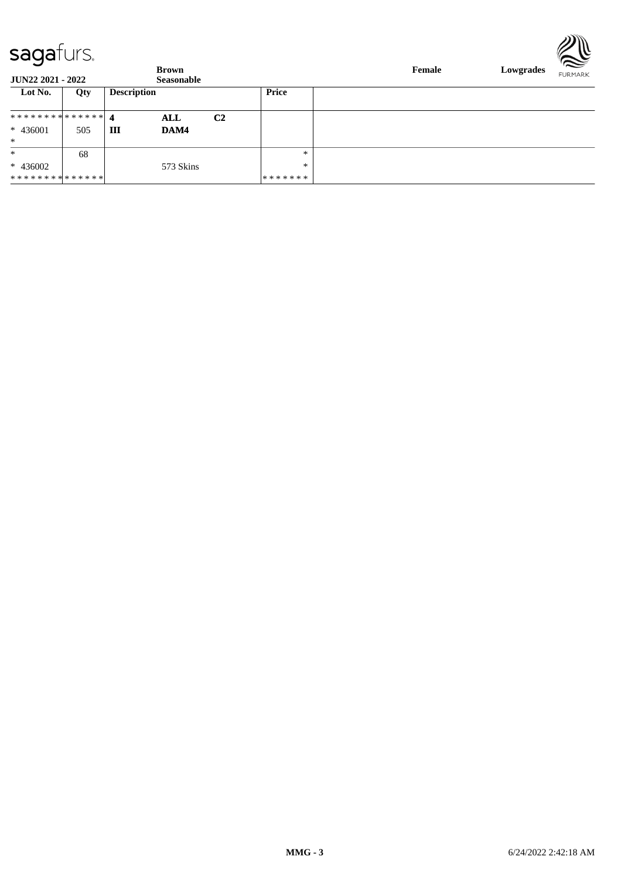**Brown**
**Seasonable**

**Female** **Lowgrades**

**JUN22 2021 - 2022**

| Lot No. | Qty | Description | | | Price |
|---|---|---|---|---|---|
| ************** | | **4** | **ALL** | **C2** | |
| * 436001 | 505 | **III** | **DAM4** | | |
| * | | | | | |
| * | 68 | | | | * |
| * 436002 | | | 573 Skins | | * |
| ************** | | | | | ******* |